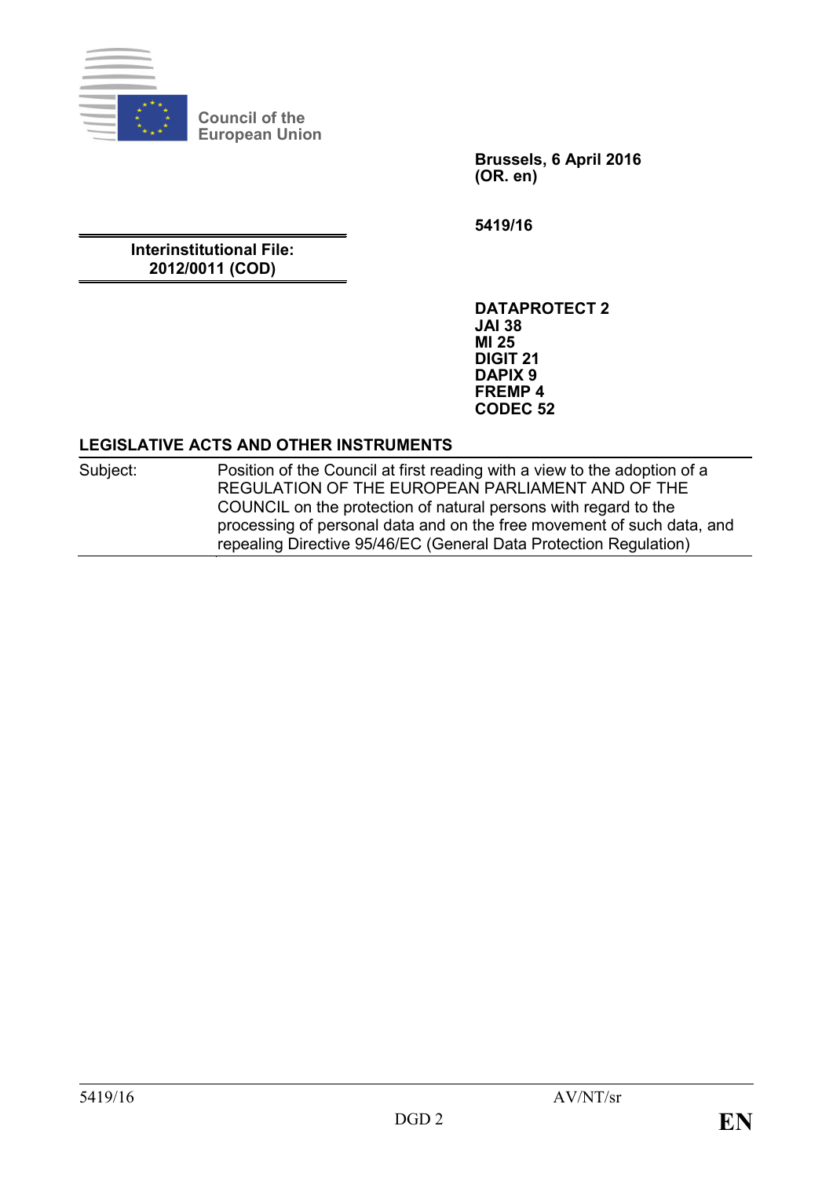Council of the European Union

**Brussels, 6 April 2016**
**(OR. en)**

**5419/16**

**Interinstitutional File:**
**2012/0011 (COD)**

**DATAPROTECT 2**
**JAI 38**
**MI 25**
**DIGIT 21**
**DAPIX 9**
**FREMP 4**
**CODEC 52**

**LEGISLATIVE ACTS AND OTHER INSTRUMENTS**

| Subject: | Position of the Council at first reading with a view to the adoption of a REGULATION OF THE EUROPEAN PARLIAMENT AND OF THE COUNCIL on the protection of natural persons with regard to the processing of personal data and on the free movement of such data, and repealing Directive 95/46/EC (General Data Protection Regulation) |
| --- | --- |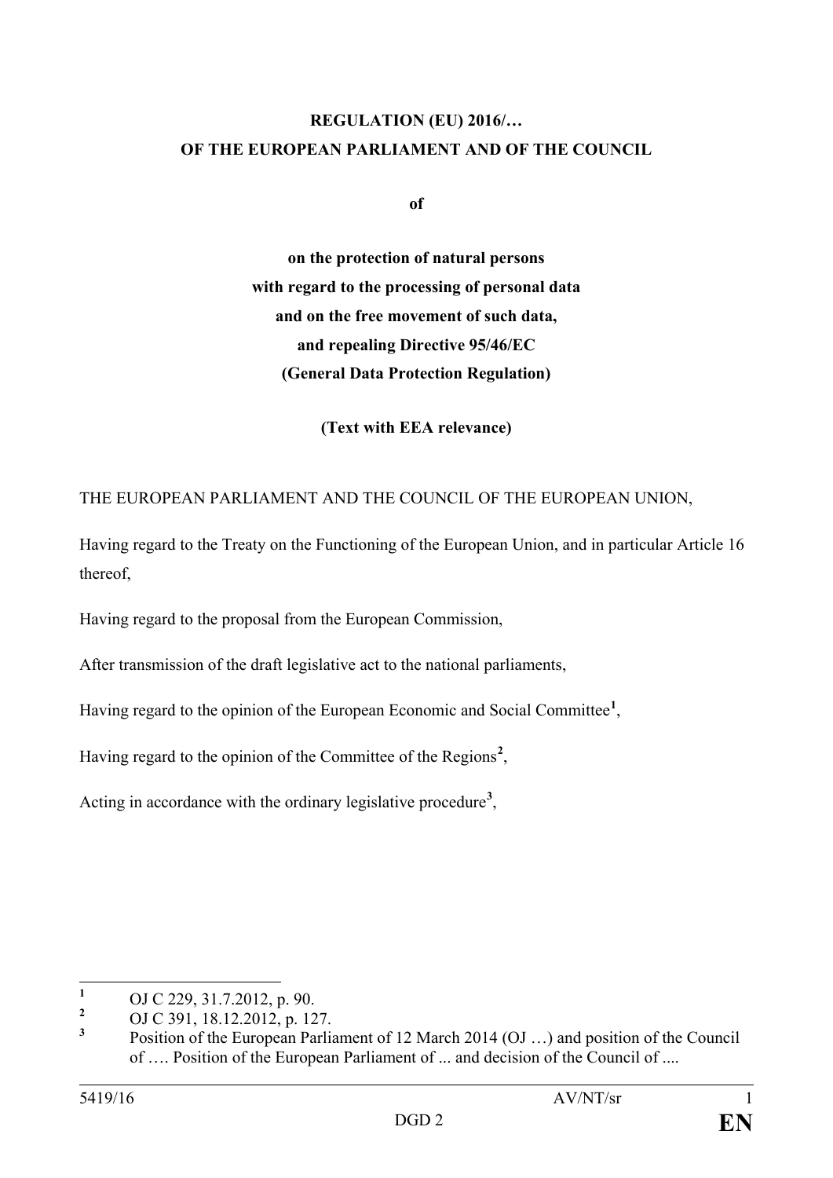**REGULATION (EU) 2016/…**
**OF THE EUROPEAN PARLIAMENT AND OF THE COUNCIL**

**of**

**on the protection of natural persons**
**with regard to the processing of personal data**
**and on the free movement of such data,**
**and repealing Directive 95/46/EC**
**(General Data Protection Regulation)**

**(Text with EEA relevance)**

THE EUROPEAN PARLIAMENT AND THE COUNCIL OF THE EUROPEAN UNION,

Having regard to the Treaty on the Functioning of the European Union, and in particular Article 16 thereof,

Having regard to the proposal from the European Commission,

After transmission of the draft legislative act to the national parliaments,

Having regard to the opinion of the European Economic and Social Committee[1],

Having regard to the opinion of the Committee of the Regions[2],

Acting in accordance with the ordinary legislative procedure[3],

---

[1] OJ C 229, 31.7.2012, p. 90.

[2] OJ C 391, 18.12.2012, p. 127.

[3] Position of the European Parliament of 12 March 2014 (OJ …) and position of the Council of …. Position of the European Parliament of ... and decision of the Council of ....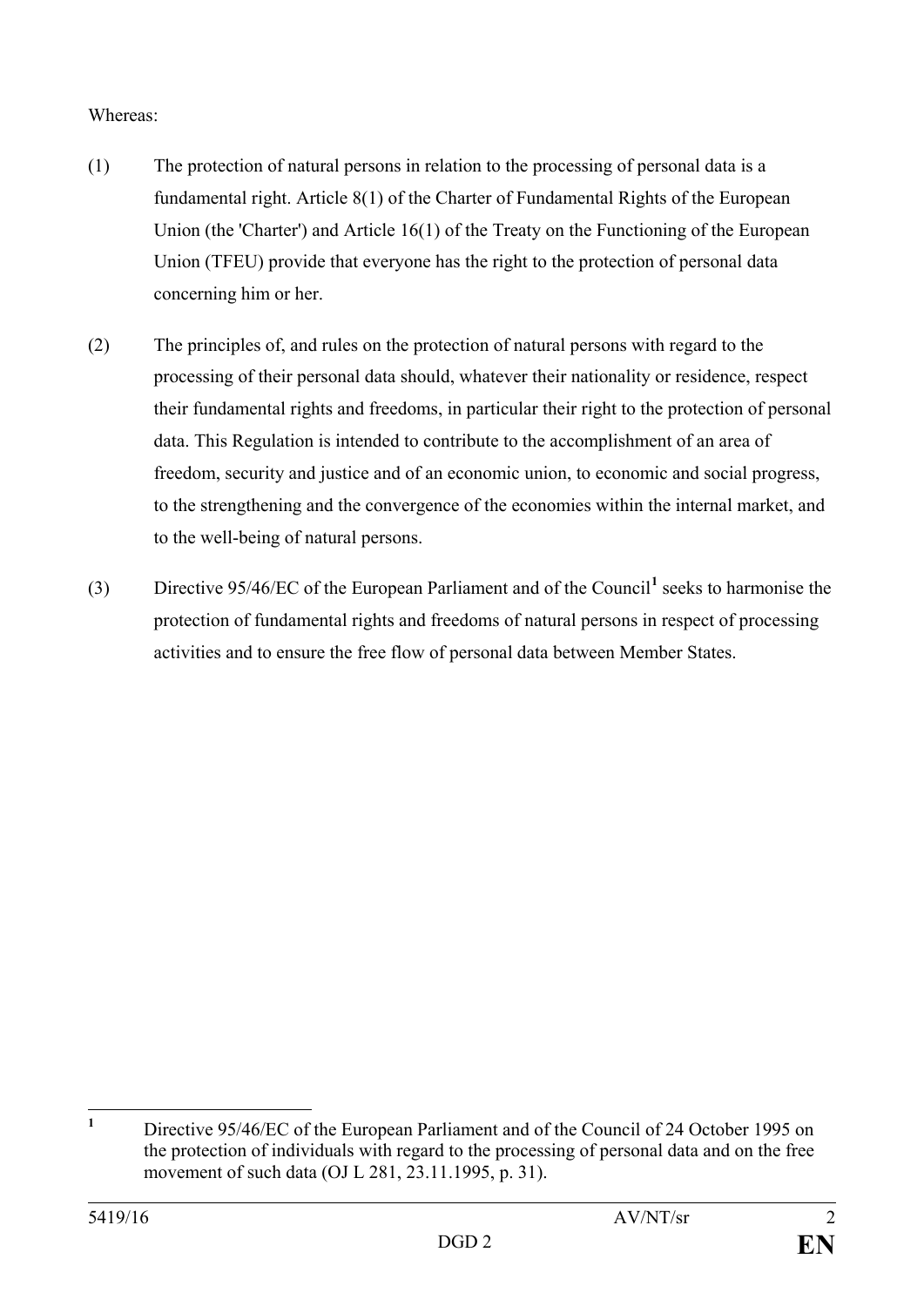Whereas:

(1) The protection of natural persons in relation to the processing of personal data is a fundamental right. Article 8(1) of the Charter of Fundamental Rights of the European Union (the 'Charter') and Article 16(1) of the Treaty on the Functioning of the European Union (TFEU) provide that everyone has the right to the protection of personal data concerning him or her.

(2) The principles of, and rules on the protection of natural persons with regard to the processing of their personal data should, whatever their nationality or residence, respect their fundamental rights and freedoms, in particular their right to the protection of personal data. This Regulation is intended to contribute to the accomplishment of an area of freedom, security and justice and of an economic union, to economic and social progress, to the strengthening and the convergence of the economies within the internal market, and to the well-being of natural persons.

(3) Directive 95/46/EC of the European Parliament and of the Council[1] seeks to harmonise the protection of fundamental rights and freedoms of natural persons in respect of processing activities and to ensure the free flow of personal data between Member States.

---

[1] Directive 95/46/EC of the European Parliament and of the Council of 24 October 1995 on the protection of individuals with regard to the processing of personal data and on the free movement of such data (OJ L 281, 23.11.1995, p. 31).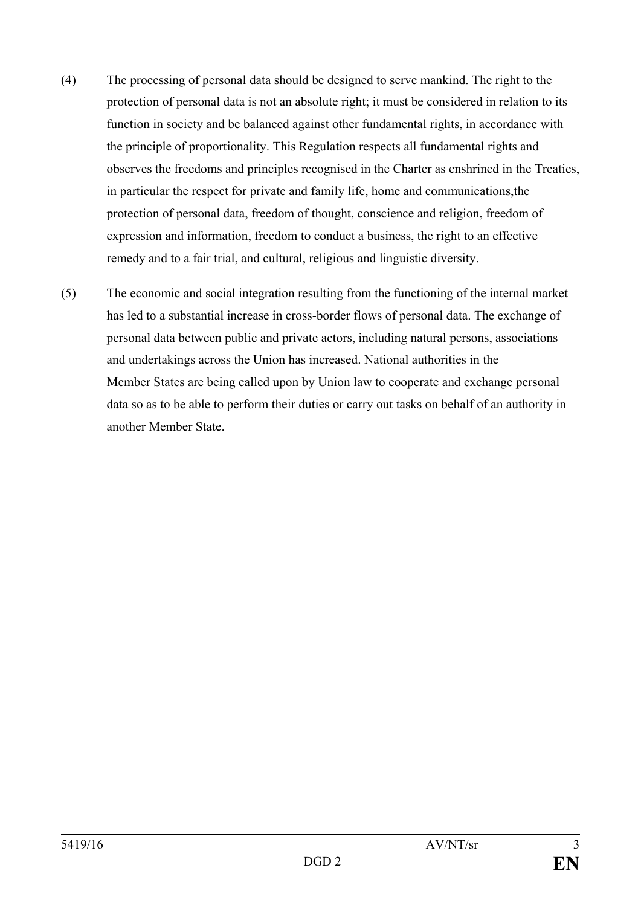(4) The processing of personal data should be designed to serve mankind. The right to the protection of personal data is not an absolute right; it must be considered in relation to its function in society and be balanced against other fundamental rights, in accordance with the principle of proportionality. This Regulation respects all fundamental rights and observes the freedoms and principles recognised in the Charter as enshrined in the Treaties, in particular the respect for private and family life, home and communications,the protection of personal data, freedom of thought, conscience and religion, freedom of expression and information, freedom to conduct a business, the right to an effective remedy and to a fair trial, and cultural, religious and linguistic diversity.

(5) The economic and social integration resulting from the functioning of the internal market has led to a substantial increase in cross-border flows of personal data. The exchange of personal data between public and private actors, including natural persons, associations and undertakings across the Union has increased. National authorities in the Member States are being called upon by Union law to cooperate and exchange personal data so as to be able to perform their duties or carry out tasks on behalf of an authority in another Member State.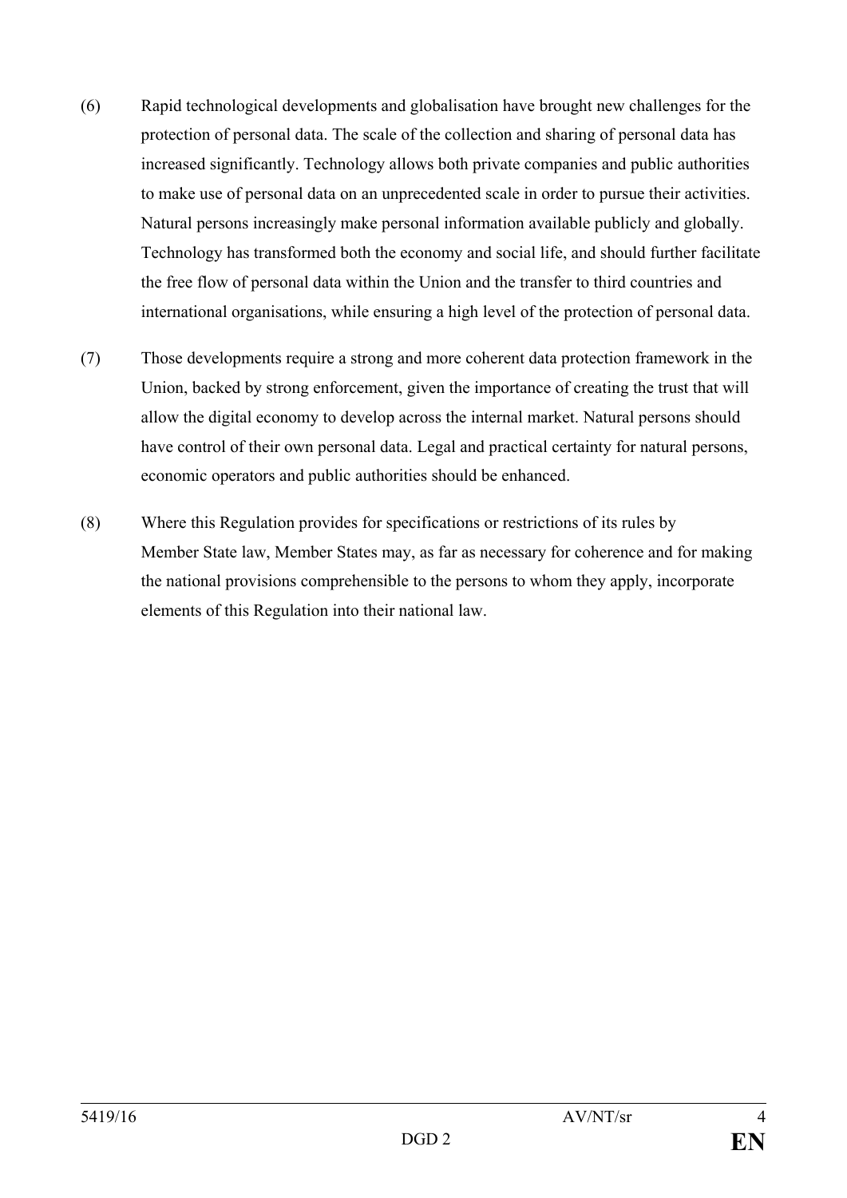(6) Rapid technological developments and globalisation have brought new challenges for the protection of personal data. The scale of the collection and sharing of personal data has increased significantly. Technology allows both private companies and public authorities to make use of personal data on an unprecedented scale in order to pursue their activities. Natural persons increasingly make personal information available publicly and globally. Technology has transformed both the economy and social life, and should further facilitate the free flow of personal data within the Union and the transfer to third countries and international organisations, while ensuring a high level of the protection of personal data.

(7) Those developments require a strong and more coherent data protection framework in the Union, backed by strong enforcement, given the importance of creating the trust that will allow the digital economy to develop across the internal market. Natural persons should have control of their own personal data. Legal and practical certainty for natural persons, economic operators and public authorities should be enhanced.

(8) Where this Regulation provides for specifications or restrictions of its rules by Member State law, Member States may, as far as necessary for coherence and for making the national provisions comprehensible to the persons to whom they apply, incorporate elements of this Regulation into their national law.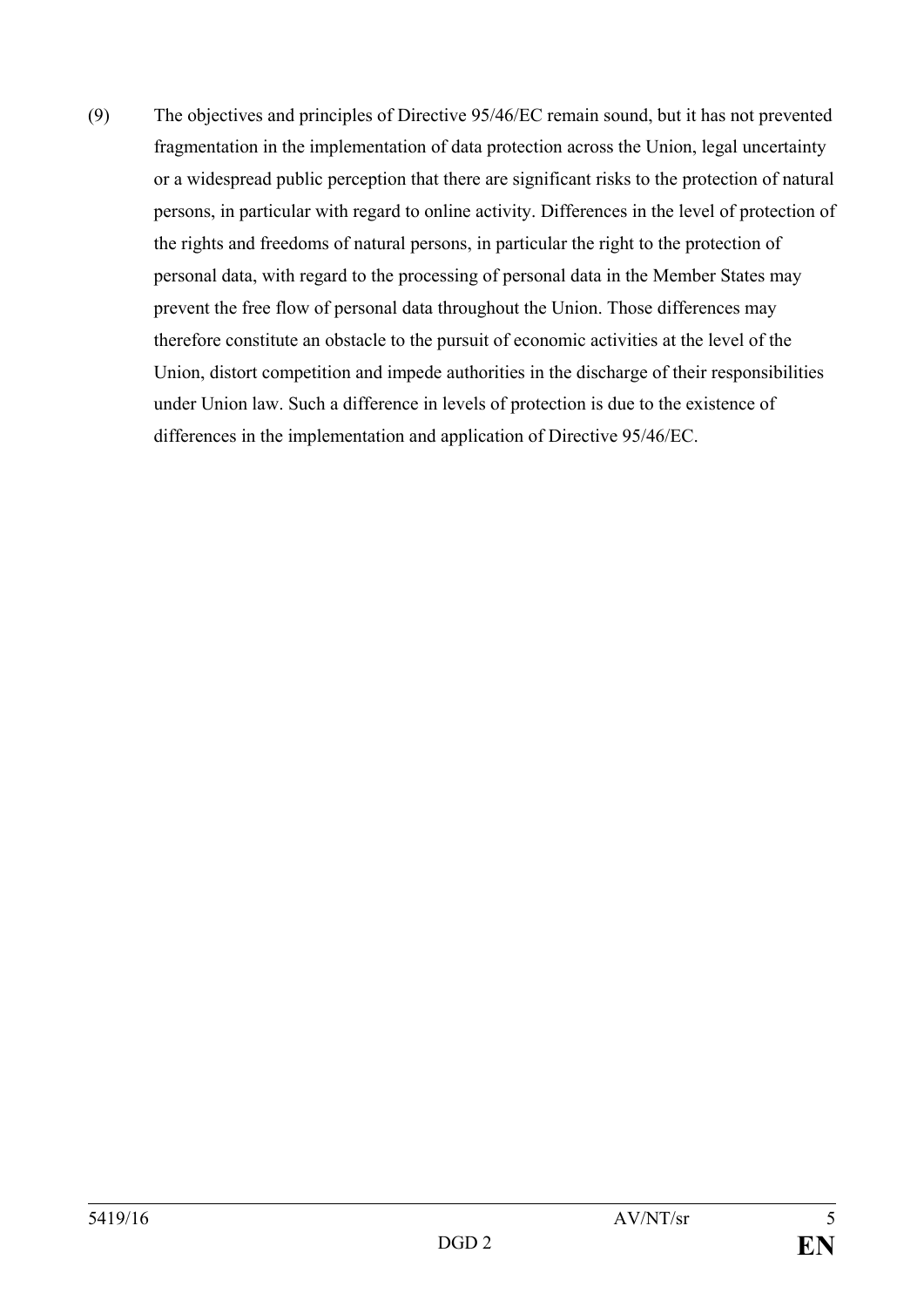(9) The objectives and principles of Directive 95/46/EC remain sound, but it has not prevented fragmentation in the implementation of data protection across the Union, legal uncertainty or a widespread public perception that there are significant risks to the protection of natural persons, in particular with regard to online activity. Differences in the level of protection of the rights and freedoms of natural persons, in particular the right to the protection of personal data, with regard to the processing of personal data in the Member States may prevent the free flow of personal data throughout the Union. Those differences may therefore constitute an obstacle to the pursuit of economic activities at the level of the Union, distort competition and impede authorities in the discharge of their responsibilities under Union law. Such a difference in levels of protection is due to the existence of differences in the implementation and application of Directive 95/46/EC.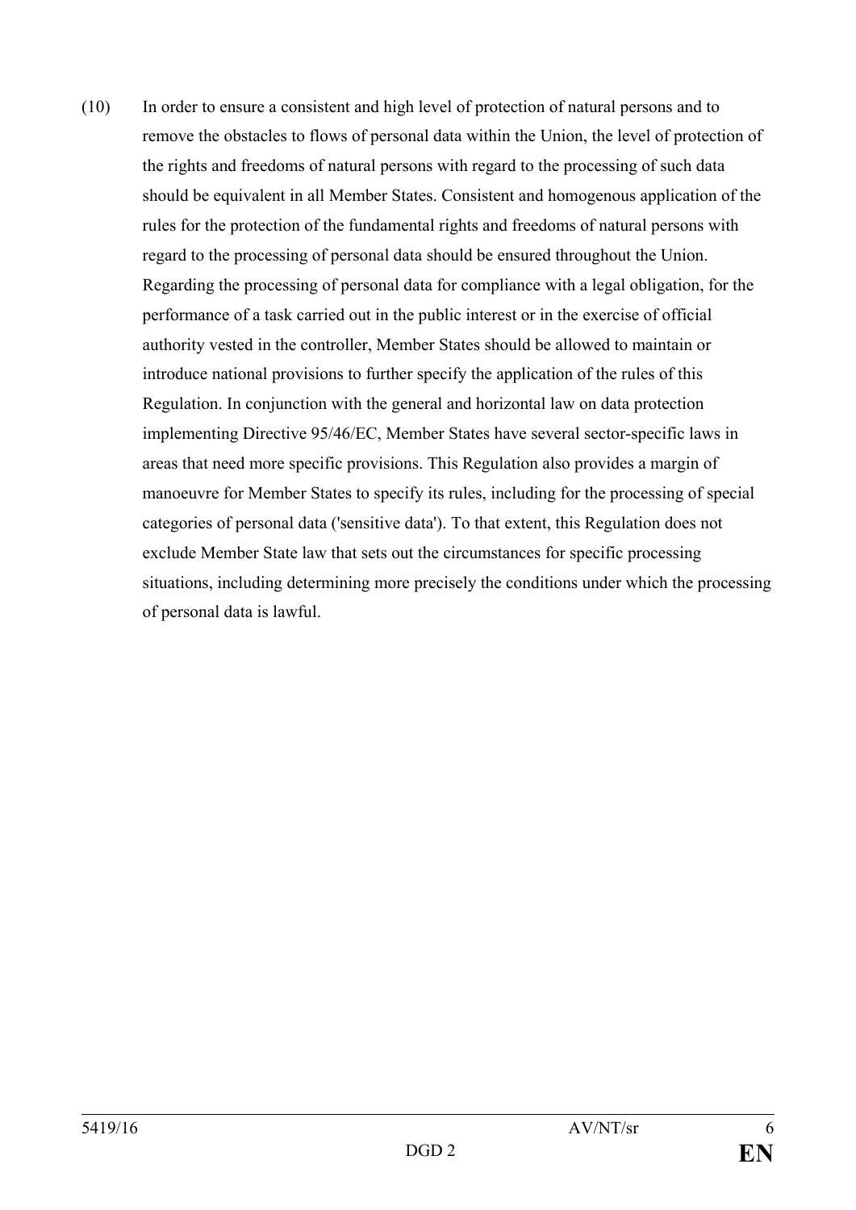(10) In order to ensure a consistent and high level of protection of natural persons and to remove the obstacles to flows of personal data within the Union, the level of protection of the rights and freedoms of natural persons with regard to the processing of such data should be equivalent in all Member States. Consistent and homogenous application of the rules for the protection of the fundamental rights and freedoms of natural persons with regard to the processing of personal data should be ensured throughout the Union. Regarding the processing of personal data for compliance with a legal obligation, for the performance of a task carried out in the public interest or in the exercise of official authority vested in the controller, Member States should be allowed to maintain or introduce national provisions to further specify the application of the rules of this Regulation. In conjunction with the general and horizontal law on data protection implementing Directive 95/46/EC, Member States have several sector-specific laws in areas that need more specific provisions. This Regulation also provides a margin of manoeuvre for Member States to specify its rules, including for the processing of special categories of personal data ('sensitive data'). To that extent, this Regulation does not exclude Member State law that sets out the circumstances for specific processing situations, including determining more precisely the conditions under which the processing of personal data is lawful.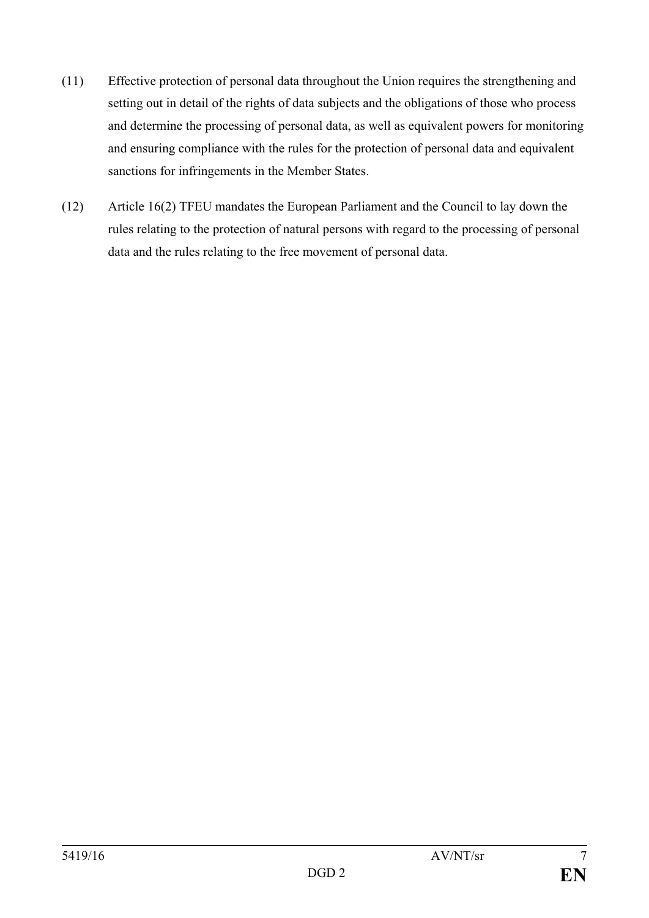(11) Effective protection of personal data throughout the Union requires the strengthening and setting out in detail of the rights of data subjects and the obligations of those who process and determine the processing of personal data, as well as equivalent powers for monitoring and ensuring compliance with the rules for the protection of personal data and equivalent sanctions for infringements in the Member States.

(12) Article 16(2) TFEU mandates the European Parliament and the Council to lay down the rules relating to the protection of natural persons with regard to the processing of personal data and the rules relating to the free movement of personal data.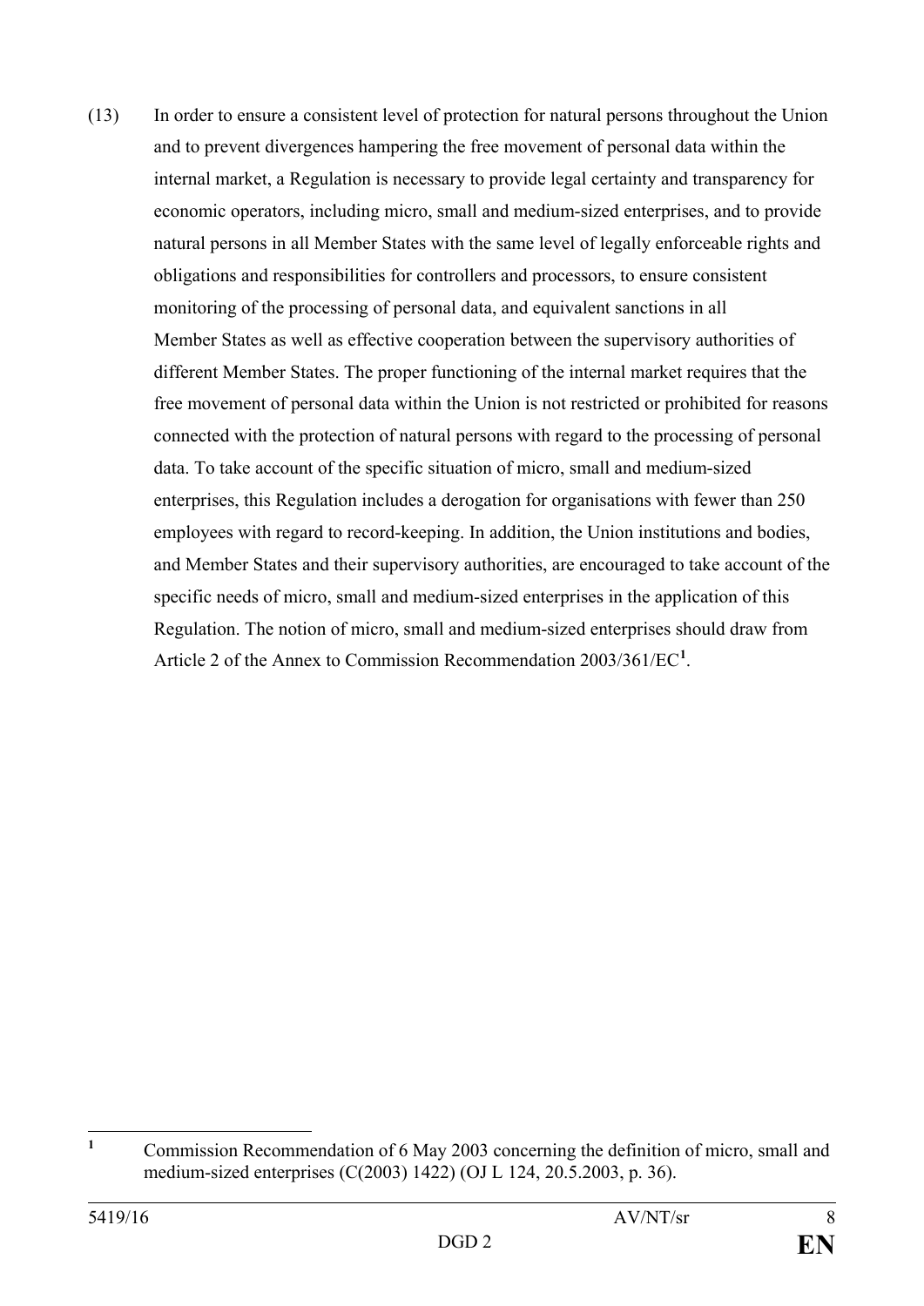(13) In order to ensure a consistent level of protection for natural persons throughout the Union and to prevent divergences hampering the free movement of personal data within the internal market, a Regulation is necessary to provide legal certainty and transparency for economic operators, including micro, small and medium-sized enterprises, and to provide natural persons in all Member States with the same level of legally enforceable rights and obligations and responsibilities for controllers and processors, to ensure consistent monitoring of the processing of personal data, and equivalent sanctions in all Member States as well as effective cooperation between the supervisory authorities of different Member States. The proper functioning of the internal market requires that the free movement of personal data within the Union is not restricted or prohibited for reasons connected with the protection of natural persons with regard to the processing of personal data. To take account of the specific situation of micro, small and medium-sized enterprises, this Regulation includes a derogation for organisations with fewer than 250 employees with regard to record-keeping. In addition, the Union institutions and bodies, and Member States and their supervisory authorities, are encouraged to take account of the specific needs of micro, small and medium-sized enterprises in the application of this Regulation. The notion of micro, small and medium-sized enterprises should draw from Article 2 of the Annex to Commission Recommendation 2003/361/EC[1].

---

[1] Commission Recommendation of 6 May 2003 concerning the definition of micro, small and medium-sized enterprises (C(2003) 1422) (OJ L 124, 20.5.2003, p. 36).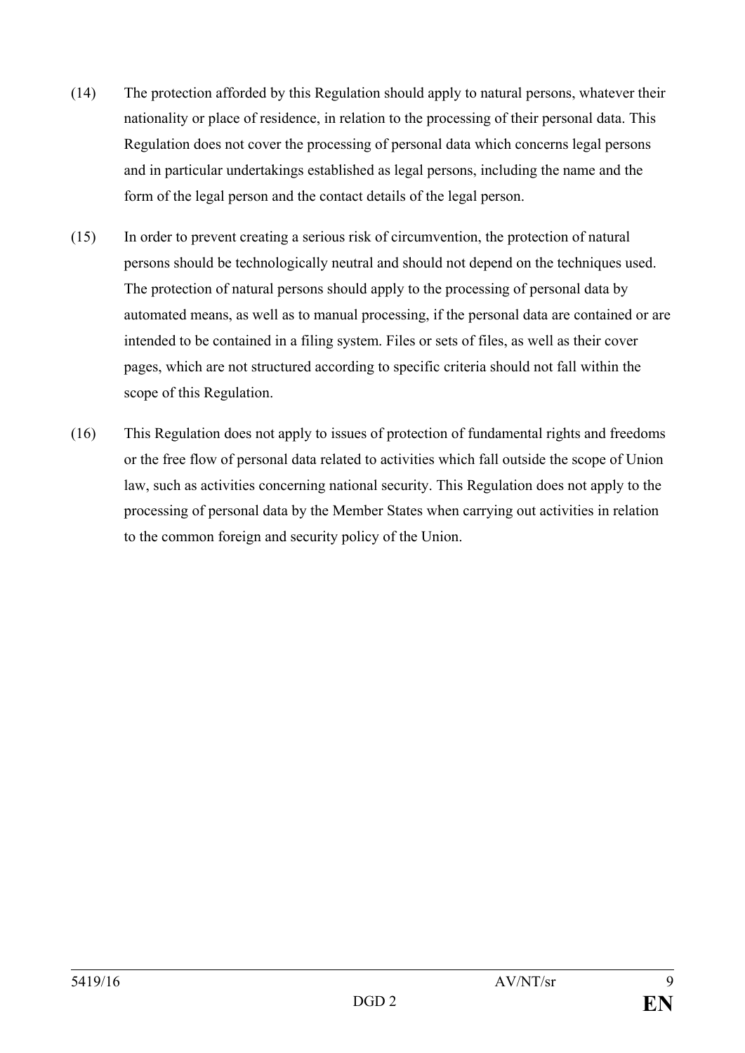(14) The protection afforded by this Regulation should apply to natural persons, whatever their nationality or place of residence, in relation to the processing of their personal data. This Regulation does not cover the processing of personal data which concerns legal persons and in particular undertakings established as legal persons, including the name and the form of the legal person and the contact details of the legal person.

(15) In order to prevent creating a serious risk of circumvention, the protection of natural persons should be technologically neutral and should not depend on the techniques used. The protection of natural persons should apply to the processing of personal data by automated means, as well as to manual processing, if the personal data are contained or are intended to be contained in a filing system. Files or sets of files, as well as their cover pages, which are not structured according to specific criteria should not fall within the scope of this Regulation.

(16) This Regulation does not apply to issues of protection of fundamental rights and freedoms or the free flow of personal data related to activities which fall outside the scope of Union law, such as activities concerning national security. This Regulation does not apply to the processing of personal data by the Member States when carrying out activities in relation to the common foreign and security policy of the Union.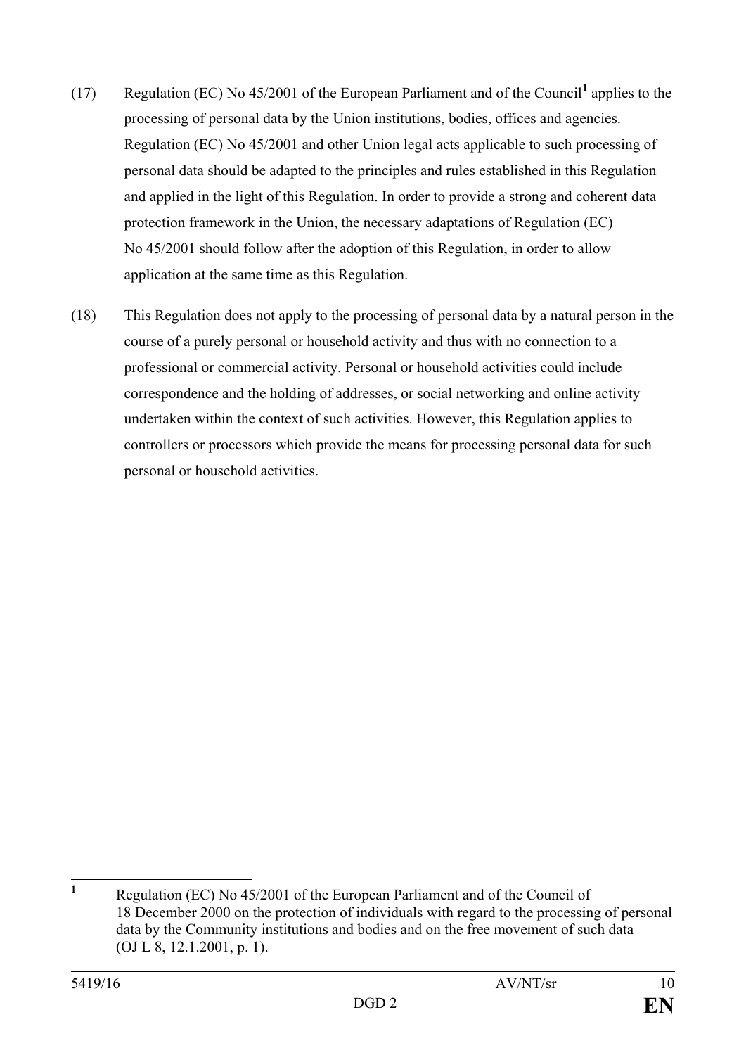(17) Regulation (EC) No 45/2001 of the European Parliament and of the Council[1] applies to the processing of personal data by the Union institutions, bodies, offices and agencies. Regulation (EC) No 45/2001 and other Union legal acts applicable to such processing of personal data should be adapted to the principles and rules established in this Regulation and applied in the light of this Regulation. In order to provide a strong and coherent data protection framework in the Union, the necessary adaptations of Regulation (EC) No 45/2001 should follow after the adoption of this Regulation, in order to allow application at the same time as this Regulation.

(18) This Regulation does not apply to the processing of personal data by a natural person in the course of a purely personal or household activity and thus with no connection to a professional or commercial activity. Personal or household activities could include correspondence and the holding of addresses, or social networking and online activity undertaken within the context of such activities. However, this Regulation applies to controllers or processors which provide the means for processing personal data for such personal or household activities.

---

[1] Regulation (EC) No 45/2001 of the European Parliament and of the Council of 18 December 2000 on the protection of individuals with regard to the processing of personal data by the Community institutions and bodies and on the free movement of such data (OJ L 8, 12.1.2001, p. 1).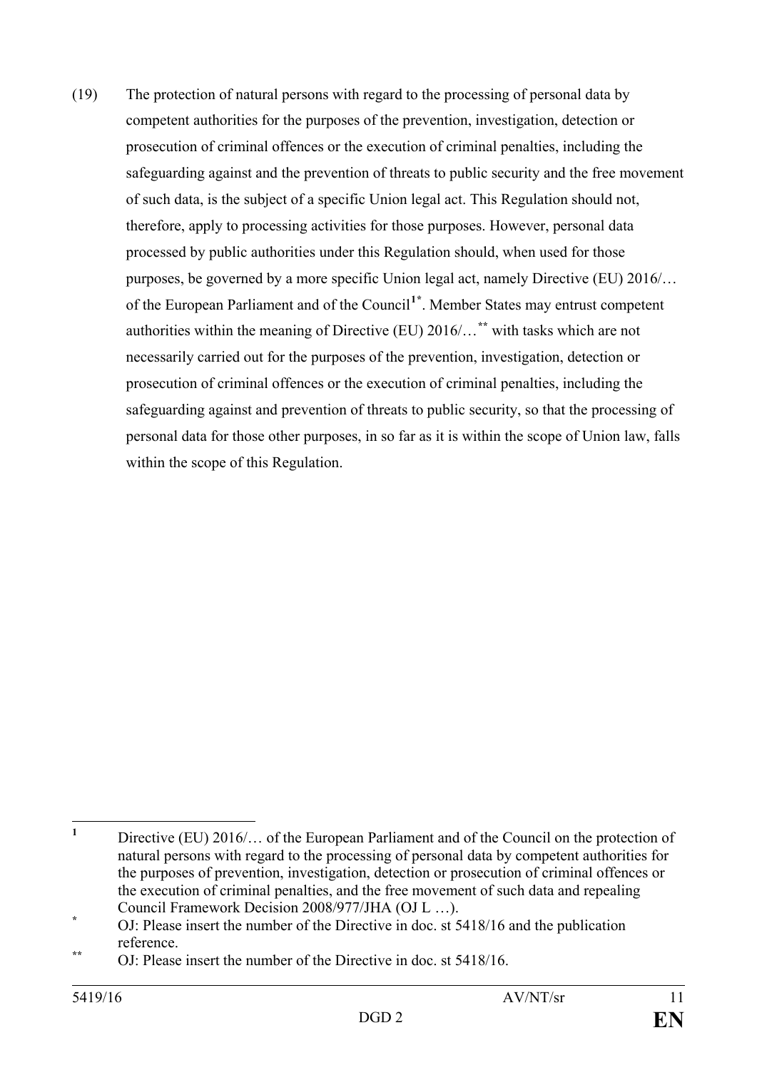(19) The protection of natural persons with regard to the processing of personal data by competent authorities for the purposes of the prevention, investigation, detection or prosecution of criminal offences or the execution of criminal penalties, including the safeguarding against and the prevention of threats to public security and the free movement of such data, is the subject of a specific Union legal act. This Regulation should not, therefore, apply to processing activities for those purposes. However, personal data processed by public authorities under this Regulation should, when used for those purposes, be governed by a more specific Union legal act, namely Directive (EU) 2016/… of the European Parliament and of the Council[1*]. Member States may entrust competent authorities within the meaning of Directive (EU) 2016/…[**] with tasks which are not necessarily carried out for the purposes of the prevention, investigation, detection or prosecution of criminal offences or the execution of criminal penalties, including the safeguarding against and prevention of threats to public security, so that the processing of personal data for those other purposes, in so far as it is within the scope of Union law, falls within the scope of this Regulation.

---

[1] Directive (EU) 2016/… of the European Parliament and of the Council on the protection of natural persons with regard to the processing of personal data by competent authorities for the purposes of prevention, investigation, detection or prosecution of criminal offences or the execution of criminal penalties, and the free movement of such data and repealing Council Framework Decision 2008/977/JHA (OJ L …).

[*] OJ: Please insert the number of the Directive in doc. st 5418/16 and the publication reference.

[**] OJ: Please insert the number of the Directive in doc. st 5418/16.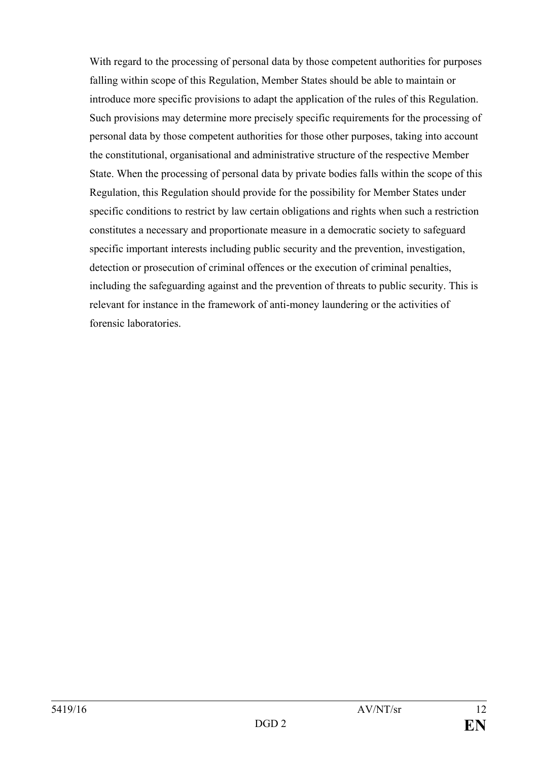With regard to the processing of personal data by those competent authorities for purposes falling within scope of this Regulation, Member States should be able to maintain or introduce more specific provisions to adapt the application of the rules of this Regulation. Such provisions may determine more precisely specific requirements for the processing of personal data by those competent authorities for those other purposes, taking into account the constitutional, organisational and administrative structure of the respective Member State. When the processing of personal data by private bodies falls within the scope of this Regulation, this Regulation should provide for the possibility for Member States under specific conditions to restrict by law certain obligations and rights when such a restriction constitutes a necessary and proportionate measure in a democratic society to safeguard specific important interests including public security and the prevention, investigation, detection or prosecution of criminal offences or the execution of criminal penalties, including the safeguarding against and the prevention of threats to public security. This is relevant for instance in the framework of anti-money laundering or the activities of forensic laboratories.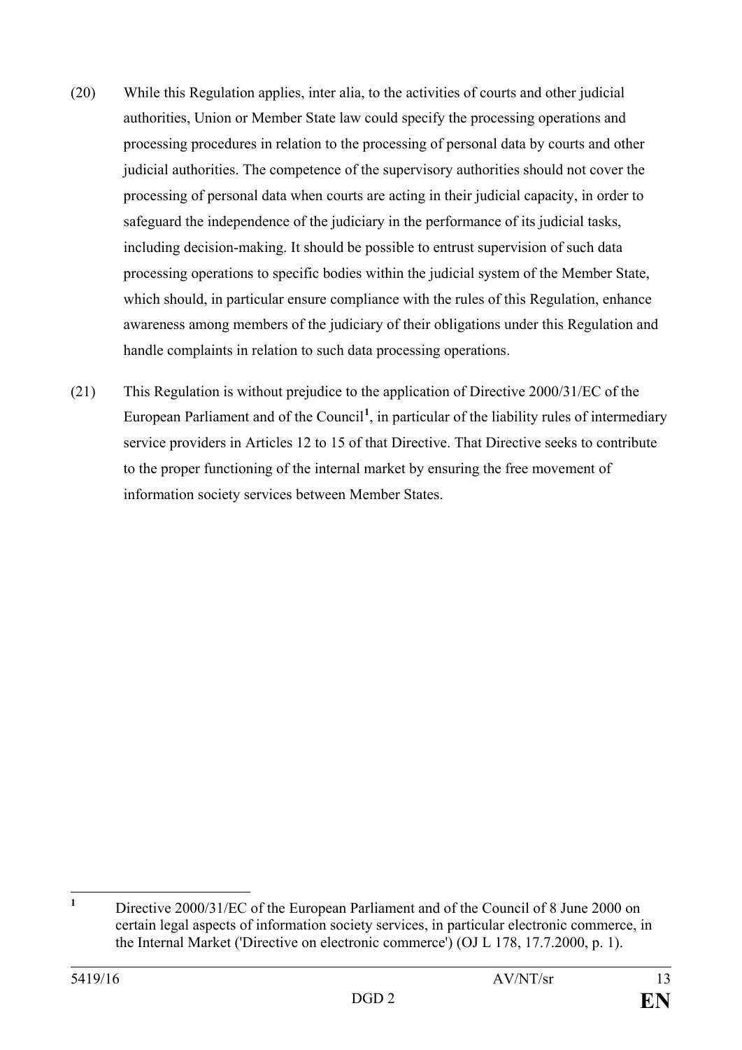(20) While this Regulation applies, inter alia, to the activities of courts and other judicial authorities, Union or Member State law could specify the processing operations and processing procedures in relation to the processing of personal data by courts and other judicial authorities. The competence of the supervisory authorities should not cover the processing of personal data when courts are acting in their judicial capacity, in order to safeguard the independence of the judiciary in the performance of its judicial tasks, including decision-making. It should be possible to entrust supervision of such data processing operations to specific bodies within the judicial system of the Member State, which should, in particular ensure compliance with the rules of this Regulation, enhance awareness among members of the judiciary of their obligations under this Regulation and handle complaints in relation to such data processing operations.

(21) This Regulation is without prejudice to the application of Directive 2000/31/EC of the European Parliament and of the Council[1], in particular of the liability rules of intermediary service providers in Articles 12 to 15 of that Directive. That Directive seeks to contribute to the proper functioning of the internal market by ensuring the free movement of information society services between Member States.

---

[1] Directive 2000/31/EC of the European Parliament and of the Council of 8 June 2000 on certain legal aspects of information society services, in particular electronic commerce, in the Internal Market ('Directive on electronic commerce') (OJ L 178, 17.7.2000, p. 1).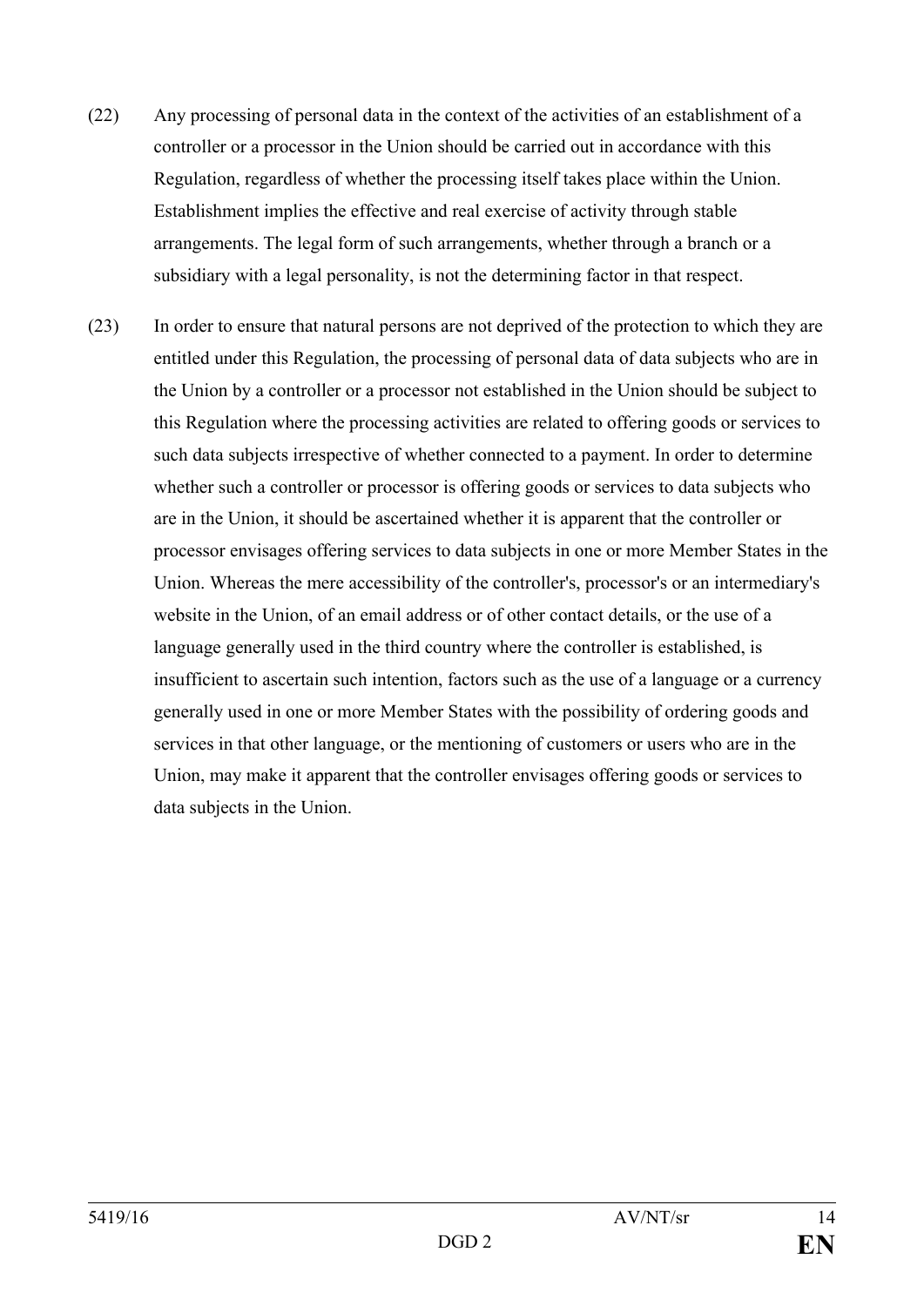(22) Any processing of personal data in the context of the activities of an establishment of a controller or a processor in the Union should be carried out in accordance with this Regulation, regardless of whether the processing itself takes place within the Union. Establishment implies the effective and real exercise of activity through stable arrangements. The legal form of such arrangements, whether through a branch or a subsidiary with a legal personality, is not the determining factor in that respect.

(23) In order to ensure that natural persons are not deprived of the protection to which they are entitled under this Regulation, the processing of personal data of data subjects who are in the Union by a controller or a processor not established in the Union should be subject to this Regulation where the processing activities are related to offering goods or services to such data subjects irrespective of whether connected to a payment. In order to determine whether such a controller or processor is offering goods or services to data subjects who are in the Union, it should be ascertained whether it is apparent that the controller or processor envisages offering services to data subjects in one or more Member States in the Union. Whereas the mere accessibility of the controller's, processor's or an intermediary's website in the Union, of an email address or of other contact details, or the use of a language generally used in the third country where the controller is established, is insufficient to ascertain such intention, factors such as the use of a language or a currency generally used in one or more Member States with the possibility of ordering goods and services in that other language, or the mentioning of customers or users who are in the Union, may make it apparent that the controller envisages offering goods or services to data subjects in the Union.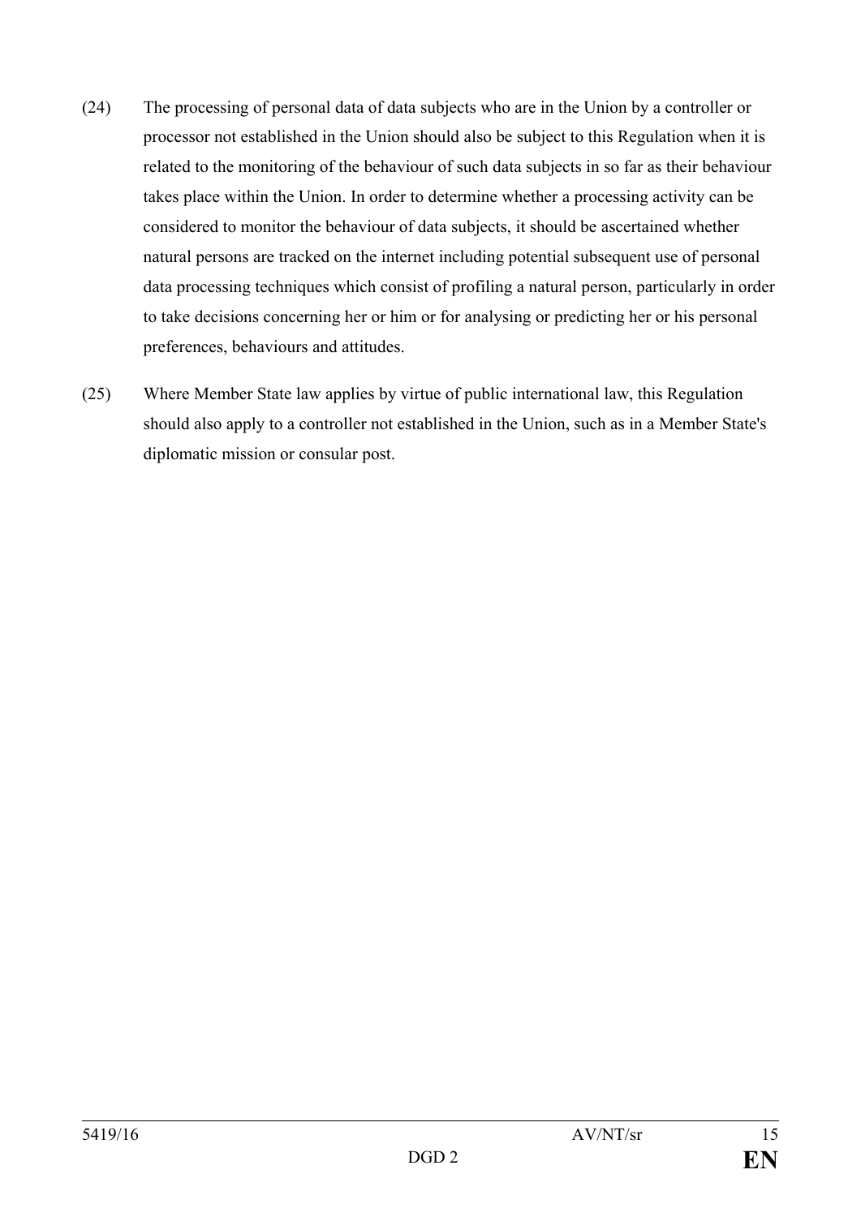(24) The processing of personal data of data subjects who are in the Union by a controller or processor not established in the Union should also be subject to this Regulation when it is related to the monitoring of the behaviour of such data subjects in so far as their behaviour takes place within the Union. In order to determine whether a processing activity can be considered to monitor the behaviour of data subjects, it should be ascertained whether natural persons are tracked on the internet including potential subsequent use of personal data processing techniques which consist of profiling a natural person, particularly in order to take decisions concerning her or him or for analysing or predicting her or his personal preferences, behaviours and attitudes.

(25) Where Member State law applies by virtue of public international law, this Regulation should also apply to a controller not established in the Union, such as in a Member State's diplomatic mission or consular post.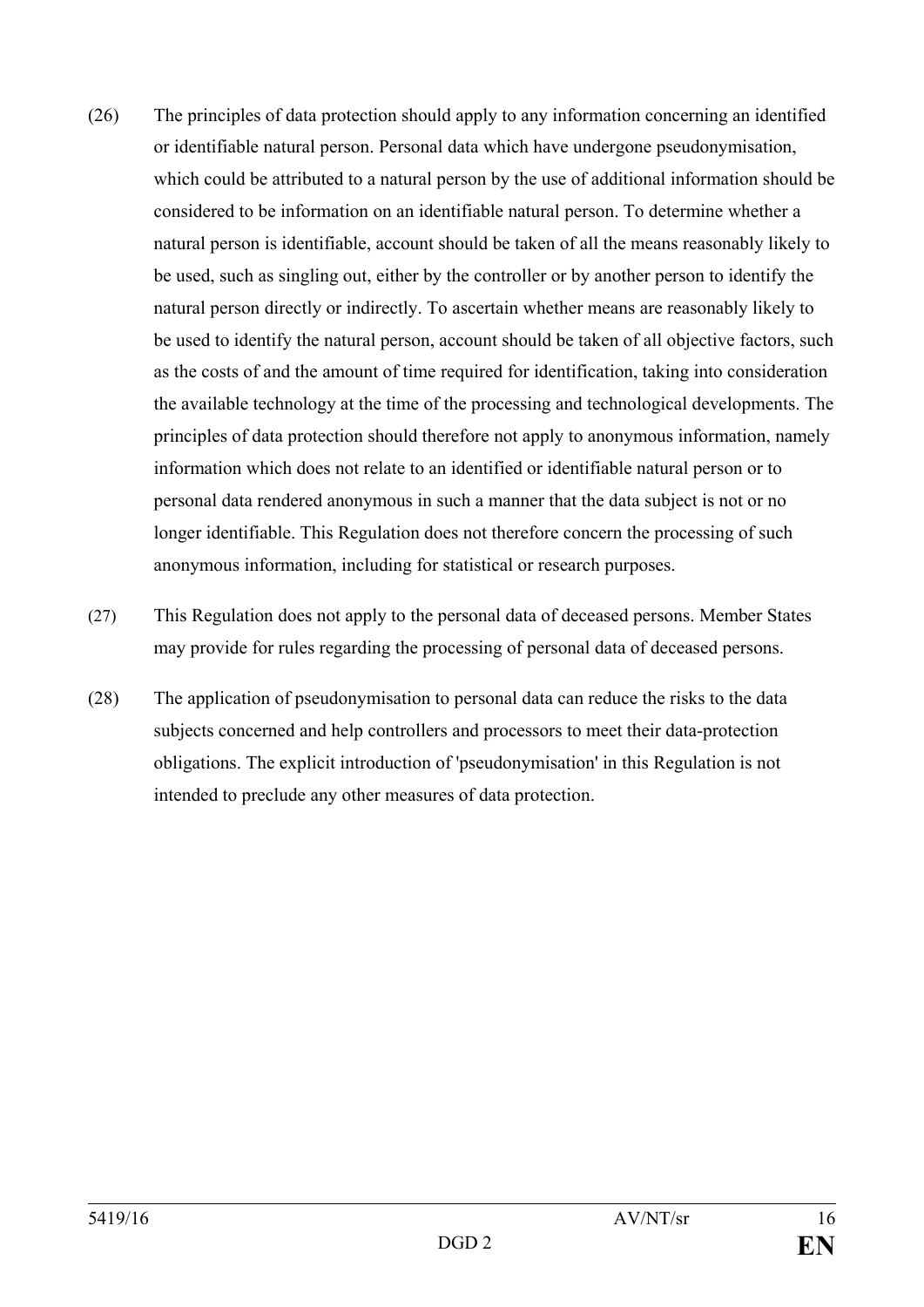(26) The principles of data protection should apply to any information concerning an identified or identifiable natural person. Personal data which have undergone pseudonymisation, which could be attributed to a natural person by the use of additional information should be considered to be information on an identifiable natural person. To determine whether a natural person is identifiable, account should be taken of all the means reasonably likely to be used, such as singling out, either by the controller or by another person to identify the natural person directly or indirectly. To ascertain whether means are reasonably likely to be used to identify the natural person, account should be taken of all objective factors, such as the costs of and the amount of time required for identification, taking into consideration the available technology at the time of the processing and technological developments. The principles of data protection should therefore not apply to anonymous information, namely information which does not relate to an identified or identifiable natural person or to personal data rendered anonymous in such a manner that the data subject is not or no longer identifiable. This Regulation does not therefore concern the processing of such anonymous information, including for statistical or research purposes.

(27) This Regulation does not apply to the personal data of deceased persons. Member States may provide for rules regarding the processing of personal data of deceased persons.

(28) The application of pseudonymisation to personal data can reduce the risks to the data subjects concerned and help controllers and processors to meet their data-protection obligations. The explicit introduction of 'pseudonymisation' in this Regulation is not intended to preclude any other measures of data protection.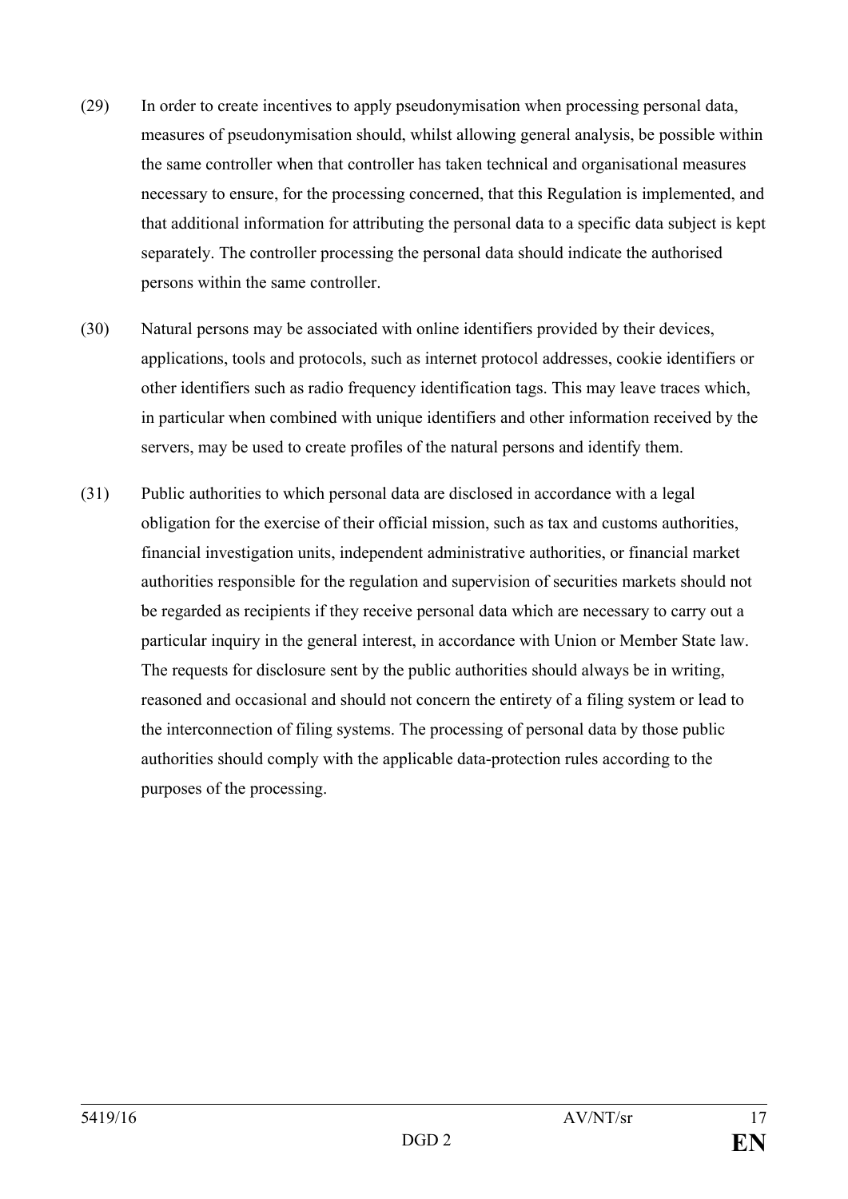(29) In order to create incentives to apply pseudonymisation when processing personal data, measures of pseudonymisation should, whilst allowing general analysis, be possible within the same controller when that controller has taken technical and organisational measures necessary to ensure, for the processing concerned, that this Regulation is implemented, and that additional information for attributing the personal data to a specific data subject is kept separately. The controller processing the personal data should indicate the authorised persons within the same controller.

(30) Natural persons may be associated with online identifiers provided by their devices, applications, tools and protocols, such as internet protocol addresses, cookie identifiers or other identifiers such as radio frequency identification tags. This may leave traces which, in particular when combined with unique identifiers and other information received by the servers, may be used to create profiles of the natural persons and identify them.

(31) Public authorities to which personal data are disclosed in accordance with a legal obligation for the exercise of their official mission, such as tax and customs authorities, financial investigation units, independent administrative authorities, or financial market authorities responsible for the regulation and supervision of securities markets should not be regarded as recipients if they receive personal data which are necessary to carry out a particular inquiry in the general interest, in accordance with Union or Member State law. The requests for disclosure sent by the public authorities should always be in writing, reasoned and occasional and should not concern the entirety of a filing system or lead to the interconnection of filing systems. The processing of personal data by those public authorities should comply with the applicable data-protection rules according to the purposes of the processing.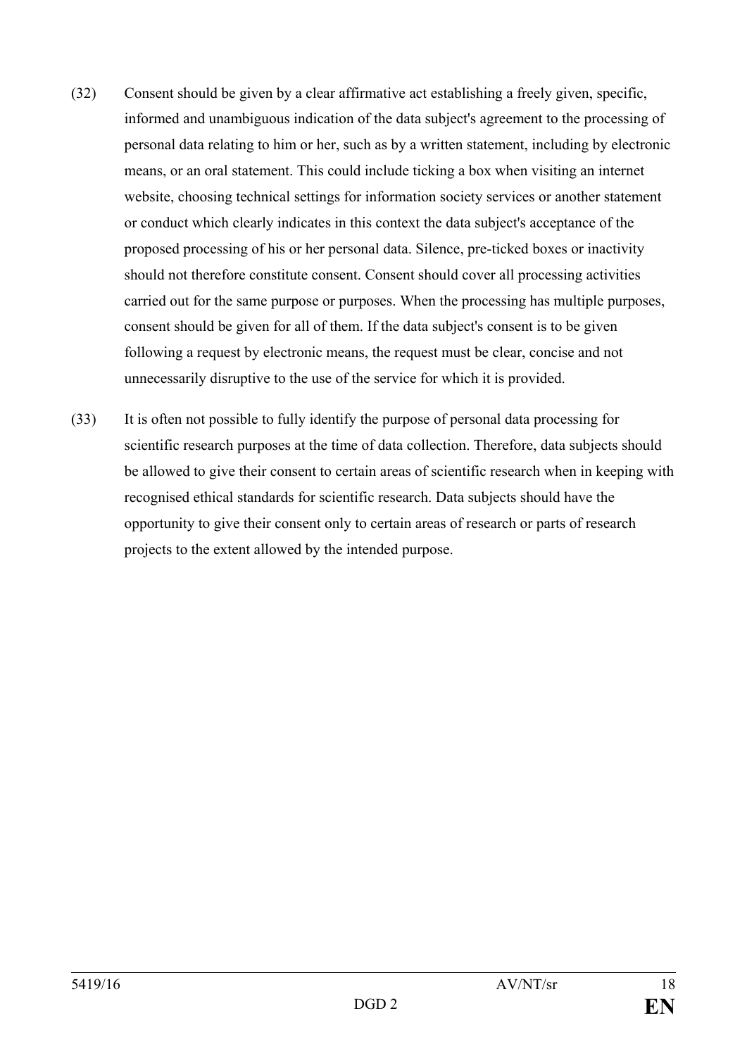(32) Consent should be given by a clear affirmative act establishing a freely given, specific, informed and unambiguous indication of the data subject's agreement to the processing of personal data relating to him or her, such as by a written statement, including by electronic means, or an oral statement. This could include ticking a box when visiting an internet website, choosing technical settings for information society services or another statement or conduct which clearly indicates in this context the data subject's acceptance of the proposed processing of his or her personal data. Silence, pre-ticked boxes or inactivity should not therefore constitute consent. Consent should cover all processing activities carried out for the same purpose or purposes. When the processing has multiple purposes, consent should be given for all of them. If the data subject's consent is to be given following a request by electronic means, the request must be clear, concise and not unnecessarily disruptive to the use of the service for which it is provided.

(33) It is often not possible to fully identify the purpose of personal data processing for scientific research purposes at the time of data collection. Therefore, data subjects should be allowed to give their consent to certain areas of scientific research when in keeping with recognised ethical standards for scientific research. Data subjects should have the opportunity to give their consent only to certain areas of research or parts of research projects to the extent allowed by the intended purpose.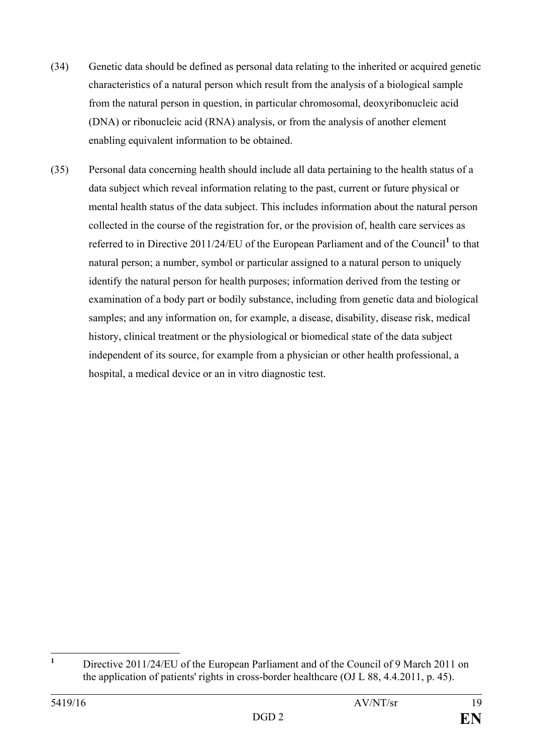(34) Genetic data should be defined as personal data relating to the inherited or acquired genetic characteristics of a natural person which result from the analysis of a biological sample from the natural person in question, in particular chromosomal, deoxyribonucleic acid (DNA) or ribonucleic acid (RNA) analysis, or from the analysis of another element enabling equivalent information to be obtained.

(35) Personal data concerning health should include all data pertaining to the health status of a data subject which reveal information relating to the past, current or future physical or mental health status of the data subject. This includes information about the natural person collected in the course of the registration for, or the provision of, health care services as referred to in Directive 2011/24/EU of the European Parliament and of the Council[1] to that natural person; a number, symbol or particular assigned to a natural person to uniquely identify the natural person for health purposes; information derived from the testing or examination of a body part or bodily substance, including from genetic data and biological samples; and any information on, for example, a disease, disability, disease risk, medical history, clinical treatment or the physiological or biomedical state of the data subject independent of its source, for example from a physician or other health professional, a hospital, a medical device or an in vitro diagnostic test.

---

[1] Directive 2011/24/EU of the European Parliament and of the Council of 9 March 2011 on the application of patients' rights in cross-border healthcare (OJ L 88, 4.4.2011, p. 45).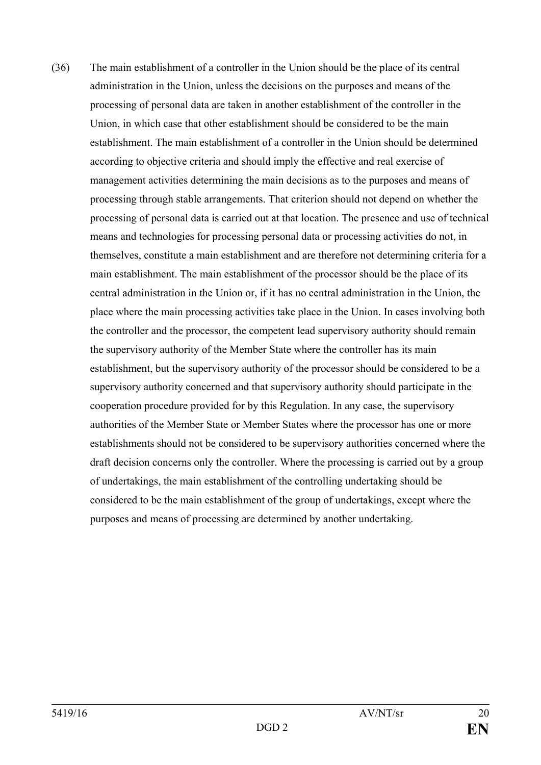(36) The main establishment of a controller in the Union should be the place of its central administration in the Union, unless the decisions on the purposes and means of the processing of personal data are taken in another establishment of the controller in the Union, in which case that other establishment should be considered to be the main establishment. The main establishment of a controller in the Union should be determined according to objective criteria and should imply the effective and real exercise of management activities determining the main decisions as to the purposes and means of processing through stable arrangements. That criterion should not depend on whether the processing of personal data is carried out at that location. The presence and use of technical means and technologies for processing personal data or processing activities do not, in themselves, constitute a main establishment and are therefore not determining criteria for a main establishment. The main establishment of the processor should be the place of its central administration in the Union or, if it has no central administration in the Union, the place where the main processing activities take place in the Union. In cases involving both the controller and the processor, the competent lead supervisory authority should remain the supervisory authority of the Member State where the controller has its main establishment, but the supervisory authority of the processor should be considered to be a supervisory authority concerned and that supervisory authority should participate in the cooperation procedure provided for by this Regulation. In any case, the supervisory authorities of the Member State or Member States where the processor has one or more establishments should not be considered to be supervisory authorities concerned where the draft decision concerns only the controller. Where the processing is carried out by a group of undertakings, the main establishment of the controlling undertaking should be considered to be the main establishment of the group of undertakings, except where the purposes and means of processing are determined by another undertaking.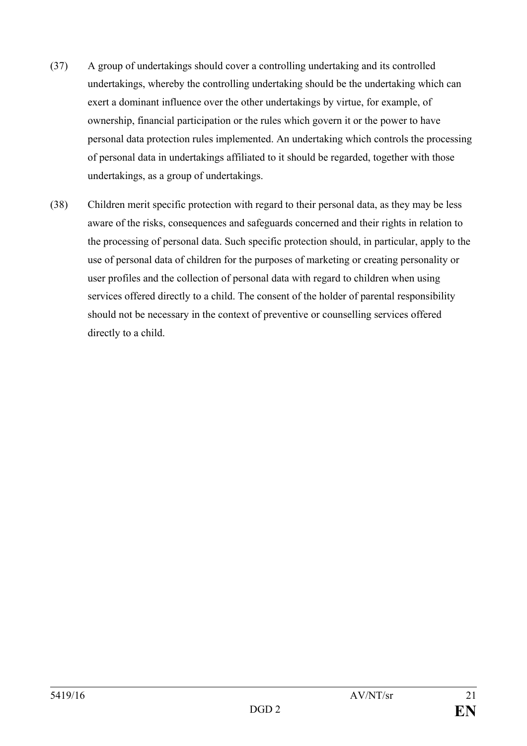(37) A group of undertakings should cover a controlling undertaking and its controlled undertakings, whereby the controlling undertaking should be the undertaking which can exert a dominant influence over the other undertakings by virtue, for example, of ownership, financial participation or the rules which govern it or the power to have personal data protection rules implemented. An undertaking which controls the processing of personal data in undertakings affiliated to it should be regarded, together with those undertakings, as a group of undertakings.

(38) Children merit specific protection with regard to their personal data, as they may be less aware of the risks, consequences and safeguards concerned and their rights in relation to the processing of personal data. Such specific protection should, in particular, apply to the use of personal data of children for the purposes of marketing or creating personality or user profiles and the collection of personal data with regard to children when using services offered directly to a child. The consent of the holder of parental responsibility should not be necessary in the context of preventive or counselling services offered directly to a child.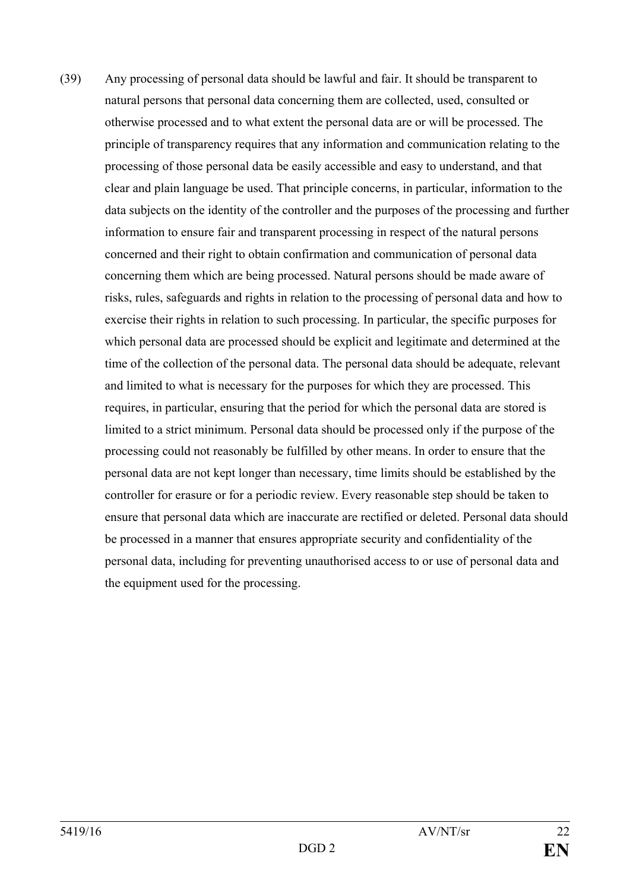(39) Any processing of personal data should be lawful and fair. It should be transparent to natural persons that personal data concerning them are collected, used, consulted or otherwise processed and to what extent the personal data are or will be processed. The principle of transparency requires that any information and communication relating to the processing of those personal data be easily accessible and easy to understand, and that clear and plain language be used. That principle concerns, in particular, information to the data subjects on the identity of the controller and the purposes of the processing and further information to ensure fair and transparent processing in respect of the natural persons concerned and their right to obtain confirmation and communication of personal data concerning them which are being processed. Natural persons should be made aware of risks, rules, safeguards and rights in relation to the processing of personal data and how to exercise their rights in relation to such processing. In particular, the specific purposes for which personal data are processed should be explicit and legitimate and determined at the time of the collection of the personal data. The personal data should be adequate, relevant and limited to what is necessary for the purposes for which they are processed. This requires, in particular, ensuring that the period for which the personal data are stored is limited to a strict minimum. Personal data should be processed only if the purpose of the processing could not reasonably be fulfilled by other means. In order to ensure that the personal data are not kept longer than necessary, time limits should be established by the controller for erasure or for a periodic review. Every reasonable step should be taken to ensure that personal data which are inaccurate are rectified or deleted. Personal data should be processed in a manner that ensures appropriate security and confidentiality of the personal data, including for preventing unauthorised access to or use of personal data and the equipment used for the processing.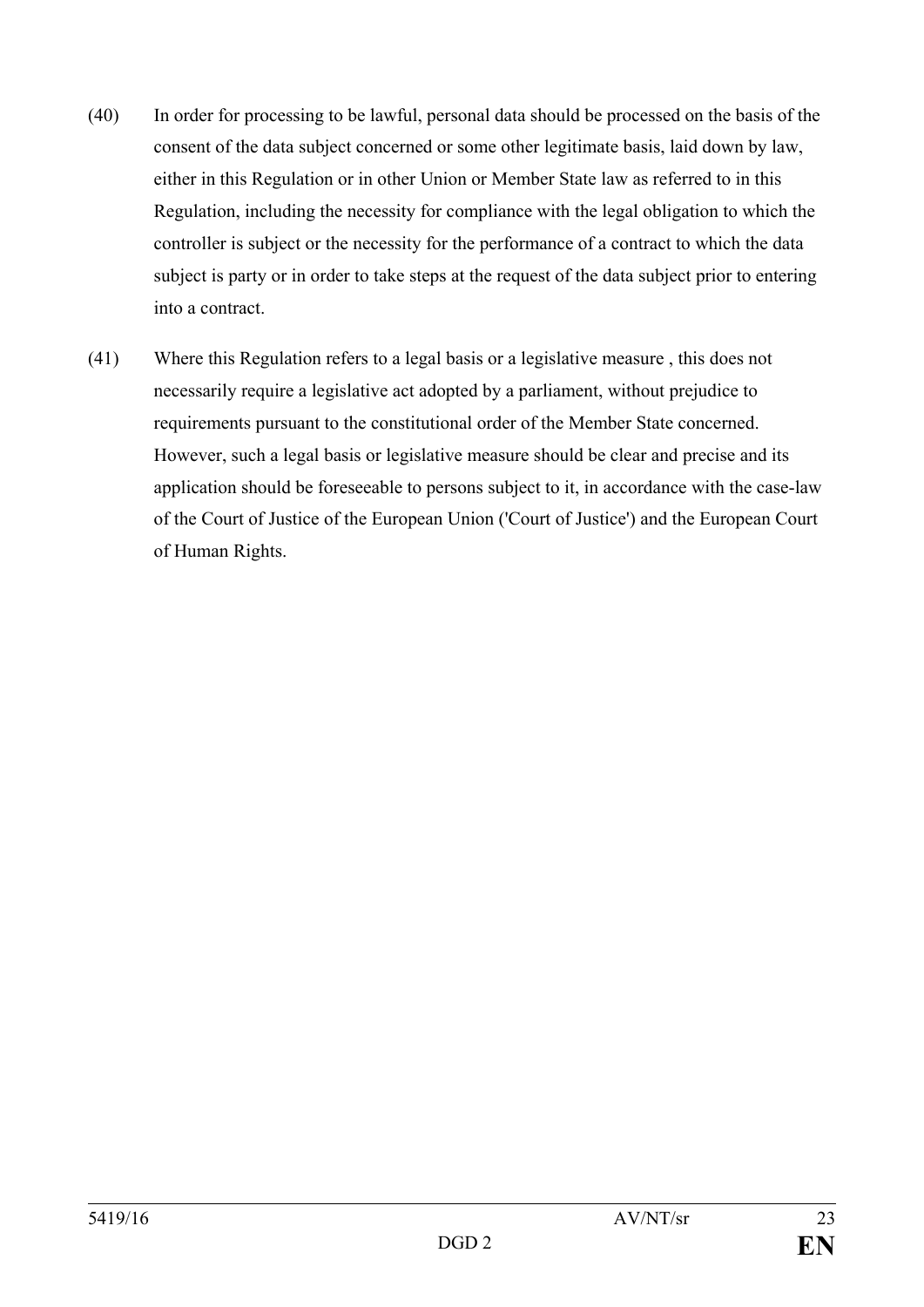(40) In order for processing to be lawful, personal data should be processed on the basis of the consent of the data subject concerned or some other legitimate basis, laid down by law, either in this Regulation or in other Union or Member State law as referred to in this Regulation, including the necessity for compliance with the legal obligation to which the controller is subject or the necessity for the performance of a contract to which the data subject is party or in order to take steps at the request of the data subject prior to entering into a contract.

(41) Where this Regulation refers to a legal basis or a legislative measure , this does not necessarily require a legislative act adopted by a parliament, without prejudice to requirements pursuant to the constitutional order of the Member State concerned. However, such a legal basis or legislative measure should be clear and precise and its application should be foreseeable to persons subject to it, in accordance with the case-law of the Court of Justice of the European Union ('Court of Justice') and the European Court of Human Rights.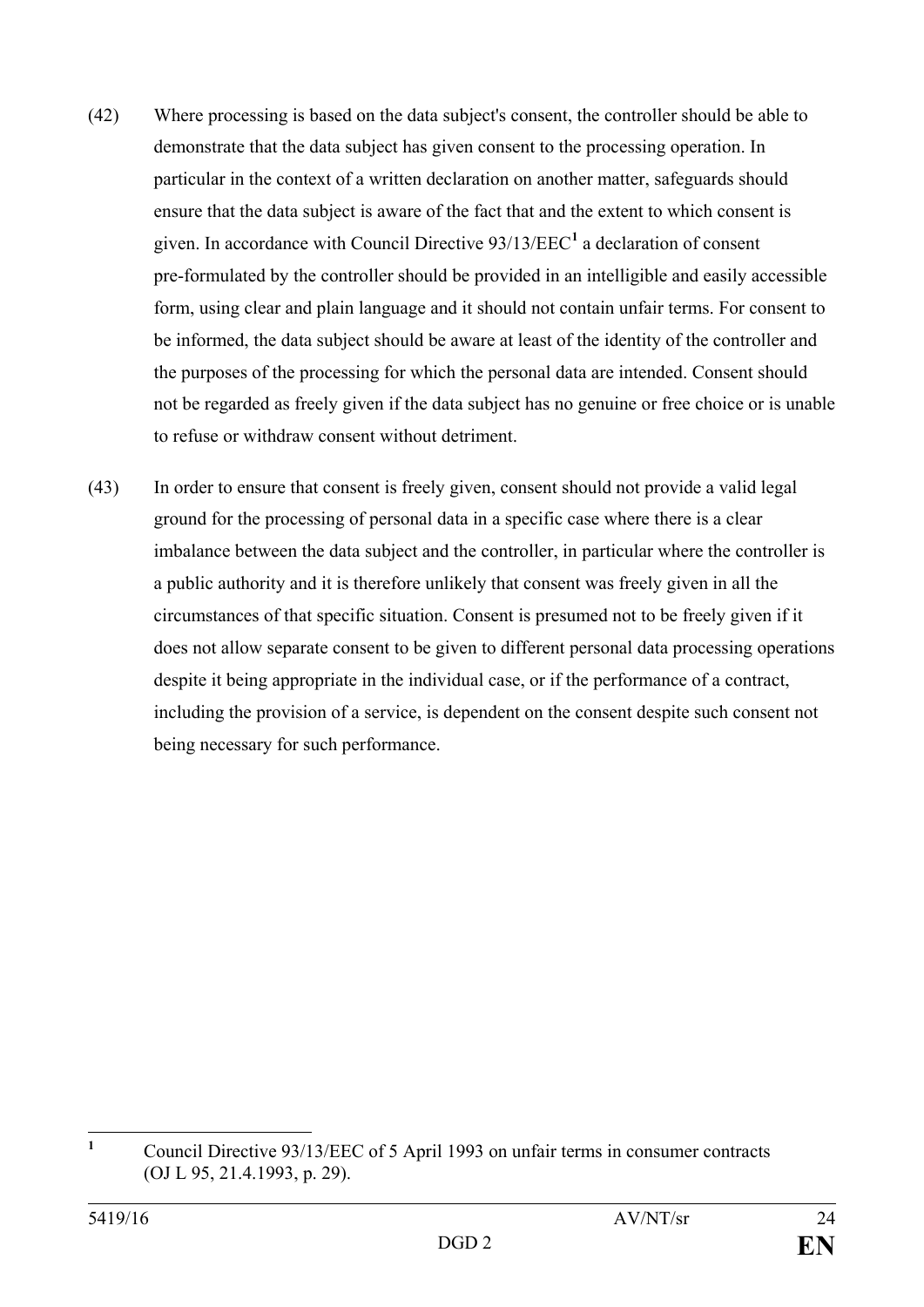(42) Where processing is based on the data subject's consent, the controller should be able to demonstrate that the data subject has given consent to the processing operation. In particular in the context of a written declaration on another matter, safeguards should ensure that the data subject is aware of the fact that and the extent to which consent is given. In accordance with Council Directive 93/13/EEC[1] a declaration of consent pre-formulated by the controller should be provided in an intelligible and easily accessible form, using clear and plain language and it should not contain unfair terms. For consent to be informed, the data subject should be aware at least of the identity of the controller and the purposes of the processing for which the personal data are intended. Consent should not be regarded as freely given if the data subject has no genuine or free choice or is unable to refuse or withdraw consent without detriment.

(43) In order to ensure that consent is freely given, consent should not provide a valid legal ground for the processing of personal data in a specific case where there is a clear imbalance between the data subject and the controller, in particular where the controller is a public authority and it is therefore unlikely that consent was freely given in all the circumstances of that specific situation. Consent is presumed not to be freely given if it does not allow separate consent to be given to different personal data processing operations despite it being appropriate in the individual case, or if the performance of a contract, including the provision of a service, is dependent on the consent despite such consent not being necessary for such performance.

[1] Council Directive 93/13/EEC of 5 April 1993 on unfair terms in consumer contracts (OJ L 95, 21.4.1993, p. 29).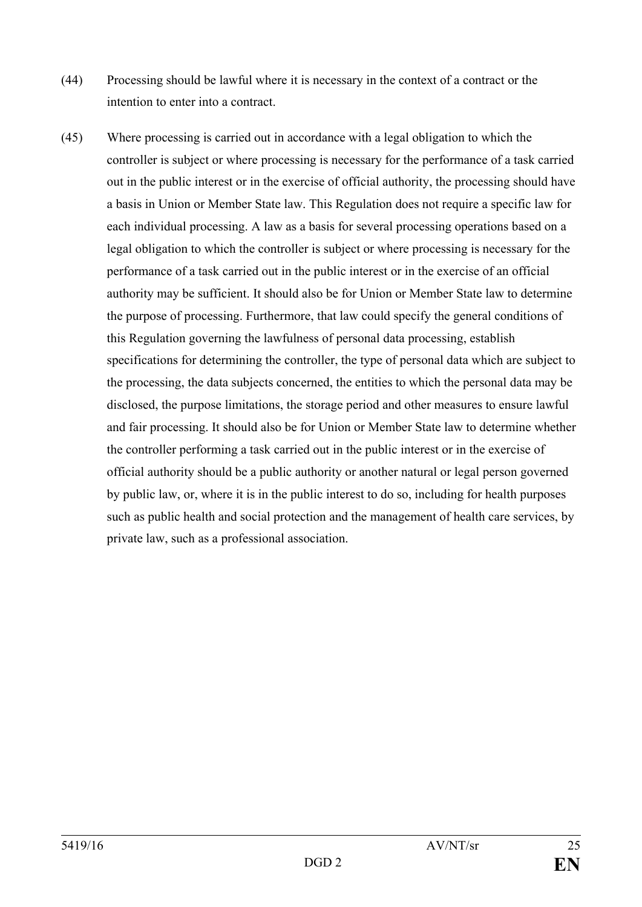(44) Processing should be lawful where it is necessary in the context of a contract or the intention to enter into a contract.

(45) Where processing is carried out in accordance with a legal obligation to which the controller is subject or where processing is necessary for the performance of a task carried out in the public interest or in the exercise of official authority, the processing should have a basis in Union or Member State law. This Regulation does not require a specific law for each individual processing. A law as a basis for several processing operations based on a legal obligation to which the controller is subject or where processing is necessary for the performance of a task carried out in the public interest or in the exercise of an official authority may be sufficient. It should also be for Union or Member State law to determine the purpose of processing. Furthermore, that law could specify the general conditions of this Regulation governing the lawfulness of personal data processing, establish specifications for determining the controller, the type of personal data which are subject to the processing, the data subjects concerned, the entities to which the personal data may be disclosed, the purpose limitations, the storage period and other measures to ensure lawful and fair processing. It should also be for Union or Member State law to determine whether the controller performing a task carried out in the public interest or in the exercise of official authority should be a public authority or another natural or legal person governed by public law, or, where it is in the public interest to do so, including for health purposes such as public health and social protection and the management of health care services, by private law, such as a professional association.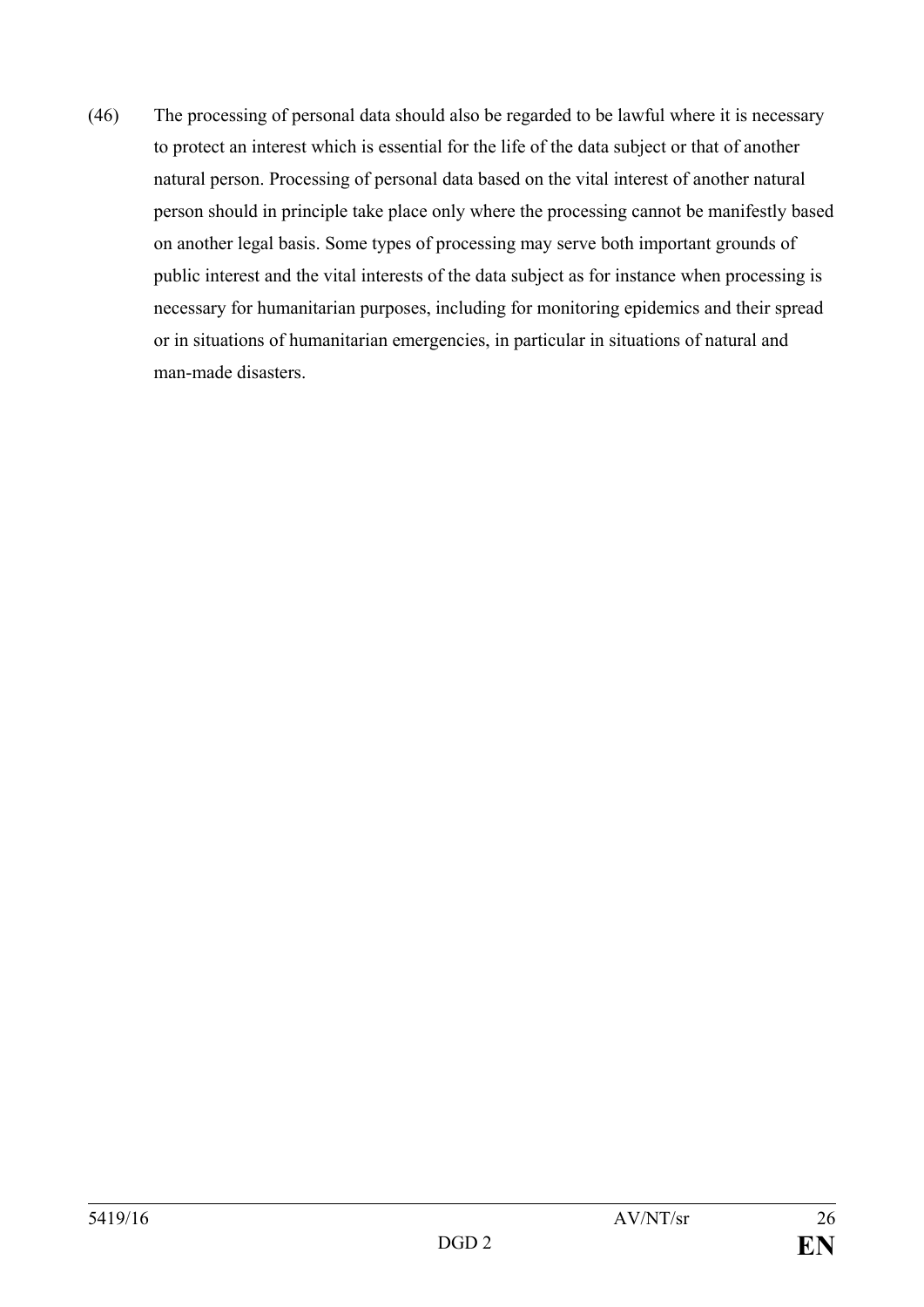(46) The processing of personal data should also be regarded to be lawful where it is necessary to protect an interest which is essential for the life of the data subject or that of another natural person. Processing of personal data based on the vital interest of another natural person should in principle take place only where the processing cannot be manifestly based on another legal basis. Some types of processing may serve both important grounds of public interest and the vital interests of the data subject as for instance when processing is necessary for humanitarian purposes, including for monitoring epidemics and their spread or in situations of humanitarian emergencies, in particular in situations of natural and man-made disasters.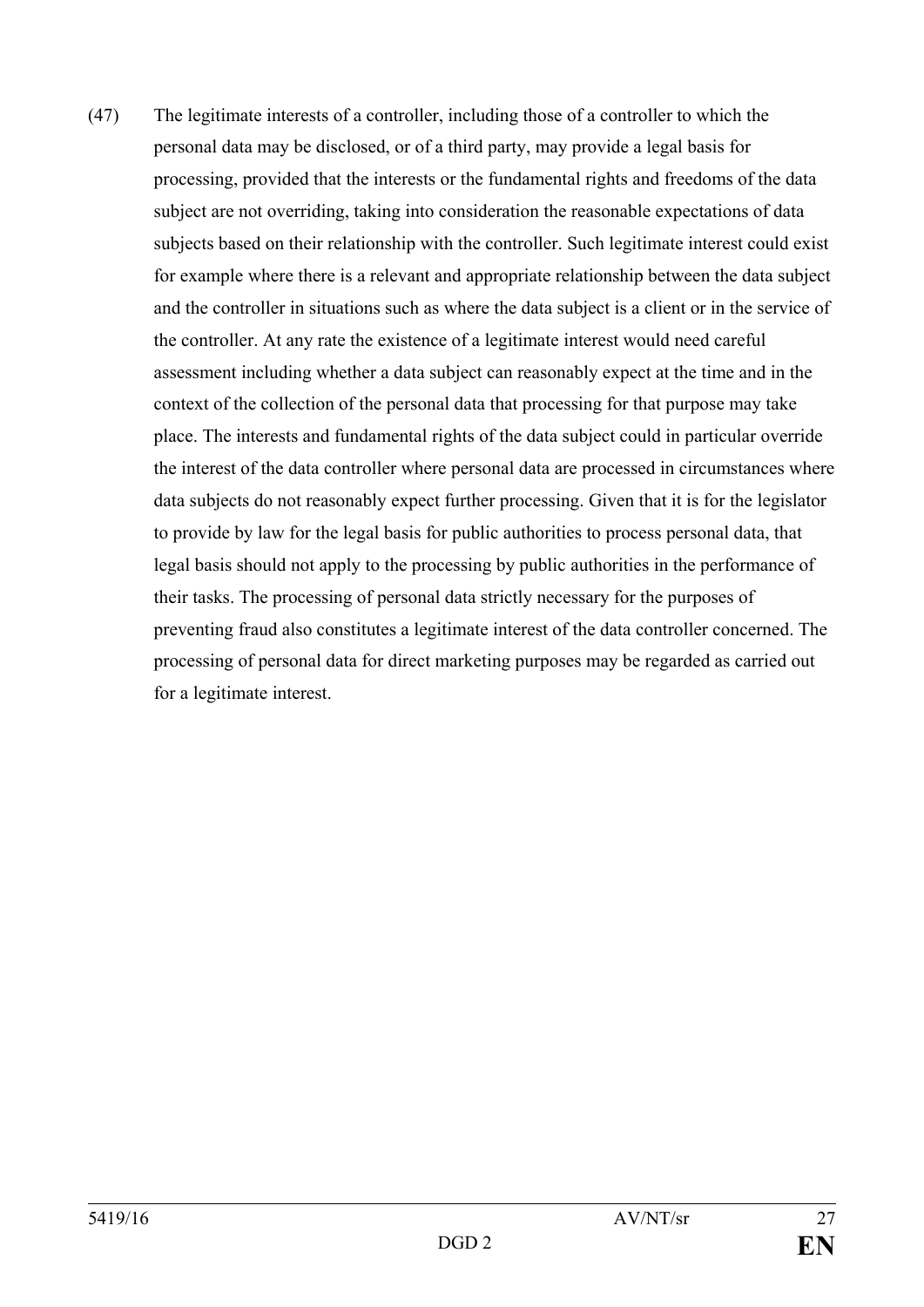(47) The legitimate interests of a controller, including those of a controller to which the personal data may be disclosed, or of a third party, may provide a legal basis for processing, provided that the interests or the fundamental rights and freedoms of the data subject are not overriding, taking into consideration the reasonable expectations of data subjects based on their relationship with the controller. Such legitimate interest could exist for example where there is a relevant and appropriate relationship between the data subject and the controller in situations such as where the data subject is a client or in the service of the controller. At any rate the existence of a legitimate interest would need careful assessment including whether a data subject can reasonably expect at the time and in the context of the collection of the personal data that processing for that purpose may take place. The interests and fundamental rights of the data subject could in particular override the interest of the data controller where personal data are processed in circumstances where data subjects do not reasonably expect further processing. Given that it is for the legislator to provide by law for the legal basis for public authorities to process personal data, that legal basis should not apply to the processing by public authorities in the performance of their tasks. The processing of personal data strictly necessary for the purposes of preventing fraud also constitutes a legitimate interest of the data controller concerned. The processing of personal data for direct marketing purposes may be regarded as carried out for a legitimate interest.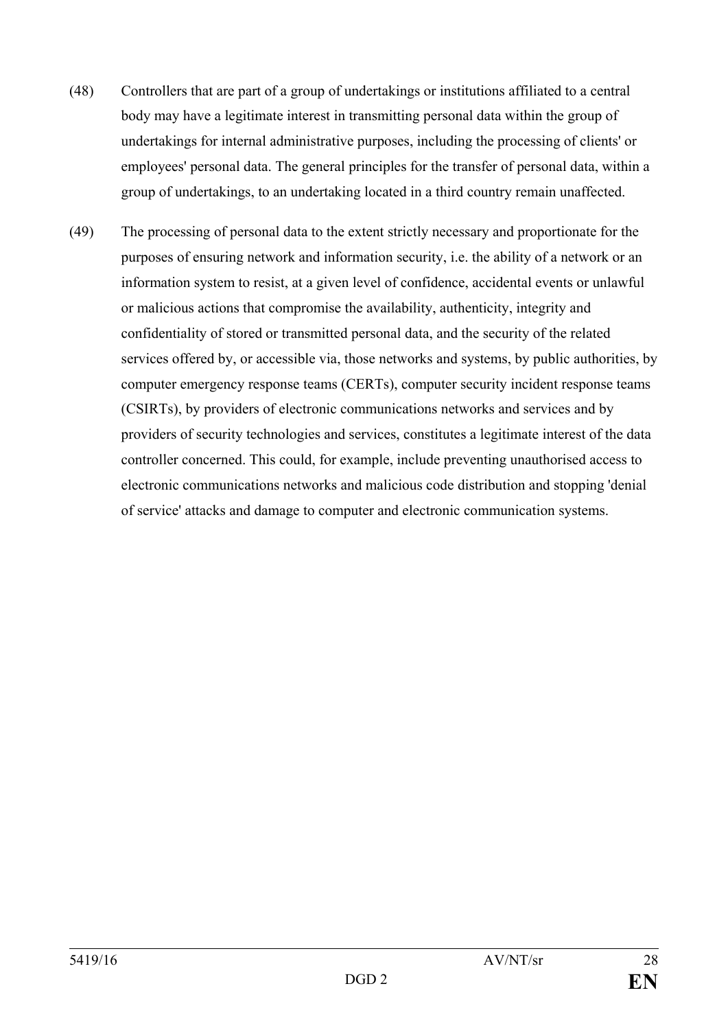(48) Controllers that are part of a group of undertakings or institutions affiliated to a central body may have a legitimate interest in transmitting personal data within the group of undertakings for internal administrative purposes, including the processing of clients' or employees' personal data. The general principles for the transfer of personal data, within a group of undertakings, to an undertaking located in a third country remain unaffected.

(49) The processing of personal data to the extent strictly necessary and proportionate for the purposes of ensuring network and information security, i.e. the ability of a network or an information system to resist, at a given level of confidence, accidental events or unlawful or malicious actions that compromise the availability, authenticity, integrity and confidentiality of stored or transmitted personal data, and the security of the related services offered by, or accessible via, those networks and systems, by public authorities, by computer emergency response teams (CERTs), computer security incident response teams (CSIRTs), by providers of electronic communications networks and services and by providers of security technologies and services, constitutes a legitimate interest of the data controller concerned. This could, for example, include preventing unauthorised access to electronic communications networks and malicious code distribution and stopping 'denial of service' attacks and damage to computer and electronic communication systems.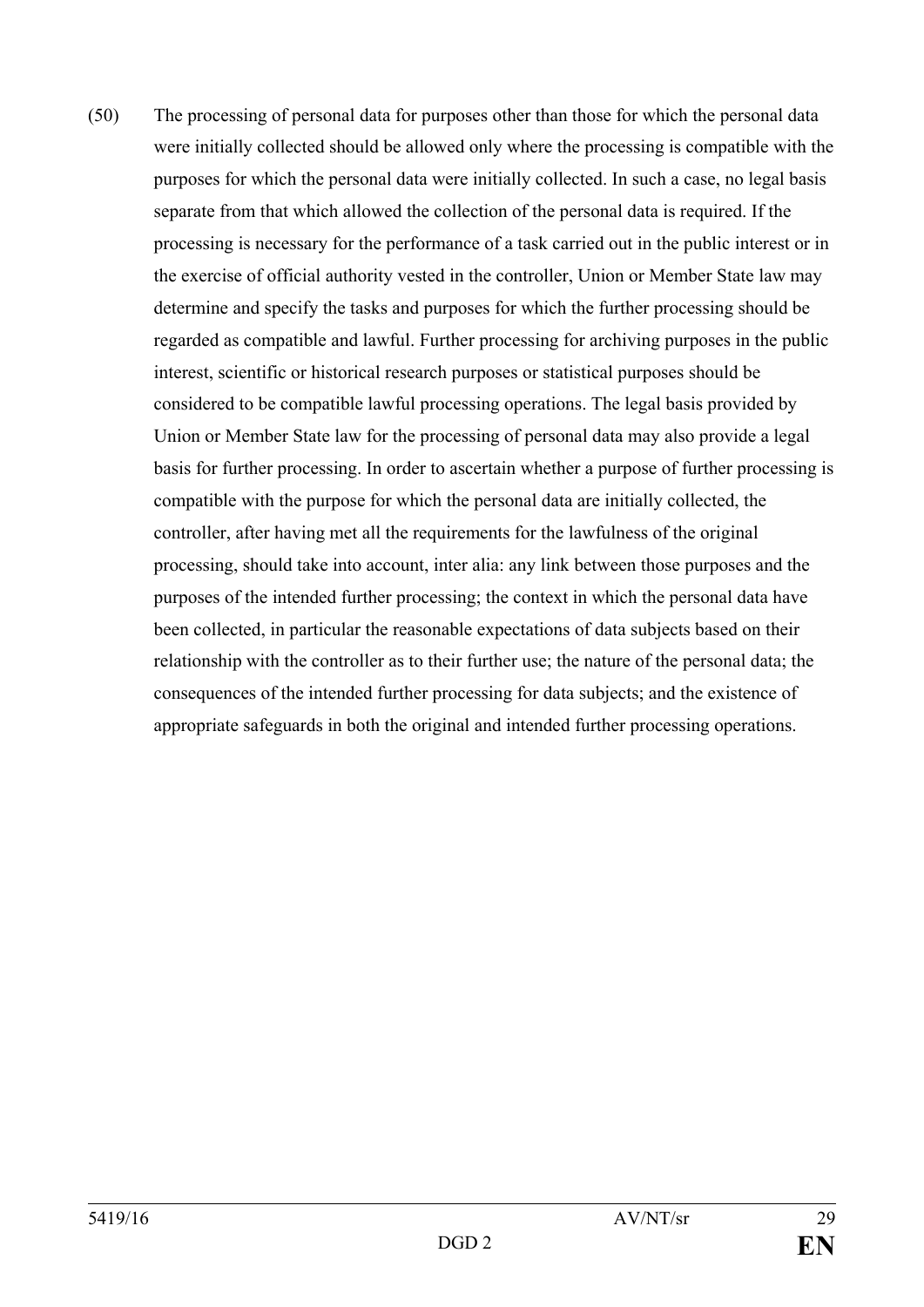(50) The processing of personal data for purposes other than those for which the personal data were initially collected should be allowed only where the processing is compatible with the purposes for which the personal data were initially collected. In such a case, no legal basis separate from that which allowed the collection of the personal data is required. If the processing is necessary for the performance of a task carried out in the public interest or in the exercise of official authority vested in the controller, Union or Member State law may determine and specify the tasks and purposes for which the further processing should be regarded as compatible and lawful. Further processing for archiving purposes in the public interest, scientific or historical research purposes or statistical purposes should be considered to be compatible lawful processing operations. The legal basis provided by Union or Member State law for the processing of personal data may also provide a legal basis for further processing. In order to ascertain whether a purpose of further processing is compatible with the purpose for which the personal data are initially collected, the controller, after having met all the requirements for the lawfulness of the original processing, should take into account, inter alia: any link between those purposes and the purposes of the intended further processing; the context in which the personal data have been collected, in particular the reasonable expectations of data subjects based on their relationship with the controller as to their further use; the nature of the personal data; the consequences of the intended further processing for data subjects; and the existence of appropriate safeguards in both the original and intended further processing operations.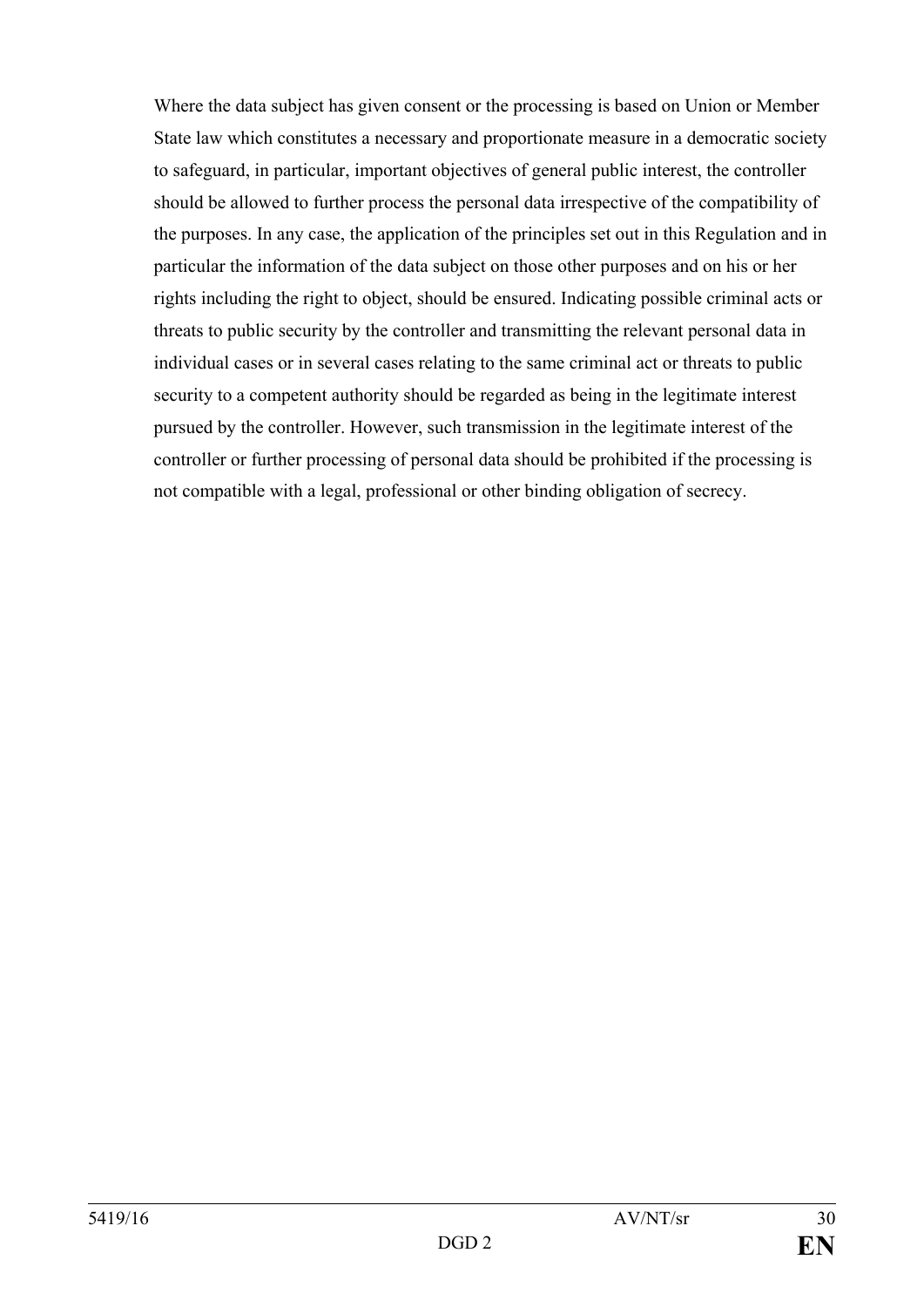Where the data subject has given consent or the processing is based on Union or Member State law which constitutes a necessary and proportionate measure in a democratic society to safeguard, in particular, important objectives of general public interest, the controller should be allowed to further process the personal data irrespective of the compatibility of the purposes. In any case, the application of the principles set out in this Regulation and in particular the information of the data subject on those other purposes and on his or her rights including the right to object, should be ensured. Indicating possible criminal acts or threats to public security by the controller and transmitting the relevant personal data in individual cases or in several cases relating to the same criminal act or threats to public security to a competent authority should be regarded as being in the legitimate interest pursued by the controller. However, such transmission in the legitimate interest of the controller or further processing of personal data should be prohibited if the processing is not compatible with a legal, professional or other binding obligation of secrecy.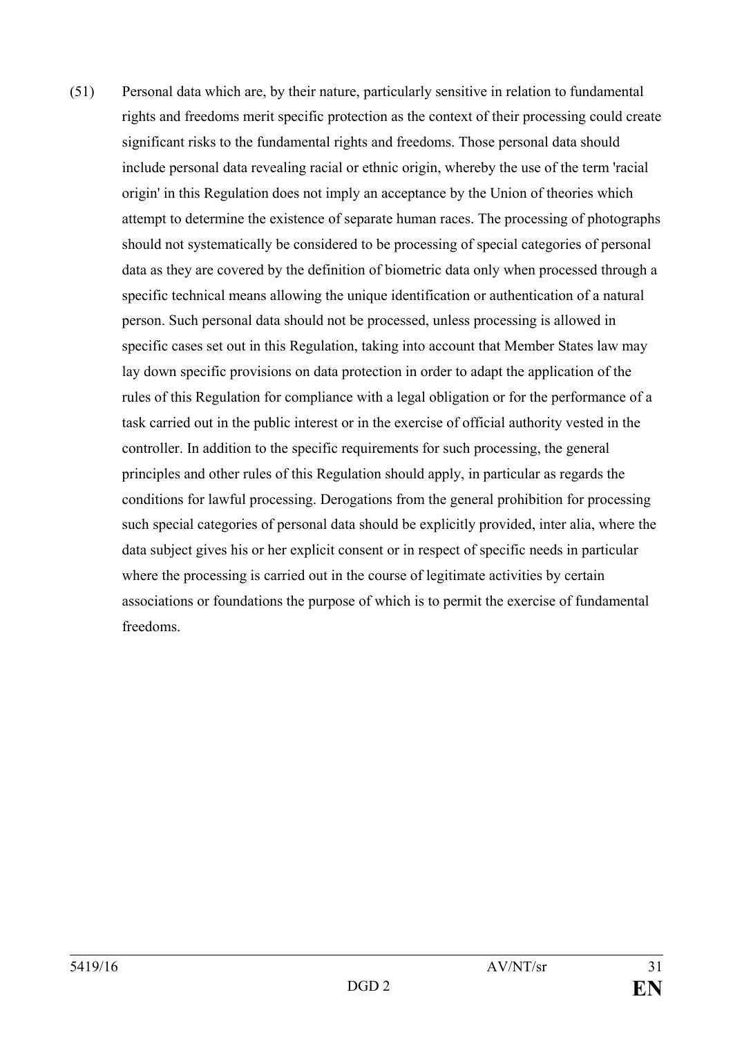(51) Personal data which are, by their nature, particularly sensitive in relation to fundamental rights and freedoms merit specific protection as the context of their processing could create significant risks to the fundamental rights and freedoms. Those personal data should include personal data revealing racial or ethnic origin, whereby the use of the term 'racial origin' in this Regulation does not imply an acceptance by the Union of theories which attempt to determine the existence of separate human races. The processing of photographs should not systematically be considered to be processing of special categories of personal data as they are covered by the definition of biometric data only when processed through a specific technical means allowing the unique identification or authentication of a natural person. Such personal data should not be processed, unless processing is allowed in specific cases set out in this Regulation, taking into account that Member States law may lay down specific provisions on data protection in order to adapt the application of the rules of this Regulation for compliance with a legal obligation or for the performance of a task carried out in the public interest or in the exercise of official authority vested in the controller. In addition to the specific requirements for such processing, the general principles and other rules of this Regulation should apply, in particular as regards the conditions for lawful processing. Derogations from the general prohibition for processing such special categories of personal data should be explicitly provided, inter alia, where the data subject gives his or her explicit consent or in respect of specific needs in particular where the processing is carried out in the course of legitimate activities by certain associations or foundations the purpose of which is to permit the exercise of fundamental freedoms.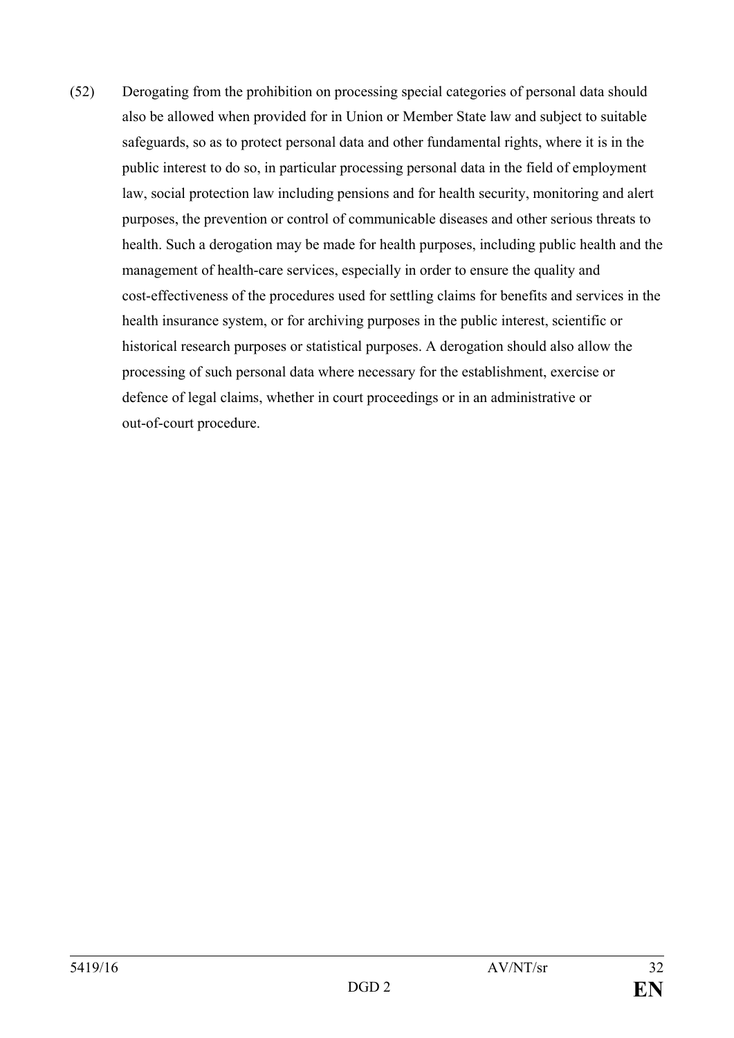(52) Derogating from the prohibition on processing special categories of personal data should also be allowed when provided for in Union or Member State law and subject to suitable safeguards, so as to protect personal data and other fundamental rights, where it is in the public interest to do so, in particular processing personal data in the field of employment law, social protection law including pensions and for health security, monitoring and alert purposes, the prevention or control of communicable diseases and other serious threats to health. Such a derogation may be made for health purposes, including public health and the management of health-care services, especially in order to ensure the quality and cost-effectiveness of the procedures used for settling claims for benefits and services in the health insurance system, or for archiving purposes in the public interest, scientific or historical research purposes or statistical purposes. A derogation should also allow the processing of such personal data where necessary for the establishment, exercise or defence of legal claims, whether in court proceedings or in an administrative or out-of-court procedure.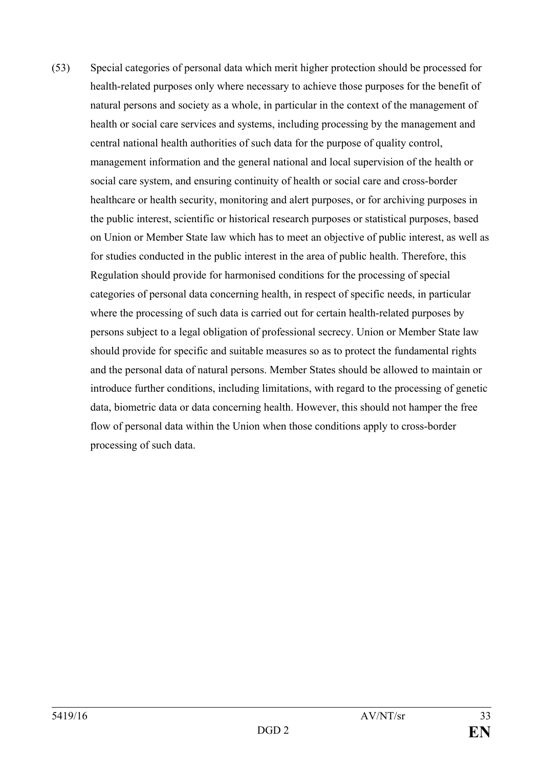(53) Special categories of personal data which merit higher protection should be processed for health-related purposes only where necessary to achieve those purposes for the benefit of natural persons and society as a whole, in particular in the context of the management of health or social care services and systems, including processing by the management and central national health authorities of such data for the purpose of quality control, management information and the general national and local supervision of the health or social care system, and ensuring continuity of health or social care and cross-border healthcare or health security, monitoring and alert purposes, or for archiving purposes in the public interest, scientific or historical research purposes or statistical purposes, based on Union or Member State law which has to meet an objective of public interest, as well as for studies conducted in the public interest in the area of public health. Therefore, this Regulation should provide for harmonised conditions for the processing of special categories of personal data concerning health, in respect of specific needs, in particular where the processing of such data is carried out for certain health-related purposes by persons subject to a legal obligation of professional secrecy. Union or Member State law should provide for specific and suitable measures so as to protect the fundamental rights and the personal data of natural persons. Member States should be allowed to maintain or introduce further conditions, including limitations, with regard to the processing of genetic data, biometric data or data concerning health. However, this should not hamper the free flow of personal data within the Union when those conditions apply to cross-border processing of such data.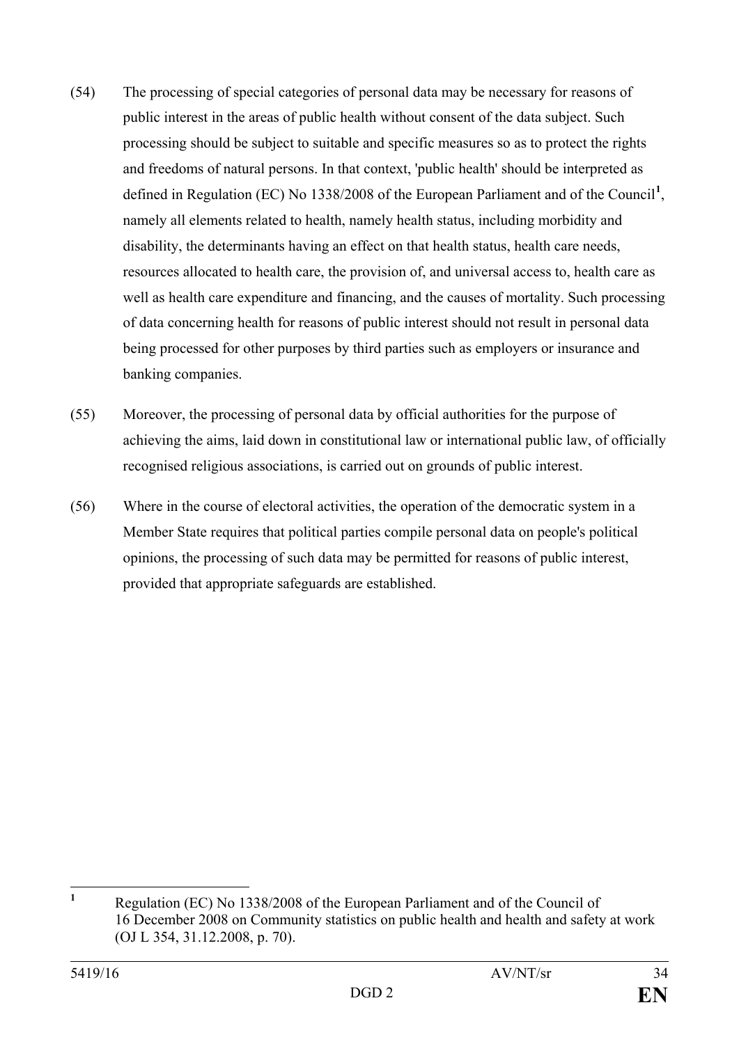(54) The processing of special categories of personal data may be necessary for reasons of public interest in the areas of public health without consent of the data subject. Such processing should be subject to suitable and specific measures so as to protect the rights and freedoms of natural persons. In that context, 'public health' should be interpreted as defined in Regulation (EC) No 1338/2008 of the European Parliament and of the Council[1], namely all elements related to health, namely health status, including morbidity and disability, the determinants having an effect on that health status, health care needs, resources allocated to health care, the provision of, and universal access to, health care as well as health care expenditure and financing, and the causes of mortality. Such processing of data concerning health for reasons of public interest should not result in personal data being processed for other purposes by third parties such as employers or insurance and banking companies.

(55) Moreover, the processing of personal data by official authorities for the purpose of achieving the aims, laid down in constitutional law or international public law, of officially recognised religious associations, is carried out on grounds of public interest.

(56) Where in the course of electoral activities, the operation of the democratic system in a Member State requires that political parties compile personal data on people's political opinions, the processing of such data may be permitted for reasons of public interest, provided that appropriate safeguards are established.

---

[1] Regulation (EC) No 1338/2008 of the European Parliament and of the Council of 16 December 2008 on Community statistics on public health and health and safety at work (OJ L 354, 31.12.2008, p. 70).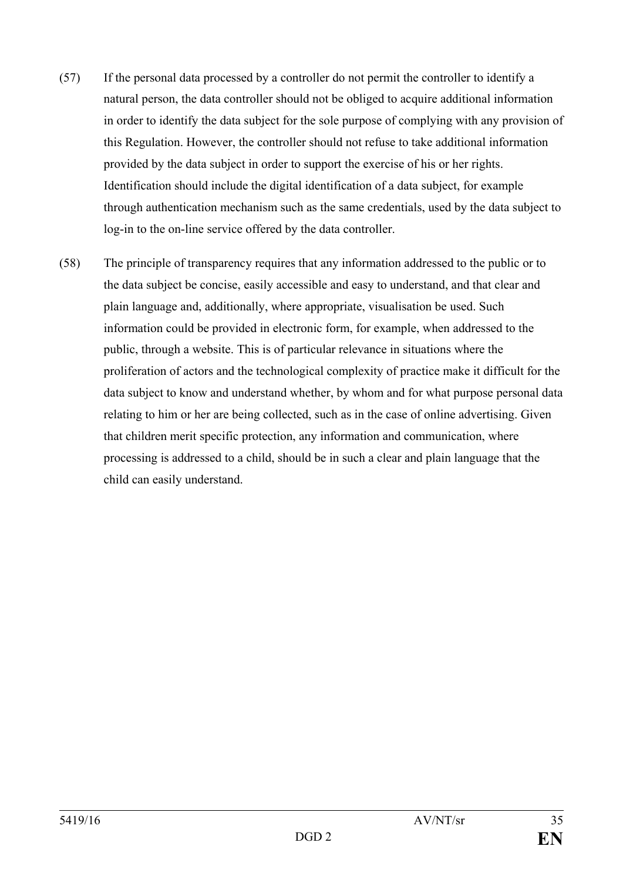(57) If the personal data processed by a controller do not permit the controller to identify a natural person, the data controller should not be obliged to acquire additional information in order to identify the data subject for the sole purpose of complying with any provision of this Regulation. However, the controller should not refuse to take additional information provided by the data subject in order to support the exercise of his or her rights. Identification should include the digital identification of a data subject, for example through authentication mechanism such as the same credentials, used by the data subject to log-in to the on-line service offered by the data controller.

(58) The principle of transparency requires that any information addressed to the public or to the data subject be concise, easily accessible and easy to understand, and that clear and plain language and, additionally, where appropriate, visualisation be used. Such information could be provided in electronic form, for example, when addressed to the public, through a website. This is of particular relevance in situations where the proliferation of actors and the technological complexity of practice make it difficult for the data subject to know and understand whether, by whom and for what purpose personal data relating to him or her are being collected, such as in the case of online advertising. Given that children merit specific protection, any information and communication, where processing is addressed to a child, should be in such a clear and plain language that the child can easily understand.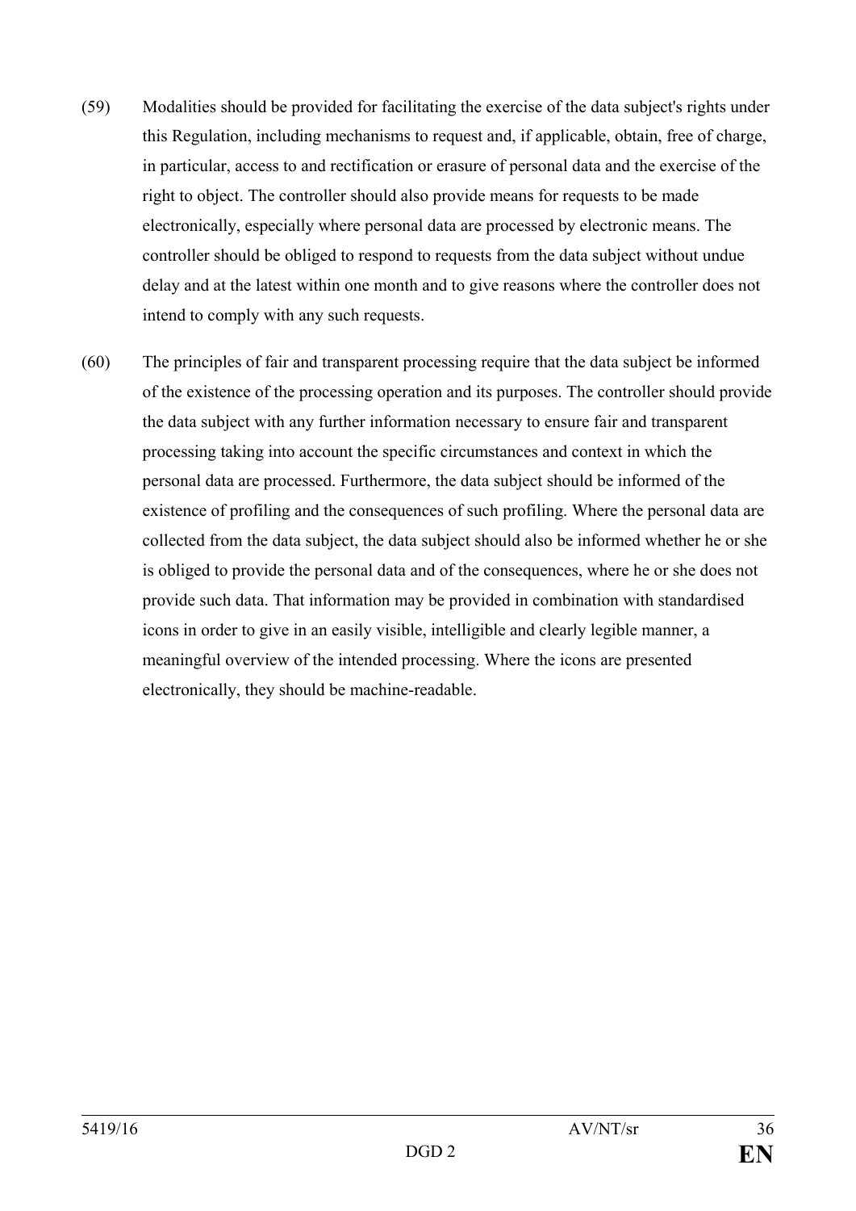(59) Modalities should be provided for facilitating the exercise of the data subject's rights under this Regulation, including mechanisms to request and, if applicable, obtain, free of charge, in particular, access to and rectification or erasure of personal data and the exercise of the right to object. The controller should also provide means for requests to be made electronically, especially where personal data are processed by electronic means. The controller should be obliged to respond to requests from the data subject without undue delay and at the latest within one month and to give reasons where the controller does not intend to comply with any such requests.

(60) The principles of fair and transparent processing require that the data subject be informed of the existence of the processing operation and its purposes. The controller should provide the data subject with any further information necessary to ensure fair and transparent processing taking into account the specific circumstances and context in which the personal data are processed. Furthermore, the data subject should be informed of the existence of profiling and the consequences of such profiling. Where the personal data are collected from the data subject, the data subject should also be informed whether he or she is obliged to provide the personal data and of the consequences, where he or she does not provide such data. That information may be provided in combination with standardised icons in order to give in an easily visible, intelligible and clearly legible manner, a meaningful overview of the intended processing. Where the icons are presented electronically, they should be machine-readable.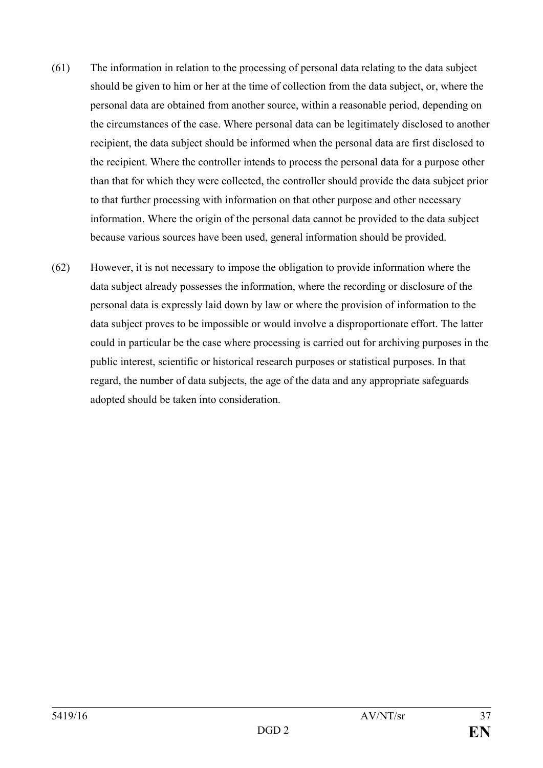(61) The information in relation to the processing of personal data relating to the data subject should be given to him or her at the time of collection from the data subject, or, where the personal data are obtained from another source, within a reasonable period, depending on the circumstances of the case. Where personal data can be legitimately disclosed to another recipient, the data subject should be informed when the personal data are first disclosed to the recipient. Where the controller intends to process the personal data for a purpose other than that for which they were collected, the controller should provide the data subject prior to that further processing with information on that other purpose and other necessary information. Where the origin of the personal data cannot be provided to the data subject because various sources have been used, general information should be provided.

(62) However, it is not necessary to impose the obligation to provide information where the data subject already possesses the information, where the recording or disclosure of the personal data is expressly laid down by law or where the provision of information to the data subject proves to be impossible or would involve a disproportionate effort. The latter could in particular be the case where processing is carried out for archiving purposes in the public interest, scientific or historical research purposes or statistical purposes. In that regard, the number of data subjects, the age of the data and any appropriate safeguards adopted should be taken into consideration.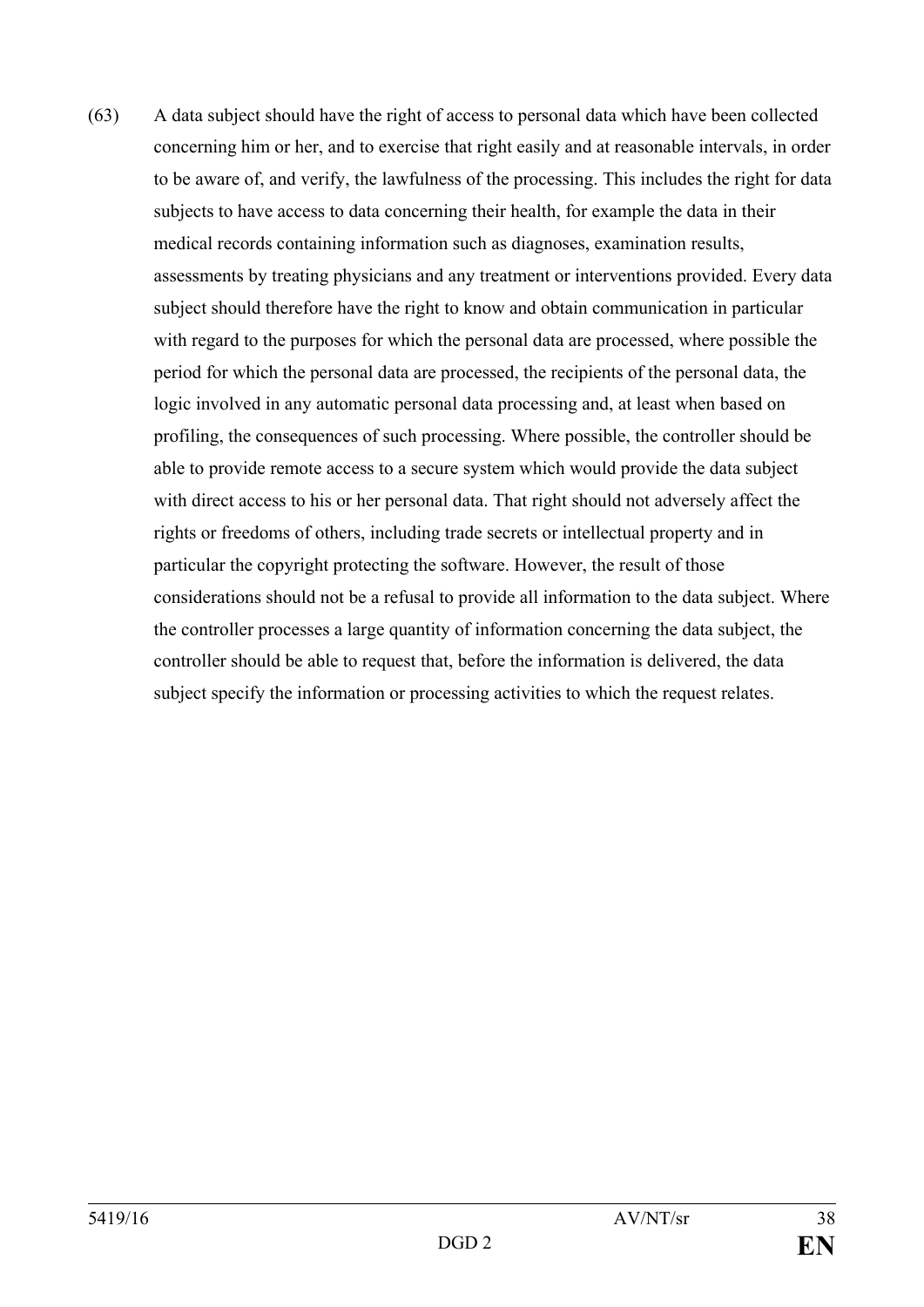(63) A data subject should have the right of access to personal data which have been collected concerning him or her, and to exercise that right easily and at reasonable intervals, in order to be aware of, and verify, the lawfulness of the processing. This includes the right for data subjects to have access to data concerning their health, for example the data in their medical records containing information such as diagnoses, examination results, assessments by treating physicians and any treatment or interventions provided. Every data subject should therefore have the right to know and obtain communication in particular with regard to the purposes for which the personal data are processed, where possible the period for which the personal data are processed, the recipients of the personal data, the logic involved in any automatic personal data processing and, at least when based on profiling, the consequences of such processing. Where possible, the controller should be able to provide remote access to a secure system which would provide the data subject with direct access to his or her personal data. That right should not adversely affect the rights or freedoms of others, including trade secrets or intellectual property and in particular the copyright protecting the software. However, the result of those considerations should not be a refusal to provide all information to the data subject. Where the controller processes a large quantity of information concerning the data subject, the controller should be able to request that, before the information is delivered, the data subject specify the information or processing activities to which the request relates.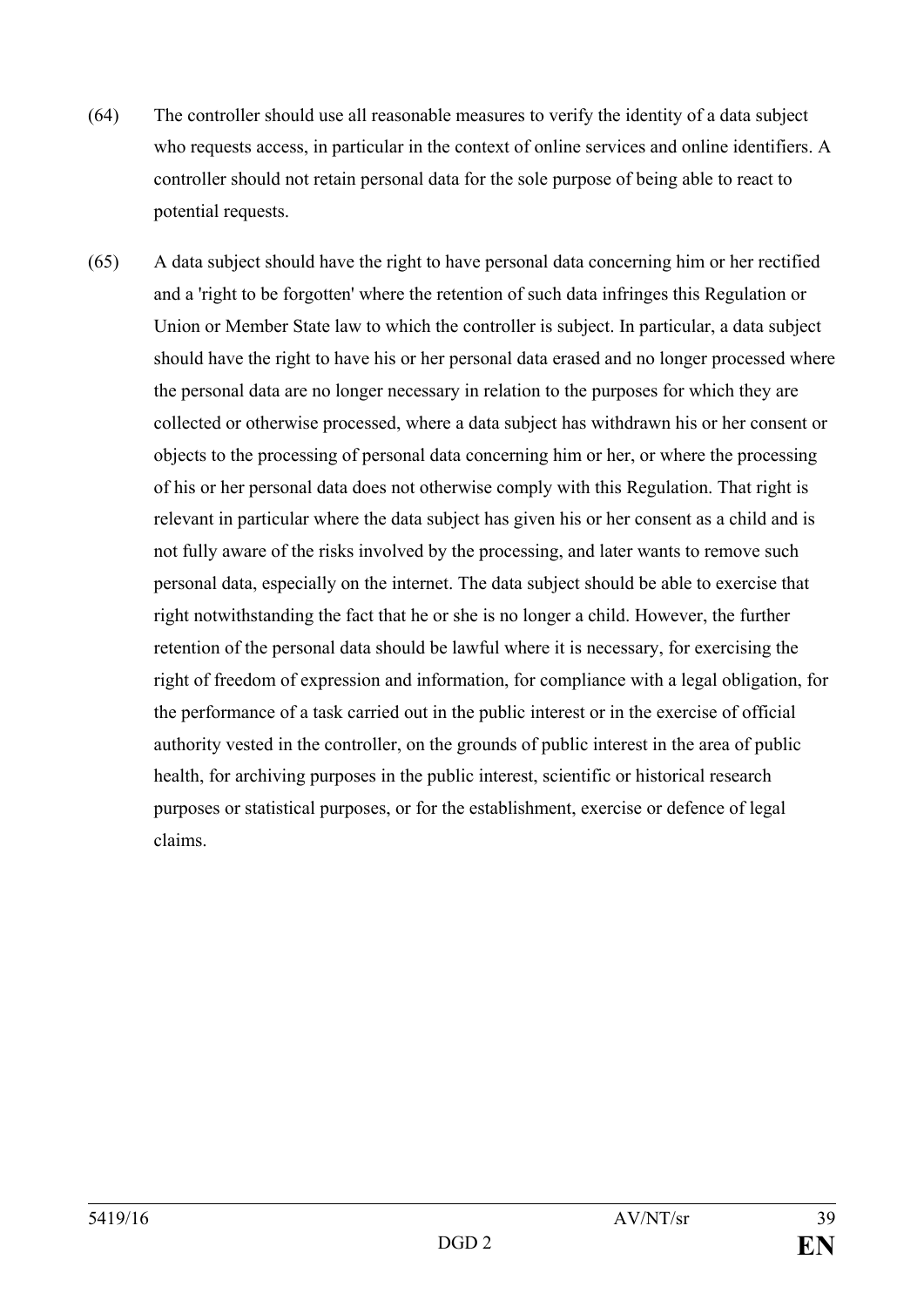(64) The controller should use all reasonable measures to verify the identity of a data subject who requests access, in particular in the context of online services and online identifiers. A controller should not retain personal data for the sole purpose of being able to react to potential requests.

(65) A data subject should have the right to have personal data concerning him or her rectified and a 'right to be forgotten' where the retention of such data infringes this Regulation or Union or Member State law to which the controller is subject. In particular, a data subject should have the right to have his or her personal data erased and no longer processed where the personal data are no longer necessary in relation to the purposes for which they are collected or otherwise processed, where a data subject has withdrawn his or her consent or objects to the processing of personal data concerning him or her, or where the processing of his or her personal data does not otherwise comply with this Regulation. That right is relevant in particular where the data subject has given his or her consent as a child and is not fully aware of the risks involved by the processing, and later wants to remove such personal data, especially on the internet. The data subject should be able to exercise that right notwithstanding the fact that he or she is no longer a child. However, the further retention of the personal data should be lawful where it is necessary, for exercising the right of freedom of expression and information, for compliance with a legal obligation, for the performance of a task carried out in the public interest or in the exercise of official authority vested in the controller, on the grounds of public interest in the area of public health, for archiving purposes in the public interest, scientific or historical research purposes or statistical purposes, or for the establishment, exercise or defence of legal claims.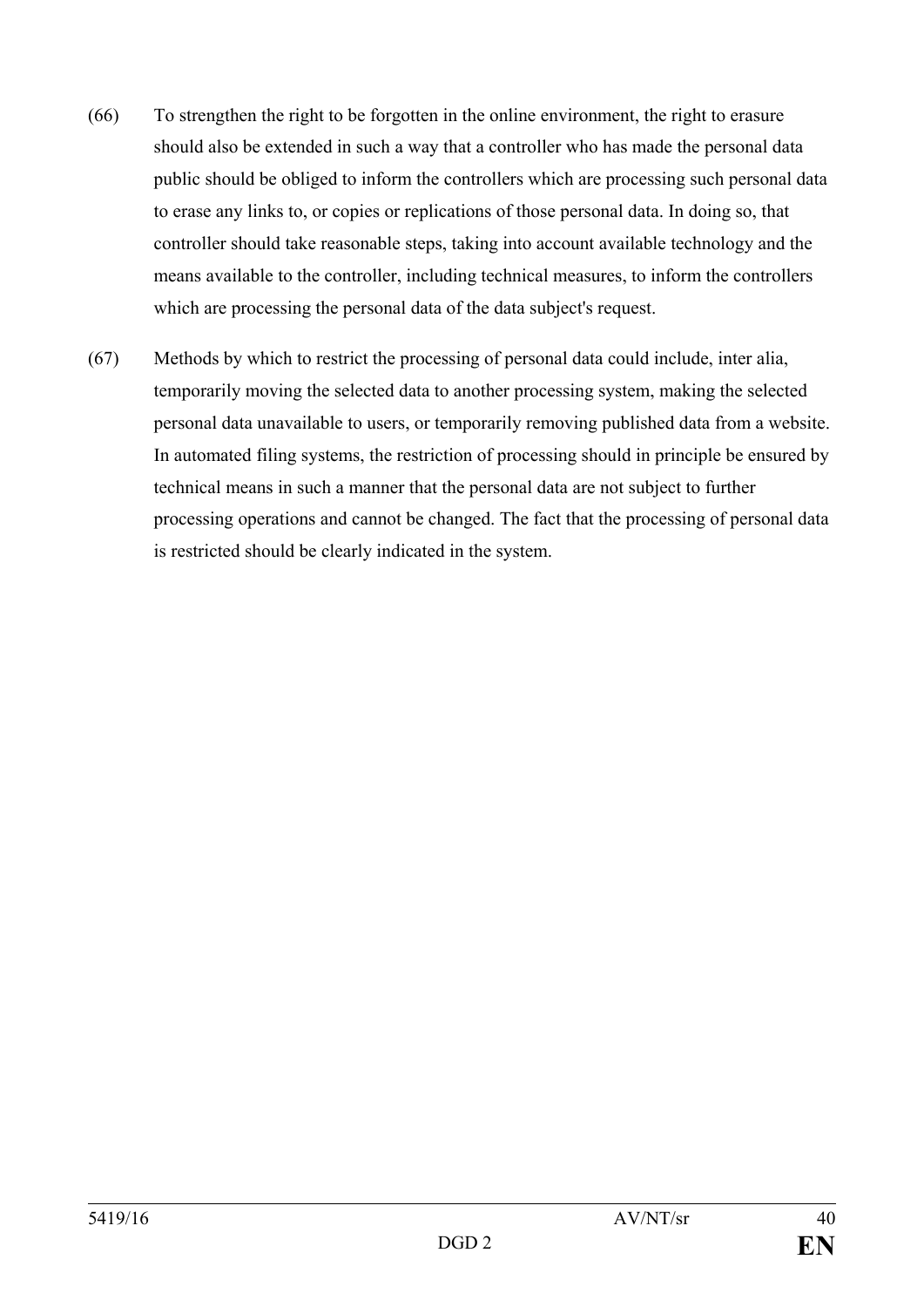(66) To strengthen the right to be forgotten in the online environment, the right to erasure should also be extended in such a way that a controller who has made the personal data public should be obliged to inform the controllers which are processing such personal data to erase any links to, or copies or replications of those personal data. In doing so, that controller should take reasonable steps, taking into account available technology and the means available to the controller, including technical measures, to inform the controllers which are processing the personal data of the data subject's request.

(67) Methods by which to restrict the processing of personal data could include, inter alia, temporarily moving the selected data to another processing system, making the selected personal data unavailable to users, or temporarily removing published data from a website. In automated filing systems, the restriction of processing should in principle be ensured by technical means in such a manner that the personal data are not subject to further processing operations and cannot be changed. The fact that the processing of personal data is restricted should be clearly indicated in the system.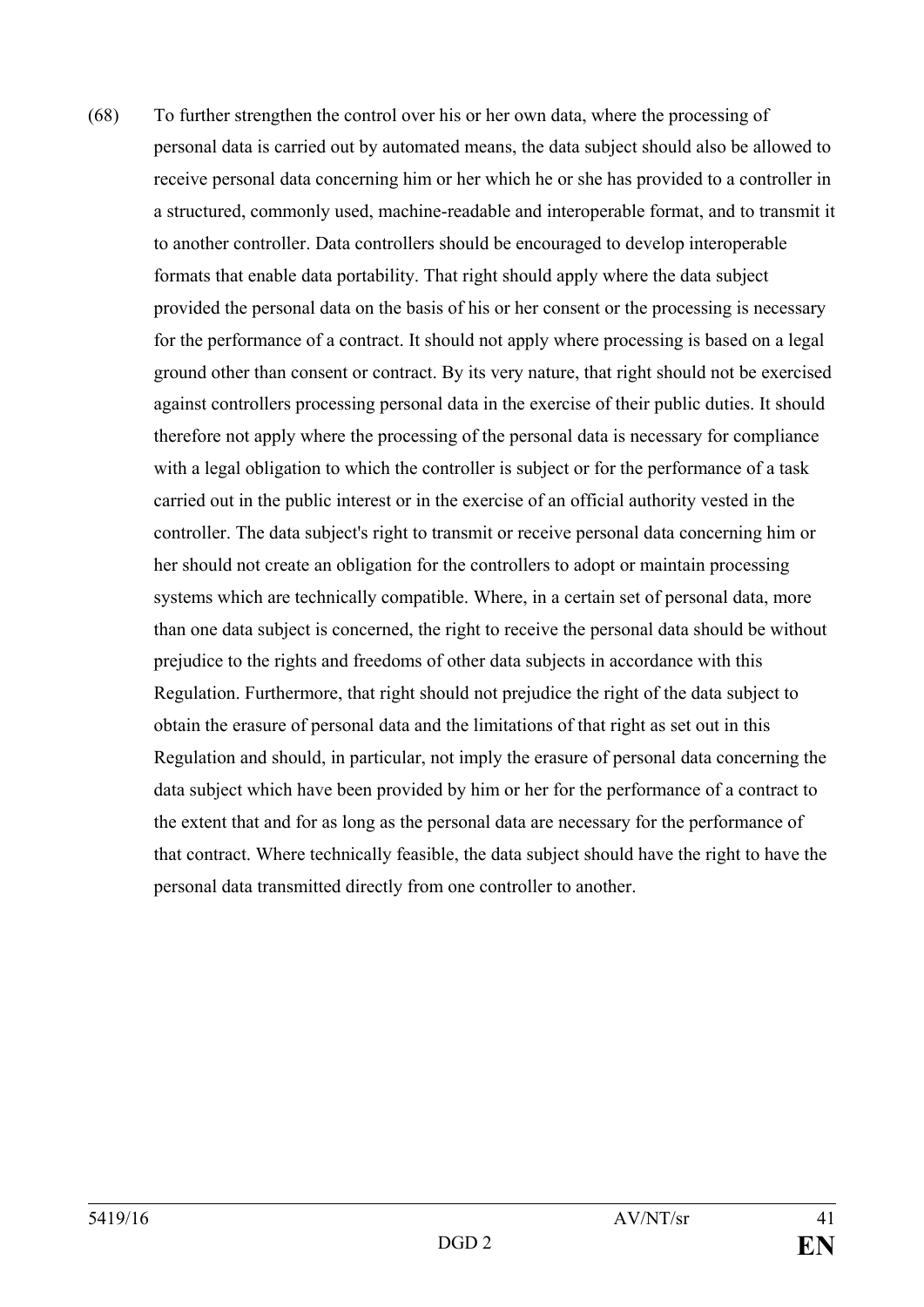(68) To further strengthen the control over his or her own data, where the processing of personal data is carried out by automated means, the data subject should also be allowed to receive personal data concerning him or her which he or she has provided to a controller in a structured, commonly used, machine-readable and interoperable format, and to transmit it to another controller. Data controllers should be encouraged to develop interoperable formats that enable data portability. That right should apply where the data subject provided the personal data on the basis of his or her consent or the processing is necessary for the performance of a contract. It should not apply where processing is based on a legal ground other than consent or contract. By its very nature, that right should not be exercised against controllers processing personal data in the exercise of their public duties. It should therefore not apply where the processing of the personal data is necessary for compliance with a legal obligation to which the controller is subject or for the performance of a task carried out in the public interest or in the exercise of an official authority vested in the controller. The data subject's right to transmit or receive personal data concerning him or her should not create an obligation for the controllers to adopt or maintain processing systems which are technically compatible. Where, in a certain set of personal data, more than one data subject is concerned, the right to receive the personal data should be without prejudice to the rights and freedoms of other data subjects in accordance with this Regulation. Furthermore, that right should not prejudice the right of the data subject to obtain the erasure of personal data and the limitations of that right as set out in this Regulation and should, in particular, not imply the erasure of personal data concerning the data subject which have been provided by him or her for the performance of a contract to the extent that and for as long as the personal data are necessary for the performance of that contract. Where technically feasible, the data subject should have the right to have the personal data transmitted directly from one controller to another.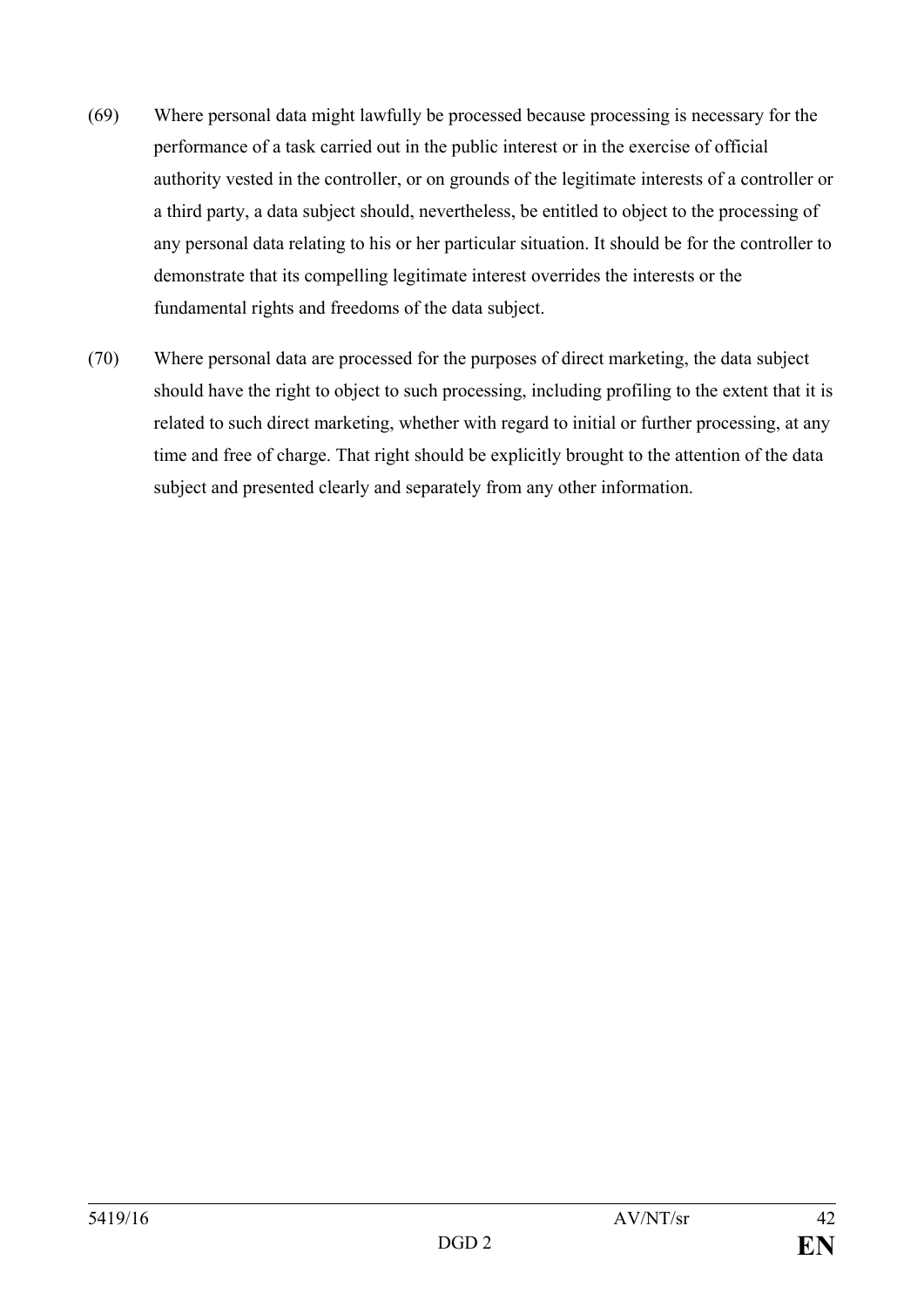(69) Where personal data might lawfully be processed because processing is necessary for the performance of a task carried out in the public interest or in the exercise of official authority vested in the controller, or on grounds of the legitimate interests of a controller or a third party, a data subject should, nevertheless, be entitled to object to the processing of any personal data relating to his or her particular situation. It should be for the controller to demonstrate that its compelling legitimate interest overrides the interests or the fundamental rights and freedoms of the data subject.

(70) Where personal data are processed for the purposes of direct marketing, the data subject should have the right to object to such processing, including profiling to the extent that it is related to such direct marketing, whether with regard to initial or further processing, at any time and free of charge. That right should be explicitly brought to the attention of the data subject and presented clearly and separately from any other information.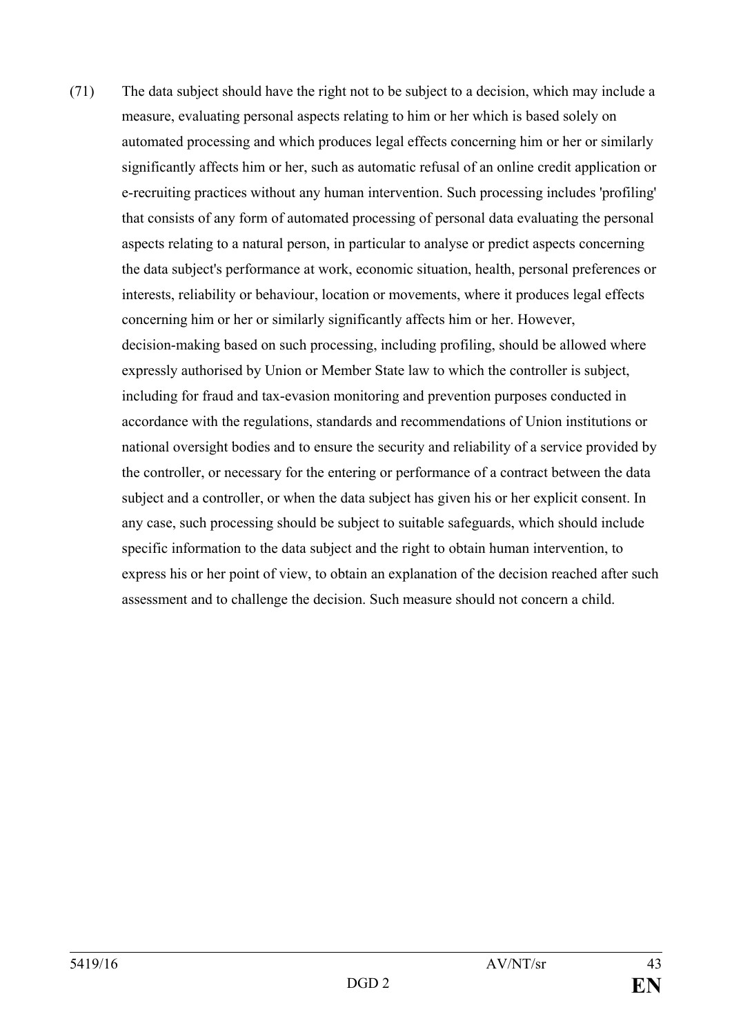(71) The data subject should have the right not to be subject to a decision, which may include a measure, evaluating personal aspects relating to him or her which is based solely on automated processing and which produces legal effects concerning him or her or similarly significantly affects him or her, such as automatic refusal of an online credit application or e-recruiting practices without any human intervention. Such processing includes 'profiling' that consists of any form of automated processing of personal data evaluating the personal aspects relating to a natural person, in particular to analyse or predict aspects concerning the data subject's performance at work, economic situation, health, personal preferences or interests, reliability or behaviour, location or movements, where it produces legal effects concerning him or her or similarly significantly affects him or her. However, decision-making based on such processing, including profiling, should be allowed where expressly authorised by Union or Member State law to which the controller is subject, including for fraud and tax-evasion monitoring and prevention purposes conducted in accordance with the regulations, standards and recommendations of Union institutions or national oversight bodies and to ensure the security and reliability of a service provided by the controller, or necessary for the entering or performance of a contract between the data subject and a controller, or when the data subject has given his or her explicit consent. In any case, such processing should be subject to suitable safeguards, which should include specific information to the data subject and the right to obtain human intervention, to express his or her point of view, to obtain an explanation of the decision reached after such assessment and to challenge the decision. Such measure should not concern a child.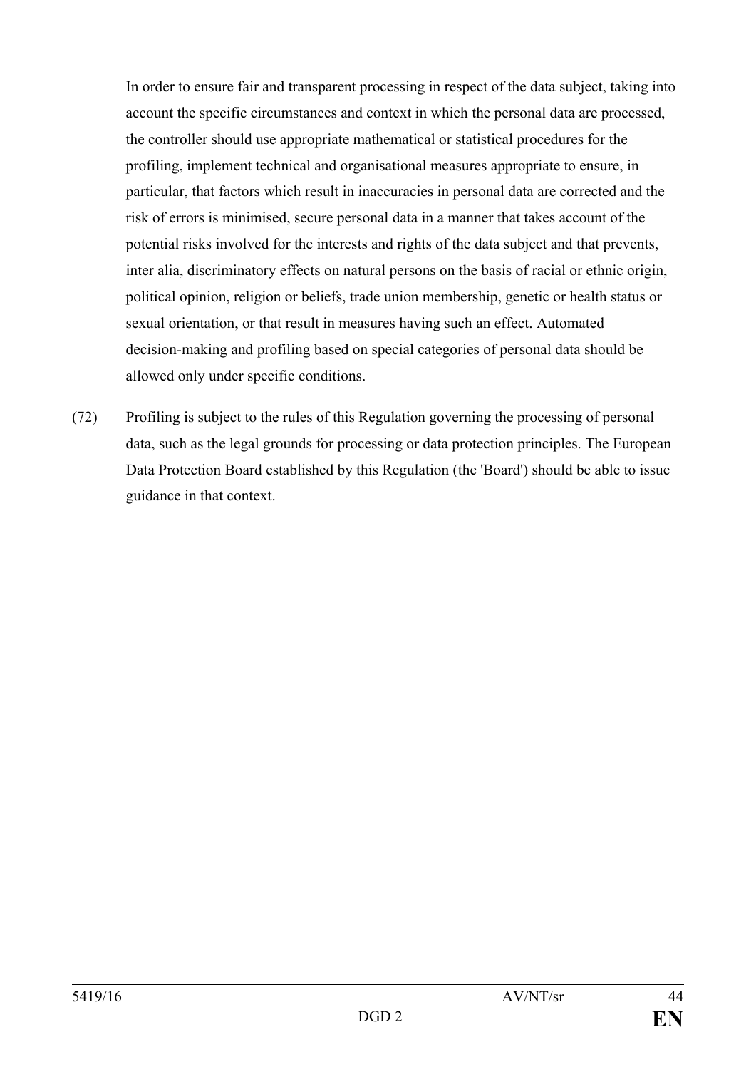In order to ensure fair and transparent processing in respect of the data subject, taking into account the specific circumstances and context in which the personal data are processed, the controller should use appropriate mathematical or statistical procedures for the profiling, implement technical and organisational measures appropriate to ensure, in particular, that factors which result in inaccuracies in personal data are corrected and the risk of errors is minimised, secure personal data in a manner that takes account of the potential risks involved for the interests and rights of the data subject and that prevents, inter alia, discriminatory effects on natural persons on the basis of racial or ethnic origin, political opinion, religion or beliefs, trade union membership, genetic or health status or sexual orientation, or that result in measures having such an effect. Automated decision-making and profiling based on special categories of personal data should be allowed only under specific conditions.

(72) Profiling is subject to the rules of this Regulation governing the processing of personal data, such as the legal grounds for processing or data protection principles. The European Data Protection Board established by this Regulation (the 'Board') should be able to issue guidance in that context.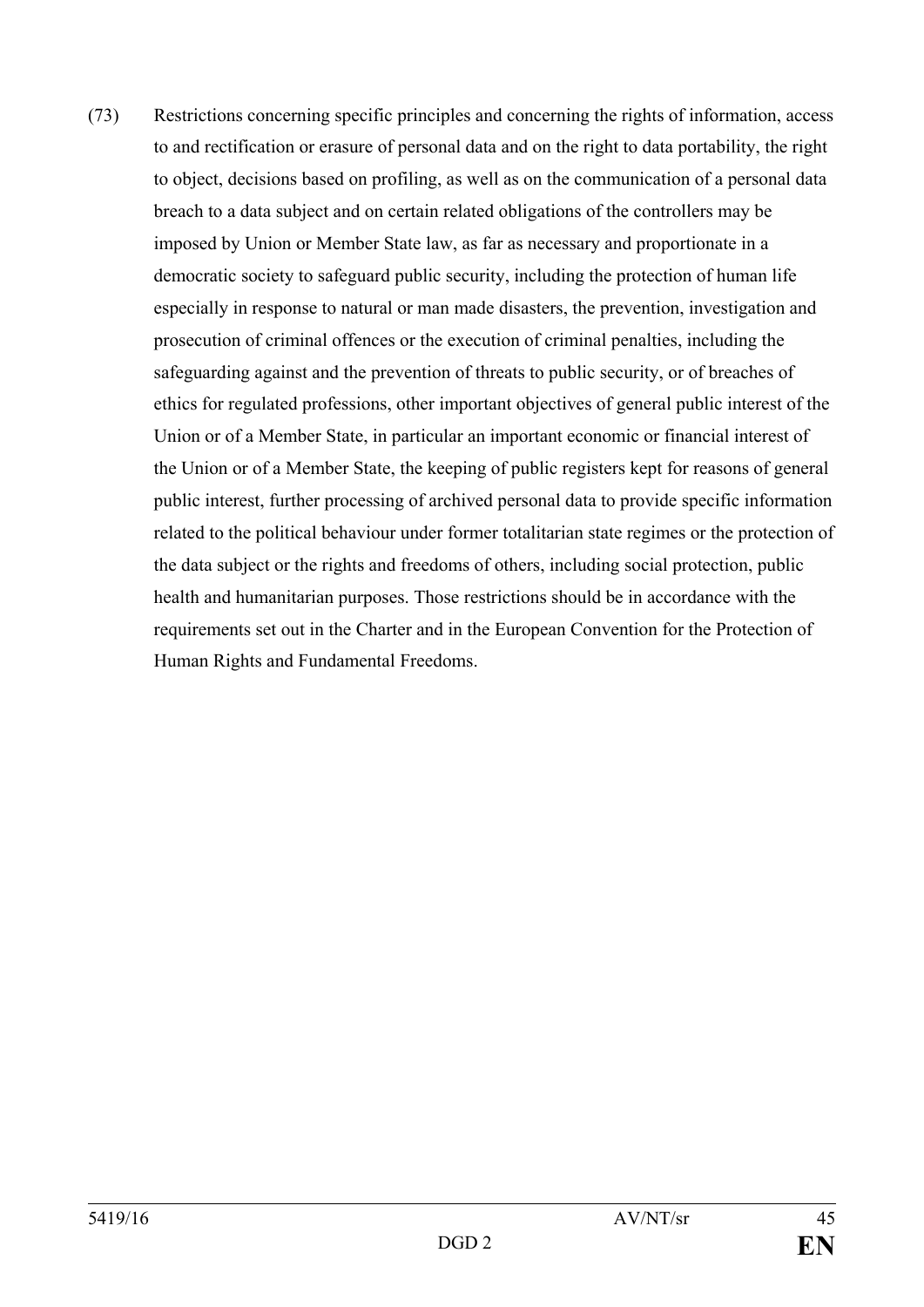(73) Restrictions concerning specific principles and concerning the rights of information, access to and rectification or erasure of personal data and on the right to data portability, the right to object, decisions based on profiling, as well as on the communication of a personal data breach to a data subject and on certain related obligations of the controllers may be imposed by Union or Member State law, as far as necessary and proportionate in a democratic society to safeguard public security, including the protection of human life especially in response to natural or man made disasters, the prevention, investigation and prosecution of criminal offences or the execution of criminal penalties, including the safeguarding against and the prevention of threats to public security, or of breaches of ethics for regulated professions, other important objectives of general public interest of the Union or of a Member State, in particular an important economic or financial interest of the Union or of a Member State, the keeping of public registers kept for reasons of general public interest, further processing of archived personal data to provide specific information related to the political behaviour under former totalitarian state regimes or the protection of the data subject or the rights and freedoms of others, including social protection, public health and humanitarian purposes. Those restrictions should be in accordance with the requirements set out in the Charter and in the European Convention for the Protection of Human Rights and Fundamental Freedoms.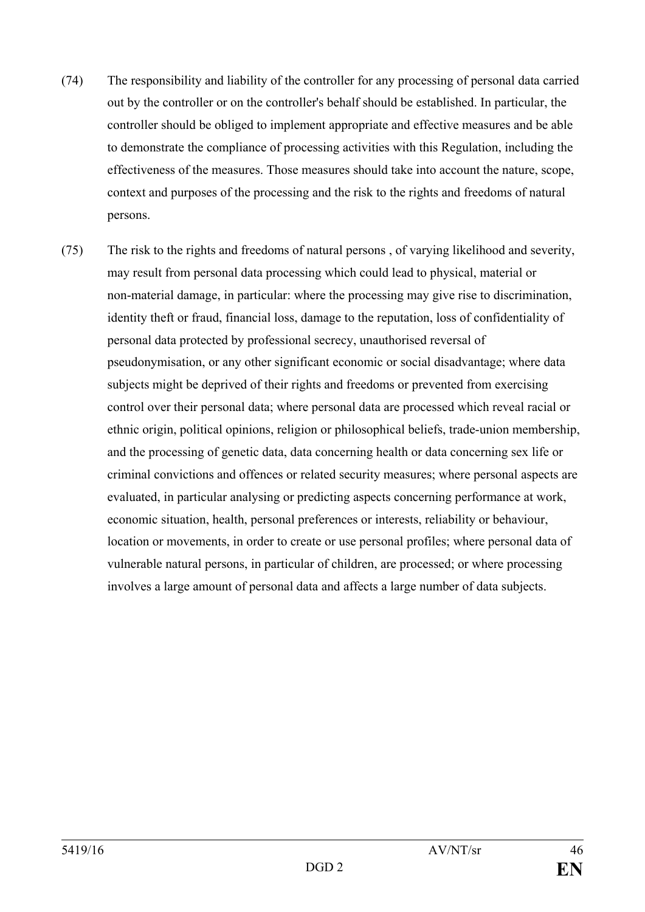(74) The responsibility and liability of the controller for any processing of personal data carried out by the controller or on the controller's behalf should be established. In particular, the controller should be obliged to implement appropriate and effective measures and be able to demonstrate the compliance of processing activities with this Regulation, including the effectiveness of the measures. Those measures should take into account the nature, scope, context and purposes of the processing and the risk to the rights and freedoms of natural persons.

(75) The risk to the rights and freedoms of natural persons , of varying likelihood and severity, may result from personal data processing which could lead to physical, material or non-material damage, in particular: where the processing may give rise to discrimination, identity theft or fraud, financial loss, damage to the reputation, loss of confidentiality of personal data protected by professional secrecy, unauthorised reversal of pseudonymisation, or any other significant economic or social disadvantage; where data subjects might be deprived of their rights and freedoms or prevented from exercising control over their personal data; where personal data are processed which reveal racial or ethnic origin, political opinions, religion or philosophical beliefs, trade-union membership, and the processing of genetic data, data concerning health or data concerning sex life or criminal convictions and offences or related security measures; where personal aspects are evaluated, in particular analysing or predicting aspects concerning performance at work, economic situation, health, personal preferences or interests, reliability or behaviour, location or movements, in order to create or use personal profiles; where personal data of vulnerable natural persons, in particular of children, are processed; or where processing involves a large amount of personal data and affects a large number of data subjects.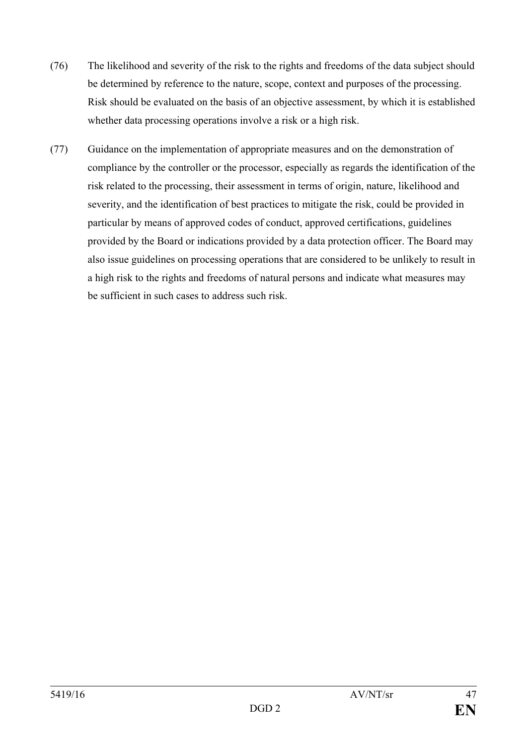(76) The likelihood and severity of the risk to the rights and freedoms of the data subject should be determined by reference to the nature, scope, context and purposes of the processing. Risk should be evaluated on the basis of an objective assessment, by which it is established whether data processing operations involve a risk or a high risk.

(77) Guidance on the implementation of appropriate measures and on the demonstration of compliance by the controller or the processor, especially as regards the identification of the risk related to the processing, their assessment in terms of origin, nature, likelihood and severity, and the identification of best practices to mitigate the risk, could be provided in particular by means of approved codes of conduct, approved certifications, guidelines provided by the Board or indications provided by a data protection officer. The Board may also issue guidelines on processing operations that are considered to be unlikely to result in a high risk to the rights and freedoms of natural persons and indicate what measures may be sufficient in such cases to address such risk.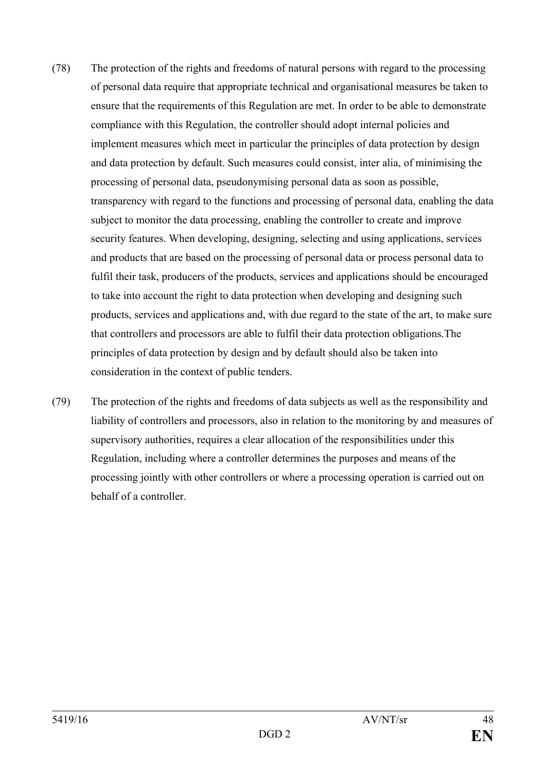(78) The protection of the rights and freedoms of natural persons with regard to the processing of personal data require that appropriate technical and organisational measures be taken to ensure that the requirements of this Regulation are met. In order to be able to demonstrate compliance with this Regulation, the controller should adopt internal policies and implement measures which meet in particular the principles of data protection by design and data protection by default. Such measures could consist, inter alia, of minimising the processing of personal data, pseudonymising personal data as soon as possible, transparency with regard to the functions and processing of personal data, enabling the data subject to monitor the data processing, enabling the controller to create and improve security features. When developing, designing, selecting and using applications, services and products that are based on the processing of personal data or process personal data to fulfil their task, producers of the products, services and applications should be encouraged to take into account the right to data protection when developing and designing such products, services and applications and, with due regard to the state of the art, to make sure that controllers and processors are able to fulfil their data protection obligations.The principles of data protection by design and by default should also be taken into consideration in the context of public tenders.

(79) The protection of the rights and freedoms of data subjects as well as the responsibility and liability of controllers and processors, also in relation to the monitoring by and measures of supervisory authorities, requires a clear allocation of the responsibilities under this Regulation, including where a controller determines the purposes and means of the processing jointly with other controllers or where a processing operation is carried out on behalf of a controller.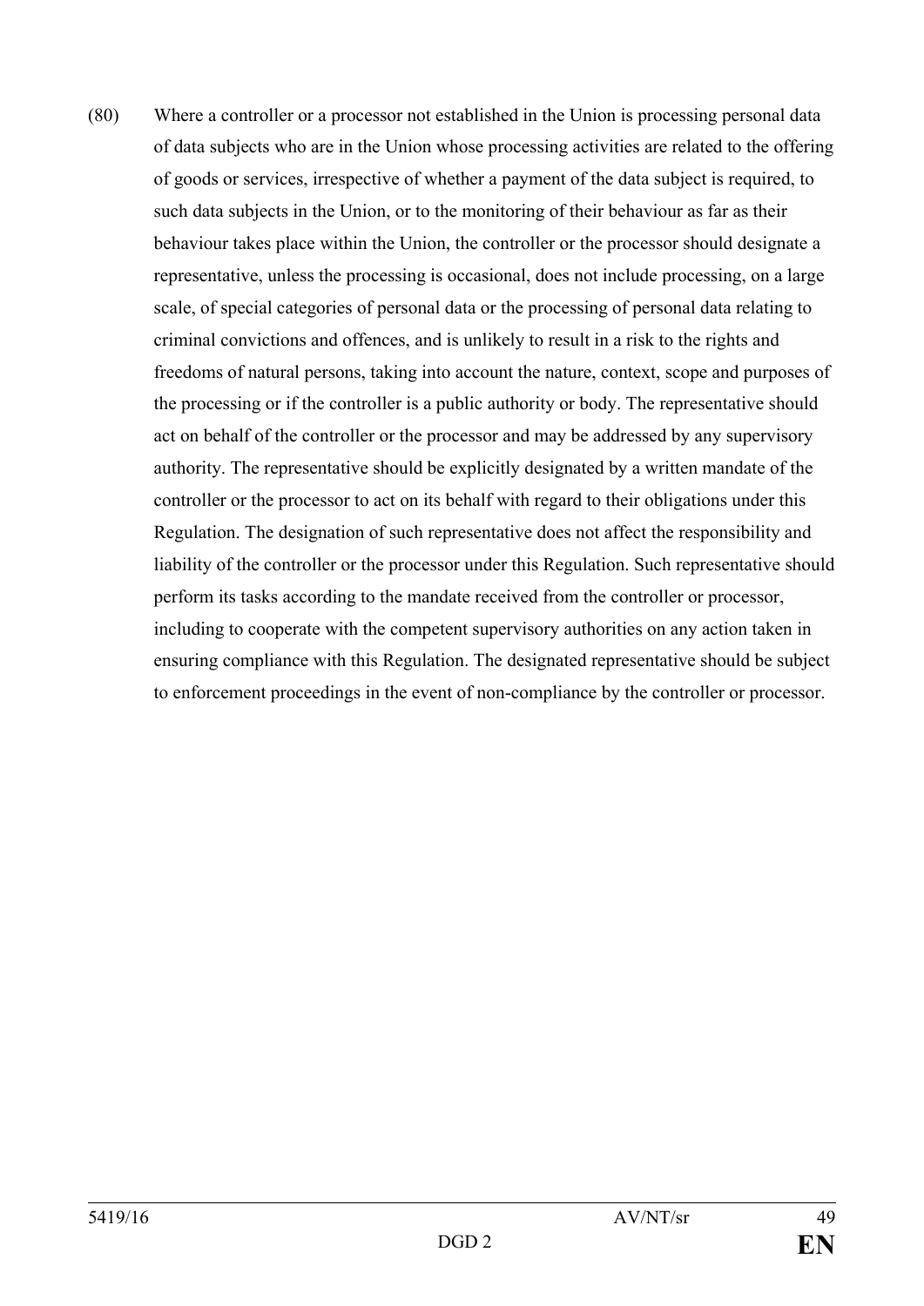(80) Where a controller or a processor not established in the Union is processing personal data of data subjects who are in the Union whose processing activities are related to the offering of goods or services, irrespective of whether a payment of the data subject is required, to such data subjects in the Union, or to the monitoring of their behaviour as far as their behaviour takes place within the Union, the controller or the processor should designate a representative, unless the processing is occasional, does not include processing, on a large scale, of special categories of personal data or the processing of personal data relating to criminal convictions and offences, and is unlikely to result in a risk to the rights and freedoms of natural persons, taking into account the nature, context, scope and purposes of the processing or if the controller is a public authority or body. The representative should act on behalf of the controller or the processor and may be addressed by any supervisory authority. The representative should be explicitly designated by a written mandate of the controller or the processor to act on its behalf with regard to their obligations under this Regulation. The designation of such representative does not affect the responsibility and liability of the controller or the processor under this Regulation. Such representative should perform its tasks according to the mandate received from the controller or processor, including to cooperate with the competent supervisory authorities on any action taken in ensuring compliance with this Regulation. The designated representative should be subject to enforcement proceedings in the event of non-compliance by the controller or processor.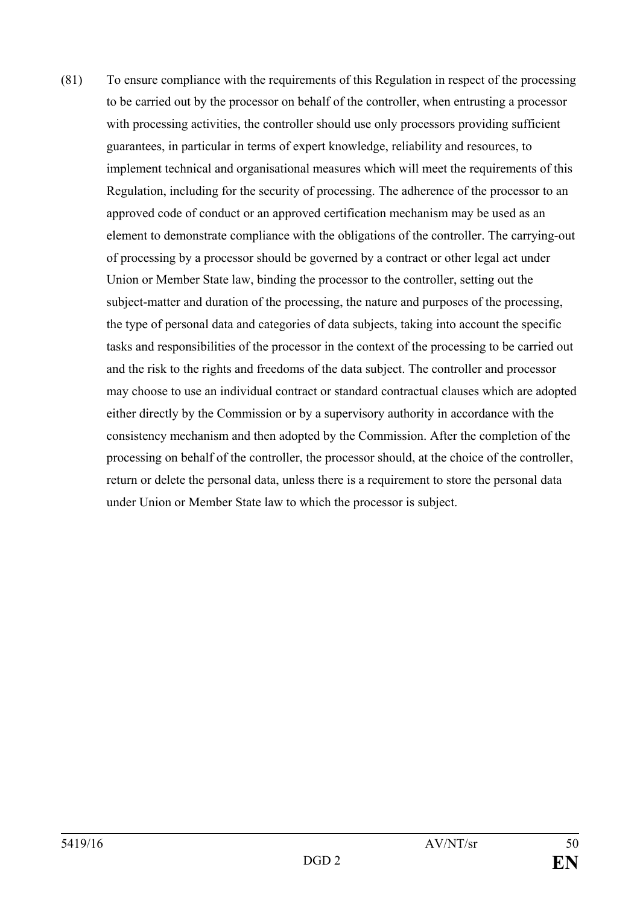(81) To ensure compliance with the requirements of this Regulation in respect of the processing to be carried out by the processor on behalf of the controller, when entrusting a processor with processing activities, the controller should use only processors providing sufficient guarantees, in particular in terms of expert knowledge, reliability and resources, to implement technical and organisational measures which will meet the requirements of this Regulation, including for the security of processing. The adherence of the processor to an approved code of conduct or an approved certification mechanism may be used as an element to demonstrate compliance with the obligations of the controller. The carrying-out of processing by a processor should be governed by a contract or other legal act under Union or Member State law, binding the processor to the controller, setting out the subject-matter and duration of the processing, the nature and purposes of the processing, the type of personal data and categories of data subjects, taking into account the specific tasks and responsibilities of the processor in the context of the processing to be carried out and the risk to the rights and freedoms of the data subject. The controller and processor may choose to use an individual contract or standard contractual clauses which are adopted either directly by the Commission or by a supervisory authority in accordance with the consistency mechanism and then adopted by the Commission. After the completion of the processing on behalf of the controller, the processor should, at the choice of the controller, return or delete the personal data, unless there is a requirement to store the personal data under Union or Member State law to which the processor is subject.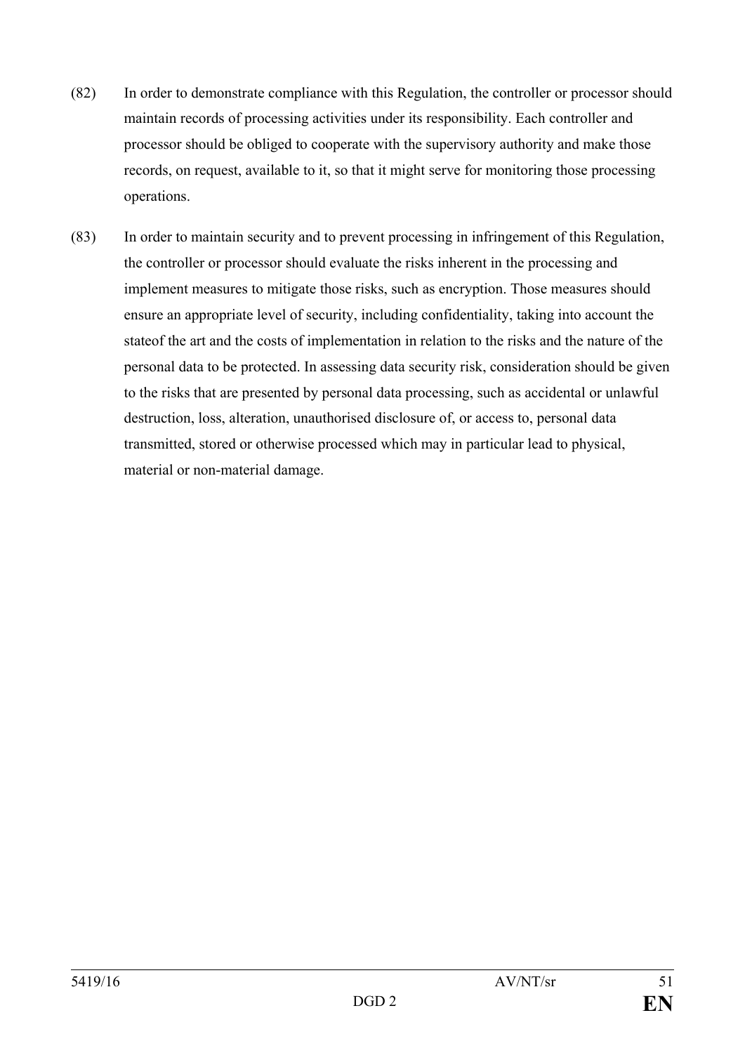(82) In order to demonstrate compliance with this Regulation, the controller or processor should maintain records of processing activities under its responsibility. Each controller and processor should be obliged to cooperate with the supervisory authority and make those records, on request, available to it, so that it might serve for monitoring those processing operations.

(83) In order to maintain security and to prevent processing in infringement of this Regulation, the controller or processor should evaluate the risks inherent in the processing and implement measures to mitigate those risks, such as encryption. Those measures should ensure an appropriate level of security, including confidentiality, taking into account the stateof the art and the costs of implementation in relation to the risks and the nature of the personal data to be protected. In assessing data security risk, consideration should be given to the risks that are presented by personal data processing, such as accidental or unlawful destruction, loss, alteration, unauthorised disclosure of, or access to, personal data transmitted, stored or otherwise processed which may in particular lead to physical, material or non-material damage.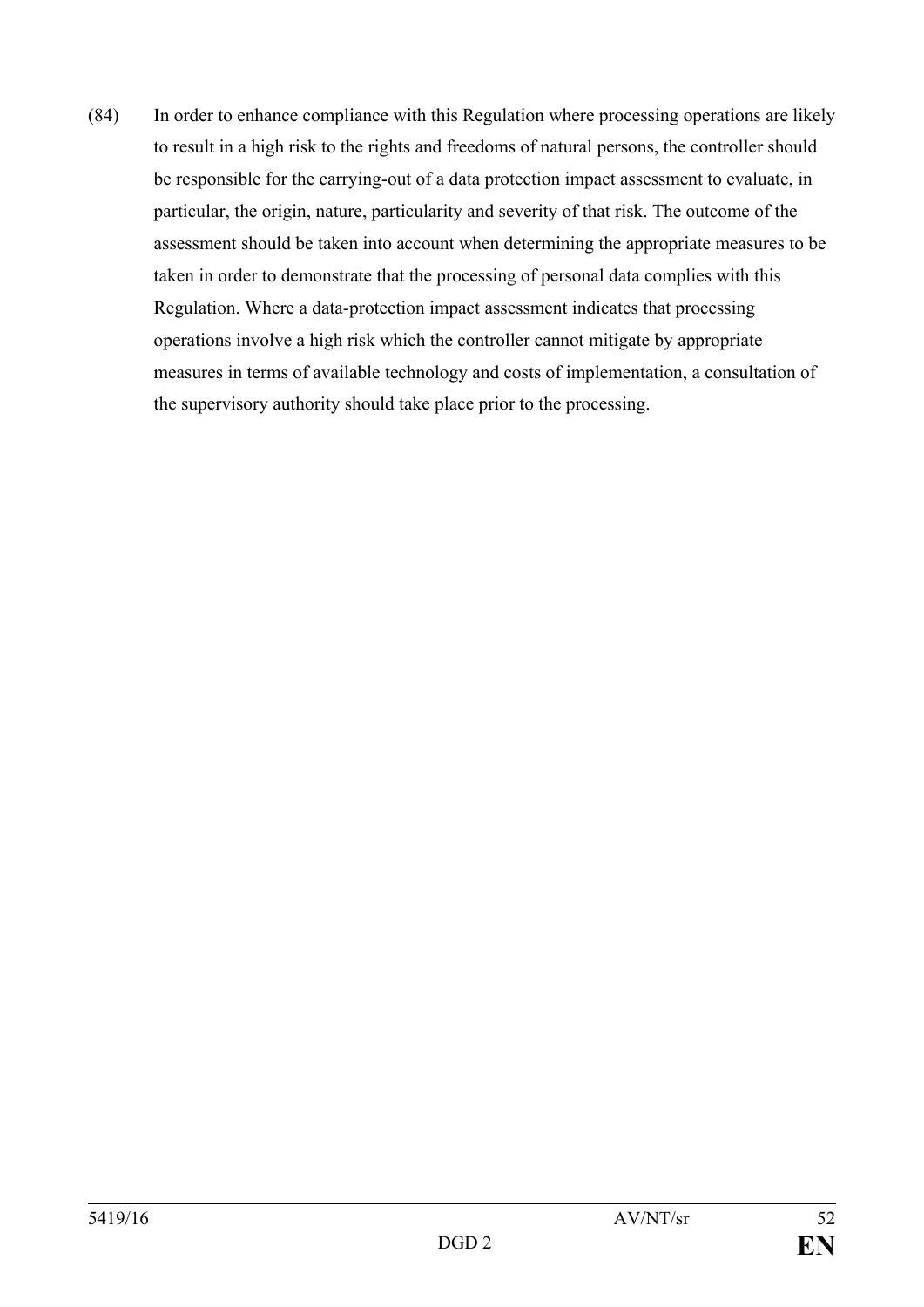(84) In order to enhance compliance with this Regulation where processing operations are likely to result in a high risk to the rights and freedoms of natural persons, the controller should be responsible for the carrying-out of a data protection impact assessment to evaluate, in particular, the origin, nature, particularity and severity of that risk. The outcome of the assessment should be taken into account when determining the appropriate measures to be taken in order to demonstrate that the processing of personal data complies with this Regulation. Where a data-protection impact assessment indicates that processing operations involve a high risk which the controller cannot mitigate by appropriate measures in terms of available technology and costs of implementation, a consultation of the supervisory authority should take place prior to the processing.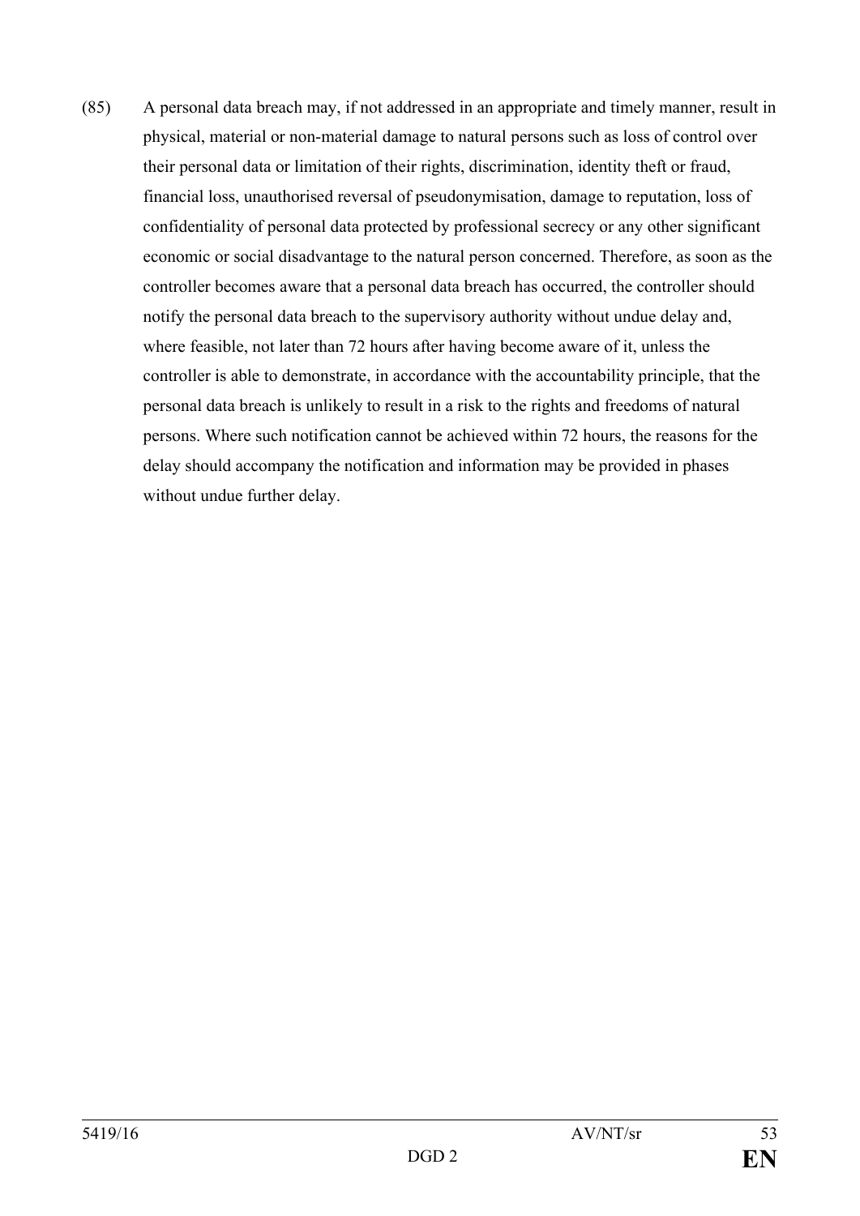(85) A personal data breach may, if not addressed in an appropriate and timely manner, result in physical, material or non-material damage to natural persons such as loss of control over their personal data or limitation of their rights, discrimination, identity theft or fraud, financial loss, unauthorised reversal of pseudonymisation, damage to reputation, loss of confidentiality of personal data protected by professional secrecy or any other significant economic or social disadvantage to the natural person concerned. Therefore, as soon as the controller becomes aware that a personal data breach has occurred, the controller should notify the personal data breach to the supervisory authority without undue delay and, where feasible, not later than 72 hours after having become aware of it, unless the controller is able to demonstrate, in accordance with the accountability principle, that the personal data breach is unlikely to result in a risk to the rights and freedoms of natural persons. Where such notification cannot be achieved within 72 hours, the reasons for the delay should accompany the notification and information may be provided in phases without undue further delay.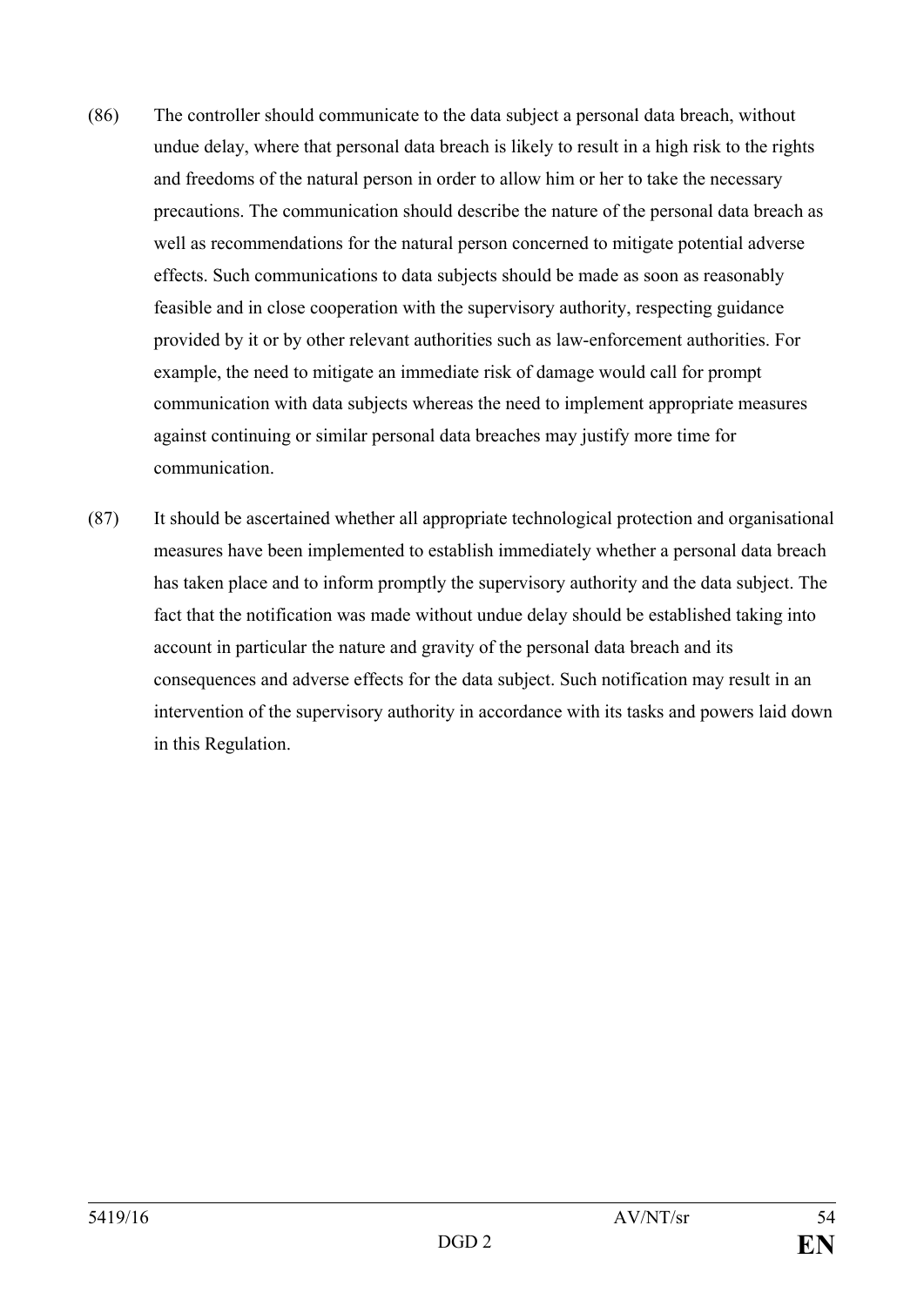(86) The controller should communicate to the data subject a personal data breach, without undue delay, where that personal data breach is likely to result in a high risk to the rights and freedoms of the natural person in order to allow him or her to take the necessary precautions. The communication should describe the nature of the personal data breach as well as recommendations for the natural person concerned to mitigate potential adverse effects. Such communications to data subjects should be made as soon as reasonably feasible and in close cooperation with the supervisory authority, respecting guidance provided by it or by other relevant authorities such as law-enforcement authorities. For example, the need to mitigate an immediate risk of damage would call for prompt communication with data subjects whereas the need to implement appropriate measures against continuing or similar personal data breaches may justify more time for communication.

(87) It should be ascertained whether all appropriate technological protection and organisational measures have been implemented to establish immediately whether a personal data breach has taken place and to inform promptly the supervisory authority and the data subject. The fact that the notification was made without undue delay should be established taking into account in particular the nature and gravity of the personal data breach and its consequences and adverse effects for the data subject. Such notification may result in an intervention of the supervisory authority in accordance with its tasks and powers laid down in this Regulation.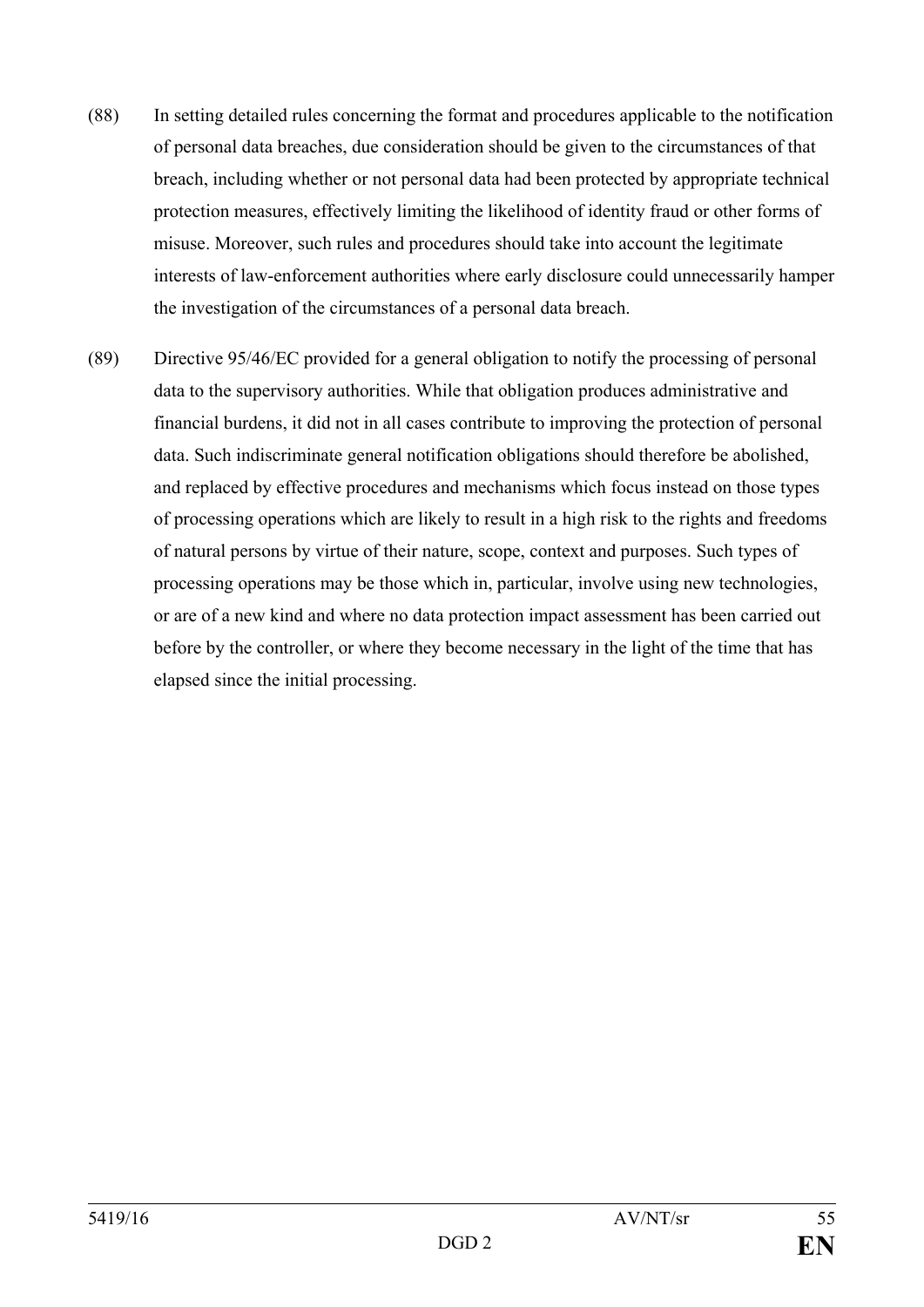(88) In setting detailed rules concerning the format and procedures applicable to the notification of personal data breaches, due consideration should be given to the circumstances of that breach, including whether or not personal data had been protected by appropriate technical protection measures, effectively limiting the likelihood of identity fraud or other forms of misuse. Moreover, such rules and procedures should take into account the legitimate interests of law-enforcement authorities where early disclosure could unnecessarily hamper the investigation of the circumstances of a personal data breach.

(89) Directive 95/46/EC provided for a general obligation to notify the processing of personal data to the supervisory authorities. While that obligation produces administrative and financial burdens, it did not in all cases contribute to improving the protection of personal data. Such indiscriminate general notification obligations should therefore be abolished, and replaced by effective procedures and mechanisms which focus instead on those types of processing operations which are likely to result in a high risk to the rights and freedoms of natural persons by virtue of their nature, scope, context and purposes. Such types of processing operations may be those which in, particular, involve using new technologies, or are of a new kind and where no data protection impact assessment has been carried out before by the controller, or where they become necessary in the light of the time that has elapsed since the initial processing.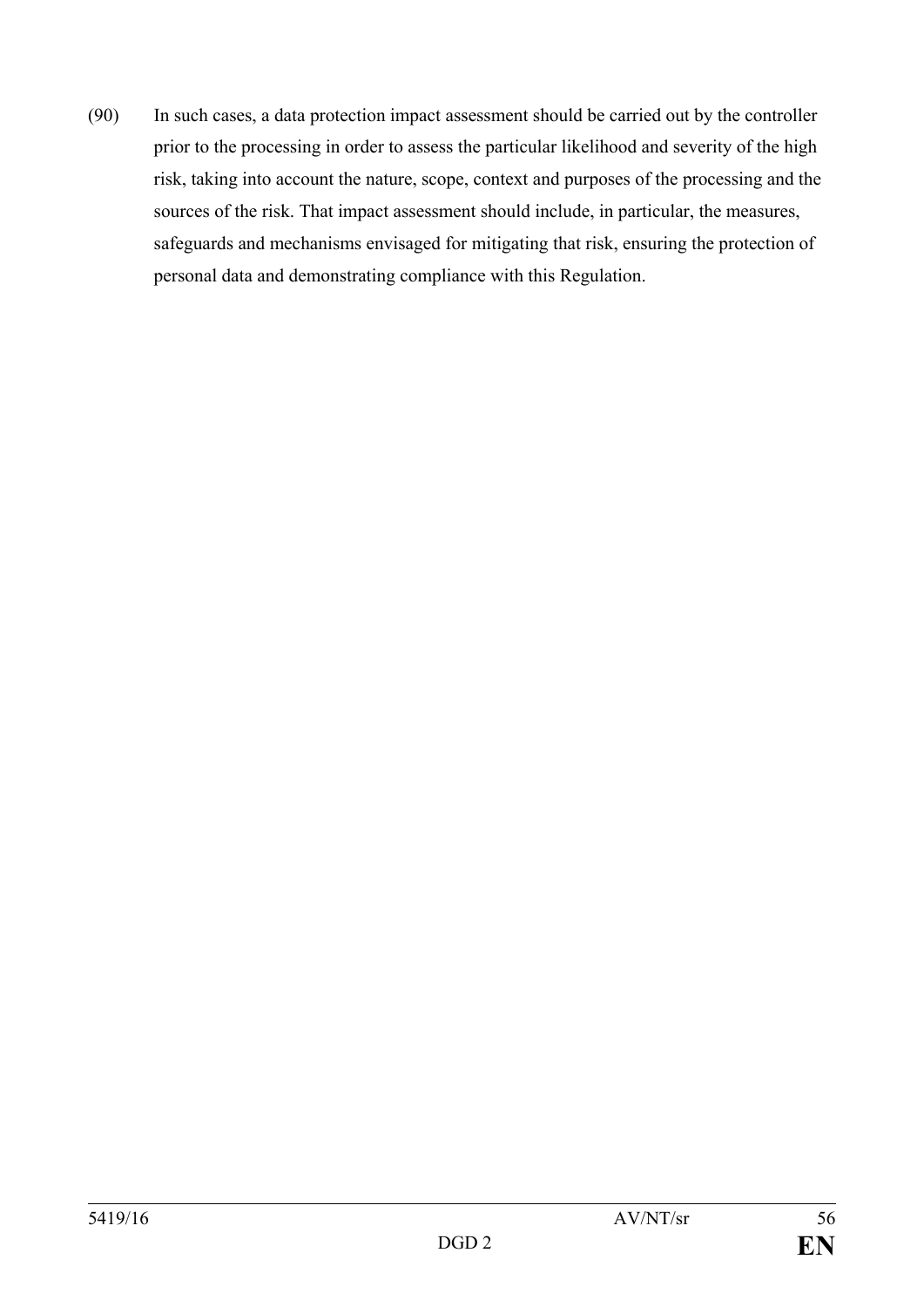(90) In such cases, a data protection impact assessment should be carried out by the controller prior to the processing in order to assess the particular likelihood and severity of the high risk, taking into account the nature, scope, context and purposes of the processing and the sources of the risk. That impact assessment should include, in particular, the measures, safeguards and mechanisms envisaged for mitigating that risk, ensuring the protection of personal data and demonstrating compliance with this Regulation.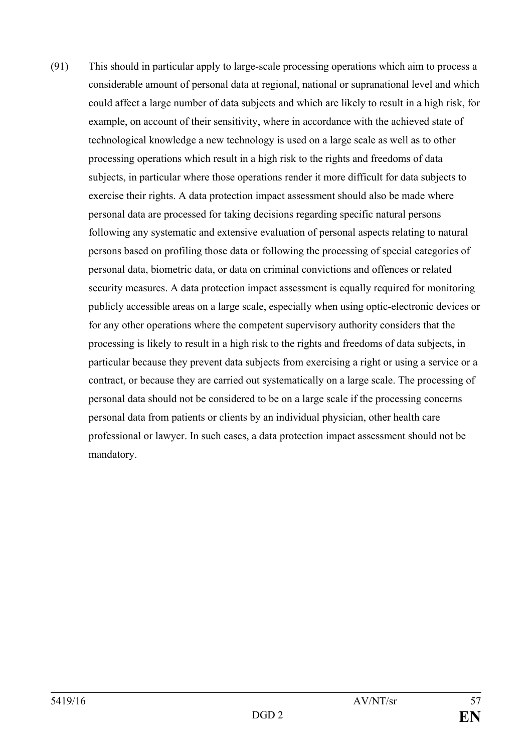(91) This should in particular apply to large-scale processing operations which aim to process a considerable amount of personal data at regional, national or supranational level and which could affect a large number of data subjects and which are likely to result in a high risk, for example, on account of their sensitivity, where in accordance with the achieved state of technological knowledge a new technology is used on a large scale as well as to other processing operations which result in a high risk to the rights and freedoms of data subjects, in particular where those operations render it more difficult for data subjects to exercise their rights. A data protection impact assessment should also be made where personal data are processed for taking decisions regarding specific natural persons following any systematic and extensive evaluation of personal aspects relating to natural persons based on profiling those data or following the processing of special categories of personal data, biometric data, or data on criminal convictions and offences or related security measures. A data protection impact assessment is equally required for monitoring publicly accessible areas on a large scale, especially when using optic-electronic devices or for any other operations where the competent supervisory authority considers that the processing is likely to result in a high risk to the rights and freedoms of data subjects, in particular because they prevent data subjects from exercising a right or using a service or a contract, or because they are carried out systematically on a large scale. The processing of personal data should not be considered to be on a large scale if the processing concerns personal data from patients or clients by an individual physician, other health care professional or lawyer. In such cases, a data protection impact assessment should not be mandatory.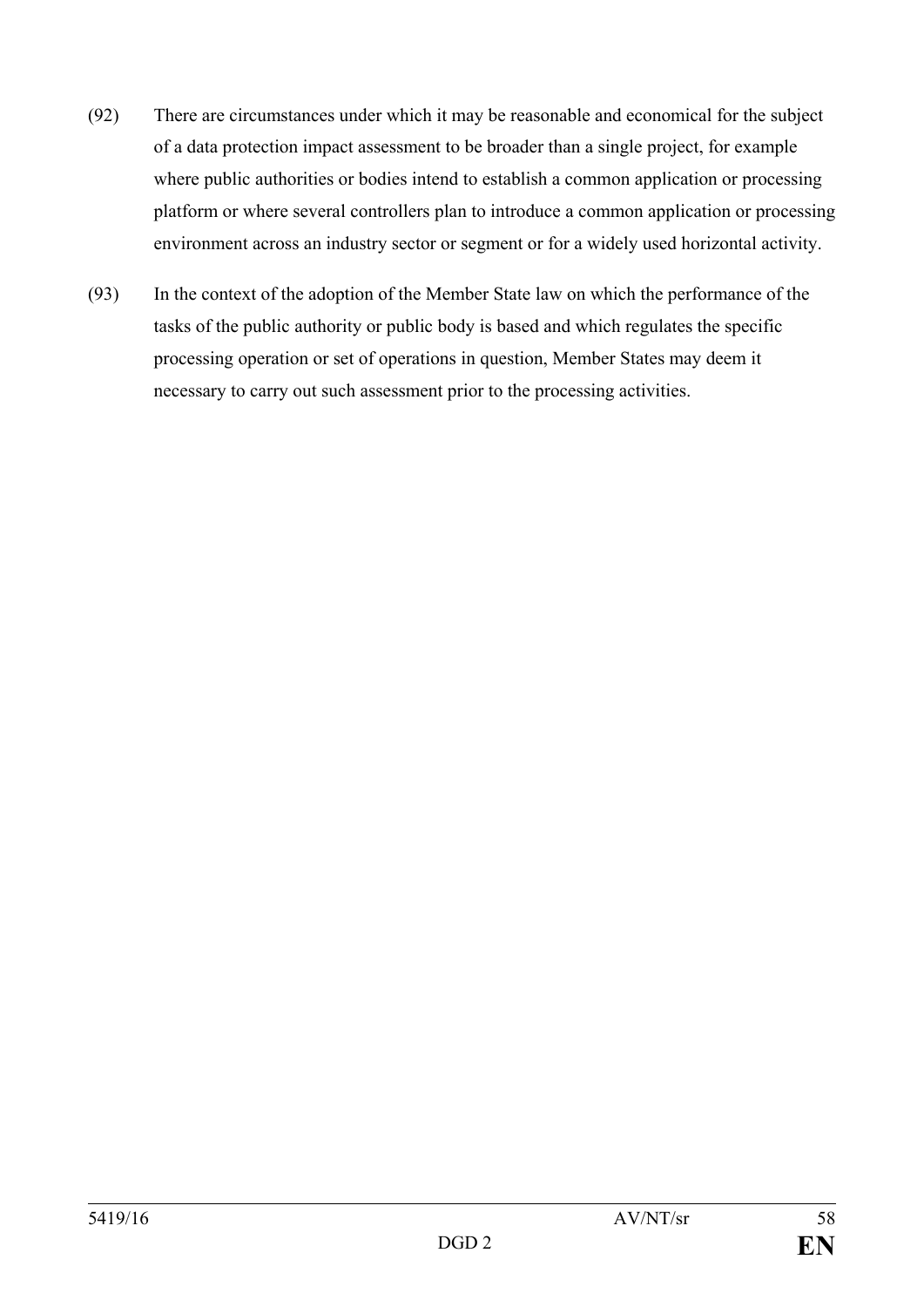(92) There are circumstances under which it may be reasonable and economical for the subject of a data protection impact assessment to be broader than a single project, for example where public authorities or bodies intend to establish a common application or processing platform or where several controllers plan to introduce a common application or processing environment across an industry sector or segment or for a widely used horizontal activity.

(93) In the context of the adoption of the Member State law on which the performance of the tasks of the public authority or public body is based and which regulates the specific processing operation or set of operations in question, Member States may deem it necessary to carry out such assessment prior to the processing activities.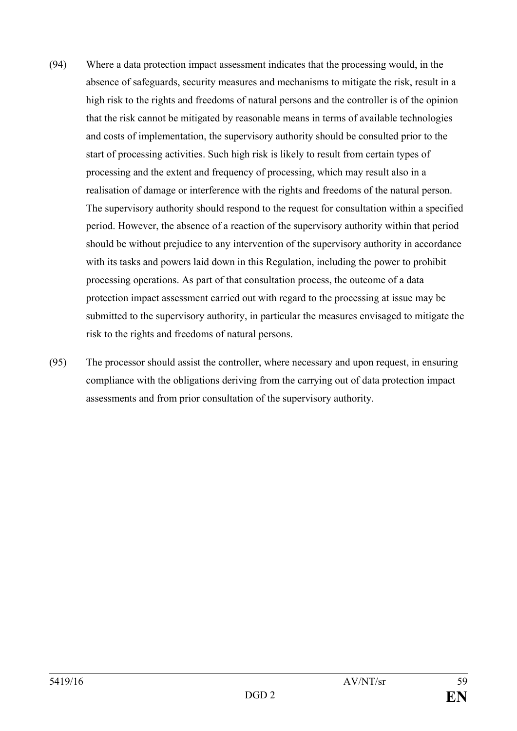(94) Where a data protection impact assessment indicates that the processing would, in the absence of safeguards, security measures and mechanisms to mitigate the risk, result in a high risk to the rights and freedoms of natural persons and the controller is of the opinion that the risk cannot be mitigated by reasonable means in terms of available technologies and costs of implementation, the supervisory authority should be consulted prior to the start of processing activities. Such high risk is likely to result from certain types of processing and the extent and frequency of processing, which may result also in a realisation of damage or interference with the rights and freedoms of the natural person. The supervisory authority should respond to the request for consultation within a specified period. However, the absence of a reaction of the supervisory authority within that period should be without prejudice to any intervention of the supervisory authority in accordance with its tasks and powers laid down in this Regulation, including the power to prohibit processing operations. As part of that consultation process, the outcome of a data protection impact assessment carried out with regard to the processing at issue may be submitted to the supervisory authority, in particular the measures envisaged to mitigate the risk to the rights and freedoms of natural persons.

(95) The processor should assist the controller, where necessary and upon request, in ensuring compliance with the obligations deriving from the carrying out of data protection impact assessments and from prior consultation of the supervisory authority.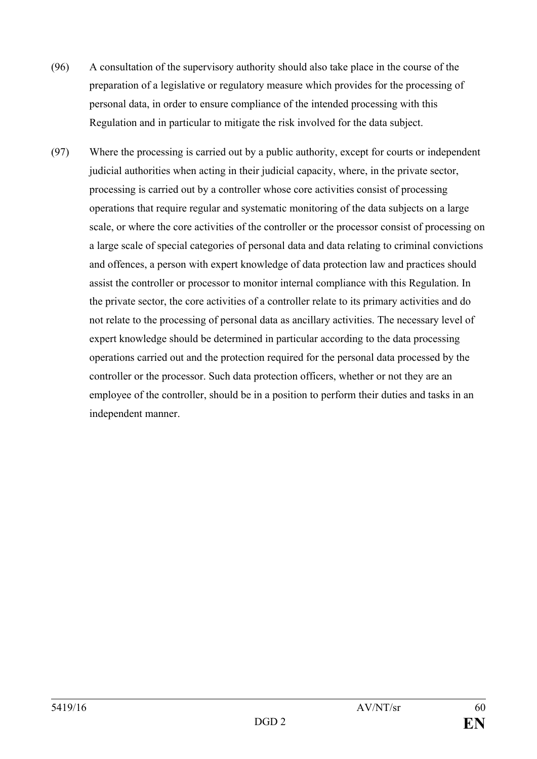(96) A consultation of the supervisory authority should also take place in the course of the preparation of a legislative or regulatory measure which provides for the processing of personal data, in order to ensure compliance of the intended processing with this Regulation and in particular to mitigate the risk involved for the data subject.

(97) Where the processing is carried out by a public authority, except for courts or independent judicial authorities when acting in their judicial capacity, where, in the private sector, processing is carried out by a controller whose core activities consist of processing operations that require regular and systematic monitoring of the data subjects on a large scale, or where the core activities of the controller or the processor consist of processing on a large scale of special categories of personal data and data relating to criminal convictions and offences, a person with expert knowledge of data protection law and practices should assist the controller or processor to monitor internal compliance with this Regulation. In the private sector, the core activities of a controller relate to its primary activities and do not relate to the processing of personal data as ancillary activities. The necessary level of expert knowledge should be determined in particular according to the data processing operations carried out and the protection required for the personal data processed by the controller or the processor. Such data protection officers, whether or not they are an employee of the controller, should be in a position to perform their duties and tasks in an independent manner.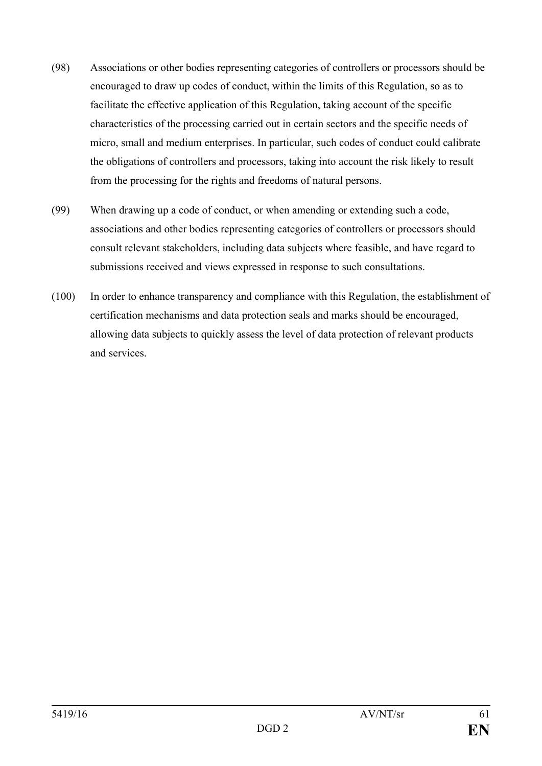(98) Associations or other bodies representing categories of controllers or processors should be encouraged to draw up codes of conduct, within the limits of this Regulation, so as to facilitate the effective application of this Regulation, taking account of the specific characteristics of the processing carried out in certain sectors and the specific needs of micro, small and medium enterprises. In particular, such codes of conduct could calibrate the obligations of controllers and processors, taking into account the risk likely to result from the processing for the rights and freedoms of natural persons.

(99) When drawing up a code of conduct, or when amending or extending such a code, associations and other bodies representing categories of controllers or processors should consult relevant stakeholders, including data subjects where feasible, and have regard to submissions received and views expressed in response to such consultations.

(100) In order to enhance transparency and compliance with this Regulation, the establishment of certification mechanisms and data protection seals and marks should be encouraged, allowing data subjects to quickly assess the level of data protection of relevant products and services.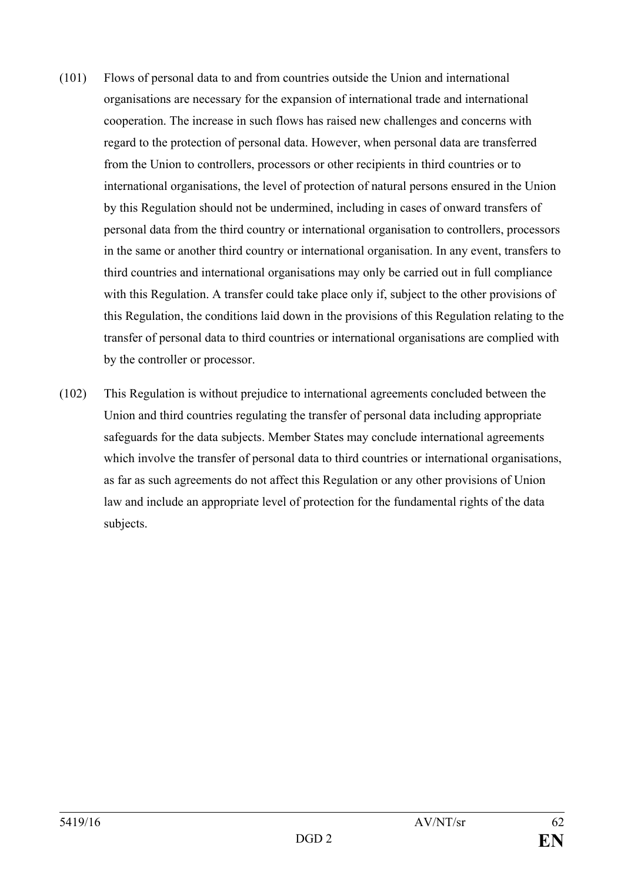(101) Flows of personal data to and from countries outside the Union and international organisations are necessary for the expansion of international trade and international cooperation. The increase in such flows has raised new challenges and concerns with regard to the protection of personal data. However, when personal data are transferred from the Union to controllers, processors or other recipients in third countries or to international organisations, the level of protection of natural persons ensured in the Union by this Regulation should not be undermined, including in cases of onward transfers of personal data from the third country or international organisation to controllers, processors in the same or another third country or international organisation. In any event, transfers to third countries and international organisations may only be carried out in full compliance with this Regulation. A transfer could take place only if, subject to the other provisions of this Regulation, the conditions laid down in the provisions of this Regulation relating to the transfer of personal data to third countries or international organisations are complied with by the controller or processor.

(102) This Regulation is without prejudice to international agreements concluded between the Union and third countries regulating the transfer of personal data including appropriate safeguards for the data subjects. Member States may conclude international agreements which involve the transfer of personal data to third countries or international organisations, as far as such agreements do not affect this Regulation or any other provisions of Union law and include an appropriate level of protection for the fundamental rights of the data subjects.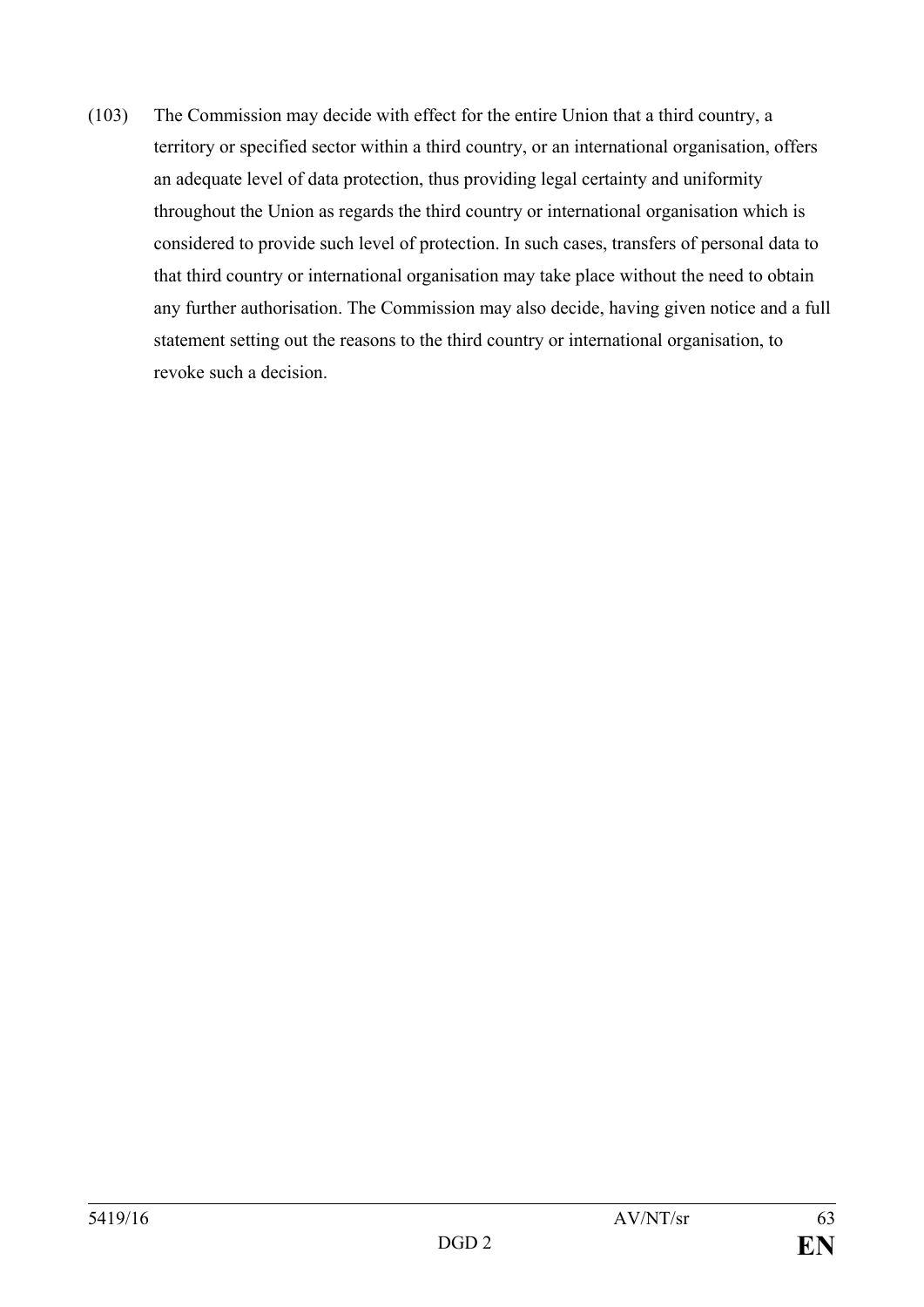(103) The Commission may decide with effect for the entire Union that a third country, a territory or specified sector within a third country, or an international organisation, offers an adequate level of data protection, thus providing legal certainty and uniformity throughout the Union as regards the third country or international organisation which is considered to provide such level of protection. In such cases, transfers of personal data to that third country or international organisation may take place without the need to obtain any further authorisation. The Commission may also decide, having given notice and a full statement setting out the reasons to the third country or international organisation, to revoke such a decision.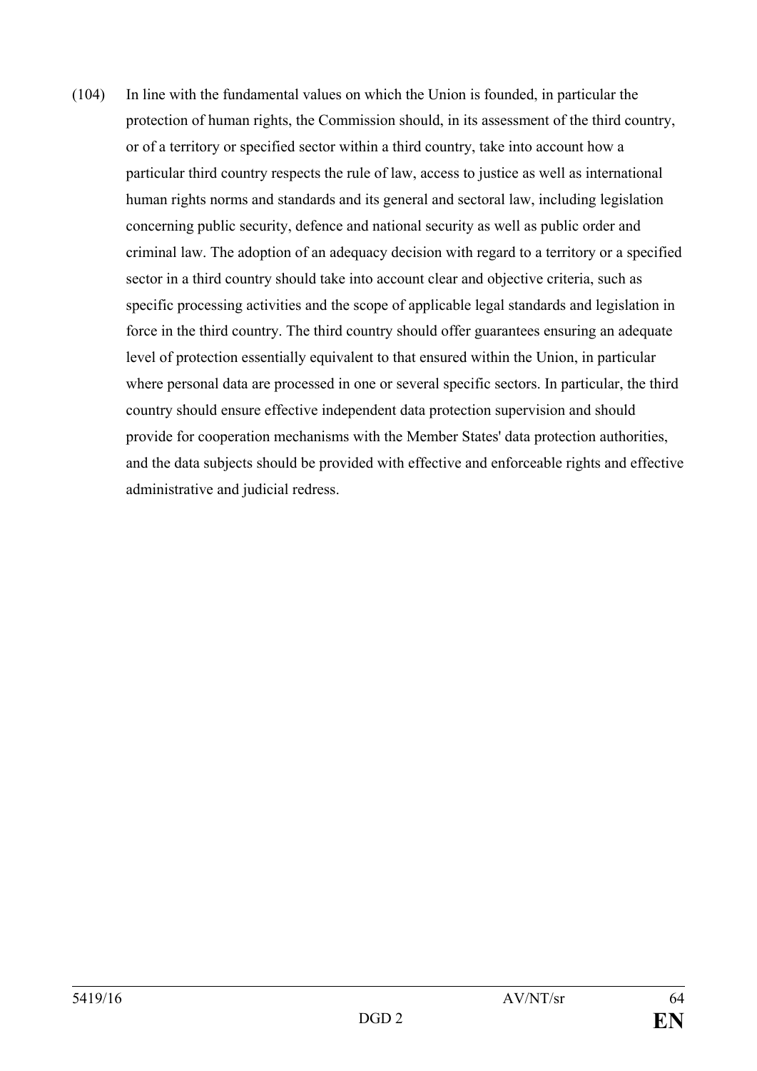(104) In line with the fundamental values on which the Union is founded, in particular the protection of human rights, the Commission should, in its assessment of the third country, or of a territory or specified sector within a third country, take into account how a particular third country respects the rule of law, access to justice as well as international human rights norms and standards and its general and sectoral law, including legislation concerning public security, defence and national security as well as public order and criminal law. The adoption of an adequacy decision with regard to a territory or a specified sector in a third country should take into account clear and objective criteria, such as specific processing activities and the scope of applicable legal standards and legislation in force in the third country. The third country should offer guarantees ensuring an adequate level of protection essentially equivalent to that ensured within the Union, in particular where personal data are processed in one or several specific sectors. In particular, the third country should ensure effective independent data protection supervision and should provide for cooperation mechanisms with the Member States' data protection authorities, and the data subjects should be provided with effective and enforceable rights and effective administrative and judicial redress.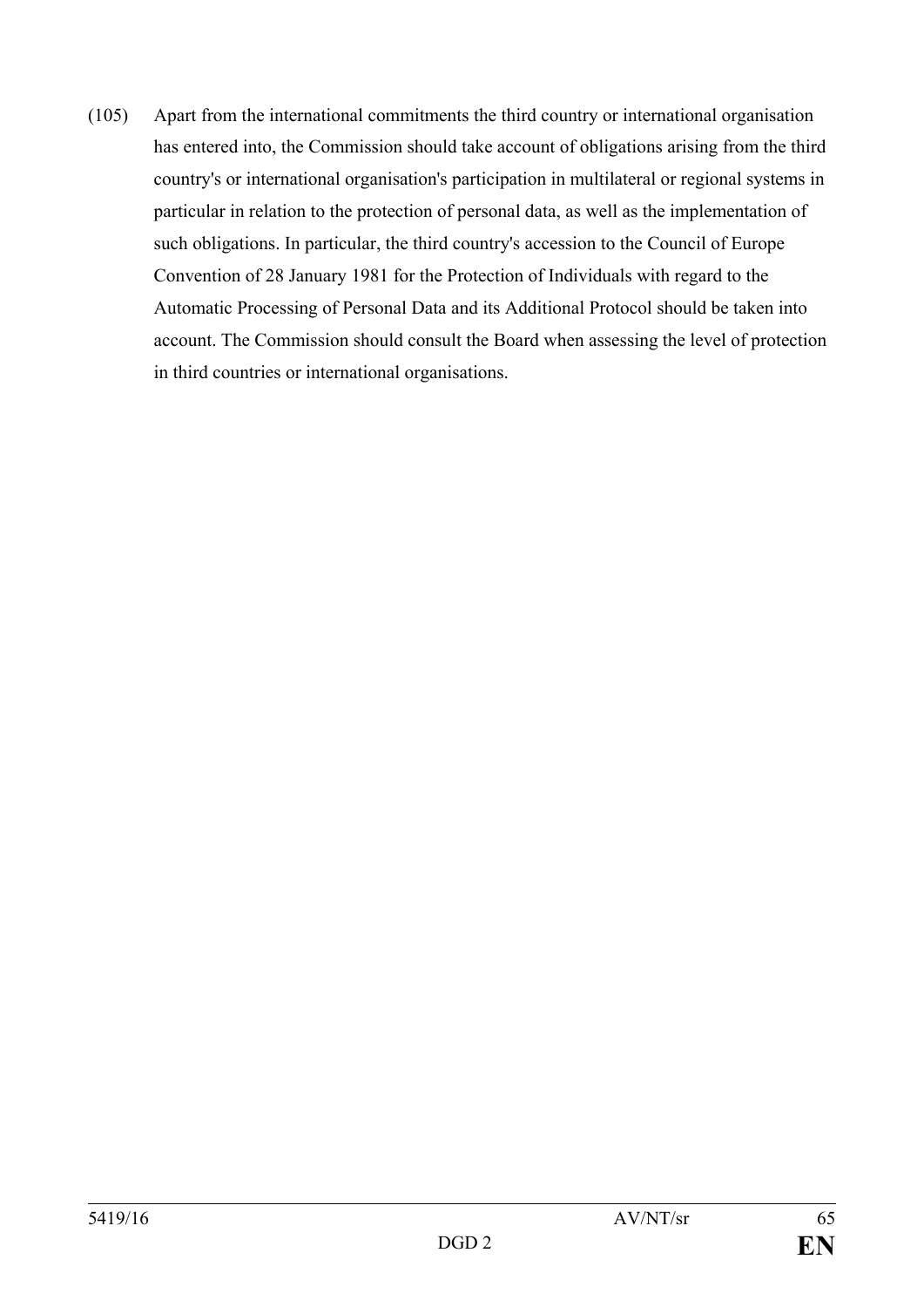(105) Apart from the international commitments the third country or international organisation has entered into, the Commission should take account of obligations arising from the third country's or international organisation's participation in multilateral or regional systems in particular in relation to the protection of personal data, as well as the implementation of such obligations. In particular, the third country's accession to the Council of Europe Convention of 28 January 1981 for the Protection of Individuals with regard to the Automatic Processing of Personal Data and its Additional Protocol should be taken into account. The Commission should consult the Board when assessing the level of protection in third countries or international organisations.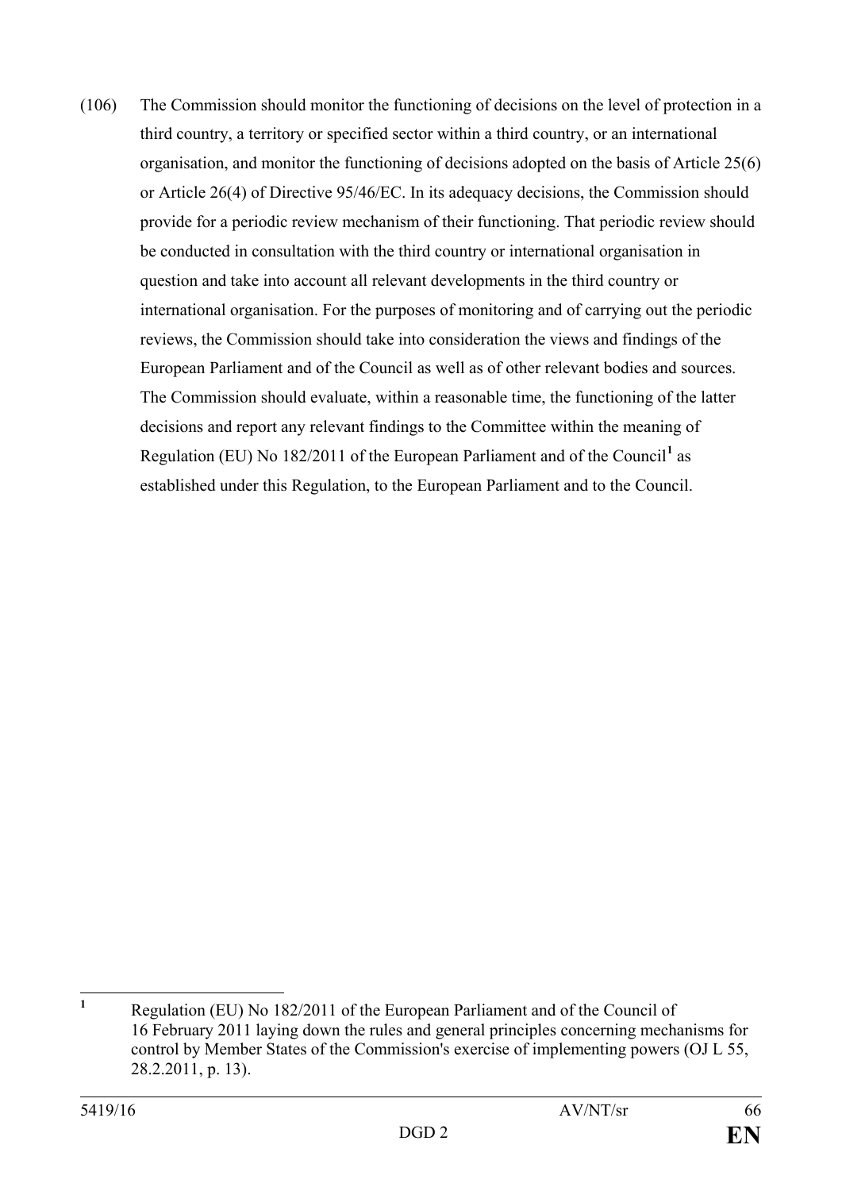(106) The Commission should monitor the functioning of decisions on the level of protection in a third country, a territory or specified sector within a third country, or an international organisation, and monitor the functioning of decisions adopted on the basis of Article 25(6) or Article 26(4) of Directive 95/46/EC. In its adequacy decisions, the Commission should provide for a periodic review mechanism of their functioning. That periodic review should be conducted in consultation with the third country or international organisation in question and take into account all relevant developments in the third country or international organisation. For the purposes of monitoring and of carrying out the periodic reviews, the Commission should take into consideration the views and findings of the European Parliament and of the Council as well as of other relevant bodies and sources. The Commission should evaluate, within a reasonable time, the functioning of the latter decisions and report any relevant findings to the Committee within the meaning of Regulation (EU) No 182/2011 of the European Parliament and of the Council[1] as established under this Regulation, to the European Parliament and to the Council.

---

[1] Regulation (EU) No 182/2011 of the European Parliament and of the Council of 16 February 2011 laying down the rules and general principles concerning mechanisms for control by Member States of the Commission's exercise of implementing powers (OJ L 55, 28.2.2011, p. 13).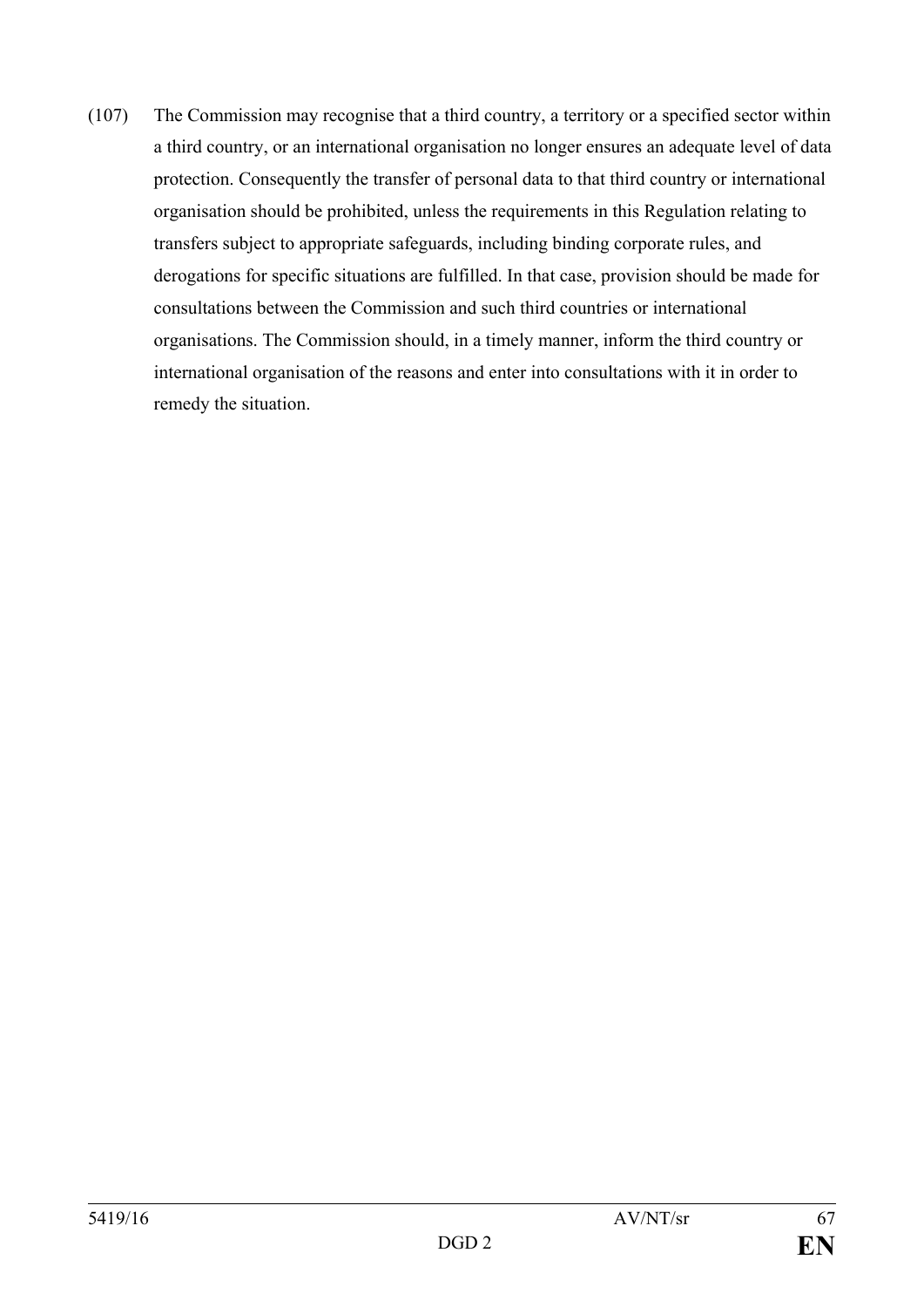(107) The Commission may recognise that a third country, a territory or a specified sector within a third country, or an international organisation no longer ensures an adequate level of data protection. Consequently the transfer of personal data to that third country or international organisation should be prohibited, unless the requirements in this Regulation relating to transfers subject to appropriate safeguards, including binding corporate rules, and derogations for specific situations are fulfilled. In that case, provision should be made for consultations between the Commission and such third countries or international organisations. The Commission should, in a timely manner, inform the third country or international organisation of the reasons and enter into consultations with it in order to remedy the situation.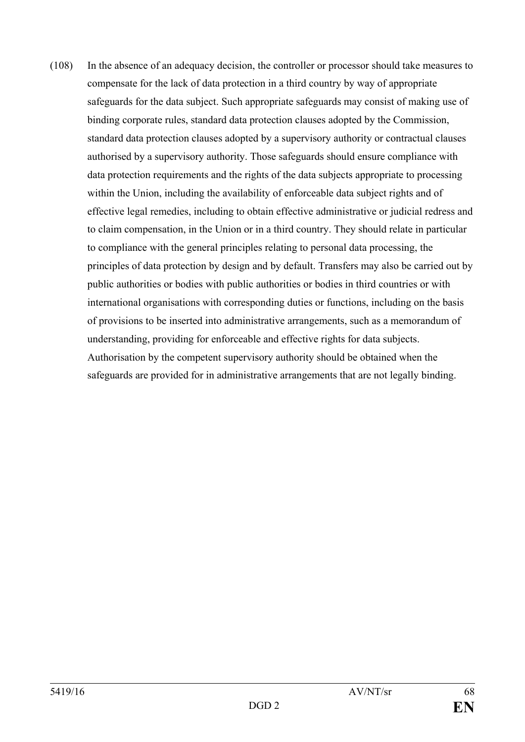(108) In the absence of an adequacy decision, the controller or processor should take measures to compensate for the lack of data protection in a third country by way of appropriate safeguards for the data subject. Such appropriate safeguards may consist of making use of binding corporate rules, standard data protection clauses adopted by the Commission, standard data protection clauses adopted by a supervisory authority or contractual clauses authorised by a supervisory authority. Those safeguards should ensure compliance with data protection requirements and the rights of the data subjects appropriate to processing within the Union, including the availability of enforceable data subject rights and of effective legal remedies, including to obtain effective administrative or judicial redress and to claim compensation, in the Union or in a third country. They should relate in particular to compliance with the general principles relating to personal data processing, the principles of data protection by design and by default. Transfers may also be carried out by public authorities or bodies with public authorities or bodies in third countries or with international organisations with corresponding duties or functions, including on the basis of provisions to be inserted into administrative arrangements, such as a memorandum of understanding, providing for enforceable and effective rights for data subjects. Authorisation by the competent supervisory authority should be obtained when the safeguards are provided for in administrative arrangements that are not legally binding.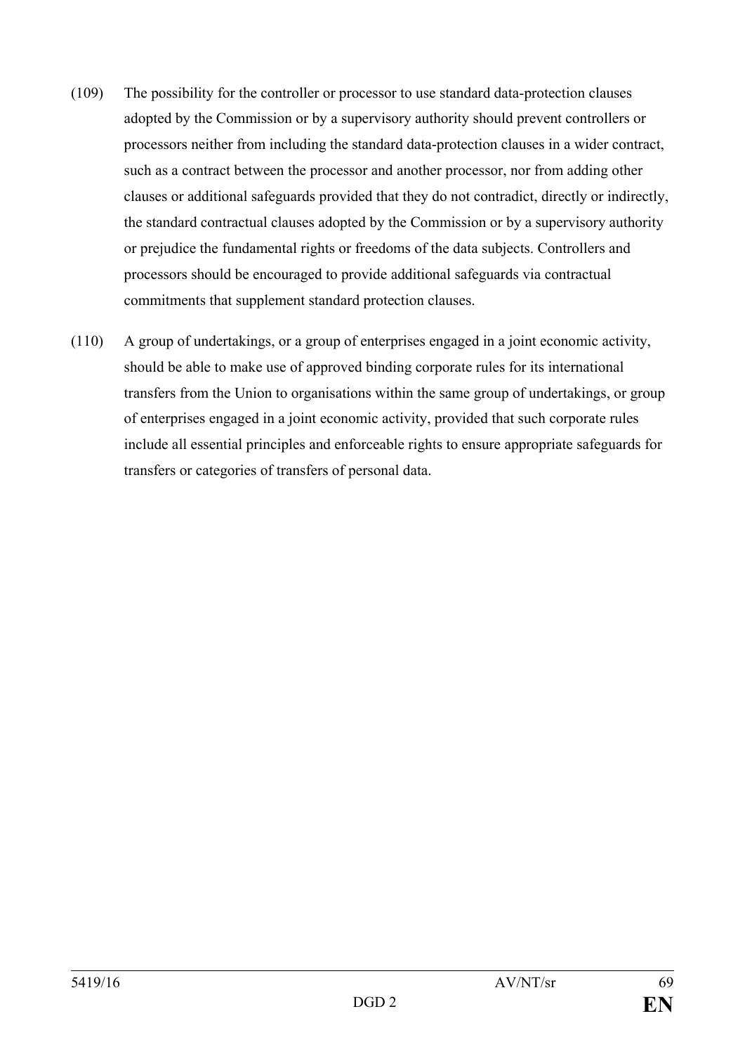(109) The possibility for the controller or processor to use standard data-protection clauses adopted by the Commission or by a supervisory authority should prevent controllers or processors neither from including the standard data-protection clauses in a wider contract, such as a contract between the processor and another processor, nor from adding other clauses or additional safeguards provided that they do not contradict, directly or indirectly, the standard contractual clauses adopted by the Commission or by a supervisory authority or prejudice the fundamental rights or freedoms of the data subjects. Controllers and processors should be encouraged to provide additional safeguards via contractual commitments that supplement standard protection clauses.

(110) A group of undertakings, or a group of enterprises engaged in a joint economic activity, should be able to make use of approved binding corporate rules for its international transfers from the Union to organisations within the same group of undertakings, or group of enterprises engaged in a joint economic activity, provided that such corporate rules include all essential principles and enforceable rights to ensure appropriate safeguards for transfers or categories of transfers of personal data.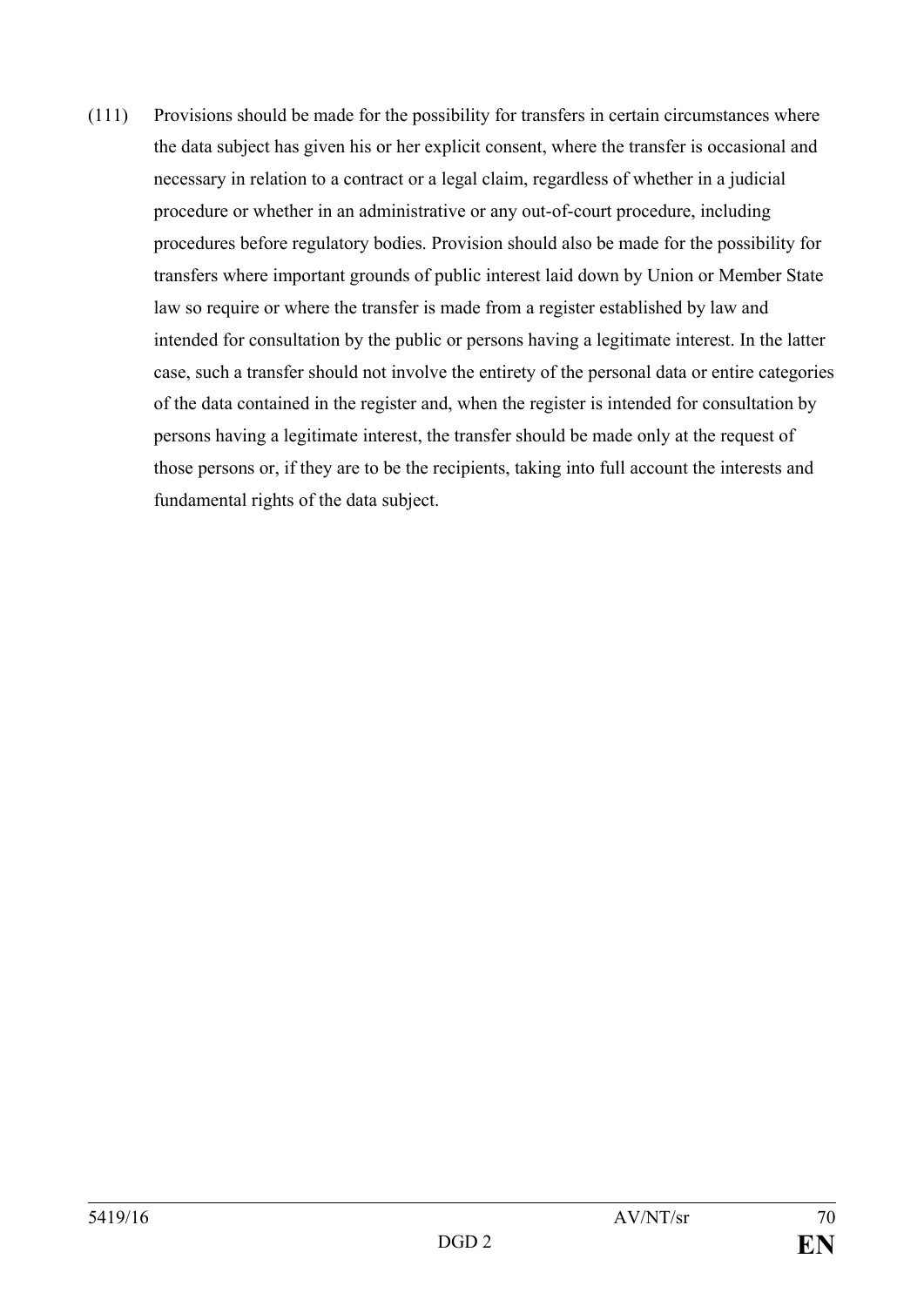(111) Provisions should be made for the possibility for transfers in certain circumstances where the data subject has given his or her explicit consent, where the transfer is occasional and necessary in relation to a contract or a legal claim, regardless of whether in a judicial procedure or whether in an administrative or any out-of-court procedure, including procedures before regulatory bodies. Provision should also be made for the possibility for transfers where important grounds of public interest laid down by Union or Member State law so require or where the transfer is made from a register established by law and intended for consultation by the public or persons having a legitimate interest. In the latter case, such a transfer should not involve the entirety of the personal data or entire categories of the data contained in the register and, when the register is intended for consultation by persons having a legitimate interest, the transfer should be made only at the request of those persons or, if they are to be the recipients, taking into full account the interests and fundamental rights of the data subject.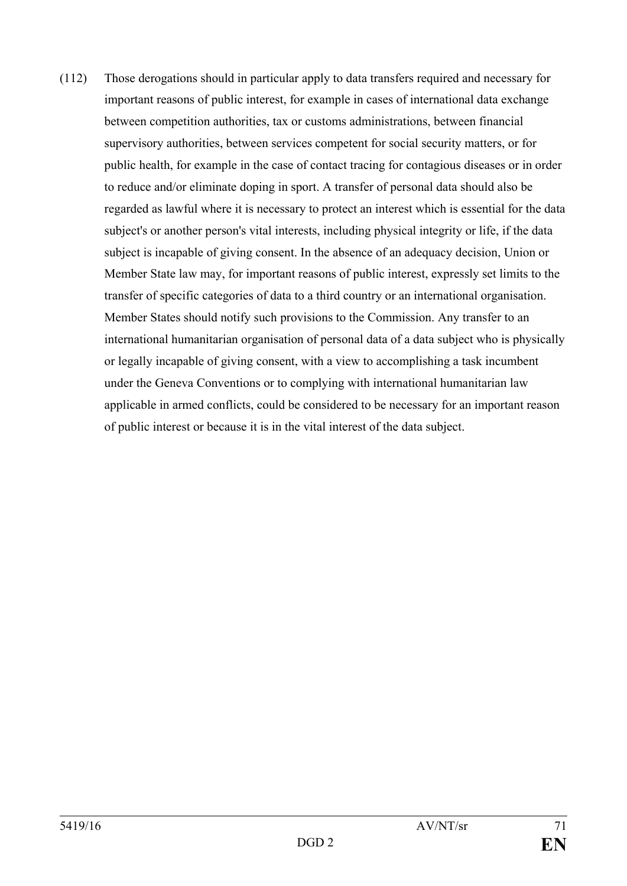(112) Those derogations should in particular apply to data transfers required and necessary for important reasons of public interest, for example in cases of international data exchange between competition authorities, tax or customs administrations, between financial supervisory authorities, between services competent for social security matters, or for public health, for example in the case of contact tracing for contagious diseases or in order to reduce and/or eliminate doping in sport. A transfer of personal data should also be regarded as lawful where it is necessary to protect an interest which is essential for the data subject's or another person's vital interests, including physical integrity or life, if the data subject is incapable of giving consent. In the absence of an adequacy decision, Union or Member State law may, for important reasons of public interest, expressly set limits to the transfer of specific categories of data to a third country or an international organisation. Member States should notify such provisions to the Commission. Any transfer to an international humanitarian organisation of personal data of a data subject who is physically or legally incapable of giving consent, with a view to accomplishing a task incumbent under the Geneva Conventions or to complying with international humanitarian law applicable in armed conflicts, could be considered to be necessary for an important reason of public interest or because it is in the vital interest of the data subject.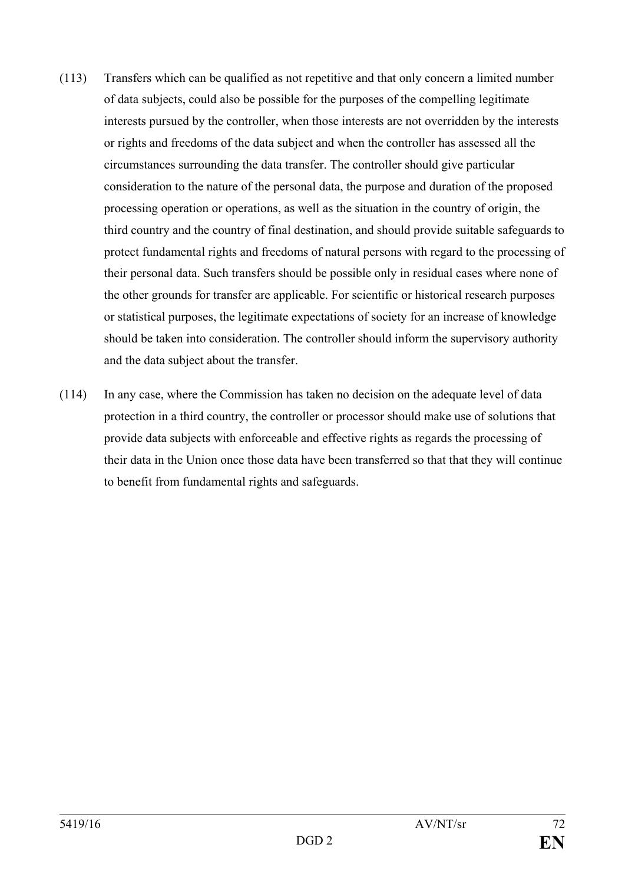(113) Transfers which can be qualified as not repetitive and that only concern a limited number of data subjects, could also be possible for the purposes of the compelling legitimate interests pursued by the controller, when those interests are not overridden by the interests or rights and freedoms of the data subject and when the controller has assessed all the circumstances surrounding the data transfer. The controller should give particular consideration to the nature of the personal data, the purpose and duration of the proposed processing operation or operations, as well as the situation in the country of origin, the third country and the country of final destination, and should provide suitable safeguards to protect fundamental rights and freedoms of natural persons with regard to the processing of their personal data. Such transfers should be possible only in residual cases where none of the other grounds for transfer are applicable. For scientific or historical research purposes or statistical purposes, the legitimate expectations of society for an increase of knowledge should be taken into consideration. The controller should inform the supervisory authority and the data subject about the transfer.

(114) In any case, where the Commission has taken no decision on the adequate level of data protection in a third country, the controller or processor should make use of solutions that provide data subjects with enforceable and effective rights as regards the processing of their data in the Union once those data have been transferred so that that they will continue to benefit from fundamental rights and safeguards.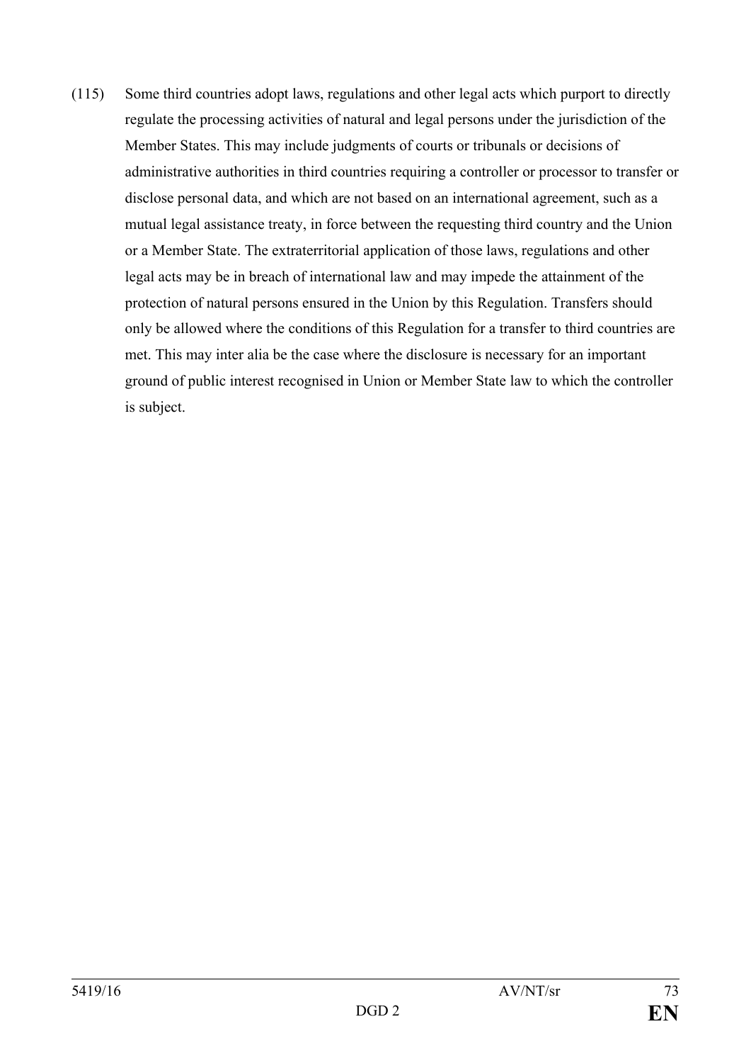(115) Some third countries adopt laws, regulations and other legal acts which purport to directly regulate the processing activities of natural and legal persons under the jurisdiction of the Member States. This may include judgments of courts or tribunals or decisions of administrative authorities in third countries requiring a controller or processor to transfer or disclose personal data, and which are not based on an international agreement, such as a mutual legal assistance treaty, in force between the requesting third country and the Union or a Member State. The extraterritorial application of those laws, regulations and other legal acts may be in breach of international law and may impede the attainment of the protection of natural persons ensured in the Union by this Regulation. Transfers should only be allowed where the conditions of this Regulation for a transfer to third countries are met. This may inter alia be the case where the disclosure is necessary for an important ground of public interest recognised in Union or Member State law to which the controller is subject.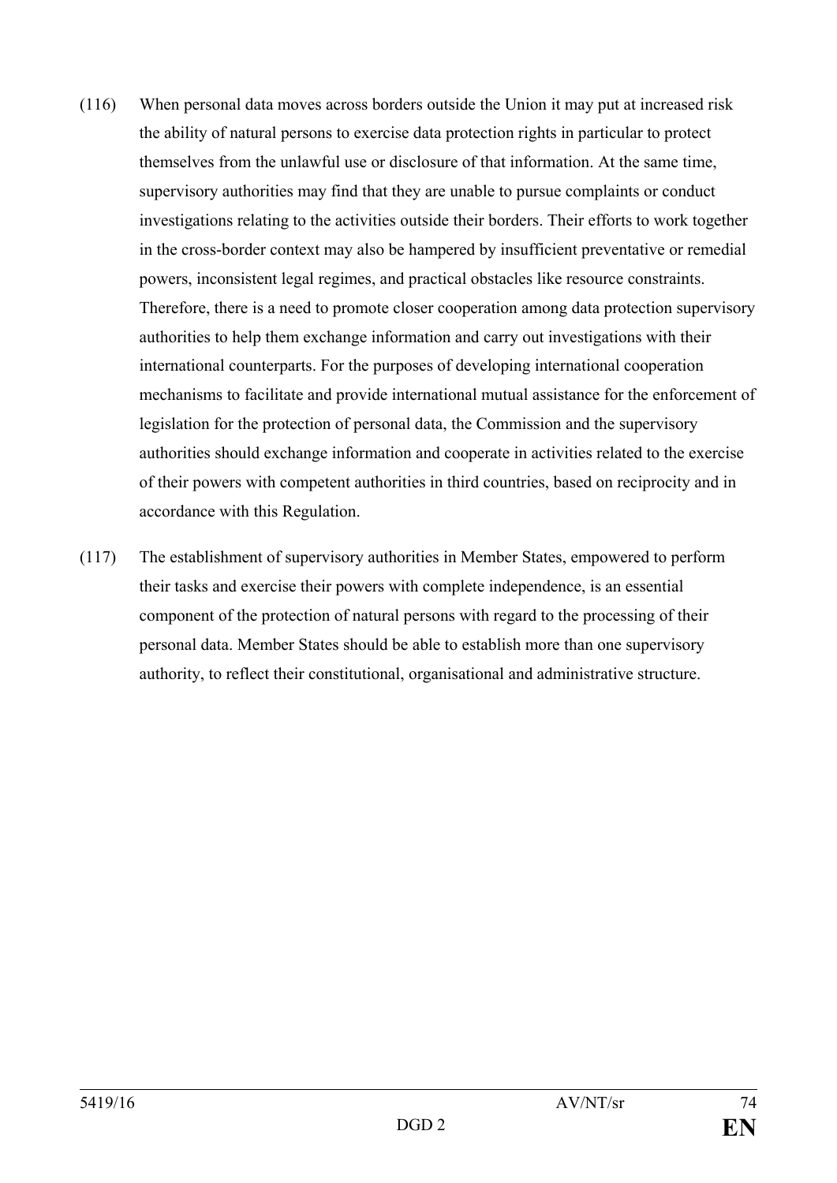(116) When personal data moves across borders outside the Union it may put at increased risk the ability of natural persons to exercise data protection rights in particular to protect themselves from the unlawful use or disclosure of that information. At the same time, supervisory authorities may find that they are unable to pursue complaints or conduct investigations relating to the activities outside their borders. Their efforts to work together in the cross-border context may also be hampered by insufficient preventative or remedial powers, inconsistent legal regimes, and practical obstacles like resource constraints. Therefore, there is a need to promote closer cooperation among data protection supervisory authorities to help them exchange information and carry out investigations with their international counterparts. For the purposes of developing international cooperation mechanisms to facilitate and provide international mutual assistance for the enforcement of legislation for the protection of personal data, the Commission and the supervisory authorities should exchange information and cooperate in activities related to the exercise of their powers with competent authorities in third countries, based on reciprocity and in accordance with this Regulation.

(117) The establishment of supervisory authorities in Member States, empowered to perform their tasks and exercise their powers with complete independence, is an essential component of the protection of natural persons with regard to the processing of their personal data. Member States should be able to establish more than one supervisory authority, to reflect their constitutional, organisational and administrative structure.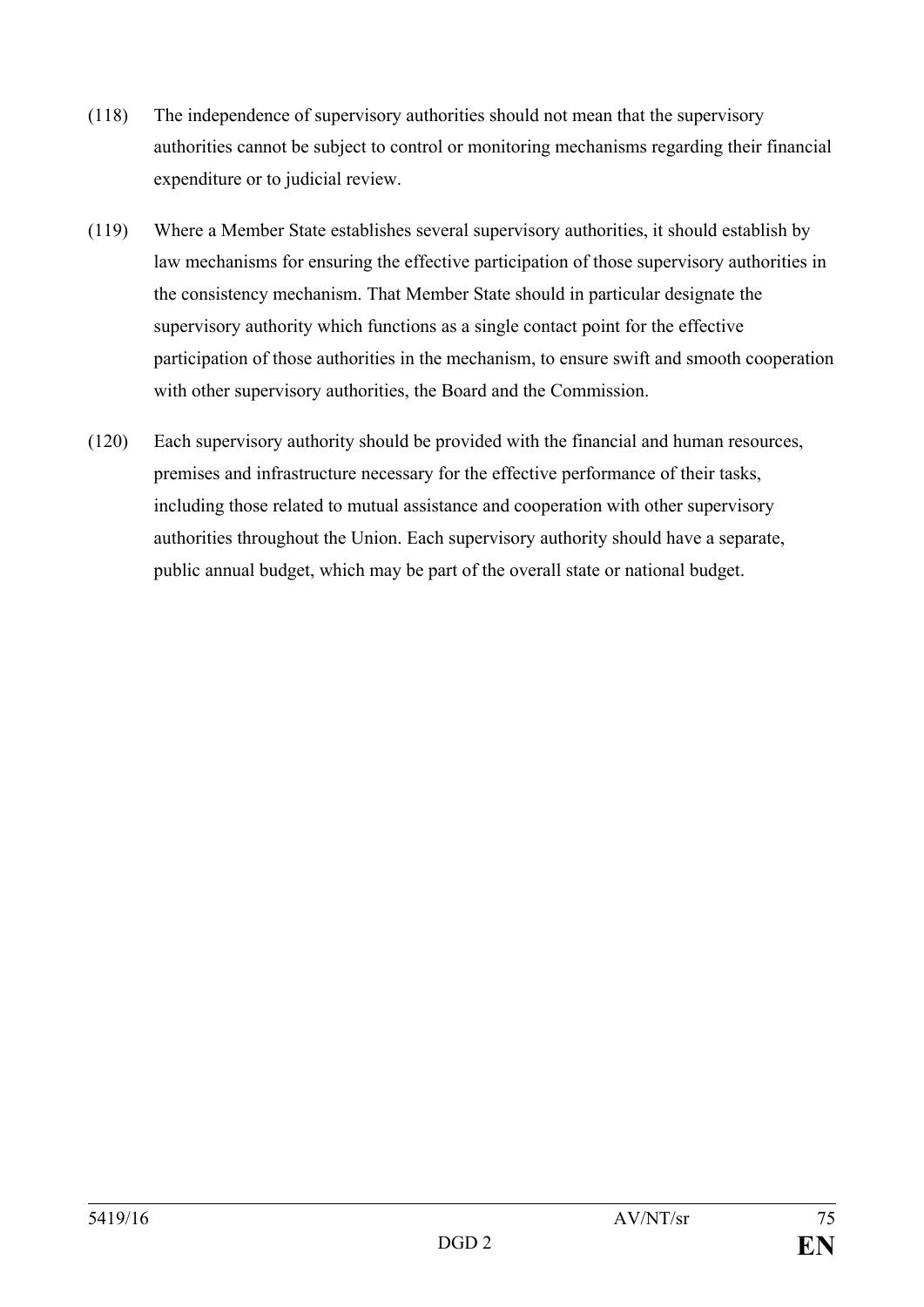(118) The independence of supervisory authorities should not mean that the supervisory authorities cannot be subject to control or monitoring mechanisms regarding their financial expenditure or to judicial review.

(119) Where a Member State establishes several supervisory authorities, it should establish by law mechanisms for ensuring the effective participation of those supervisory authorities in the consistency mechanism. That Member State should in particular designate the supervisory authority which functions as a single contact point for the effective participation of those authorities in the mechanism, to ensure swift and smooth cooperation with other supervisory authorities, the Board and the Commission.

(120) Each supervisory authority should be provided with the financial and human resources, premises and infrastructure necessary for the effective performance of their tasks, including those related to mutual assistance and cooperation with other supervisory authorities throughout the Union. Each supervisory authority should have a separate, public annual budget, which may be part of the overall state or national budget.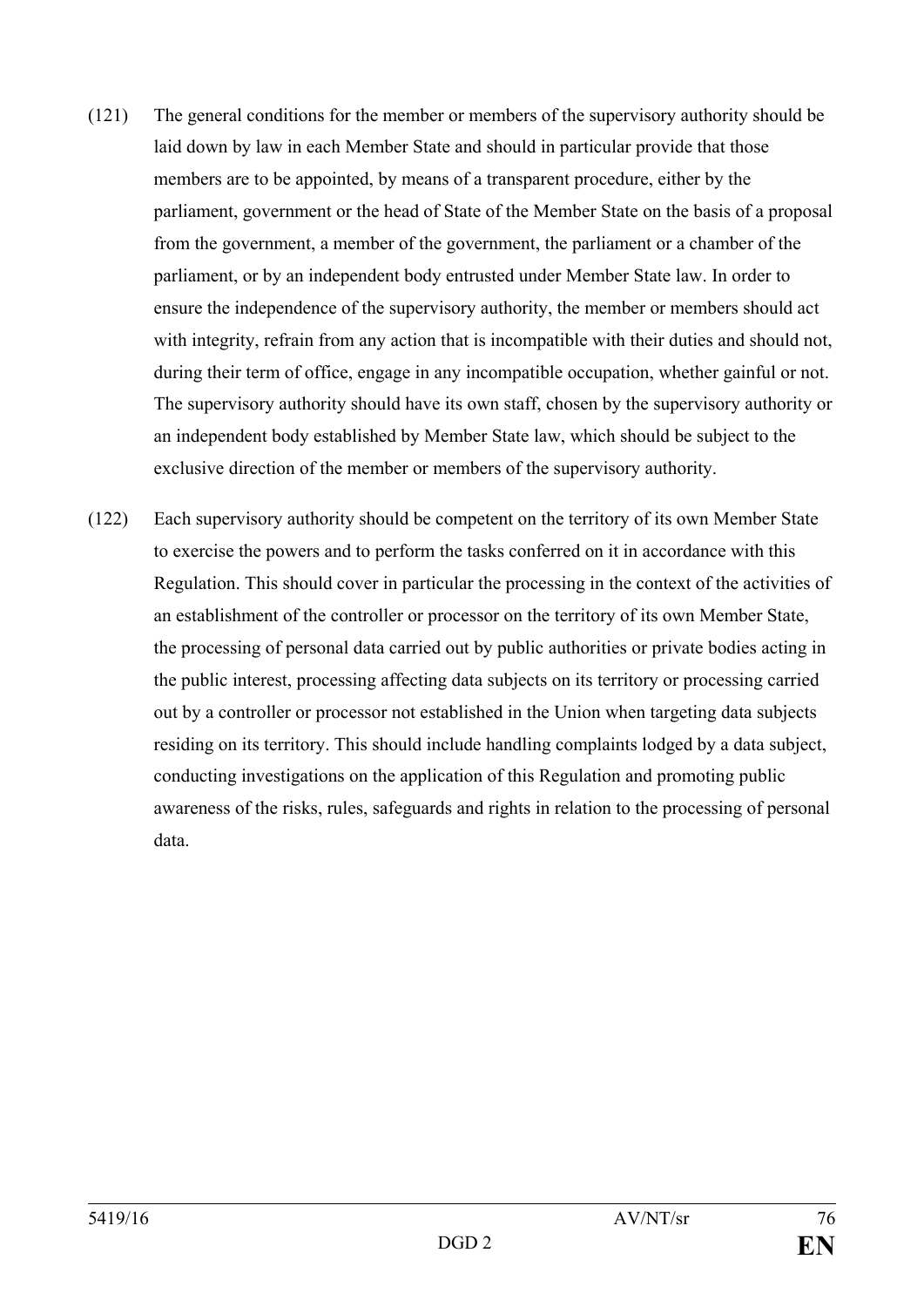(121) The general conditions for the member or members of the supervisory authority should be laid down by law in each Member State and should in particular provide that those members are to be appointed, by means of a transparent procedure, either by the parliament, government or the head of State of the Member State on the basis of a proposal from the government, a member of the government, the parliament or a chamber of the parliament, or by an independent body entrusted under Member State law. In order to ensure the independence of the supervisory authority, the member or members should act with integrity, refrain from any action that is incompatible with their duties and should not, during their term of office, engage in any incompatible occupation, whether gainful or not. The supervisory authority should have its own staff, chosen by the supervisory authority or an independent body established by Member State law, which should be subject to the exclusive direction of the member or members of the supervisory authority.

(122) Each supervisory authority should be competent on the territory of its own Member State to exercise the powers and to perform the tasks conferred on it in accordance with this Regulation. This should cover in particular the processing in the context of the activities of an establishment of the controller or processor on the territory of its own Member State, the processing of personal data carried out by public authorities or private bodies acting in the public interest, processing affecting data subjects on its territory or processing carried out by a controller or processor not established in the Union when targeting data subjects residing on its territory. This should include handling complaints lodged by a data subject, conducting investigations on the application of this Regulation and promoting public awareness of the risks, rules, safeguards and rights in relation to the processing of personal data.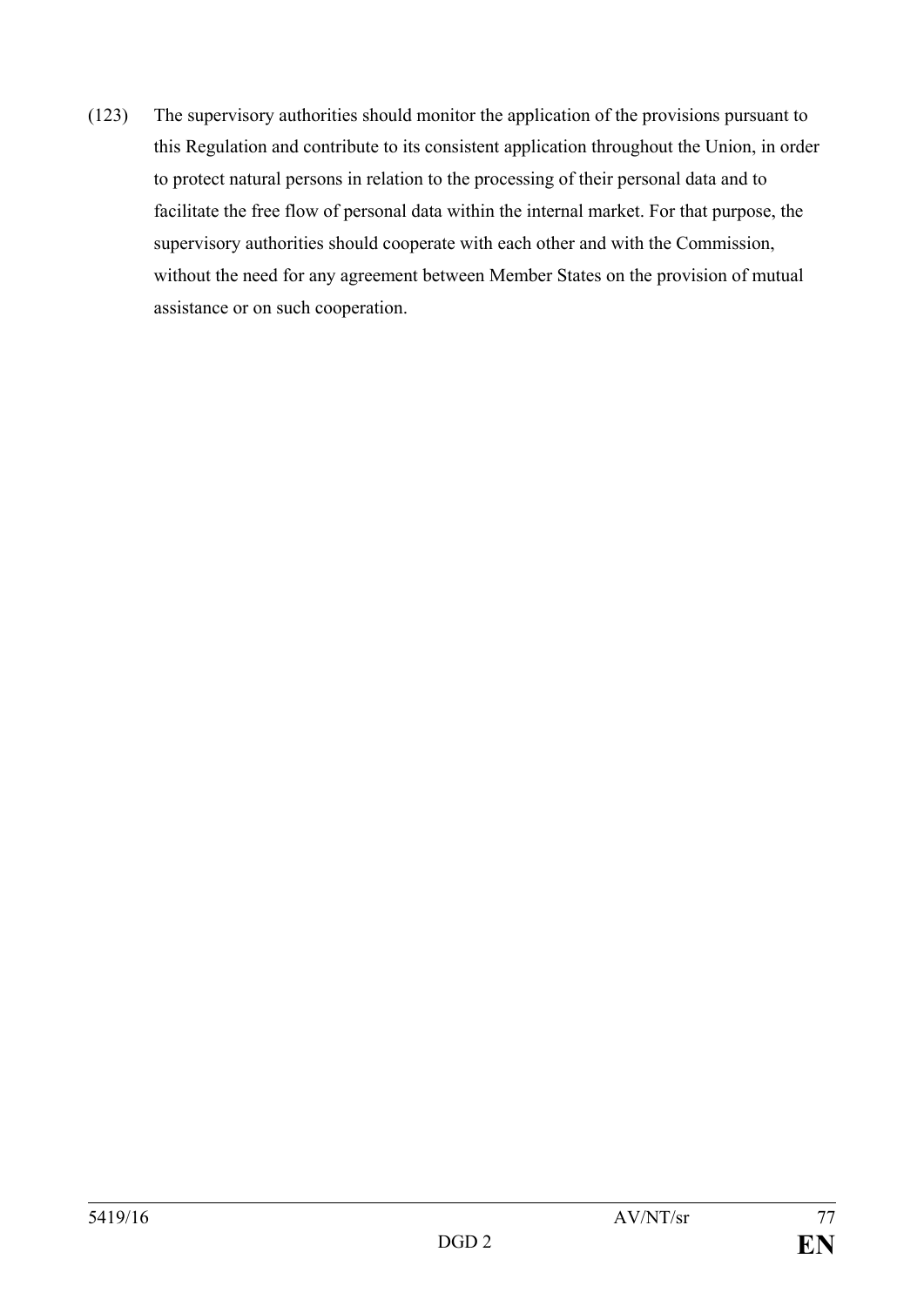(123) The supervisory authorities should monitor the application of the provisions pursuant to this Regulation and contribute to its consistent application throughout the Union, in order to protect natural persons in relation to the processing of their personal data and to facilitate the free flow of personal data within the internal market. For that purpose, the supervisory authorities should cooperate with each other and with the Commission, without the need for any agreement between Member States on the provision of mutual assistance or on such cooperation.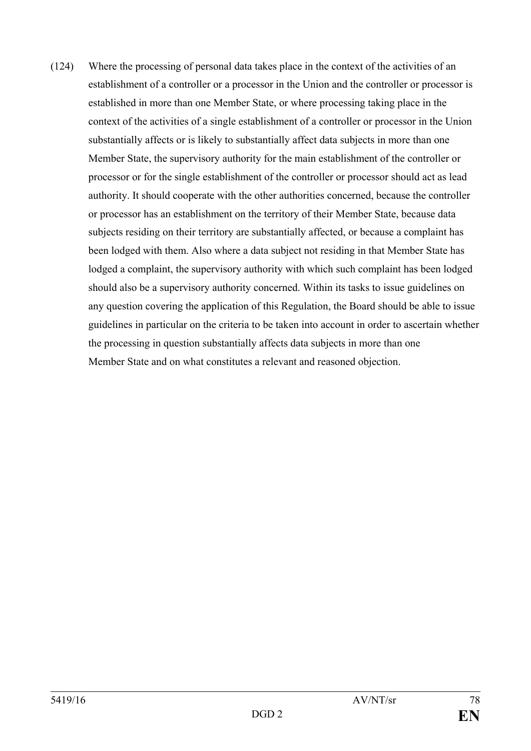(124) Where the processing of personal data takes place in the context of the activities of an establishment of a controller or a processor in the Union and the controller or processor is established in more than one Member State, or where processing taking place in the context of the activities of a single establishment of a controller or processor in the Union substantially affects or is likely to substantially affect data subjects in more than one Member State, the supervisory authority for the main establishment of the controller or processor or for the single establishment of the controller or processor should act as lead authority. It should cooperate with the other authorities concerned, because the controller or processor has an establishment on the territory of their Member State, because data subjects residing on their territory are substantially affected, or because a complaint has been lodged with them. Also where a data subject not residing in that Member State has lodged a complaint, the supervisory authority with which such complaint has been lodged should also be a supervisory authority concerned. Within its tasks to issue guidelines on any question covering the application of this Regulation, the Board should be able to issue guidelines in particular on the criteria to be taken into account in order to ascertain whether the processing in question substantially affects data subjects in more than one Member State and on what constitutes a relevant and reasoned objection.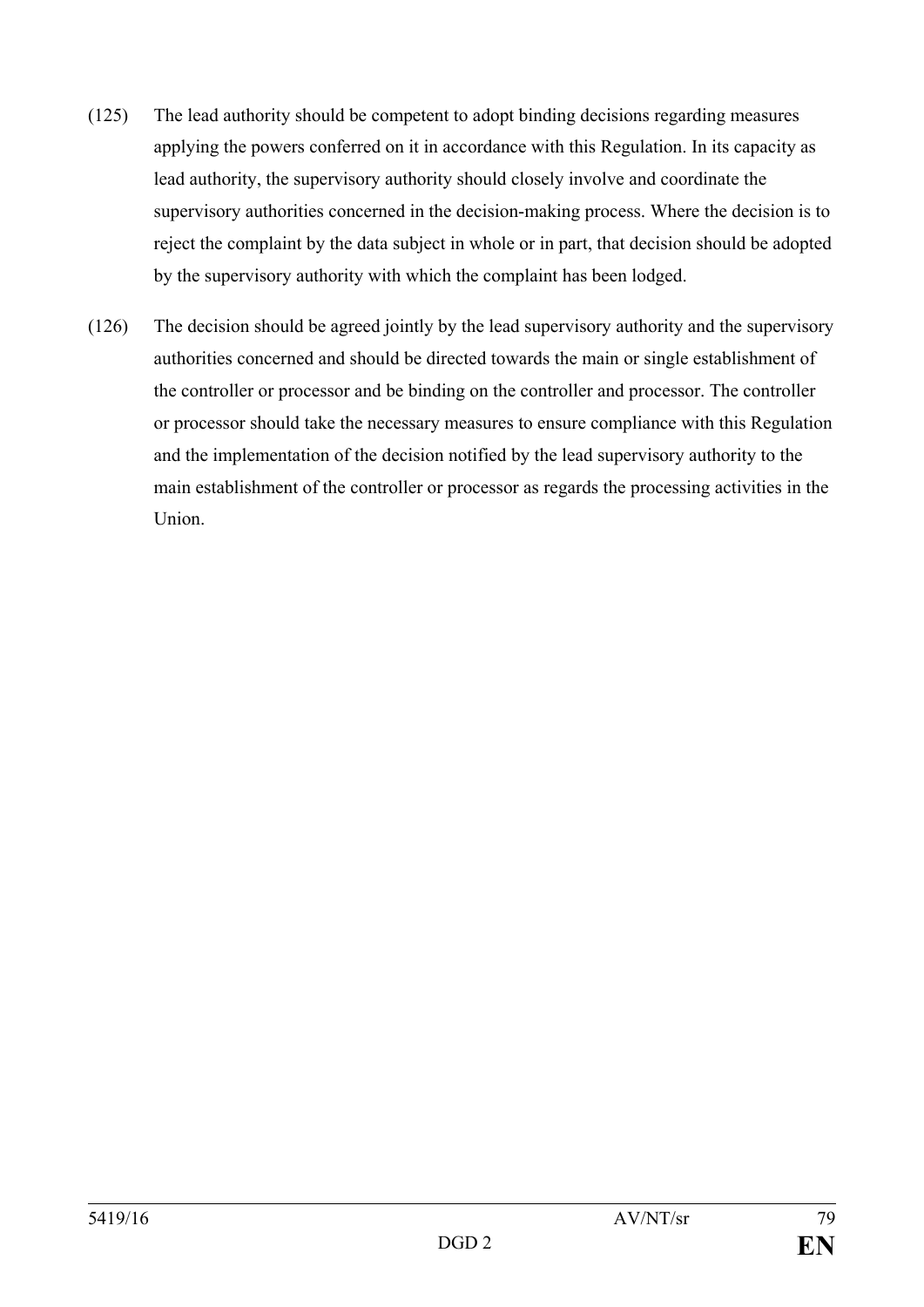(125) The lead authority should be competent to adopt binding decisions regarding measures applying the powers conferred on it in accordance with this Regulation. In its capacity as lead authority, the supervisory authority should closely involve and coordinate the supervisory authorities concerned in the decision-making process. Where the decision is to reject the complaint by the data subject in whole or in part, that decision should be adopted by the supervisory authority with which the complaint has been lodged.

(126) The decision should be agreed jointly by the lead supervisory authority and the supervisory authorities concerned and should be directed towards the main or single establishment of the controller or processor and be binding on the controller and processor. The controller or processor should take the necessary measures to ensure compliance with this Regulation and the implementation of the decision notified by the lead supervisory authority to the main establishment of the controller or processor as regards the processing activities in the Union.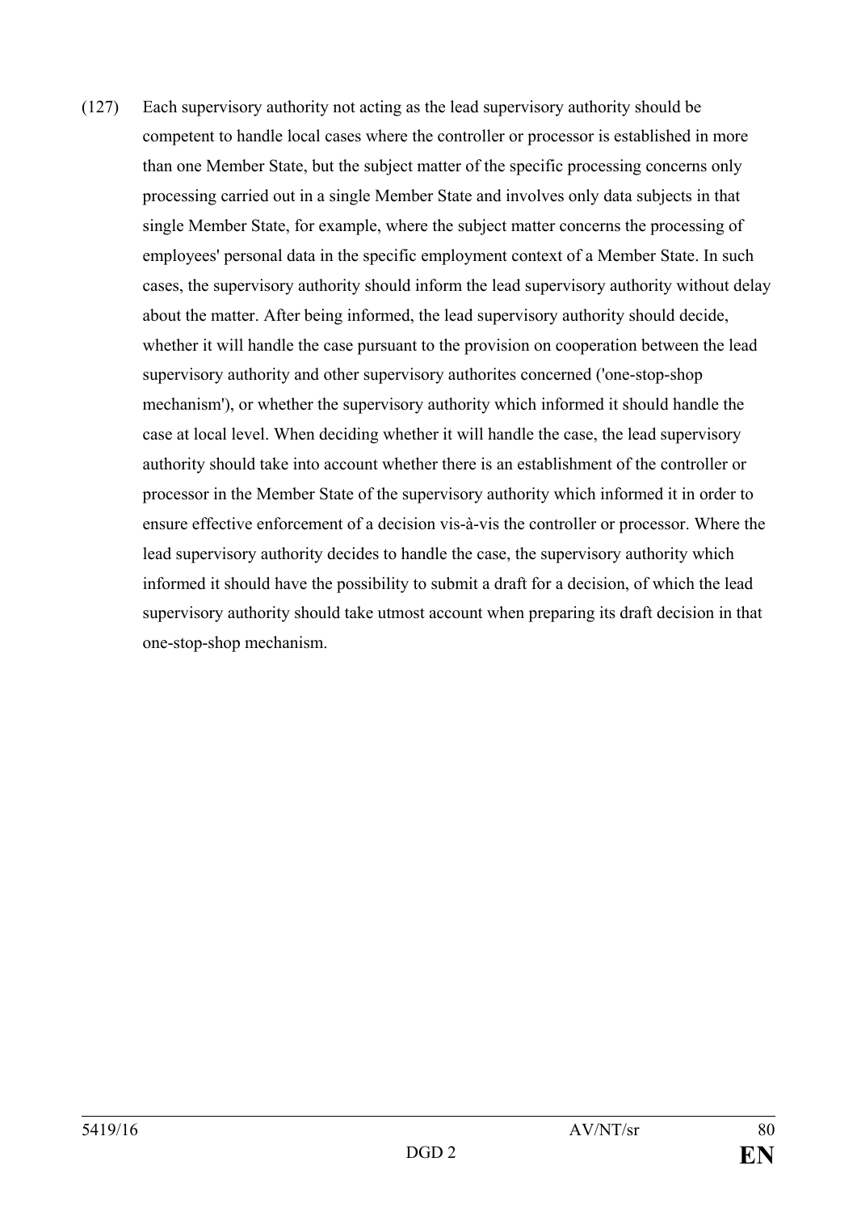(127) Each supervisory authority not acting as the lead supervisory authority should be competent to handle local cases where the controller or processor is established in more than one Member State, but the subject matter of the specific processing concerns only processing carried out in a single Member State and involves only data subjects in that single Member State, for example, where the subject matter concerns the processing of employees' personal data in the specific employment context of a Member State. In such cases, the supervisory authority should inform the lead supervisory authority without delay about the matter. After being informed, the lead supervisory authority should decide, whether it will handle the case pursuant to the provision on cooperation between the lead supervisory authority and other supervisory authorites concerned ('one-stop-shop mechanism'), or whether the supervisory authority which informed it should handle the case at local level. When deciding whether it will handle the case, the lead supervisory authority should take into account whether there is an establishment of the controller or processor in the Member State of the supervisory authority which informed it in order to ensure effective enforcement of a decision vis-à-vis the controller or processor. Where the lead supervisory authority decides to handle the case, the supervisory authority which informed it should have the possibility to submit a draft for a decision, of which the lead supervisory authority should take utmost account when preparing its draft decision in that one-stop-shop mechanism.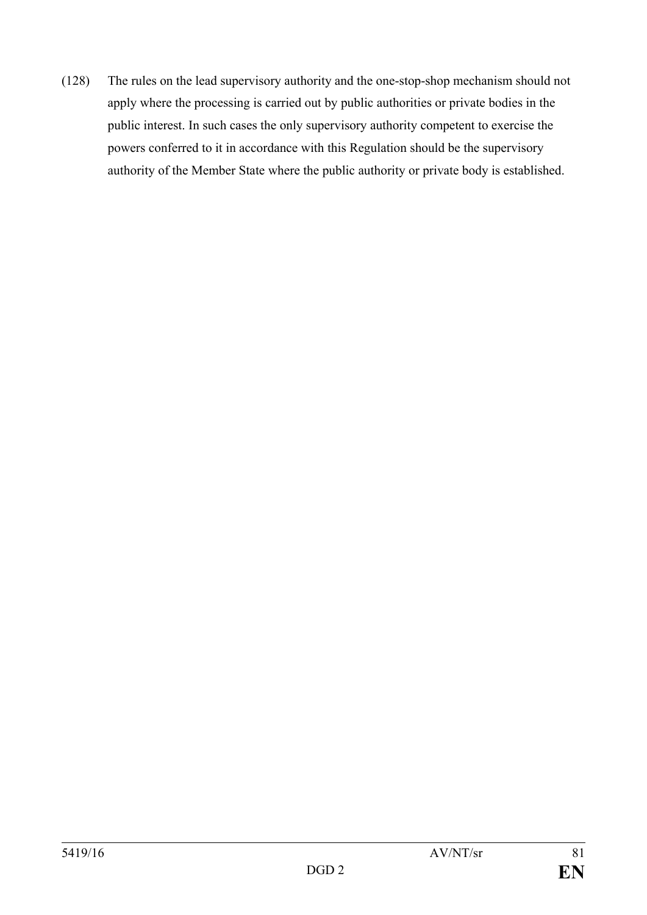(128) The rules on the lead supervisory authority and the one-stop-shop mechanism should not apply where the processing is carried out by public authorities or private bodies in the public interest. In such cases the only supervisory authority competent to exercise the powers conferred to it in accordance with this Regulation should be the supervisory authority of the Member State where the public authority or private body is established.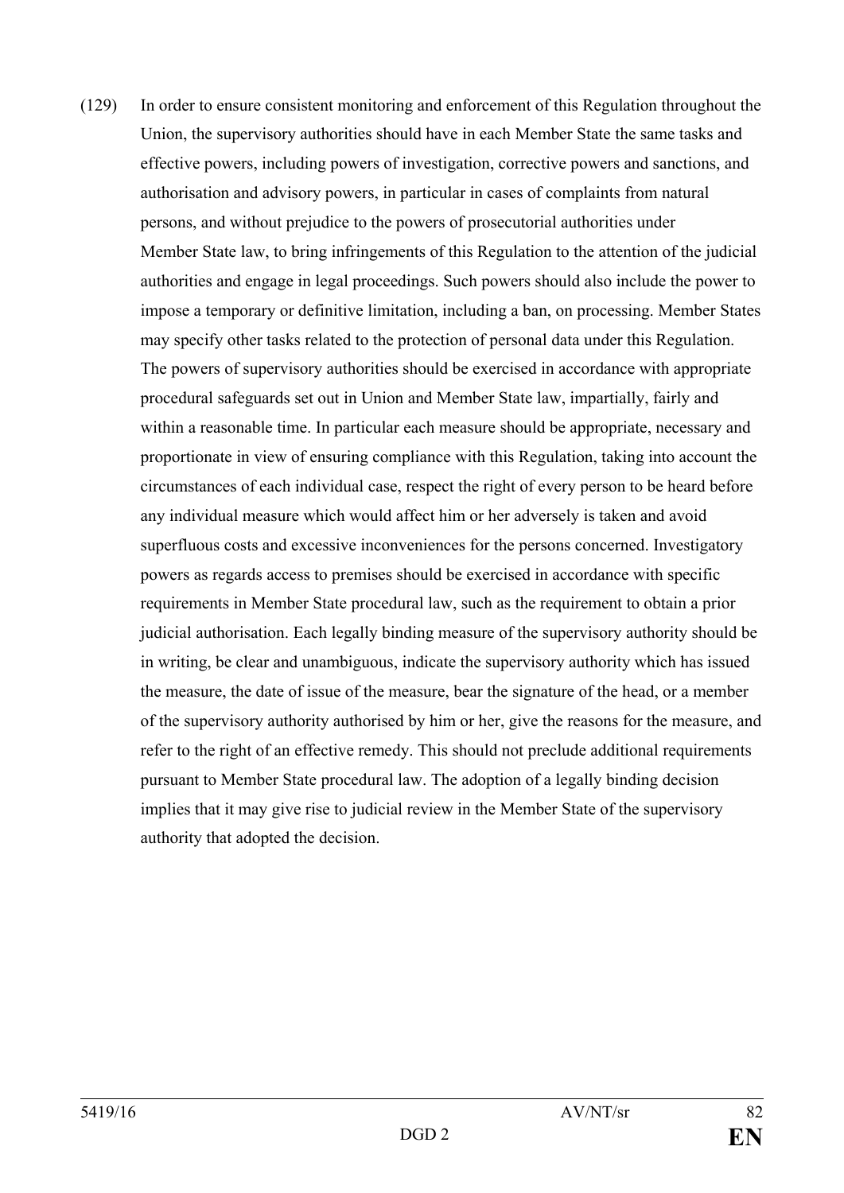(129) In order to ensure consistent monitoring and enforcement of this Regulation throughout the Union, the supervisory authorities should have in each Member State the same tasks and effective powers, including powers of investigation, corrective powers and sanctions, and authorisation and advisory powers, in particular in cases of complaints from natural persons, and without prejudice to the powers of prosecutorial authorities under Member State law, to bring infringements of this Regulation to the attention of the judicial authorities and engage in legal proceedings. Such powers should also include the power to impose a temporary or definitive limitation, including a ban, on processing. Member States may specify other tasks related to the protection of personal data under this Regulation. The powers of supervisory authorities should be exercised in accordance with appropriate procedural safeguards set out in Union and Member State law, impartially, fairly and within a reasonable time. In particular each measure should be appropriate, necessary and proportionate in view of ensuring compliance with this Regulation, taking into account the circumstances of each individual case, respect the right of every person to be heard before any individual measure which would affect him or her adversely is taken and avoid superfluous costs and excessive inconveniences for the persons concerned. Investigatory powers as regards access to premises should be exercised in accordance with specific requirements in Member State procedural law, such as the requirement to obtain a prior judicial authorisation. Each legally binding measure of the supervisory authority should be in writing, be clear and unambiguous, indicate the supervisory authority which has issued the measure, the date of issue of the measure, bear the signature of the head, or a member of the supervisory authority authorised by him or her, give the reasons for the measure, and refer to the right of an effective remedy. This should not preclude additional requirements pursuant to Member State procedural law. The adoption of a legally binding decision implies that it may give rise to judicial review in the Member State of the supervisory authority that adopted the decision.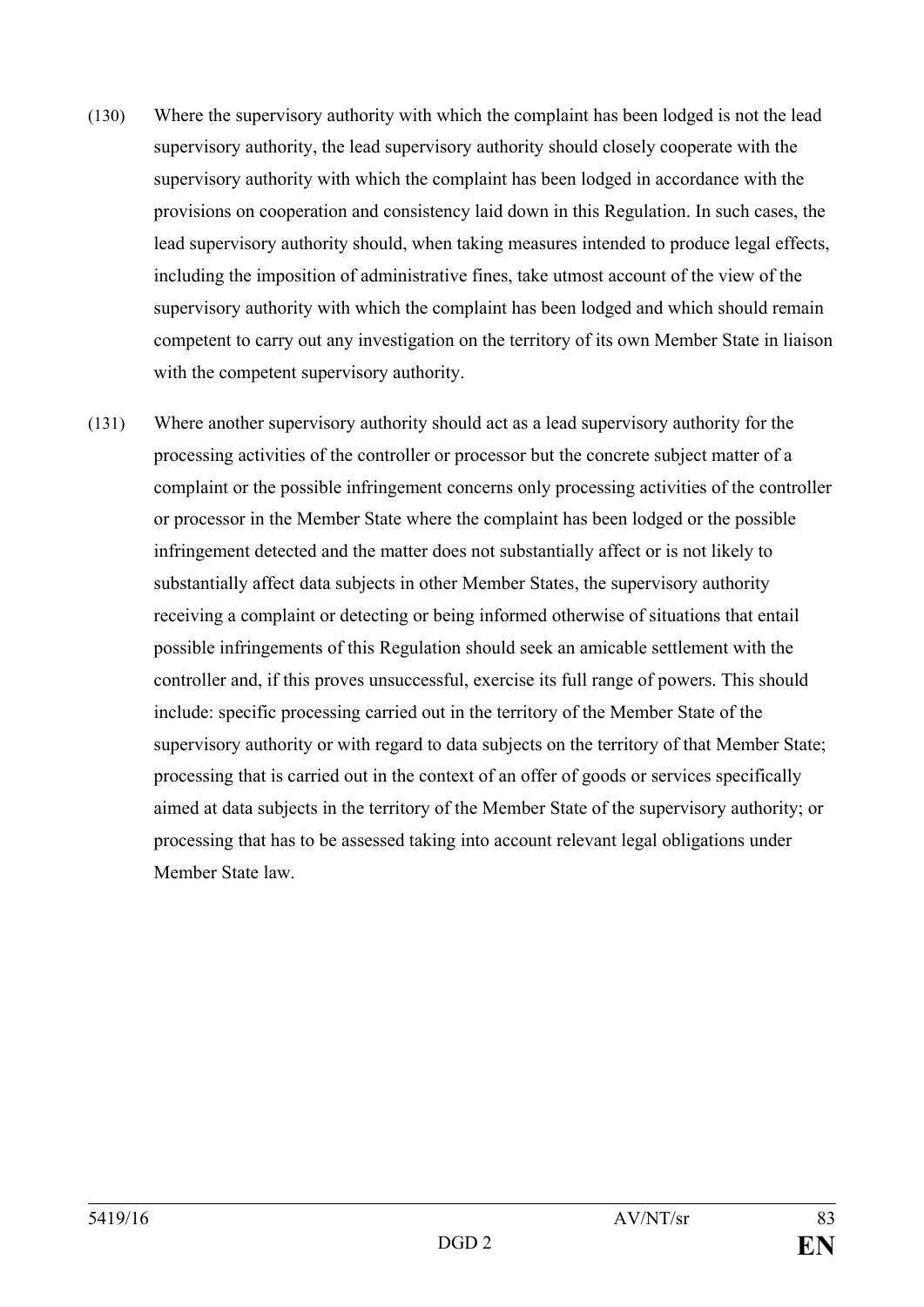(130) Where the supervisory authority with which the complaint has been lodged is not the lead supervisory authority, the lead supervisory authority should closely cooperate with the supervisory authority with which the complaint has been lodged in accordance with the provisions on cooperation and consistency laid down in this Regulation. In such cases, the lead supervisory authority should, when taking measures intended to produce legal effects, including the imposition of administrative fines, take utmost account of the view of the supervisory authority with which the complaint has been lodged and which should remain competent to carry out any investigation on the territory of its own Member State in liaison with the competent supervisory authority.

(131) Where another supervisory authority should act as a lead supervisory authority for the processing activities of the controller or processor but the concrete subject matter of a complaint or the possible infringement concerns only processing activities of the controller or processor in the Member State where the complaint has been lodged or the possible infringement detected and the matter does not substantially affect or is not likely to substantially affect data subjects in other Member States, the supervisory authority receiving a complaint or detecting or being informed otherwise of situations that entail possible infringements of this Regulation should seek an amicable settlement with the controller and, if this proves unsuccessful, exercise its full range of powers. This should include: specific processing carried out in the territory of the Member State of the supervisory authority or with regard to data subjects on the territory of that Member State; processing that is carried out in the context of an offer of goods or services specifically aimed at data subjects in the territory of the Member State of the supervisory authority; or processing that has to be assessed taking into account relevant legal obligations under Member State law.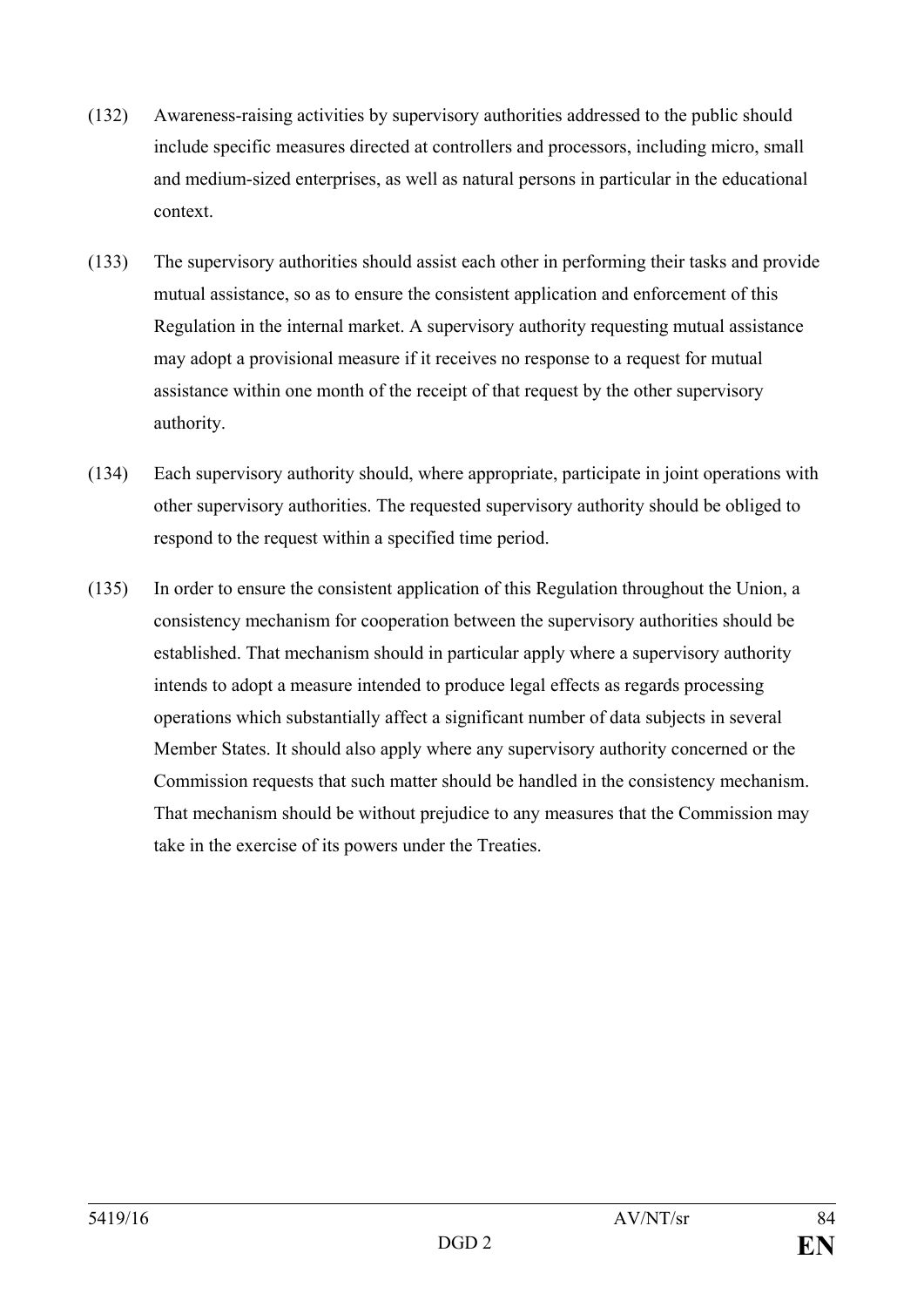(132) Awareness-raising activities by supervisory authorities addressed to the public should include specific measures directed at controllers and processors, including micro, small and medium-sized enterprises, as well as natural persons in particular in the educational context.

(133) The supervisory authorities should assist each other in performing their tasks and provide mutual assistance, so as to ensure the consistent application and enforcement of this Regulation in the internal market. A supervisory authority requesting mutual assistance may adopt a provisional measure if it receives no response to a request for mutual assistance within one month of the receipt of that request by the other supervisory authority.

(134) Each supervisory authority should, where appropriate, participate in joint operations with other supervisory authorities. The requested supervisory authority should be obliged to respond to the request within a specified time period.

(135) In order to ensure the consistent application of this Regulation throughout the Union, a consistency mechanism for cooperation between the supervisory authorities should be established. That mechanism should in particular apply where a supervisory authority intends to adopt a measure intended to produce legal effects as regards processing operations which substantially affect a significant number of data subjects in several Member States. It should also apply where any supervisory authority concerned or the Commission requests that such matter should be handled in the consistency mechanism. That mechanism should be without prejudice to any measures that the Commission may take in the exercise of its powers under the Treaties.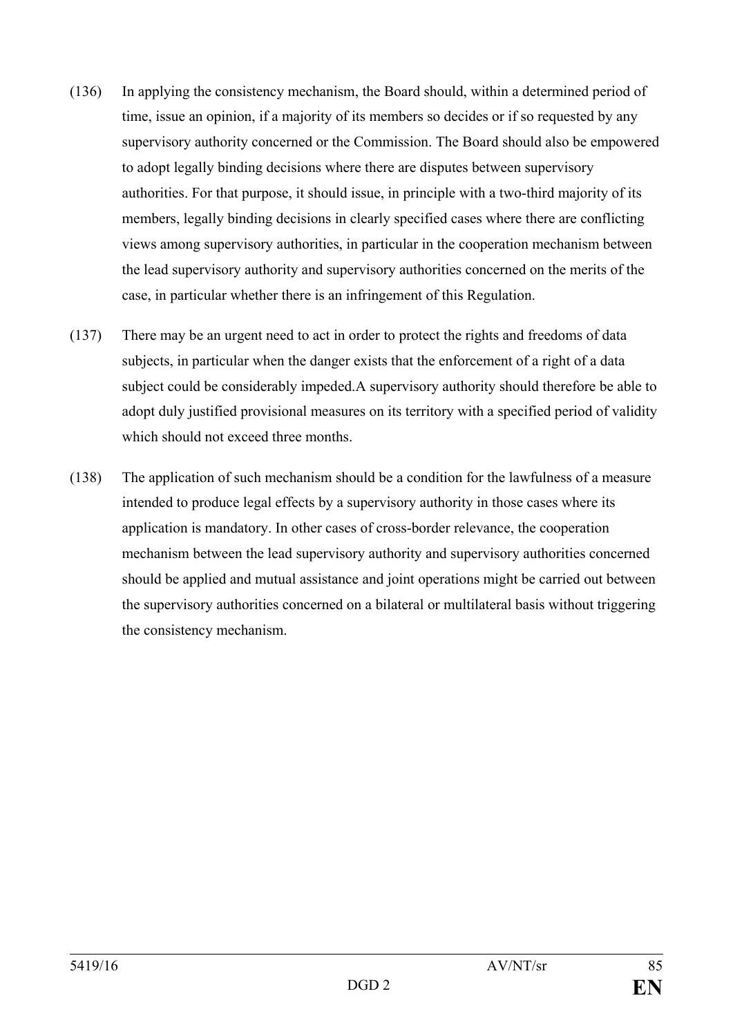(136) In applying the consistency mechanism, the Board should, within a determined period of time, issue an opinion, if a majority of its members so decides or if so requested by any supervisory authority concerned or the Commission. The Board should also be empowered to adopt legally binding decisions where there are disputes between supervisory authorities. For that purpose, it should issue, in principle with a two-third majority of its members, legally binding decisions in clearly specified cases where there are conflicting views among supervisory authorities, in particular in the cooperation mechanism between the lead supervisory authority and supervisory authorities concerned on the merits of the case, in particular whether there is an infringement of this Regulation.

(137) There may be an urgent need to act in order to protect the rights and freedoms of data subjects, in particular when the danger exists that the enforcement of a right of a data subject could be considerably impeded.A supervisory authority should therefore be able to adopt duly justified provisional measures on its territory with a specified period of validity which should not exceed three months.

(138) The application of such mechanism should be a condition for the lawfulness of a measure intended to produce legal effects by a supervisory authority in those cases where its application is mandatory. In other cases of cross-border relevance, the cooperation mechanism between the lead supervisory authority and supervisory authorities concerned should be applied and mutual assistance and joint operations might be carried out between the supervisory authorities concerned on a bilateral or multilateral basis without triggering the consistency mechanism.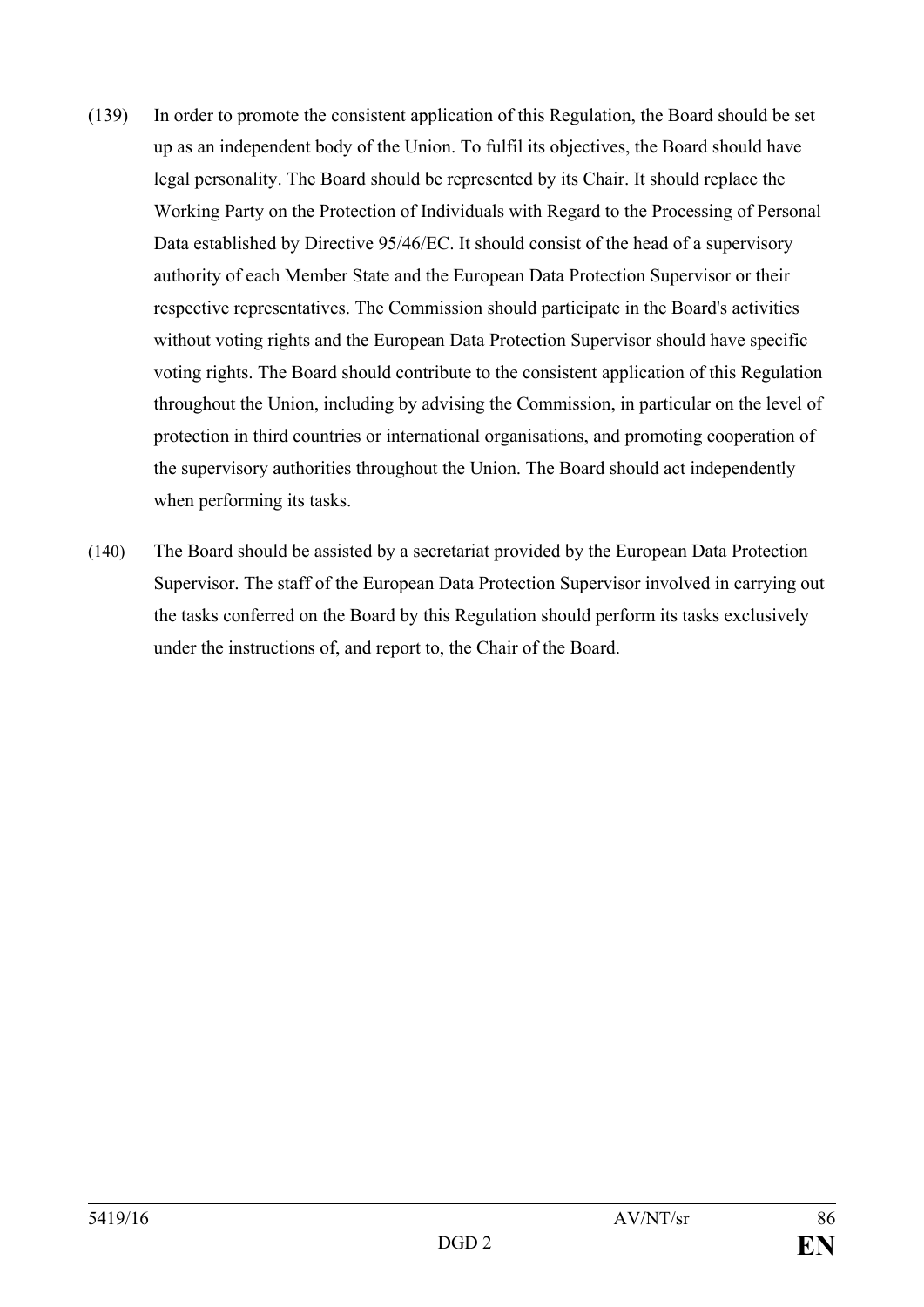(139) In order to promote the consistent application of this Regulation, the Board should be set up as an independent body of the Union. To fulfil its objectives, the Board should have legal personality. The Board should be represented by its Chair. It should replace the Working Party on the Protection of Individuals with Regard to the Processing of Personal Data established by Directive 95/46/EC. It should consist of the head of a supervisory authority of each Member State and the European Data Protection Supervisor or their respective representatives. The Commission should participate in the Board's activities without voting rights and the European Data Protection Supervisor should have specific voting rights. The Board should contribute to the consistent application of this Regulation throughout the Union, including by advising the Commission, in particular on the level of protection in third countries or international organisations, and promoting cooperation of the supervisory authorities throughout the Union. The Board should act independently when performing its tasks.

(140) The Board should be assisted by a secretariat provided by the European Data Protection Supervisor. The staff of the European Data Protection Supervisor involved in carrying out the tasks conferred on the Board by this Regulation should perform its tasks exclusively under the instructions of, and report to, the Chair of the Board.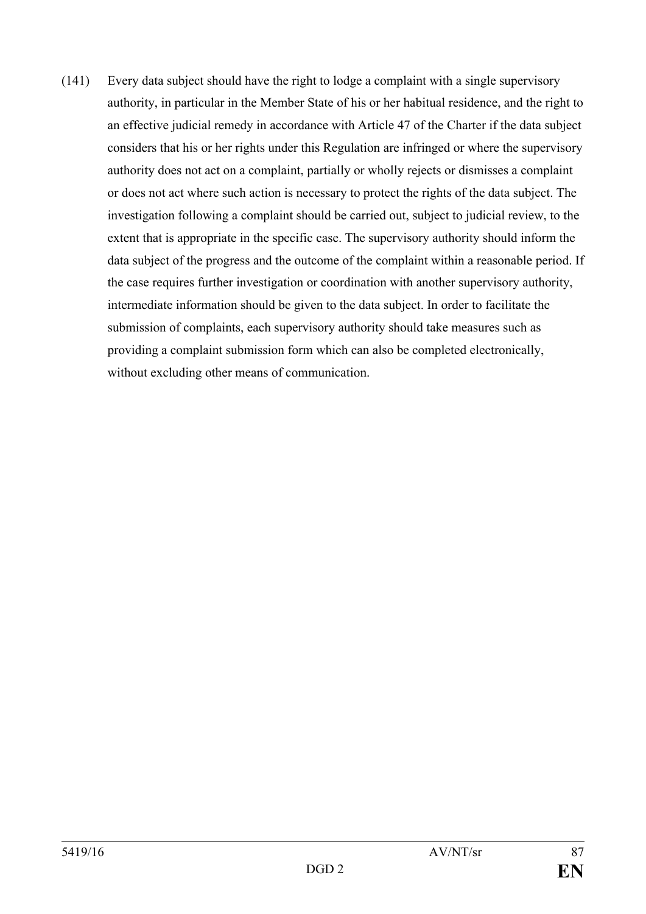(141) Every data subject should have the right to lodge a complaint with a single supervisory authority, in particular in the Member State of his or her habitual residence, and the right to an effective judicial remedy in accordance with Article 47 of the Charter if the data subject considers that his or her rights under this Regulation are infringed or where the supervisory authority does not act on a complaint, partially or wholly rejects or dismisses a complaint or does not act where such action is necessary to protect the rights of the data subject. The investigation following a complaint should be carried out, subject to judicial review, to the extent that is appropriate in the specific case. The supervisory authority should inform the data subject of the progress and the outcome of the complaint within a reasonable period. If the case requires further investigation or coordination with another supervisory authority, intermediate information should be given to the data subject. In order to facilitate the submission of complaints, each supervisory authority should take measures such as providing a complaint submission form which can also be completed electronically, without excluding other means of communication.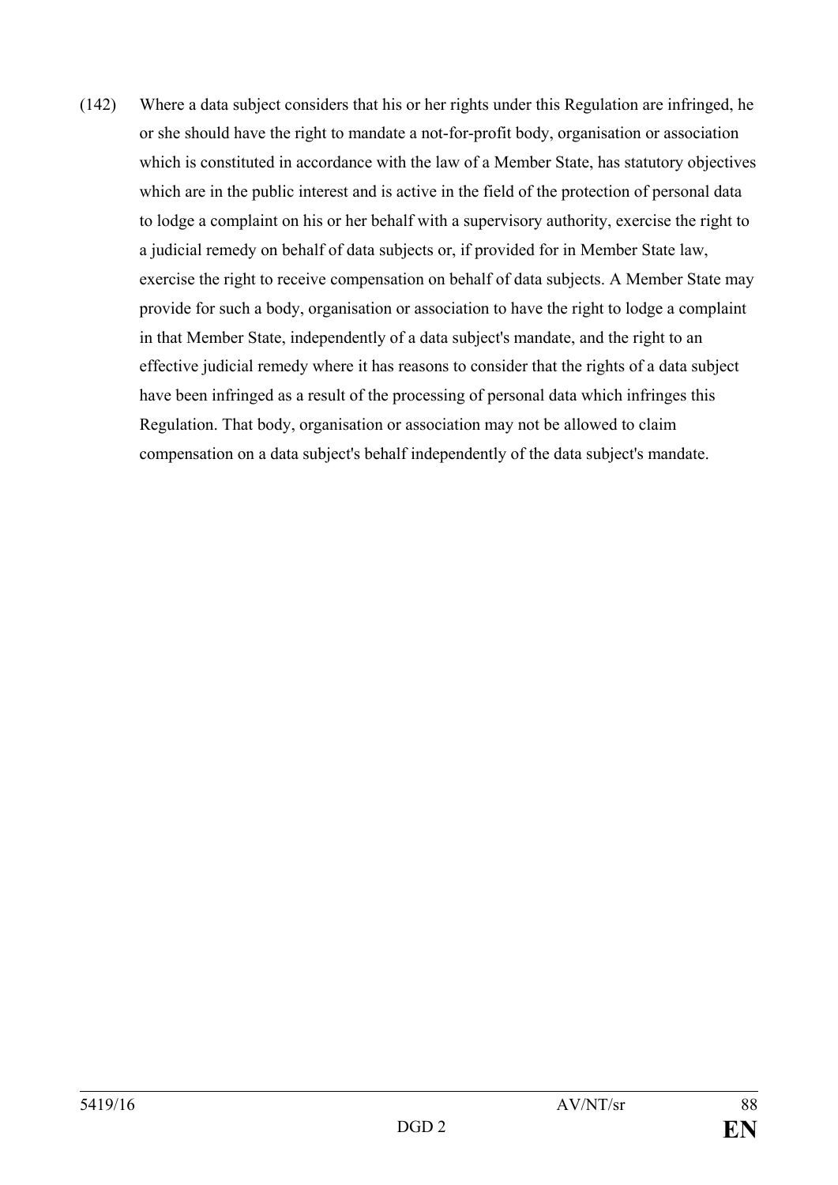(142) Where a data subject considers that his or her rights under this Regulation are infringed, he or she should have the right to mandate a not-for-profit body, organisation or association which is constituted in accordance with the law of a Member State, has statutory objectives which are in the public interest and is active in the field of the protection of personal data to lodge a complaint on his or her behalf with a supervisory authority, exercise the right to a judicial remedy on behalf of data subjects or, if provided for in Member State law, exercise the right to receive compensation on behalf of data subjects. A Member State may provide for such a body, organisation or association to have the right to lodge a complaint in that Member State, independently of a data subject's mandate, and the right to an effective judicial remedy where it has reasons to consider that the rights of a data subject have been infringed as a result of the processing of personal data which infringes this Regulation. That body, organisation or association may not be allowed to claim compensation on a data subject's behalf independently of the data subject's mandate.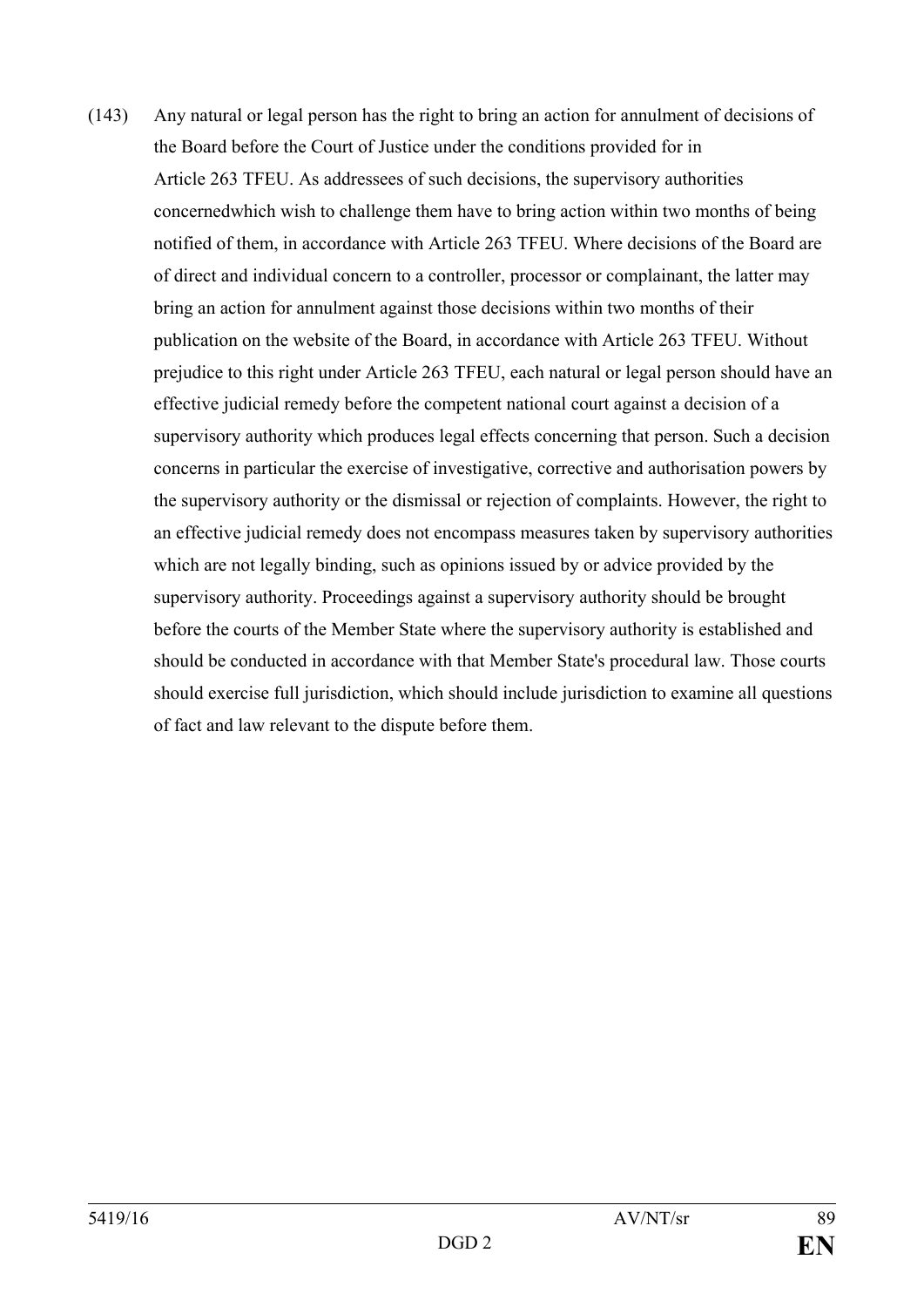(143) Any natural or legal person has the right to bring an action for annulment of decisions of the Board before the Court of Justice under the conditions provided for in Article 263 TFEU. As addressees of such decisions, the supervisory authorities concernedwhich wish to challenge them have to bring action within two months of being notified of them, in accordance with Article 263 TFEU. Where decisions of the Board are of direct and individual concern to a controller, processor or complainant, the latter may bring an action for annulment against those decisions within two months of their publication on the website of the Board, in accordance with Article 263 TFEU. Without prejudice to this right under Article 263 TFEU, each natural or legal person should have an effective judicial remedy before the competent national court against a decision of a supervisory authority which produces legal effects concerning that person. Such a decision concerns in particular the exercise of investigative, corrective and authorisation powers by the supervisory authority or the dismissal or rejection of complaints. However, the right to an effective judicial remedy does not encompass measures taken by supervisory authorities which are not legally binding, such as opinions issued by or advice provided by the supervisory authority. Proceedings against a supervisory authority should be brought before the courts of the Member State where the supervisory authority is established and should be conducted in accordance with that Member State's procedural law. Those courts should exercise full jurisdiction, which should include jurisdiction to examine all questions of fact and law relevant to the dispute before them.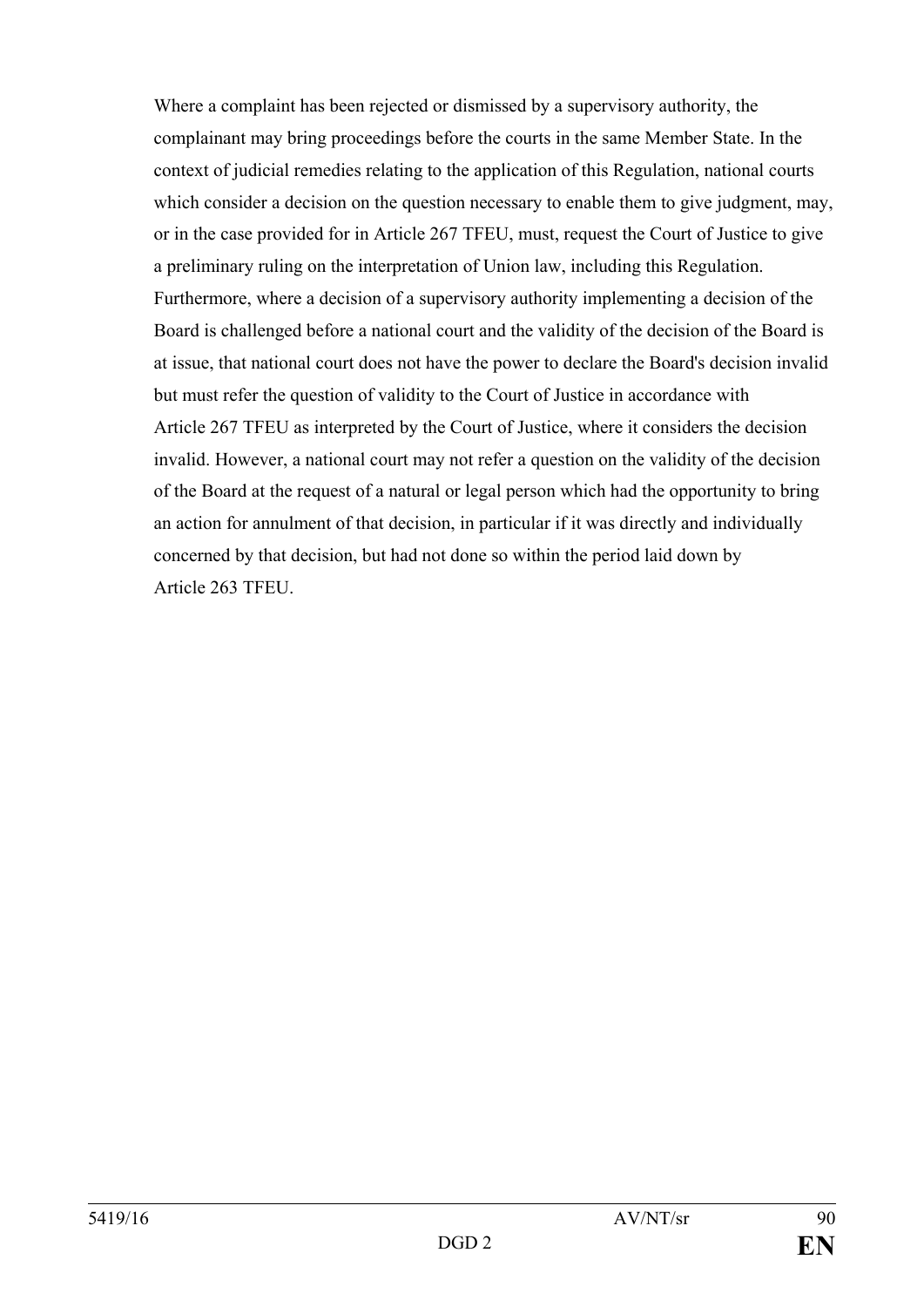Where a complaint has been rejected or dismissed by a supervisory authority, the complainant may bring proceedings before the courts in the same Member State. In the context of judicial remedies relating to the application of this Regulation, national courts which consider a decision on the question necessary to enable them to give judgment, may, or in the case provided for in Article 267 TFEU, must, request the Court of Justice to give a preliminary ruling on the interpretation of Union law, including this Regulation. Furthermore, where a decision of a supervisory authority implementing a decision of the Board is challenged before a national court and the validity of the decision of the Board is at issue, that national court does not have the power to declare the Board's decision invalid but must refer the question of validity to the Court of Justice in accordance with Article 267 TFEU as interpreted by the Court of Justice, where it considers the decision invalid. However, a national court may not refer a question on the validity of the decision of the Board at the request of a natural or legal person which had the opportunity to bring an action for annulment of that decision, in particular if it was directly and individually concerned by that decision, but had not done so within the period laid down by Article 263 TFEU.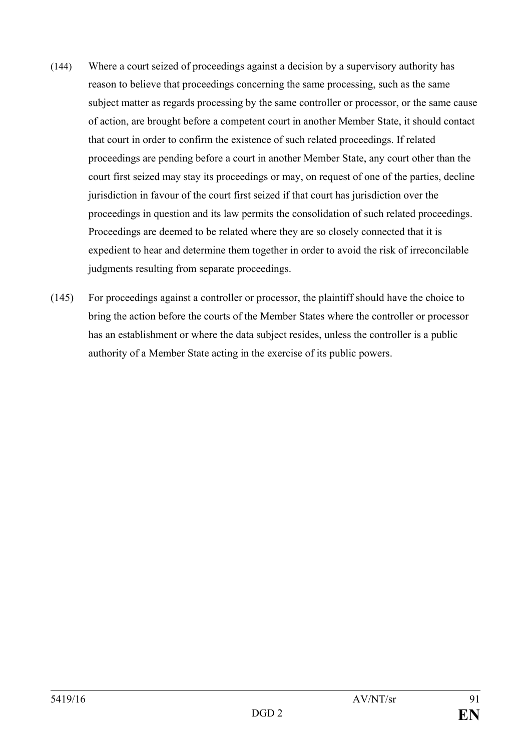(144) Where a court seized of proceedings against a decision by a supervisory authority has reason to believe that proceedings concerning the same processing, such as the same subject matter as regards processing by the same controller or processor, or the same cause of action, are brought before a competent court in another Member State, it should contact that court in order to confirm the existence of such related proceedings. If related proceedings are pending before a court in another Member State, any court other than the court first seized may stay its proceedings or may, on request of one of the parties, decline jurisdiction in favour of the court first seized if that court has jurisdiction over the proceedings in question and its law permits the consolidation of such related proceedings. Proceedings are deemed to be related where they are so closely connected that it is expedient to hear and determine them together in order to avoid the risk of irreconcilable judgments resulting from separate proceedings.

(145) For proceedings against a controller or processor, the plaintiff should have the choice to bring the action before the courts of the Member States where the controller or processor has an establishment or where the data subject resides, unless the controller is a public authority of a Member State acting in the exercise of its public powers.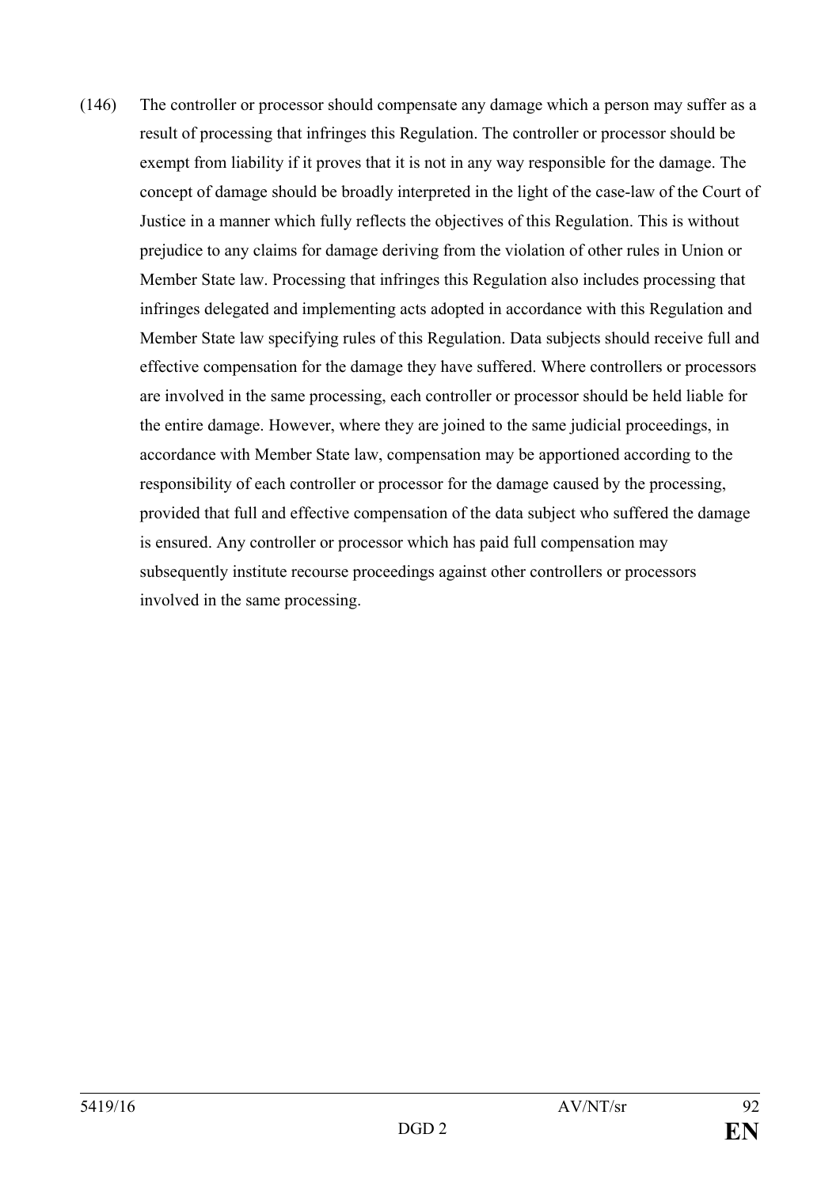(146) The controller or processor should compensate any damage which a person may suffer as a result of processing that infringes this Regulation. The controller or processor should be exempt from liability if it proves that it is not in any way responsible for the damage. The concept of damage should be broadly interpreted in the light of the case-law of the Court of Justice in a manner which fully reflects the objectives of this Regulation. This is without prejudice to any claims for damage deriving from the violation of other rules in Union or Member State law. Processing that infringes this Regulation also includes processing that infringes delegated and implementing acts adopted in accordance with this Regulation and Member State law specifying rules of this Regulation. Data subjects should receive full and effective compensation for the damage they have suffered. Where controllers or processors are involved in the same processing, each controller or processor should be held liable for the entire damage. However, where they are joined to the same judicial proceedings, in accordance with Member State law, compensation may be apportioned according to the responsibility of each controller or processor for the damage caused by the processing, provided that full and effective compensation of the data subject who suffered the damage is ensured. Any controller or processor which has paid full compensation may subsequently institute recourse proceedings against other controllers or processors involved in the same processing.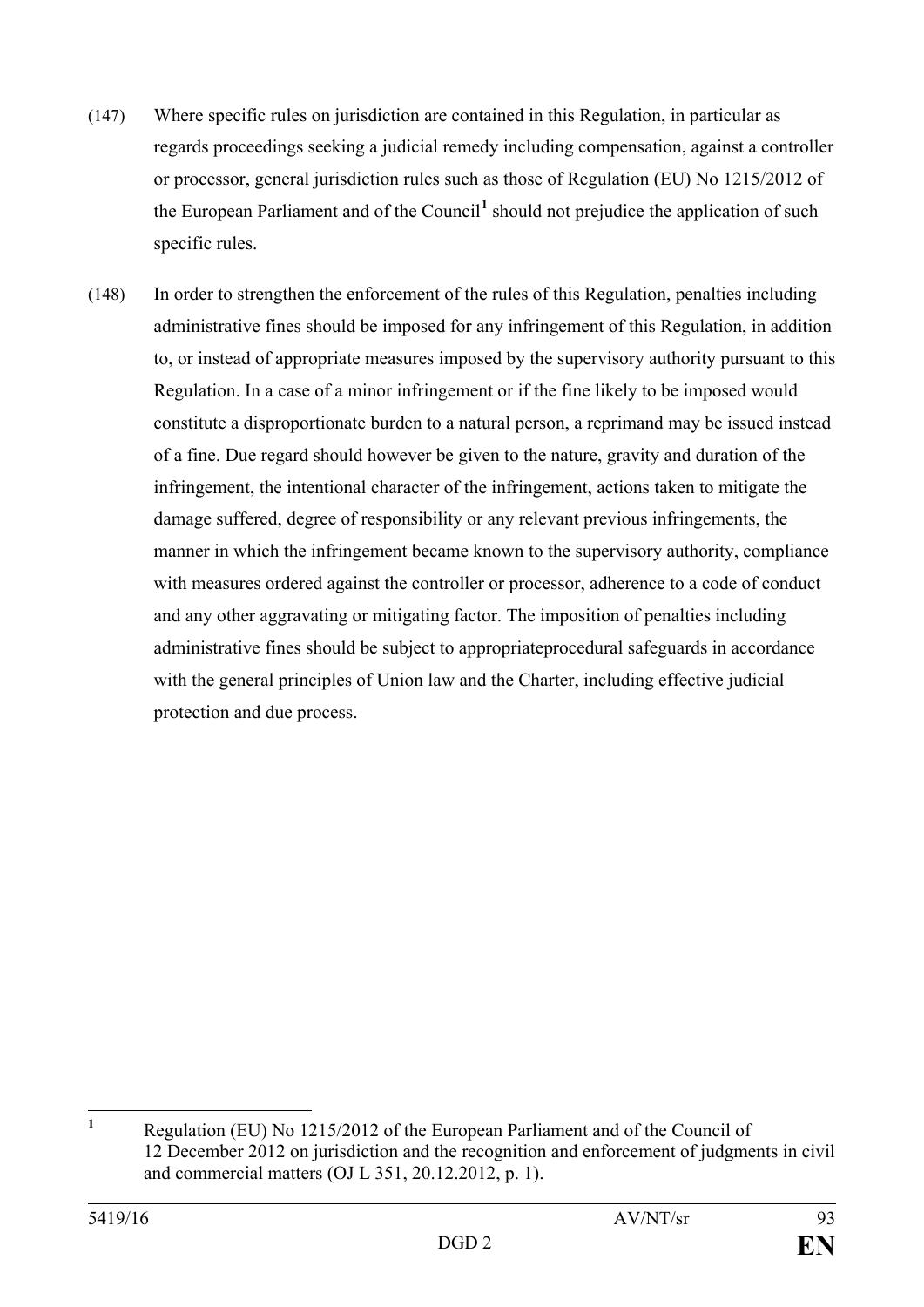(147) Where specific rules on jurisdiction are contained in this Regulation, in particular as regards proceedings seeking a judicial remedy including compensation, against a controller or processor, general jurisdiction rules such as those of Regulation (EU) No 1215/2012 of the European Parliament and of the Council[1] should not prejudice the application of such specific rules.

(148) In order to strengthen the enforcement of the rules of this Regulation, penalties including administrative fines should be imposed for any infringement of this Regulation, in addition to, or instead of appropriate measures imposed by the supervisory authority pursuant to this Regulation. In a case of a minor infringement or if the fine likely to be imposed would constitute a disproportionate burden to a natural person, a reprimand may be issued instead of a fine. Due regard should however be given to the nature, gravity and duration of the infringement, the intentional character of the infringement, actions taken to mitigate the damage suffered, degree of responsibility or any relevant previous infringements, the manner in which the infringement became known to the supervisory authority, compliance with measures ordered against the controller or processor, adherence to a code of conduct and any other aggravating or mitigating factor. The imposition of penalties including administrative fines should be subject to appropriateprocedural safeguards in accordance with the general principles of Union law and the Charter, including effective judicial protection and due process.

---

[1] Regulation (EU) No 1215/2012 of the European Parliament and of the Council of 12 December 2012 on jurisdiction and the recognition and enforcement of judgments in civil and commercial matters (OJ L 351, 20.12.2012, p. 1).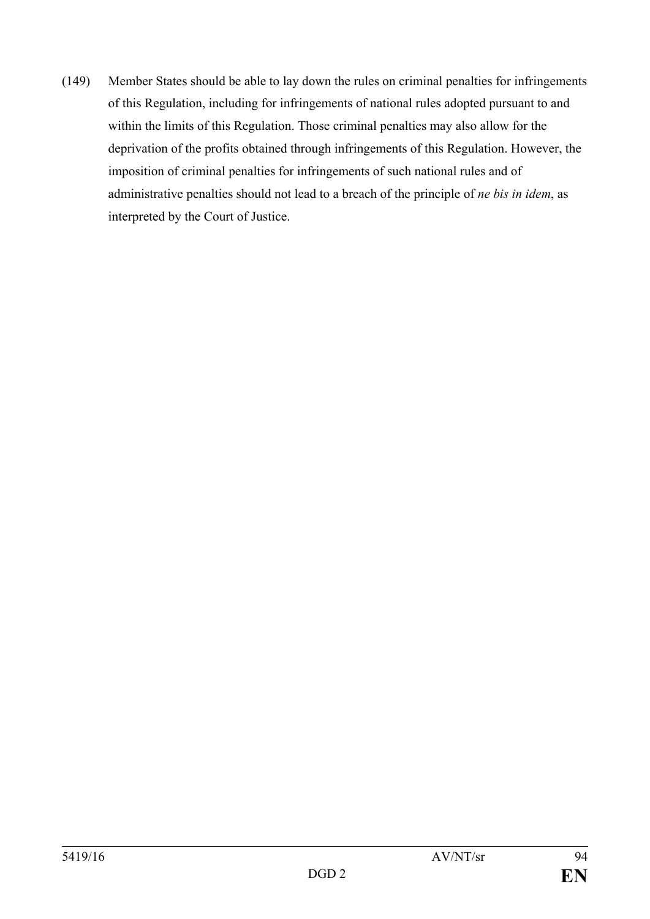(149) Member States should be able to lay down the rules on criminal penalties for infringements of this Regulation, including for infringements of national rules adopted pursuant to and within the limits of this Regulation. Those criminal penalties may also allow for the deprivation of the profits obtained through infringements of this Regulation. However, the imposition of criminal penalties for infringements of such national rules and of administrative penalties should not lead to a breach of the principle of *ne bis in idem*, as interpreted by the Court of Justice.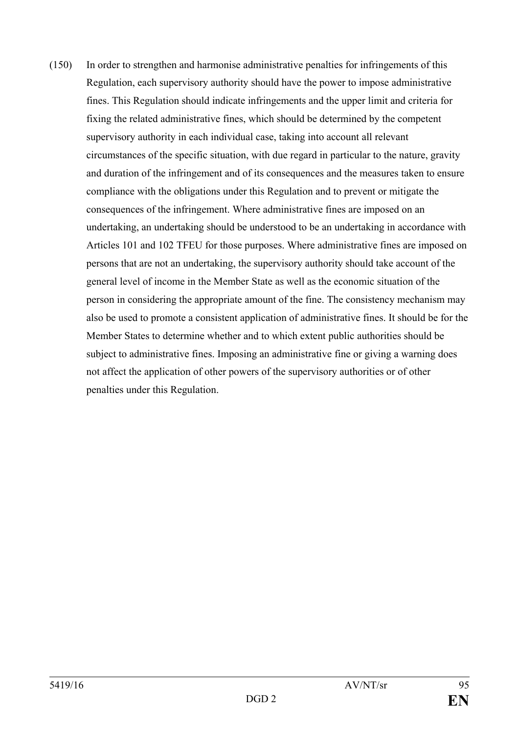(150) In order to strengthen and harmonise administrative penalties for infringements of this Regulation, each supervisory authority should have the power to impose administrative fines. This Regulation should indicate infringements and the upper limit and criteria for fixing the related administrative fines, which should be determined by the competent supervisory authority in each individual case, taking into account all relevant circumstances of the specific situation, with due regard in particular to the nature, gravity and duration of the infringement and of its consequences and the measures taken to ensure compliance with the obligations under this Regulation and to prevent or mitigate the consequences of the infringement. Where administrative fines are imposed on an undertaking, an undertaking should be understood to be an undertaking in accordance with Articles 101 and 102 TFEU for those purposes. Where administrative fines are imposed on persons that are not an undertaking, the supervisory authority should take account of the general level of income in the Member State as well as the economic situation of the person in considering the appropriate amount of the fine. The consistency mechanism may also be used to promote a consistent application of administrative fines. It should be for the Member States to determine whether and to which extent public authorities should be subject to administrative fines. Imposing an administrative fine or giving a warning does not affect the application of other powers of the supervisory authorities or of other penalties under this Regulation.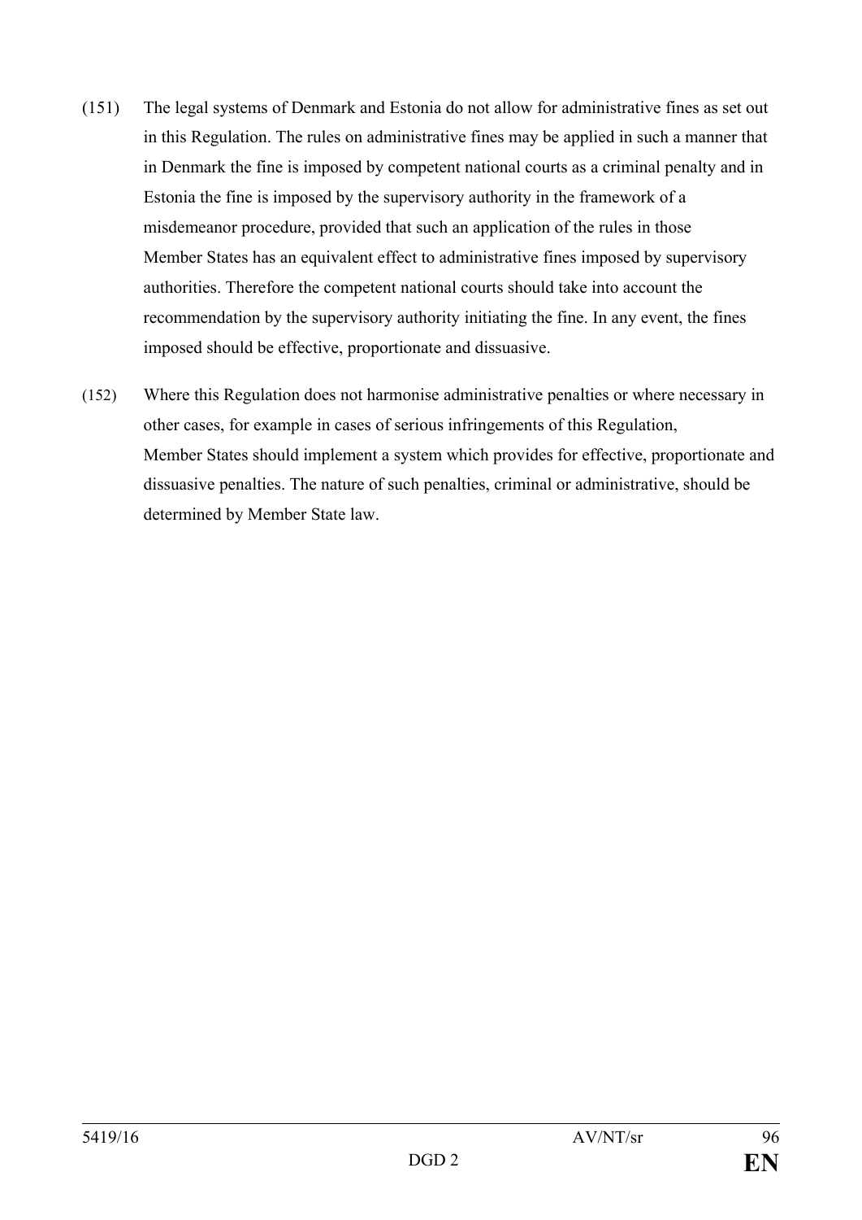(151) The legal systems of Denmark and Estonia do not allow for administrative fines as set out in this Regulation. The rules on administrative fines may be applied in such a manner that in Denmark the fine is imposed by competent national courts as a criminal penalty and in Estonia the fine is imposed by the supervisory authority in the framework of a misdemeanor procedure, provided that such an application of the rules in those Member States has an equivalent effect to administrative fines imposed by supervisory authorities. Therefore the competent national courts should take into account the recommendation by the supervisory authority initiating the fine. In any event, the fines imposed should be effective, proportionate and dissuasive.

(152) Where this Regulation does not harmonise administrative penalties or where necessary in other cases, for example in cases of serious infringements of this Regulation, Member States should implement a system which provides for effective, proportionate and dissuasive penalties. The nature of such penalties, criminal or administrative, should be determined by Member State law.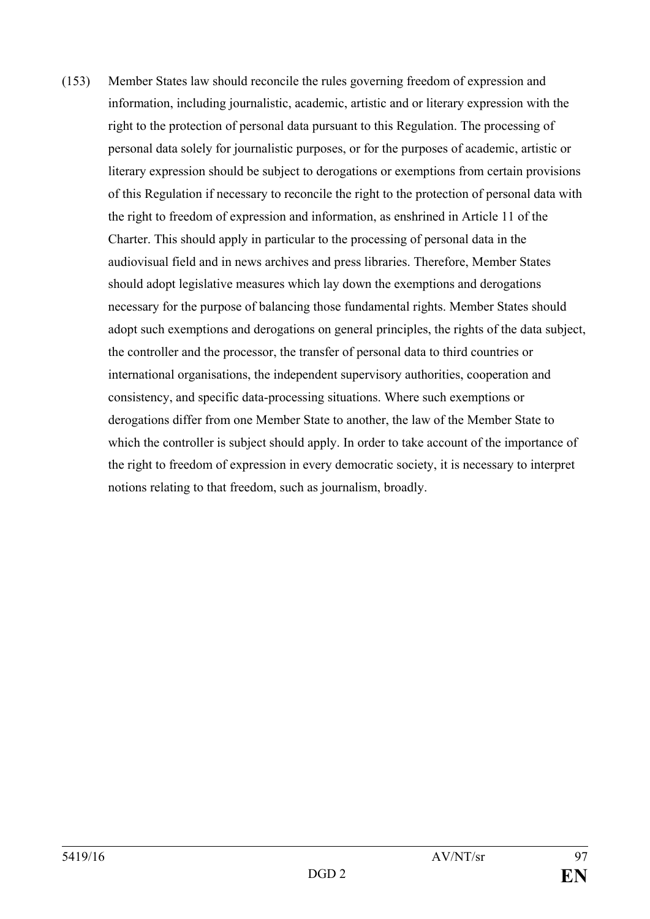(153) Member States law should reconcile the rules governing freedom of expression and information, including journalistic, academic, artistic and or literary expression with the right to the protection of personal data pursuant to this Regulation. The processing of personal data solely for journalistic purposes, or for the purposes of academic, artistic or literary expression should be subject to derogations or exemptions from certain provisions of this Regulation if necessary to reconcile the right to the protection of personal data with the right to freedom of expression and information, as enshrined in Article 11 of the Charter. This should apply in particular to the processing of personal data in the audiovisual field and in news archives and press libraries. Therefore, Member States should adopt legislative measures which lay down the exemptions and derogations necessary for the purpose of balancing those fundamental rights. Member States should adopt such exemptions and derogations on general principles, the rights of the data subject, the controller and the processor, the transfer of personal data to third countries or international organisations, the independent supervisory authorities, cooperation and consistency, and specific data-processing situations. Where such exemptions or derogations differ from one Member State to another, the law of the Member State to which the controller is subject should apply. In order to take account of the importance of the right to freedom of expression in every democratic society, it is necessary to interpret notions relating to that freedom, such as journalism, broadly.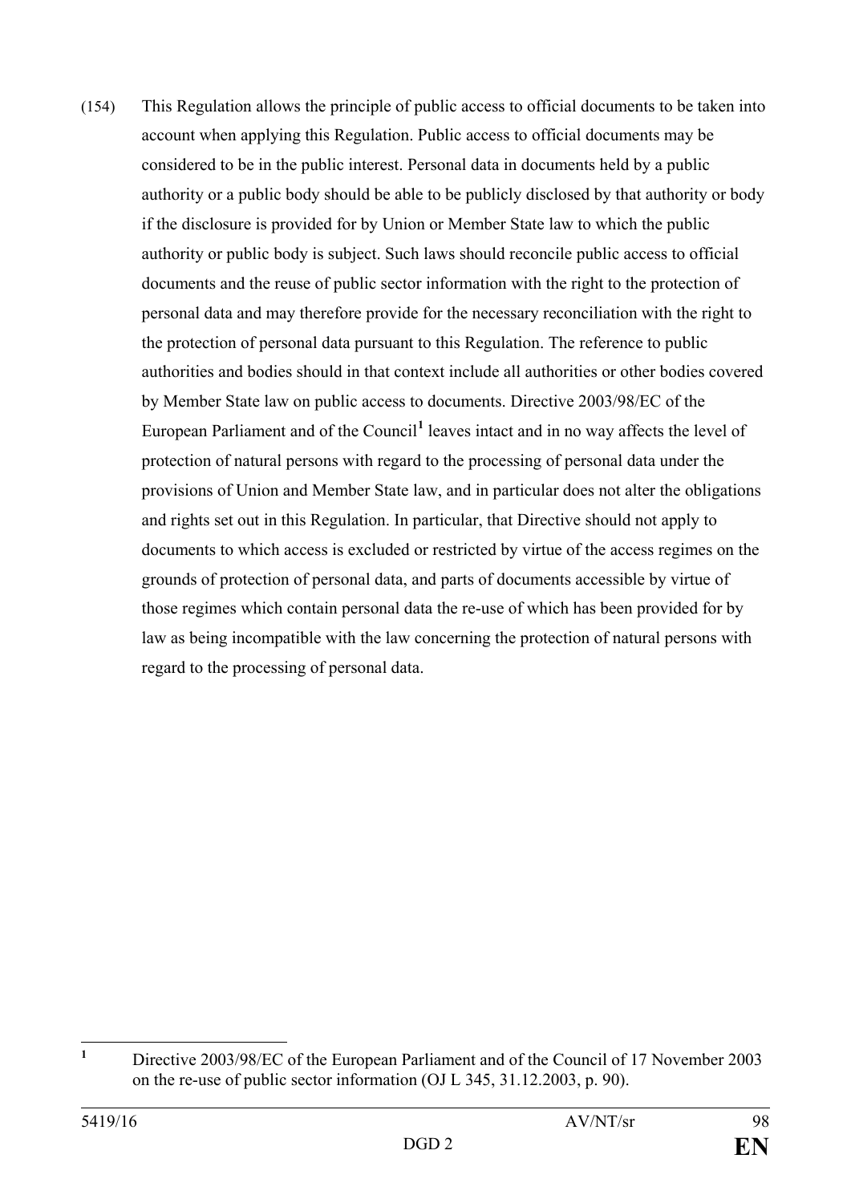(154) This Regulation allows the principle of public access to official documents to be taken into account when applying this Regulation. Public access to official documents may be considered to be in the public interest. Personal data in documents held by a public authority or a public body should be able to be publicly disclosed by that authority or body if the disclosure is provided for by Union or Member State law to which the public authority or public body is subject. Such laws should reconcile public access to official documents and the reuse of public sector information with the right to the protection of personal data and may therefore provide for the necessary reconciliation with the right to the protection of personal data pursuant to this Regulation. The reference to public authorities and bodies should in that context include all authorities or other bodies covered by Member State law on public access to documents. Directive 2003/98/EC of the European Parliament and of the Council[1] leaves intact and in no way affects the level of protection of natural persons with regard to the processing of personal data under the provisions of Union and Member State law, and in particular does not alter the obligations and rights set out in this Regulation. In particular, that Directive should not apply to documents to which access is excluded or restricted by virtue of the access regimes on the grounds of protection of personal data, and parts of documents accessible by virtue of those regimes which contain personal data the re-use of which has been provided for by law as being incompatible with the law concerning the protection of natural persons with regard to the processing of personal data.

---

[1] Directive 2003/98/EC of the European Parliament and of the Council of 17 November 2003 on the re-use of public sector information (OJ L 345, 31.12.2003, p. 90).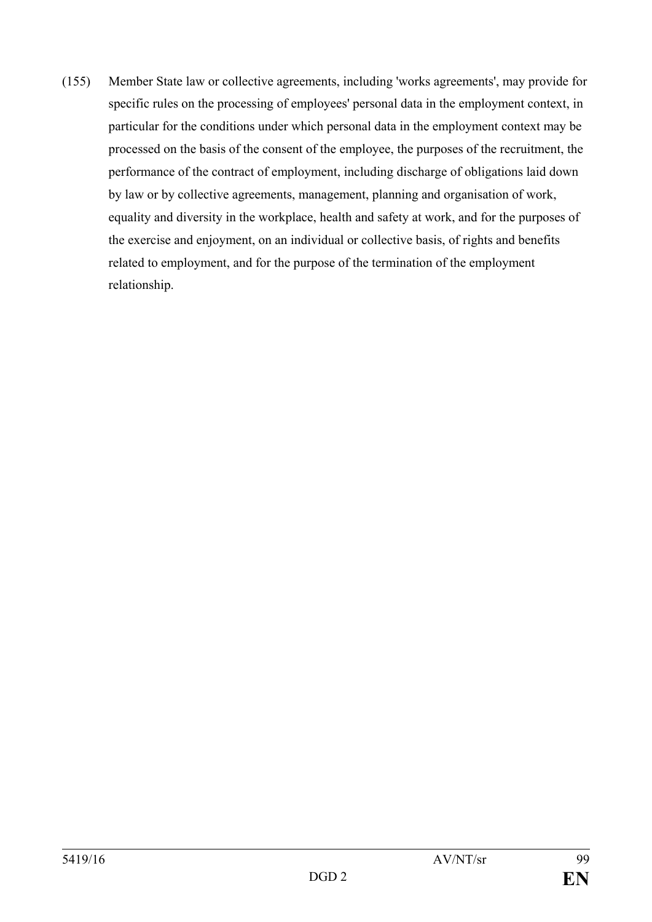(155) Member State law or collective agreements, including 'works agreements', may provide for specific rules on the processing of employees' personal data in the employment context, in particular for the conditions under which personal data in the employment context may be processed on the basis of the consent of the employee, the purposes of the recruitment, the performance of the contract of employment, including discharge of obligations laid down by law or by collective agreements, management, planning and organisation of work, equality and diversity in the workplace, health and safety at work, and for the purposes of the exercise and enjoyment, on an individual or collective basis, of rights and benefits related to employment, and for the purpose of the termination of the employment relationship.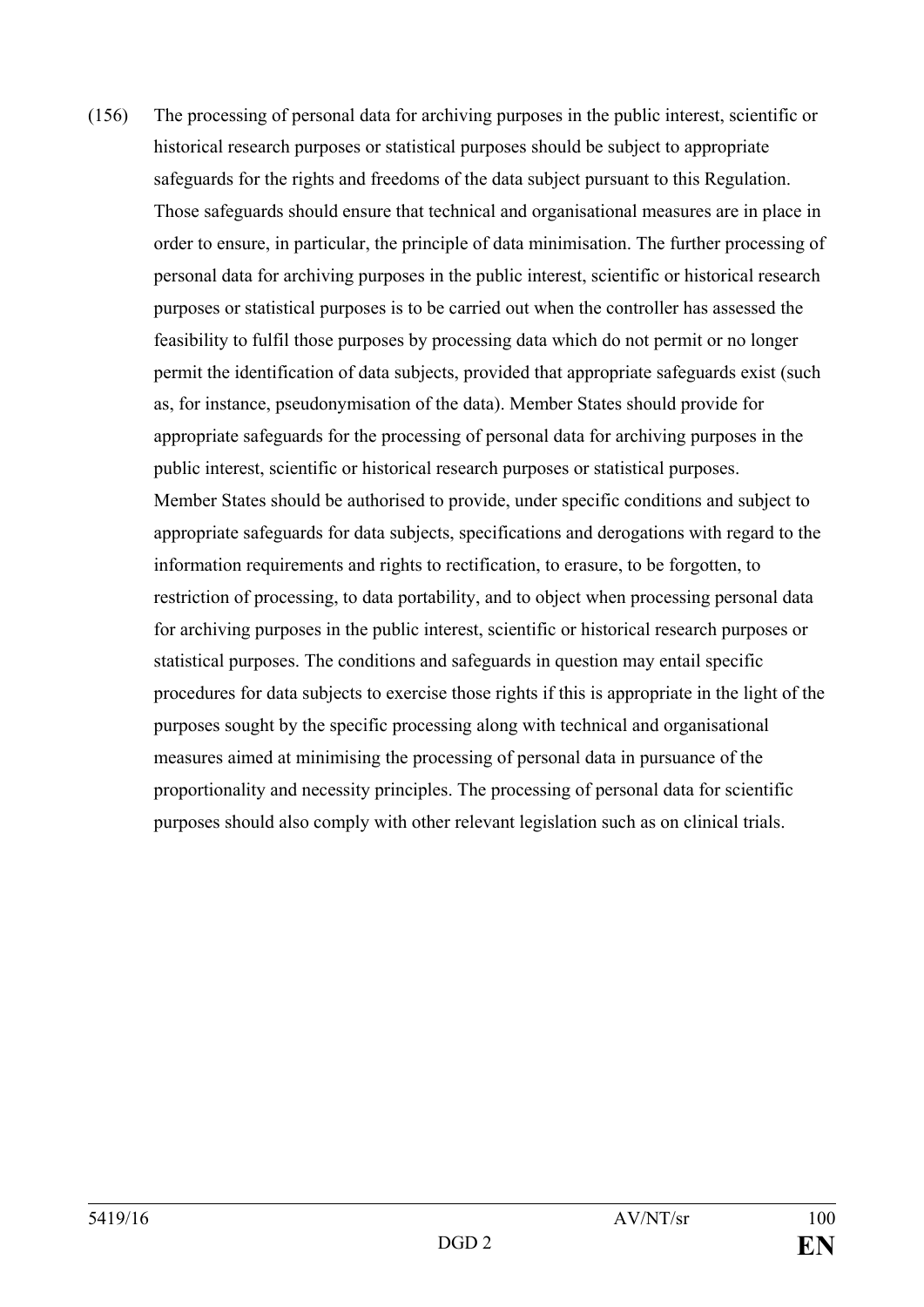(156) The processing of personal data for archiving purposes in the public interest, scientific or historical research purposes or statistical purposes should be subject to appropriate safeguards for the rights and freedoms of the data subject pursuant to this Regulation. Those safeguards should ensure that technical and organisational measures are in place in order to ensure, in particular, the principle of data minimisation. The further processing of personal data for archiving purposes in the public interest, scientific or historical research purposes or statistical purposes is to be carried out when the controller has assessed the feasibility to fulfil those purposes by processing data which do not permit or no longer permit the identification of data subjects, provided that appropriate safeguards exist (such as, for instance, pseudonymisation of the data). Member States should provide for appropriate safeguards for the processing of personal data for archiving purposes in the public interest, scientific or historical research purposes or statistical purposes. Member States should be authorised to provide, under specific conditions and subject to appropriate safeguards for data subjects, specifications and derogations with regard to the information requirements and rights to rectification, to erasure, to be forgotten, to restriction of processing, to data portability, and to object when processing personal data for archiving purposes in the public interest, scientific or historical research purposes or statistical purposes. The conditions and safeguards in question may entail specific procedures for data subjects to exercise those rights if this is appropriate in the light of the purposes sought by the specific processing along with technical and organisational measures aimed at minimising the processing of personal data in pursuance of the proportionality and necessity principles. The processing of personal data for scientific purposes should also comply with other relevant legislation such as on clinical trials.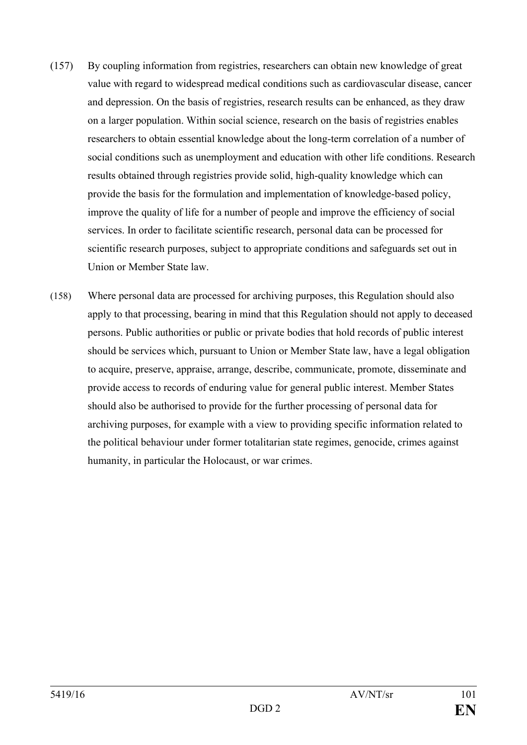(157) By coupling information from registries, researchers can obtain new knowledge of great value with regard to widespread medical conditions such as cardiovascular disease, cancer and depression. On the basis of registries, research results can be enhanced, as they draw on a larger population. Within social science, research on the basis of registries enables researchers to obtain essential knowledge about the long-term correlation of a number of social conditions such as unemployment and education with other life conditions. Research results obtained through registries provide solid, high-quality knowledge which can provide the basis for the formulation and implementation of knowledge-based policy, improve the quality of life for a number of people and improve the efficiency of social services. In order to facilitate scientific research, personal data can be processed for scientific research purposes, subject to appropriate conditions and safeguards set out in Union or Member State law.

(158) Where personal data are processed for archiving purposes, this Regulation should also apply to that processing, bearing in mind that this Regulation should not apply to deceased persons. Public authorities or public or private bodies that hold records of public interest should be services which, pursuant to Union or Member State law, have a legal obligation to acquire, preserve, appraise, arrange, describe, communicate, promote, disseminate and provide access to records of enduring value for general public interest. Member States should also be authorised to provide for the further processing of personal data for archiving purposes, for example with a view to providing specific information related to the political behaviour under former totalitarian state regimes, genocide, crimes against humanity, in particular the Holocaust, or war crimes.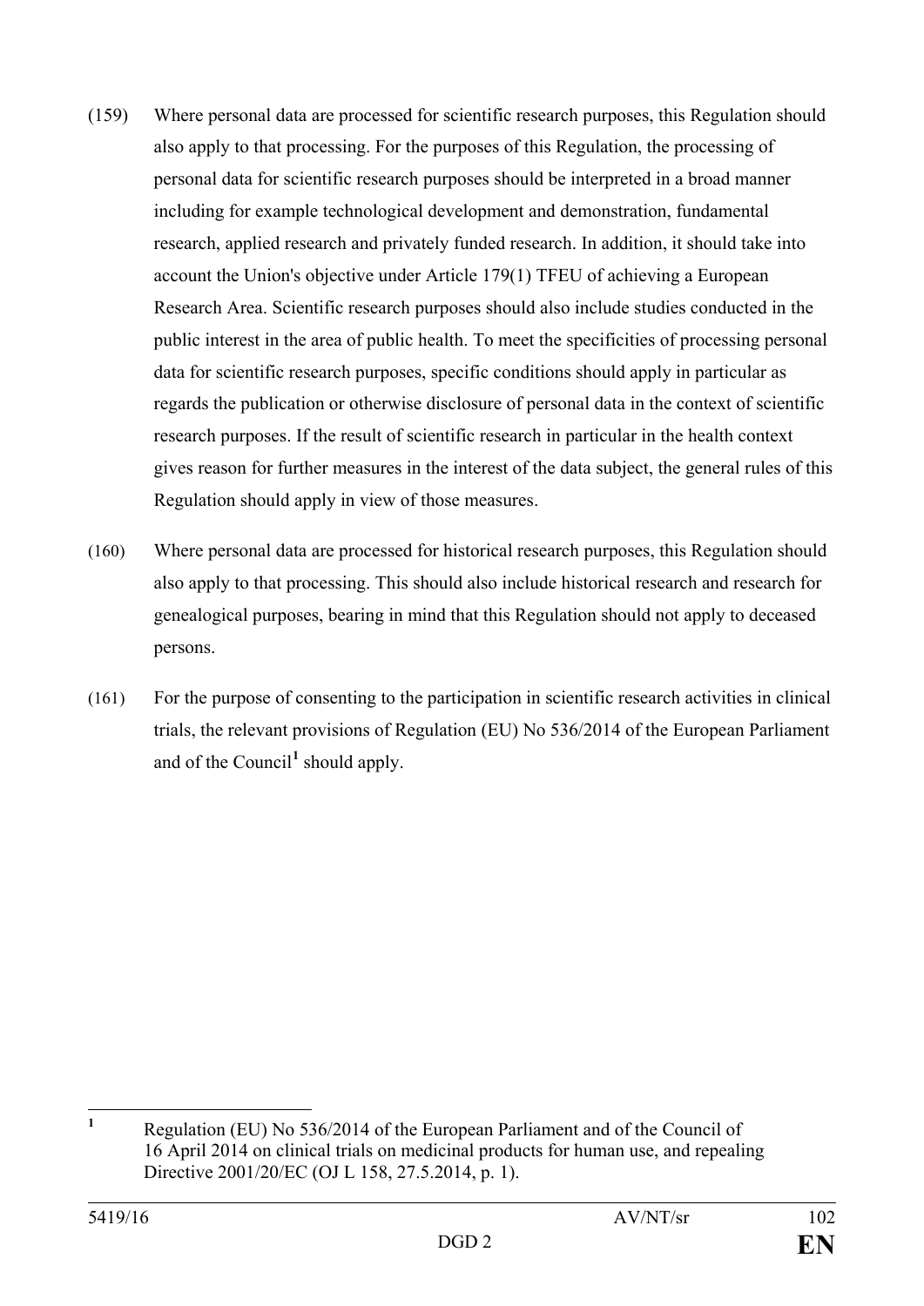(159) Where personal data are processed for scientific research purposes, this Regulation should also apply to that processing. For the purposes of this Regulation, the processing of personal data for scientific research purposes should be interpreted in a broad manner including for example technological development and demonstration, fundamental research, applied research and privately funded research. In addition, it should take into account the Union's objective under Article 179(1) TFEU of achieving a European Research Area. Scientific research purposes should also include studies conducted in the public interest in the area of public health. To meet the specificities of processing personal data for scientific research purposes, specific conditions should apply in particular as regards the publication or otherwise disclosure of personal data in the context of scientific research purposes. If the result of scientific research in particular in the health context gives reason for further measures in the interest of the data subject, the general rules of this Regulation should apply in view of those measures.

(160) Where personal data are processed for historical research purposes, this Regulation should also apply to that processing. This should also include historical research and research for genealogical purposes, bearing in mind that this Regulation should not apply to deceased persons.

(161) For the purpose of consenting to the participation in scientific research activities in clinical trials, the relevant provisions of Regulation (EU) No 536/2014 of the European Parliament and of the Council[1] should apply.

---

[1] Regulation (EU) No 536/2014 of the European Parliament and of the Council of 16 April 2014 on clinical trials on medicinal products for human use, and repealing Directive 2001/20/EC (OJ L 158, 27.5.2014, p. 1).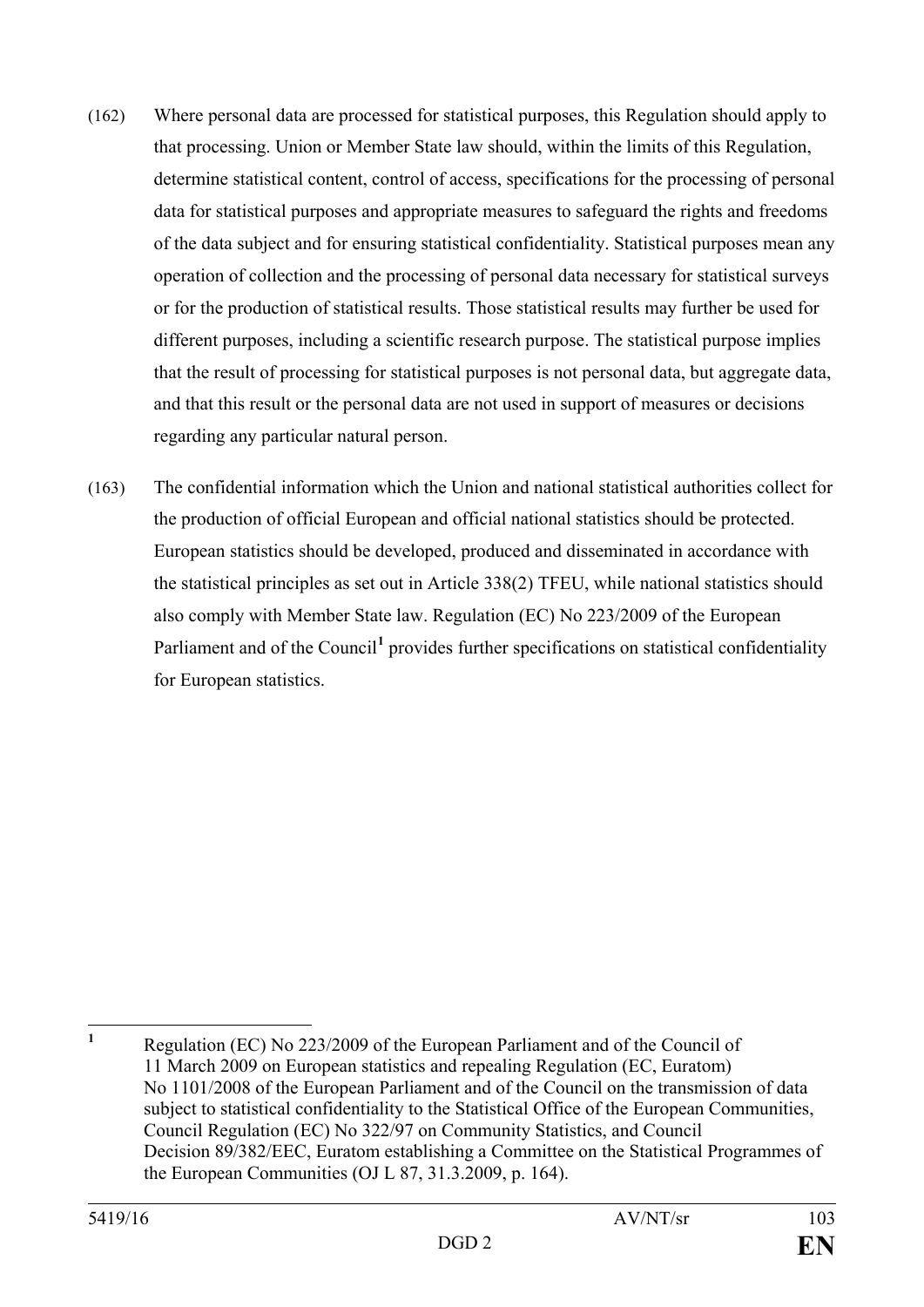(162) Where personal data are processed for statistical purposes, this Regulation should apply to that processing. Union or Member State law should, within the limits of this Regulation, determine statistical content, control of access, specifications for the processing of personal data for statistical purposes and appropriate measures to safeguard the rights and freedoms of the data subject and for ensuring statistical confidentiality. Statistical purposes mean any operation of collection and the processing of personal data necessary for statistical surveys or for the production of statistical results. Those statistical results may further be used for different purposes, including a scientific research purpose. The statistical purpose implies that the result of processing for statistical purposes is not personal data, but aggregate data, and that this result or the personal data are not used in support of measures or decisions regarding any particular natural person.

(163) The confidential information which the Union and national statistical authorities collect for the production of official European and official national statistics should be protected. European statistics should be developed, produced and disseminated in accordance with the statistical principles as set out in Article 338(2) TFEU, while national statistics should also comply with Member State law. Regulation (EC) No 223/2009 of the European Parliament and of the Council[1] provides further specifications on statistical confidentiality for European statistics.

---

[1] Regulation (EC) No 223/2009 of the European Parliament and of the Council of 11 March 2009 on European statistics and repealing Regulation (EC, Euratom) No 1101/2008 of the European Parliament and of the Council on the transmission of data subject to statistical confidentiality to the Statistical Office of the European Communities, Council Regulation (EC) No 322/97 on Community Statistics, and Council Decision 89/382/EEC, Euratom establishing a Committee on the Statistical Programmes of the European Communities (OJ L 87, 31.3.2009, p. 164).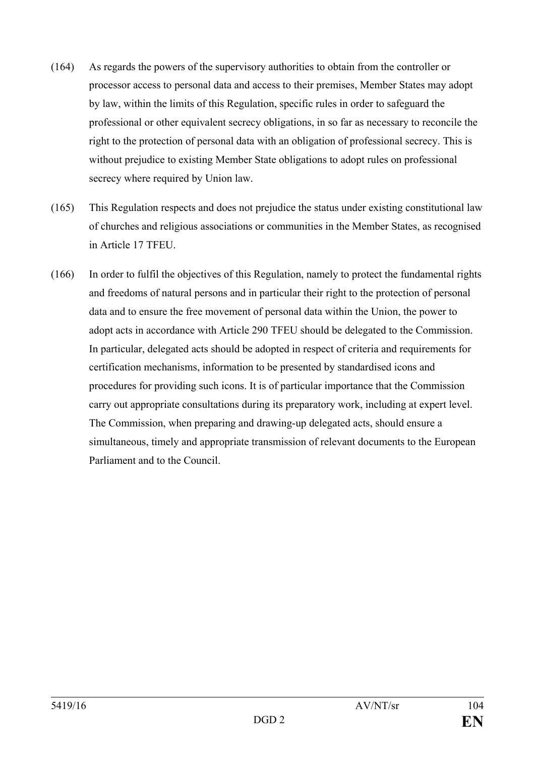(164) As regards the powers of the supervisory authorities to obtain from the controller or processor access to personal data and access to their premises, Member States may adopt by law, within the limits of this Regulation, specific rules in order to safeguard the professional or other equivalent secrecy obligations, in so far as necessary to reconcile the right to the protection of personal data with an obligation of professional secrecy. This is without prejudice to existing Member State obligations to adopt rules on professional secrecy where required by Union law.

(165) This Regulation respects and does not prejudice the status under existing constitutional law of churches and religious associations or communities in the Member States, as recognised in Article 17 TFEU.

(166) In order to fulfil the objectives of this Regulation, namely to protect the fundamental rights and freedoms of natural persons and in particular their right to the protection of personal data and to ensure the free movement of personal data within the Union, the power to adopt acts in accordance with Article 290 TFEU should be delegated to the Commission. In particular, delegated acts should be adopted in respect of criteria and requirements for certification mechanisms, information to be presented by standardised icons and procedures for providing such icons. It is of particular importance that the Commission carry out appropriate consultations during its preparatory work, including at expert level. The Commission, when preparing and drawing-up delegated acts, should ensure a simultaneous, timely and appropriate transmission of relevant documents to the European Parliament and to the Council.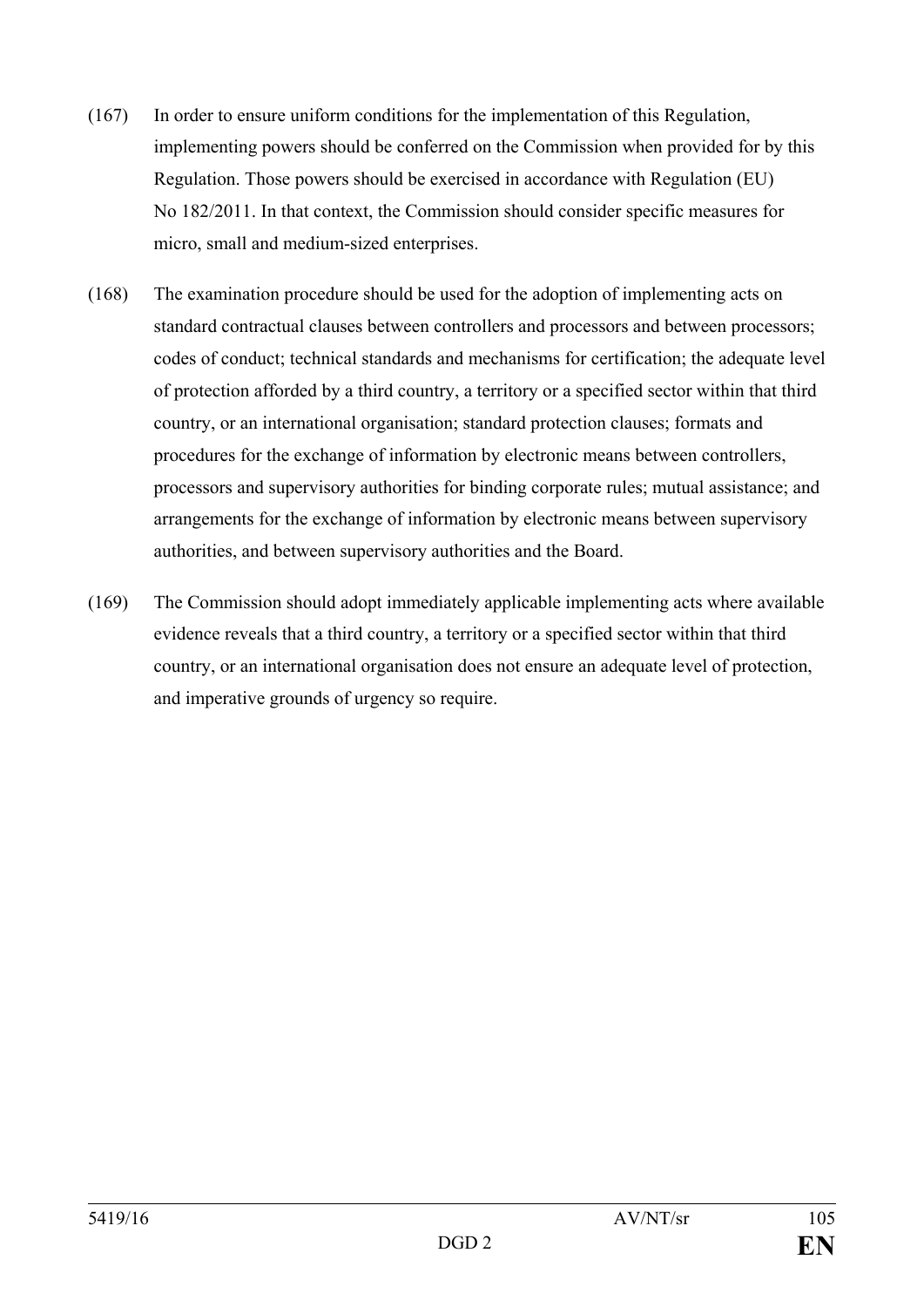(167) In order to ensure uniform conditions for the implementation of this Regulation, implementing powers should be conferred on the Commission when provided for by this Regulation. Those powers should be exercised in accordance with Regulation (EU) No 182/2011. In that context, the Commission should consider specific measures for micro, small and medium-sized enterprises.

(168) The examination procedure should be used for the adoption of implementing acts on standard contractual clauses between controllers and processors and between processors; codes of conduct; technical standards and mechanisms for certification; the adequate level of protection afforded by a third country, a territory or a specified sector within that third country, or an international organisation; standard protection clauses; formats and procedures for the exchange of information by electronic means between controllers, processors and supervisory authorities for binding corporate rules; mutual assistance; and arrangements for the exchange of information by electronic means between supervisory authorities, and between supervisory authorities and the Board.

(169) The Commission should adopt immediately applicable implementing acts where available evidence reveals that a third country, a territory or a specified sector within that third country, or an international organisation does not ensure an adequate level of protection, and imperative grounds of urgency so require.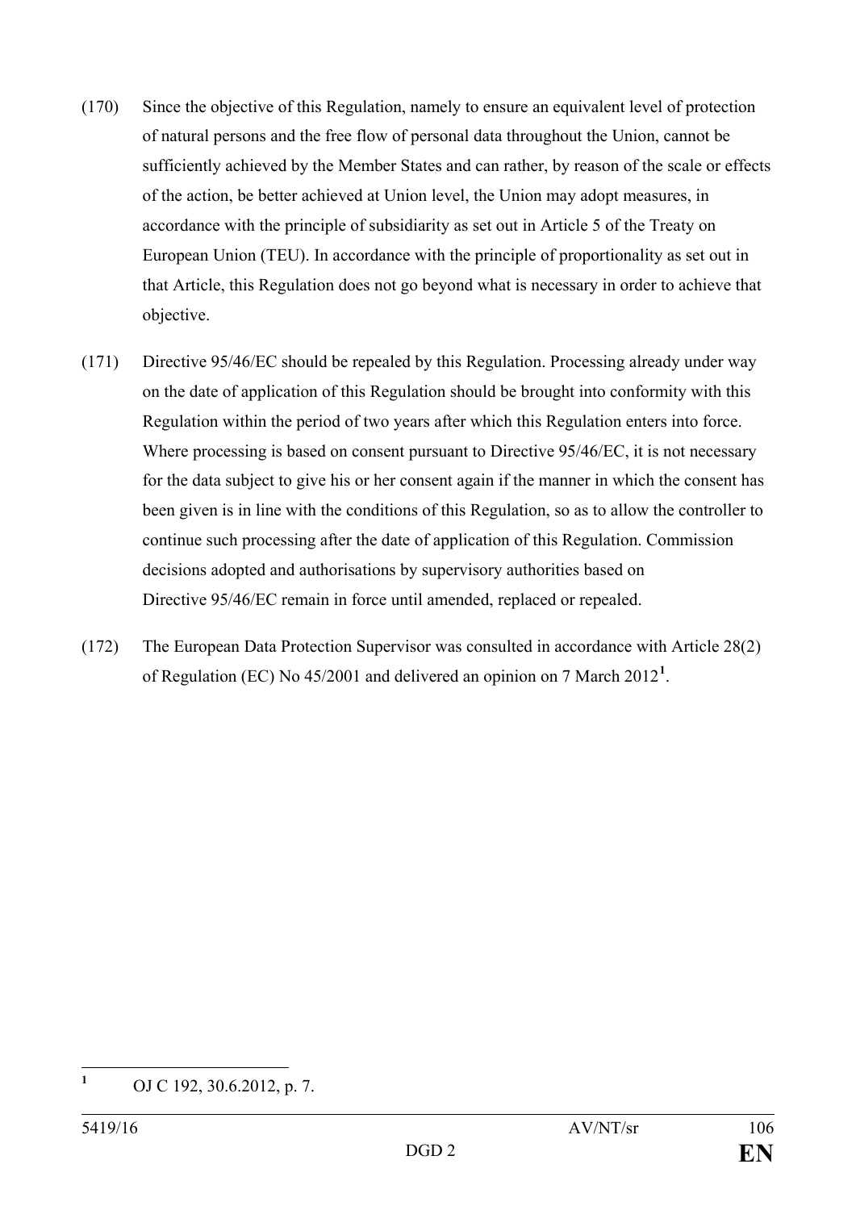(170) Since the objective of this Regulation, namely to ensure an equivalent level of protection of natural persons and the free flow of personal data throughout the Union, cannot be sufficiently achieved by the Member States and can rather, by reason of the scale or effects of the action, be better achieved at Union level, the Union may adopt measures, in accordance with the principle of subsidiarity as set out in Article 5 of the Treaty on European Union (TEU). In accordance with the principle of proportionality as set out in that Article, this Regulation does not go beyond what is necessary in order to achieve that objective.

(171) Directive 95/46/EC should be repealed by this Regulation. Processing already under way on the date of application of this Regulation should be brought into conformity with this Regulation within the period of two years after which this Regulation enters into force. Where processing is based on consent pursuant to Directive 95/46/EC, it is not necessary for the data subject to give his or her consent again if the manner in which the consent has been given is in line with the conditions of this Regulation, so as to allow the controller to continue such processing after the date of application of this Regulation. Commission decisions adopted and authorisations by supervisory authorities based on Directive 95/46/EC remain in force until amended, replaced or repealed.

(172) The European Data Protection Supervisor was consulted in accordance with Article 28(2) of Regulation (EC) No 45/2001 and delivered an opinion on 7 March 2012[1].

---

[1] OJ C 192, 30.6.2012, p. 7.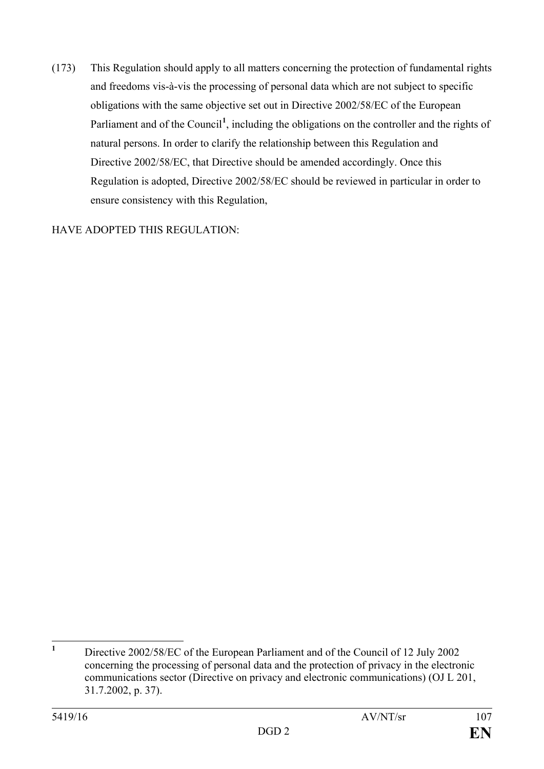(173) This Regulation should apply to all matters concerning the protection of fundamental rights and freedoms vis-à-vis the processing of personal data which are not subject to specific obligations with the same objective set out in Directive 2002/58/EC of the European Parliament and of the Council[1], including the obligations on the controller and the rights of natural persons. In order to clarify the relationship between this Regulation and Directive 2002/58/EC, that Directive should be amended accordingly. Once this Regulation is adopted, Directive 2002/58/EC should be reviewed in particular in order to ensure consistency with this Regulation,

HAVE ADOPTED THIS REGULATION:

[1] Directive 2002/58/EC of the European Parliament and of the Council of 12 July 2002 concerning the processing of personal data and the protection of privacy in the electronic communications sector (Directive on privacy and electronic communications) (OJ L 201, 31.7.2002, p. 37).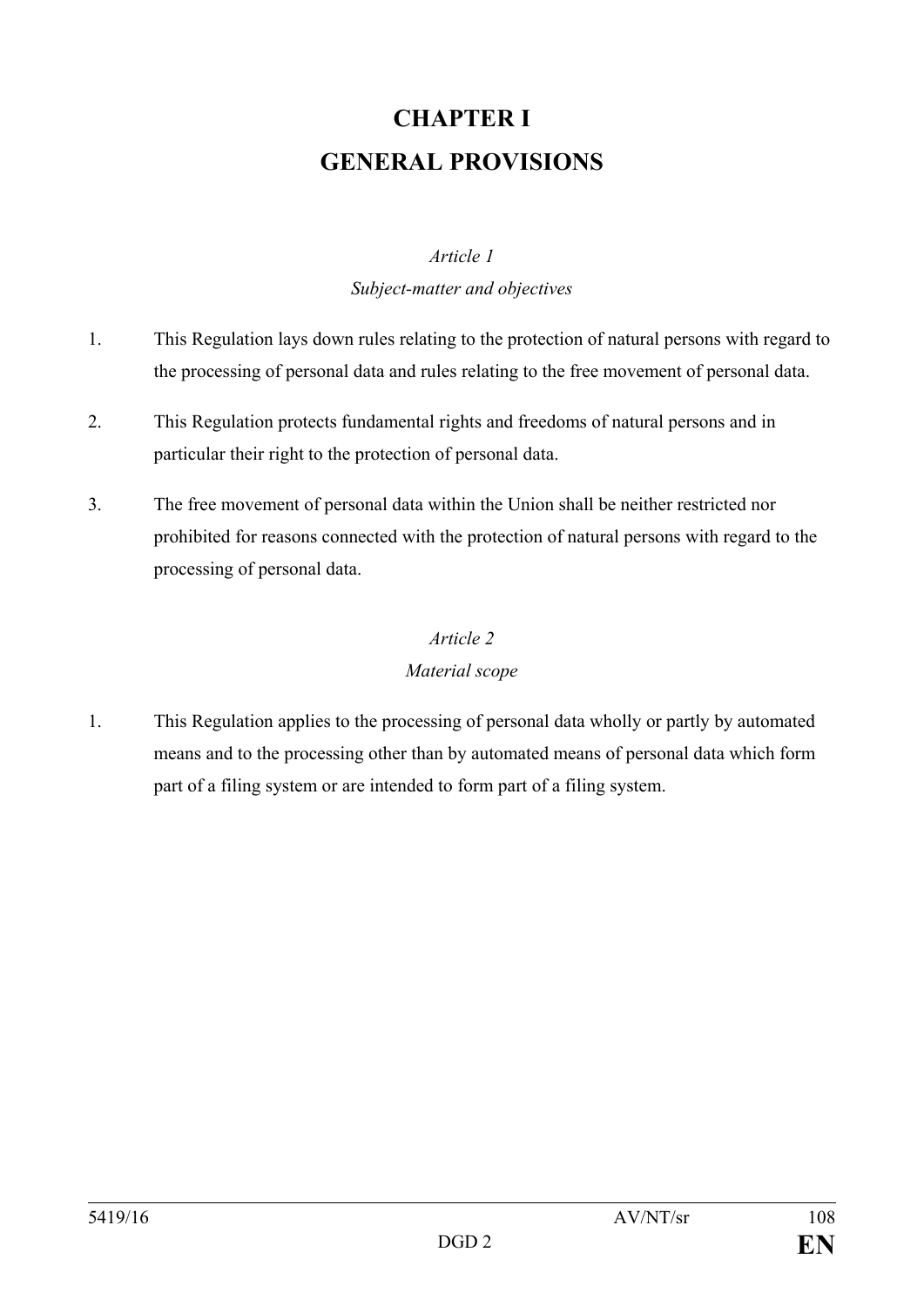# CHAPTER I
# GENERAL PROVISIONS

### *Article 1*
### *Subject-matter and objectives*

1. This Regulation lays down rules relating to the protection of natural persons with regard to the processing of personal data and rules relating to the free movement of personal data.

2. This Regulation protects fundamental rights and freedoms of natural persons and in particular their right to the protection of personal data.

3. The free movement of personal data within the Union shall be neither restricted nor prohibited for reasons connected with the protection of natural persons with regard to the processing of personal data.

### *Article 2*
### *Material scope*

1. This Regulation applies to the processing of personal data wholly or partly by automated means and to the processing other than by automated means of personal data which form part of a filing system or are intended to form part of a filing system.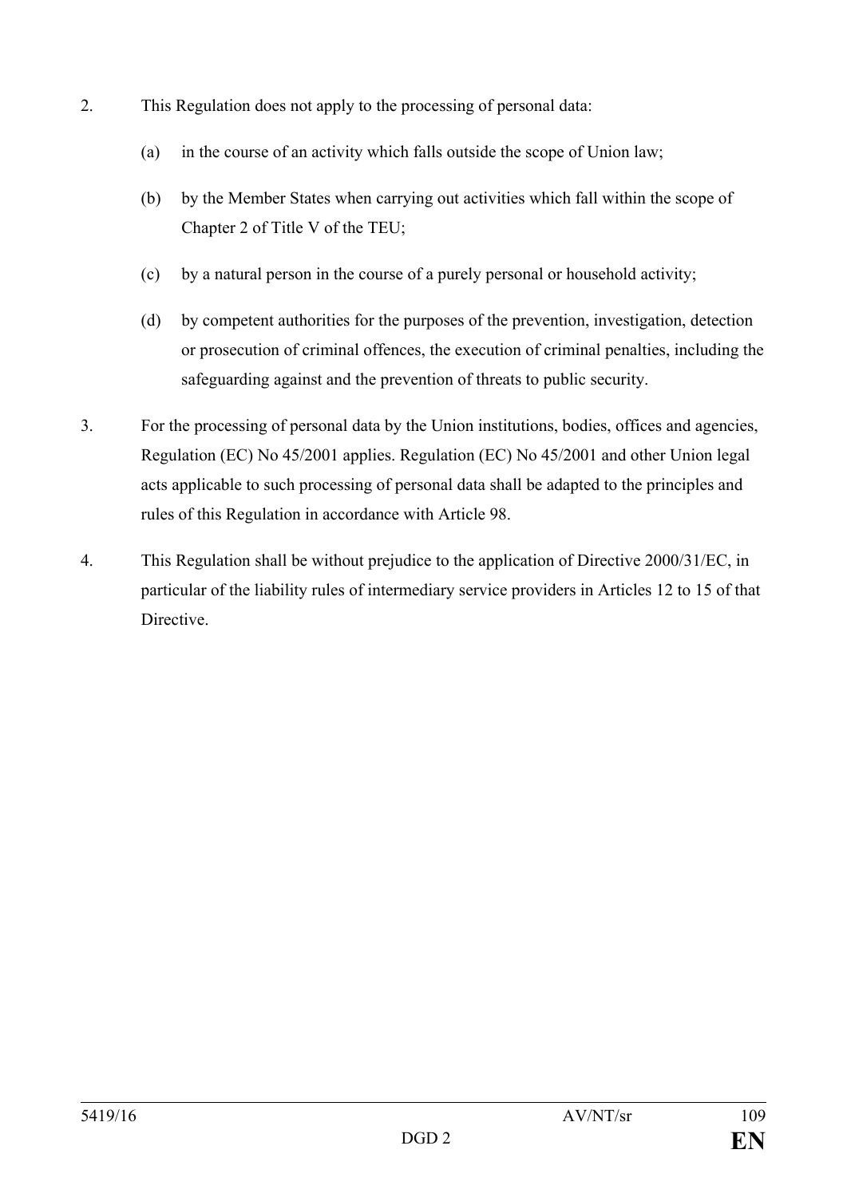2. This Regulation does not apply to the processing of personal data:

   (a) in the course of an activity which falls outside the scope of Union law;

   (b) by the Member States when carrying out activities which fall within the scope of Chapter 2 of Title V of the TEU;

   (c) by a natural person in the course of a purely personal or household activity;

   (d) by competent authorities for the purposes of the prevention, investigation, detection or prosecution of criminal offences, the execution of criminal penalties, including the safeguarding against and the prevention of threats to public security.

3. For the processing of personal data by the Union institutions, bodies, offices and agencies, Regulation (EC) No 45/2001 applies. Regulation (EC) No 45/2001 and other Union legal acts applicable to such processing of personal data shall be adapted to the principles and rules of this Regulation in accordance with Article 98.

4. This Regulation shall be without prejudice to the application of Directive 2000/31/EC, in particular of the liability rules of intermediary service providers in Articles 12 to 15 of that Directive.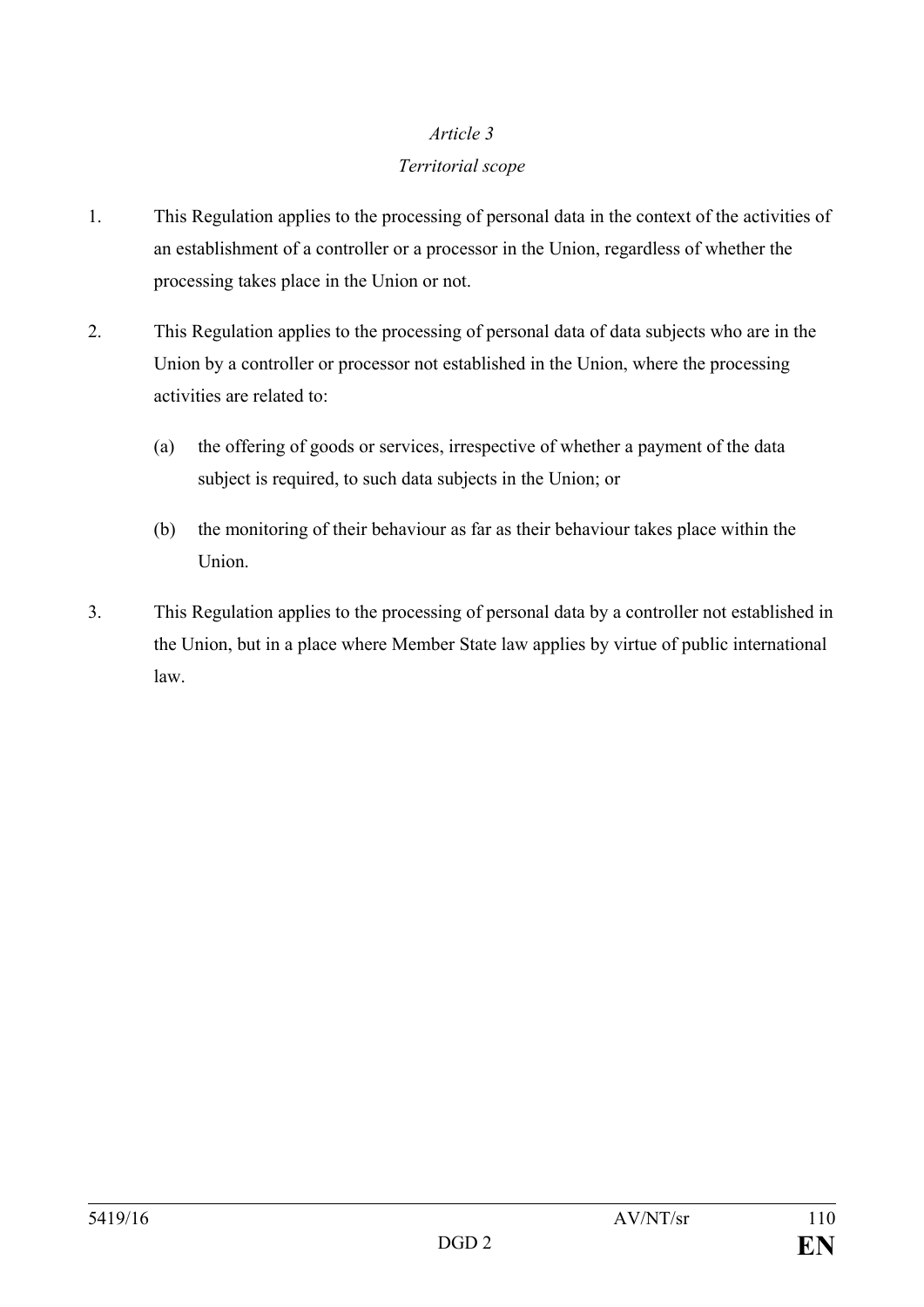*Article 3*

*Territorial scope*

1. This Regulation applies to the processing of personal data in the context of the activities of an establishment of a controller or a processor in the Union, regardless of whether the processing takes place in the Union or not.

2. This Regulation applies to the processing of personal data of data subjects who are in the Union by a controller or processor not established in the Union, where the processing activities are related to:

   (a) the offering of goods or services, irrespective of whether a payment of the data subject is required, to such data subjects in the Union; or

   (b) the monitoring of their behaviour as far as their behaviour takes place within the Union.

3. This Regulation applies to the processing of personal data by a controller not established in the Union, but in a place where Member State law applies by virtue of public international law.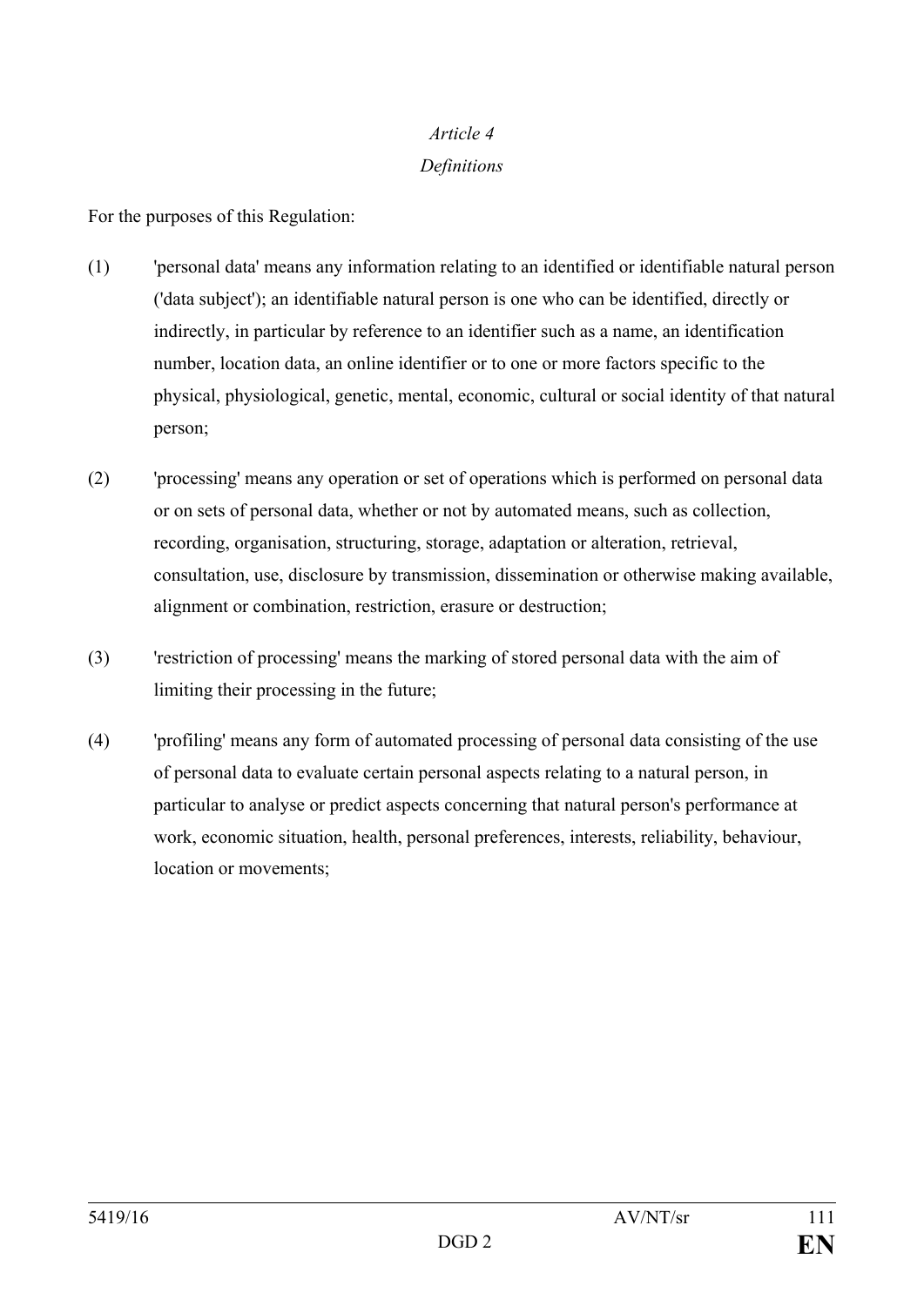*Article 4*

*Definitions*

For the purposes of this Regulation:

(1) 'personal data' means any information relating to an identified or identifiable natural person ('data subject'); an identifiable natural person is one who can be identified, directly or indirectly, in particular by reference to an identifier such as a name, an identification number, location data, an online identifier or to one or more factors specific to the physical, physiological, genetic, mental, economic, cultural or social identity of that natural person;

(2) 'processing' means any operation or set of operations which is performed on personal data or on sets of personal data, whether or not by automated means, such as collection, recording, organisation, structuring, storage, adaptation or alteration, retrieval, consultation, use, disclosure by transmission, dissemination or otherwise making available, alignment or combination, restriction, erasure or destruction;

(3) 'restriction of processing' means the marking of stored personal data with the aim of limiting their processing in the future;

(4) 'profiling' means any form of automated processing of personal data consisting of the use of personal data to evaluate certain personal aspects relating to a natural person, in particular to analyse or predict aspects concerning that natural person's performance at work, economic situation, health, personal preferences, interests, reliability, behaviour, location or movements;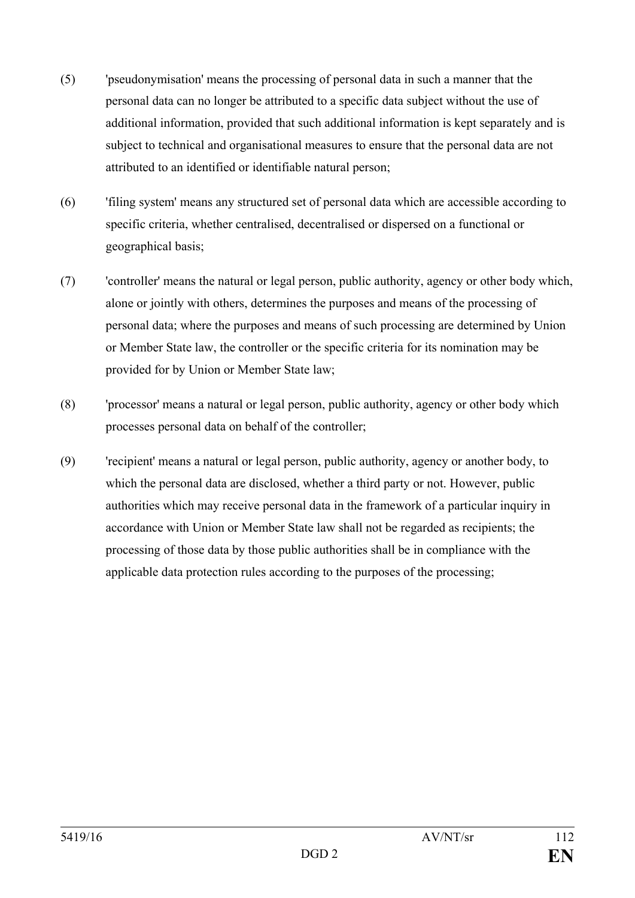(5) 'pseudonymisation' means the processing of personal data in such a manner that the personal data can no longer be attributed to a specific data subject without the use of additional information, provided that such additional information is kept separately and is subject to technical and organisational measures to ensure that the personal data are not attributed to an identified or identifiable natural person;

(6) 'filing system' means any structured set of personal data which are accessible according to specific criteria, whether centralised, decentralised or dispersed on a functional or geographical basis;

(7) 'controller' means the natural or legal person, public authority, agency or other body which, alone or jointly with others, determines the purposes and means of the processing of personal data; where the purposes and means of such processing are determined by Union or Member State law, the controller or the specific criteria for its nomination may be provided for by Union or Member State law;

(8) 'processor' means a natural or legal person, public authority, agency or other body which processes personal data on behalf of the controller;

(9) 'recipient' means a natural or legal person, public authority, agency or another body, to which the personal data are disclosed, whether a third party or not. However, public authorities which may receive personal data in the framework of a particular inquiry in accordance with Union or Member State law shall not be regarded as recipients; the processing of those data by those public authorities shall be in compliance with the applicable data protection rules according to the purposes of the processing;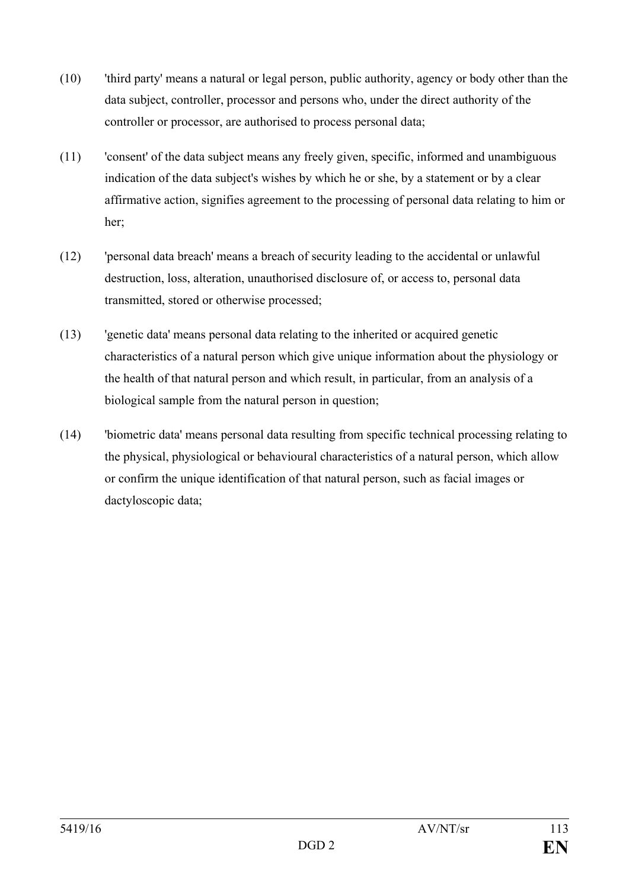(10) 'third party' means a natural or legal person, public authority, agency or body other than the data subject, controller, processor and persons who, under the direct authority of the controller or processor, are authorised to process personal data;

(11) 'consent' of the data subject means any freely given, specific, informed and unambiguous indication of the data subject's wishes by which he or she, by a statement or by a clear affirmative action, signifies agreement to the processing of personal data relating to him or her;

(12) 'personal data breach' means a breach of security leading to the accidental or unlawful destruction, loss, alteration, unauthorised disclosure of, or access to, personal data transmitted, stored or otherwise processed;

(13) 'genetic data' means personal data relating to the inherited or acquired genetic characteristics of a natural person which give unique information about the physiology or the health of that natural person and which result, in particular, from an analysis of a biological sample from the natural person in question;

(14) 'biometric data' means personal data resulting from specific technical processing relating to the physical, physiological or behavioural characteristics of a natural person, which allow or confirm the unique identification of that natural person, such as facial images or dactyloscopic data;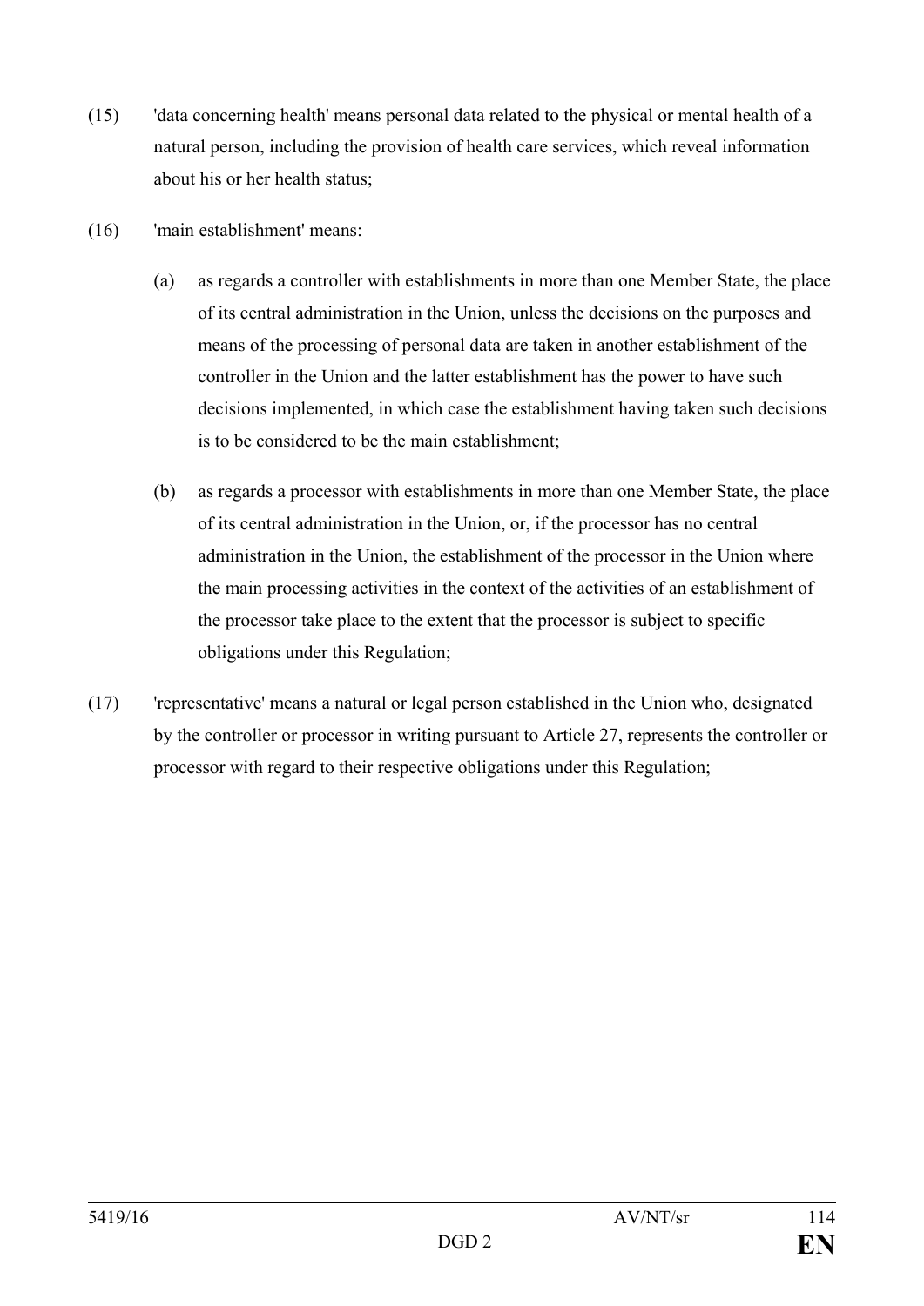(15) 'data concerning health' means personal data related to the physical or mental health of a natural person, including the provision of health care services, which reveal information about his or her health status;

(16) 'main establishment' means:

(a) as regards a controller with establishments in more than one Member State, the place of its central administration in the Union, unless the decisions on the purposes and means of the processing of personal data are taken in another establishment of the controller in the Union and the latter establishment has the power to have such decisions implemented, in which case the establishment having taken such decisions is to be considered to be the main establishment;

(b) as regards a processor with establishments in more than one Member State, the place of its central administration in the Union, or, if the processor has no central administration in the Union, the establishment of the processor in the Union where the main processing activities in the context of the activities of an establishment of the processor take place to the extent that the processor is subject to specific obligations under this Regulation;

(17) 'representative' means a natural or legal person established in the Union who, designated by the controller or processor in writing pursuant to Article 27, represents the controller or processor with regard to their respective obligations under this Regulation;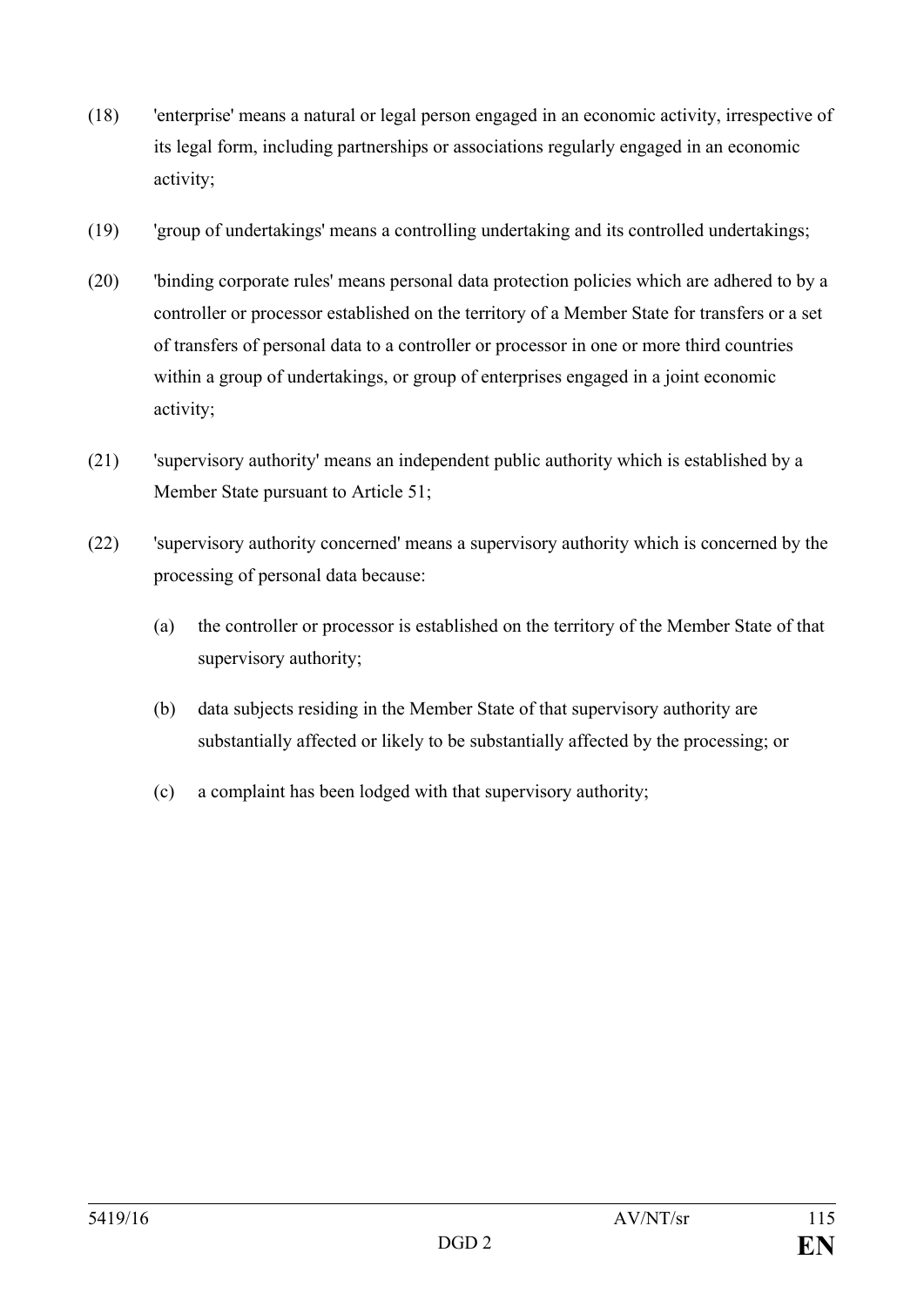(18) 'enterprise' means a natural or legal person engaged in an economic activity, irrespective of its legal form, including partnerships or associations regularly engaged in an economic activity;

(19) 'group of undertakings' means a controlling undertaking and its controlled undertakings;

(20) 'binding corporate rules' means personal data protection policies which are adhered to by a controller or processor established on the territory of a Member State for transfers or a set of transfers of personal data to a controller or processor in one or more third countries within a group of undertakings, or group of enterprises engaged in a joint economic activity;

(21) 'supervisory authority' means an independent public authority which is established by a Member State pursuant to Article 51;

(22) 'supervisory authority concerned' means a supervisory authority which is concerned by the processing of personal data because:

  (a) the controller or processor is established on the territory of the Member State of that supervisory authority;

  (b) data subjects residing in the Member State of that supervisory authority are substantially affected or likely to be substantially affected by the processing; or

  (c) a complaint has been lodged with that supervisory authority;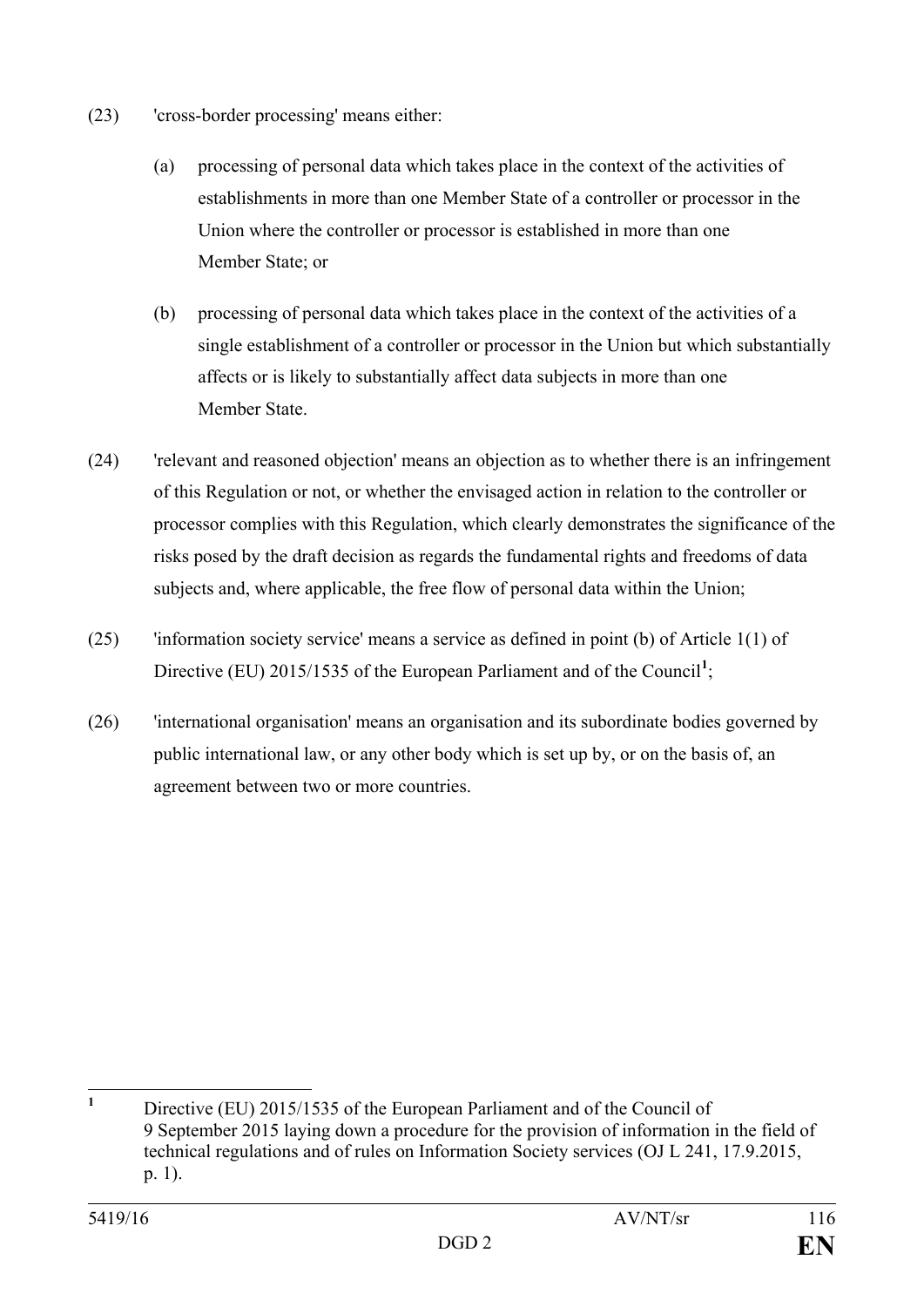(23) 'cross-border processing' means either:

(a) processing of personal data which takes place in the context of the activities of establishments in more than one Member State of a controller or processor in the Union where the controller or processor is established in more than one Member State; or

(b) processing of personal data which takes place in the context of the activities of a single establishment of a controller or processor in the Union but which substantially affects or is likely to substantially affect data subjects in more than one Member State.

(24) 'relevant and reasoned objection' means an objection as to whether there is an infringement of this Regulation or not, or whether the envisaged action in relation to the controller or processor complies with this Regulation, which clearly demonstrates the significance of the risks posed by the draft decision as regards the fundamental rights and freedoms of data subjects and, where applicable, the free flow of personal data within the Union;

(25) 'information society service' means a service as defined in point (b) of Article 1(1) of Directive (EU) 2015/1535 of the European Parliament and of the Council[1];

(26) 'international organisation' means an organisation and its subordinate bodies governed by public international law, or any other body which is set up by, or on the basis of, an agreement between two or more countries.

---

[1] Directive (EU) 2015/1535 of the European Parliament and of the Council of 9 September 2015 laying down a procedure for the provision of information in the field of technical regulations and of rules on Information Society services (OJ L 241, 17.9.2015, p. 1).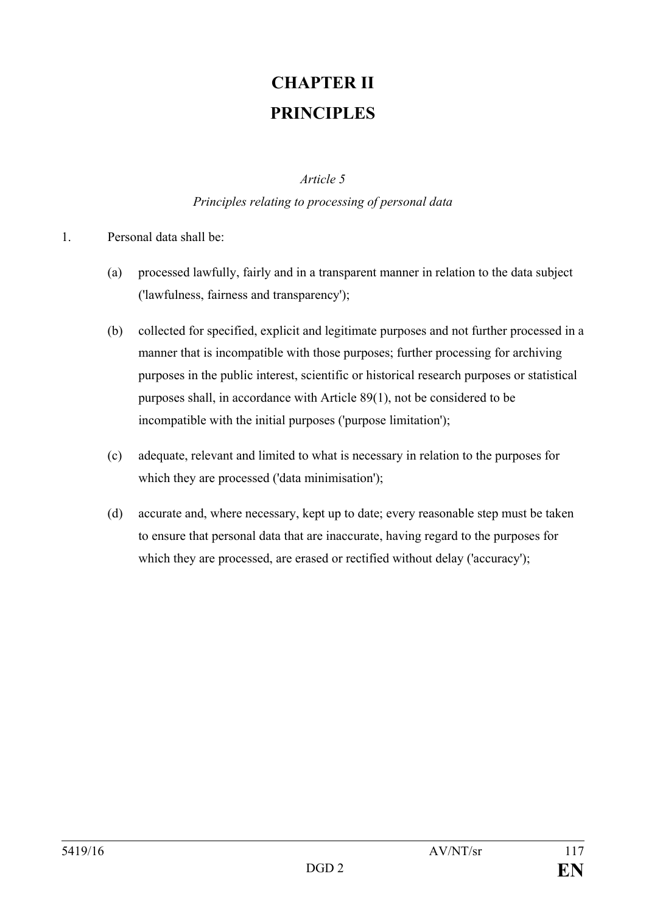# CHAPTER II

# PRINCIPLES

*Article 5*

*Principles relating to processing of personal data*

1. Personal data shall be:

   (a) processed lawfully, fairly and in a transparent manner in relation to the data subject ('lawfulness, fairness and transparency');

   (b) collected for specified, explicit and legitimate purposes and not further processed in a manner that is incompatible with those purposes; further processing for archiving purposes in the public interest, scientific or historical research purposes or statistical purposes shall, in accordance with Article 89(1), not be considered to be incompatible with the initial purposes ('purpose limitation');

   (c) adequate, relevant and limited to what is necessary in relation to the purposes for which they are processed ('data minimisation');

   (d) accurate and, where necessary, kept up to date; every reasonable step must be taken to ensure that personal data that are inaccurate, having regard to the purposes for which they are processed, are erased or rectified without delay ('accuracy');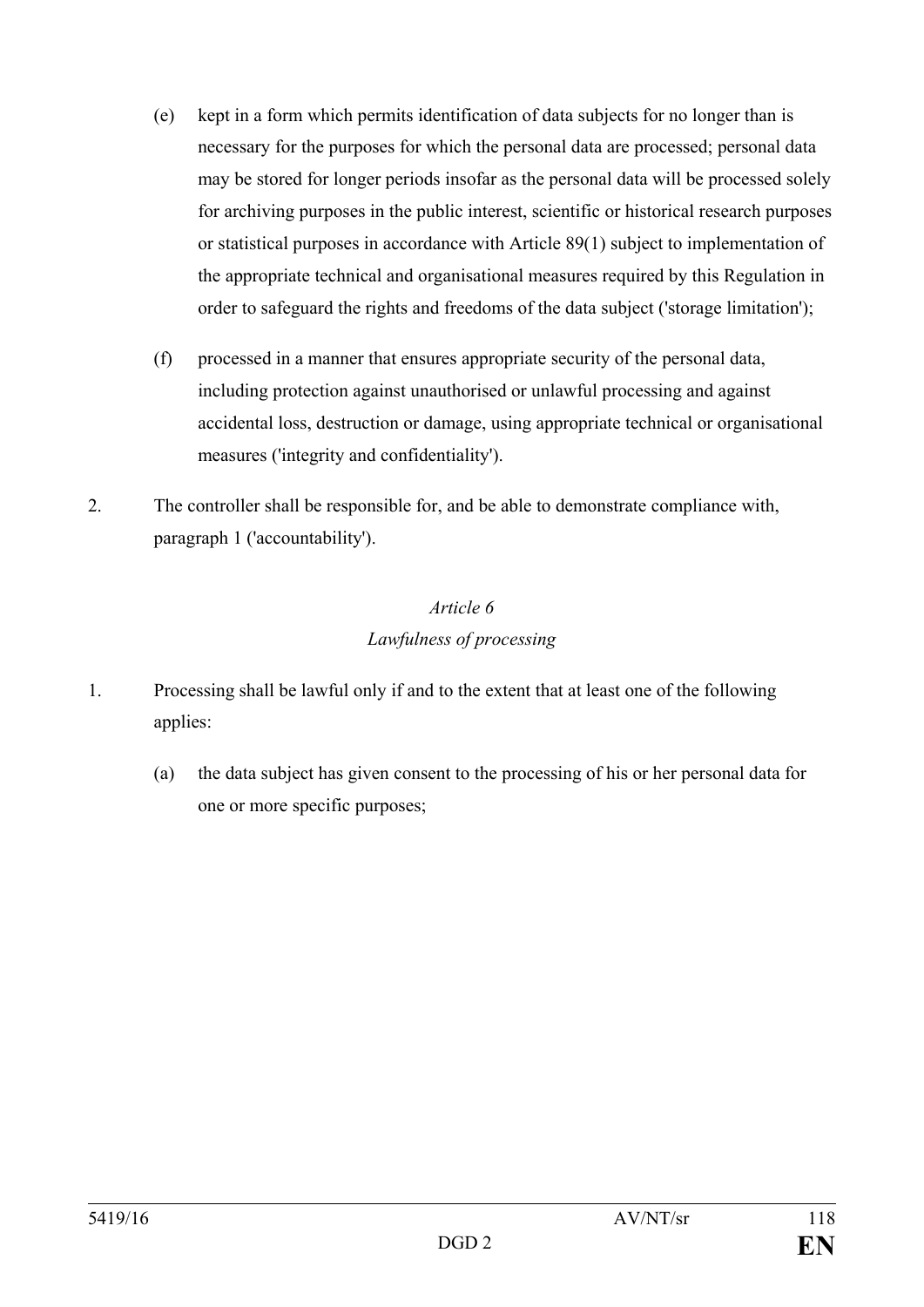(e) kept in a form which permits identification of data subjects for no longer than is necessary for the purposes for which the personal data are processed; personal data may be stored for longer periods insofar as the personal data will be processed solely for archiving purposes in the public interest, scientific or historical research purposes or statistical purposes in accordance with Article 89(1) subject to implementation of the appropriate technical and organisational measures required by this Regulation in order to safeguard the rights and freedoms of the data subject ('storage limitation');

(f) processed in a manner that ensures appropriate security of the personal data, including protection against unauthorised or unlawful processing and against accidental loss, destruction or damage, using appropriate technical or organisational measures ('integrity and confidentiality').

2. The controller shall be responsible for, and be able to demonstrate compliance with, paragraph 1 ('accountability').

### *Article 6*
### *Lawfulness of processing*

1. Processing shall be lawful only if and to the extent that at least one of the following applies:

   (a) the data subject has given consent to the processing of his or her personal data for one or more specific purposes;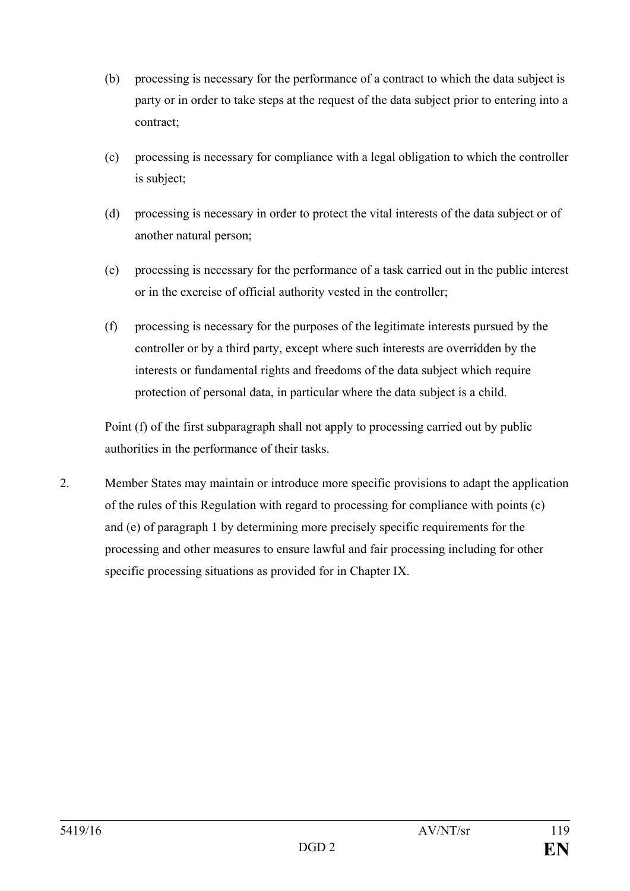(b) processing is necessary for the performance of a contract to which the data subject is party or in order to take steps at the request of the data subject prior to entering into a contract;

(c) processing is necessary for compliance with a legal obligation to which the controller is subject;

(d) processing is necessary in order to protect the vital interests of the data subject or of another natural person;

(e) processing is necessary for the performance of a task carried out in the public interest or in the exercise of official authority vested in the controller;

(f) processing is necessary for the purposes of the legitimate interests pursued by the controller or by a third party, except where such interests are overridden by the interests or fundamental rights and freedoms of the data subject which require protection of personal data, in particular where the data subject is a child.

Point (f) of the first subparagraph shall not apply to processing carried out by public authorities in the performance of their tasks.

2. Member States may maintain or introduce more specific provisions to adapt the application of the rules of this Regulation with regard to processing for compliance with points (c) and (e) of paragraph 1 by determining more precisely specific requirements for the processing and other measures to ensure lawful and fair processing including for other specific processing situations as provided for in Chapter IX.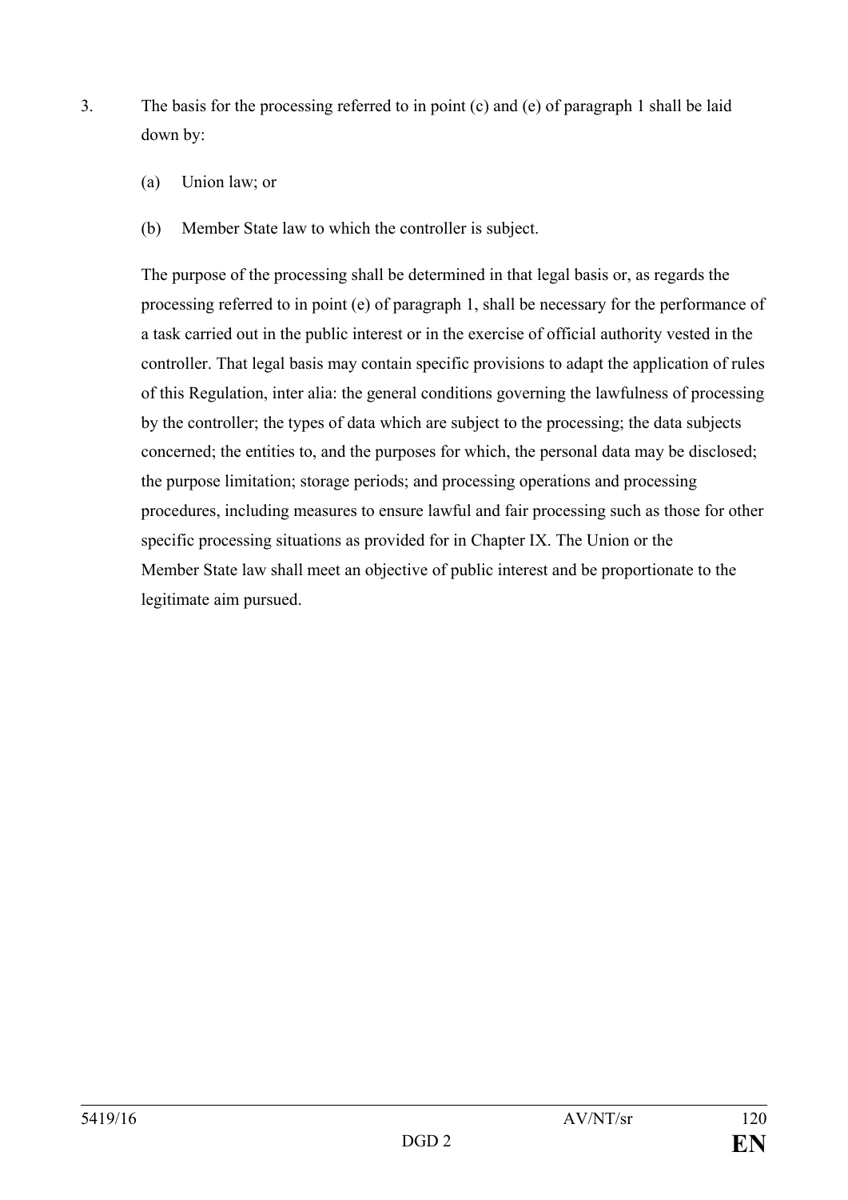3. The basis for the processing referred to in point (c) and (e) of paragraph 1 shall be laid down by:

   (a) Union law; or

   (b) Member State law to which the controller is subject.

   The purpose of the processing shall be determined in that legal basis or, as regards the processing referred to in point (e) of paragraph 1, shall be necessary for the performance of a task carried out in the public interest or in the exercise of official authority vested in the controller. That legal basis may contain specific provisions to adapt the application of rules of this Regulation, inter alia: the general conditions governing the lawfulness of processing by the controller; the types of data which are subject to the processing; the data subjects concerned; the entities to, and the purposes for which, the personal data may be disclosed; the purpose limitation; storage periods; and processing operations and processing procedures, including measures to ensure lawful and fair processing such as those for other specific processing situations as provided for in Chapter IX. The Union or the Member State law shall meet an objective of public interest and be proportionate to the legitimate aim pursued.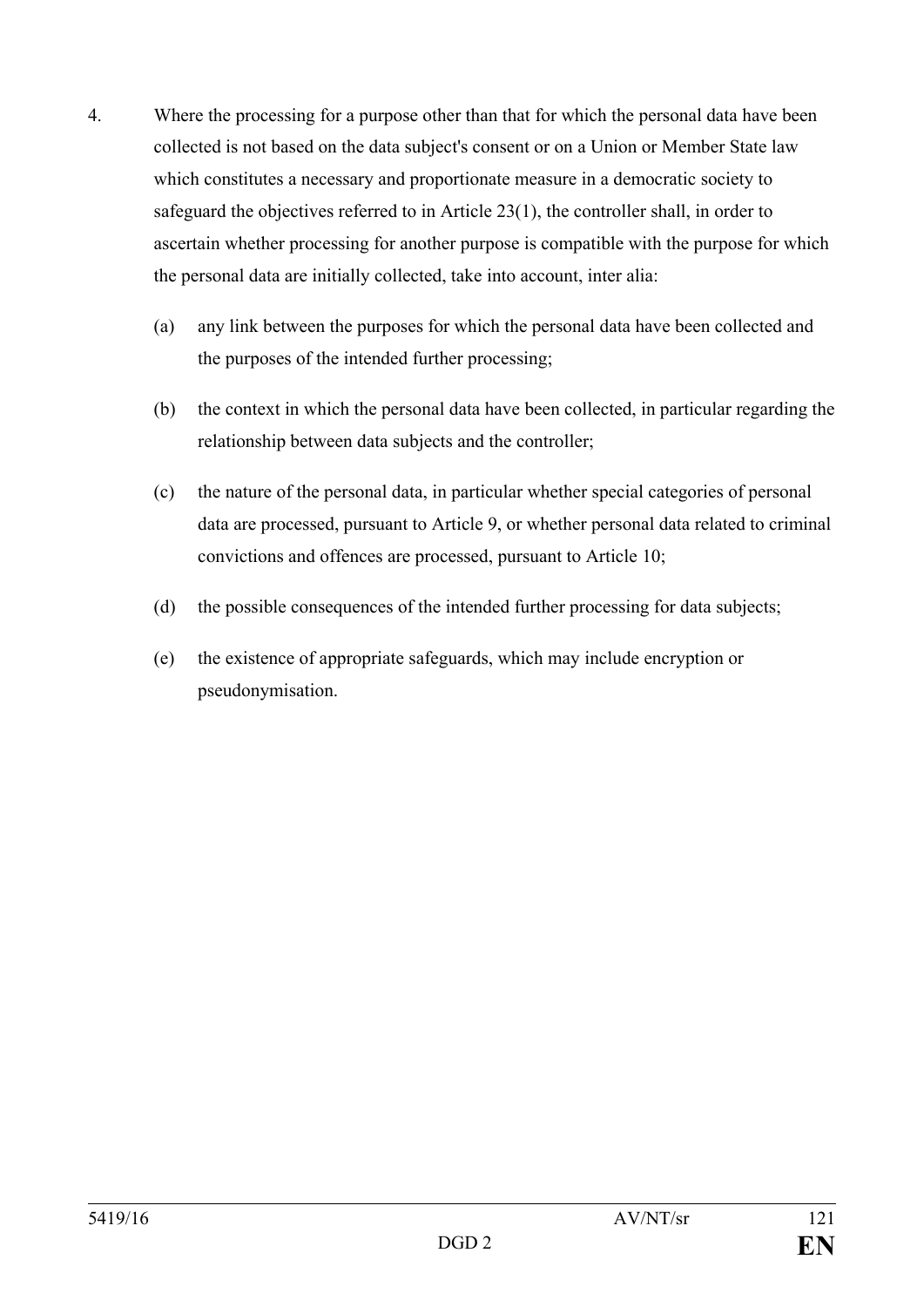4. Where the processing for a purpose other than that for which the personal data have been collected is not based on the data subject's consent or on a Union or Member State law which constitutes a necessary and proportionate measure in a democratic society to safeguard the objectives referred to in Article 23(1), the controller shall, in order to ascertain whether processing for another purpose is compatible with the purpose for which the personal data are initially collected, take into account, inter alia:

   (a) any link between the purposes for which the personal data have been collected and the purposes of the intended further processing;

   (b) the context in which the personal data have been collected, in particular regarding the relationship between data subjects and the controller;

   (c) the nature of the personal data, in particular whether special categories of personal data are processed, pursuant to Article 9, or whether personal data related to criminal convictions and offences are processed, pursuant to Article 10;

   (d) the possible consequences of the intended further processing for data subjects;

   (e) the existence of appropriate safeguards, which may include encryption or pseudonymisation.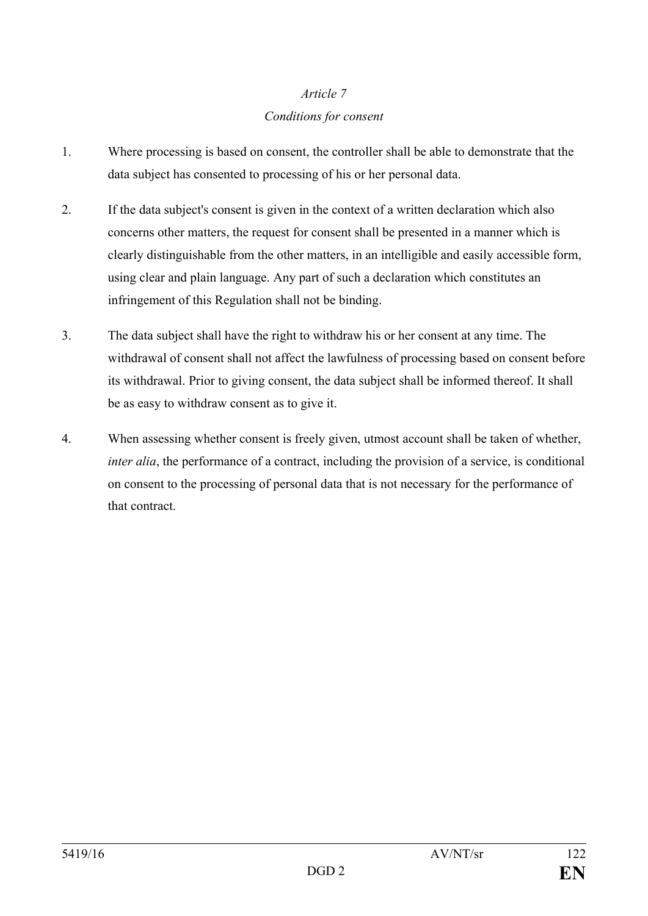*Article 7*

*Conditions for consent*

1. Where processing is based on consent, the controller shall be able to demonstrate that the data subject has consented to processing of his or her personal data.

2. If the data subject's consent is given in the context of a written declaration which also concerns other matters, the request for consent shall be presented in a manner which is clearly distinguishable from the other matters, in an intelligible and easily accessible form, using clear and plain language. Any part of such a declaration which constitutes an infringement of this Regulation shall not be binding.

3. The data subject shall have the right to withdraw his or her consent at any time. The withdrawal of consent shall not affect the lawfulness of processing based on consent before its withdrawal. Prior to giving consent, the data subject shall be informed thereof. It shall be as easy to withdraw consent as to give it.

4. When assessing whether consent is freely given, utmost account shall be taken of whether, *inter alia*, the performance of a contract, including the provision of a service, is conditional on consent to the processing of personal data that is not necessary for the performance of that contract.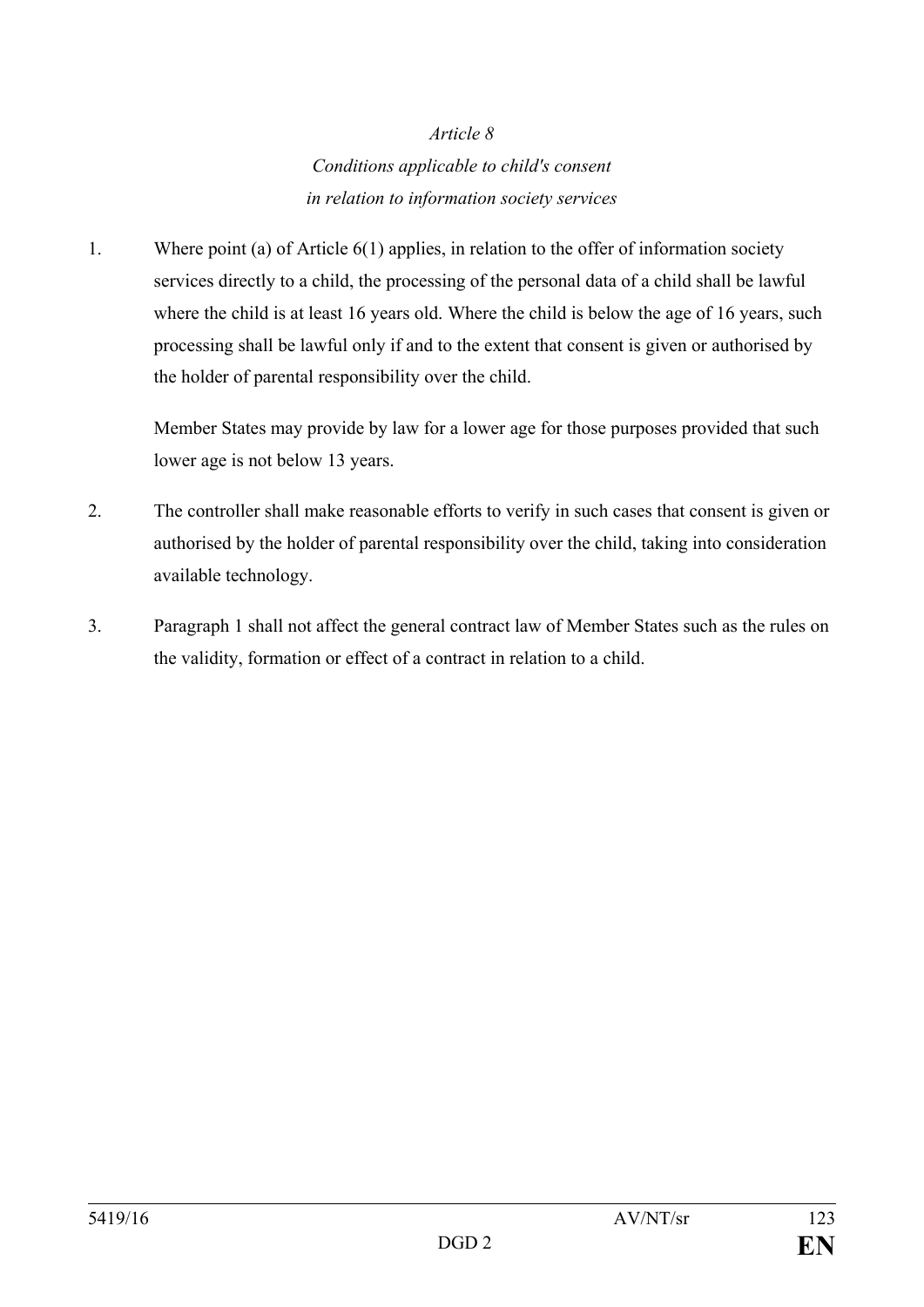*Article 8*

*Conditions applicable to child's consent in relation to information society services*

1. Where point (a) of Article 6(1) applies, in relation to the offer of information society services directly to a child, the processing of the personal data of a child shall be lawful where the child is at least 16 years old. Where the child is below the age of 16 years, such processing shall be lawful only if and to the extent that consent is given or authorised by the holder of parental responsibility over the child.

   Member States may provide by law for a lower age for those purposes provided that such lower age is not below 13 years.

2. The controller shall make reasonable efforts to verify in such cases that consent is given or authorised by the holder of parental responsibility over the child, taking into consideration available technology.

3. Paragraph 1 shall not affect the general contract law of Member States such as the rules on the validity, formation or effect of a contract in relation to a child.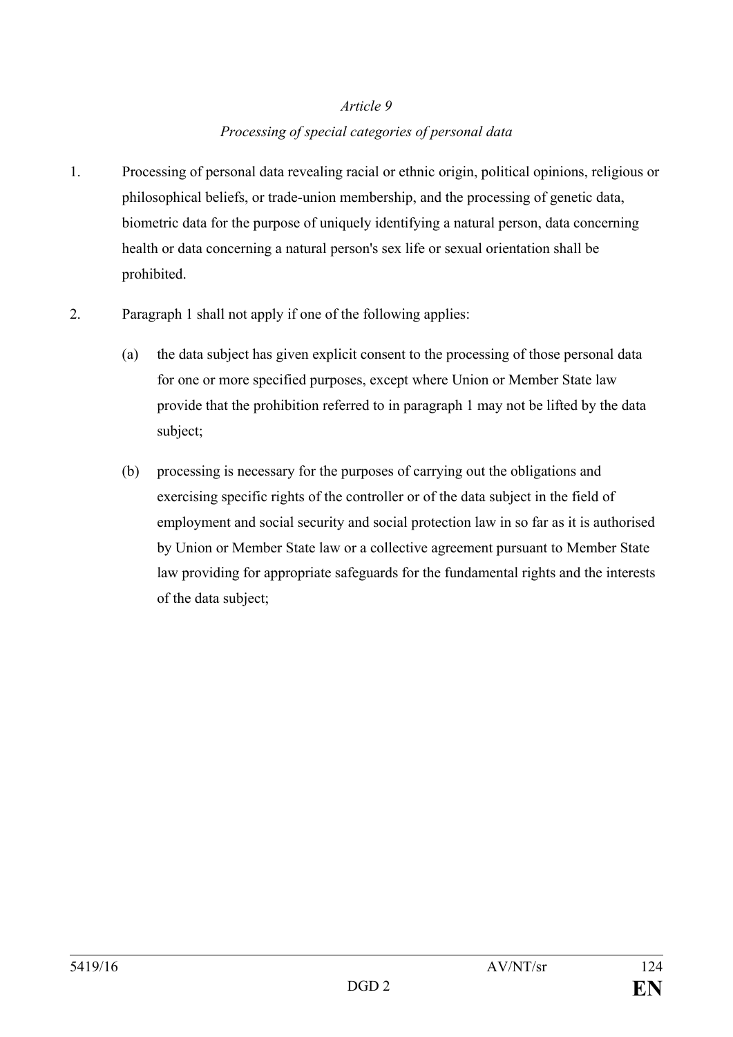*Article 9*

*Processing of special categories of personal data*

1. Processing of personal data revealing racial or ethnic origin, political opinions, religious or philosophical beliefs, or trade-union membership, and the processing of genetic data, biometric data for the purpose of uniquely identifying a natural person, data concerning health or data concerning a natural person's sex life or sexual orientation shall be prohibited.

2. Paragraph 1 shall not apply if one of the following applies:

   (a) the data subject has given explicit consent to the processing of those personal data for one or more specified purposes, except where Union or Member State law provide that the prohibition referred to in paragraph 1 may not be lifted by the data subject;

   (b) processing is necessary for the purposes of carrying out the obligations and exercising specific rights of the controller or of the data subject in the field of employment and social security and social protection law in so far as it is authorised by Union or Member State law or a collective agreement pursuant to Member State law providing for appropriate safeguards for the fundamental rights and the interests of the data subject;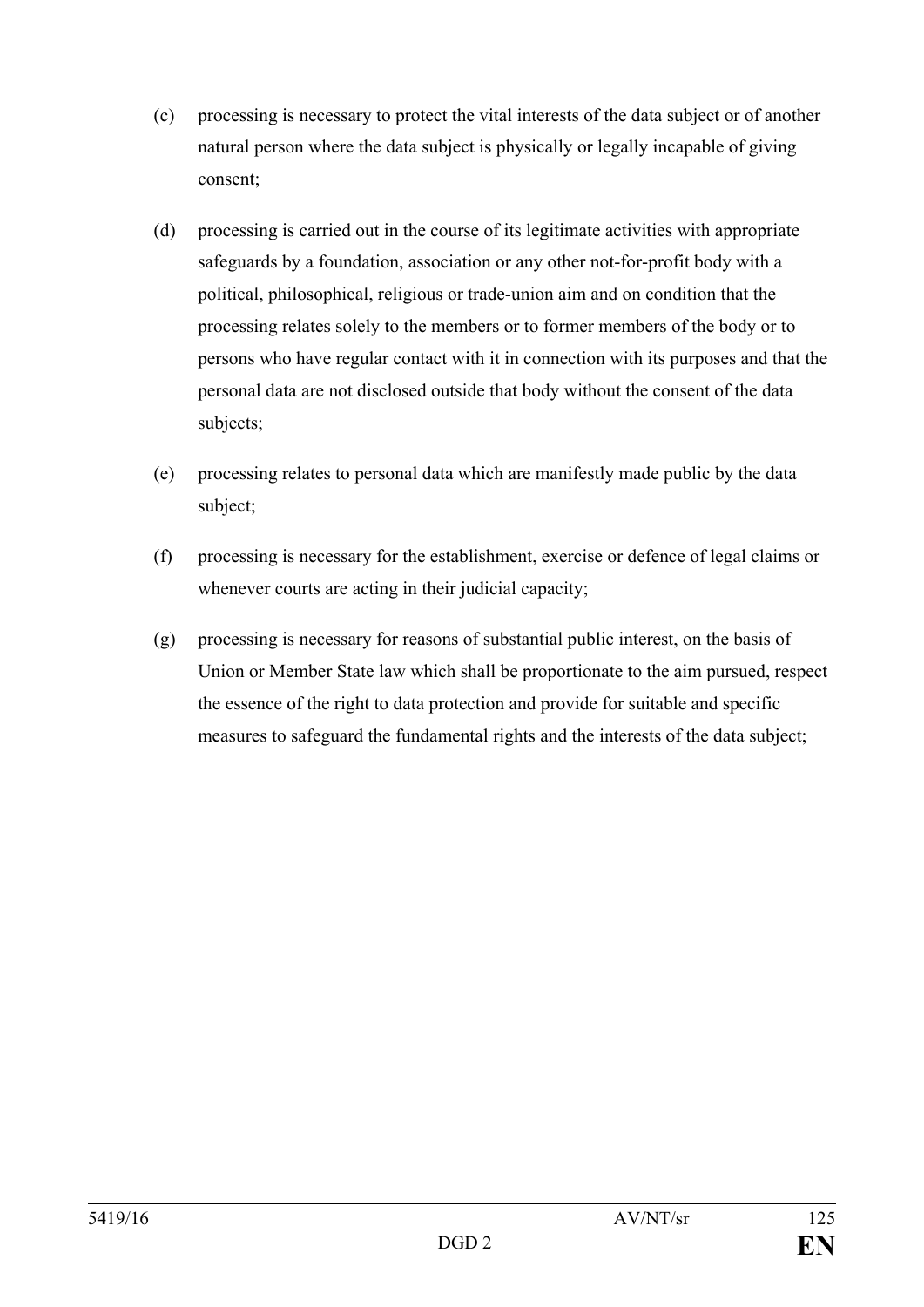(c) processing is necessary to protect the vital interests of the data subject or of another natural person where the data subject is physically or legally incapable of giving consent;

(d) processing is carried out in the course of its legitimate activities with appropriate safeguards by a foundation, association or any other not-for-profit body with a political, philosophical, religious or trade-union aim and on condition that the processing relates solely to the members or to former members of the body or to persons who have regular contact with it in connection with its purposes and that the personal data are not disclosed outside that body without the consent of the data subjects;

(e) processing relates to personal data which are manifestly made public by the data subject;

(f) processing is necessary for the establishment, exercise or defence of legal claims or whenever courts are acting in their judicial capacity;

(g) processing is necessary for reasons of substantial public interest, on the basis of Union or Member State law which shall be proportionate to the aim pursued, respect the essence of the right to data protection and provide for suitable and specific measures to safeguard the fundamental rights and the interests of the data subject;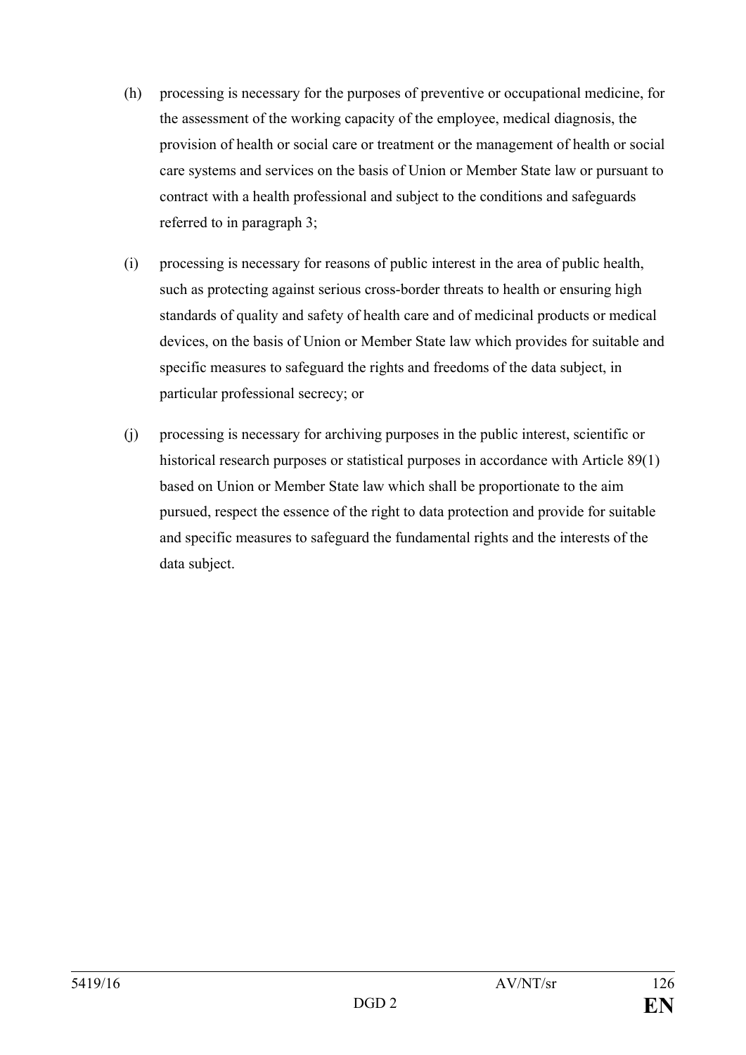(h) processing is necessary for the purposes of preventive or occupational medicine, for the assessment of the working capacity of the employee, medical diagnosis, the provision of health or social care or treatment or the management of health or social care systems and services on the basis of Union or Member State law or pursuant to contract with a health professional and subject to the conditions and safeguards referred to in paragraph 3;

(i) processing is necessary for reasons of public interest in the area of public health, such as protecting against serious cross-border threats to health or ensuring high standards of quality and safety of health care and of medicinal products or medical devices, on the basis of Union or Member State law which provides for suitable and specific measures to safeguard the rights and freedoms of the data subject, in particular professional secrecy; or

(j) processing is necessary for archiving purposes in the public interest, scientific or historical research purposes or statistical purposes in accordance with Article 89(1) based on Union or Member State law which shall be proportionate to the aim pursued, respect the essence of the right to data protection and provide for suitable and specific measures to safeguard the fundamental rights and the interests of the data subject.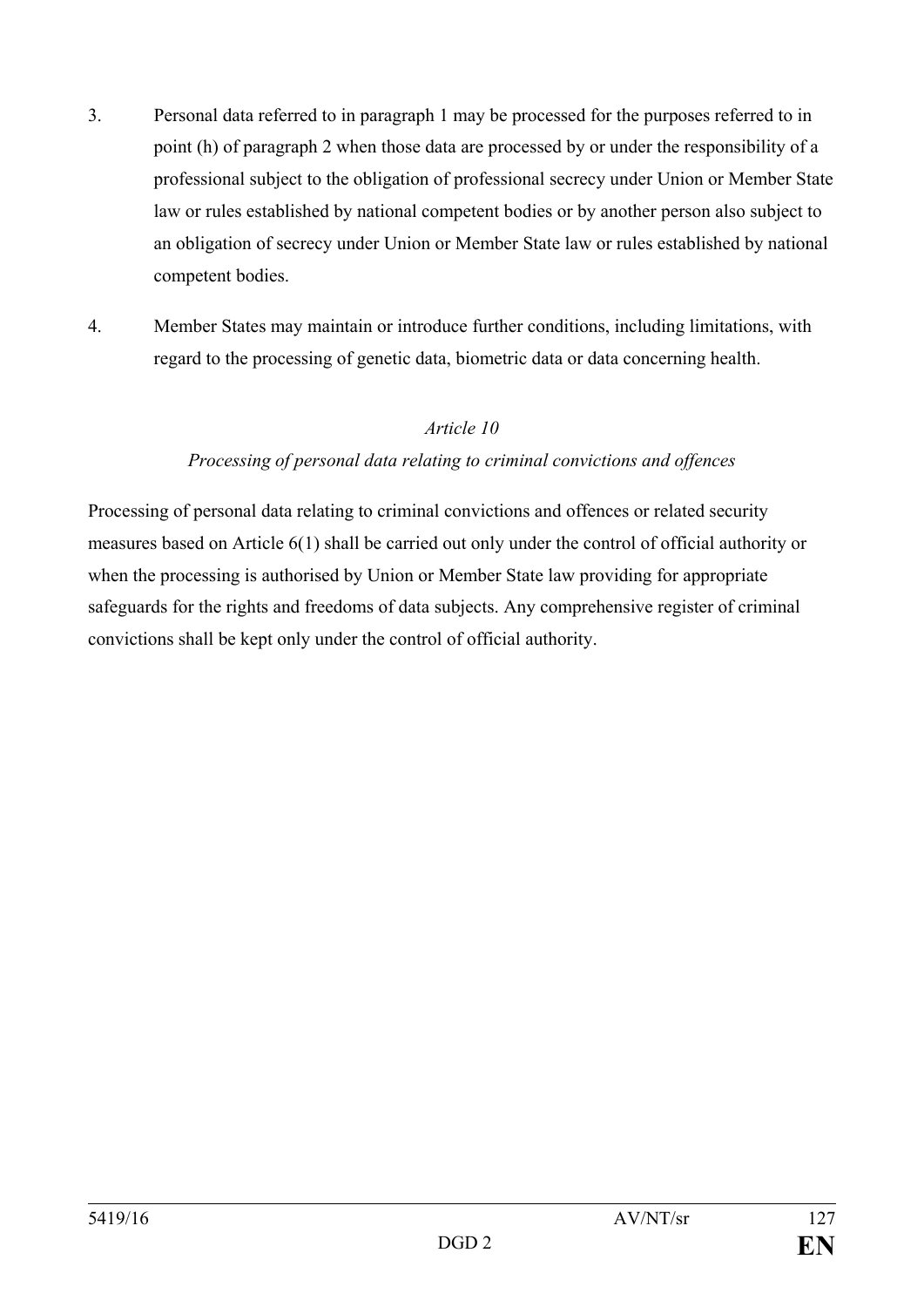3. Personal data referred to in paragraph 1 may be processed for the purposes referred to in point (h) of paragraph 2 when those data are processed by or under the responsibility of a professional subject to the obligation of professional secrecy under Union or Member State law or rules established by national competent bodies or by another person also subject to an obligation of secrecy under Union or Member State law or rules established by national competent bodies.

4. Member States may maintain or introduce further conditions, including limitations, with regard to the processing of genetic data, biometric data or data concerning health.

*Article 10*

*Processing of personal data relating to criminal convictions and offences*

Processing of personal data relating to criminal convictions and offences or related security measures based on Article 6(1) shall be carried out only under the control of official authority or when the processing is authorised by Union or Member State law providing for appropriate safeguards for the rights and freedoms of data subjects. Any comprehensive register of criminal convictions shall be kept only under the control of official authority.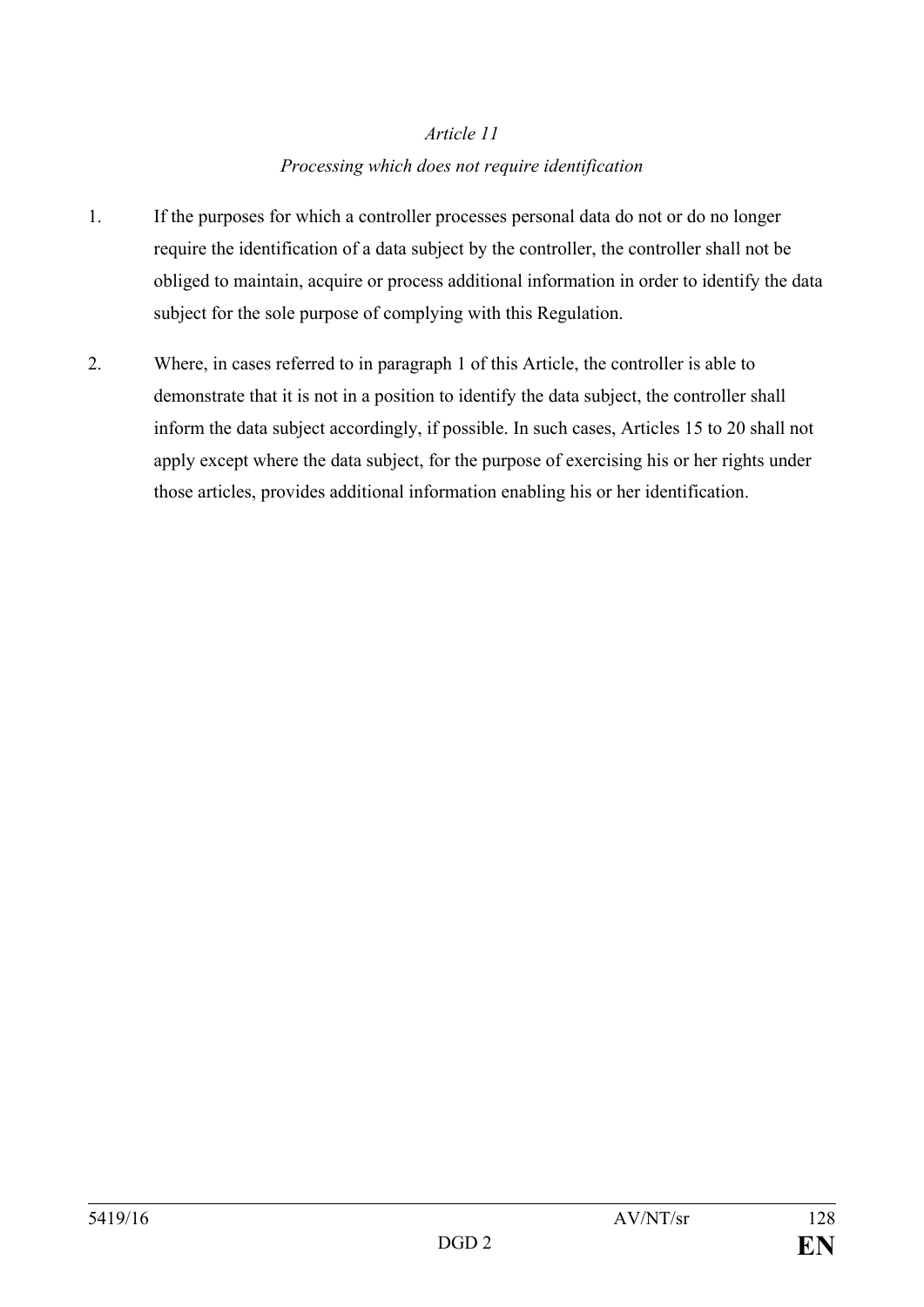*Article 11*

*Processing which does not require identification*

1. If the purposes for which a controller processes personal data do not or do no longer require the identification of a data subject by the controller, the controller shall not be obliged to maintain, acquire or process additional information in order to identify the data subject for the sole purpose of complying with this Regulation.

2. Where, in cases referred to in paragraph 1 of this Article, the controller is able to demonstrate that it is not in a position to identify the data subject, the controller shall inform the data subject accordingly, if possible. In such cases, Articles 15 to 20 shall not apply except where the data subject, for the purpose of exercising his or her rights under those articles, provides additional information enabling his or her identification.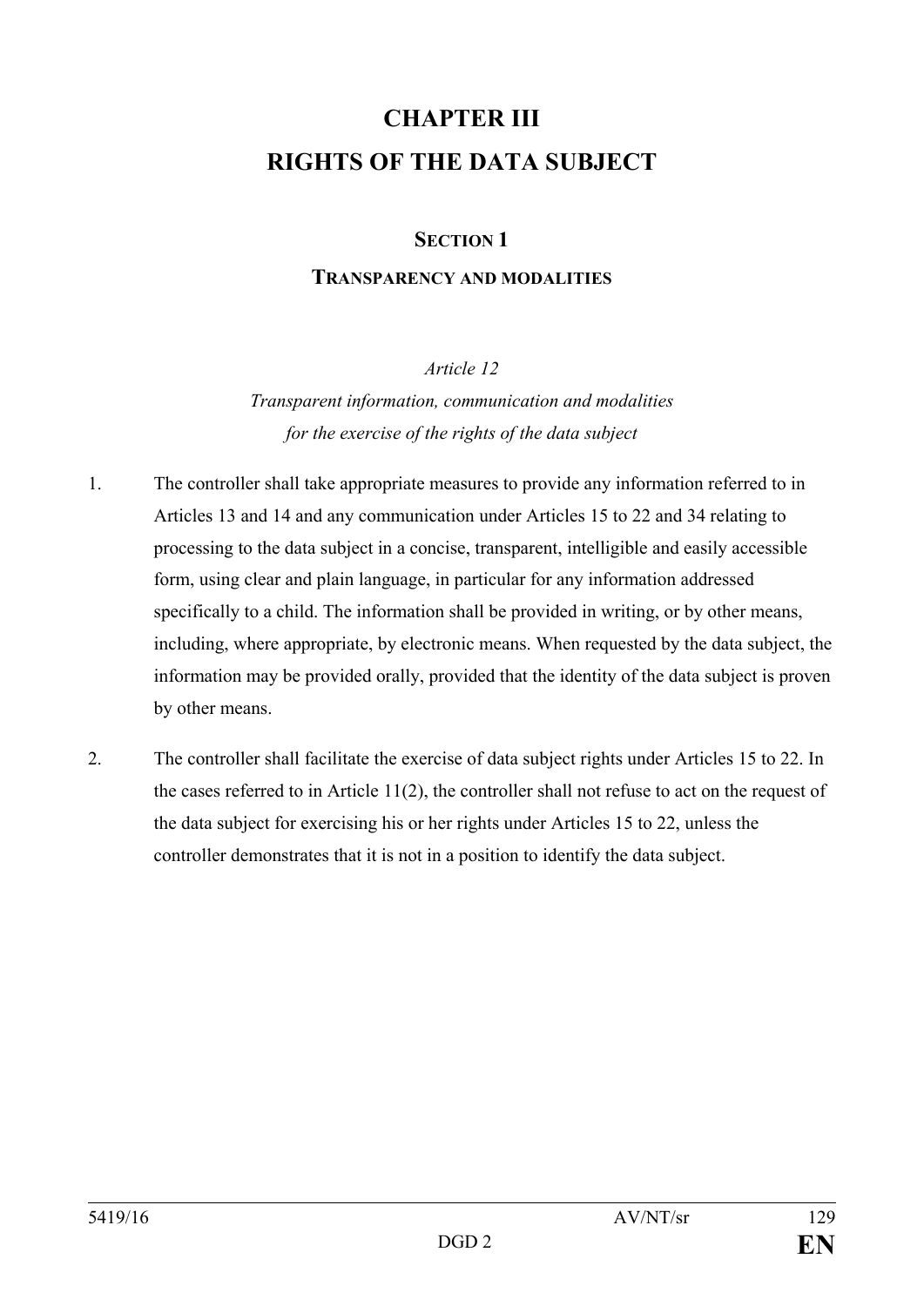# CHAPTER III
# RIGHTS OF THE DATA SUBJECT

## SECTION 1
## TRANSPARENCY AND MODALITIES

*Article 12*
*Transparent information, communication and modalities for the exercise of the rights of the data subject*

1. The controller shall take appropriate measures to provide any information referred to in Articles 13 and 14 and any communication under Articles 15 to 22 and 34 relating to processing to the data subject in a concise, transparent, intelligible and easily accessible form, using clear and plain language, in particular for any information addressed specifically to a child. The information shall be provided in writing, or by other means, including, where appropriate, by electronic means. When requested by the data subject, the information may be provided orally, provided that the identity of the data subject is proven by other means.

2. The controller shall facilitate the exercise of data subject rights under Articles 15 to 22. In the cases referred to in Article 11(2), the controller shall not refuse to act on the request of the data subject for exercising his or her rights under Articles 15 to 22, unless the controller demonstrates that it is not in a position to identify the data subject.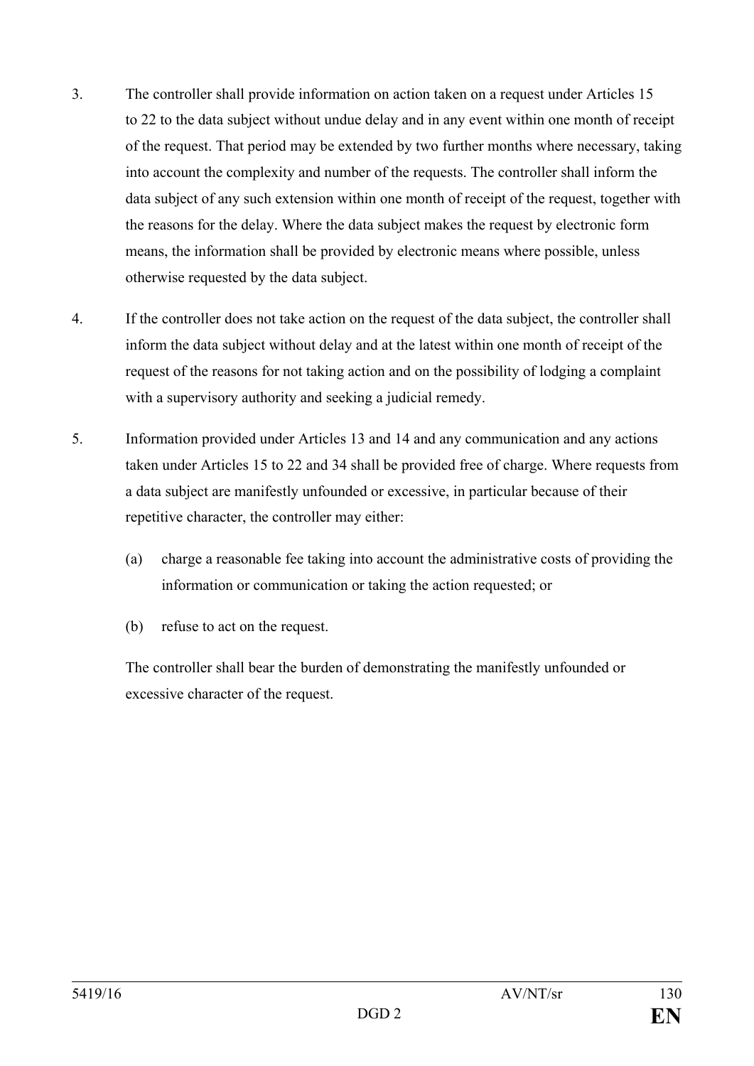3. The controller shall provide information on action taken on a request under Articles 15 to 22 to the data subject without undue delay and in any event within one month of receipt of the request. That period may be extended by two further months where necessary, taking into account the complexity and number of the requests. The controller shall inform the data subject of any such extension within one month of receipt of the request, together with the reasons for the delay. Where the data subject makes the request by electronic form means, the information shall be provided by electronic means where possible, unless otherwise requested by the data subject.

4. If the controller does not take action on the request of the data subject, the controller shall inform the data subject without delay and at the latest within one month of receipt of the request of the reasons for not taking action and on the possibility of lodging a complaint with a supervisory authority and seeking a judicial remedy.

5. Information provided under Articles 13 and 14 and any communication and any actions taken under Articles 15 to 22 and 34 shall be provided free of charge. Where requests from a data subject are manifestly unfounded or excessive, in particular because of their repetitive character, the controller may either:

   (a) charge a reasonable fee taking into account the administrative costs of providing the information or communication or taking the action requested; or

   (b) refuse to act on the request.

   The controller shall bear the burden of demonstrating the manifestly unfounded or excessive character of the request.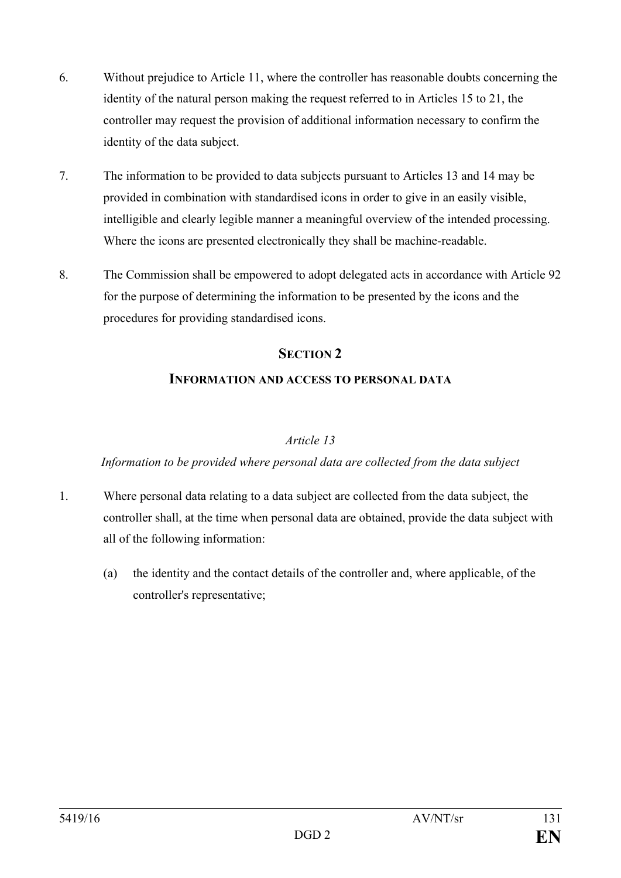6. Without prejudice to Article 11, where the controller has reasonable doubts concerning the identity of the natural person making the request referred to in Articles 15 to 21, the controller may request the provision of additional information necessary to confirm the identity of the data subject.

7. The information to be provided to data subjects pursuant to Articles 13 and 14 may be provided in combination with standardised icons in order to give in an easily visible, intelligible and clearly legible manner a meaningful overview of the intended processing. Where the icons are presented electronically they shall be machine-readable.

8. The Commission shall be empowered to adopt delegated acts in accordance with Article 92 for the purpose of determining the information to be presented by the icons and the procedures for providing standardised icons.

## SECTION 2

## INFORMATION AND ACCESS TO PERSONAL DATA

### *Article 13*

### *Information to be provided where personal data are collected from the data subject*

1. Where personal data relating to a data subject are collected from the data subject, the controller shall, at the time when personal data are obtained, provide the data subject with all of the following information:

   (a) the identity and the contact details of the controller and, where applicable, of the controller's representative;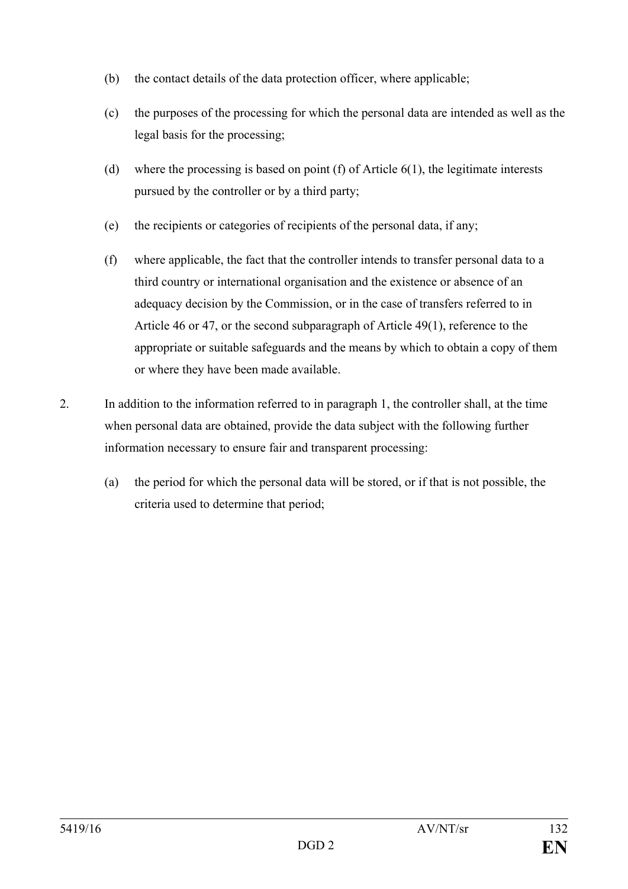(b) the contact details of the data protection officer, where applicable;

(c) the purposes of the processing for which the personal data are intended as well as the legal basis for the processing;

(d) where the processing is based on point (f) of Article 6(1), the legitimate interests pursued by the controller or by a third party;

(e) the recipients or categories of recipients of the personal data, if any;

(f) where applicable, the fact that the controller intends to transfer personal data to a third country or international organisation and the existence or absence of an adequacy decision by the Commission, or in the case of transfers referred to in Article 46 or 47, or the second subparagraph of Article 49(1), reference to the appropriate or suitable safeguards and the means by which to obtain a copy of them or where they have been made available.

2. In addition to the information referred to in paragraph 1, the controller shall, at the time when personal data are obtained, provide the data subject with the following further information necessary to ensure fair and transparent processing:

(a) the period for which the personal data will be stored, or if that is not possible, the criteria used to determine that period;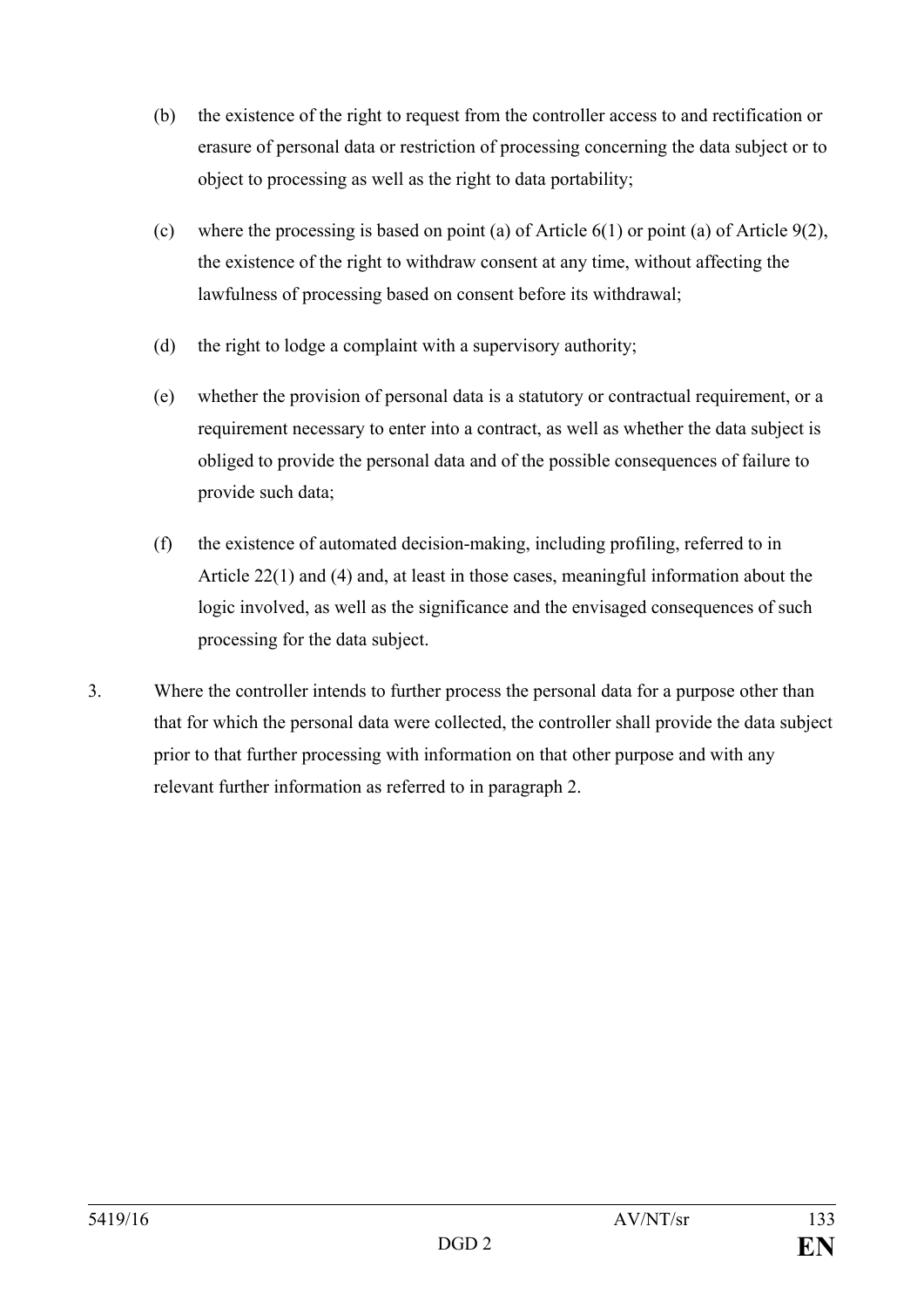(b) the existence of the right to request from the controller access to and rectification or erasure of personal data or restriction of processing concerning the data subject or to object to processing as well as the right to data portability;

(c) where the processing is based on point (a) of Article 6(1) or point (a) of Article 9(2), the existence of the right to withdraw consent at any time, without affecting the lawfulness of processing based on consent before its withdrawal;

(d) the right to lodge a complaint with a supervisory authority;

(e) whether the provision of personal data is a statutory or contractual requirement, or a requirement necessary to enter into a contract, as well as whether the data subject is obliged to provide the personal data and of the possible consequences of failure to provide such data;

(f) the existence of automated decision-making, including profiling, referred to in Article 22(1) and (4) and, at least in those cases, meaningful information about the logic involved, as well as the significance and the envisaged consequences of such processing for the data subject.

3. Where the controller intends to further process the personal data for a purpose other than that for which the personal data were collected, the controller shall provide the data subject prior to that further processing with information on that other purpose and with any relevant further information as referred to in paragraph 2.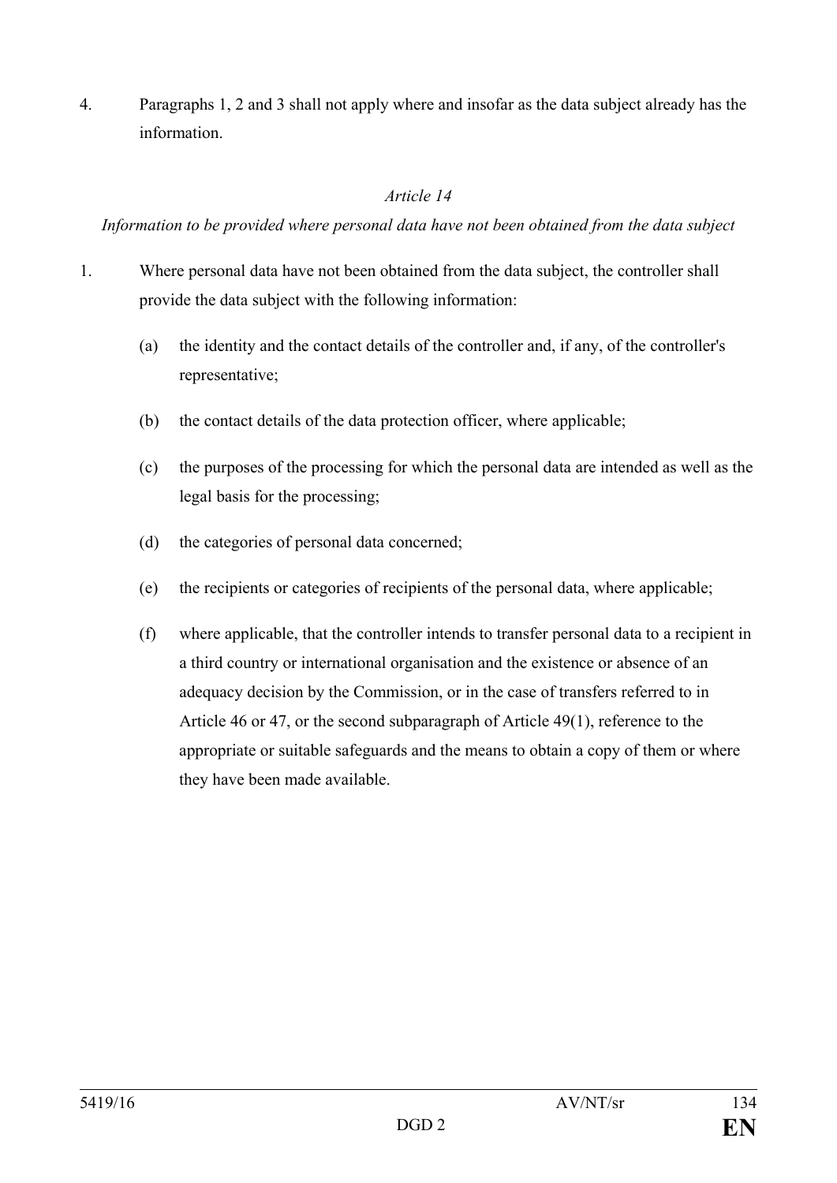4. Paragraphs 1, 2 and 3 shall not apply where and insofar as the data subject already has the information.

### *Article 14*

*Information to be provided where personal data have not been obtained from the data subject*

1. Where personal data have not been obtained from the data subject, the controller shall provide the data subject with the following information:

   (a) the identity and the contact details of the controller and, if any, of the controller's representative;

   (b) the contact details of the data protection officer, where applicable;

   (c) the purposes of the processing for which the personal data are intended as well as the legal basis for the processing;

   (d) the categories of personal data concerned;

   (e) the recipients or categories of recipients of the personal data, where applicable;

   (f) where applicable, that the controller intends to transfer personal data to a recipient in a third country or international organisation and the existence or absence of an adequacy decision by the Commission, or in the case of transfers referred to in Article 46 or 47, or the second subparagraph of Article 49(1), reference to the appropriate or suitable safeguards and the means to obtain a copy of them or where they have been made available.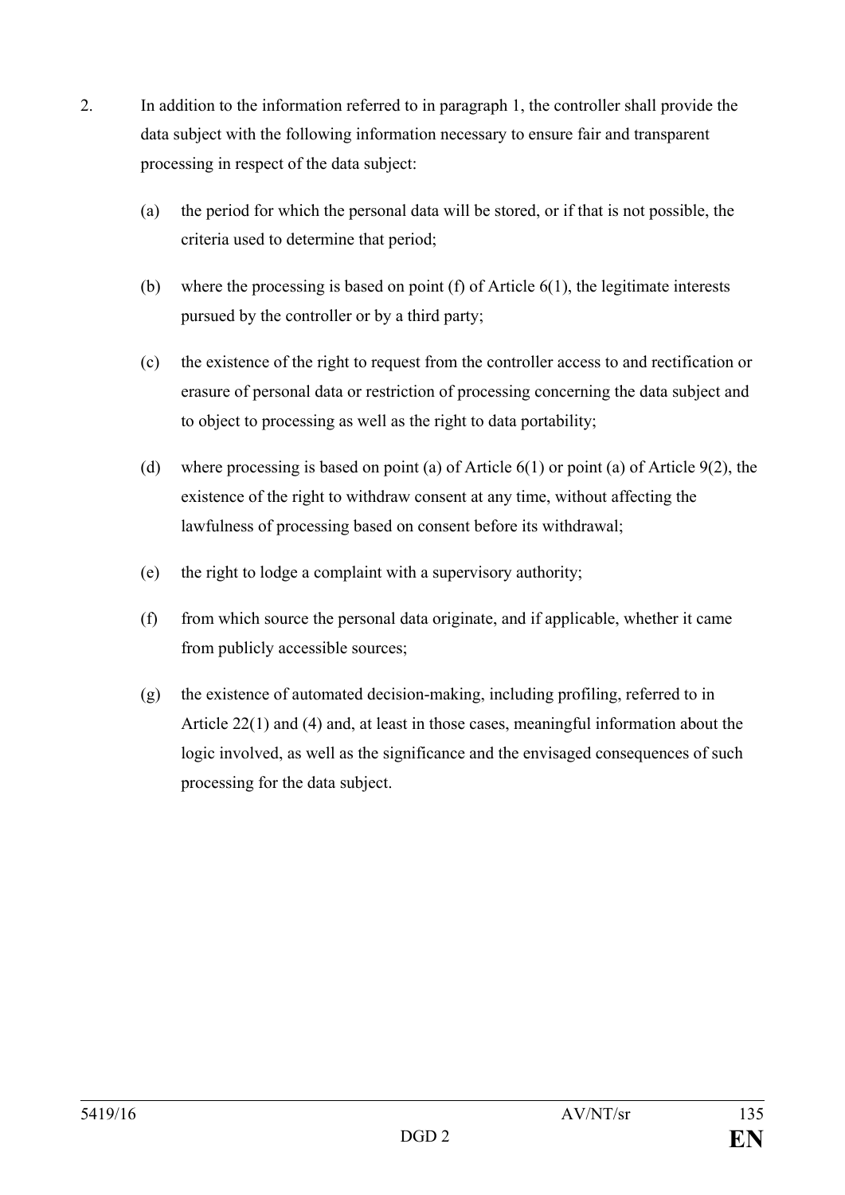2. In addition to the information referred to in paragraph 1, the controller shall provide the data subject with the following information necessary to ensure fair and transparent processing in respect of the data subject:

   (a) the period for which the personal data will be stored, or if that is not possible, the criteria used to determine that period;

   (b) where the processing is based on point (f) of Article 6(1), the legitimate interests pursued by the controller or by a third party;

   (c) the existence of the right to request from the controller access to and rectification or erasure of personal data or restriction of processing concerning the data subject and to object to processing as well as the right to data portability;

   (d) where processing is based on point (a) of Article 6(1) or point (a) of Article 9(2), the existence of the right to withdraw consent at any time, without affecting the lawfulness of processing based on consent before its withdrawal;

   (e) the right to lodge a complaint with a supervisory authority;

   (f) from which source the personal data originate, and if applicable, whether it came from publicly accessible sources;

   (g) the existence of automated decision-making, including profiling, referred to in Article 22(1) and (4) and, at least in those cases, meaningful information about the logic involved, as well as the significance and the envisaged consequences of such processing for the data subject.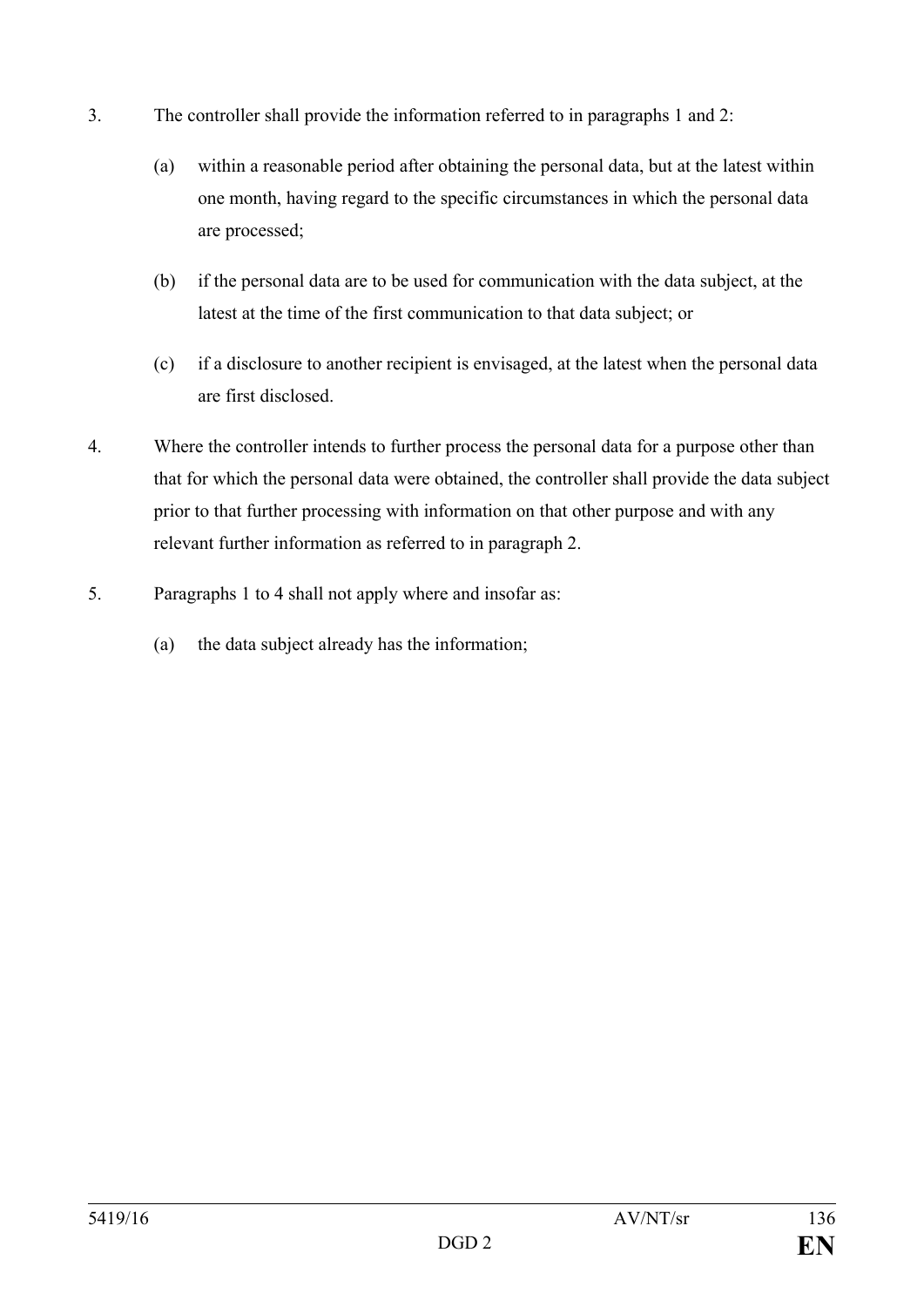3. The controller shall provide the information referred to in paragraphs 1 and 2:

   (a) within a reasonable period after obtaining the personal data, but at the latest within one month, having regard to the specific circumstances in which the personal data are processed;

   (b) if the personal data are to be used for communication with the data subject, at the latest at the time of the first communication to that data subject; or

   (c) if a disclosure to another recipient is envisaged, at the latest when the personal data are first disclosed.

4. Where the controller intends to further process the personal data for a purpose other than that for which the personal data were obtained, the controller shall provide the data subject prior to that further processing with information on that other purpose and with any relevant further information as referred to in paragraph 2.

5. Paragraphs 1 to 4 shall not apply where and insofar as:

   (a) the data subject already has the information;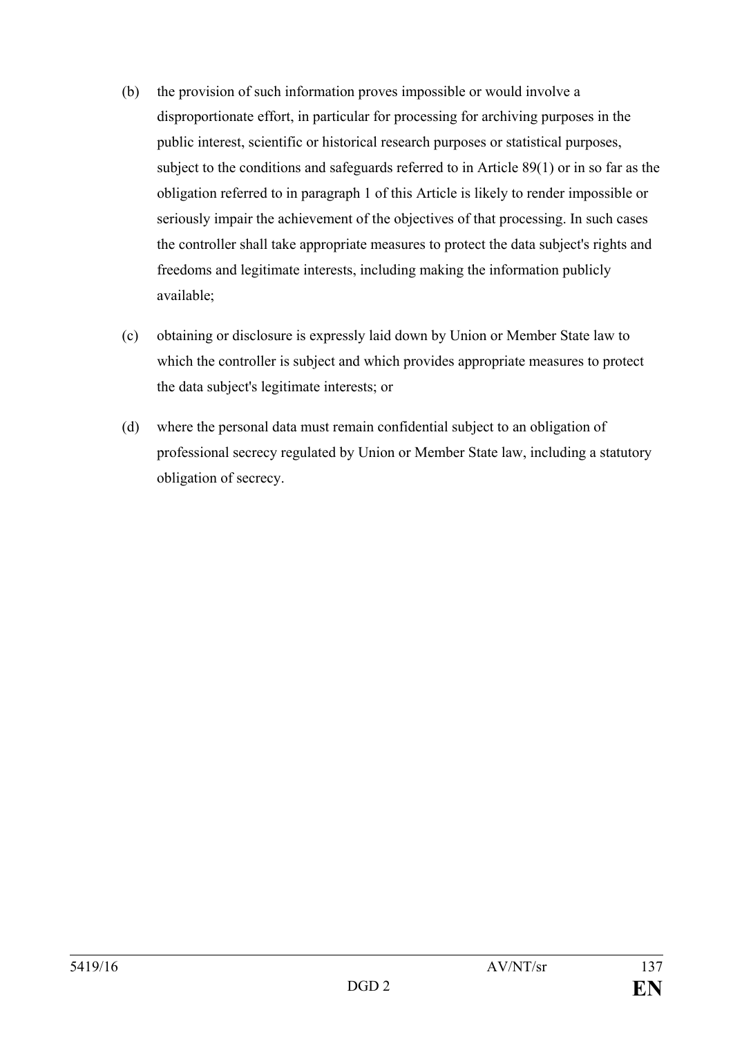(b) the provision of such information proves impossible or would involve a disproportionate effort, in particular for processing for archiving purposes in the public interest, scientific or historical research purposes or statistical purposes, subject to the conditions and safeguards referred to in Article 89(1) or in so far as the obligation referred to in paragraph 1 of this Article is likely to render impossible or seriously impair the achievement of the objectives of that processing. In such cases the controller shall take appropriate measures to protect the data subject's rights and freedoms and legitimate interests, including making the information publicly available;

(c) obtaining or disclosure is expressly laid down by Union or Member State law to which the controller is subject and which provides appropriate measures to protect the data subject's legitimate interests; or

(d) where the personal data must remain confidential subject to an obligation of professional secrecy regulated by Union or Member State law, including a statutory obligation of secrecy.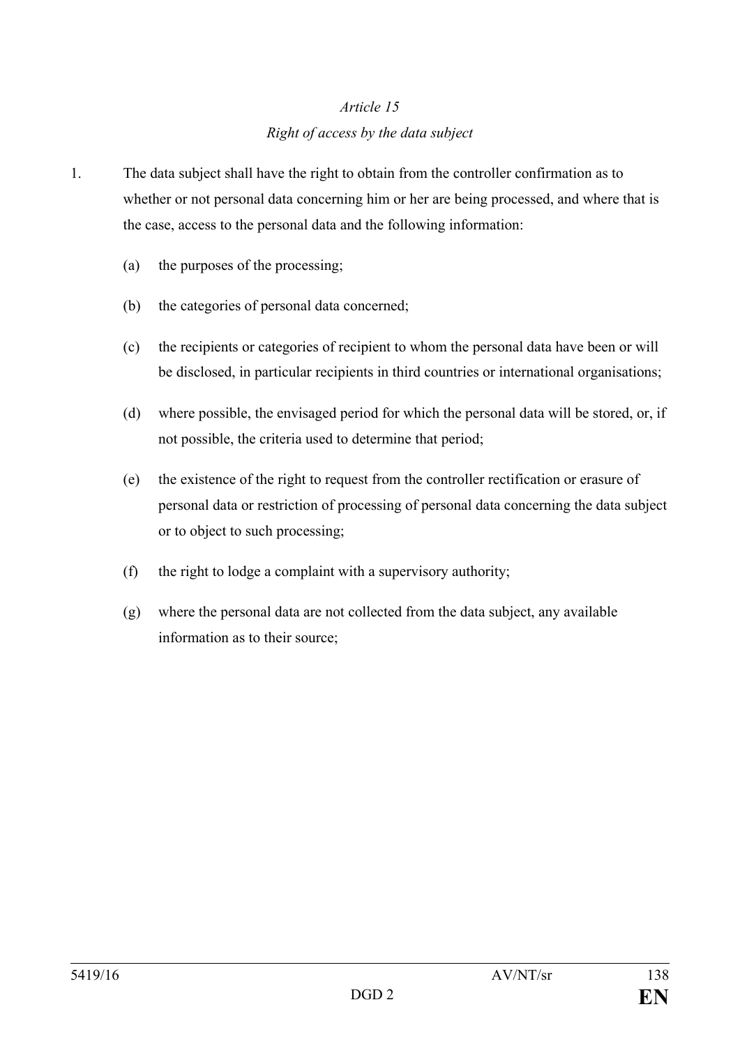*Article 15*

*Right of access by the data subject*

1. The data subject shall have the right to obtain from the controller confirmation as to whether or not personal data concerning him or her are being processed, and where that is the case, access to the personal data and the following information:

   (a) the purposes of the processing;

   (b) the categories of personal data concerned;

   (c) the recipients or categories of recipient to whom the personal data have been or will be disclosed, in particular recipients in third countries or international organisations;

   (d) where possible, the envisaged period for which the personal data will be stored, or, if not possible, the criteria used to determine that period;

   (e) the existence of the right to request from the controller rectification or erasure of personal data or restriction of processing of personal data concerning the data subject or to object to such processing;

   (f) the right to lodge a complaint with a supervisory authority;

   (g) where the personal data are not collected from the data subject, any available information as to their source;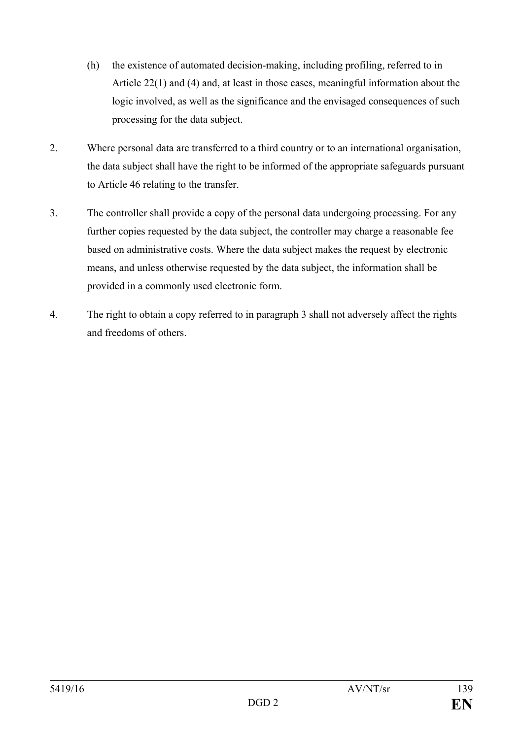(h) the existence of automated decision-making, including profiling, referred to in Article 22(1) and (4) and, at least in those cases, meaningful information about the logic involved, as well as the significance and the envisaged consequences of such processing for the data subject.

2. Where personal data are transferred to a third country or to an international organisation, the data subject shall have the right to be informed of the appropriate safeguards pursuant to Article 46 relating to the transfer.

3. The controller shall provide a copy of the personal data undergoing processing. For any further copies requested by the data subject, the controller may charge a reasonable fee based on administrative costs. Where the data subject makes the request by electronic means, and unless otherwise requested by the data subject, the information shall be provided in a commonly used electronic form.

4. The right to obtain a copy referred to in paragraph 3 shall not adversely affect the rights and freedoms of others.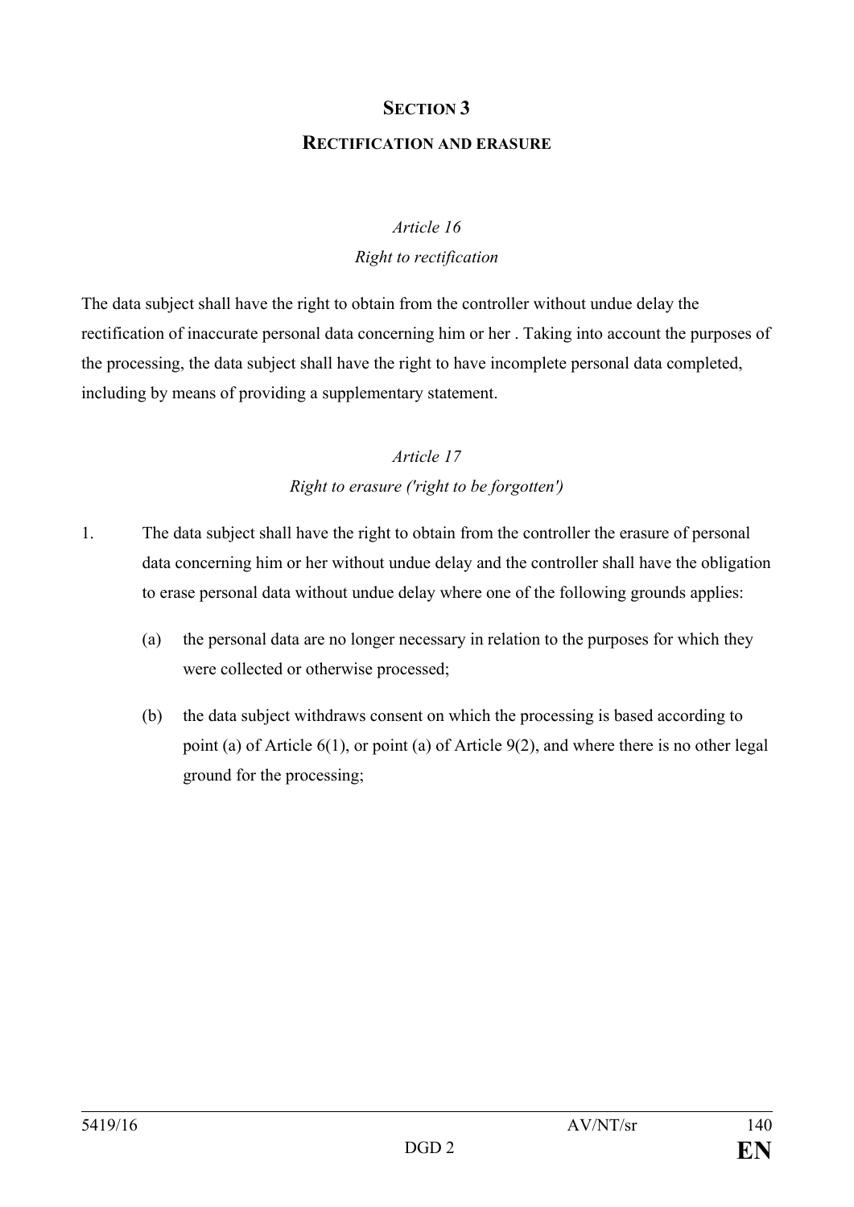## SECTION 3

## RECTIFICATION AND ERASURE

### *Article 16*

### *Right to rectification*

The data subject shall have the right to obtain from the controller without undue delay the rectification of inaccurate personal data concerning him or her . Taking into account the purposes of the processing, the data subject shall have the right to have incomplete personal data completed, including by means of providing a supplementary statement.

### *Article 17*

### *Right to erasure ('right to be forgotten')*

1. The data subject shall have the right to obtain from the controller the erasure of personal data concerning him or her without undue delay and the controller shall have the obligation to erase personal data without undue delay where one of the following grounds applies:

   (a) the personal data are no longer necessary in relation to the purposes for which they were collected or otherwise processed;

   (b) the data subject withdraws consent on which the processing is based according to point (a) of Article 6(1), or point (a) of Article 9(2), and where there is no other legal ground for the processing;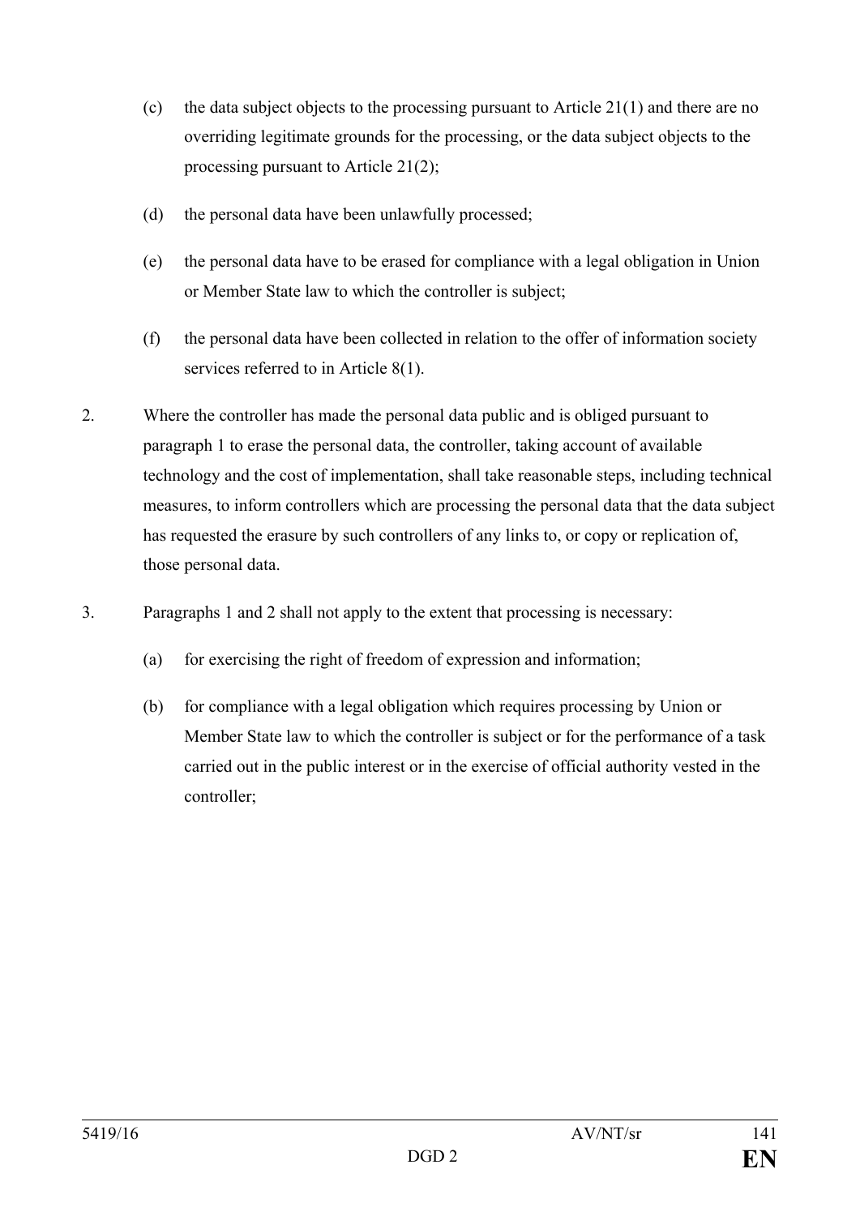(c) the data subject objects to the processing pursuant to Article 21(1) and there are no overriding legitimate grounds for the processing, or the data subject objects to the processing pursuant to Article 21(2);

(d) the personal data have been unlawfully processed;

(e) the personal data have to be erased for compliance with a legal obligation in Union or Member State law to which the controller is subject;

(f) the personal data have been collected in relation to the offer of information society services referred to in Article 8(1).

2. Where the controller has made the personal data public and is obliged pursuant to paragraph 1 to erase the personal data, the controller, taking account of available technology and the cost of implementation, shall take reasonable steps, including technical measures, to inform controllers which are processing the personal data that the data subject has requested the erasure by such controllers of any links to, or copy or replication of, those personal data.

3. Paragraphs 1 and 2 shall not apply to the extent that processing is necessary:

(a) for exercising the right of freedom of expression and information;

(b) for compliance with a legal obligation which requires processing by Union or Member State law to which the controller is subject or for the performance of a task carried out in the public interest or in the exercise of official authority vested in the controller;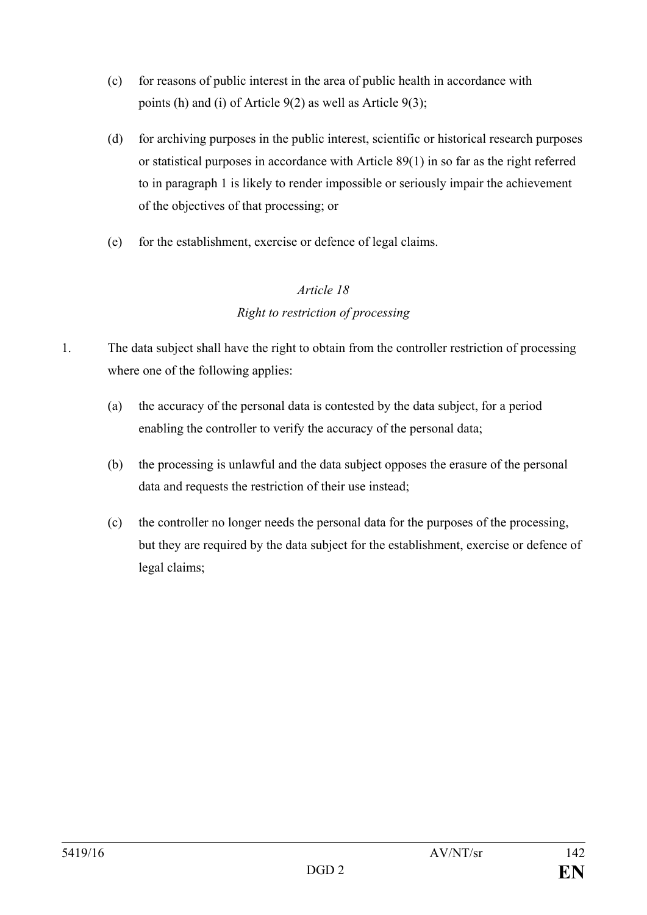(c) for reasons of public interest in the area of public health in accordance with points (h) and (i) of Article 9(2) as well as Article 9(3);

(d) for archiving purposes in the public interest, scientific or historical research purposes or statistical purposes in accordance with Article 89(1) in so far as the right referred to in paragraph 1 is likely to render impossible or seriously impair the achievement of the objectives of that processing; or

(e) for the establishment, exercise or defence of legal claims.

*Article 18*

*Right to restriction of processing*

1. The data subject shall have the right to obtain from the controller restriction of processing where one of the following applies:

   (a) the accuracy of the personal data is contested by the data subject, for a period enabling the controller to verify the accuracy of the personal data;

   (b) the processing is unlawful and the data subject opposes the erasure of the personal data and requests the restriction of their use instead;

   (c) the controller no longer needs the personal data for the purposes of the processing, but they are required by the data subject for the establishment, exercise or defence of legal claims;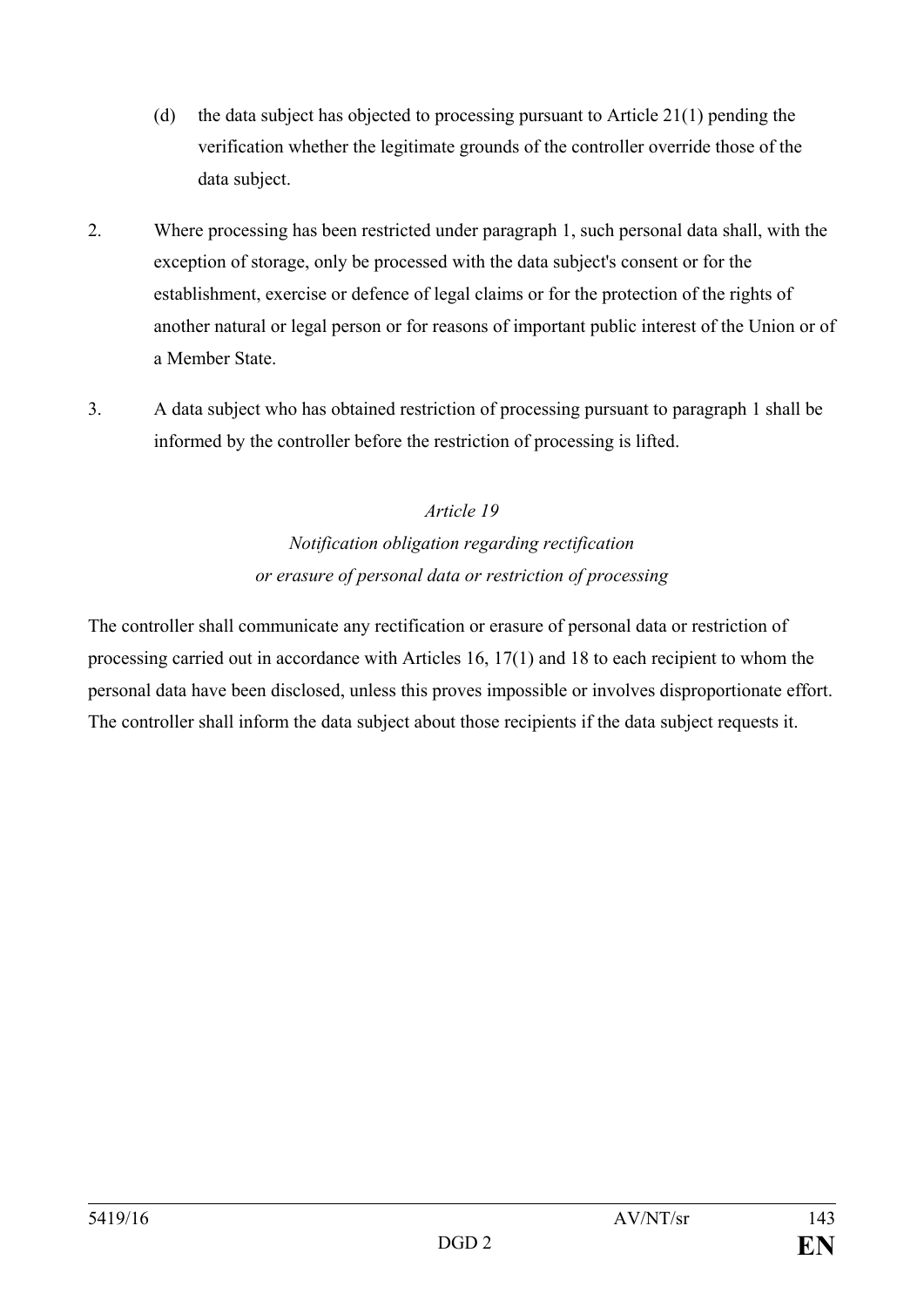(d) the data subject has objected to processing pursuant to Article 21(1) pending the verification whether the legitimate grounds of the controller override those of the data subject.

2. Where processing has been restricted under paragraph 1, such personal data shall, with the exception of storage, only be processed with the data subject's consent or for the establishment, exercise or defence of legal claims or for the protection of the rights of another natural or legal person or for reasons of important public interest of the Union or of a Member State.

3. A data subject who has obtained restriction of processing pursuant to paragraph 1 shall be informed by the controller before the restriction of processing is lifted.

*Article 19*

*Notification obligation regarding rectification or erasure of personal data or restriction of processing*

The controller shall communicate any rectification or erasure of personal data or restriction of processing carried out in accordance with Articles 16, 17(1) and 18 to each recipient to whom the personal data have been disclosed, unless this proves impossible or involves disproportionate effort. The controller shall inform the data subject about those recipients if the data subject requests it.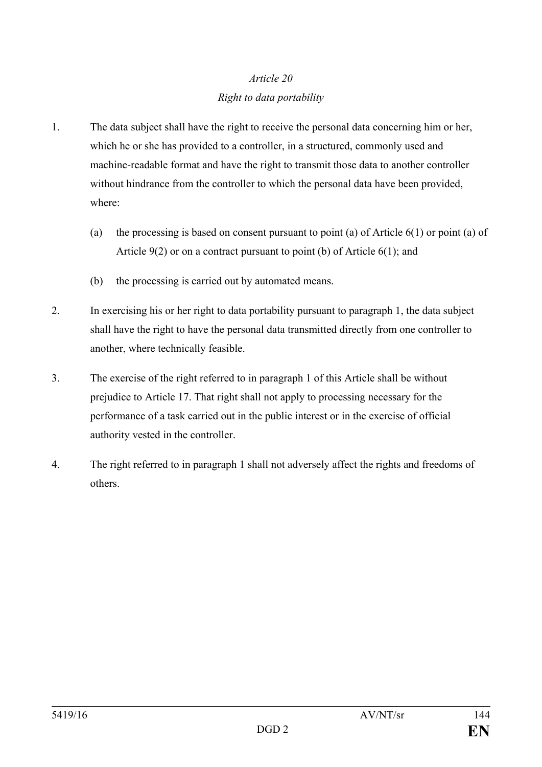*Article 20*

*Right to data portability*

1. The data subject shall have the right to receive the personal data concerning him or her, which he or she has provided to a controller, in a structured, commonly used and machine-readable format and have the right to transmit those data to another controller without hindrance from the controller to which the personal data have been provided, where:

   (a) the processing is based on consent pursuant to point (a) of Article 6(1) or point (a) of Article 9(2) or on a contract pursuant to point (b) of Article 6(1); and

   (b) the processing is carried out by automated means.

2. In exercising his or her right to data portability pursuant to paragraph 1, the data subject shall have the right to have the personal data transmitted directly from one controller to another, where technically feasible.

3. The exercise of the right referred to in paragraph 1 of this Article shall be without prejudice to Article 17. That right shall not apply to processing necessary for the performance of a task carried out in the public interest or in the exercise of official authority vested in the controller.

4. The right referred to in paragraph 1 shall not adversely affect the rights and freedoms of others.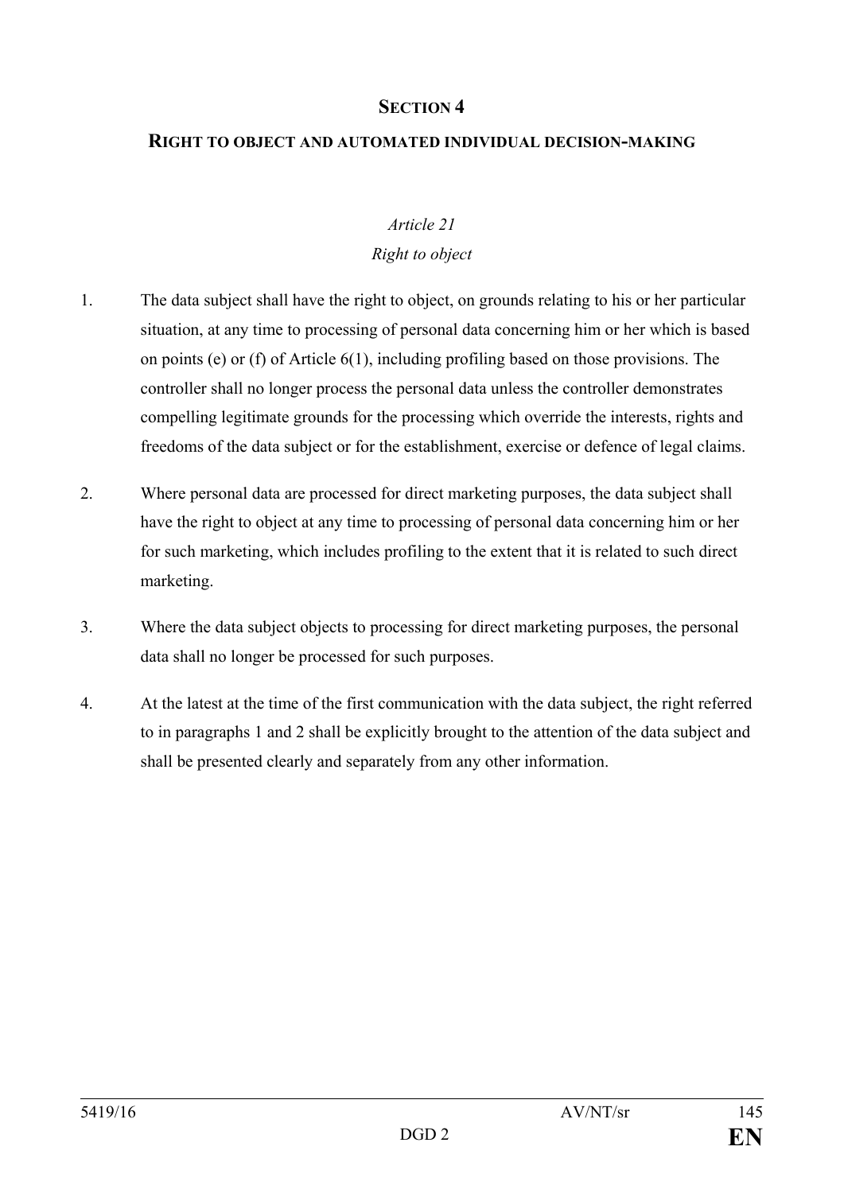## SECTION 4

### RIGHT TO OBJECT AND AUTOMATED INDIVIDUAL DECISION-MAKING

*Article 21*

*Right to object*

1. The data subject shall have the right to object, on grounds relating to his or her particular situation, at any time to processing of personal data concerning him or her which is based on points (e) or (f) of Article 6(1), including profiling based on those provisions. The controller shall no longer process the personal data unless the controller demonstrates compelling legitimate grounds for the processing which override the interests, rights and freedoms of the data subject or for the establishment, exercise or defence of legal claims.

2. Where personal data are processed for direct marketing purposes, the data subject shall have the right to object at any time to processing of personal data concerning him or her for such marketing, which includes profiling to the extent that it is related to such direct marketing.

3. Where the data subject objects to processing for direct marketing purposes, the personal data shall no longer be processed for such purposes.

4. At the latest at the time of the first communication with the data subject, the right referred to in paragraphs 1 and 2 shall be explicitly brought to the attention of the data subject and shall be presented clearly and separately from any other information.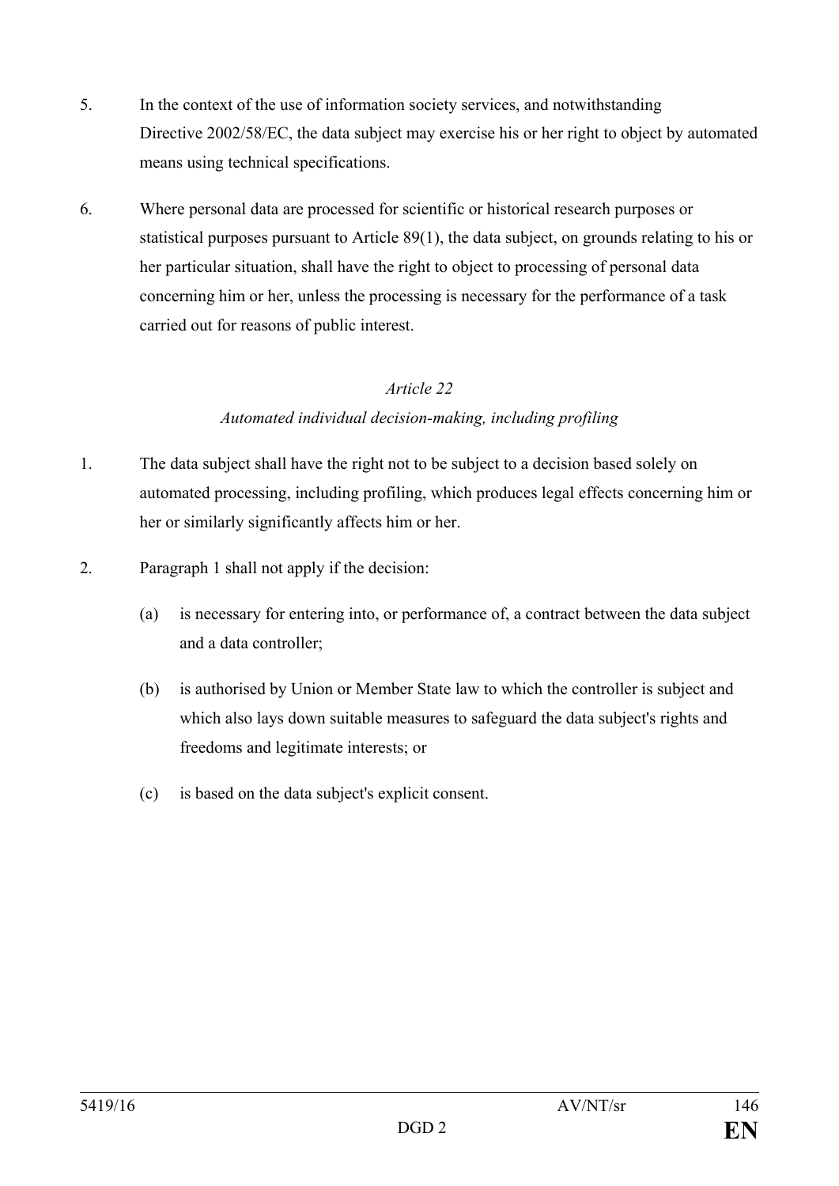5. In the context of the use of information society services, and notwithstanding Directive 2002/58/EC, the data subject may exercise his or her right to object by automated means using technical specifications.

6. Where personal data are processed for scientific or historical research purposes or statistical purposes pursuant to Article 89(1), the data subject, on grounds relating to his or her particular situation, shall have the right to object to processing of personal data concerning him or her, unless the processing is necessary for the performance of a task carried out for reasons of public interest.

*Article 22*

*Automated individual decision-making, including profiling*

1. The data subject shall have the right not to be subject to a decision based solely on automated processing, including profiling, which produces legal effects concerning him or her or similarly significantly affects him or her.

2. Paragraph 1 shall not apply if the decision:

   (a) is necessary for entering into, or performance of, a contract between the data subject and a data controller;

   (b) is authorised by Union or Member State law to which the controller is subject and which also lays down suitable measures to safeguard the data subject's rights and freedoms and legitimate interests; or

   (c) is based on the data subject's explicit consent.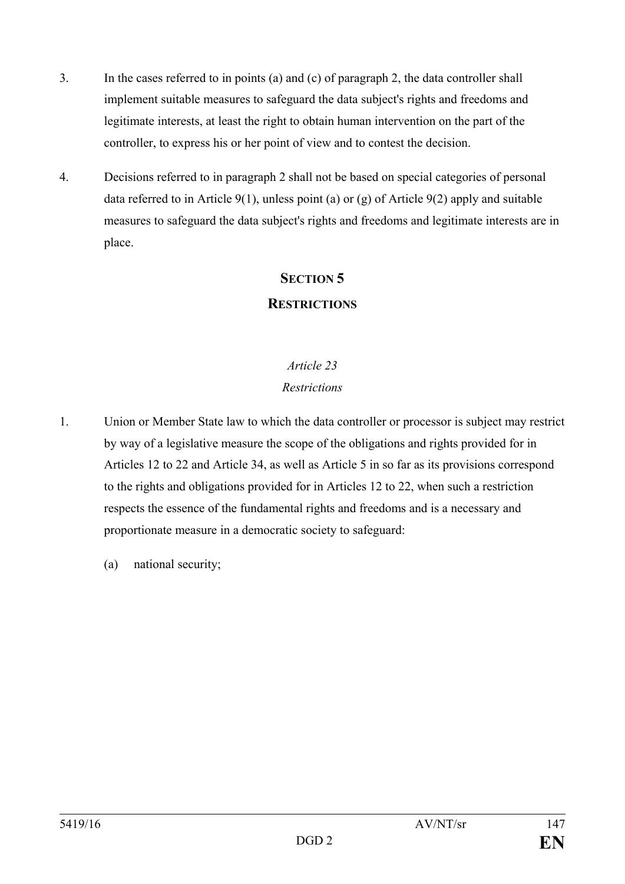3. In the cases referred to in points (a) and (c) of paragraph 2, the data controller shall implement suitable measures to safeguard the data subject's rights and freedoms and legitimate interests, at least the right to obtain human intervention on the part of the controller, to express his or her point of view and to contest the decision.

4. Decisions referred to in paragraph 2 shall not be based on special categories of personal data referred to in Article 9(1), unless point (a) or (g) of Article 9(2) apply and suitable measures to safeguard the data subject's rights and freedoms and legitimate interests are in place.

## SECTION 5
## RESTRICTIONS

### *Article 23*
### *Restrictions*

1. Union or Member State law to which the data controller or processor is subject may restrict by way of a legislative measure the scope of the obligations and rights provided for in Articles 12 to 22 and Article 34, as well as Article 5 in so far as its provisions correspond to the rights and obligations provided for in Articles 12 to 22, when such a restriction respects the essence of the fundamental rights and freedoms and is a necessary and proportionate measure in a democratic society to safeguard:

   (a) national security;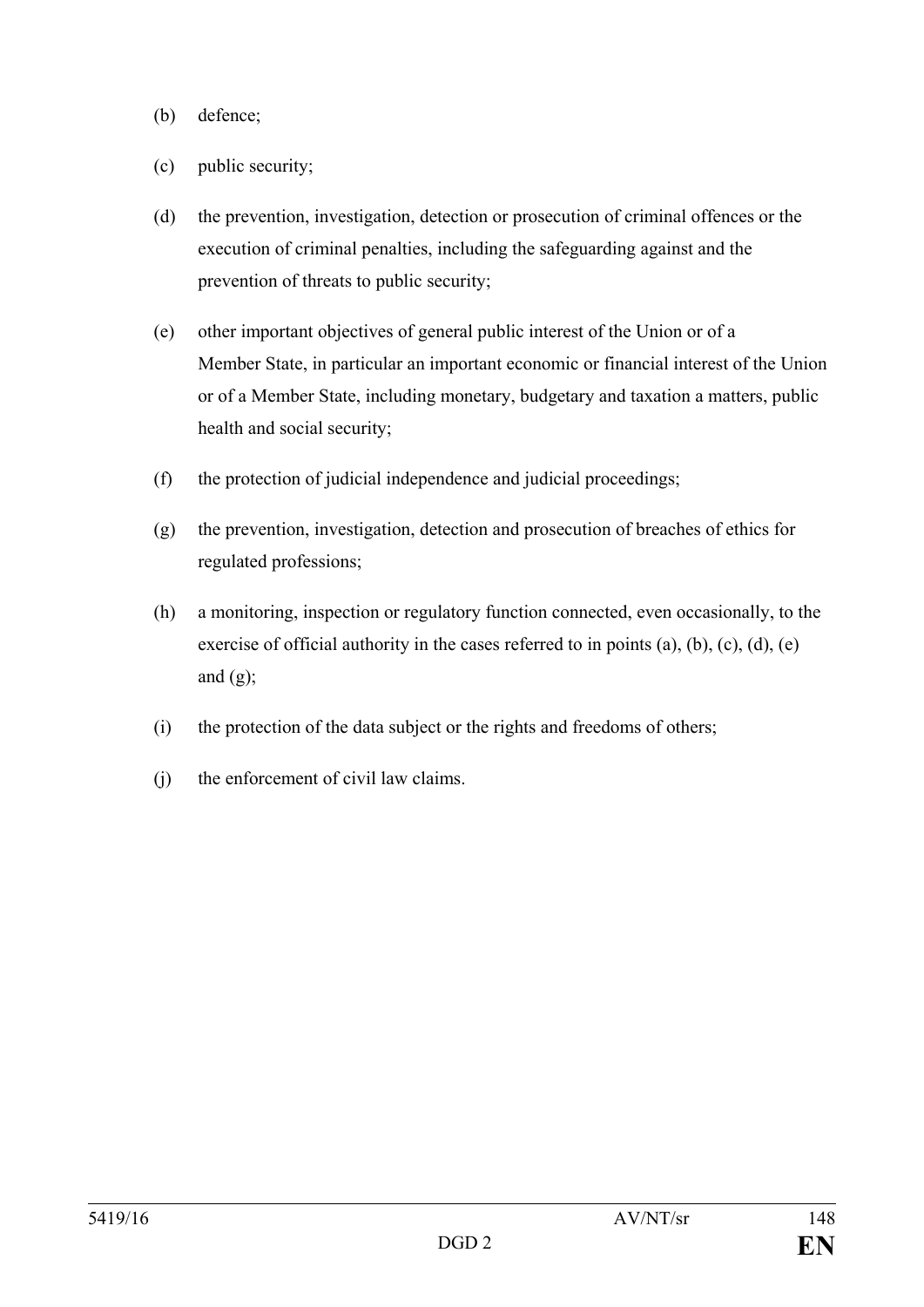(b) defence;

(c) public security;

(d) the prevention, investigation, detection or prosecution of criminal offences or the execution of criminal penalties, including the safeguarding against and the prevention of threats to public security;

(e) other important objectives of general public interest of the Union or of a Member State, in particular an important economic or financial interest of the Union or of a Member State, including monetary, budgetary and taxation a matters, public health and social security;

(f) the protection of judicial independence and judicial proceedings;

(g) the prevention, investigation, detection and prosecution of breaches of ethics for regulated professions;

(h) a monitoring, inspection or regulatory function connected, even occasionally, to the exercise of official authority in the cases referred to in points (a), (b), (c), (d), (e) and (g);

(i) the protection of the data subject or the rights and freedoms of others;

(j) the enforcement of civil law claims.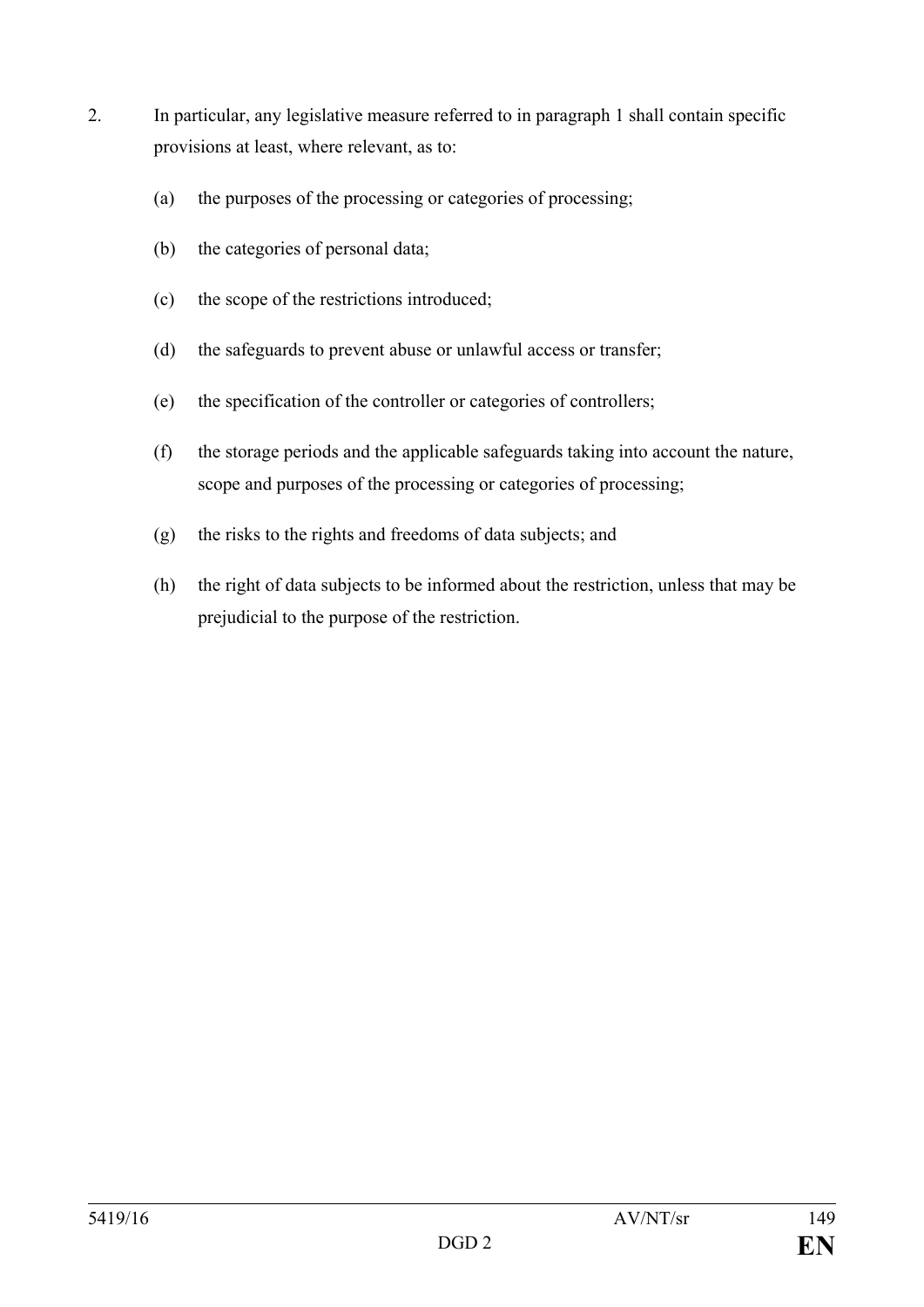2. In particular, any legislative measure referred to in paragraph 1 shall contain specific provisions at least, where relevant, as to:

   (a) the purposes of the processing or categories of processing;

   (b) the categories of personal data;

   (c) the scope of the restrictions introduced;

   (d) the safeguards to prevent abuse or unlawful access or transfer;

   (e) the specification of the controller or categories of controllers;

   (f) the storage periods and the applicable safeguards taking into account the nature, scope and purposes of the processing or categories of processing;

   (g) the risks to the rights and freedoms of data subjects; and

   (h) the right of data subjects to be informed about the restriction, unless that may be prejudicial to the purpose of the restriction.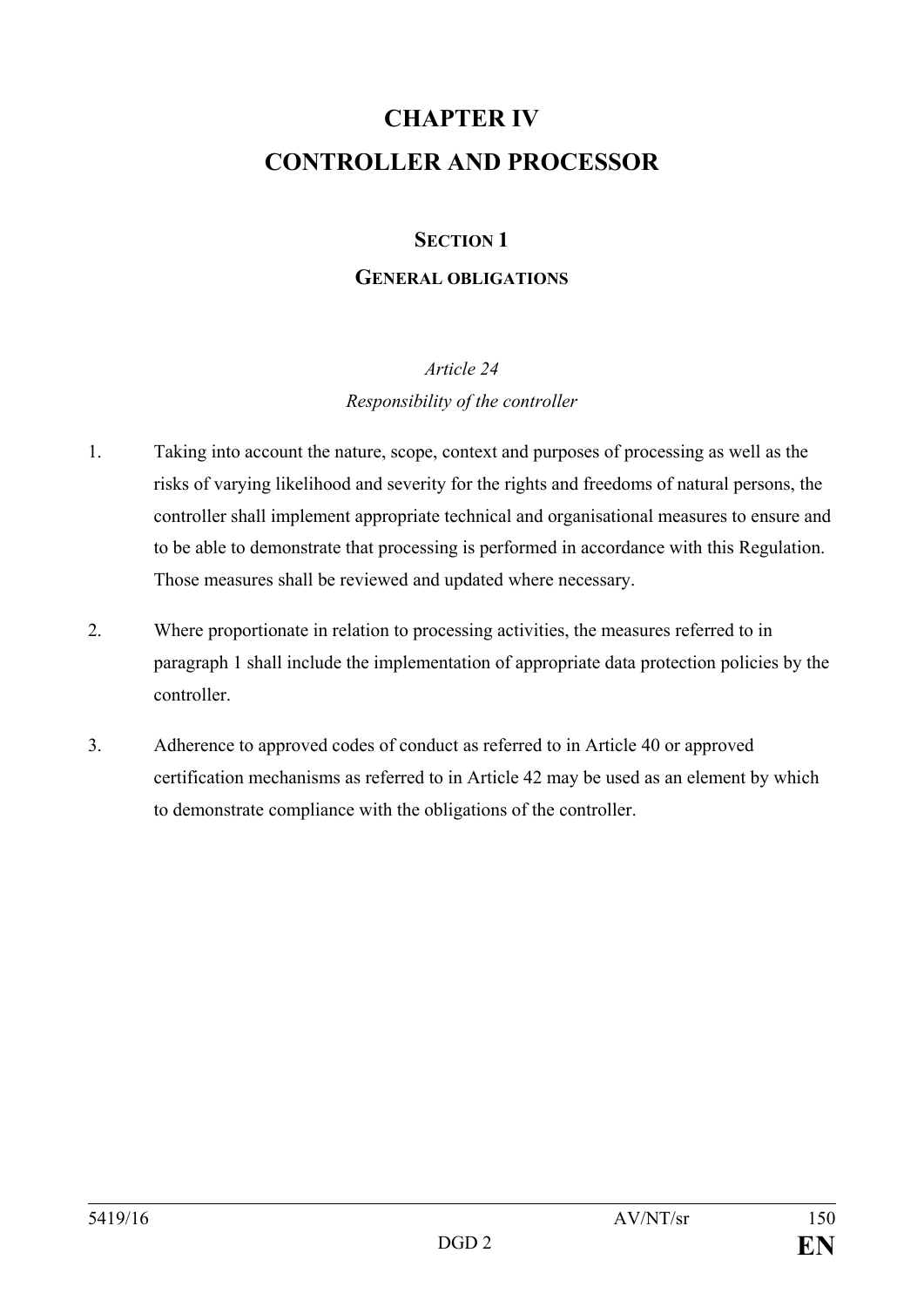# CHAPTER IV

# CONTROLLER AND PROCESSOR

## SECTION 1

## GENERAL OBLIGATIONS

*Article 24*

*Responsibility of the controller*

1. Taking into account the nature, scope, context and purposes of processing as well as the risks of varying likelihood and severity for the rights and freedoms of natural persons, the controller shall implement appropriate technical and organisational measures to ensure and to be able to demonstrate that processing is performed in accordance with this Regulation. Those measures shall be reviewed and updated where necessary.

2. Where proportionate in relation to processing activities, the measures referred to in paragraph 1 shall include the implementation of appropriate data protection policies by the controller.

3. Adherence to approved codes of conduct as referred to in Article 40 or approved certification mechanisms as referred to in Article 42 may be used as an element by which to demonstrate compliance with the obligations of the controller.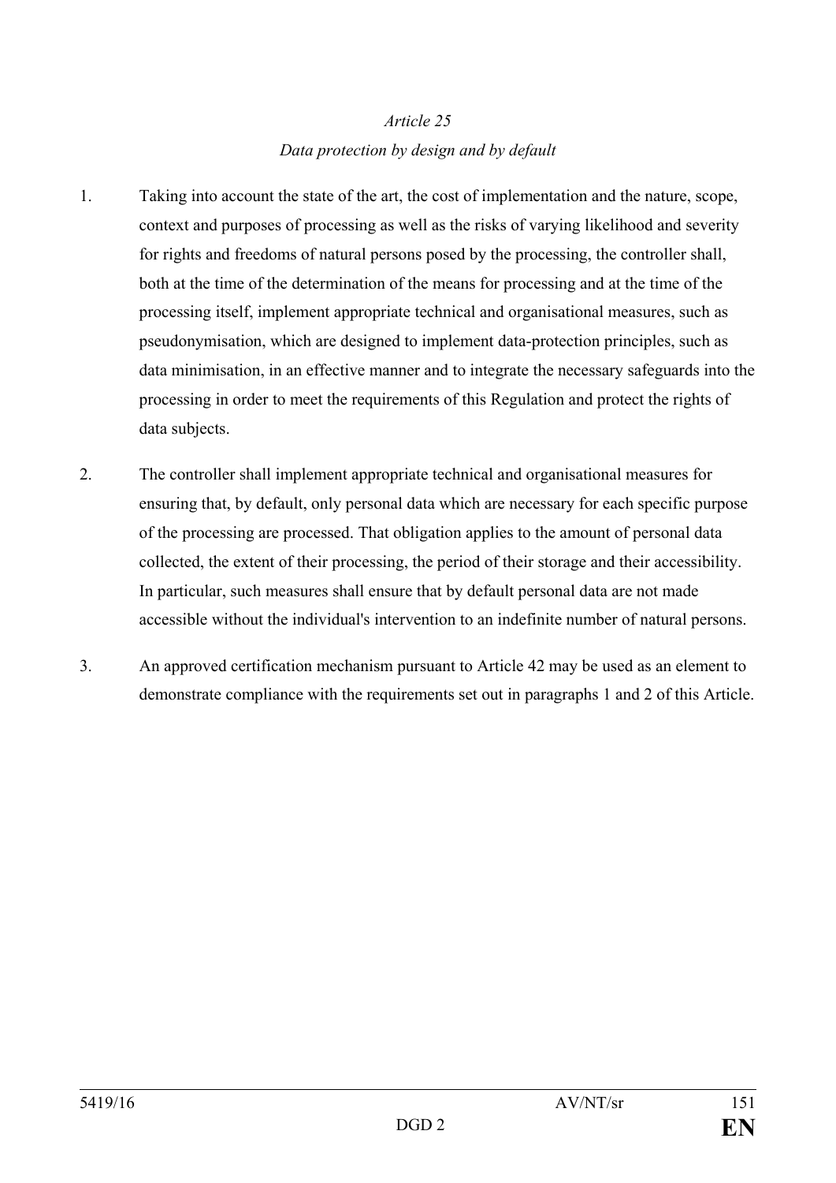*Article 25*

*Data protection by design and by default*

1. Taking into account the state of the art, the cost of implementation and the nature, scope, context and purposes of processing as well as the risks of varying likelihood and severity for rights and freedoms of natural persons posed by the processing, the controller shall, both at the time of the determination of the means for processing and at the time of the processing itself, implement appropriate technical and organisational measures, such as pseudonymisation, which are designed to implement data-protection principles, such as data minimisation, in an effective manner and to integrate the necessary safeguards into the processing in order to meet the requirements of this Regulation and protect the rights of data subjects.

2. The controller shall implement appropriate technical and organisational measures for ensuring that, by default, only personal data which are necessary for each specific purpose of the processing are processed. That obligation applies to the amount of personal data collected, the extent of their processing, the period of their storage and their accessibility. In particular, such measures shall ensure that by default personal data are not made accessible without the individual's intervention to an indefinite number of natural persons.

3. An approved certification mechanism pursuant to Article 42 may be used as an element to demonstrate compliance with the requirements set out in paragraphs 1 and 2 of this Article.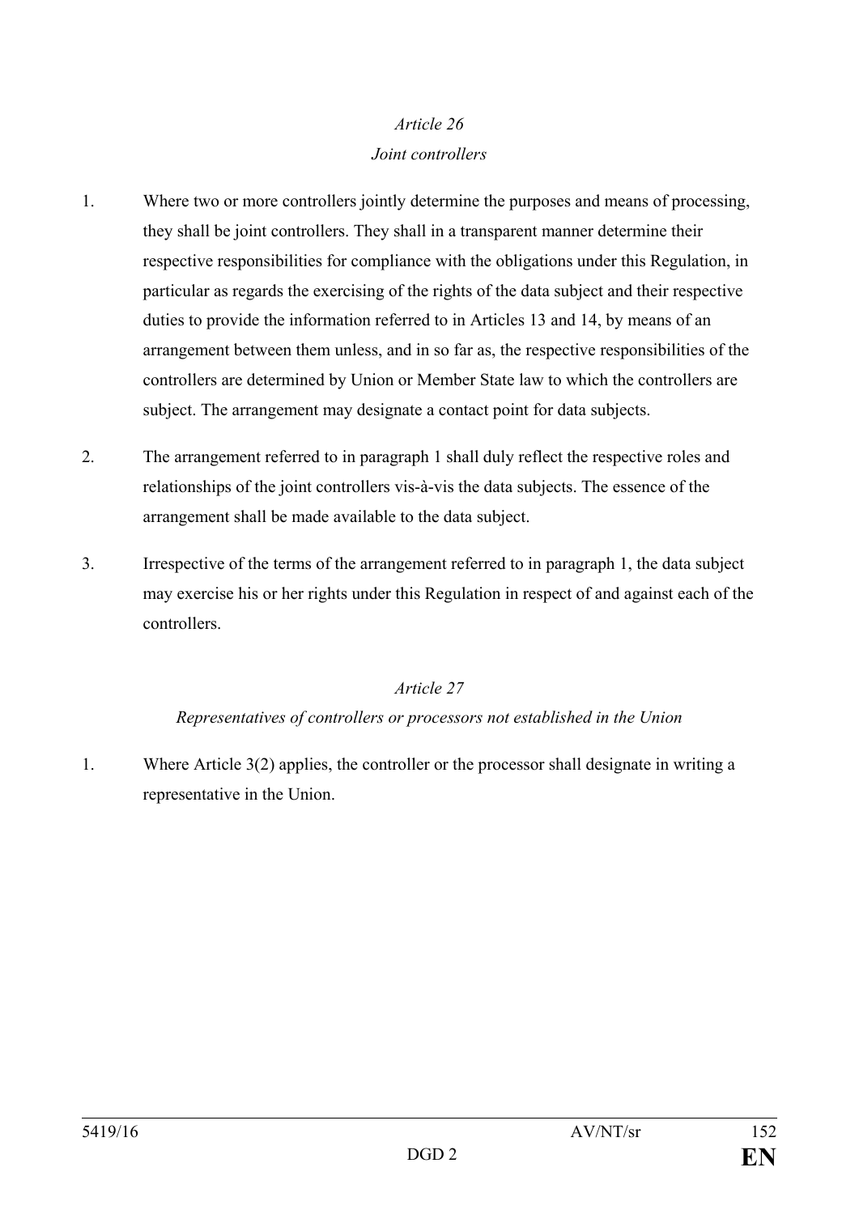### *Article 26*
### *Joint controllers*

1. Where two or more controllers jointly determine the purposes and means of processing, they shall be joint controllers. They shall in a transparent manner determine their respective responsibilities for compliance with the obligations under this Regulation, in particular as regards the exercising of the rights of the data subject and their respective duties to provide the information referred to in Articles 13 and 14, by means of an arrangement between them unless, and in so far as, the respective responsibilities of the controllers are determined by Union or Member State law to which the controllers are subject. The arrangement may designate a contact point for data subjects.

2. The arrangement referred to in paragraph 1 shall duly reflect the respective roles and relationships of the joint controllers vis-à-vis the data subjects. The essence of the arrangement shall be made available to the data subject.

3. Irrespective of the terms of the arrangement referred to in paragraph 1, the data subject may exercise his or her rights under this Regulation in respect of and against each of the controllers.

### *Article 27*
### *Representatives of controllers or processors not established in the Union*

1. Where Article 3(2) applies, the controller or the processor shall designate in writing a representative in the Union.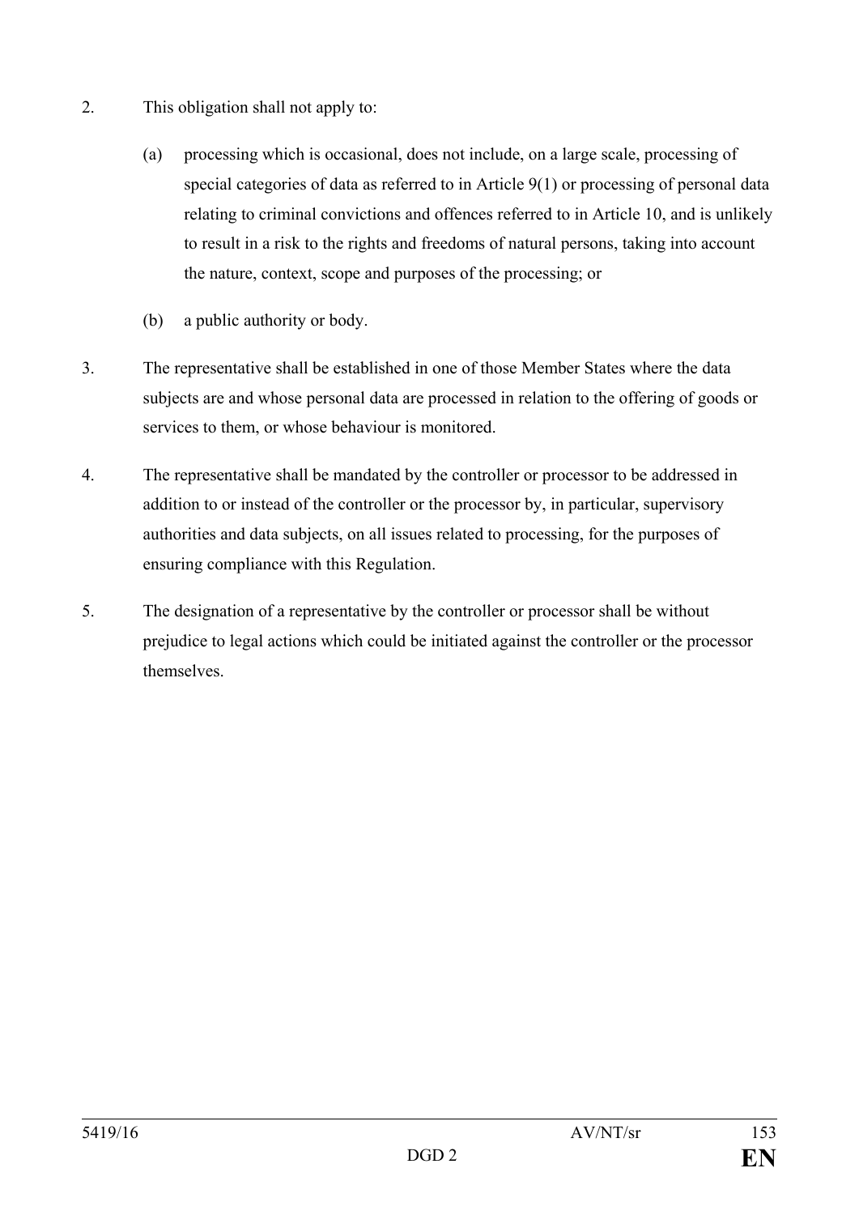2. This obligation shall not apply to:

   (a) processing which is occasional, does not include, on a large scale, processing of special categories of data as referred to in Article 9(1) or processing of personal data relating to criminal convictions and offences referred to in Article 10, and is unlikely to result in a risk to the rights and freedoms of natural persons, taking into account the nature, context, scope and purposes of the processing; or

   (b) a public authority or body.

3. The representative shall be established in one of those Member States where the data subjects are and whose personal data are processed in relation to the offering of goods or services to them, or whose behaviour is monitored.

4. The representative shall be mandated by the controller or processor to be addressed in addition to or instead of the controller or the processor by, in particular, supervisory authorities and data subjects, on all issues related to processing, for the purposes of ensuring compliance with this Regulation.

5. The designation of a representative by the controller or processor shall be without prejudice to legal actions which could be initiated against the controller or the processor themselves.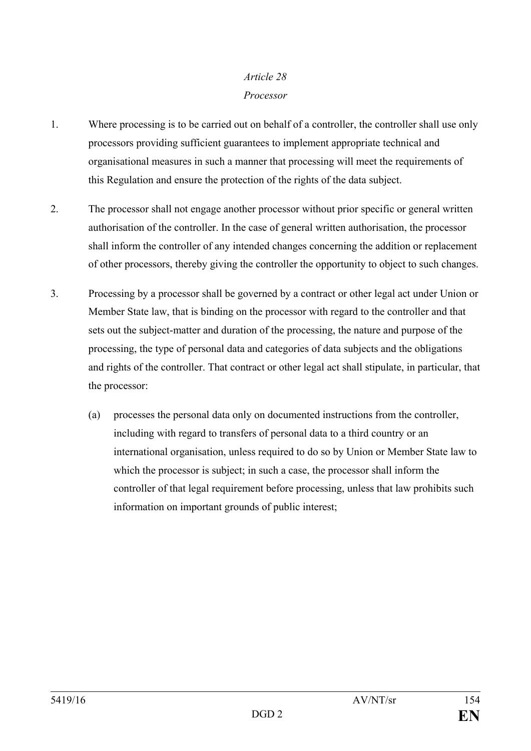*Article 28*

*Processor*

1. Where processing is to be carried out on behalf of a controller, the controller shall use only processors providing sufficient guarantees to implement appropriate technical and organisational measures in such a manner that processing will meet the requirements of this Regulation and ensure the protection of the rights of the data subject.

2. The processor shall not engage another processor without prior specific or general written authorisation of the controller. In the case of general written authorisation, the processor shall inform the controller of any intended changes concerning the addition or replacement of other processors, thereby giving the controller the opportunity to object to such changes.

3. Processing by a processor shall be governed by a contract or other legal act under Union or Member State law, that is binding on the processor with regard to the controller and that sets out the subject-matter and duration of the processing, the nature and purpose of the processing, the type of personal data and categories of data subjects and the obligations and rights of the controller. That contract or other legal act shall stipulate, in particular, that the processor:

   (a) processes the personal data only on documented instructions from the controller, including with regard to transfers of personal data to a third country or an international organisation, unless required to do so by Union or Member State law to which the processor is subject; in such a case, the processor shall inform the controller of that legal requirement before processing, unless that law prohibits such information on important grounds of public interest;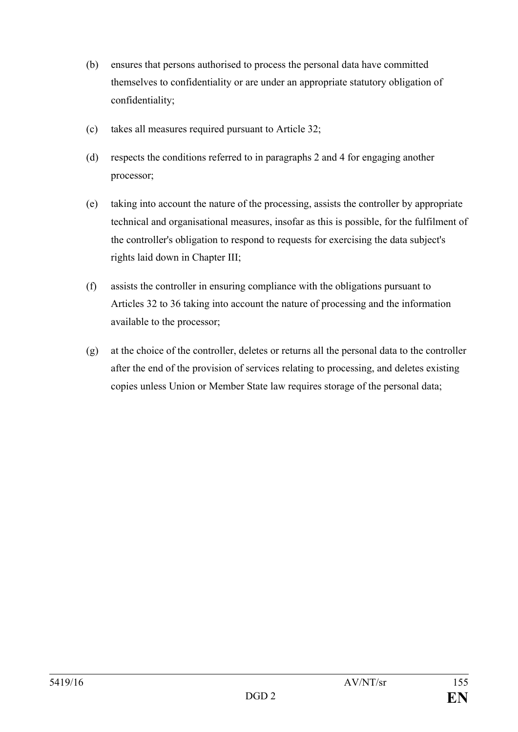(b) ensures that persons authorised to process the personal data have committed themselves to confidentiality or are under an appropriate statutory obligation of confidentiality;

(c) takes all measures required pursuant to Article 32;

(d) respects the conditions referred to in paragraphs 2 and 4 for engaging another processor;

(e) taking into account the nature of the processing, assists the controller by appropriate technical and organisational measures, insofar as this is possible, for the fulfilment of the controller's obligation to respond to requests for exercising the data subject's rights laid down in Chapter III;

(f) assists the controller in ensuring compliance with the obligations pursuant to Articles 32 to 36 taking into account the nature of processing and the information available to the processor;

(g) at the choice of the controller, deletes or returns all the personal data to the controller after the end of the provision of services relating to processing, and deletes existing copies unless Union or Member State law requires storage of the personal data;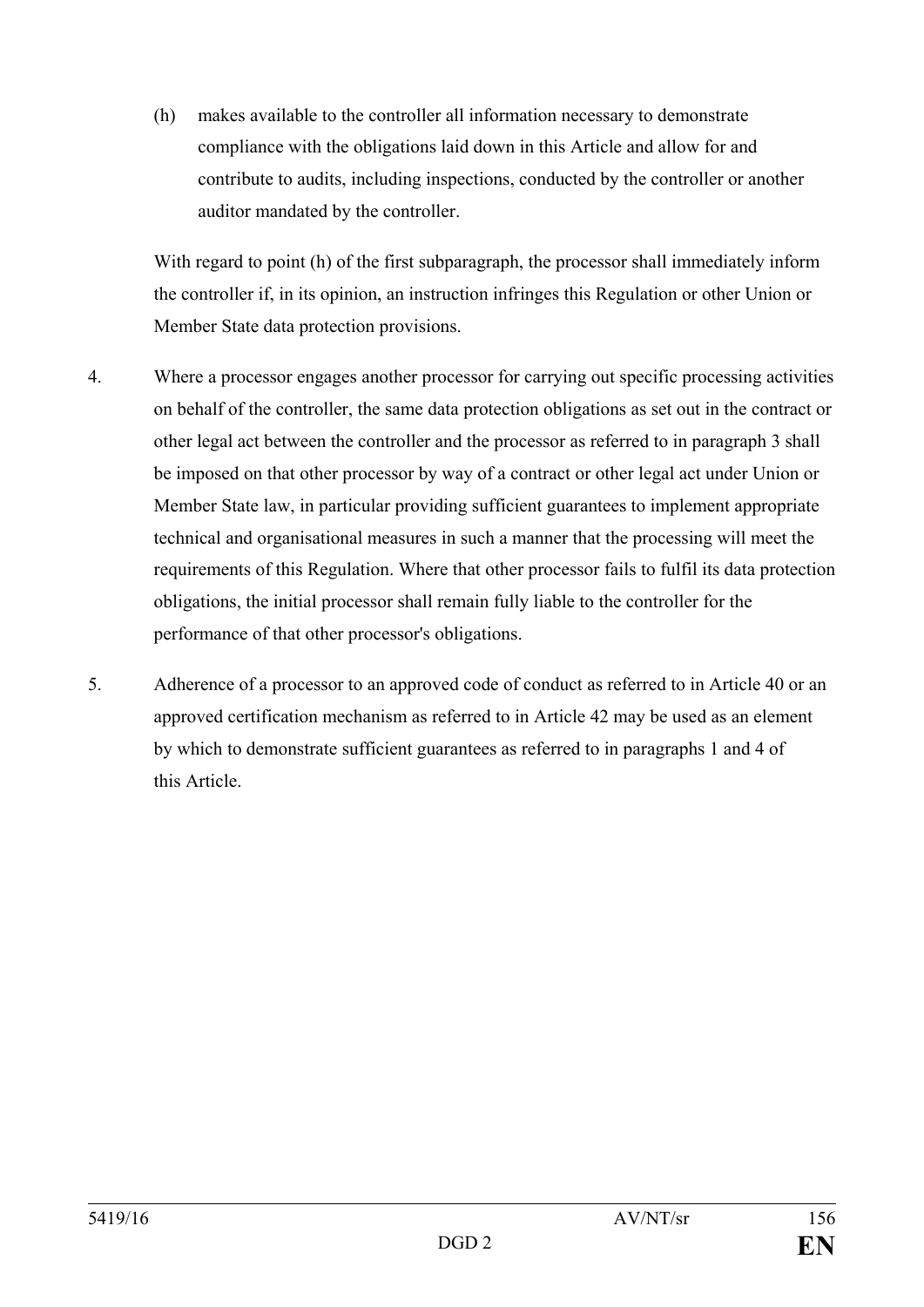(h) makes available to the controller all information necessary to demonstrate compliance with the obligations laid down in this Article and allow for and contribute to audits, including inspections, conducted by the controller or another auditor mandated by the controller.

With regard to point (h) of the first subparagraph, the processor shall immediately inform the controller if, in its opinion, an instruction infringes this Regulation or other Union or Member State data protection provisions.

4. Where a processor engages another processor for carrying out specific processing activities on behalf of the controller, the same data protection obligations as set out in the contract or other legal act between the controller and the processor as referred to in paragraph 3 shall be imposed on that other processor by way of a contract or other legal act under Union or Member State law, in particular providing sufficient guarantees to implement appropriate technical and organisational measures in such a manner that the processing will meet the requirements of this Regulation. Where that other processor fails to fulfil its data protection obligations, the initial processor shall remain fully liable to the controller for the performance of that other processor's obligations.

5. Adherence of a processor to an approved code of conduct as referred to in Article 40 or an approved certification mechanism as referred to in Article 42 may be used as an element by which to demonstrate sufficient guarantees as referred to in paragraphs 1 and 4 of this Article.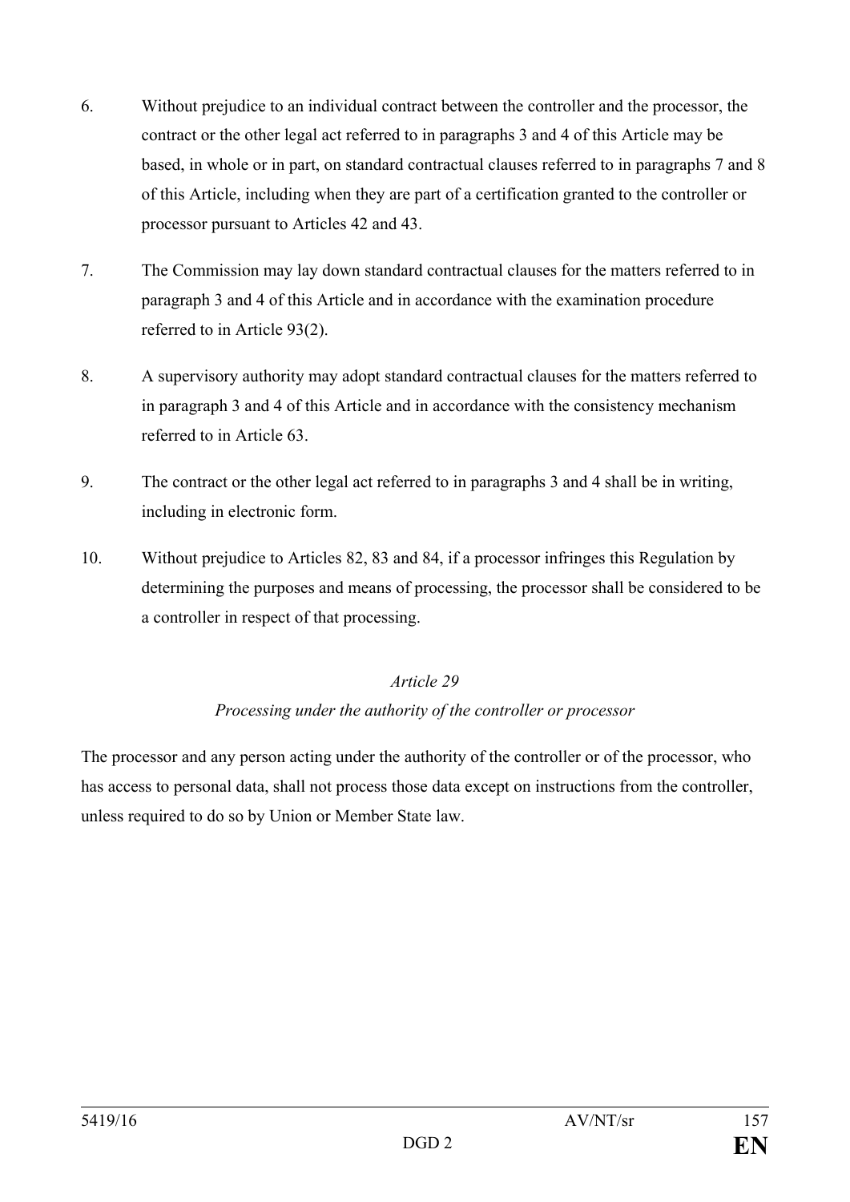6. Without prejudice to an individual contract between the controller and the processor, the contract or the other legal act referred to in paragraphs 3 and 4 of this Article may be based, in whole or in part, on standard contractual clauses referred to in paragraphs 7 and 8 of this Article, including when they are part of a certification granted to the controller or processor pursuant to Articles 42 and 43.

7. The Commission may lay down standard contractual clauses for the matters referred to in paragraph 3 and 4 of this Article and in accordance with the examination procedure referred to in Article 93(2).

8. A supervisory authority may adopt standard contractual clauses for the matters referred to in paragraph 3 and 4 of this Article and in accordance with the consistency mechanism referred to in Article 63.

9. The contract or the other legal act referred to in paragraphs 3 and 4 shall be in writing, including in electronic form.

10. Without prejudice to Articles 82, 83 and 84, if a processor infringes this Regulation by determining the purposes and means of processing, the processor shall be considered to be a controller in respect of that processing.

*Article 29*

*Processing under the authority of the controller or processor*

The processor and any person acting under the authority of the controller or of the processor, who has access to personal data, shall not process those data except on instructions from the controller, unless required to do so by Union or Member State law.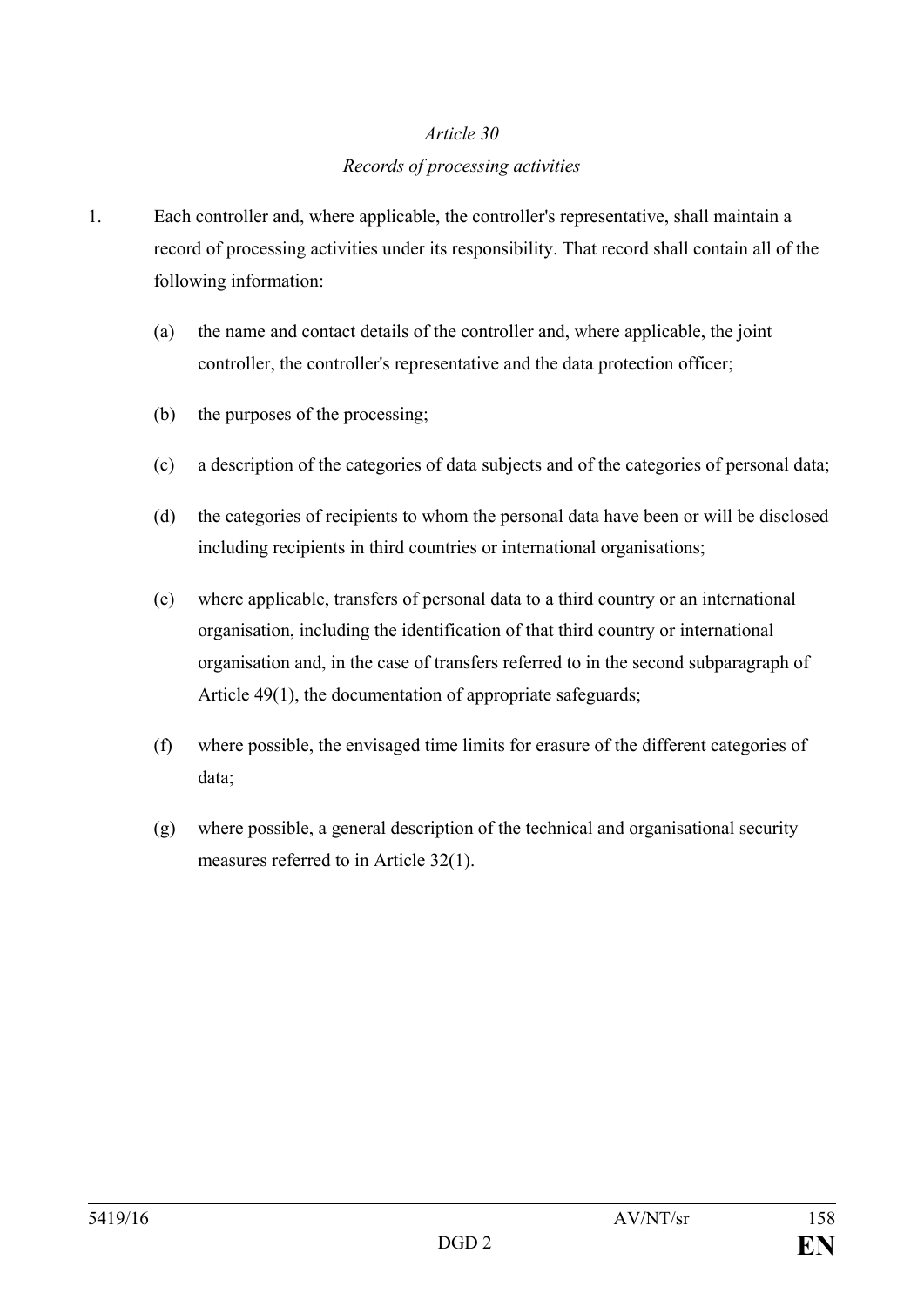*Article 30*

*Records of processing activities*

1. Each controller and, where applicable, the controller's representative, shall maintain a record of processing activities under its responsibility. That record shall contain all of the following information:

   (a) the name and contact details of the controller and, where applicable, the joint controller, the controller's representative and the data protection officer;

   (b) the purposes of the processing;

   (c) a description of the categories of data subjects and of the categories of personal data;

   (d) the categories of recipients to whom the personal data have been or will be disclosed including recipients in third countries or international organisations;

   (e) where applicable, transfers of personal data to a third country or an international organisation, including the identification of that third country or international organisation and, in the case of transfers referred to in the second subparagraph of Article 49(1), the documentation of appropriate safeguards;

   (f) where possible, the envisaged time limits for erasure of the different categories of data;

   (g) where possible, a general description of the technical and organisational security measures referred to in Article 32(1).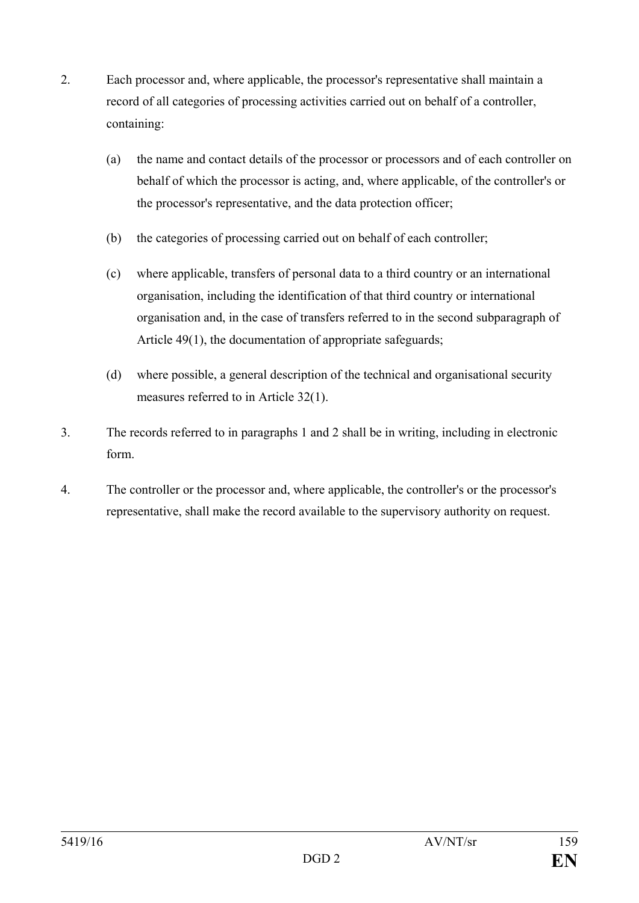2. Each processor and, where applicable, the processor's representative shall maintain a record of all categories of processing activities carried out on behalf of a controller, containing:

   (a) the name and contact details of the processor or processors and of each controller on behalf of which the processor is acting, and, where applicable, of the controller's or the processor's representative, and the data protection officer;

   (b) the categories of processing carried out on behalf of each controller;

   (c) where applicable, transfers of personal data to a third country or an international organisation, including the identification of that third country or international organisation and, in the case of transfers referred to in the second subparagraph of Article 49(1), the documentation of appropriate safeguards;

   (d) where possible, a general description of the technical and organisational security measures referred to in Article 32(1).

3. The records referred to in paragraphs 1 and 2 shall be in writing, including in electronic form.

4. The controller or the processor and, where applicable, the controller's or the processor's representative, shall make the record available to the supervisory authority on request.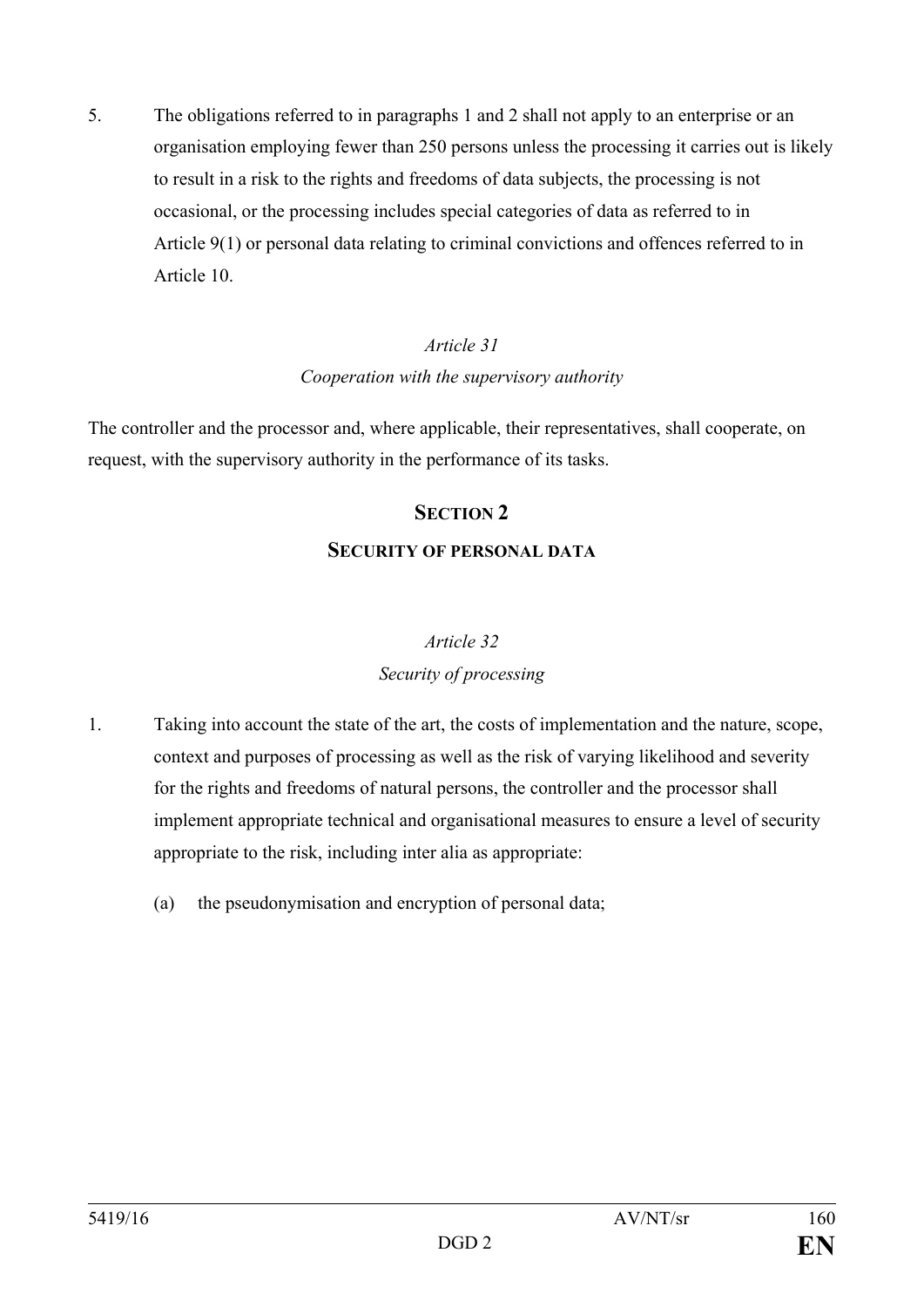5. The obligations referred to in paragraphs 1 and 2 shall not apply to an enterprise or an organisation employing fewer than 250 persons unless the processing it carries out is likely to result in a risk to the rights and freedoms of data subjects, the processing is not occasional, or the processing includes special categories of data as referred to in Article 9(1) or personal data relating to criminal convictions and offences referred to in Article 10.

*Article 31*

*Cooperation with the supervisory authority*

The controller and the processor and, where applicable, their representatives, shall cooperate, on request, with the supervisory authority in the performance of its tasks.

## SECTION 2

## SECURITY OF PERSONAL DATA

*Article 32*

*Security of processing*

1. Taking into account the state of the art, the costs of implementation and the nature, scope, context and purposes of processing as well as the risk of varying likelihood and severity for the rights and freedoms of natural persons, the controller and the processor shall implement appropriate technical and organisational measures to ensure a level of security appropriate to the risk, including inter alia as appropriate:

   (a) the pseudonymisation and encryption of personal data;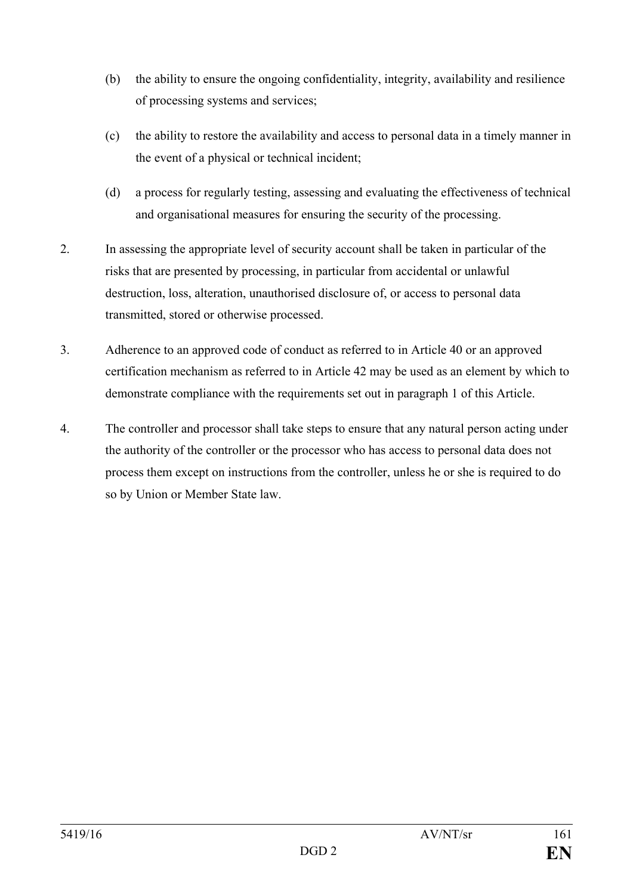(b) the ability to ensure the ongoing confidentiality, integrity, availability and resilience of processing systems and services;

(c) the ability to restore the availability and access to personal data in a timely manner in the event of a physical or technical incident;

(d) a process for regularly testing, assessing and evaluating the effectiveness of technical and organisational measures for ensuring the security of the processing.

2. In assessing the appropriate level of security account shall be taken in particular of the risks that are presented by processing, in particular from accidental or unlawful destruction, loss, alteration, unauthorised disclosure of, or access to personal data transmitted, stored or otherwise processed.

3. Adherence to an approved code of conduct as referred to in Article 40 or an approved certification mechanism as referred to in Article 42 may be used as an element by which to demonstrate compliance with the requirements set out in paragraph 1 of this Article.

4. The controller and processor shall take steps to ensure that any natural person acting under the authority of the controller or the processor who has access to personal data does not process them except on instructions from the controller, unless he or she is required to do so by Union or Member State law.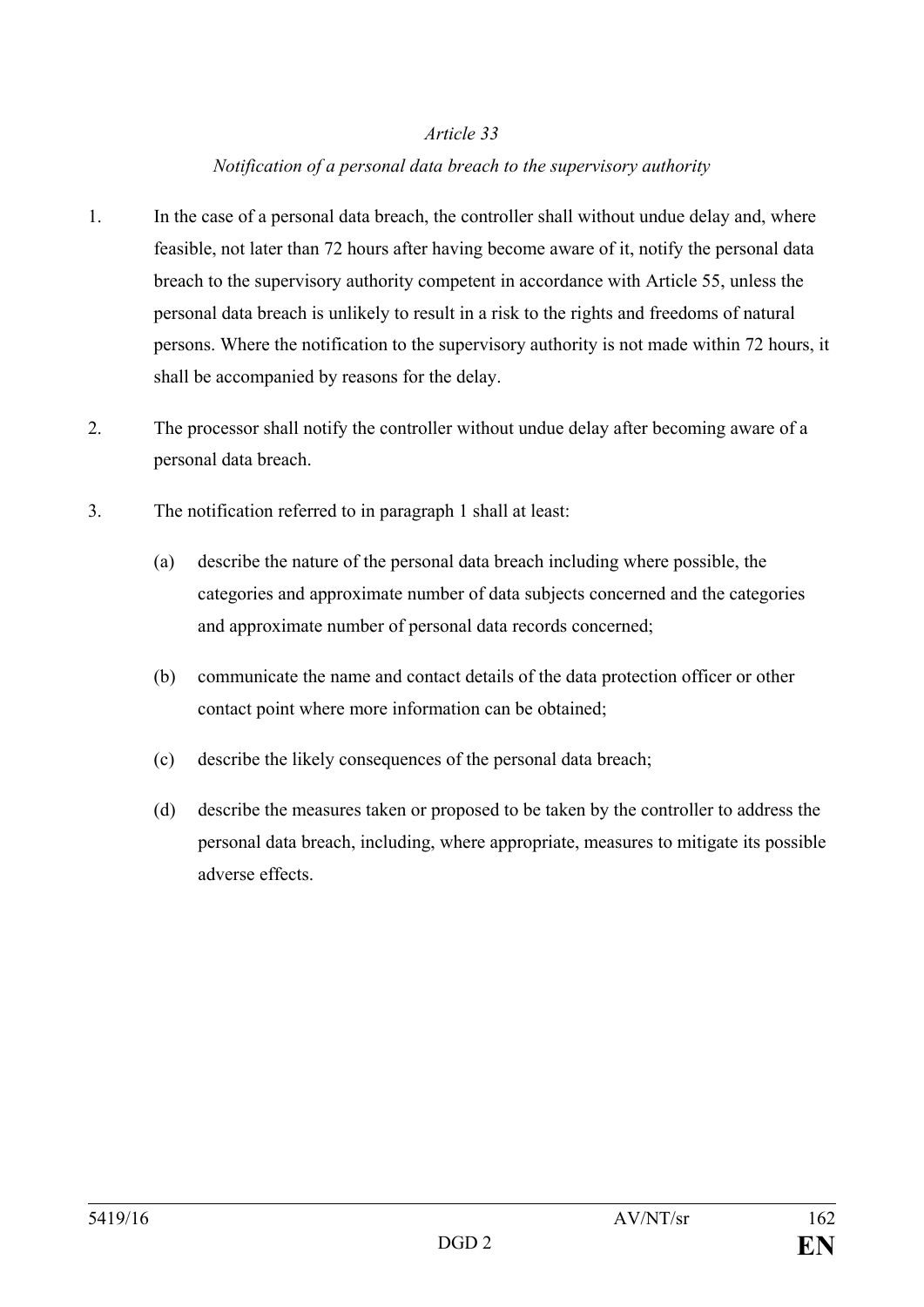*Article 33*

*Notification of a personal data breach to the supervisory authority*

1. In the case of a personal data breach, the controller shall without undue delay and, where feasible, not later than 72 hours after having become aware of it, notify the personal data breach to the supervisory authority competent in accordance with Article 55, unless the personal data breach is unlikely to result in a risk to the rights and freedoms of natural persons. Where the notification to the supervisory authority is not made within 72 hours, it shall be accompanied by reasons for the delay.

2. The processor shall notify the controller without undue delay after becoming aware of a personal data breach.

3. The notification referred to in paragraph 1 shall at least:

   (a) describe the nature of the personal data breach including where possible, the categories and approximate number of data subjects concerned and the categories and approximate number of personal data records concerned;

   (b) communicate the name and contact details of the data protection officer or other contact point where more information can be obtained;

   (c) describe the likely consequences of the personal data breach;

   (d) describe the measures taken or proposed to be taken by the controller to address the personal data breach, including, where appropriate, measures to mitigate its possible adverse effects.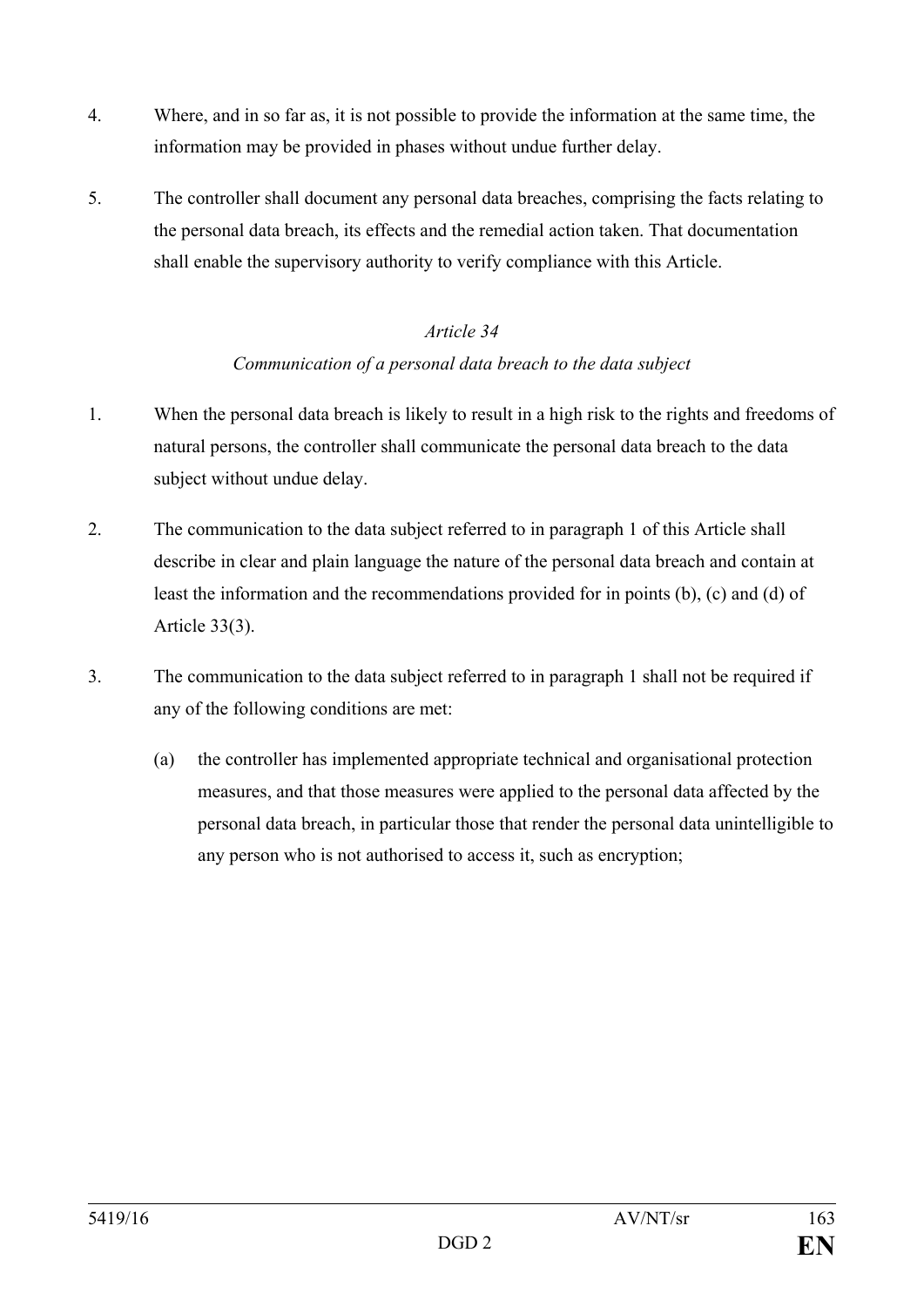4. Where, and in so far as, it is not possible to provide the information at the same time, the information may be provided in phases without undue further delay.

5. The controller shall document any personal data breaches, comprising the facts relating to the personal data breach, its effects and the remedial action taken. That documentation shall enable the supervisory authority to verify compliance with this Article.

### *Article 34*

### *Communication of a personal data breach to the data subject*

1. When the personal data breach is likely to result in a high risk to the rights and freedoms of natural persons, the controller shall communicate the personal data breach to the data subject without undue delay.

2. The communication to the data subject referred to in paragraph 1 of this Article shall describe in clear and plain language the nature of the personal data breach and contain at least the information and the recommendations provided for in points (b), (c) and (d) of Article 33(3).

3. The communication to the data subject referred to in paragraph 1 shall not be required if any of the following conditions are met:

   (a) the controller has implemented appropriate technical and organisational protection measures, and that those measures were applied to the personal data affected by the personal data breach, in particular those that render the personal data unintelligible to any person who is not authorised to access it, such as encryption;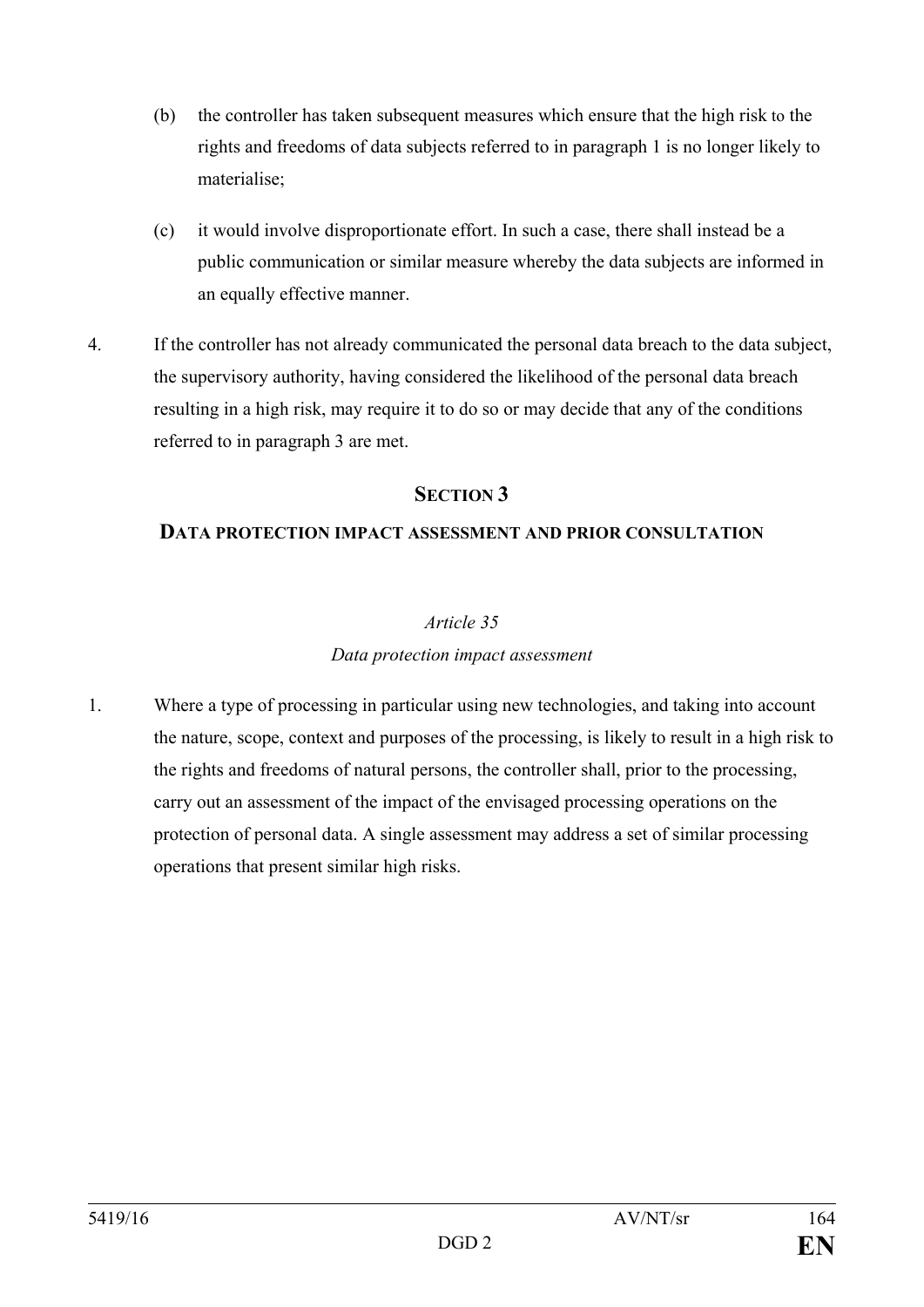(b) the controller has taken subsequent measures which ensure that the high risk to the rights and freedoms of data subjects referred to in paragraph 1 is no longer likely to materialise;

(c) it would involve disproportionate effort. In such a case, there shall instead be a public communication or similar measure whereby the data subjects are informed in an equally effective manner.

4. If the controller has not already communicated the personal data breach to the data subject, the supervisory authority, having considered the likelihood of the personal data breach resulting in a high risk, may require it to do so or may decide that any of the conditions referred to in paragraph 3 are met.

## SECTION 3

## DATA PROTECTION IMPACT ASSESSMENT AND PRIOR CONSULTATION

### *Article 35*

### *Data protection impact assessment*

1. Where a type of processing in particular using new technologies, and taking into account the nature, scope, context and purposes of the processing, is likely to result in a high risk to the rights and freedoms of natural persons, the controller shall, prior to the processing, carry out an assessment of the impact of the envisaged processing operations on the protection of personal data. A single assessment may address a set of similar processing operations that present similar high risks.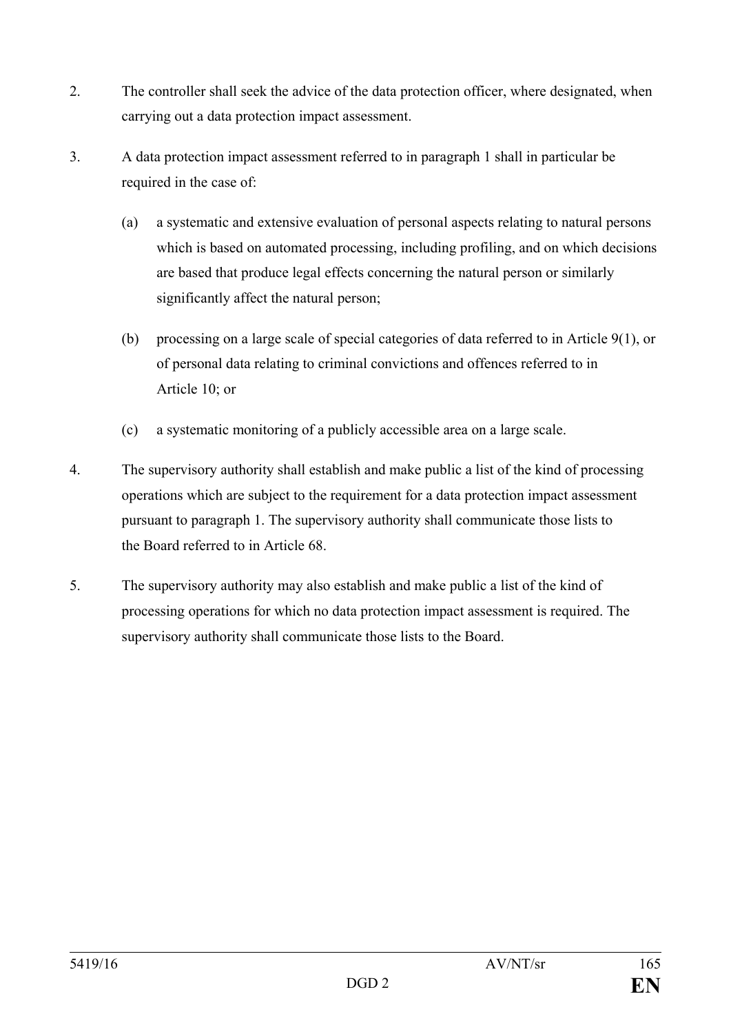2. The controller shall seek the advice of the data protection officer, where designated, when carrying out a data protection impact assessment.

3. A data protection impact assessment referred to in paragraph 1 shall in particular be required in the case of:

   (a) a systematic and extensive evaluation of personal aspects relating to natural persons which is based on automated processing, including profiling, and on which decisions are based that produce legal effects concerning the natural person or similarly significantly affect the natural person;

   (b) processing on a large scale of special categories of data referred to in Article 9(1), or of personal data relating to criminal convictions and offences referred to in Article 10; or

   (c) a systematic monitoring of a publicly accessible area on a large scale.

4. The supervisory authority shall establish and make public a list of the kind of processing operations which are subject to the requirement for a data protection impact assessment pursuant to paragraph 1. The supervisory authority shall communicate those lists to the Board referred to in Article 68.

5. The supervisory authority may also establish and make public a list of the kind of processing operations for which no data protection impact assessment is required. The supervisory authority shall communicate those lists to the Board.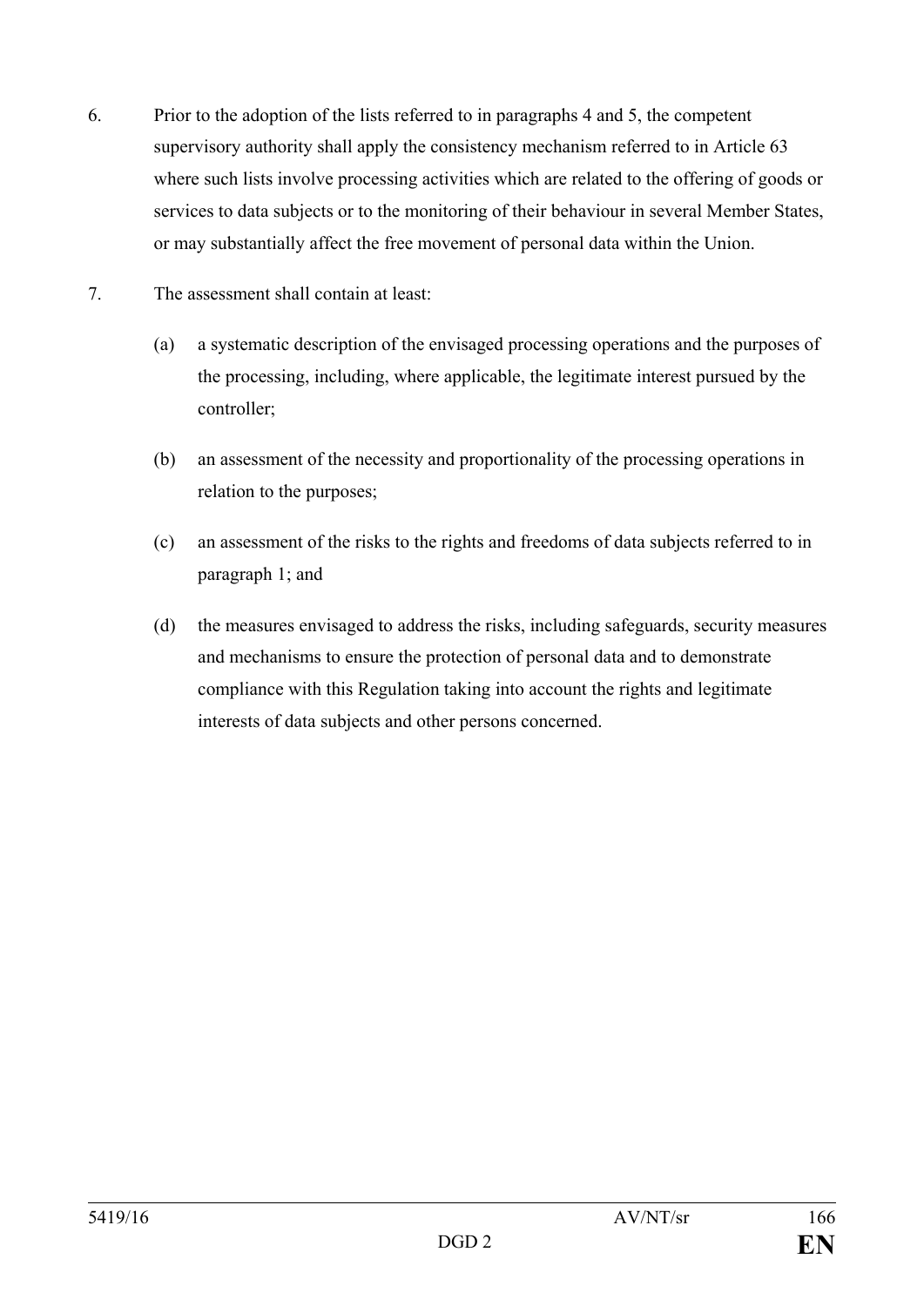6. Prior to the adoption of the lists referred to in paragraphs 4 and 5, the competent supervisory authority shall apply the consistency mechanism referred to in Article 63 where such lists involve processing activities which are related to the offering of goods or services to data subjects or to the monitoring of their behaviour in several Member States, or may substantially affect the free movement of personal data within the Union.

7. The assessment shall contain at least:

   (a) a systematic description of the envisaged processing operations and the purposes of the processing, including, where applicable, the legitimate interest pursued by the controller;

   (b) an assessment of the necessity and proportionality of the processing operations in relation to the purposes;

   (c) an assessment of the risks to the rights and freedoms of data subjects referred to in paragraph 1; and

   (d) the measures envisaged to address the risks, including safeguards, security measures and mechanisms to ensure the protection of personal data and to demonstrate compliance with this Regulation taking into account the rights and legitimate interests of data subjects and other persons concerned.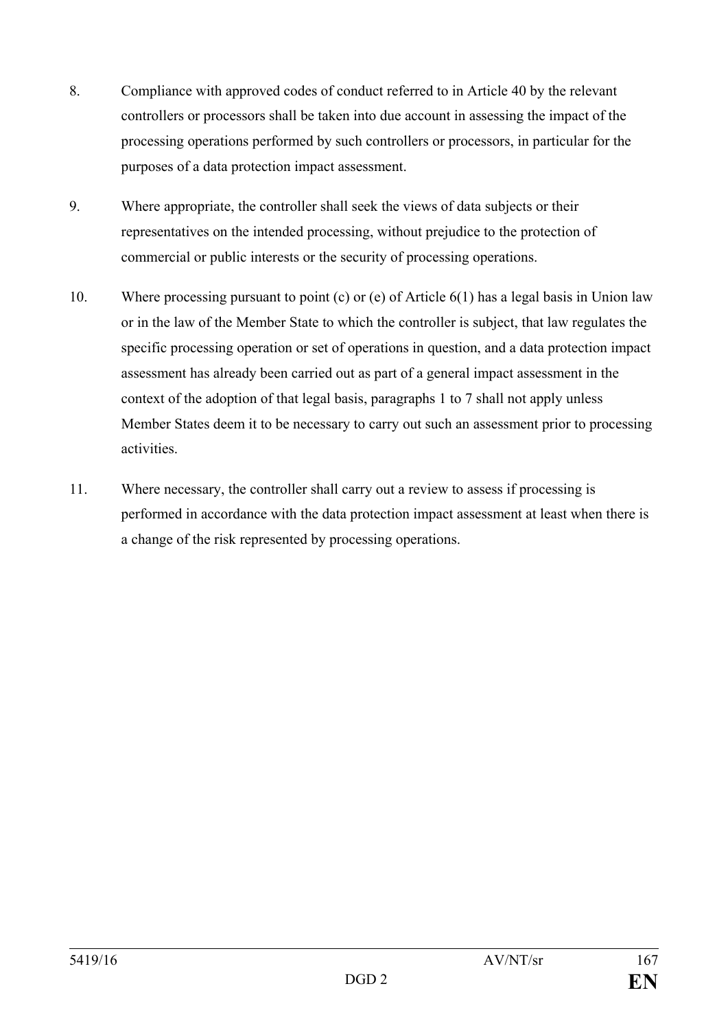8. Compliance with approved codes of conduct referred to in Article 40 by the relevant controllers or processors shall be taken into due account in assessing the impact of the processing operations performed by such controllers or processors, in particular for the purposes of a data protection impact assessment.

9. Where appropriate, the controller shall seek the views of data subjects or their representatives on the intended processing, without prejudice to the protection of commercial or public interests or the security of processing operations.

10. Where processing pursuant to point (c) or (e) of Article 6(1) has a legal basis in Union law or in the law of the Member State to which the controller is subject, that law regulates the specific processing operation or set of operations in question, and a data protection impact assessment has already been carried out as part of a general impact assessment in the context of the adoption of that legal basis, paragraphs 1 to 7 shall not apply unless Member States deem it to be necessary to carry out such an assessment prior to processing activities.

11. Where necessary, the controller shall carry out a review to assess if processing is performed in accordance with the data protection impact assessment at least when there is a change of the risk represented by processing operations.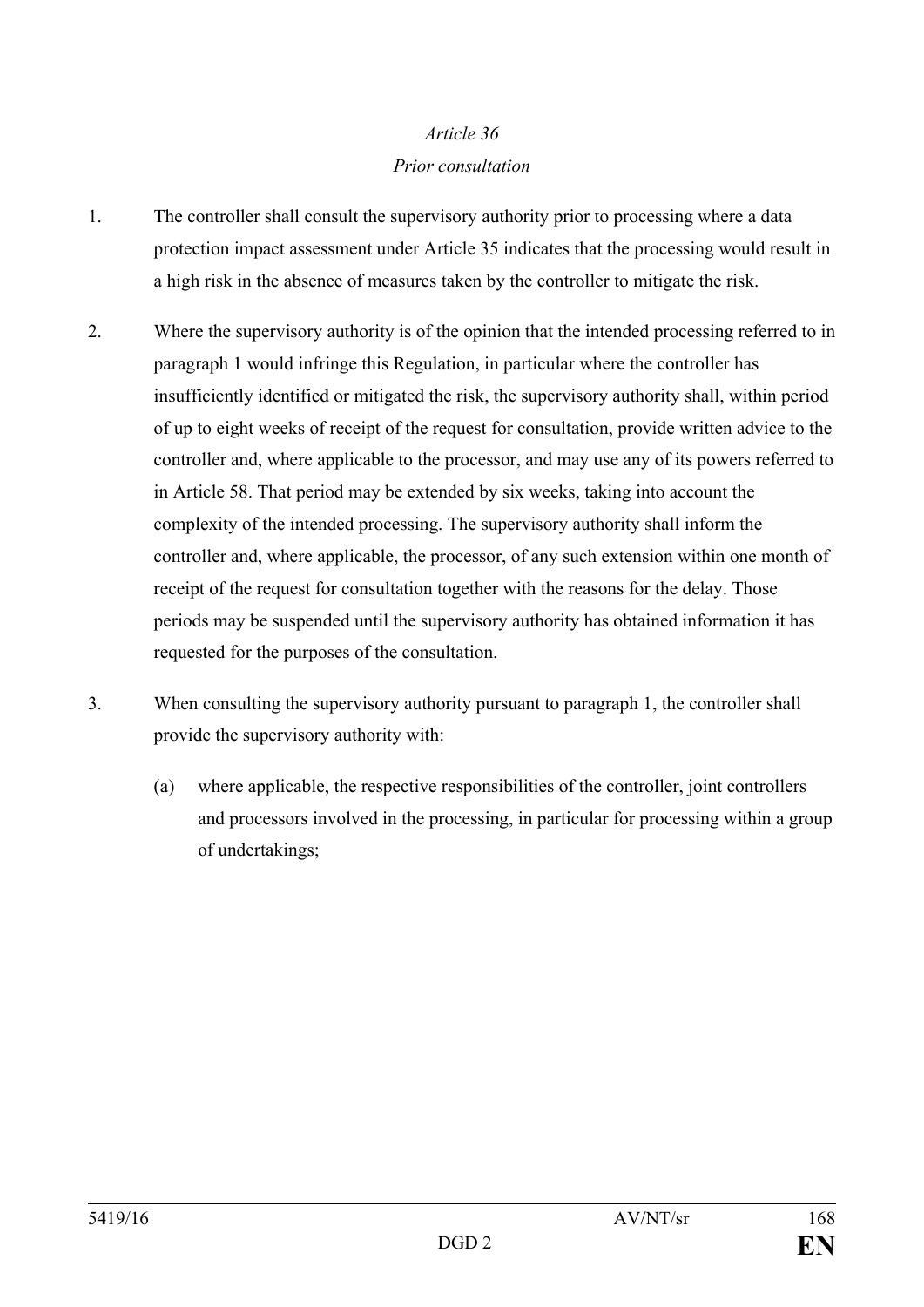*Article 36*

*Prior consultation*

1. The controller shall consult the supervisory authority prior to processing where a data protection impact assessment under Article 35 indicates that the processing would result in a high risk in the absence of measures taken by the controller to mitigate the risk.

2. Where the supervisory authority is of the opinion that the intended processing referred to in paragraph 1 would infringe this Regulation, in particular where the controller has insufficiently identified or mitigated the risk, the supervisory authority shall, within period of up to eight weeks of receipt of the request for consultation, provide written advice to the controller and, where applicable to the processor, and may use any of its powers referred to in Article 58. That period may be extended by six weeks, taking into account the complexity of the intended processing. The supervisory authority shall inform the controller and, where applicable, the processor, of any such extension within one month of receipt of the request for consultation together with the reasons for the delay. Those periods may be suspended until the supervisory authority has obtained information it has requested for the purposes of the consultation.

3. When consulting the supervisory authority pursuant to paragraph 1, the controller shall provide the supervisory authority with:

   (a) where applicable, the respective responsibilities of the controller, joint controllers and processors involved in the processing, in particular for processing within a group of undertakings;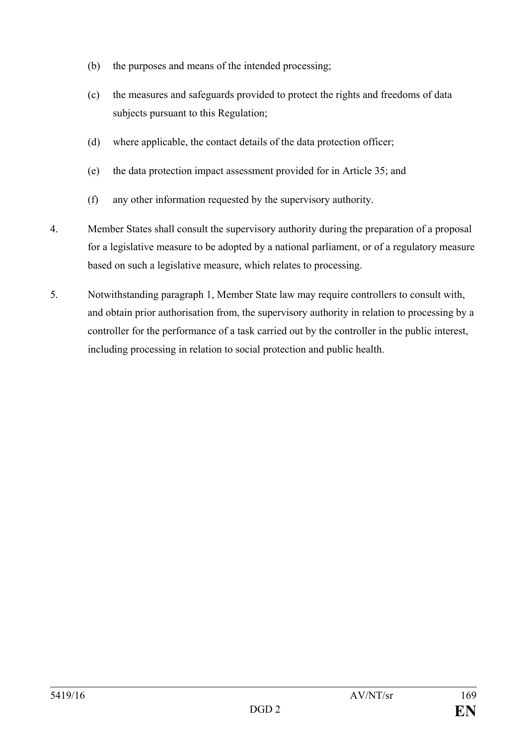(b) the purposes and means of the intended processing;

(c) the measures and safeguards provided to protect the rights and freedoms of data subjects pursuant to this Regulation;

(d) where applicable, the contact details of the data protection officer;

(e) the data protection impact assessment provided for in Article 35; and

(f) any other information requested by the supervisory authority.

4. Member States shall consult the supervisory authority during the preparation of a proposal for a legislative measure to be adopted by a national parliament, or of a regulatory measure based on such a legislative measure, which relates to processing.

5. Notwithstanding paragraph 1, Member State law may require controllers to consult with, and obtain prior authorisation from, the supervisory authority in relation to processing by a controller for the performance of a task carried out by the controller in the public interest, including processing in relation to social protection and public health.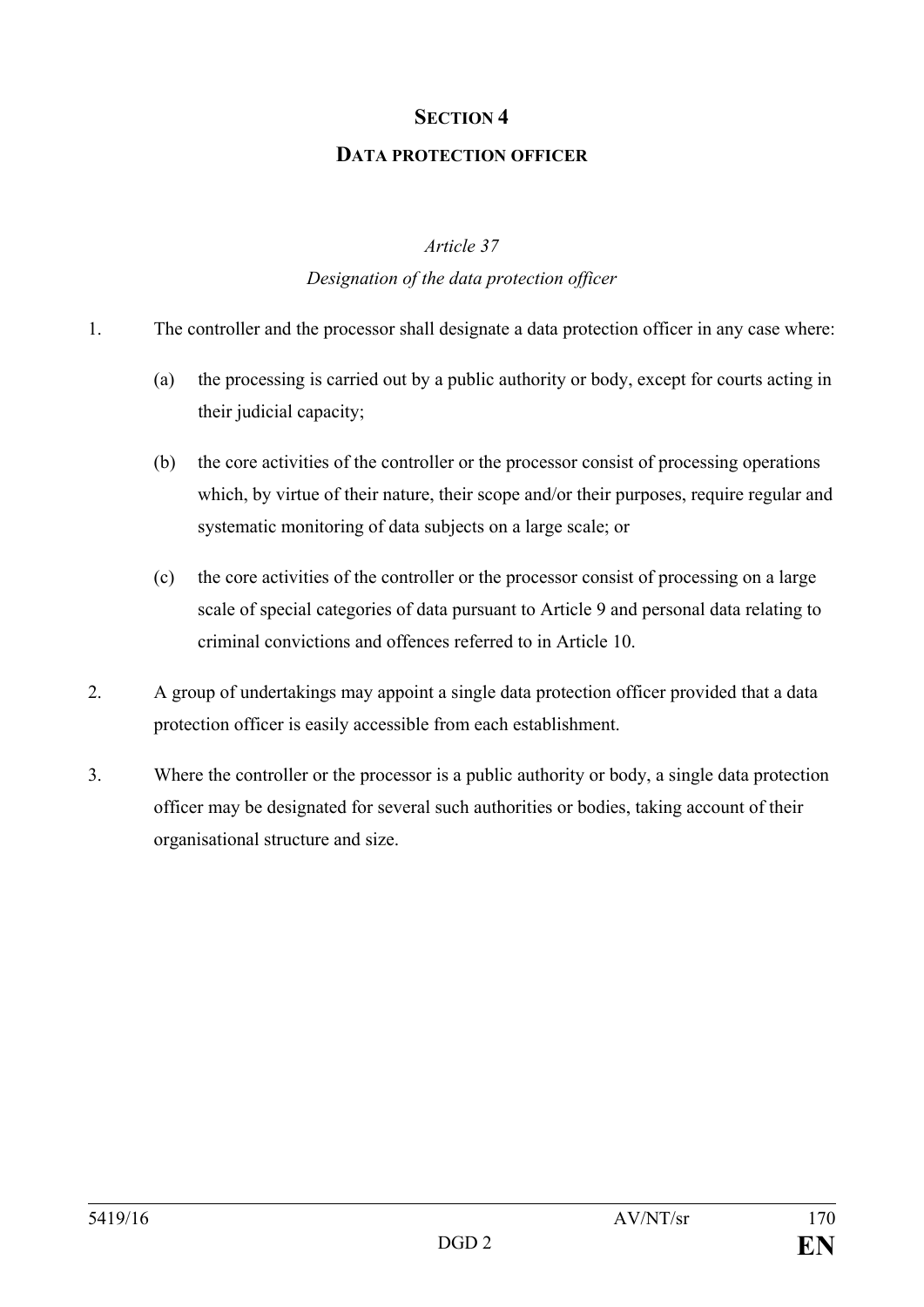## SECTION 4

## DATA PROTECTION OFFICER

*Article 37*

*Designation of the data protection officer*

1. The controller and the processor shall designate a data protection officer in any case where:

   (a) the processing is carried out by a public authority or body, except for courts acting in their judicial capacity;

   (b) the core activities of the controller or the processor consist of processing operations which, by virtue of their nature, their scope and/or their purposes, require regular and systematic monitoring of data subjects on a large scale; or

   (c) the core activities of the controller or the processor consist of processing on a large scale of special categories of data pursuant to Article 9 and personal data relating to criminal convictions and offences referred to in Article 10.

2. A group of undertakings may appoint a single data protection officer provided that a data protection officer is easily accessible from each establishment.

3. Where the controller or the processor is a public authority or body, a single data protection officer may be designated for several such authorities or bodies, taking account of their organisational structure and size.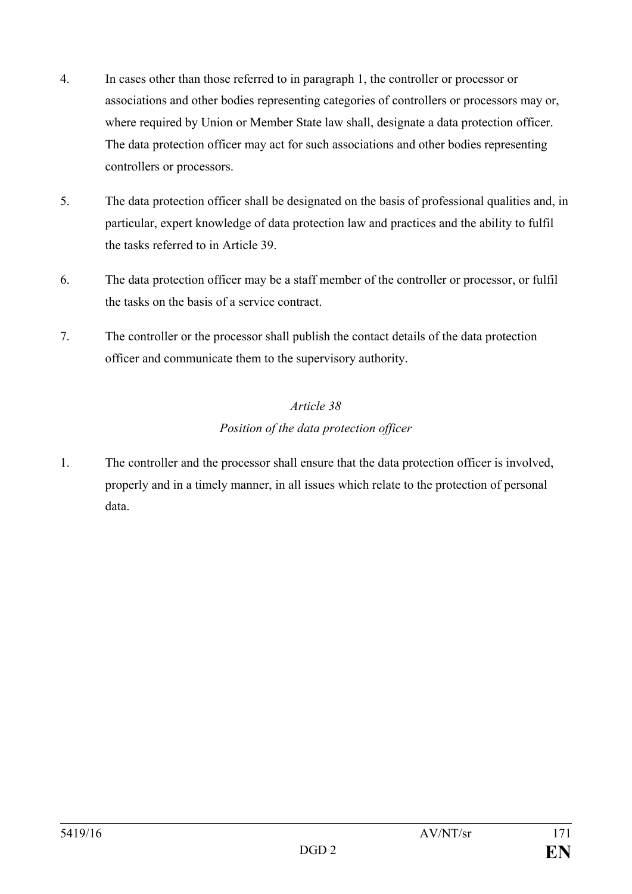4. In cases other than those referred to in paragraph 1, the controller or processor or associations and other bodies representing categories of controllers or processors may or, where required by Union or Member State law shall, designate a data protection officer. The data protection officer may act for such associations and other bodies representing controllers or processors.

5. The data protection officer shall be designated on the basis of professional qualities and, in particular, expert knowledge of data protection law and practices and the ability to fulfil the tasks referred to in Article 39.

6. The data protection officer may be a staff member of the controller or processor, or fulfil the tasks on the basis of a service contract.

7. The controller or the processor shall publish the contact details of the data protection officer and communicate them to the supervisory authority.

*Article 38*

*Position of the data protection officer*

1. The controller and the processor shall ensure that the data protection officer is involved, properly and in a timely manner, in all issues which relate to the protection of personal data.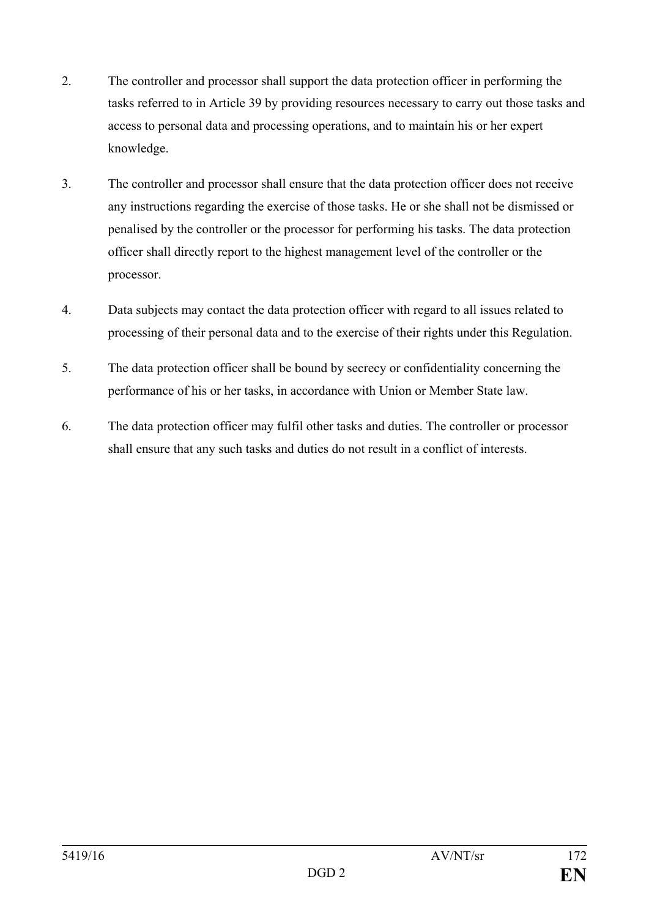2. The controller and processor shall support the data protection officer in performing the tasks referred to in Article 39 by providing resources necessary to carry out those tasks and access to personal data and processing operations, and to maintain his or her expert knowledge.

3. The controller and processor shall ensure that the data protection officer does not receive any instructions regarding the exercise of those tasks. He or she shall not be dismissed or penalised by the controller or the processor for performing his tasks. The data protection officer shall directly report to the highest management level of the controller or the processor.

4. Data subjects may contact the data protection officer with regard to all issues related to processing of their personal data and to the exercise of their rights under this Regulation.

5. The data protection officer shall be bound by secrecy or confidentiality concerning the performance of his or her tasks, in accordance with Union or Member State law.

6. The data protection officer may fulfil other tasks and duties. The controller or processor shall ensure that any such tasks and duties do not result in a conflict of interests.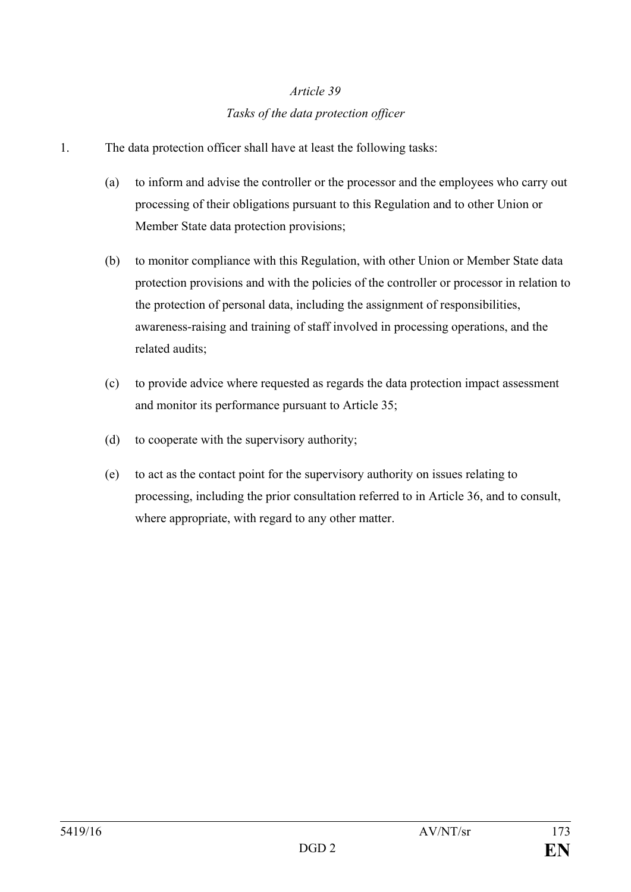*Article 39*

*Tasks of the data protection officer*

1. The data protection officer shall have at least the following tasks:

   (a) to inform and advise the controller or the processor and the employees who carry out processing of their obligations pursuant to this Regulation and to other Union or Member State data protection provisions;

   (b) to monitor compliance with this Regulation, with other Union or Member State data protection provisions and with the policies of the controller or processor in relation to the protection of personal data, including the assignment of responsibilities, awareness-raising and training of staff involved in processing operations, and the related audits;

   (c) to provide advice where requested as regards the data protection impact assessment and monitor its performance pursuant to Article 35;

   (d) to cooperate with the supervisory authority;

   (e) to act as the contact point for the supervisory authority on issues relating to processing, including the prior consultation referred to in Article 36, and to consult, where appropriate, with regard to any other matter.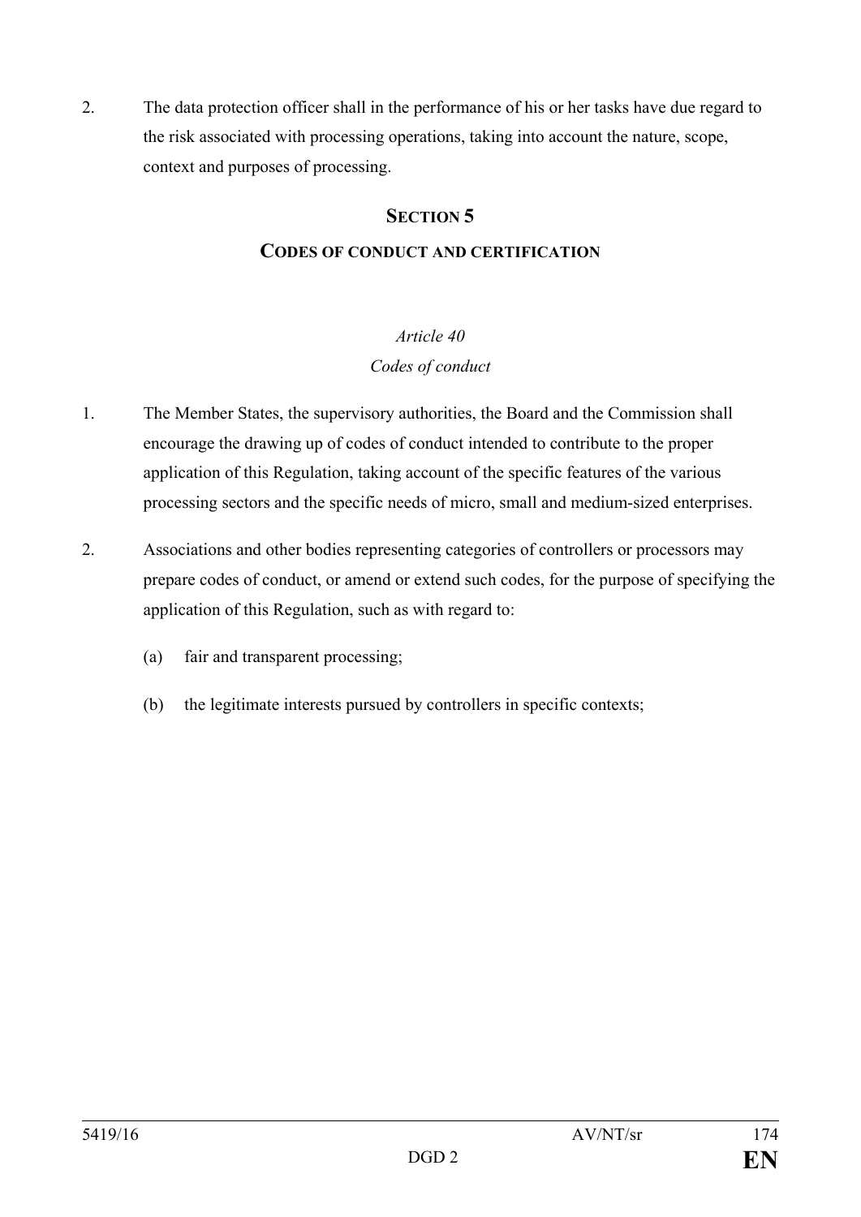2. The data protection officer shall in the performance of his or her tasks have due regard to the risk associated with processing operations, taking into account the nature, scope, context and purposes of processing.

## SECTION 5

## CODES OF CONDUCT AND CERTIFICATION

### *Article 40*

### *Codes of conduct*

1. The Member States, the supervisory authorities, the Board and the Commission shall encourage the drawing up of codes of conduct intended to contribute to the proper application of this Regulation, taking account of the specific features of the various processing sectors and the specific needs of micro, small and medium-sized enterprises.

2. Associations and other bodies representing categories of controllers or processors may prepare codes of conduct, or amend or extend such codes, for the purpose of specifying the application of this Regulation, such as with regard to:

   (a) fair and transparent processing;

   (b) the legitimate interests pursued by controllers in specific contexts;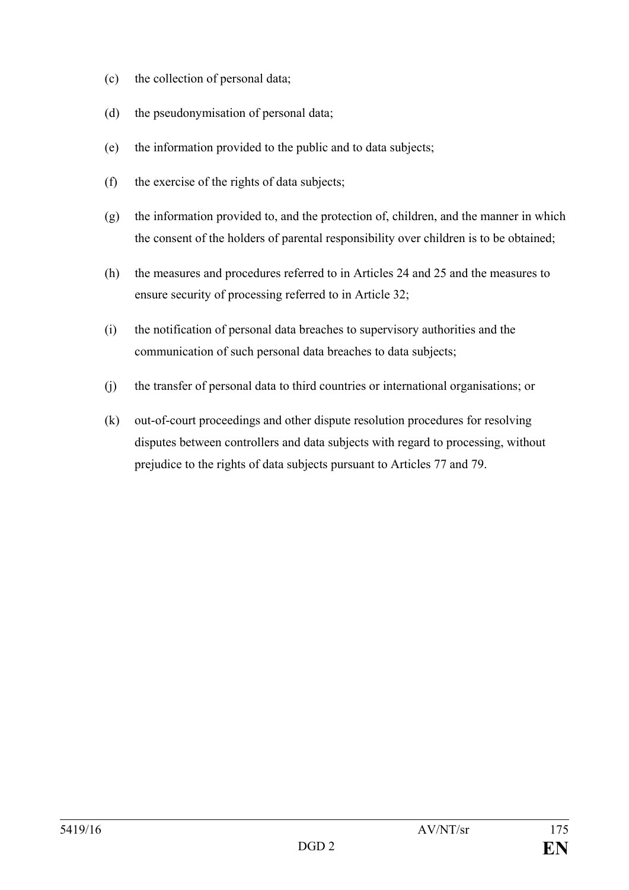(c) the collection of personal data;

(d) the pseudonymisation of personal data;

(e) the information provided to the public and to data subjects;

(f) the exercise of the rights of data subjects;

(g) the information provided to, and the protection of, children, and the manner in which the consent of the holders of parental responsibility over children is to be obtained;

(h) the measures and procedures referred to in Articles 24 and 25 and the measures to ensure security of processing referred to in Article 32;

(i) the notification of personal data breaches to supervisory authorities and the communication of such personal data breaches to data subjects;

(j) the transfer of personal data to third countries or international organisations; or

(k) out-of-court proceedings and other dispute resolution procedures for resolving disputes between controllers and data subjects with regard to processing, without prejudice to the rights of data subjects pursuant to Articles 77 and 79.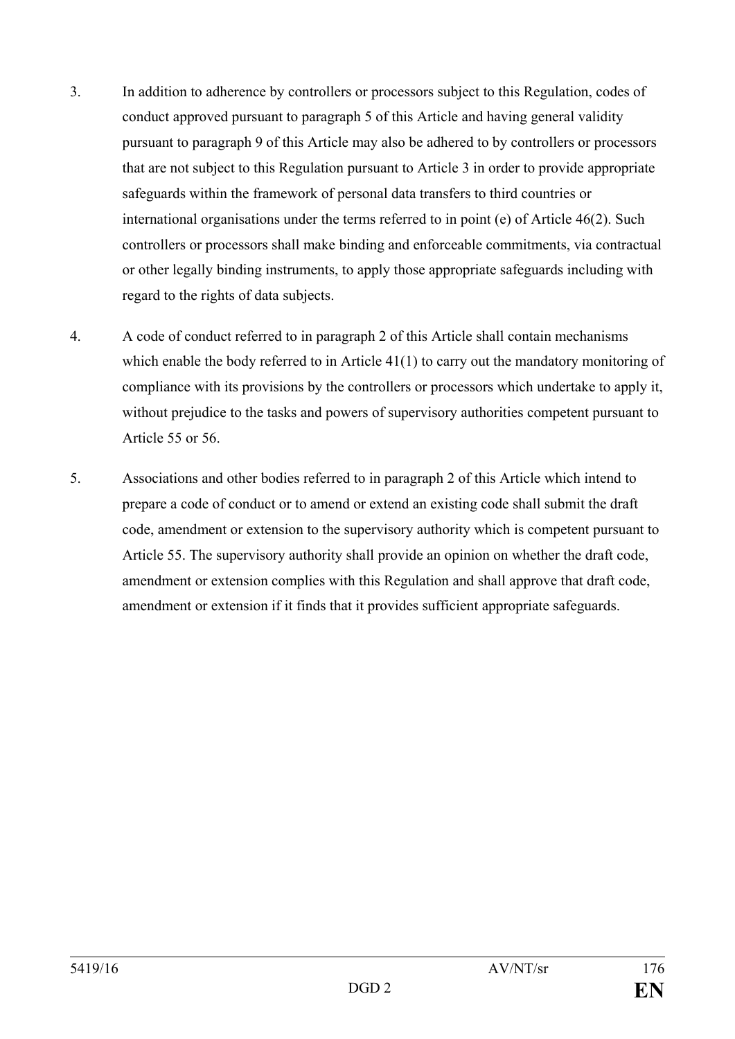3. In addition to adherence by controllers or processors subject to this Regulation, codes of conduct approved pursuant to paragraph 5 of this Article and having general validity pursuant to paragraph 9 of this Article may also be adhered to by controllers or processors that are not subject to this Regulation pursuant to Article 3 in order to provide appropriate safeguards within the framework of personal data transfers to third countries or international organisations under the terms referred to in point (e) of Article 46(2). Such controllers or processors shall make binding and enforceable commitments, via contractual or other legally binding instruments, to apply those appropriate safeguards including with regard to the rights of data subjects.

4. A code of conduct referred to in paragraph 2 of this Article shall contain mechanisms which enable the body referred to in Article 41(1) to carry out the mandatory monitoring of compliance with its provisions by the controllers or processors which undertake to apply it, without prejudice to the tasks and powers of supervisory authorities competent pursuant to Article 55 or 56.

5. Associations and other bodies referred to in paragraph 2 of this Article which intend to prepare a code of conduct or to amend or extend an existing code shall submit the draft code, amendment or extension to the supervisory authority which is competent pursuant to Article 55. The supervisory authority shall provide an opinion on whether the draft code, amendment or extension complies with this Regulation and shall approve that draft code, amendment or extension if it finds that it provides sufficient appropriate safeguards.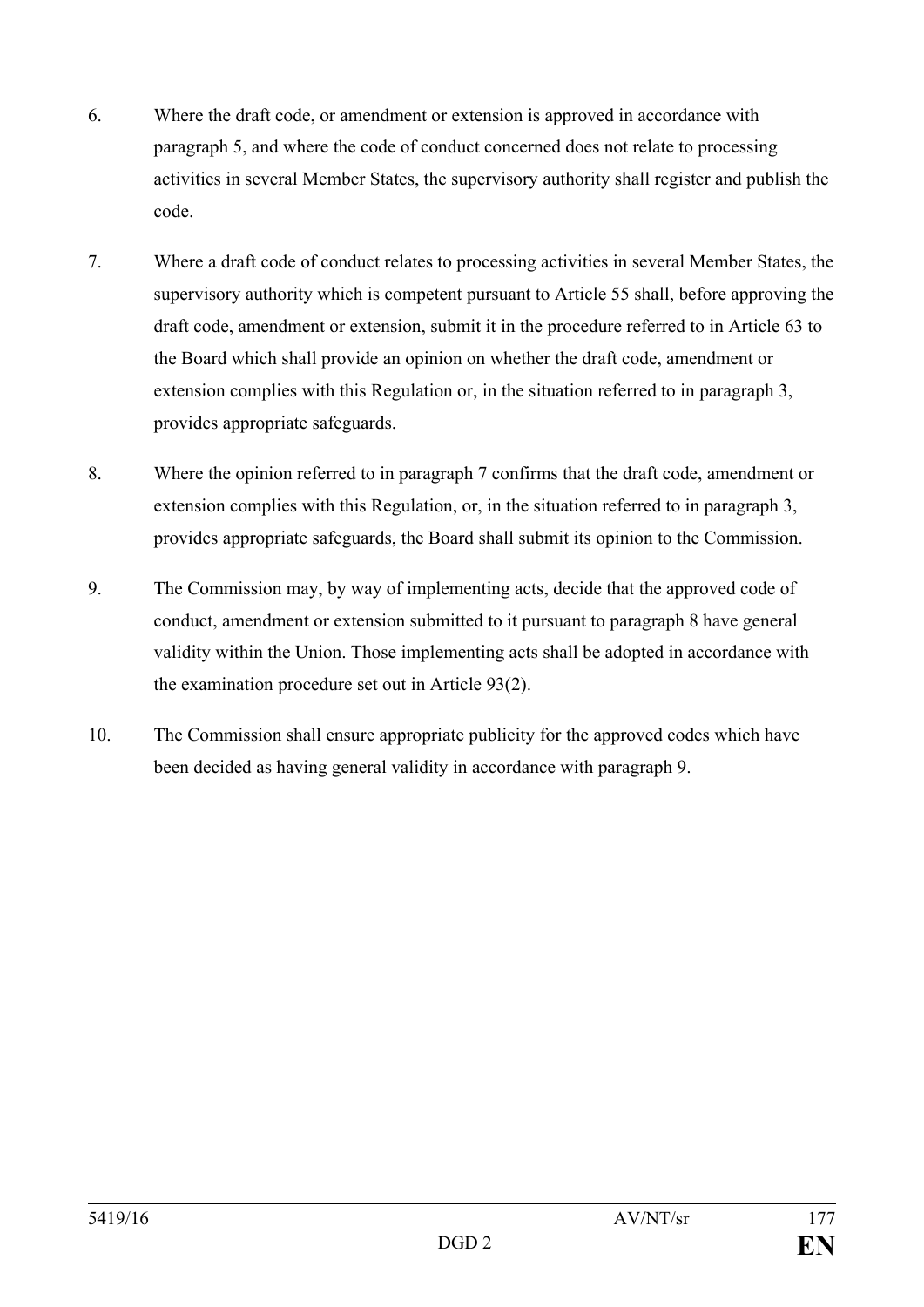6. Where the draft code, or amendment or extension is approved in accordance with paragraph 5, and where the code of conduct concerned does not relate to processing activities in several Member States, the supervisory authority shall register and publish the code.

7. Where a draft code of conduct relates to processing activities in several Member States, the supervisory authority which is competent pursuant to Article 55 shall, before approving the draft code, amendment or extension, submit it in the procedure referred to in Article 63 to the Board which shall provide an opinion on whether the draft code, amendment or extension complies with this Regulation or, in the situation referred to in paragraph 3, provides appropriate safeguards.

8. Where the opinion referred to in paragraph 7 confirms that the draft code, amendment or extension complies with this Regulation, or, in the situation referred to in paragraph 3, provides appropriate safeguards, the Board shall submit its opinion to the Commission.

9. The Commission may, by way of implementing acts, decide that the approved code of conduct, amendment or extension submitted to it pursuant to paragraph 8 have general validity within the Union. Those implementing acts shall be adopted in accordance with the examination procedure set out in Article 93(2).

10. The Commission shall ensure appropriate publicity for the approved codes which have been decided as having general validity in accordance with paragraph 9.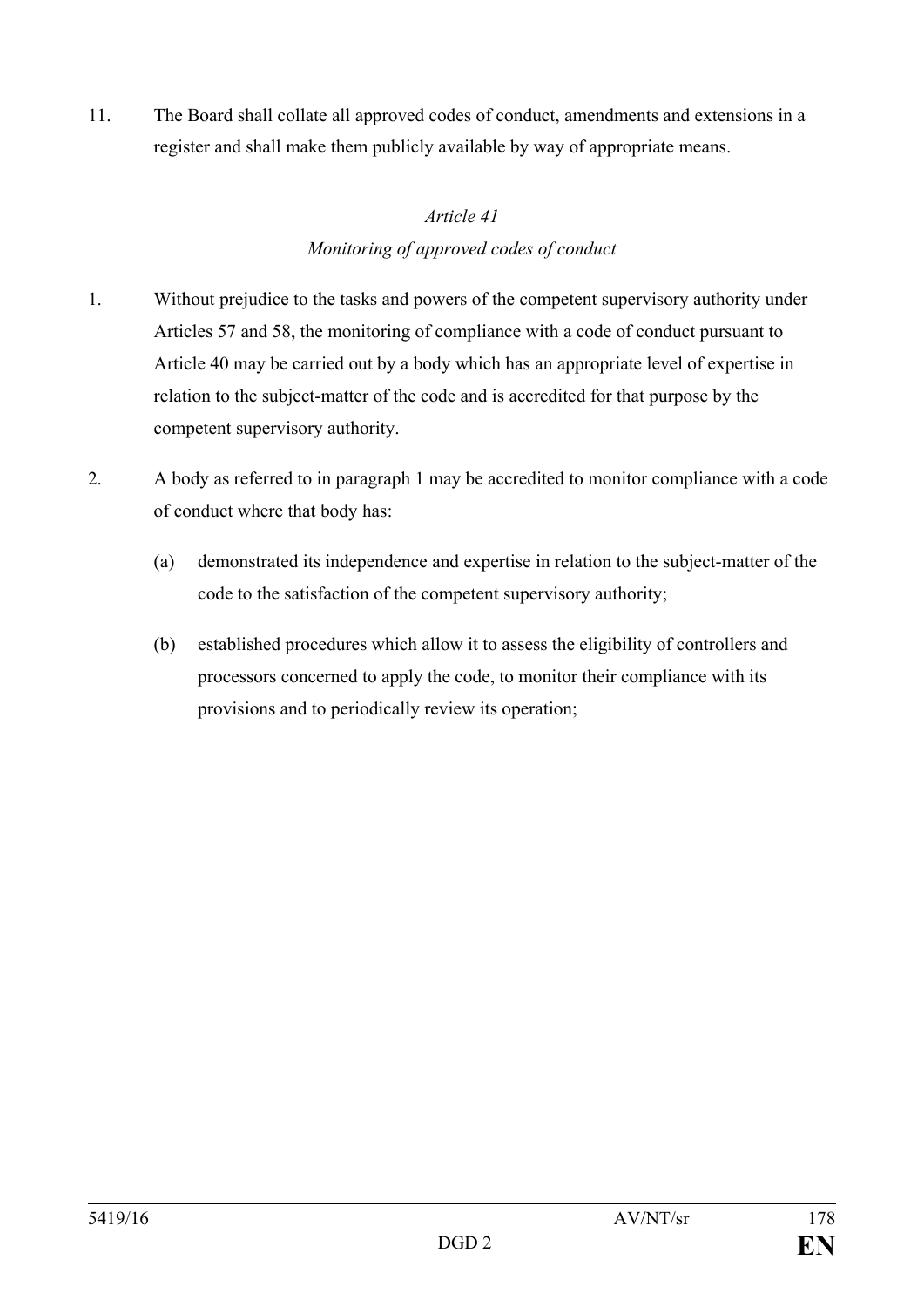11. The Board shall collate all approved codes of conduct, amendments and extensions in a register and shall make them publicly available by way of appropriate means.

*Article 41*

*Monitoring of approved codes of conduct*

1. Without prejudice to the tasks and powers of the competent supervisory authority under Articles 57 and 58, the monitoring of compliance with a code of conduct pursuant to Article 40 may be carried out by a body which has an appropriate level of expertise in relation to the subject-matter of the code and is accredited for that purpose by the competent supervisory authority.

2. A body as referred to in paragraph 1 may be accredited to monitor compliance with a code of conduct where that body has:

   (a) demonstrated its independence and expertise in relation to the subject-matter of the code to the satisfaction of the competent supervisory authority;

   (b) established procedures which allow it to assess the eligibility of controllers and processors concerned to apply the code, to monitor their compliance with its provisions and to periodically review its operation;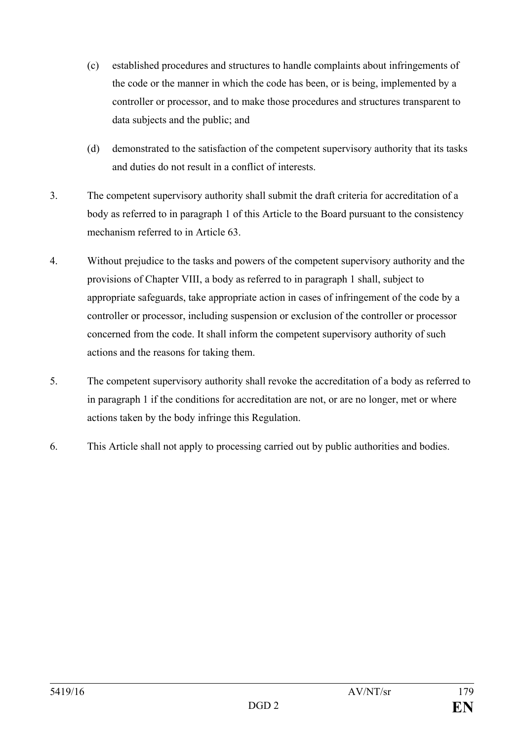(c) established procedures and structures to handle complaints about infringements of the code or the manner in which the code has been, or is being, implemented by a controller or processor, and to make those procedures and structures transparent to data subjects and the public; and

(d) demonstrated to the satisfaction of the competent supervisory authority that its tasks and duties do not result in a conflict of interests.

3. The competent supervisory authority shall submit the draft criteria for accreditation of a body as referred to in paragraph 1 of this Article to the Board pursuant to the consistency mechanism referred to in Article 63.

4. Without prejudice to the tasks and powers of the competent supervisory authority and the provisions of Chapter VIII, a body as referred to in paragraph 1 shall, subject to appropriate safeguards, take appropriate action in cases of infringement of the code by a controller or processor, including suspension or exclusion of the controller or processor concerned from the code. It shall inform the competent supervisory authority of such actions and the reasons for taking them.

5. The competent supervisory authority shall revoke the accreditation of a body as referred to in paragraph 1 if the conditions for accreditation are not, or are no longer, met or where actions taken by the body infringe this Regulation.

6. This Article shall not apply to processing carried out by public authorities and bodies.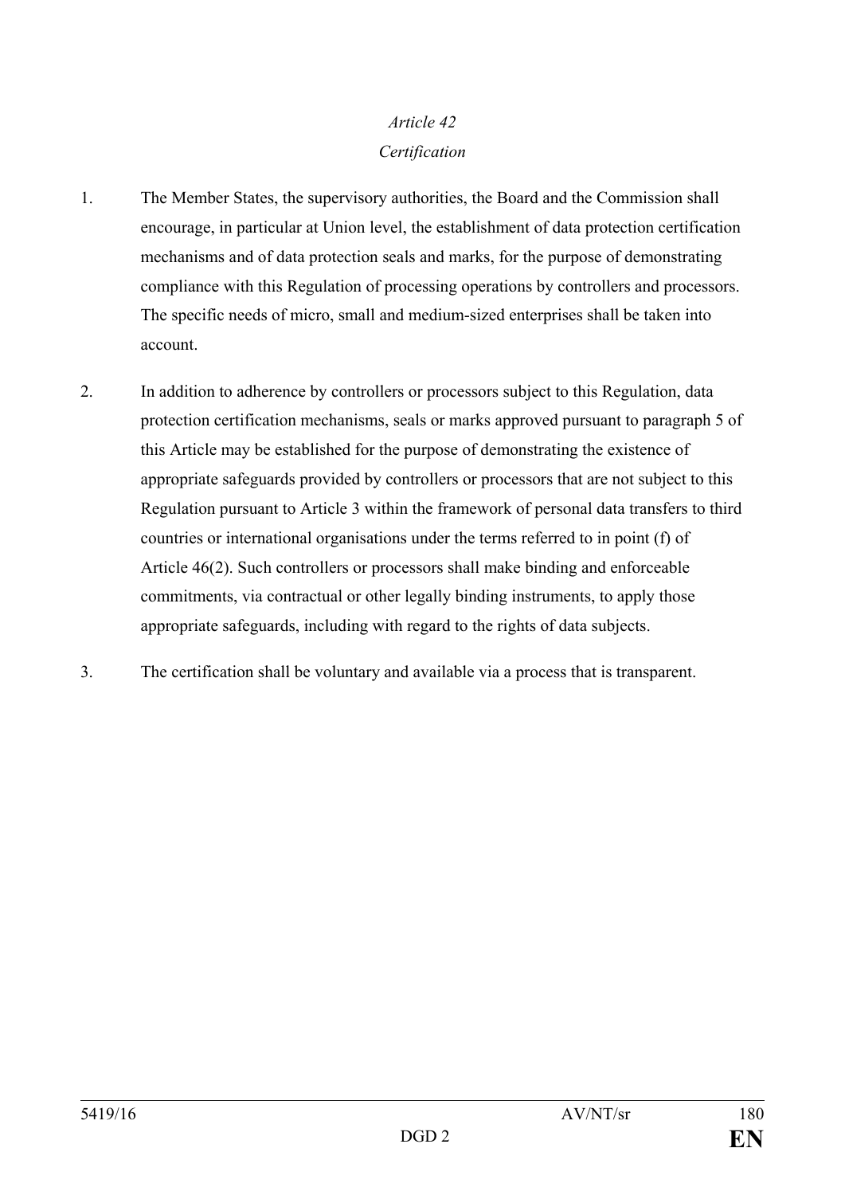*Article 42*

*Certification*

1. The Member States, the supervisory authorities, the Board and the Commission shall encourage, in particular at Union level, the establishment of data protection certification mechanisms and of data protection seals and marks, for the purpose of demonstrating compliance with this Regulation of processing operations by controllers and processors. The specific needs of micro, small and medium-sized enterprises shall be taken into account.

2. In addition to adherence by controllers or processors subject to this Regulation, data protection certification mechanisms, seals or marks approved pursuant to paragraph 5 of this Article may be established for the purpose of demonstrating the existence of appropriate safeguards provided by controllers or processors that are not subject to this Regulation pursuant to Article 3 within the framework of personal data transfers to third countries or international organisations under the terms referred to in point (f) of Article 46(2). Such controllers or processors shall make binding and enforceable commitments, via contractual or other legally binding instruments, to apply those appropriate safeguards, including with regard to the rights of data subjects.

3. The certification shall be voluntary and available via a process that is transparent.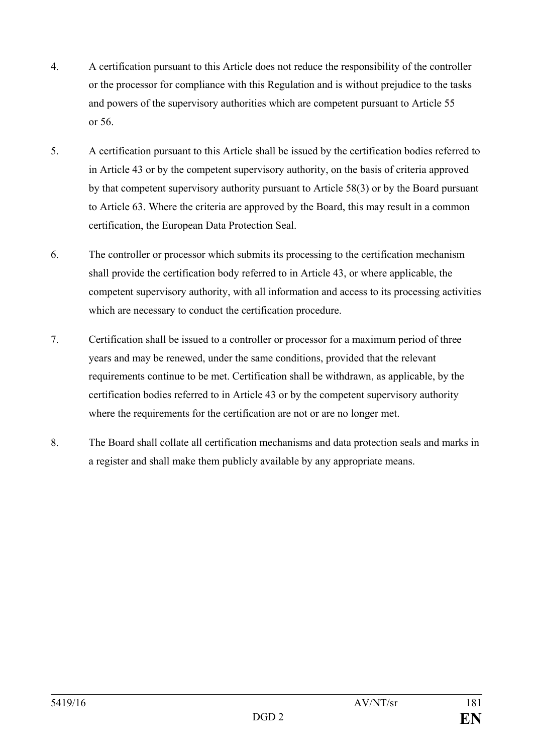4. A certification pursuant to this Article does not reduce the responsibility of the controller or the processor for compliance with this Regulation and is without prejudice to the tasks and powers of the supervisory authorities which are competent pursuant to Article 55 or 56.

5. A certification pursuant to this Article shall be issued by the certification bodies referred to in Article 43 or by the competent supervisory authority, on the basis of criteria approved by that competent supervisory authority pursuant to Article 58(3) or by the Board pursuant to Article 63. Where the criteria are approved by the Board, this may result in a common certification, the European Data Protection Seal.

6. The controller or processor which submits its processing to the certification mechanism shall provide the certification body referred to in Article 43, or where applicable, the competent supervisory authority, with all information and access to its processing activities which are necessary to conduct the certification procedure.

7. Certification shall be issued to a controller or processor for a maximum period of three years and may be renewed, under the same conditions, provided that the relevant requirements continue to be met. Certification shall be withdrawn, as applicable, by the certification bodies referred to in Article 43 or by the competent supervisory authority where the requirements for the certification are not or are no longer met.

8. The Board shall collate all certification mechanisms and data protection seals and marks in a register and shall make them publicly available by any appropriate means.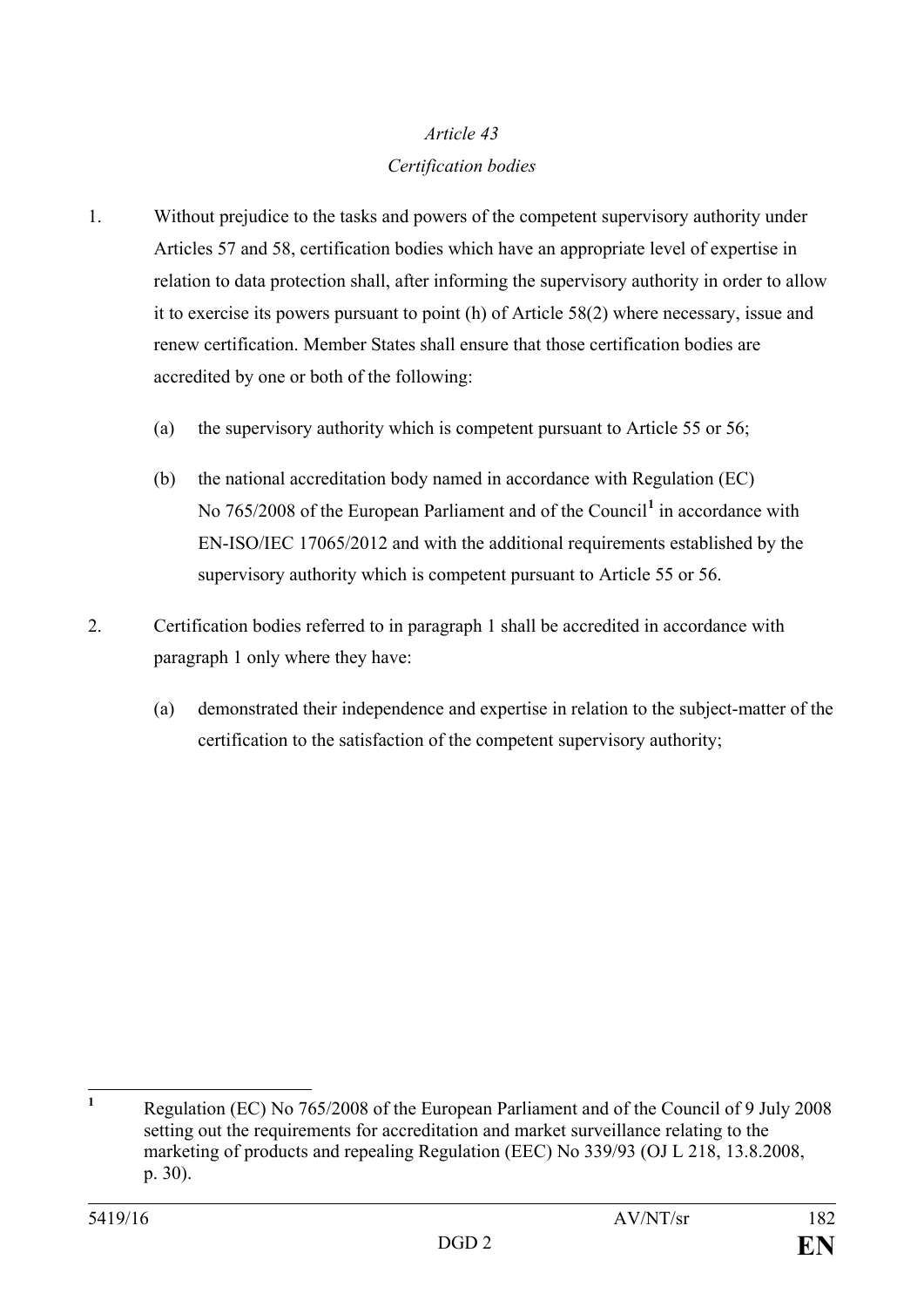*Article 43*

*Certification bodies*

1. Without prejudice to the tasks and powers of the competent supervisory authority under Articles 57 and 58, certification bodies which have an appropriate level of expertise in relation to data protection shall, after informing the supervisory authority in order to allow it to exercise its powers pursuant to point (h) of Article 58(2) where necessary, issue and renew certification. Member States shall ensure that those certification bodies are accredited by one or both of the following:

   (a) the supervisory authority which is competent pursuant to Article 55 or 56;

   (b) the national accreditation body named in accordance with Regulation (EC) No 765/2008 of the European Parliament and of the Council[1] in accordance with EN-ISO/IEC 17065/2012 and with the additional requirements established by the supervisory authority which is competent pursuant to Article 55 or 56.

2. Certification bodies referred to in paragraph 1 shall be accredited in accordance with paragraph 1 only where they have:

   (a) demonstrated their independence and expertise in relation to the subject-matter of the certification to the satisfaction of the competent supervisory authority;

---

[1] Regulation (EC) No 765/2008 of the European Parliament and of the Council of 9 July 2008 setting out the requirements for accreditation and market surveillance relating to the marketing of products and repealing Regulation (EEC) No 339/93 (OJ L 218, 13.8.2008, p. 30).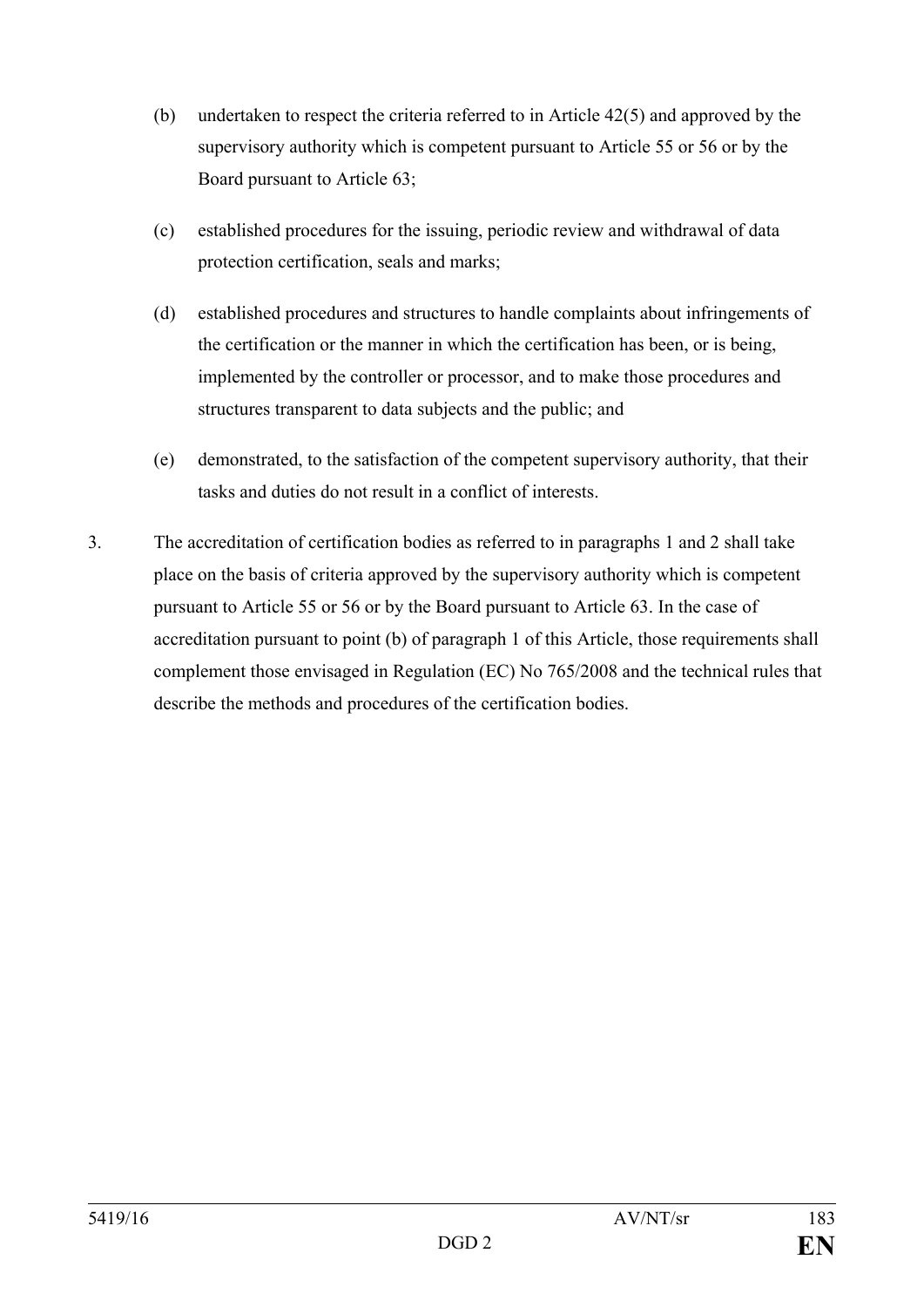(b) undertaken to respect the criteria referred to in Article 42(5) and approved by the supervisory authority which is competent pursuant to Article 55 or 56 or by the Board pursuant to Article 63;

(c) established procedures for the issuing, periodic review and withdrawal of data protection certification, seals and marks;

(d) established procedures and structures to handle complaints about infringements of the certification or the manner in which the certification has been, or is being, implemented by the controller or processor, and to make those procedures and structures transparent to data subjects and the public; and

(e) demonstrated, to the satisfaction of the competent supervisory authority, that their tasks and duties do not result in a conflict of interests.

3. The accreditation of certification bodies as referred to in paragraphs 1 and 2 shall take place on the basis of criteria approved by the supervisory authority which is competent pursuant to Article 55 or 56 or by the Board pursuant to Article 63. In the case of accreditation pursuant to point (b) of paragraph 1 of this Article, those requirements shall complement those envisaged in Regulation (EC) No 765/2008 and the technical rules that describe the methods and procedures of the certification bodies.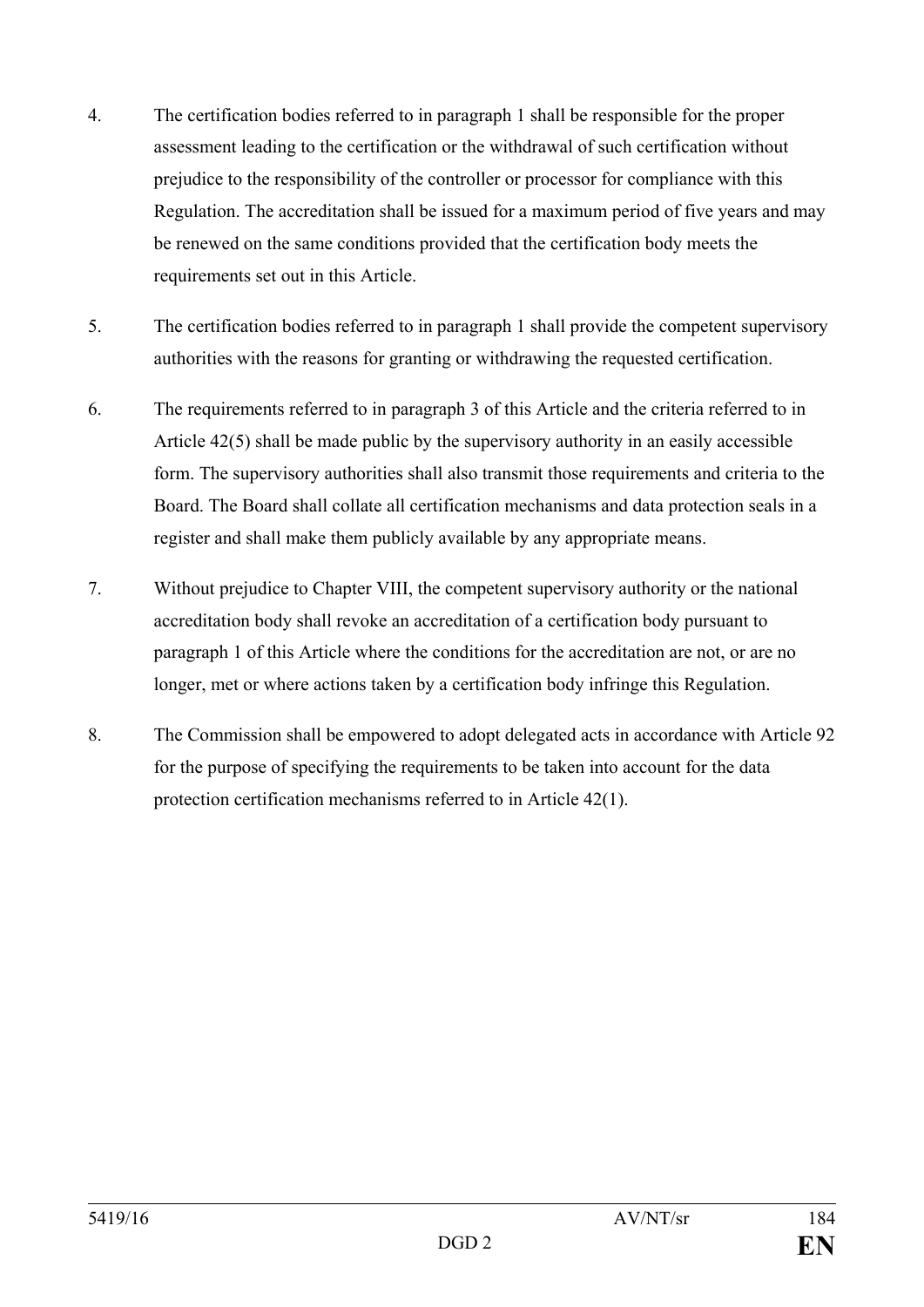4. The certification bodies referred to in paragraph 1 shall be responsible for the proper assessment leading to the certification or the withdrawal of such certification without prejudice to the responsibility of the controller or processor for compliance with this Regulation. The accreditation shall be issued for a maximum period of five years and may be renewed on the same conditions provided that the certification body meets the requirements set out in this Article.

5. The certification bodies referred to in paragraph 1 shall provide the competent supervisory authorities with the reasons for granting or withdrawing the requested certification.

6. The requirements referred to in paragraph 3 of this Article and the criteria referred to in Article 42(5) shall be made public by the supervisory authority in an easily accessible form. The supervisory authorities shall also transmit those requirements and criteria to the Board. The Board shall collate all certification mechanisms and data protection seals in a register and shall make them publicly available by any appropriate means.

7. Without prejudice to Chapter VIII, the competent supervisory authority or the national accreditation body shall revoke an accreditation of a certification body pursuant to paragraph 1 of this Article where the conditions for the accreditation are not, or are no longer, met or where actions taken by a certification body infringe this Regulation.

8. The Commission shall be empowered to adopt delegated acts in accordance with Article 92 for the purpose of specifying the requirements to be taken into account for the data protection certification mechanisms referred to in Article 42(1).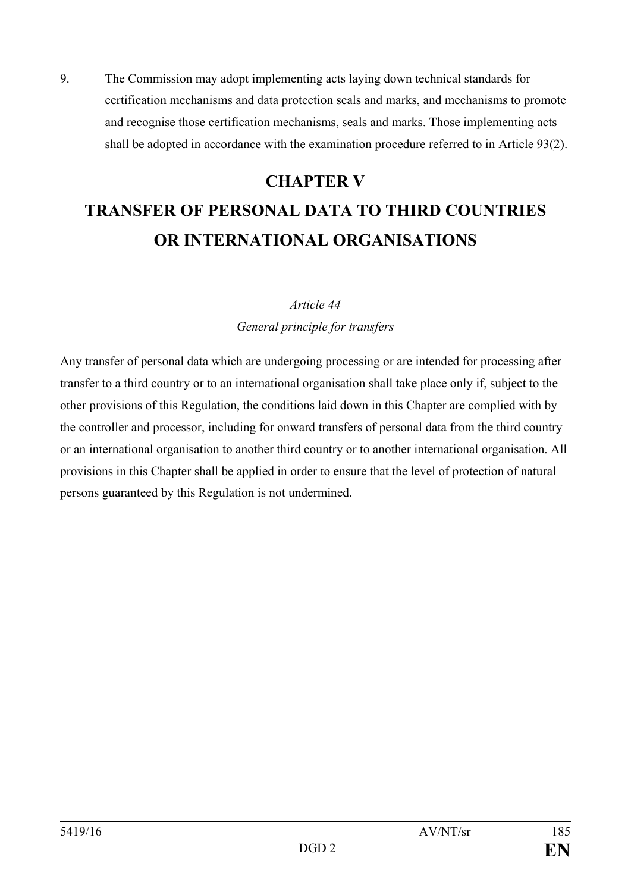9. The Commission may adopt implementing acts laying down technical standards for certification mechanisms and data protection seals and marks, and mechanisms to promote and recognise those certification mechanisms, seals and marks. Those implementing acts shall be adopted in accordance with the examination procedure referred to in Article 93(2).

# CHAPTER V

# TRANSFER OF PERSONAL DATA TO THIRD COUNTRIES OR INTERNATIONAL ORGANISATIONS

*Article 44*

*General principle for transfers*

Any transfer of personal data which are undergoing processing or are intended for processing after transfer to a third country or to an international organisation shall take place only if, subject to the other provisions of this Regulation, the conditions laid down in this Chapter are complied with by the controller and processor, including for onward transfers of personal data from the third country or an international organisation to another third country or to another international organisation. All provisions in this Chapter shall be applied in order to ensure that the level of protection of natural persons guaranteed by this Regulation is not undermined.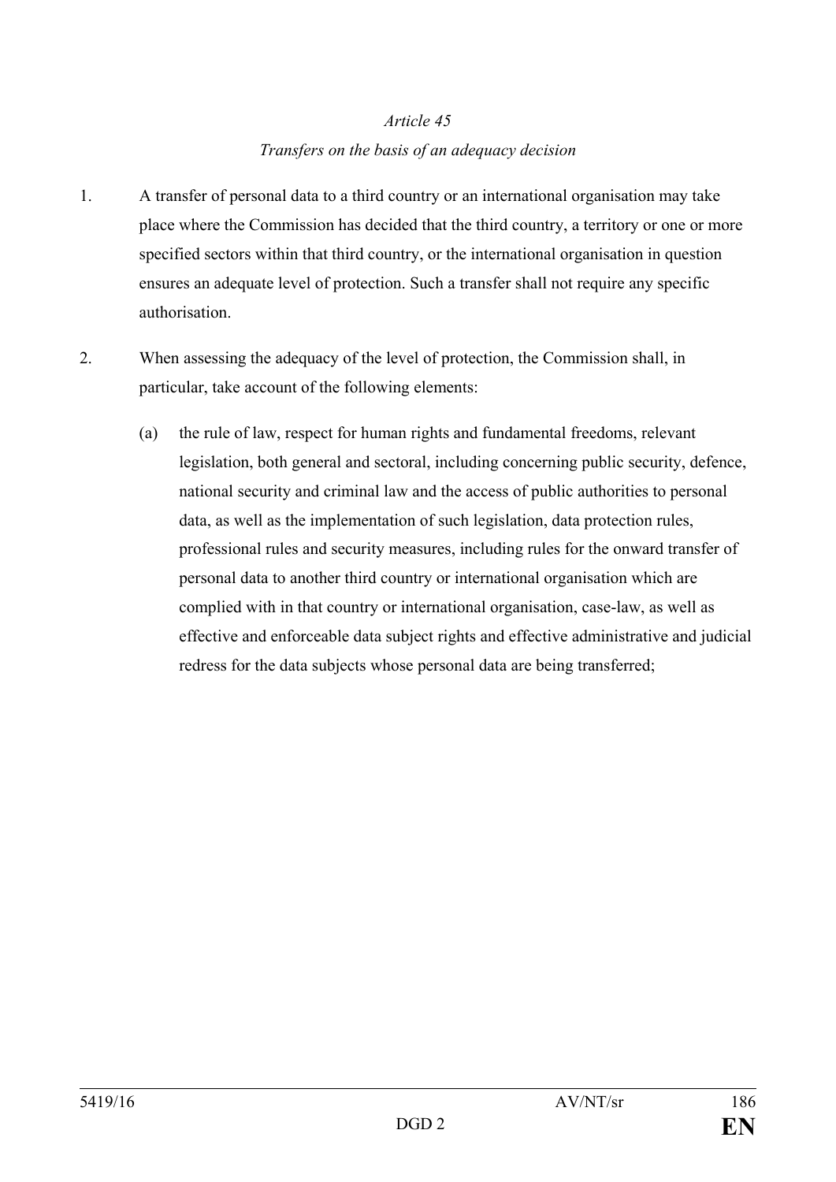*Article 45*

*Transfers on the basis of an adequacy decision*

1. A transfer of personal data to a third country or an international organisation may take place where the Commission has decided that the third country, a territory or one or more specified sectors within that third country, or the international organisation in question ensures an adequate level of protection. Such a transfer shall not require any specific authorisation.

2. When assessing the adequacy of the level of protection, the Commission shall, in particular, take account of the following elements:

   (a) the rule of law, respect for human rights and fundamental freedoms, relevant legislation, both general and sectoral, including concerning public security, defence, national security and criminal law and the access of public authorities to personal data, as well as the implementation of such legislation, data protection rules, professional rules and security measures, including rules for the onward transfer of personal data to another third country or international organisation which are complied with in that country or international organisation, case-law, as well as effective and enforceable data subject rights and effective administrative and judicial redress for the data subjects whose personal data are being transferred;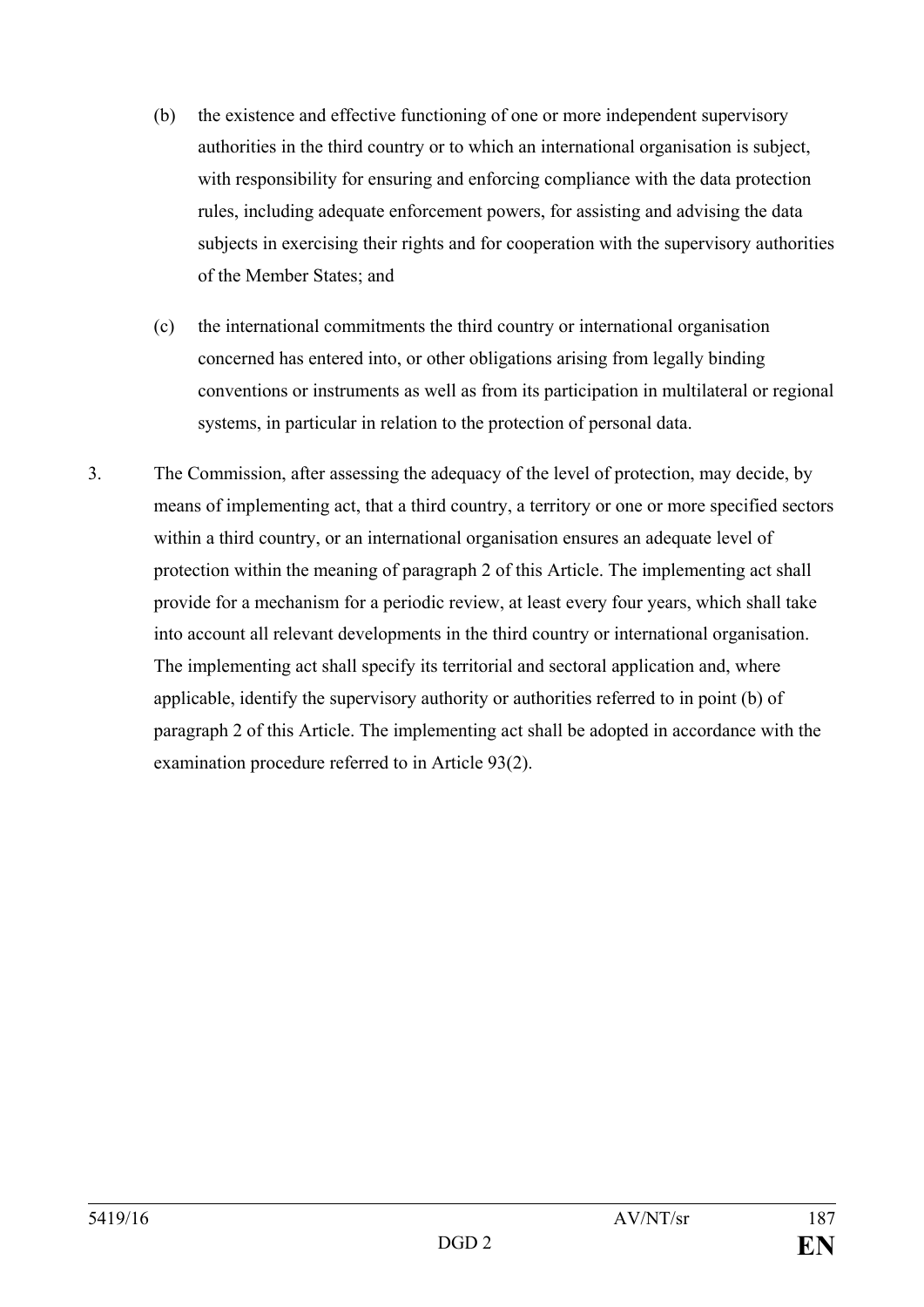(b) the existence and effective functioning of one or more independent supervisory authorities in the third country or to which an international organisation is subject, with responsibility for ensuring and enforcing compliance with the data protection rules, including adequate enforcement powers, for assisting and advising the data subjects in exercising their rights and for cooperation with the supervisory authorities of the Member States; and

(c) the international commitments the third country or international organisation concerned has entered into, or other obligations arising from legally binding conventions or instruments as well as from its participation in multilateral or regional systems, in particular in relation to the protection of personal data.

3. The Commission, after assessing the adequacy of the level of protection, may decide, by means of implementing act, that a third country, a territory or one or more specified sectors within a third country, or an international organisation ensures an adequate level of protection within the meaning of paragraph 2 of this Article. The implementing act shall provide for a mechanism for a periodic review, at least every four years, which shall take into account all relevant developments in the third country or international organisation. The implementing act shall specify its territorial and sectoral application and, where applicable, identify the supervisory authority or authorities referred to in point (b) of paragraph 2 of this Article. The implementing act shall be adopted in accordance with the examination procedure referred to in Article 93(2).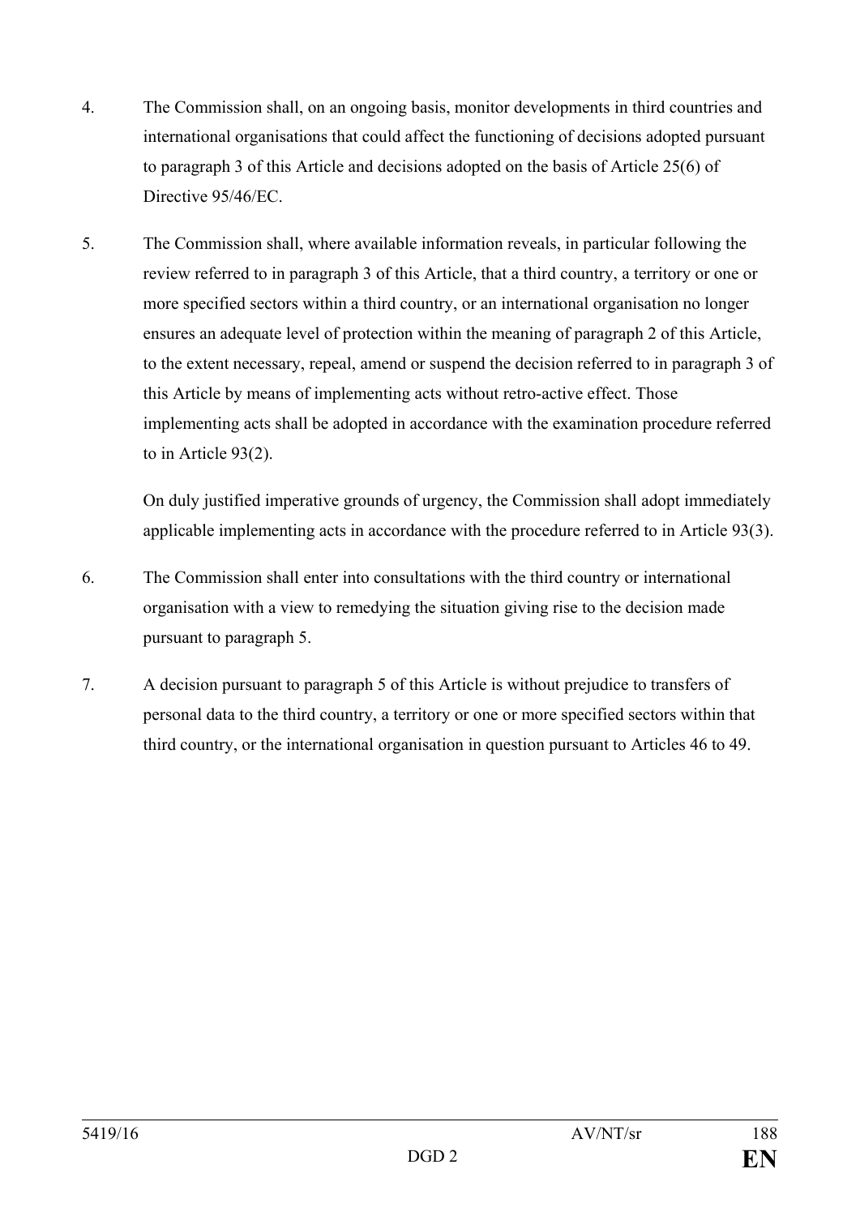4. The Commission shall, on an ongoing basis, monitor developments in third countries and international organisations that could affect the functioning of decisions adopted pursuant to paragraph 3 of this Article and decisions adopted on the basis of Article 25(6) of Directive 95/46/EC.

5. The Commission shall, where available information reveals, in particular following the review referred to in paragraph 3 of this Article, that a third country, a territory or one or more specified sectors within a third country, or an international organisation no longer ensures an adequate level of protection within the meaning of paragraph 2 of this Article, to the extent necessary, repeal, amend or suspend the decision referred to in paragraph 3 of this Article by means of implementing acts without retro-active effect. Those implementing acts shall be adopted in accordance with the examination procedure referred to in Article 93(2).

   On duly justified imperative grounds of urgency, the Commission shall adopt immediately applicable implementing acts in accordance with the procedure referred to in Article 93(3).

6. The Commission shall enter into consultations with the third country or international organisation with a view to remedying the situation giving rise to the decision made pursuant to paragraph 5.

7. A decision pursuant to paragraph 5 of this Article is without prejudice to transfers of personal data to the third country, a territory or one or more specified sectors within that third country, or the international organisation in question pursuant to Articles 46 to 49.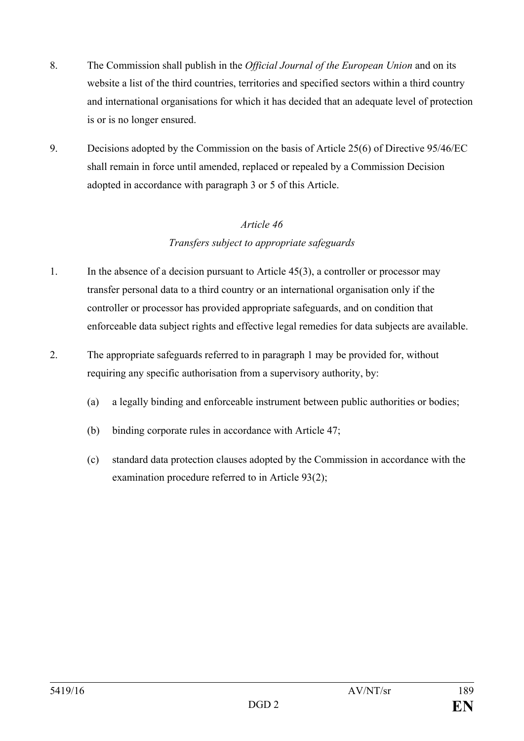8. The Commission shall publish in the *Official Journal of the European Union* and on its website a list of the third countries, territories and specified sectors within a third country and international organisations for which it has decided that an adequate level of protection is or is no longer ensured.

9. Decisions adopted by the Commission on the basis of Article 25(6) of Directive 95/46/EC shall remain in force until amended, replaced or repealed by a Commission Decision adopted in accordance with paragraph 3 or 5 of this Article.

*Article 46*

*Transfers subject to appropriate safeguards*

1. In the absence of a decision pursuant to Article 45(3), a controller or processor may transfer personal data to a third country or an international organisation only if the controller or processor has provided appropriate safeguards, and on condition that enforceable data subject rights and effective legal remedies for data subjects are available.

2. The appropriate safeguards referred to in paragraph 1 may be provided for, without requiring any specific authorisation from a supervisory authority, by:

   (a) a legally binding and enforceable instrument between public authorities or bodies;

   (b) binding corporate rules in accordance with Article 47;

   (c) standard data protection clauses adopted by the Commission in accordance with the examination procedure referred to in Article 93(2);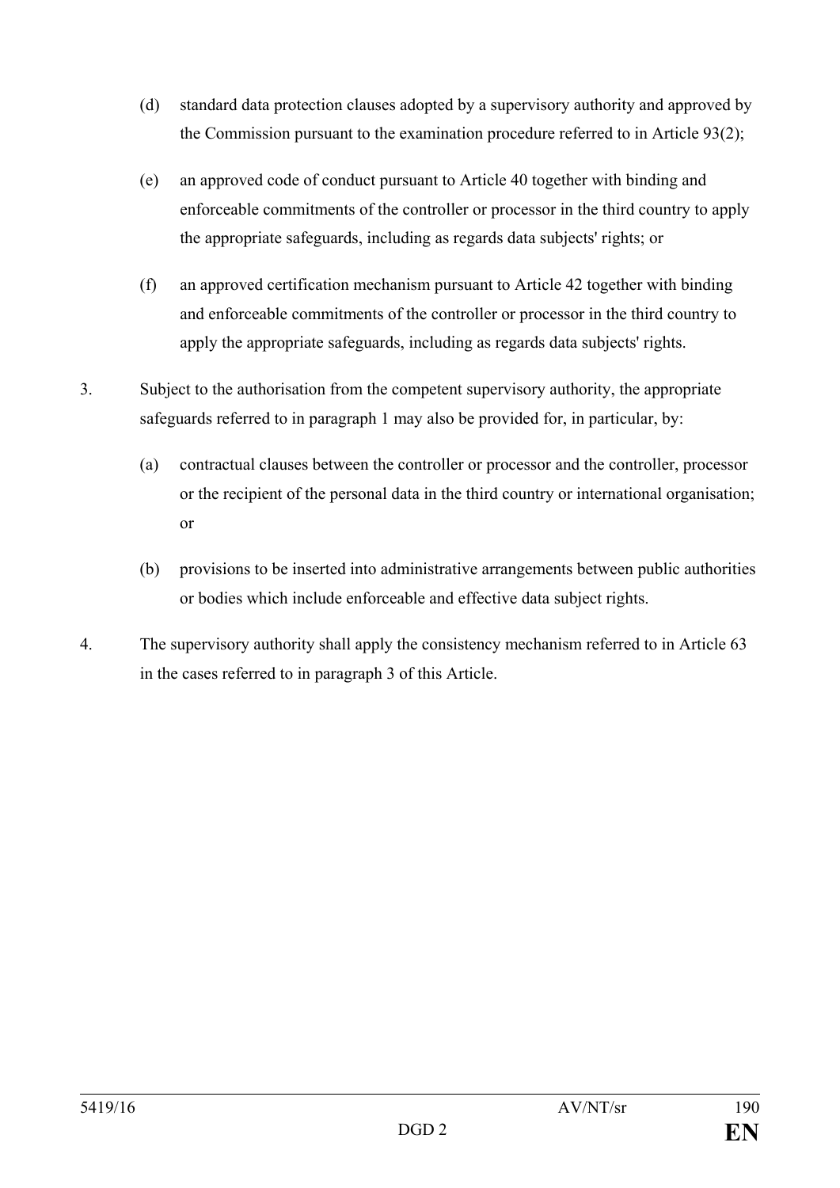(d) standard data protection clauses adopted by a supervisory authority and approved by the Commission pursuant to the examination procedure referred to in Article 93(2);

(e) an approved code of conduct pursuant to Article 40 together with binding and enforceable commitments of the controller or processor in the third country to apply the appropriate safeguards, including as regards data subjects' rights; or

(f) an approved certification mechanism pursuant to Article 42 together with binding and enforceable commitments of the controller or processor in the third country to apply the appropriate safeguards, including as regards data subjects' rights.

3. Subject to the authorisation from the competent supervisory authority, the appropriate safeguards referred to in paragraph 1 may also be provided for, in particular, by:

(a) contractual clauses between the controller or processor and the controller, processor or the recipient of the personal data in the third country or international organisation; or

(b) provisions to be inserted into administrative arrangements between public authorities or bodies which include enforceable and effective data subject rights.

4. The supervisory authority shall apply the consistency mechanism referred to in Article 63 in the cases referred to in paragraph 3 of this Article.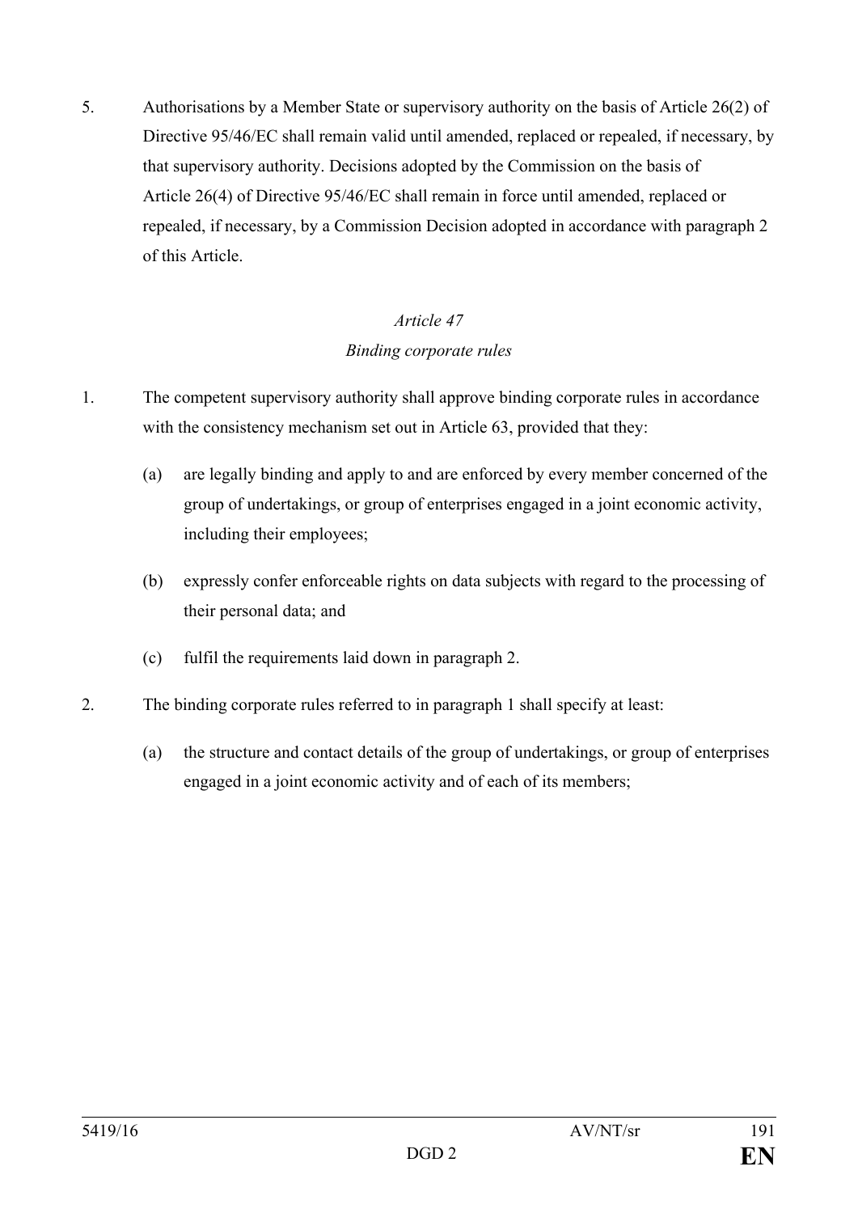5. Authorisations by a Member State or supervisory authority on the basis of Article 26(2) of Directive 95/46/EC shall remain valid until amended, replaced or repealed, if necessary, by that supervisory authority. Decisions adopted by the Commission on the basis of Article 26(4) of Directive 95/46/EC shall remain in force until amended, replaced or repealed, if necessary, by a Commission Decision adopted in accordance with paragraph 2 of this Article.

*Article 47*

*Binding corporate rules*

1. The competent supervisory authority shall approve binding corporate rules in accordance with the consistency mechanism set out in Article 63, provided that they:

   (a) are legally binding and apply to and are enforced by every member concerned of the group of undertakings, or group of enterprises engaged in a joint economic activity, including their employees;

   (b) expressly confer enforceable rights on data subjects with regard to the processing of their personal data; and

   (c) fulfil the requirements laid down in paragraph 2.

2. The binding corporate rules referred to in paragraph 1 shall specify at least:

   (a) the structure and contact details of the group of undertakings, or group of enterprises engaged in a joint economic activity and of each of its members;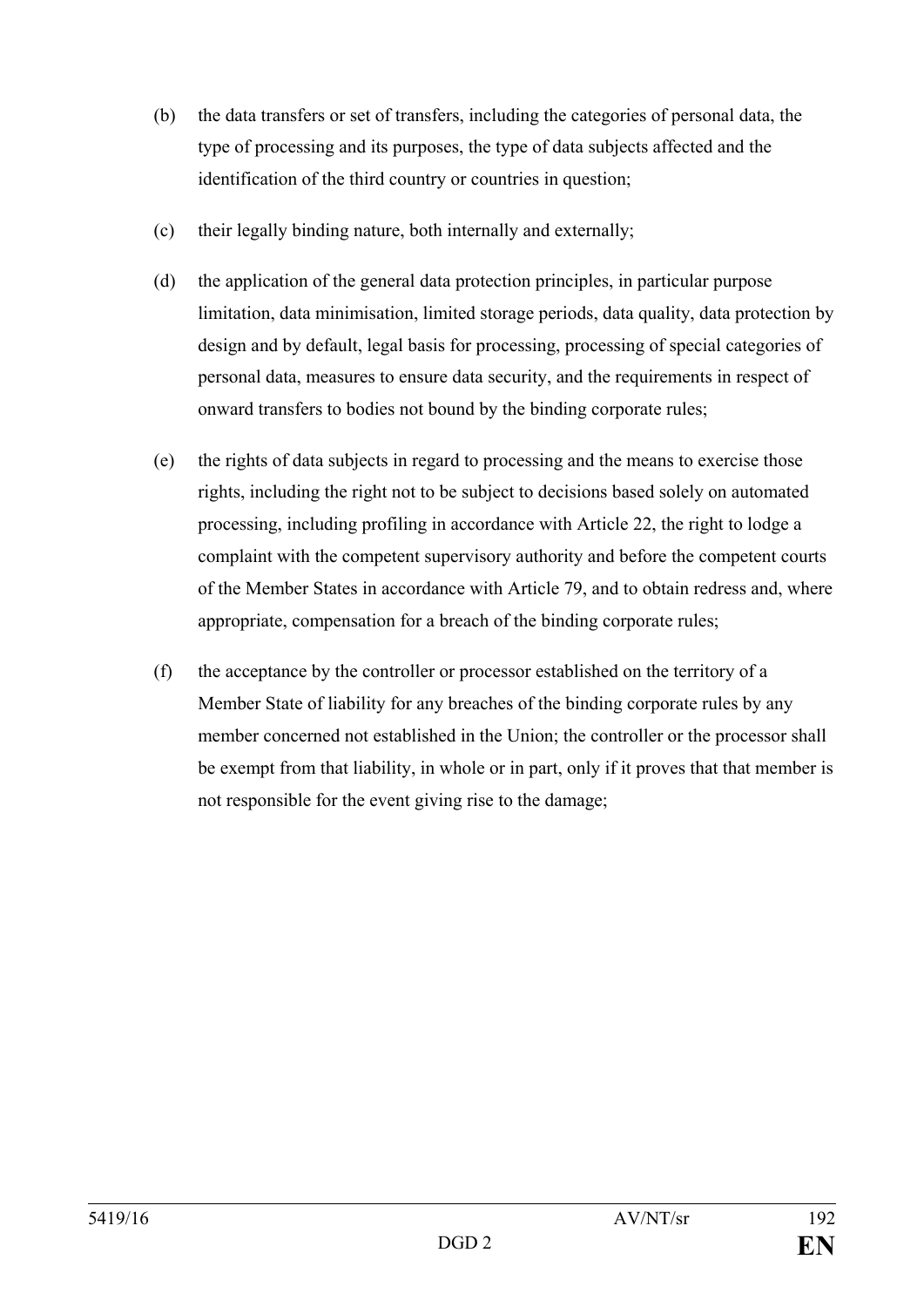(b) the data transfers or set of transfers, including the categories of personal data, the type of processing and its purposes, the type of data subjects affected and the identification of the third country or countries in question;

(c) their legally binding nature, both internally and externally;

(d) the application of the general data protection principles, in particular purpose limitation, data minimisation, limited storage periods, data quality, data protection by design and by default, legal basis for processing, processing of special categories of personal data, measures to ensure data security, and the requirements in respect of onward transfers to bodies not bound by the binding corporate rules;

(e) the rights of data subjects in regard to processing and the means to exercise those rights, including the right not to be subject to decisions based solely on automated processing, including profiling in accordance with Article 22, the right to lodge a complaint with the competent supervisory authority and before the competent courts of the Member States in accordance with Article 79, and to obtain redress and, where appropriate, compensation for a breach of the binding corporate rules;

(f) the acceptance by the controller or processor established on the territory of a Member State of liability for any breaches of the binding corporate rules by any member concerned not established in the Union; the controller or the processor shall be exempt from that liability, in whole or in part, only if it proves that that member is not responsible for the event giving rise to the damage;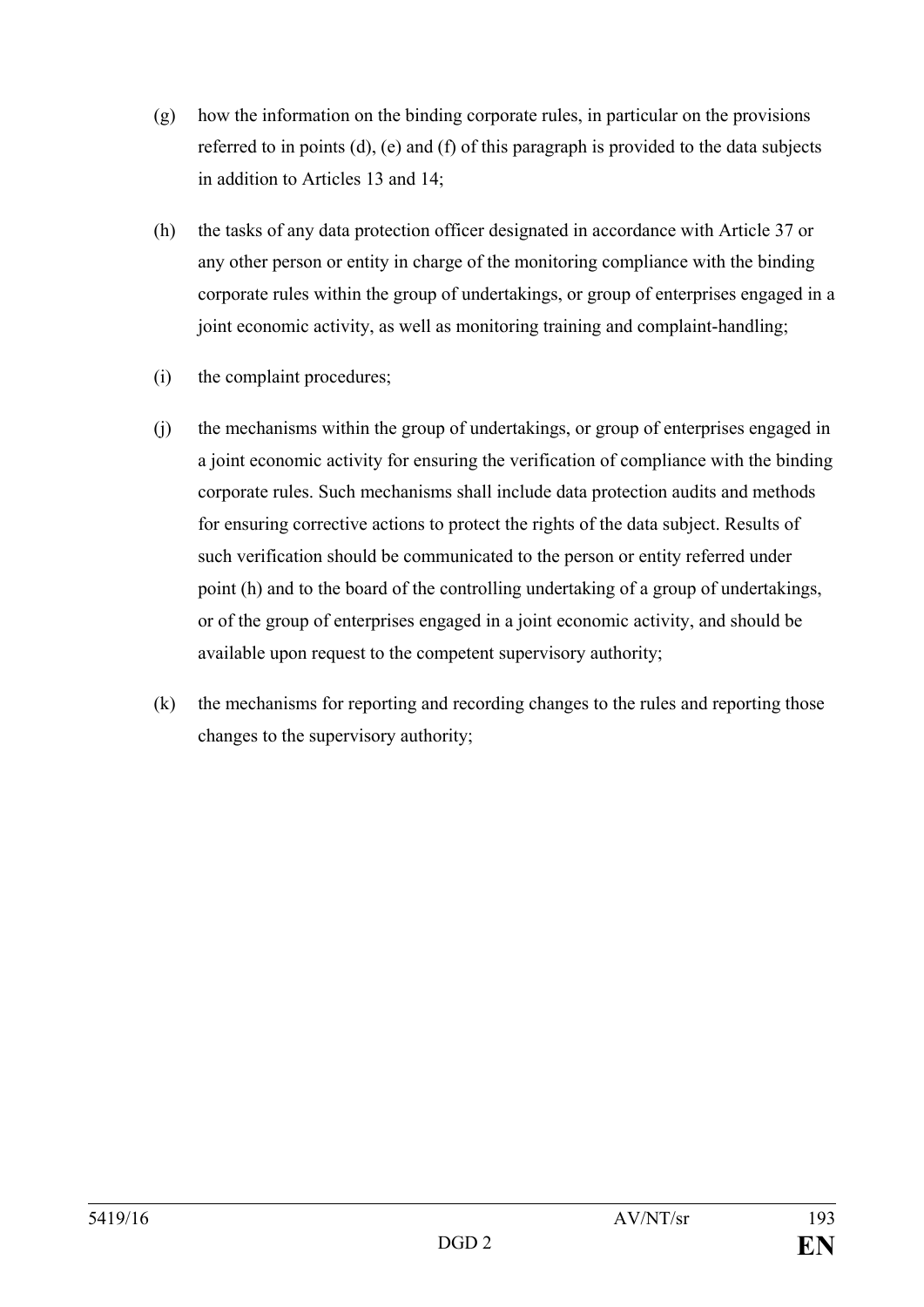(g) how the information on the binding corporate rules, in particular on the provisions referred to in points (d), (e) and (f) of this paragraph is provided to the data subjects in addition to Articles 13 and 14;

(h) the tasks of any data protection officer designated in accordance with Article 37 or any other person or entity in charge of the monitoring compliance with the binding corporate rules within the group of undertakings, or group of enterprises engaged in a joint economic activity, as well as monitoring training and complaint-handling;

(i) the complaint procedures;

(j) the mechanisms within the group of undertakings, or group of enterprises engaged in a joint economic activity for ensuring the verification of compliance with the binding corporate rules. Such mechanisms shall include data protection audits and methods for ensuring corrective actions to protect the rights of the data subject. Results of such verification should be communicated to the person or entity referred under point (h) and to the board of the controlling undertaking of a group of undertakings, or of the group of enterprises engaged in a joint economic activity, and should be available upon request to the competent supervisory authority;

(k) the mechanisms for reporting and recording changes to the rules and reporting those changes to the supervisory authority;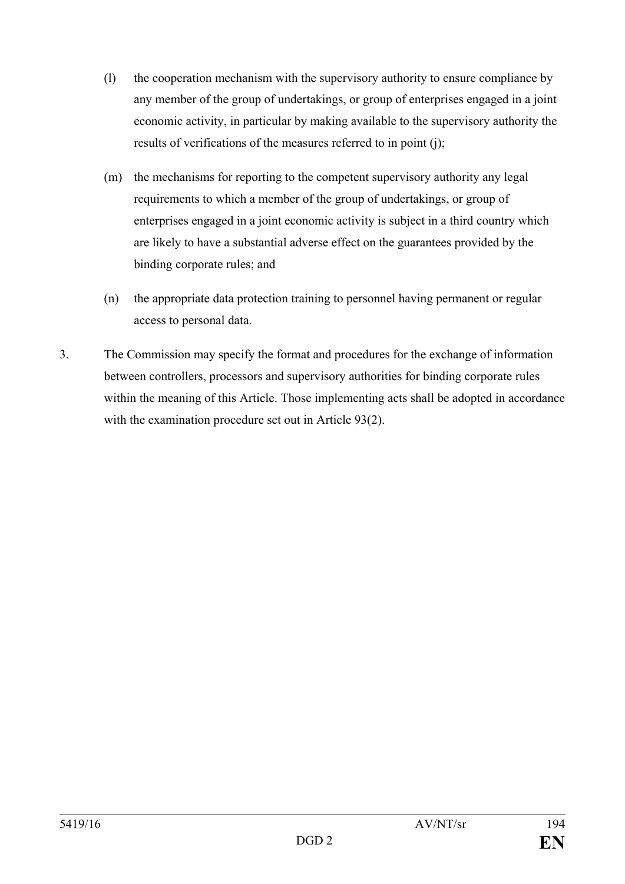(l) the cooperation mechanism with the supervisory authority to ensure compliance by any member of the group of undertakings, or group of enterprises engaged in a joint economic activity, in particular by making available to the supervisory authority the results of verifications of the measures referred to in point (j);

(m) the mechanisms for reporting to the competent supervisory authority any legal requirements to which a member of the group of undertakings, or group of enterprises engaged in a joint economic activity is subject in a third country which are likely to have a substantial adverse effect on the guarantees provided by the binding corporate rules; and

(n) the appropriate data protection training to personnel having permanent or regular access to personal data.

3. The Commission may specify the format and procedures for the exchange of information between controllers, processors and supervisory authorities for binding corporate rules within the meaning of this Article. Those implementing acts shall be adopted in accordance with the examination procedure set out in Article 93(2).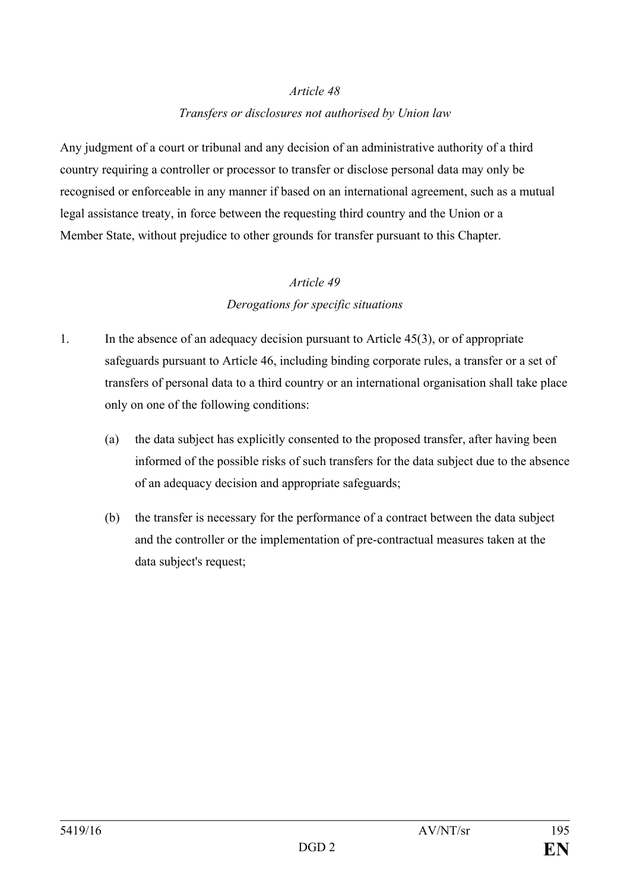*Article 48*

*Transfers or disclosures not authorised by Union law*

Any judgment of a court or tribunal and any decision of an administrative authority of a third country requiring a controller or processor to transfer or disclose personal data may only be recognised or enforceable in any manner if based on an international agreement, such as a mutual legal assistance treaty, in force between the requesting third country and the Union or a Member State, without prejudice to other grounds for transfer pursuant to this Chapter.

*Article 49*

*Derogations for specific situations*

1. In the absence of an adequacy decision pursuant to Article 45(3), or of appropriate safeguards pursuant to Article 46, including binding corporate rules, a transfer or a set of transfers of personal data to a third country or an international organisation shall take place only on one of the following conditions:

   (a) the data subject has explicitly consented to the proposed transfer, after having been informed of the possible risks of such transfers for the data subject due to the absence of an adequacy decision and appropriate safeguards;

   (b) the transfer is necessary for the performance of a contract between the data subject and the controller or the implementation of pre-contractual measures taken at the data subject's request;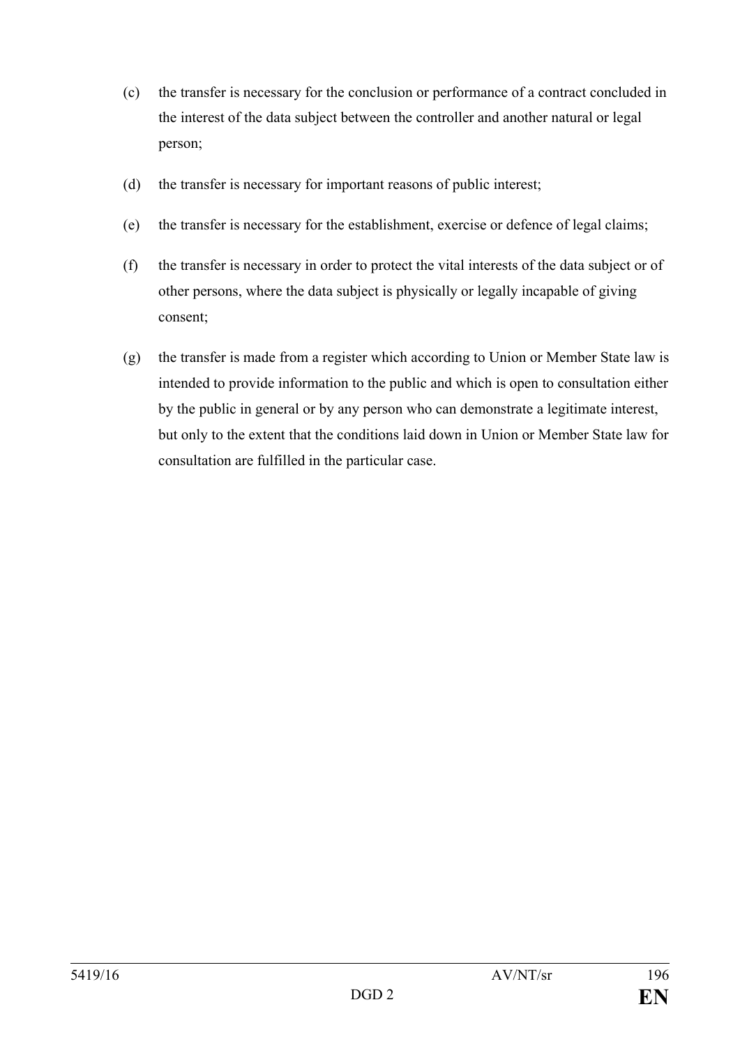(c) the transfer is necessary for the conclusion or performance of a contract concluded in the interest of the data subject between the controller and another natural or legal person;

(d) the transfer is necessary for important reasons of public interest;

(e) the transfer is necessary for the establishment, exercise or defence of legal claims;

(f) the transfer is necessary in order to protect the vital interests of the data subject or of other persons, where the data subject is physically or legally incapable of giving consent;

(g) the transfer is made from a register which according to Union or Member State law is intended to provide information to the public and which is open to consultation either by the public in general or by any person who can demonstrate a legitimate interest, but only to the extent that the conditions laid down in Union or Member State law for consultation are fulfilled in the particular case.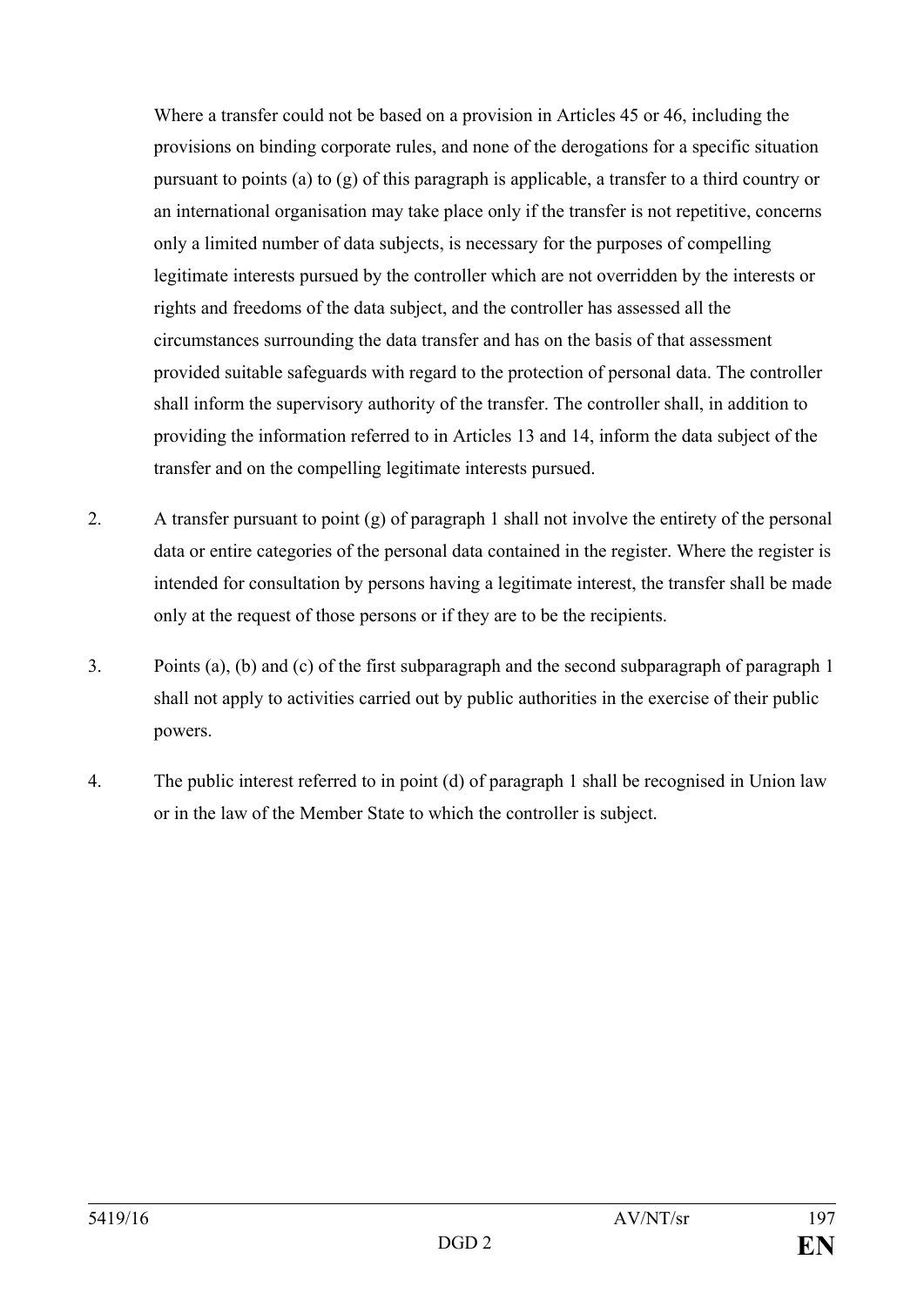Where a transfer could not be based on a provision in Articles 45 or 46, including the provisions on binding corporate rules, and none of the derogations for a specific situation pursuant to points (a) to (g) of this paragraph is applicable, a transfer to a third country or an international organisation may take place only if the transfer is not repetitive, concerns only a limited number of data subjects, is necessary for the purposes of compelling legitimate interests pursued by the controller which are not overridden by the interests or rights and freedoms of the data subject, and the controller has assessed all the circumstances surrounding the data transfer and has on the basis of that assessment provided suitable safeguards with regard to the protection of personal data. The controller shall inform the supervisory authority of the transfer. The controller shall, in addition to providing the information referred to in Articles 13 and 14, inform the data subject of the transfer and on the compelling legitimate interests pursued.

2. A transfer pursuant to point (g) of paragraph 1 shall not involve the entirety of the personal data or entire categories of the personal data contained in the register. Where the register is intended for consultation by persons having a legitimate interest, the transfer shall be made only at the request of those persons or if they are to be the recipients.

3. Points (a), (b) and (c) of the first subparagraph and the second subparagraph of paragraph 1 shall not apply to activities carried out by public authorities in the exercise of their public powers.

4. The public interest referred to in point (d) of paragraph 1 shall be recognised in Union law or in the law of the Member State to which the controller is subject.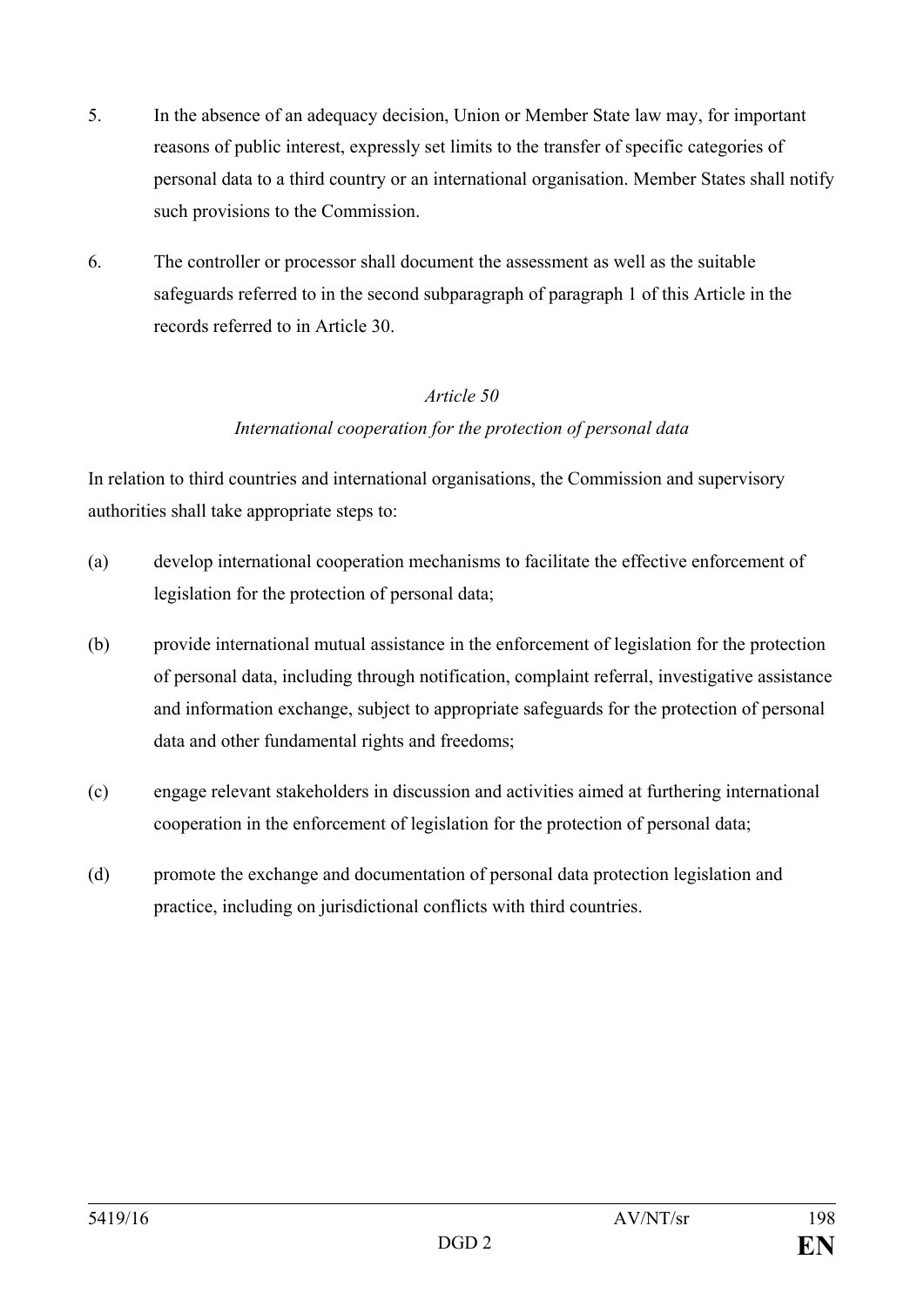5. In the absence of an adequacy decision, Union or Member State law may, for important reasons of public interest, expressly set limits to the transfer of specific categories of personal data to a third country or an international organisation. Member States shall notify such provisions to the Commission.

6. The controller or processor shall document the assessment as well as the suitable safeguards referred to in the second subparagraph of paragraph 1 of this Article in the records referred to in Article 30.

*Article 50*

*International cooperation for the protection of personal data*

In relation to third countries and international organisations, the Commission and supervisory authorities shall take appropriate steps to:

(a) develop international cooperation mechanisms to facilitate the effective enforcement of legislation for the protection of personal data;

(b) provide international mutual assistance in the enforcement of legislation for the protection of personal data, including through notification, complaint referral, investigative assistance and information exchange, subject to appropriate safeguards for the protection of personal data and other fundamental rights and freedoms;

(c) engage relevant stakeholders in discussion and activities aimed at furthering international cooperation in the enforcement of legislation for the protection of personal data;

(d) promote the exchange and documentation of personal data protection legislation and practice, including on jurisdictional conflicts with third countries.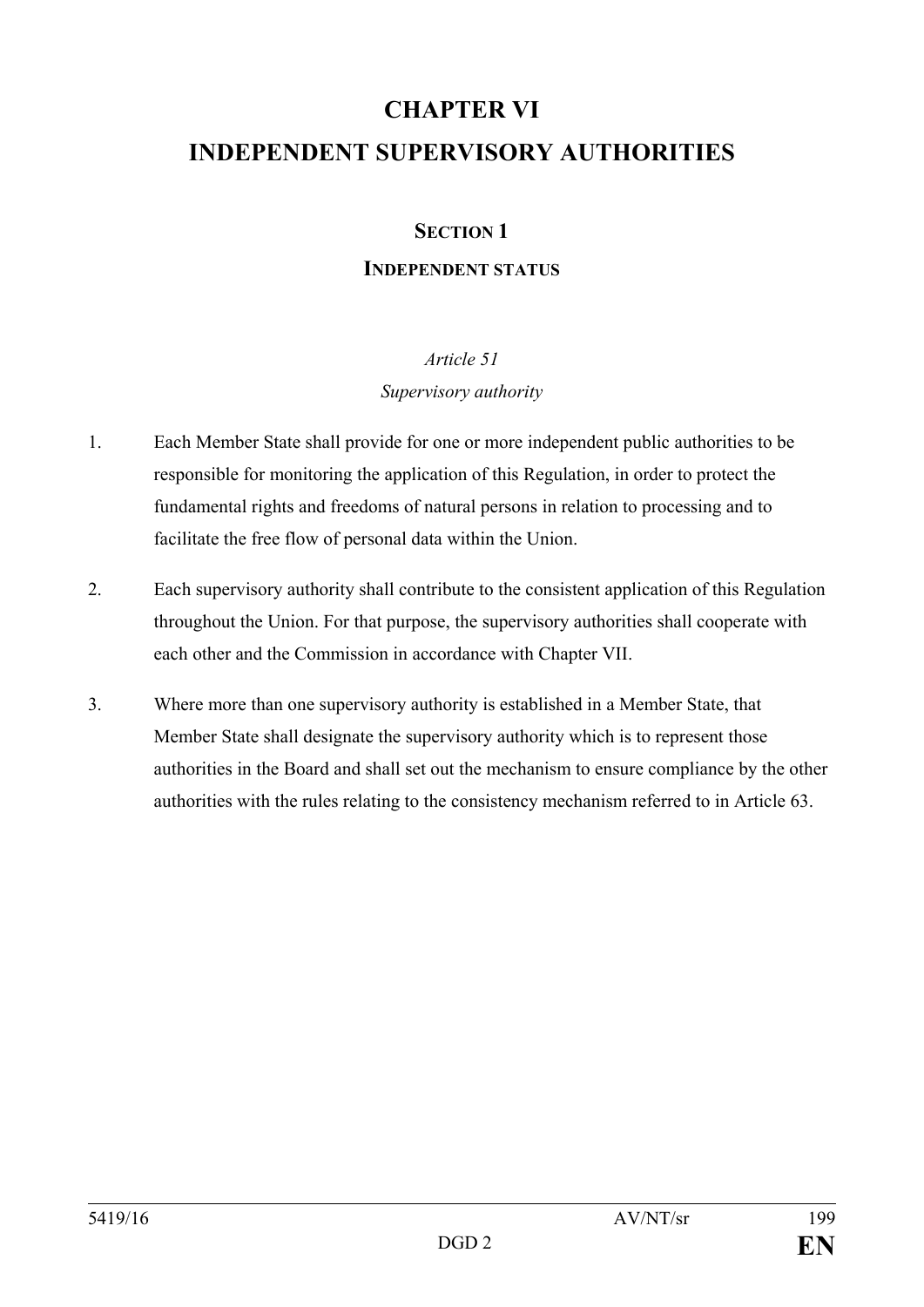# CHAPTER VI
# INDEPENDENT SUPERVISORY AUTHORITIES

## SECTION 1
## INDEPENDENT STATUS

### *Article 51*
### *Supervisory authority*

1. Each Member State shall provide for one or more independent public authorities to be responsible for monitoring the application of this Regulation, in order to protect the fundamental rights and freedoms of natural persons in relation to processing and to facilitate the free flow of personal data within the Union.

2. Each supervisory authority shall contribute to the consistent application of this Regulation throughout the Union. For that purpose, the supervisory authorities shall cooperate with each other and the Commission in accordance with Chapter VII.

3. Where more than one supervisory authority is established in a Member State, that Member State shall designate the supervisory authority which is to represent those authorities in the Board and shall set out the mechanism to ensure compliance by the other authorities with the rules relating to the consistency mechanism referred to in Article 63.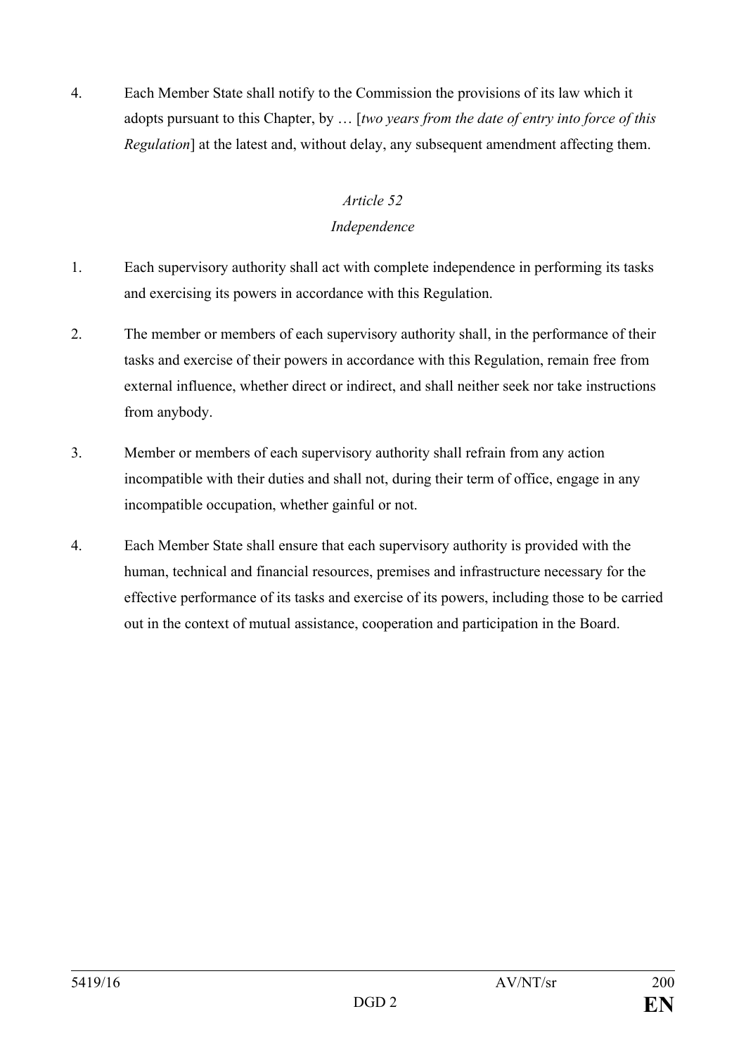4. Each Member State shall notify to the Commission the provisions of its law which it adopts pursuant to this Chapter, by … [*two years from the date of entry into force of this Regulation*] at the latest and, without delay, any subsequent amendment affecting them.

*Article 52*

*Independence*

1. Each supervisory authority shall act with complete independence in performing its tasks and exercising its powers in accordance with this Regulation.

2. The member or members of each supervisory authority shall, in the performance of their tasks and exercise of their powers in accordance with this Regulation, remain free from external influence, whether direct or indirect, and shall neither seek nor take instructions from anybody.

3. Member or members of each supervisory authority shall refrain from any action incompatible with their duties and shall not, during their term of office, engage in any incompatible occupation, whether gainful or not.

4. Each Member State shall ensure that each supervisory authority is provided with the human, technical and financial resources, premises and infrastructure necessary for the effective performance of its tasks and exercise of its powers, including those to be carried out in the context of mutual assistance, cooperation and participation in the Board.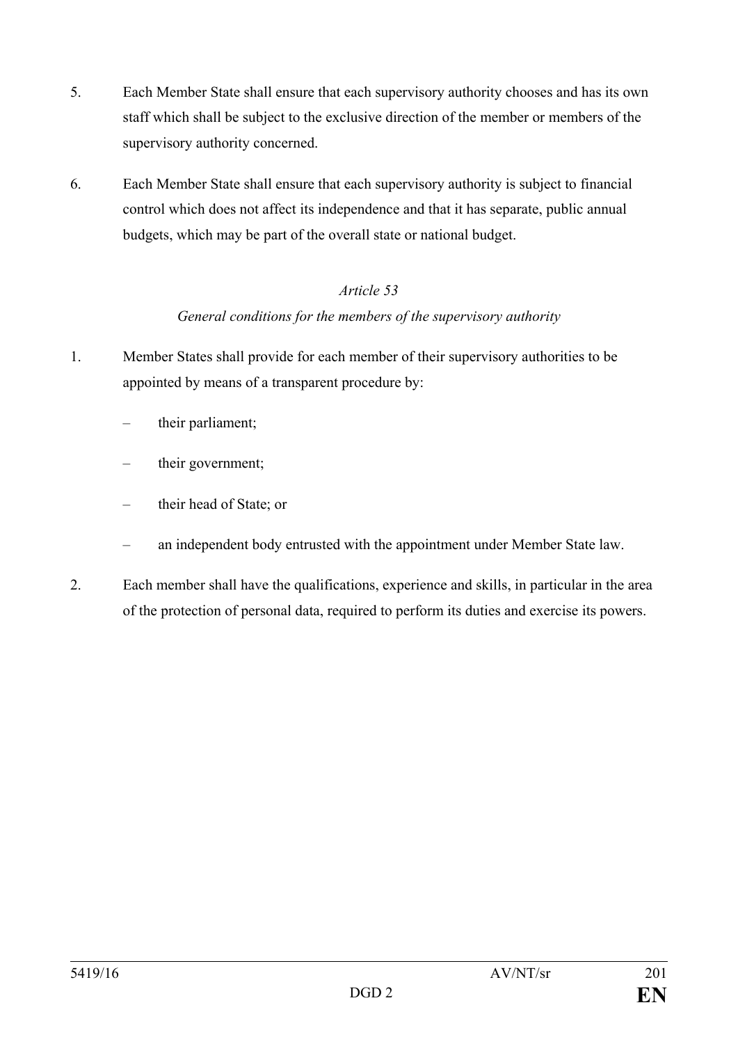5. Each Member State shall ensure that each supervisory authority chooses and has its own staff which shall be subject to the exclusive direction of the member or members of the supervisory authority concerned.

6. Each Member State shall ensure that each supervisory authority is subject to financial control which does not affect its independence and that it has separate, public annual budgets, which may be part of the overall state or national budget.

### *Article 53*

### *General conditions for the members of the supervisory authority*

1. Member States shall provide for each member of their supervisory authorities to be appointed by means of a transparent procedure by:

   – their parliament;

   – their government;

   – their head of State; or

   – an independent body entrusted with the appointment under Member State law.

2. Each member shall have the qualifications, experience and skills, in particular in the area of the protection of personal data, required to perform its duties and exercise its powers.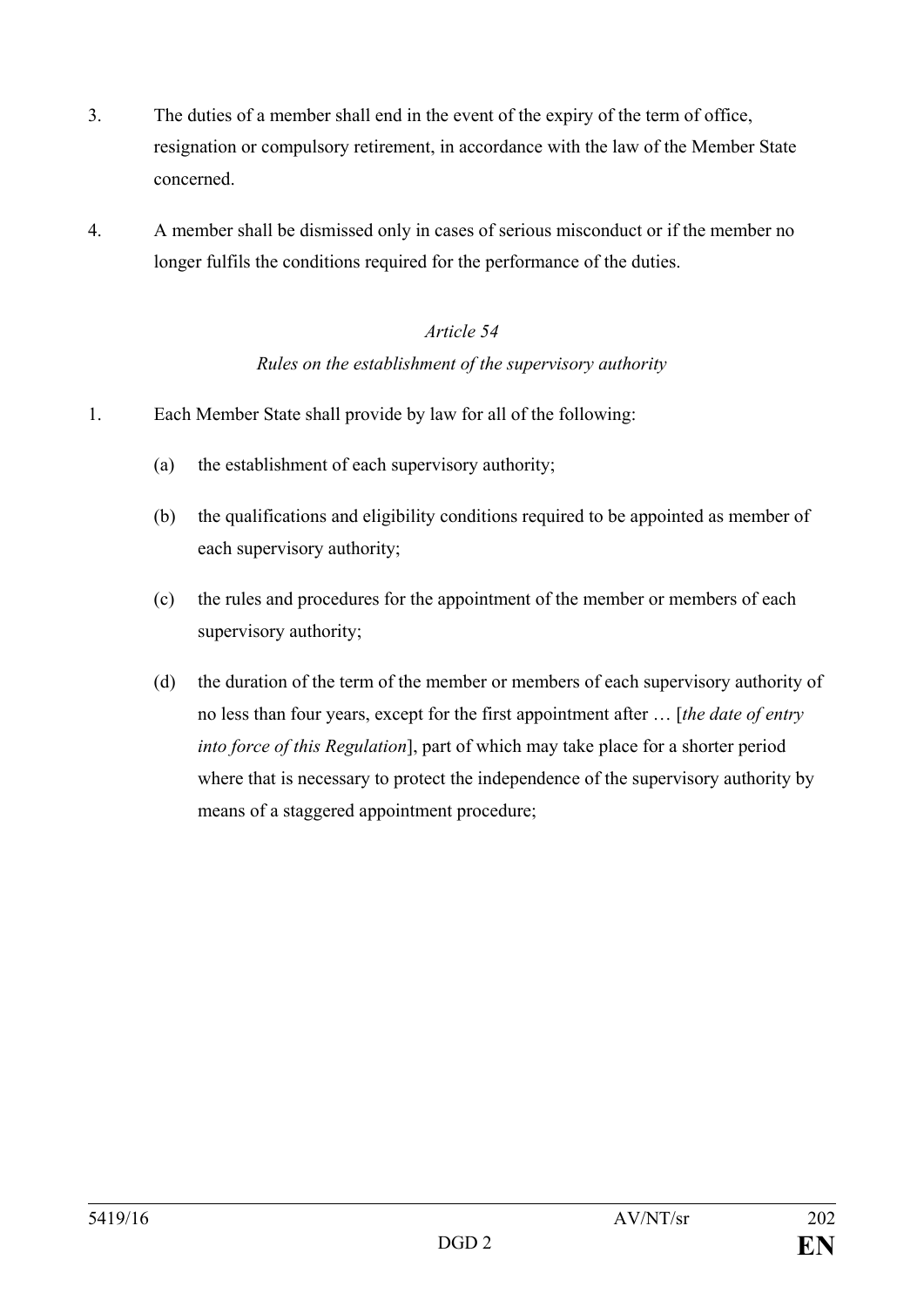3. The duties of a member shall end in the event of the expiry of the term of office, resignation or compulsory retirement, in accordance with the law of the Member State concerned.

4. A member shall be dismissed only in cases of serious misconduct or if the member no longer fulfils the conditions required for the performance of the duties.

*Article 54*

*Rules on the establishment of the supervisory authority*

1. Each Member State shall provide by law for all of the following:

   (a) the establishment of each supervisory authority;

   (b) the qualifications and eligibility conditions required to be appointed as member of each supervisory authority;

   (c) the rules and procedures for the appointment of the member or members of each supervisory authority;

   (d) the duration of the term of the member or members of each supervisory authority of no less than four years, except for the first appointment after … [*the date of entry into force of this Regulation*], part of which may take place for a shorter period where that is necessary to protect the independence of the supervisory authority by means of a staggered appointment procedure;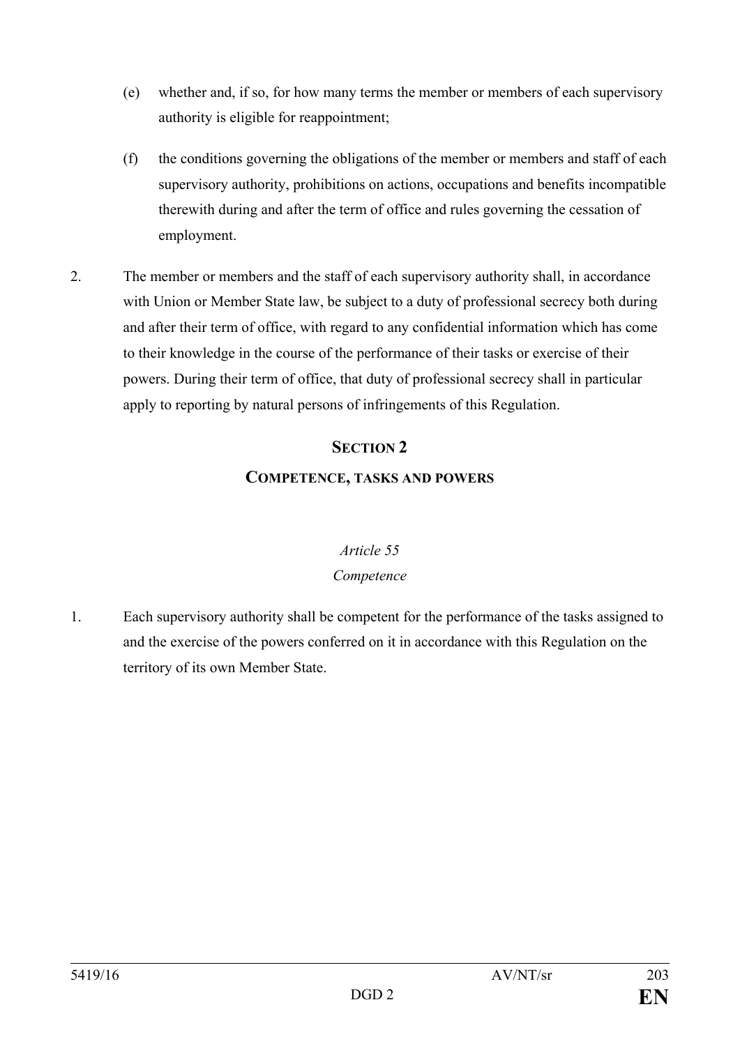(e) whether and, if so, for how many terms the member or members of each supervisory authority is eligible for reappointment;

(f) the conditions governing the obligations of the member or members and staff of each supervisory authority, prohibitions on actions, occupations and benefits incompatible therewith during and after the term of office and rules governing the cessation of employment.

2. The member or members and the staff of each supervisory authority shall, in accordance with Union or Member State law, be subject to a duty of professional secrecy both during and after their term of office, with regard to any confidential information which has come to their knowledge in the course of the performance of their tasks or exercise of their powers. During their term of office, that duty of professional secrecy shall in particular apply to reporting by natural persons of infringements of this Regulation.

## SECTION 2

## COMPETENCE, TASKS AND POWERS

### *Article 55*

### *Competence*

1. Each supervisory authority shall be competent for the performance of the tasks assigned to and the exercise of the powers conferred on it in accordance with this Regulation on the territory of its own Member State.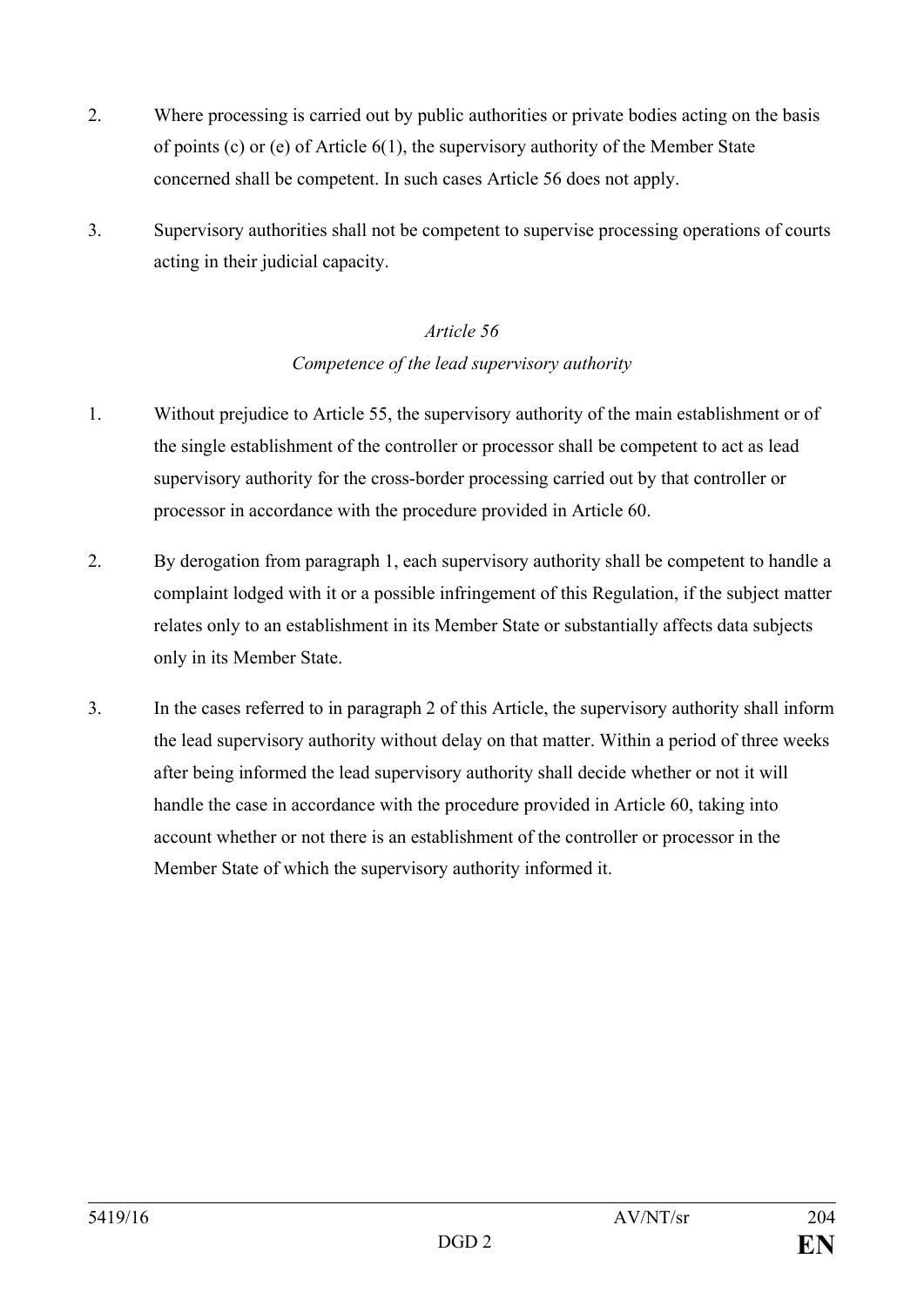2. Where processing is carried out by public authorities or private bodies acting on the basis of points (c) or (e) of Article 6(1), the supervisory authority of the Member State concerned shall be competent. In such cases Article 56 does not apply.

3. Supervisory authorities shall not be competent to supervise processing operations of courts acting in their judicial capacity.

*Article 56*

*Competence of the lead supervisory authority*

1. Without prejudice to Article 55, the supervisory authority of the main establishment or of the single establishment of the controller or processor shall be competent to act as lead supervisory authority for the cross-border processing carried out by that controller or processor in accordance with the procedure provided in Article 60.

2. By derogation from paragraph 1, each supervisory authority shall be competent to handle a complaint lodged with it or a possible infringement of this Regulation, if the subject matter relates only to an establishment in its Member State or substantially affects data subjects only in its Member State.

3. In the cases referred to in paragraph 2 of this Article, the supervisory authority shall inform the lead supervisory authority without delay on that matter. Within a period of three weeks after being informed the lead supervisory authority shall decide whether or not it will handle the case in accordance with the procedure provided in Article 60, taking into account whether or not there is an establishment of the controller or processor in the Member State of which the supervisory authority informed it.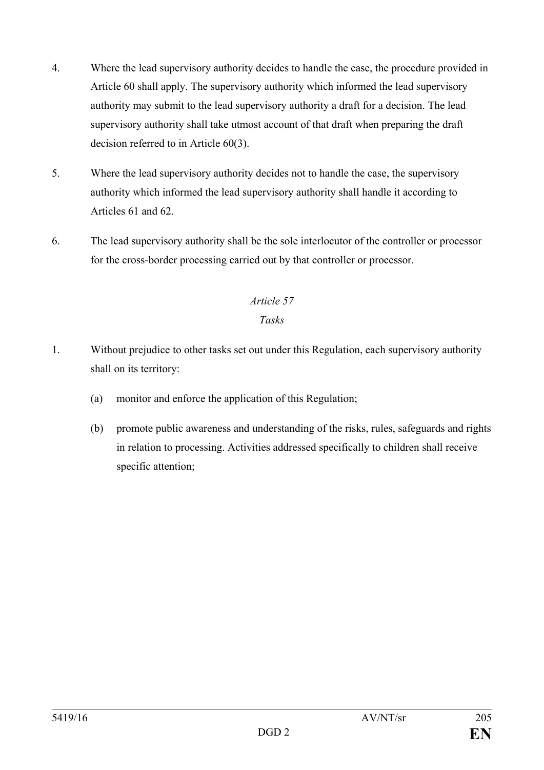4. Where the lead supervisory authority decides to handle the case, the procedure provided in Article 60 shall apply. The supervisory authority which informed the lead supervisory authority may submit to the lead supervisory authority a draft for a decision. The lead supervisory authority shall take utmost account of that draft when preparing the draft decision referred to in Article 60(3).

5. Where the lead supervisory authority decides not to handle the case, the supervisory authority which informed the lead supervisory authority shall handle it according to Articles 61 and 62.

6. The lead supervisory authority shall be the sole interlocutor of the controller or processor for the cross-border processing carried out by that controller or processor.

*Article 57*

*Tasks*

1. Without prejudice to other tasks set out under this Regulation, each supervisory authority shall on its territory:

   (a) monitor and enforce the application of this Regulation;

   (b) promote public awareness and understanding of the risks, rules, safeguards and rights in relation to processing. Activities addressed specifically to children shall receive specific attention;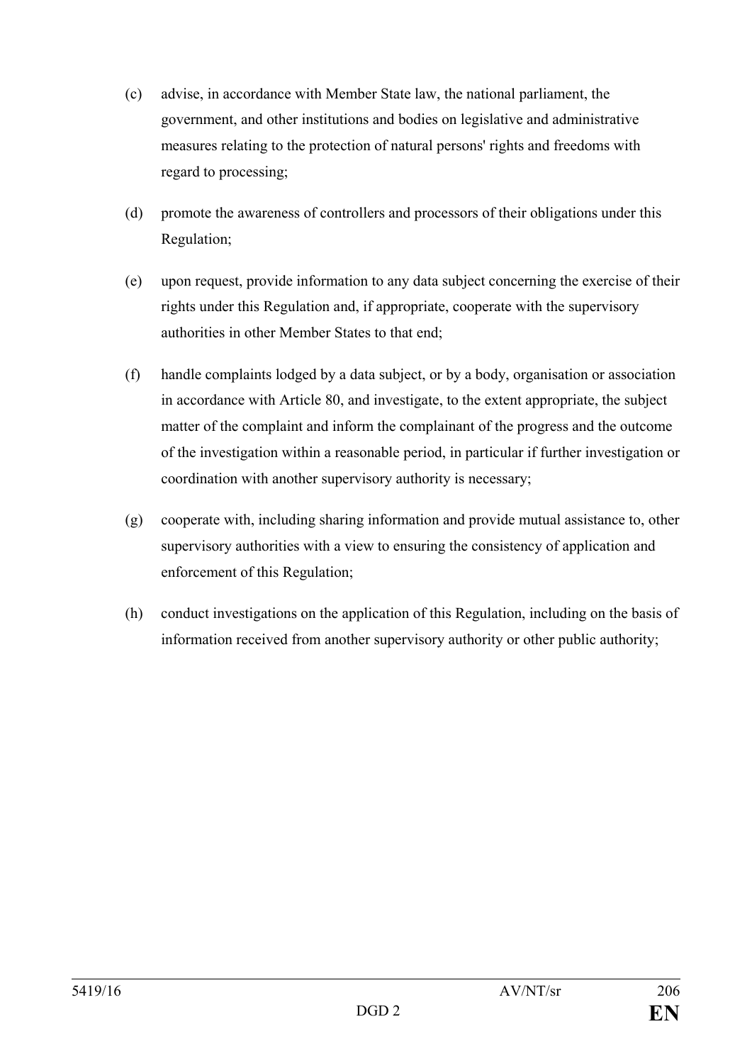(c) advise, in accordance with Member State law, the national parliament, the government, and other institutions and bodies on legislative and administrative measures relating to the protection of natural persons' rights and freedoms with regard to processing;

(d) promote the awareness of controllers and processors of their obligations under this Regulation;

(e) upon request, provide information to any data subject concerning the exercise of their rights under this Regulation and, if appropriate, cooperate with the supervisory authorities in other Member States to that end;

(f) handle complaints lodged by a data subject, or by a body, organisation or association in accordance with Article 80, and investigate, to the extent appropriate, the subject matter of the complaint and inform the complainant of the progress and the outcome of the investigation within a reasonable period, in particular if further investigation or coordination with another supervisory authority is necessary;

(g) cooperate with, including sharing information and provide mutual assistance to, other supervisory authorities with a view to ensuring the consistency of application and enforcement of this Regulation;

(h) conduct investigations on the application of this Regulation, including on the basis of information received from another supervisory authority or other public authority;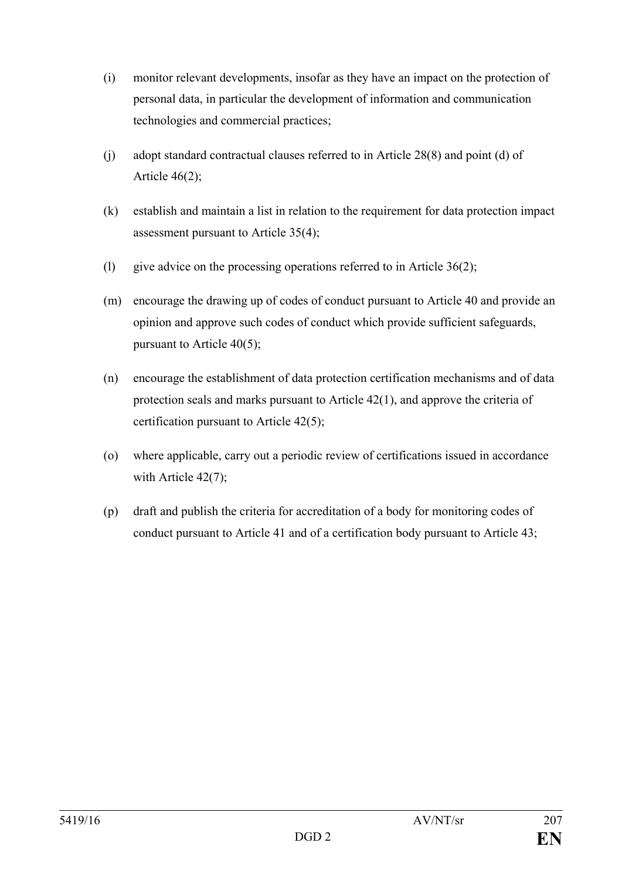(i) monitor relevant developments, insofar as they have an impact on the protection of personal data, in particular the development of information and communication technologies and commercial practices;

(j) adopt standard contractual clauses referred to in Article 28(8) and point (d) of Article 46(2);

(k) establish and maintain a list in relation to the requirement for data protection impact assessment pursuant to Article 35(4);

(l) give advice on the processing operations referred to in Article 36(2);

(m) encourage the drawing up of codes of conduct pursuant to Article 40 and provide an opinion and approve such codes of conduct which provide sufficient safeguards, pursuant to Article 40(5);

(n) encourage the establishment of data protection certification mechanisms and of data protection seals and marks pursuant to Article 42(1), and approve the criteria of certification pursuant to Article 42(5);

(o) where applicable, carry out a periodic review of certifications issued in accordance with Article 42(7);

(p) draft and publish the criteria for accreditation of a body for monitoring codes of conduct pursuant to Article 41 and of a certification body pursuant to Article 43;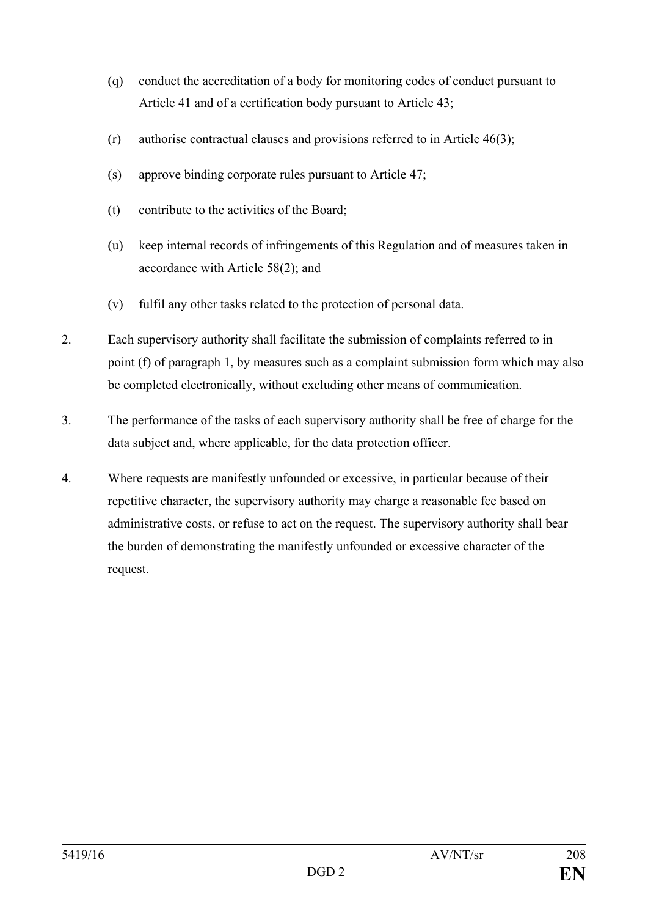(q) conduct the accreditation of a body for monitoring codes of conduct pursuant to Article 41 and of a certification body pursuant to Article 43;

(r) authorise contractual clauses and provisions referred to in Article 46(3);

(s) approve binding corporate rules pursuant to Article 47;

(t) contribute to the activities of the Board;

(u) keep internal records of infringements of this Regulation and of measures taken in accordance with Article 58(2); and

(v) fulfil any other tasks related to the protection of personal data.

2. Each supervisory authority shall facilitate the submission of complaints referred to in point (f) of paragraph 1, by measures such as a complaint submission form which may also be completed electronically, without excluding other means of communication.

3. The performance of the tasks of each supervisory authority shall be free of charge for the data subject and, where applicable, for the data protection officer.

4. Where requests are manifestly unfounded or excessive, in particular because of their repetitive character, the supervisory authority may charge a reasonable fee based on administrative costs, or refuse to act on the request. The supervisory authority shall bear the burden of demonstrating the manifestly unfounded or excessive character of the request.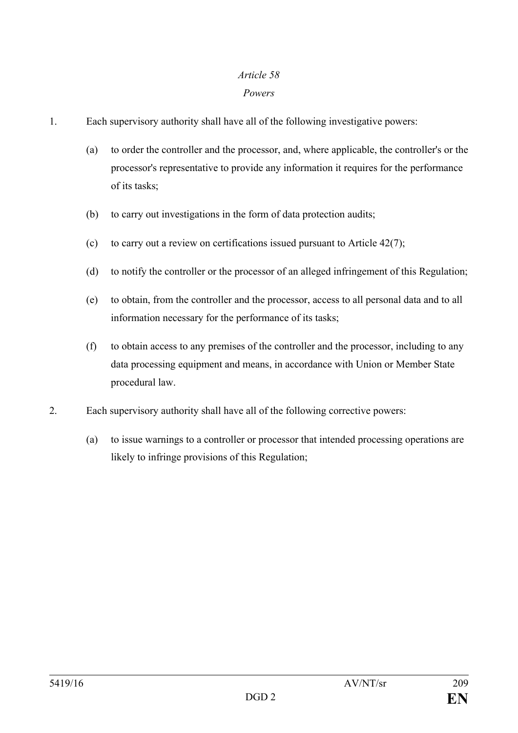*Article 58*

*Powers*

1. Each supervisory authority shall have all of the following investigative powers:

   (a) to order the controller and the processor, and, where applicable, the controller's or the processor's representative to provide any information it requires for the performance of its tasks;

   (b) to carry out investigations in the form of data protection audits;

   (c) to carry out a review on certifications issued pursuant to Article 42(7);

   (d) to notify the controller or the processor of an alleged infringement of this Regulation;

   (e) to obtain, from the controller and the processor, access to all personal data and to all information necessary for the performance of its tasks;

   (f) to obtain access to any premises of the controller and the processor, including to any data processing equipment and means, in accordance with Union or Member State procedural law.

2. Each supervisory authority shall have all of the following corrective powers:

   (a) to issue warnings to a controller or processor that intended processing operations are likely to infringe provisions of this Regulation;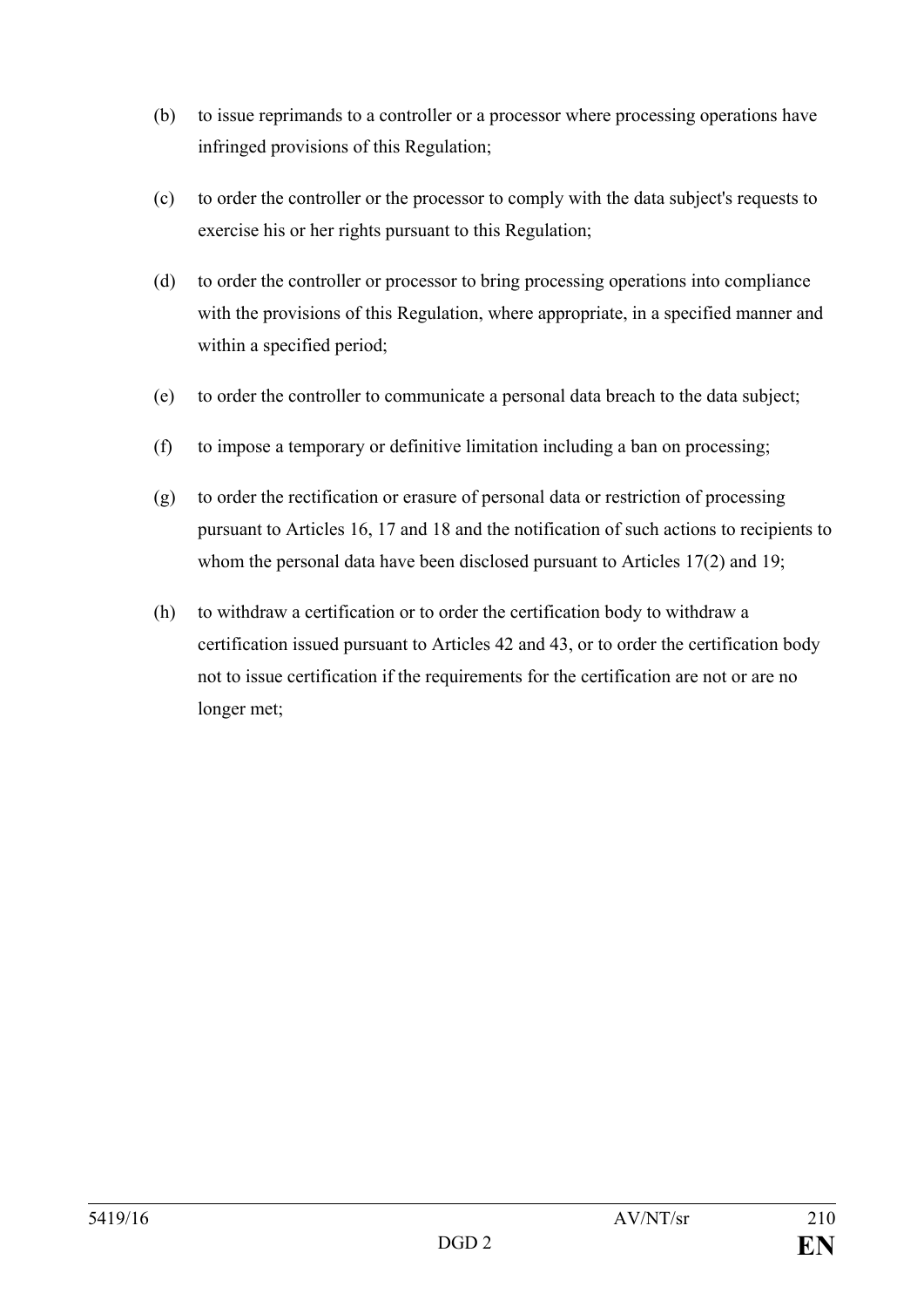(b) to issue reprimands to a controller or a processor where processing operations have infringed provisions of this Regulation;

(c) to order the controller or the processor to comply with the data subject's requests to exercise his or her rights pursuant to this Regulation;

(d) to order the controller or processor to bring processing operations into compliance with the provisions of this Regulation, where appropriate, in a specified manner and within a specified period;

(e) to order the controller to communicate a personal data breach to the data subject;

(f) to impose a temporary or definitive limitation including a ban on processing;

(g) to order the rectification or erasure of personal data or restriction of processing pursuant to Articles 16, 17 and 18 and the notification of such actions to recipients to whom the personal data have been disclosed pursuant to Articles 17(2) and 19;

(h) to withdraw a certification or to order the certification body to withdraw a certification issued pursuant to Articles 42 and 43, or to order the certification body not to issue certification if the requirements for the certification are not or are no longer met;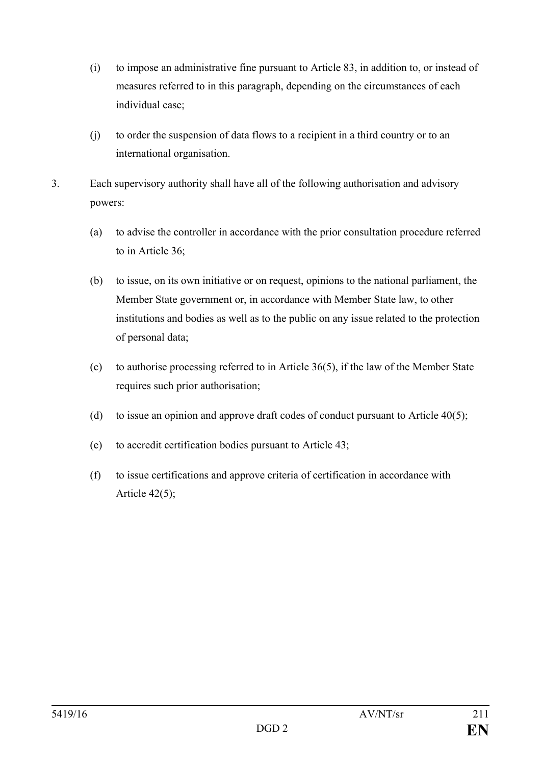(i) to impose an administrative fine pursuant to Article 83, in addition to, or instead of measures referred to in this paragraph, depending on the circumstances of each individual case;

(j) to order the suspension of data flows to a recipient in a third country or to an international organisation.

3. Each supervisory authority shall have all of the following authorisation and advisory powers:

(a) to advise the controller in accordance with the prior consultation procedure referred to in Article 36;

(b) to issue, on its own initiative or on request, opinions to the national parliament, the Member State government or, in accordance with Member State law, to other institutions and bodies as well as to the public on any issue related to the protection of personal data;

(c) to authorise processing referred to in Article 36(5), if the law of the Member State requires such prior authorisation;

(d) to issue an opinion and approve draft codes of conduct pursuant to Article 40(5);

(e) to accredit certification bodies pursuant to Article 43;

(f) to issue certifications and approve criteria of certification in accordance with Article 42(5);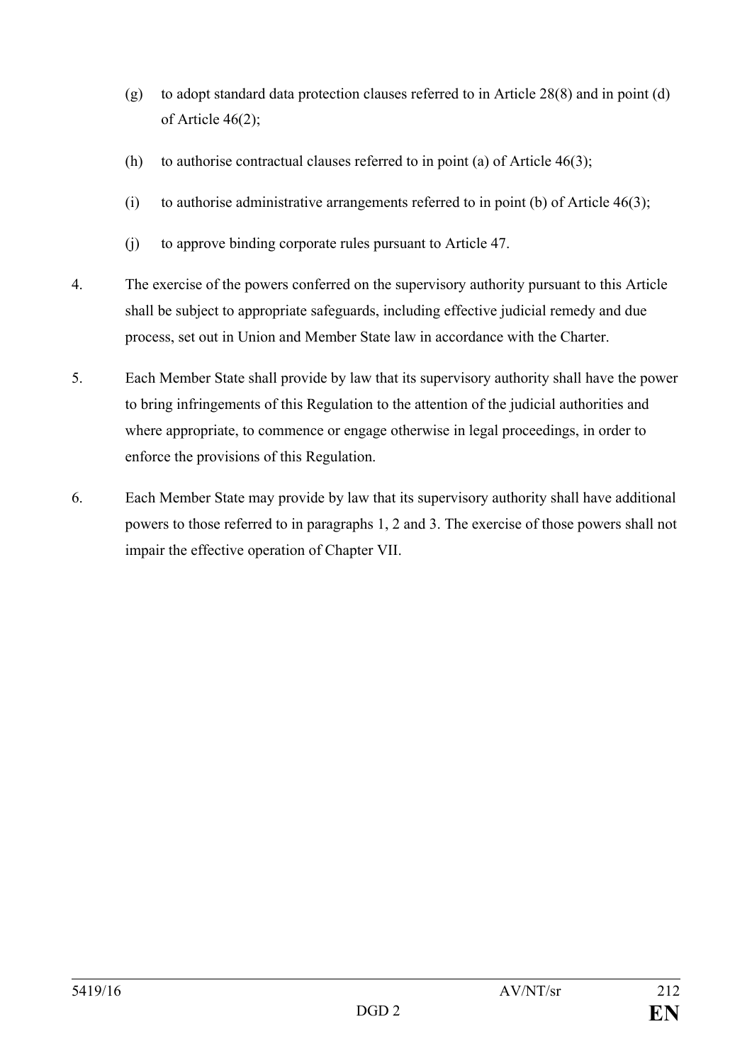(g) to adopt standard data protection clauses referred to in Article 28(8) and in point (d) of Article 46(2);

(h) to authorise contractual clauses referred to in point (a) of Article 46(3);

(i) to authorise administrative arrangements referred to in point (b) of Article 46(3);

(j) to approve binding corporate rules pursuant to Article 47.

4. The exercise of the powers conferred on the supervisory authority pursuant to this Article shall be subject to appropriate safeguards, including effective judicial remedy and due process, set out in Union and Member State law in accordance with the Charter.

5. Each Member State shall provide by law that its supervisory authority shall have the power to bring infringements of this Regulation to the attention of the judicial authorities and where appropriate, to commence or engage otherwise in legal proceedings, in order to enforce the provisions of this Regulation.

6. Each Member State may provide by law that its supervisory authority shall have additional powers to those referred to in paragraphs 1, 2 and 3. The exercise of those powers shall not impair the effective operation of Chapter VII.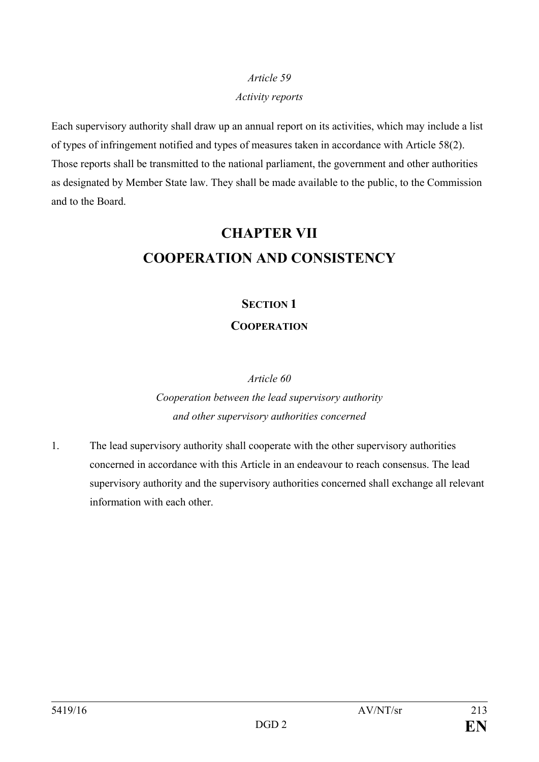*Article 59*

*Activity reports*

Each supervisory authority shall draw up an annual report on its activities, which may include a list of types of infringement notified and types of measures taken in accordance with Article 58(2). Those reports shall be transmitted to the national parliament, the government and other authorities as designated by Member State law. They shall be made available to the public, to the Commission and to the Board.

# CHAPTER VII
# COOPERATION AND CONSISTENCY

## SECTION 1
## COOPERATION

*Article 60*

*Cooperation between the lead supervisory authority and other supervisory authorities concerned*

1. The lead supervisory authority shall cooperate with the other supervisory authorities concerned in accordance with this Article in an endeavour to reach consensus. The lead supervisory authority and the supervisory authorities concerned shall exchange all relevant information with each other.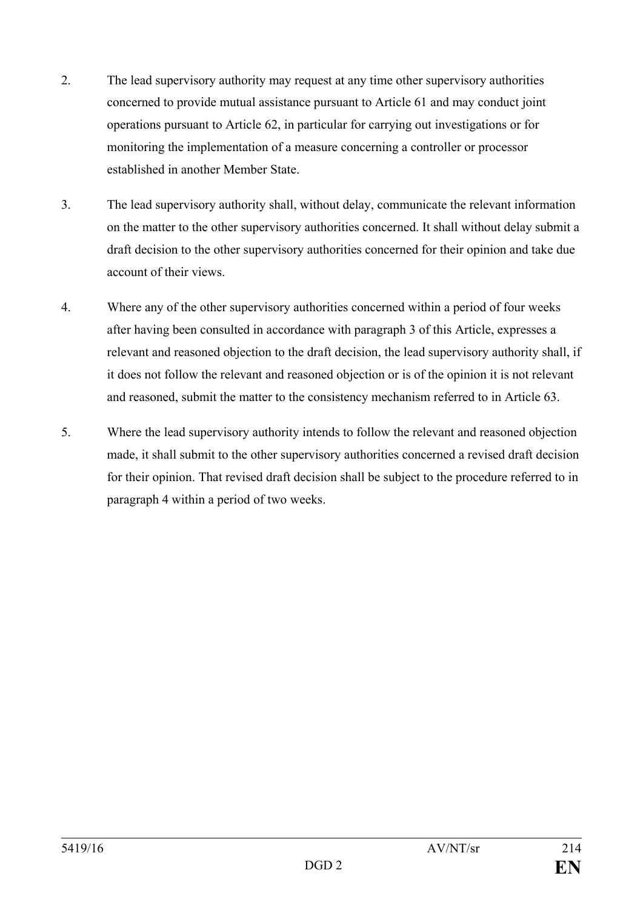2. The lead supervisory authority may request at any time other supervisory authorities concerned to provide mutual assistance pursuant to Article 61 and may conduct joint operations pursuant to Article 62, in particular for carrying out investigations or for monitoring the implementation of a measure concerning a controller or processor established in another Member State.

3. The lead supervisory authority shall, without delay, communicate the relevant information on the matter to the other supervisory authorities concerned. It shall without delay submit a draft decision to the other supervisory authorities concerned for their opinion and take due account of their views.

4. Where any of the other supervisory authorities concerned within a period of four weeks after having been consulted in accordance with paragraph 3 of this Article, expresses a relevant and reasoned objection to the draft decision, the lead supervisory authority shall, if it does not follow the relevant and reasoned objection or is of the opinion it is not relevant and reasoned, submit the matter to the consistency mechanism referred to in Article 63.

5. Where the lead supervisory authority intends to follow the relevant and reasoned objection made, it shall submit to the other supervisory authorities concerned a revised draft decision for their opinion. That revised draft decision shall be subject to the procedure referred to in paragraph 4 within a period of two weeks.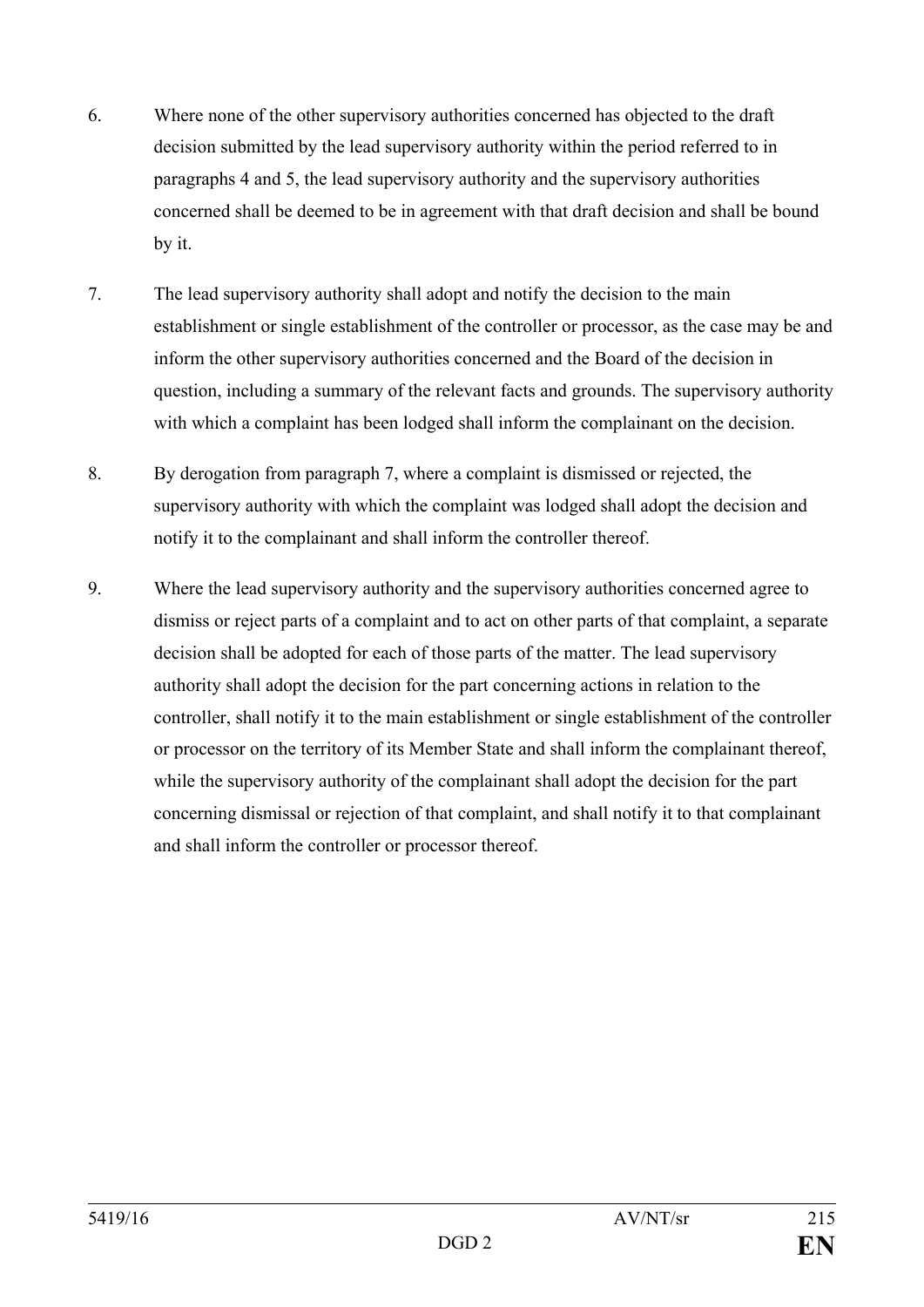6. Where none of the other supervisory authorities concerned has objected to the draft decision submitted by the lead supervisory authority within the period referred to in paragraphs 4 and 5, the lead supervisory authority and the supervisory authorities concerned shall be deemed to be in agreement with that draft decision and shall be bound by it.

7. The lead supervisory authority shall adopt and notify the decision to the main establishment or single establishment of the controller or processor, as the case may be and inform the other supervisory authorities concerned and the Board of the decision in question, including a summary of the relevant facts and grounds. The supervisory authority with which a complaint has been lodged shall inform the complainant on the decision.

8. By derogation from paragraph 7, where a complaint is dismissed or rejected, the supervisory authority with which the complaint was lodged shall adopt the decision and notify it to the complainant and shall inform the controller thereof.

9. Where the lead supervisory authority and the supervisory authorities concerned agree to dismiss or reject parts of a complaint and to act on other parts of that complaint, a separate decision shall be adopted for each of those parts of the matter. The lead supervisory authority shall adopt the decision for the part concerning actions in relation to the controller, shall notify it to the main establishment or single establishment of the controller or processor on the territory of its Member State and shall inform the complainant thereof, while the supervisory authority of the complainant shall adopt the decision for the part concerning dismissal or rejection of that complaint, and shall notify it to that complainant and shall inform the controller or processor thereof.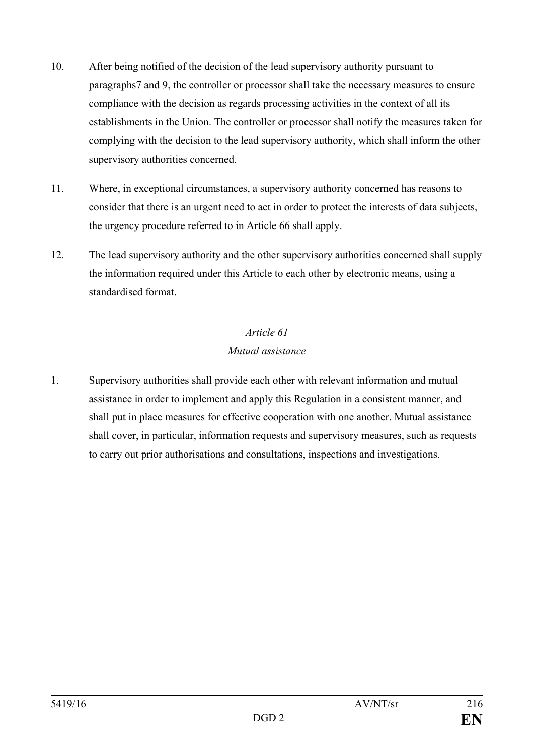10. After being notified of the decision of the lead supervisory authority pursuant to paragraphs7 and 9, the controller or processor shall take the necessary measures to ensure compliance with the decision as regards processing activities in the context of all its establishments in the Union. The controller or processor shall notify the measures taken for complying with the decision to the lead supervisory authority, which shall inform the other supervisory authorities concerned.

11. Where, in exceptional circumstances, a supervisory authority concerned has reasons to consider that there is an urgent need to act in order to protect the interests of data subjects, the urgency procedure referred to in Article 66 shall apply.

12. The lead supervisory authority and the other supervisory authorities concerned shall supply the information required under this Article to each other by electronic means, using a standardised format.

*Article 61*

*Mutual assistance*

1. Supervisory authorities shall provide each other with relevant information and mutual assistance in order to implement and apply this Regulation in a consistent manner, and shall put in place measures for effective cooperation with one another. Mutual assistance shall cover, in particular, information requests and supervisory measures, such as requests to carry out prior authorisations and consultations, inspections and investigations.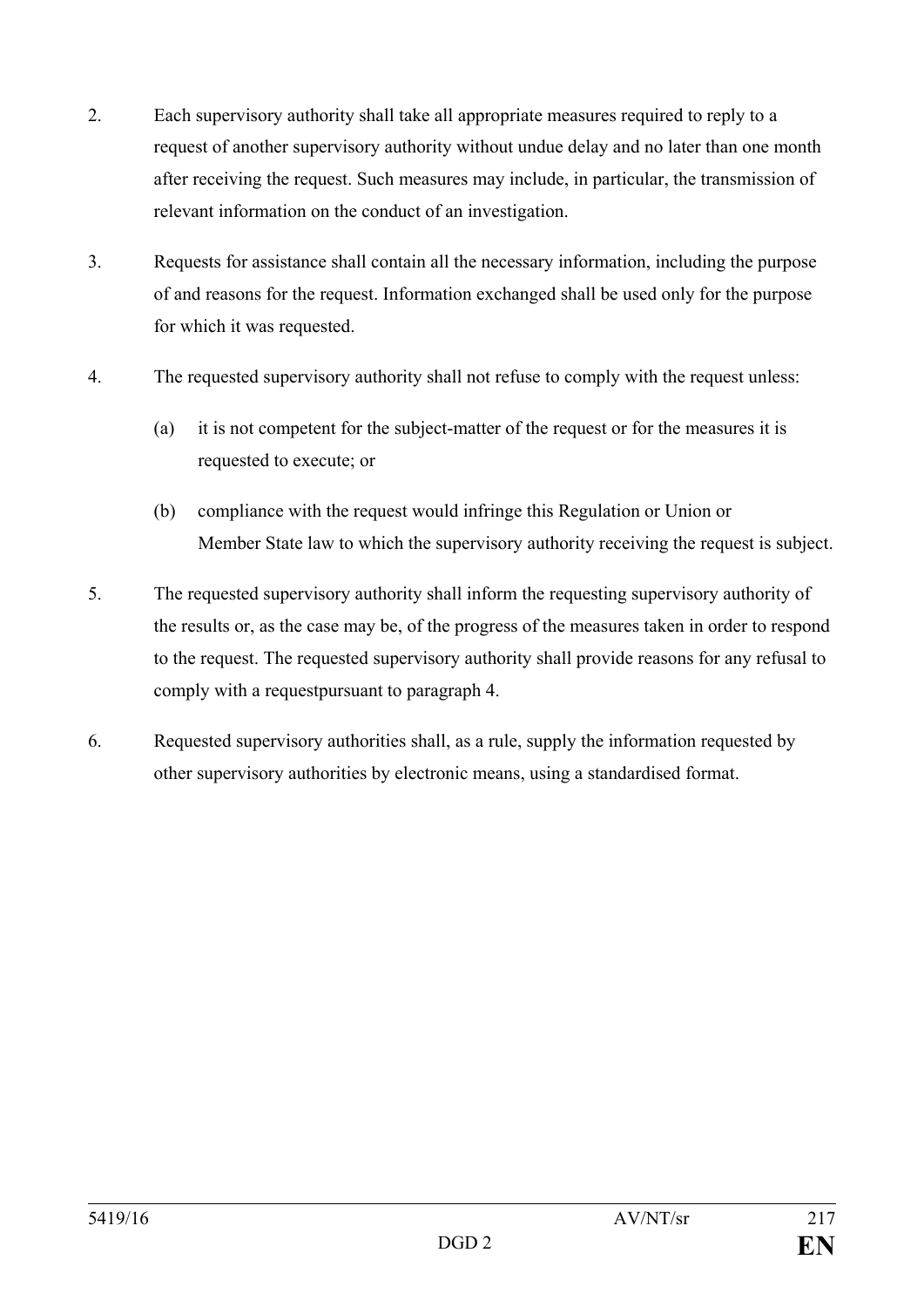2. Each supervisory authority shall take all appropriate measures required to reply to a request of another supervisory authority without undue delay and no later than one month after receiving the request. Such measures may include, in particular, the transmission of relevant information on the conduct of an investigation.

3. Requests for assistance shall contain all the necessary information, including the purpose of and reasons for the request. Information exchanged shall be used only for the purpose for which it was requested.

4. The requested supervisory authority shall not refuse to comply with the request unless:

   (a) it is not competent for the subject-matter of the request or for the measures it is requested to execute; or

   (b) compliance with the request would infringe this Regulation or Union or Member State law to which the supervisory authority receiving the request is subject.

5. The requested supervisory authority shall inform the requesting supervisory authority of the results or, as the case may be, of the progress of the measures taken in order to respond to the request. The requested supervisory authority shall provide reasons for any refusal to comply with a requestpursuant to paragraph 4.

6. Requested supervisory authorities shall, as a rule, supply the information requested by other supervisory authorities by electronic means, using a standardised format.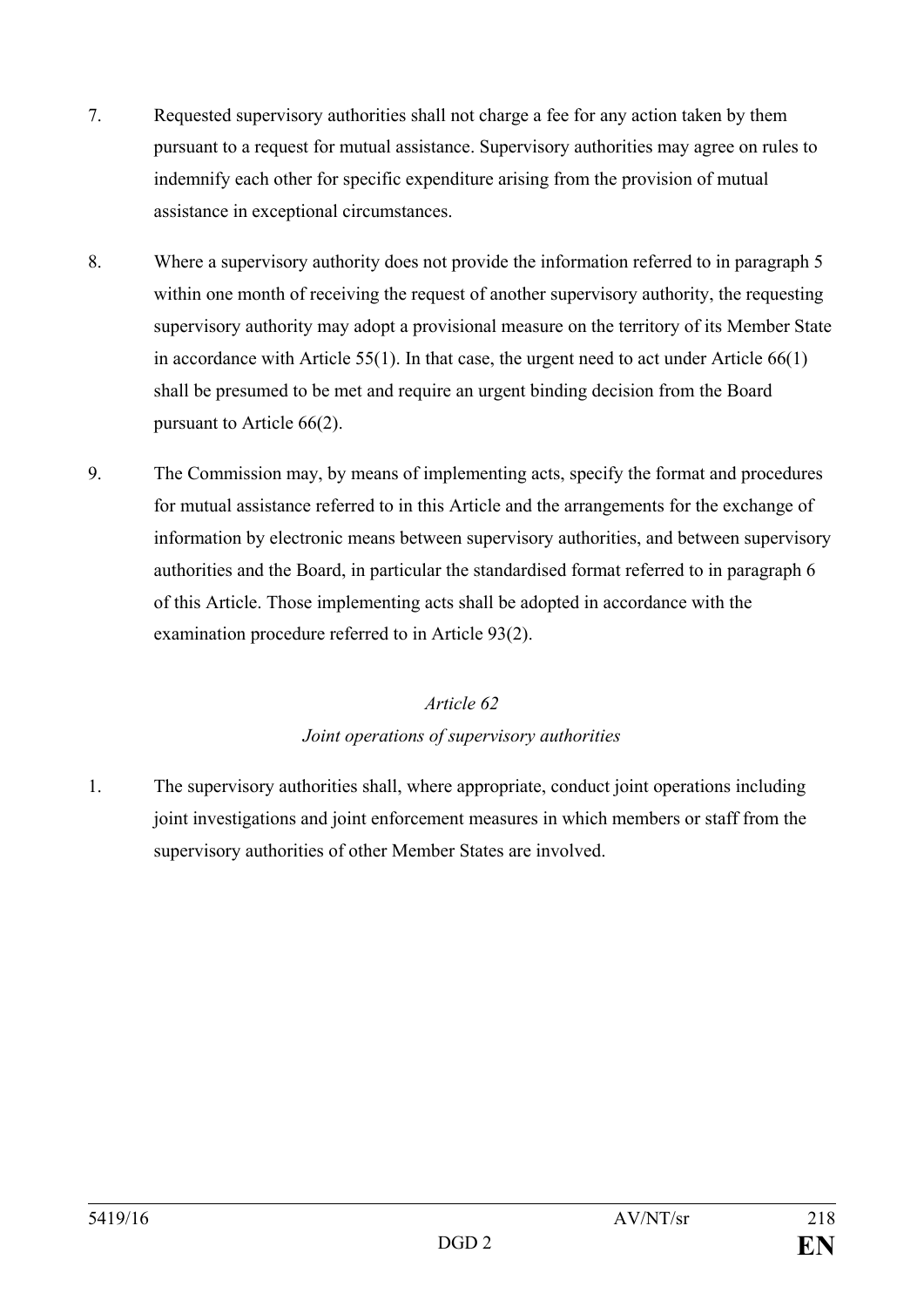7. Requested supervisory authorities shall not charge a fee for any action taken by them pursuant to a request for mutual assistance. Supervisory authorities may agree on rules to indemnify each other for specific expenditure arising from the provision of mutual assistance in exceptional circumstances.

8. Where a supervisory authority does not provide the information referred to in paragraph 5 within one month of receiving the request of another supervisory authority, the requesting supervisory authority may adopt a provisional measure on the territory of its Member State in accordance with Article 55(1). In that case, the urgent need to act under Article 66(1) shall be presumed to be met and require an urgent binding decision from the Board pursuant to Article 66(2).

9. The Commission may, by means of implementing acts, specify the format and procedures for mutual assistance referred to in this Article and the arrangements for the exchange of information by electronic means between supervisory authorities, and between supervisory authorities and the Board, in particular the standardised format referred to in paragraph 6 of this Article. Those implementing acts shall be adopted in accordance with the examination procedure referred to in Article 93(2).

*Article 62*

*Joint operations of supervisory authorities*

1. The supervisory authorities shall, where appropriate, conduct joint operations including joint investigations and joint enforcement measures in which members or staff from the supervisory authorities of other Member States are involved.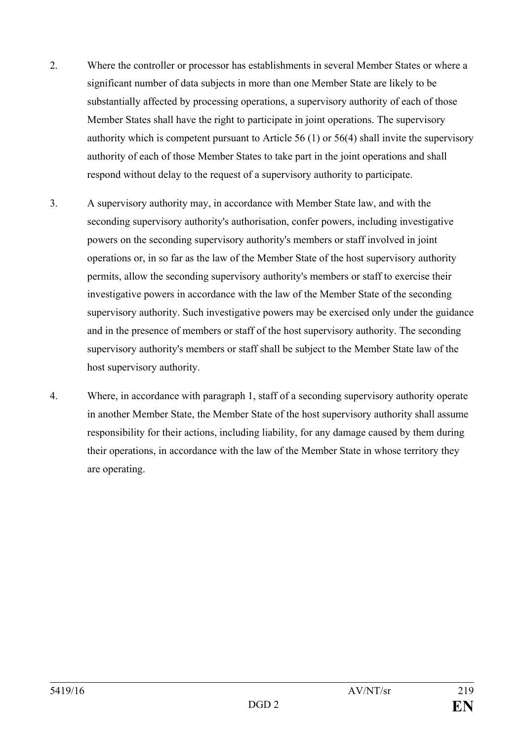2. Where the controller or processor has establishments in several Member States or where a significant number of data subjects in more than one Member State are likely to be substantially affected by processing operations, a supervisory authority of each of those Member States shall have the right to participate in joint operations. The supervisory authority which is competent pursuant to Article 56 (1) or 56(4) shall invite the supervisory authority of each of those Member States to take part in the joint operations and shall respond without delay to the request of a supervisory authority to participate.

3. A supervisory authority may, in accordance with Member State law, and with the seconding supervisory authority's authorisation, confer powers, including investigative powers on the seconding supervisory authority's members or staff involved in joint operations or, in so far as the law of the Member State of the host supervisory authority permits, allow the seconding supervisory authority's members or staff to exercise their investigative powers in accordance with the law of the Member State of the seconding supervisory authority. Such investigative powers may be exercised only under the guidance and in the presence of members or staff of the host supervisory authority. The seconding supervisory authority's members or staff shall be subject to the Member State law of the host supervisory authority.

4. Where, in accordance with paragraph 1, staff of a seconding supervisory authority operate in another Member State, the Member State of the host supervisory authority shall assume responsibility for their actions, including liability, for any damage caused by them during their operations, in accordance with the law of the Member State in whose territory they are operating.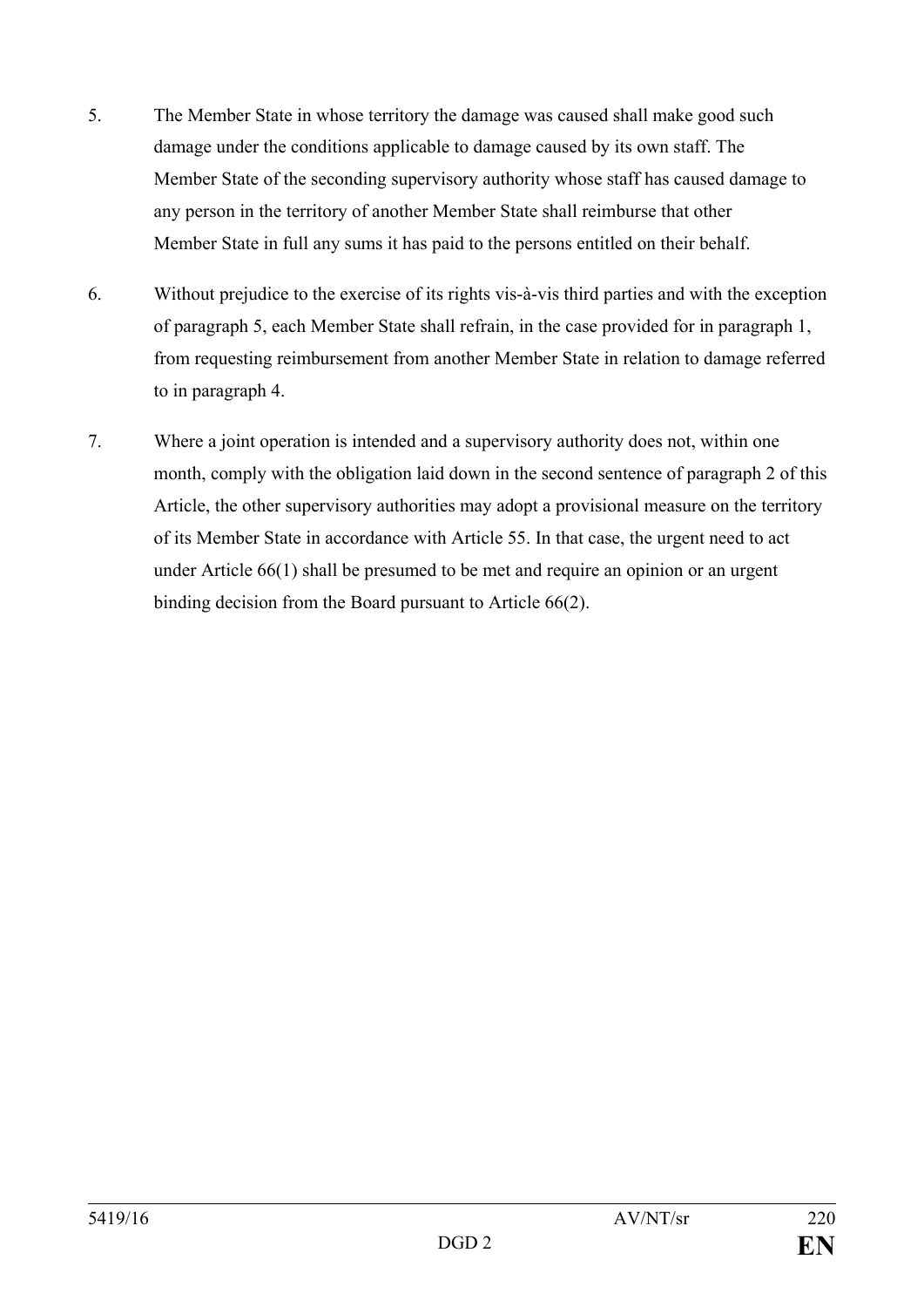5. The Member State in whose territory the damage was caused shall make good such damage under the conditions applicable to damage caused by its own staff. The Member State of the seconding supervisory authority whose staff has caused damage to any person in the territory of another Member State shall reimburse that other Member State in full any sums it has paid to the persons entitled on their behalf.

6. Without prejudice to the exercise of its rights vis-à-vis third parties and with the exception of paragraph 5, each Member State shall refrain, in the case provided for in paragraph 1, from requesting reimbursement from another Member State in relation to damage referred to in paragraph 4.

7. Where a joint operation is intended and a supervisory authority does not, within one month, comply with the obligation laid down in the second sentence of paragraph 2 of this Article, the other supervisory authorities may adopt a provisional measure on the territory of its Member State in accordance with Article 55. In that case, the urgent need to act under Article 66(1) shall be presumed to be met and require an opinion or an urgent binding decision from the Board pursuant to Article 66(2).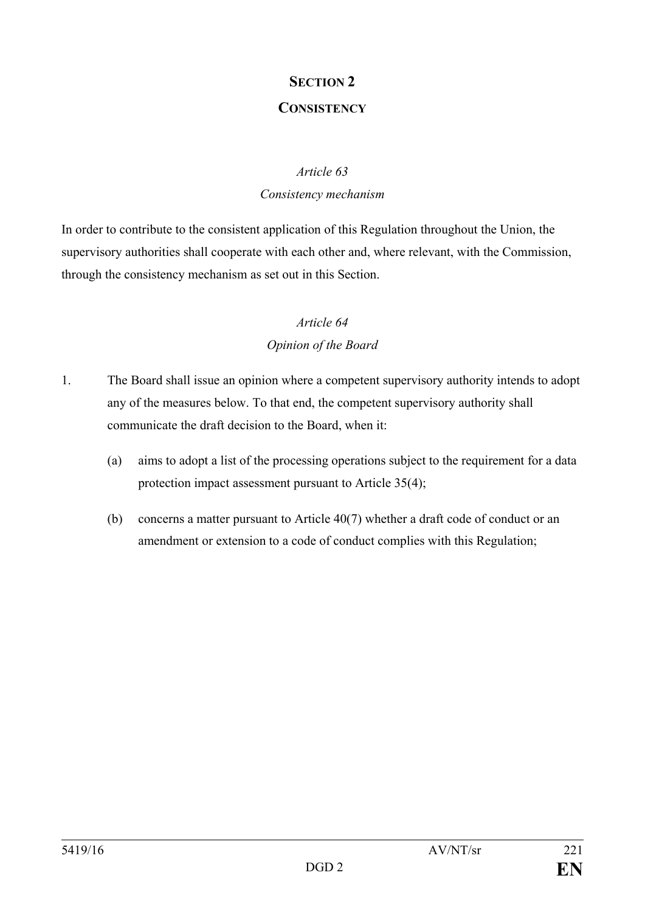## SECTION 2

## CONSISTENCY

### *Article 63*

### *Consistency mechanism*

In order to contribute to the consistent application of this Regulation throughout the Union, the supervisory authorities shall cooperate with each other and, where relevant, with the Commission, through the consistency mechanism as set out in this Section.

### *Article 64*

### *Opinion of the Board*

1. The Board shall issue an opinion where a competent supervisory authority intends to adopt any of the measures below. To that end, the competent supervisory authority shall communicate the draft decision to the Board, when it:

   (a) aims to adopt a list of the processing operations subject to the requirement for a data protection impact assessment pursuant to Article 35(4);

   (b) concerns a matter pursuant to Article 40(7) whether a draft code of conduct or an amendment or extension to a code of conduct complies with this Regulation;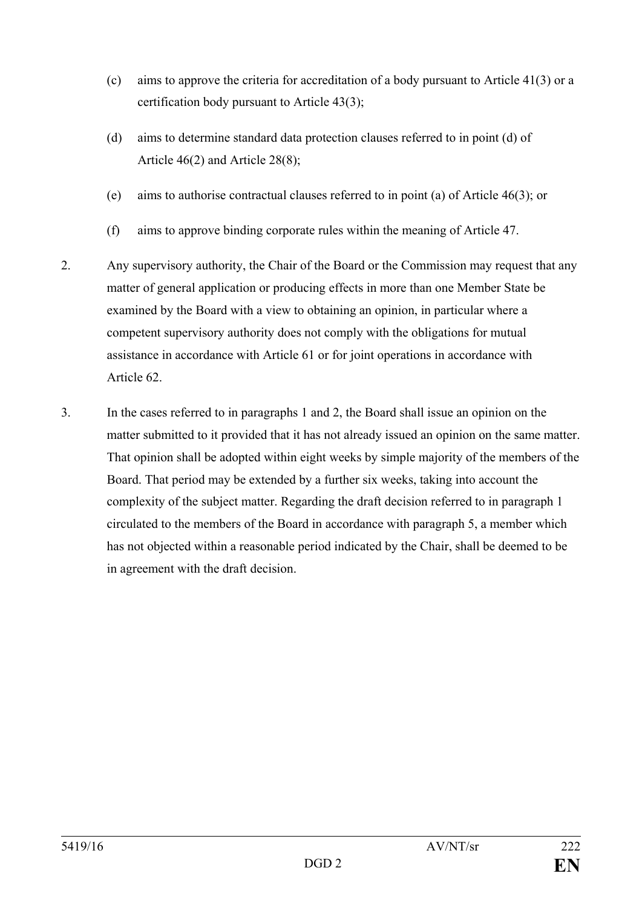(c) aims to approve the criteria for accreditation of a body pursuant to Article 41(3) or a certification body pursuant to Article 43(3);

(d) aims to determine standard data protection clauses referred to in point (d) of Article 46(2) and Article 28(8);

(e) aims to authorise contractual clauses referred to in point (a) of Article 46(3); or

(f) aims to approve binding corporate rules within the meaning of Article 47.

2. Any supervisory authority, the Chair of the Board or the Commission may request that any matter of general application or producing effects in more than one Member State be examined by the Board with a view to obtaining an opinion, in particular where a competent supervisory authority does not comply with the obligations for mutual assistance in accordance with Article 61 or for joint operations in accordance with Article 62.

3. In the cases referred to in paragraphs 1 and 2, the Board shall issue an opinion on the matter submitted to it provided that it has not already issued an opinion on the same matter. That opinion shall be adopted within eight weeks by simple majority of the members of the Board. That period may be extended by a further six weeks, taking into account the complexity of the subject matter. Regarding the draft decision referred to in paragraph 1 circulated to the members of the Board in accordance with paragraph 5, a member which has not objected within a reasonable period indicated by the Chair, shall be deemed to be in agreement with the draft decision.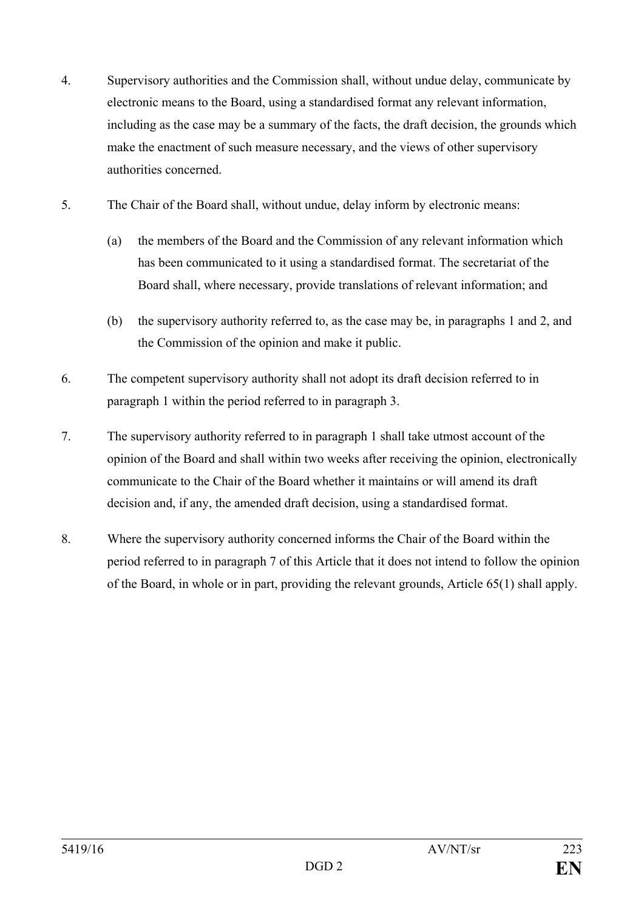4. Supervisory authorities and the Commission shall, without undue delay, communicate by electronic means to the Board, using a standardised format any relevant information, including as the case may be a summary of the facts, the draft decision, the grounds which make the enactment of such measure necessary, and the views of other supervisory authorities concerned.

5. The Chair of the Board shall, without undue, delay inform by electronic means:

   (a) the members of the Board and the Commission of any relevant information which has been communicated to it using a standardised format. The secretariat of the Board shall, where necessary, provide translations of relevant information; and

   (b) the supervisory authority referred to, as the case may be, in paragraphs 1 and 2, and the Commission of the opinion and make it public.

6. The competent supervisory authority shall not adopt its draft decision referred to in paragraph 1 within the period referred to in paragraph 3.

7. The supervisory authority referred to in paragraph 1 shall take utmost account of the opinion of the Board and shall within two weeks after receiving the opinion, electronically communicate to the Chair of the Board whether it maintains or will amend its draft decision and, if any, the amended draft decision, using a standardised format.

8. Where the supervisory authority concerned informs the Chair of the Board within the period referred to in paragraph 7 of this Article that it does not intend to follow the opinion of the Board, in whole or in part, providing the relevant grounds, Article 65(1) shall apply.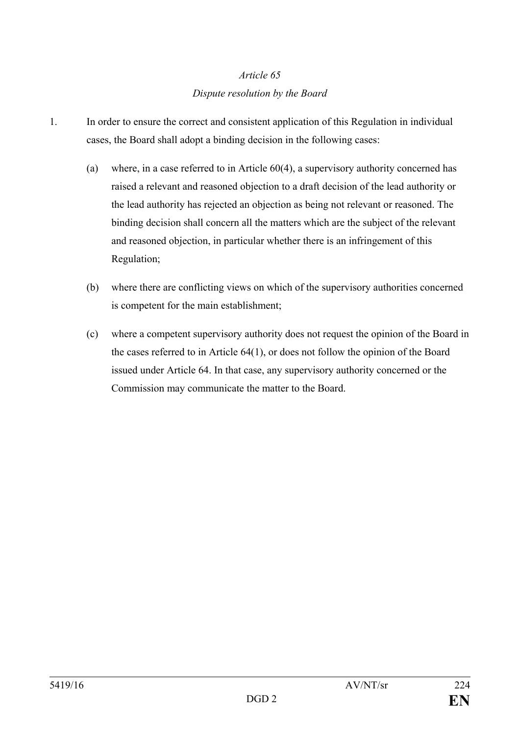*Article 65*

*Dispute resolution by the Board*

1. In order to ensure the correct and consistent application of this Regulation in individual cases, the Board shall adopt a binding decision in the following cases:

   (a) where, in a case referred to in Article 60(4), a supervisory authority concerned has raised a relevant and reasoned objection to a draft decision of the lead authority or the lead authority has rejected an objection as being not relevant or reasoned. The binding decision shall concern all the matters which are the subject of the relevant and reasoned objection, in particular whether there is an infringement of this Regulation;

   (b) where there are conflicting views on which of the supervisory authorities concerned is competent for the main establishment;

   (c) where a competent supervisory authority does not request the opinion of the Board in the cases referred to in Article 64(1), or does not follow the opinion of the Board issued under Article 64. In that case, any supervisory authority concerned or the Commission may communicate the matter to the Board.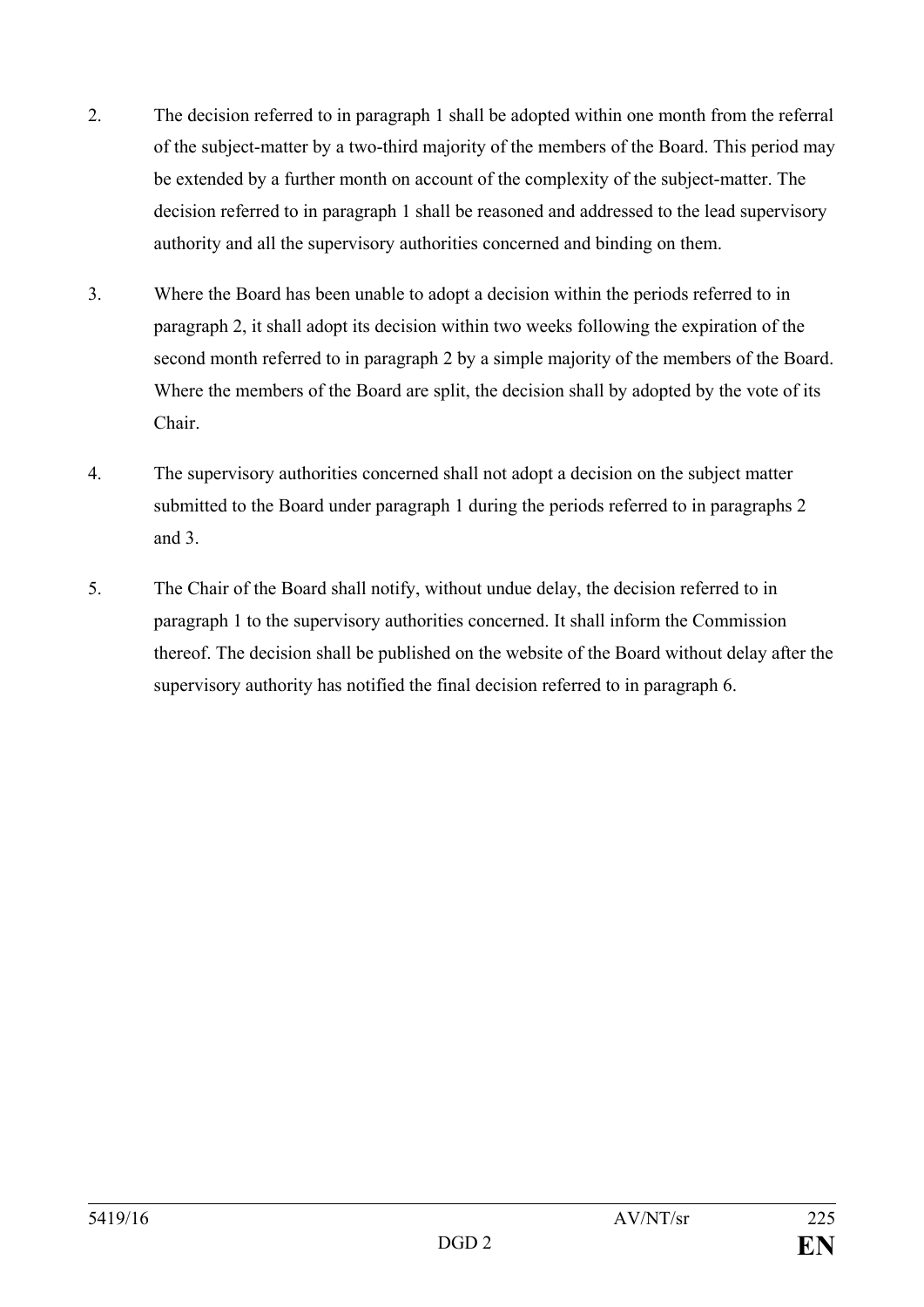2. The decision referred to in paragraph 1 shall be adopted within one month from the referral of the subject-matter by a two-third majority of the members of the Board. This period may be extended by a further month on account of the complexity of the subject-matter. The decision referred to in paragraph 1 shall be reasoned and addressed to the lead supervisory authority and all the supervisory authorities concerned and binding on them.

3. Where the Board has been unable to adopt a decision within the periods referred to in paragraph 2, it shall adopt its decision within two weeks following the expiration of the second month referred to in paragraph 2 by a simple majority of the members of the Board. Where the members of the Board are split, the decision shall by adopted by the vote of its Chair.

4. The supervisory authorities concerned shall not adopt a decision on the subject matter submitted to the Board under paragraph 1 during the periods referred to in paragraphs 2 and 3.

5. The Chair of the Board shall notify, without undue delay, the decision referred to in paragraph 1 to the supervisory authorities concerned. It shall inform the Commission thereof. The decision shall be published on the website of the Board without delay after the supervisory authority has notified the final decision referred to in paragraph 6.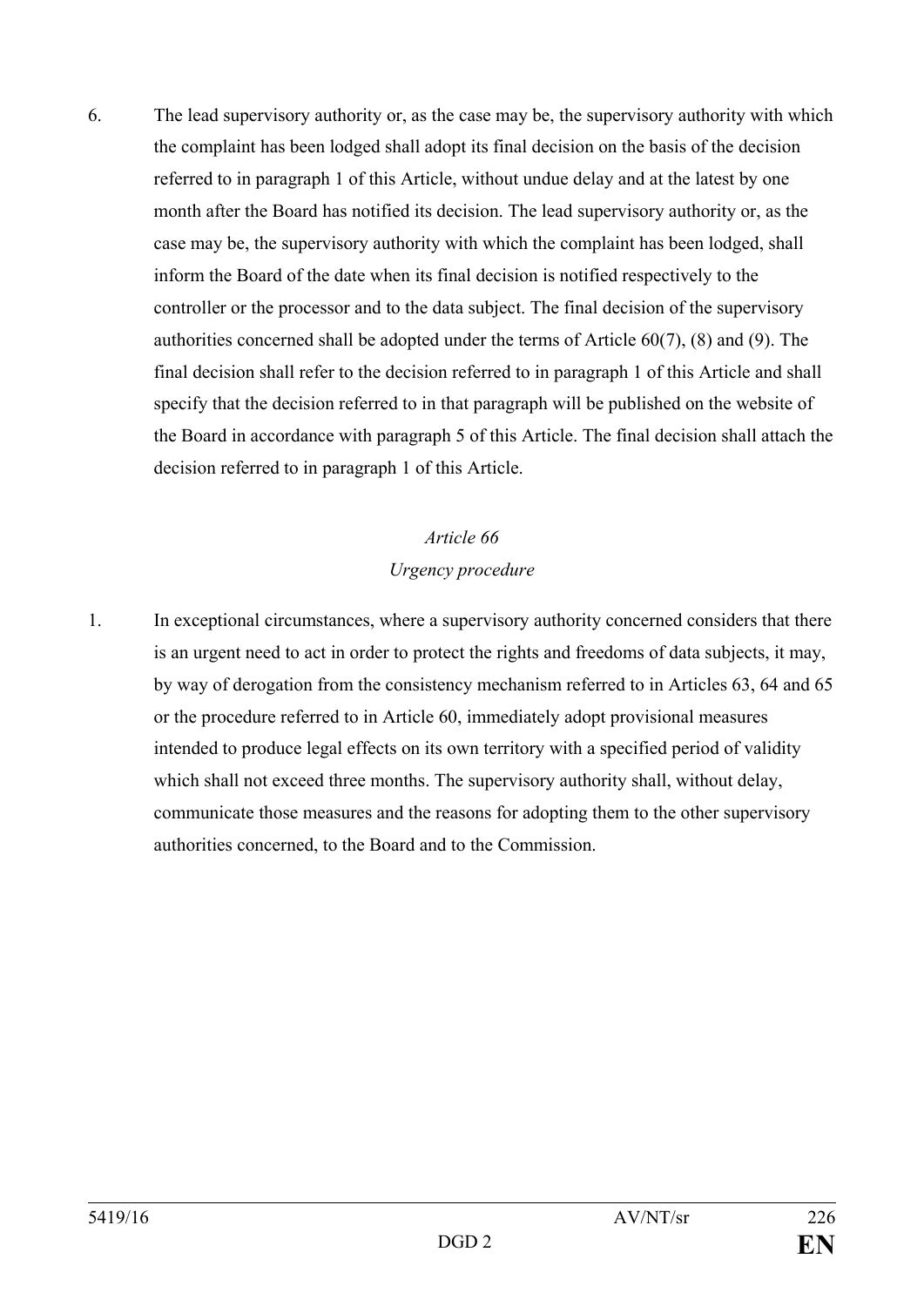6. The lead supervisory authority or, as the case may be, the supervisory authority with which the complaint has been lodged shall adopt its final decision on the basis of the decision referred to in paragraph 1 of this Article, without undue delay and at the latest by one month after the Board has notified its decision. The lead supervisory authority or, as the case may be, the supervisory authority with which the complaint has been lodged, shall inform the Board of the date when its final decision is notified respectively to the controller or the processor and to the data subject. The final decision of the supervisory authorities concerned shall be adopted under the terms of Article 60(7), (8) and (9). The final decision shall refer to the decision referred to in paragraph 1 of this Article and shall specify that the decision referred to in that paragraph will be published on the website of the Board in accordance with paragraph 5 of this Article. The final decision shall attach the decision referred to in paragraph 1 of this Article.

*Article 66*

*Urgency procedure*

1. In exceptional circumstances, where a supervisory authority concerned considers that there is an urgent need to act in order to protect the rights and freedoms of data subjects, it may, by way of derogation from the consistency mechanism referred to in Articles 63, 64 and 65 or the procedure referred to in Article 60, immediately adopt provisional measures intended to produce legal effects on its own territory with a specified period of validity which shall not exceed three months. The supervisory authority shall, without delay, communicate those measures and the reasons for adopting them to the other supervisory authorities concerned, to the Board and to the Commission.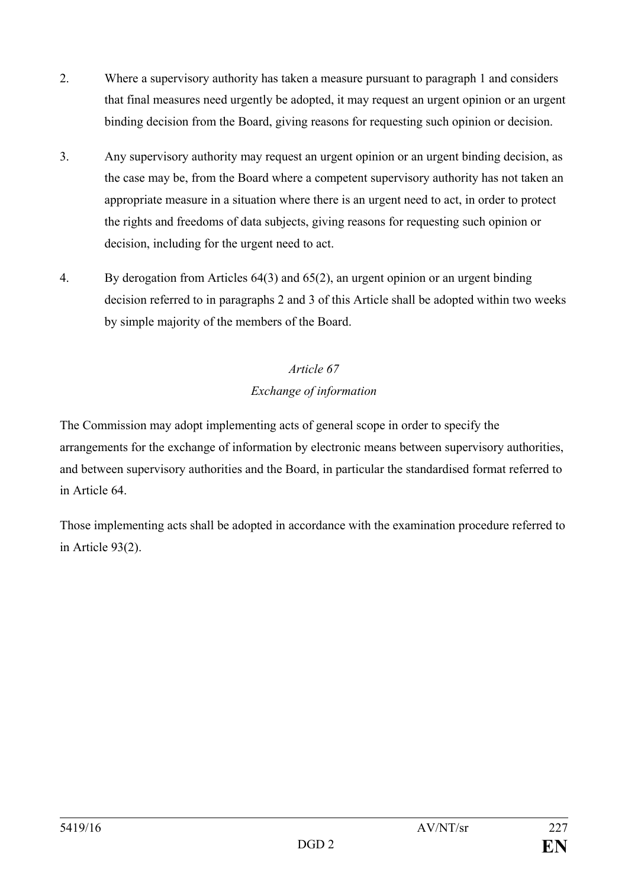2. Where a supervisory authority has taken a measure pursuant to paragraph 1 and considers that final measures need urgently be adopted, it may request an urgent opinion or an urgent binding decision from the Board, giving reasons for requesting such opinion or decision.

3. Any supervisory authority may request an urgent opinion or an urgent binding decision, as the case may be, from the Board where a competent supervisory authority has not taken an appropriate measure in a situation where there is an urgent need to act, in order to protect the rights and freedoms of data subjects, giving reasons for requesting such opinion or decision, including for the urgent need to act.

4. By derogation from Articles 64(3) and 65(2), an urgent opinion or an urgent binding decision referred to in paragraphs 2 and 3 of this Article shall be adopted within two weeks by simple majority of the members of the Board.

### *Article 67*
### *Exchange of information*

The Commission may adopt implementing acts of general scope in order to specify the arrangements for the exchange of information by electronic means between supervisory authorities, and between supervisory authorities and the Board, in particular the standardised format referred to in Article 64.

Those implementing acts shall be adopted in accordance with the examination procedure referred to in Article 93(2).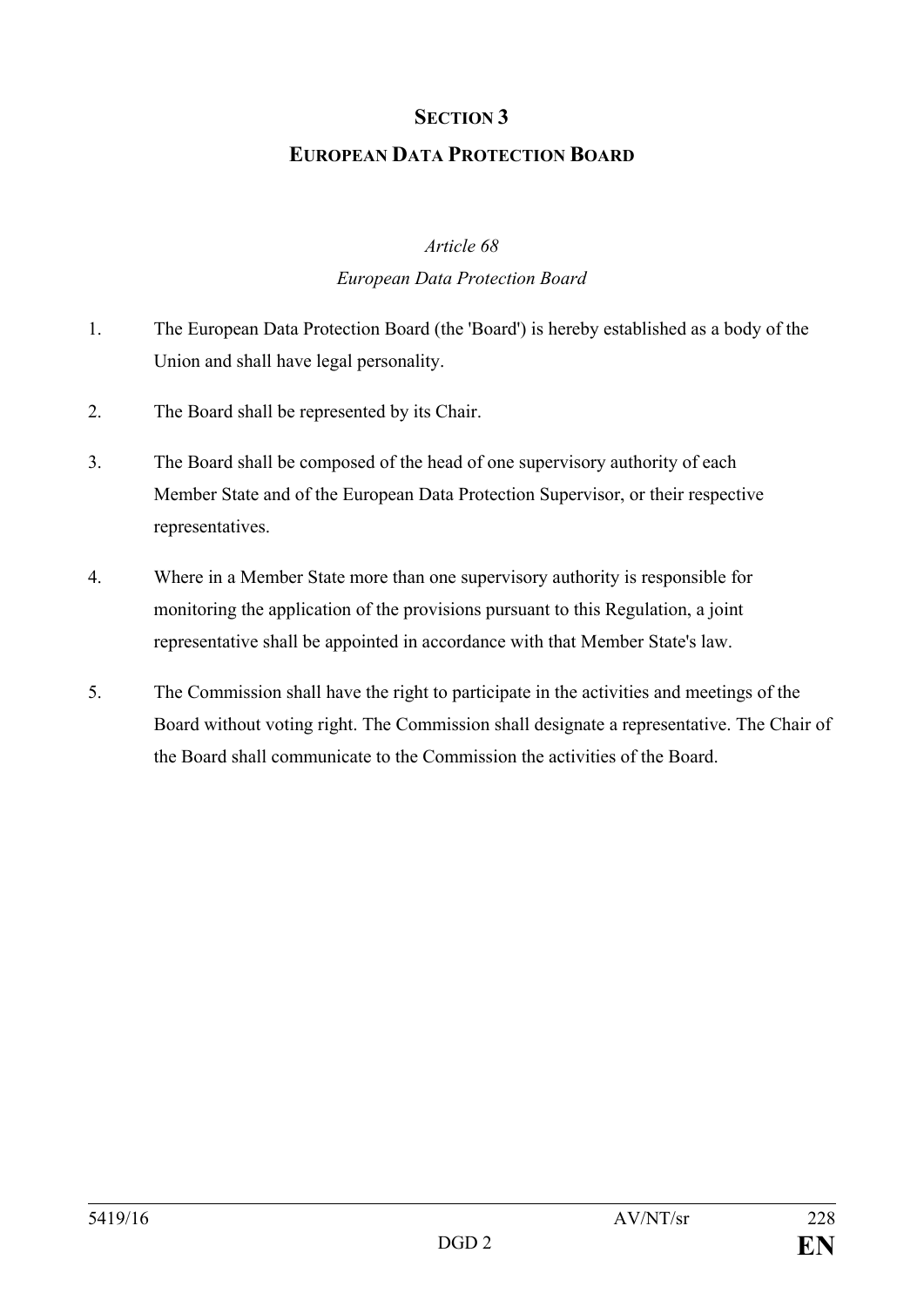## SECTION 3

## EUROPEAN DATA PROTECTION BOARD

### *Article 68*

### *European Data Protection Board*

1. The European Data Protection Board (the 'Board') is hereby established as a body of the Union and shall have legal personality.

2. The Board shall be represented by its Chair.

3. The Board shall be composed of the head of one supervisory authority of each Member State and of the European Data Protection Supervisor, or their respective representatives.

4. Where in a Member State more than one supervisory authority is responsible for monitoring the application of the provisions pursuant to this Regulation, a joint representative shall be appointed in accordance with that Member State's law.

5. The Commission shall have the right to participate in the activities and meetings of the Board without voting right. The Commission shall designate a representative. The Chair of the Board shall communicate to the Commission the activities of the Board.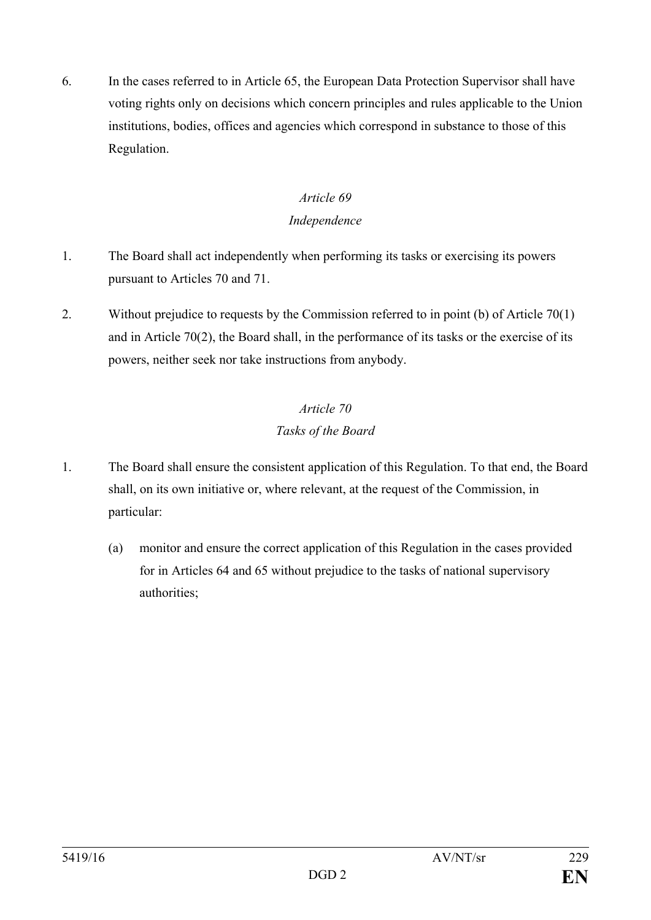6. In the cases referred to in Article 65, the European Data Protection Supervisor shall have voting rights only on decisions which concern principles and rules applicable to the Union institutions, bodies, offices and agencies which correspond in substance to those of this Regulation.

*Article 69*

*Independence*

1. The Board shall act independently when performing its tasks or exercising its powers pursuant to Articles 70 and 71.

2. Without prejudice to requests by the Commission referred to in point (b) of Article 70(1) and in Article 70(2), the Board shall, in the performance of its tasks or the exercise of its powers, neither seek nor take instructions from anybody.

*Article 70*

*Tasks of the Board*

1. The Board shall ensure the consistent application of this Regulation. To that end, the Board shall, on its own initiative or, where relevant, at the request of the Commission, in particular:

   (a) monitor and ensure the correct application of this Regulation in the cases provided for in Articles 64 and 65 without prejudice to the tasks of national supervisory authorities;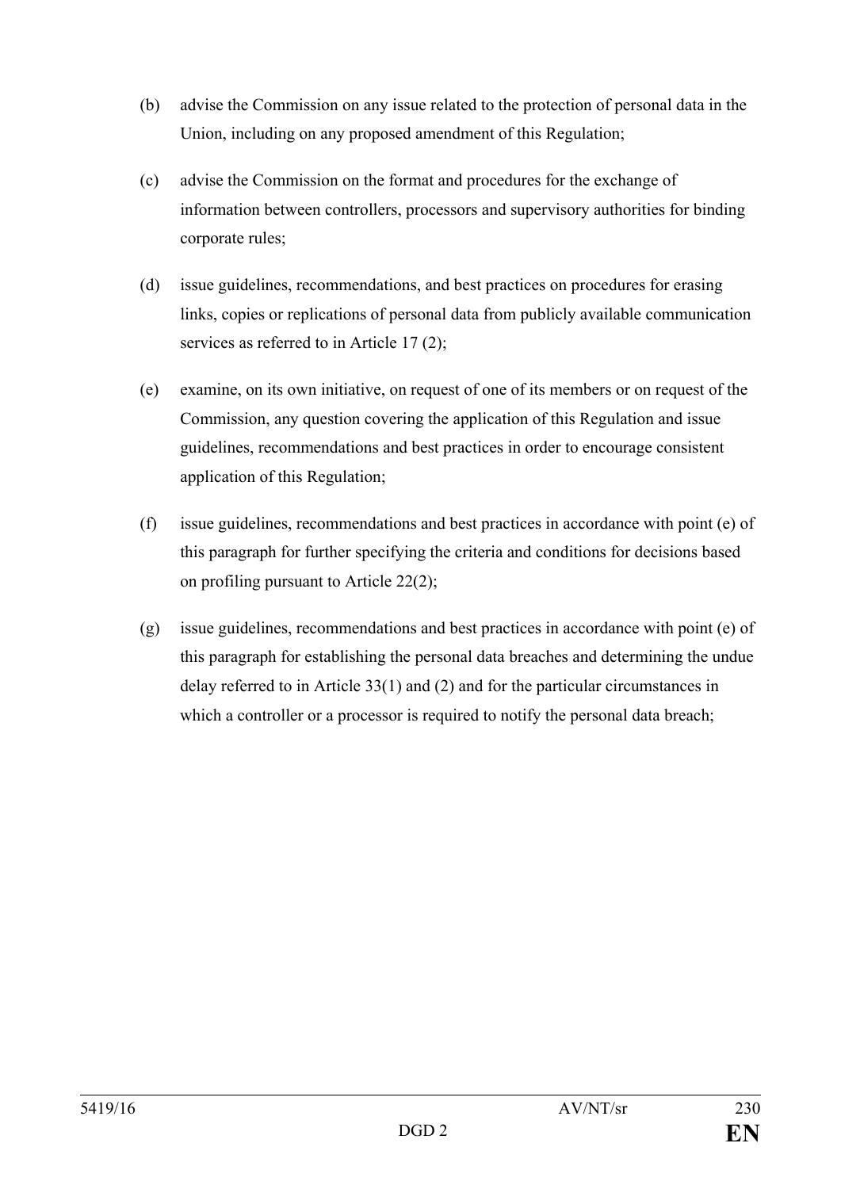(b) advise the Commission on any issue related to the protection of personal data in the Union, including on any proposed amendment of this Regulation;

(c) advise the Commission on the format and procedures for the exchange of information between controllers, processors and supervisory authorities for binding corporate rules;

(d) issue guidelines, recommendations, and best practices on procedures for erasing links, copies or replications of personal data from publicly available communication services as referred to in Article 17 (2);

(e) examine, on its own initiative, on request of one of its members or on request of the Commission, any question covering the application of this Regulation and issue guidelines, recommendations and best practices in order to encourage consistent application of this Regulation;

(f) issue guidelines, recommendations and best practices in accordance with point (e) of this paragraph for further specifying the criteria and conditions for decisions based on profiling pursuant to Article 22(2);

(g) issue guidelines, recommendations and best practices in accordance with point (e) of this paragraph for establishing the personal data breaches and determining the undue delay referred to in Article 33(1) and (2) and for the particular circumstances in which a controller or a processor is required to notify the personal data breach;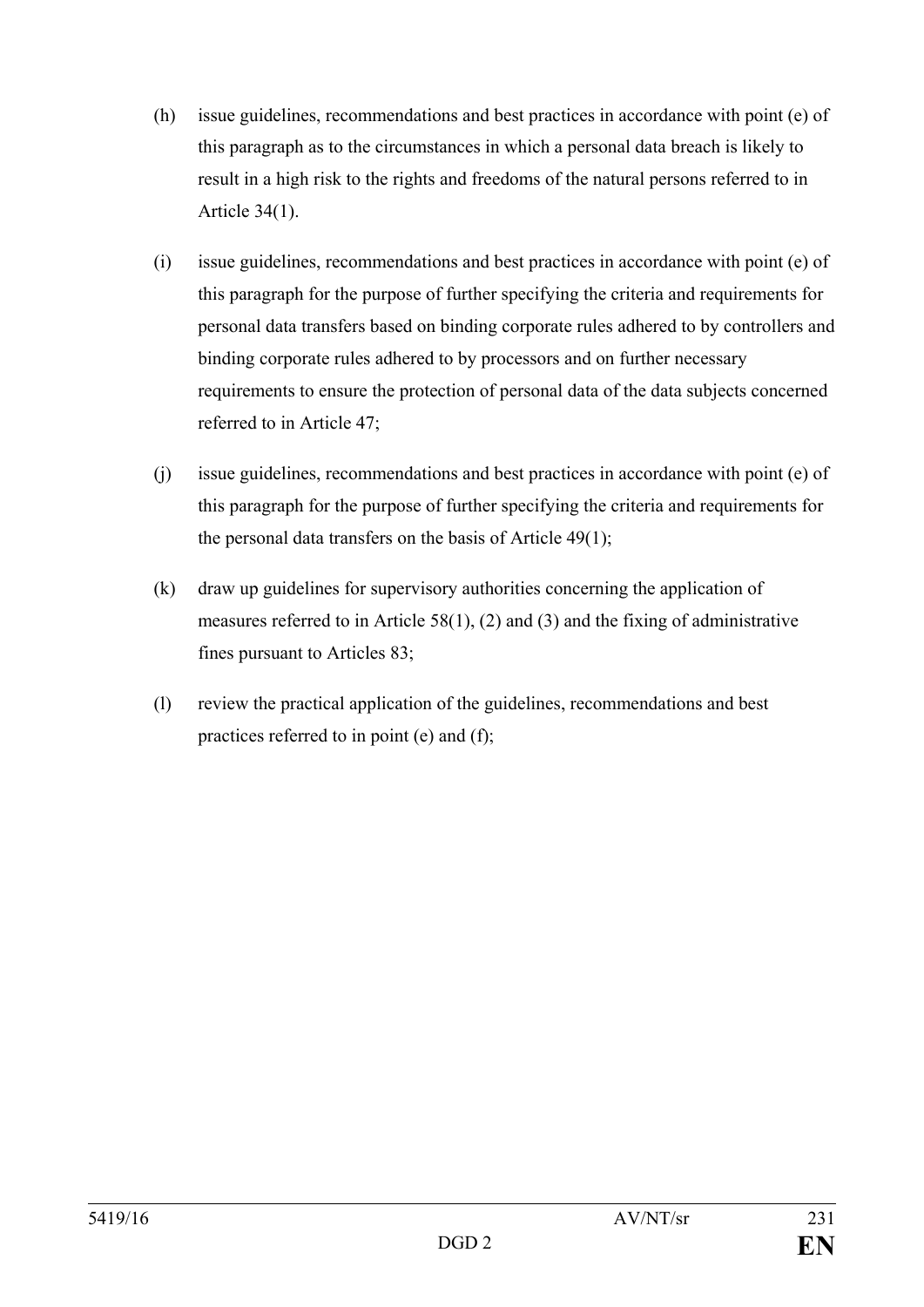(h) issue guidelines, recommendations and best practices in accordance with point (e) of this paragraph as to the circumstances in which a personal data breach is likely to result in a high risk to the rights and freedoms of the natural persons referred to in Article 34(1).

(i) issue guidelines, recommendations and best practices in accordance with point (e) of this paragraph for the purpose of further specifying the criteria and requirements for personal data transfers based on binding corporate rules adhered to by controllers and binding corporate rules adhered to by processors and on further necessary requirements to ensure the protection of personal data of the data subjects concerned referred to in Article 47;

(j) issue guidelines, recommendations and best practices in accordance with point (e) of this paragraph for the purpose of further specifying the criteria and requirements for the personal data transfers on the basis of Article 49(1);

(k) draw up guidelines for supervisory authorities concerning the application of measures referred to in Article 58(1), (2) and (3) and the fixing of administrative fines pursuant to Articles 83;

(l) review the practical application of the guidelines, recommendations and best practices referred to in point (e) and (f);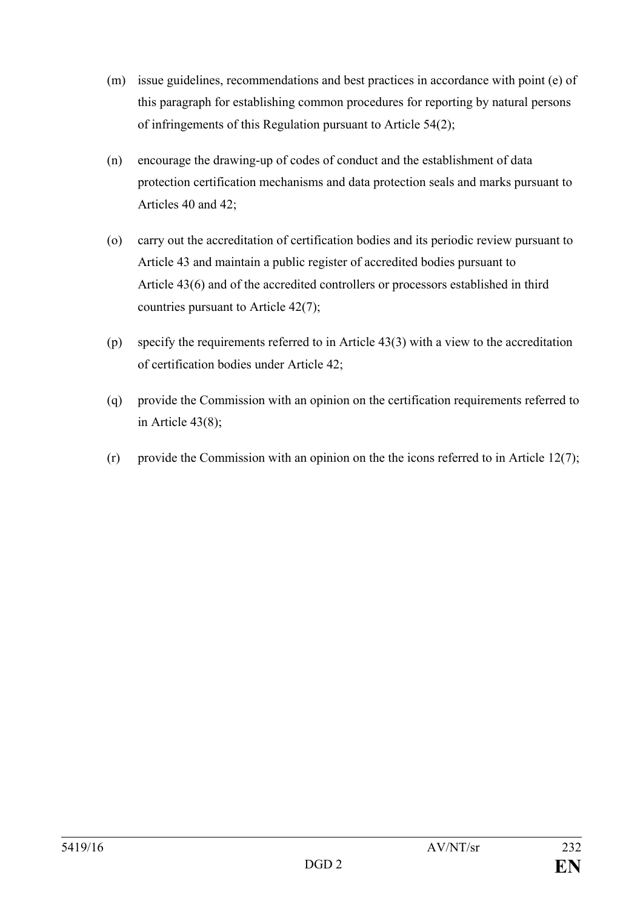(m) issue guidelines, recommendations and best practices in accordance with point (e) of this paragraph for establishing common procedures for reporting by natural persons of infringements of this Regulation pursuant to Article 54(2);

(n) encourage the drawing-up of codes of conduct and the establishment of data protection certification mechanisms and data protection seals and marks pursuant to Articles 40 and 42;

(o) carry out the accreditation of certification bodies and its periodic review pursuant to Article 43 and maintain a public register of accredited bodies pursuant to Article 43(6) and of the accredited controllers or processors established in third countries pursuant to Article 42(7);

(p) specify the requirements referred to in Article 43(3) with a view to the accreditation of certification bodies under Article 42;

(q) provide the Commission with an opinion on the certification requirements referred to in Article 43(8);

(r) provide the Commission with an opinion on the the icons referred to in Article 12(7);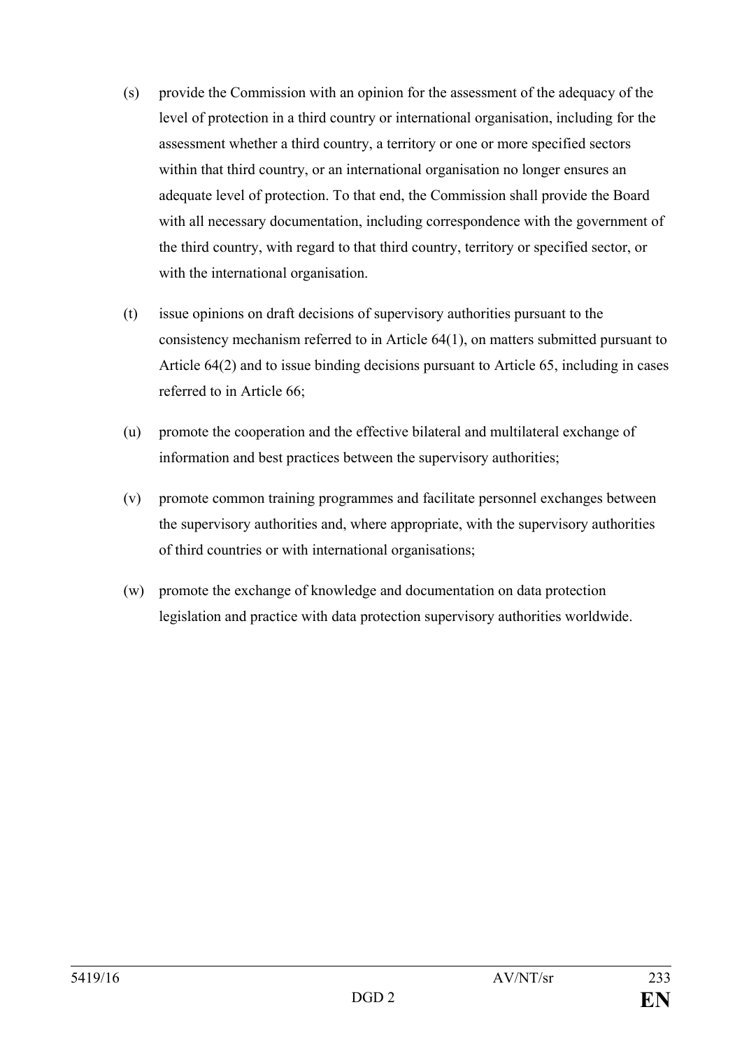(s) provide the Commission with an opinion for the assessment of the adequacy of the level of protection in a third country or international organisation, including for the assessment whether a third country, a territory or one or more specified sectors within that third country, or an international organisation no longer ensures an adequate level of protection. To that end, the Commission shall provide the Board with all necessary documentation, including correspondence with the government of the third country, with regard to that third country, territory or specified sector, or with the international organisation.

(t) issue opinions on draft decisions of supervisory authorities pursuant to the consistency mechanism referred to in Article 64(1), on matters submitted pursuant to Article 64(2) and to issue binding decisions pursuant to Article 65, including in cases referred to in Article 66;

(u) promote the cooperation and the effective bilateral and multilateral exchange of information and best practices between the supervisory authorities;

(v) promote common training programmes and facilitate personnel exchanges between the supervisory authorities and, where appropriate, with the supervisory authorities of third countries or with international organisations;

(w) promote the exchange of knowledge and documentation on data protection legislation and practice with data protection supervisory authorities worldwide.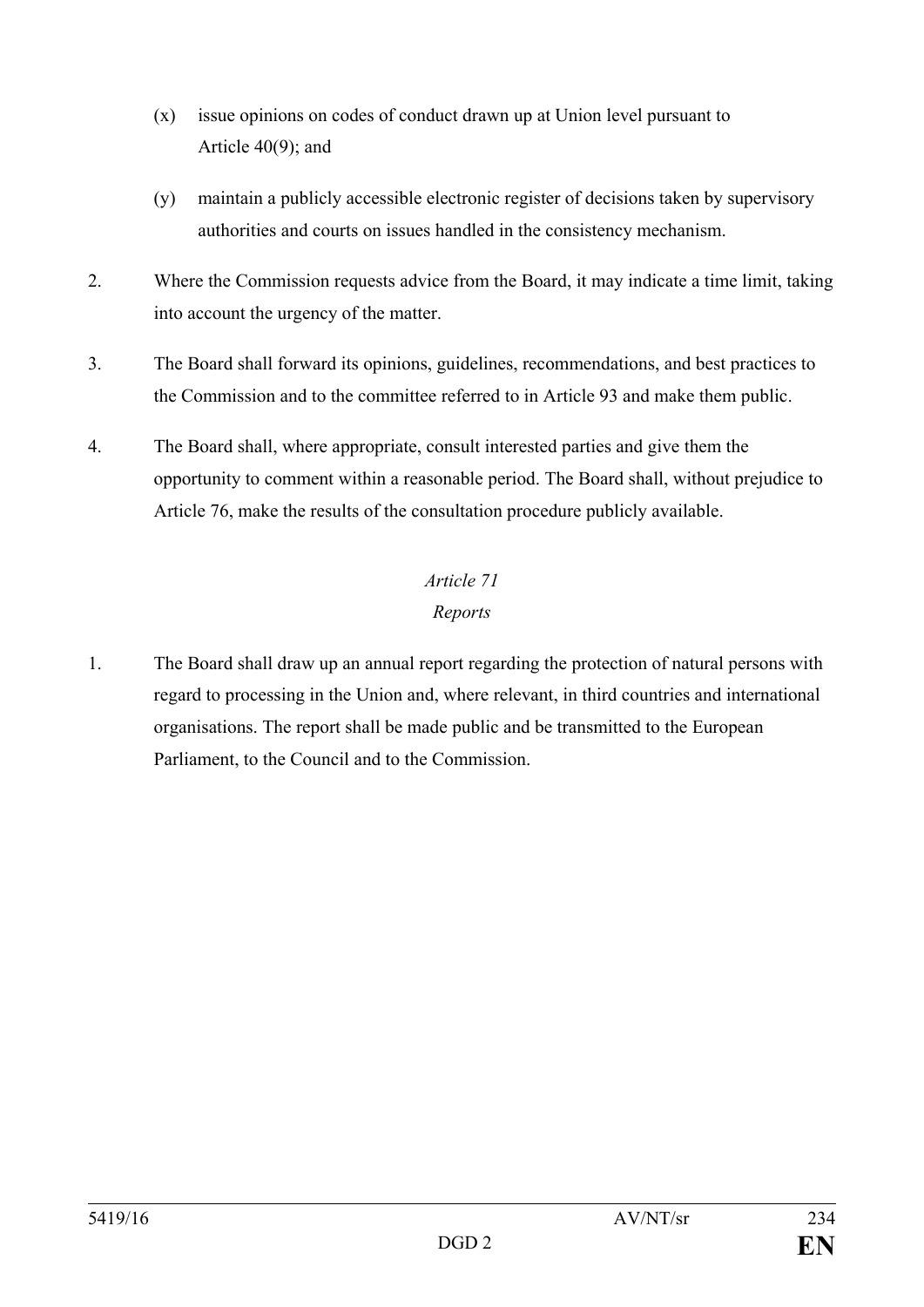(x) issue opinions on codes of conduct drawn up at Union level pursuant to Article 40(9); and

(y) maintain a publicly accessible electronic register of decisions taken by supervisory authorities and courts on issues handled in the consistency mechanism.

2. Where the Commission requests advice from the Board, it may indicate a time limit, taking into account the urgency of the matter.

3. The Board shall forward its opinions, guidelines, recommendations, and best practices to the Commission and to the committee referred to in Article 93 and make them public.

4. The Board shall, where appropriate, consult interested parties and give them the opportunity to comment within a reasonable period. The Board shall, without prejudice to Article 76, make the results of the consultation procedure publicly available.

*Article 71*

*Reports*

1. The Board shall draw up an annual report regarding the protection of natural persons with regard to processing in the Union and, where relevant, in third countries and international organisations. The report shall be made public and be transmitted to the European Parliament, to the Council and to the Commission.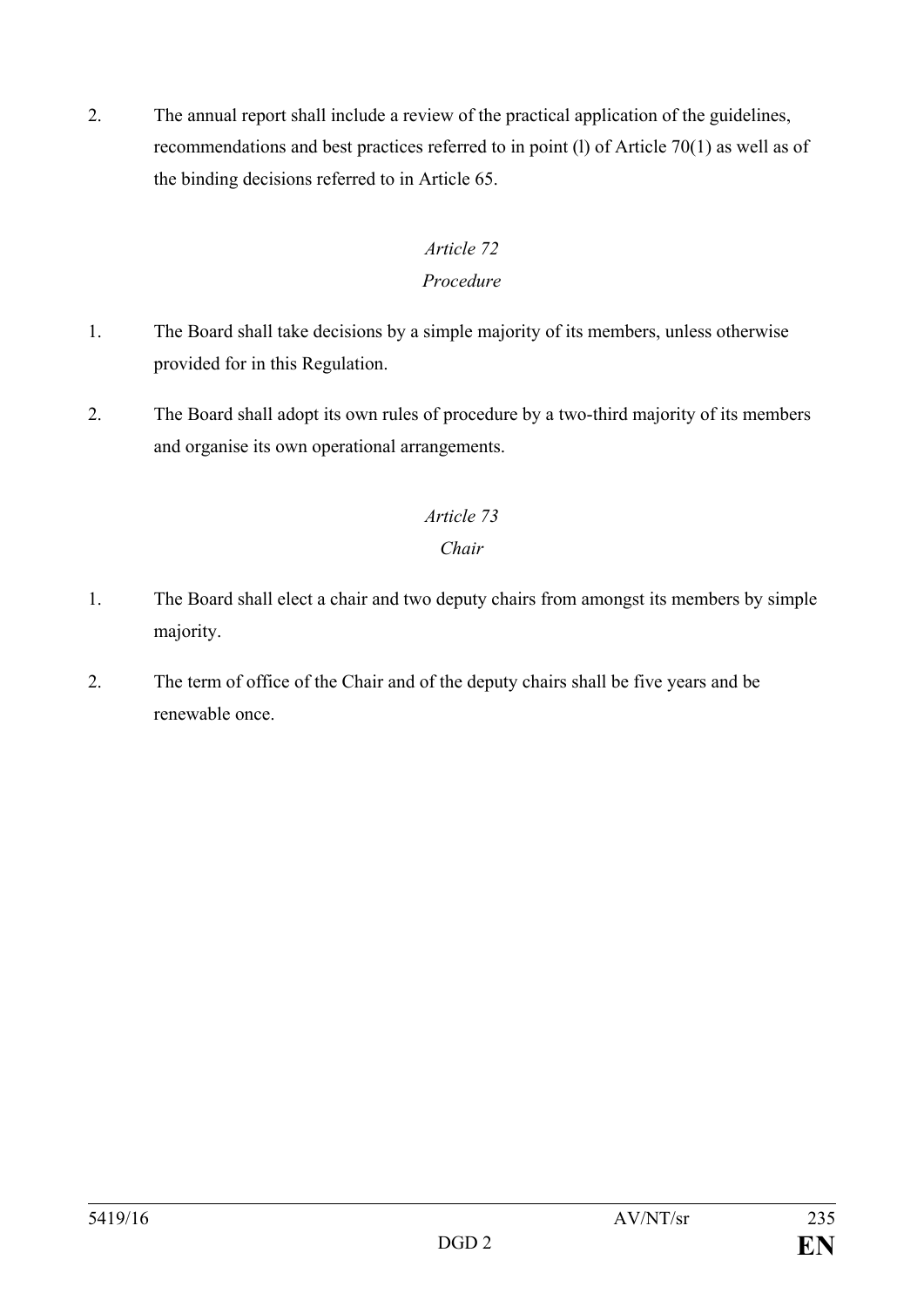2. The annual report shall include a review of the practical application of the guidelines, recommendations and best practices referred to in point (l) of Article 70(1) as well as of the binding decisions referred to in Article 65.

### *Article 72*
### *Procedure*

1. The Board shall take decisions by a simple majority of its members, unless otherwise provided for in this Regulation.

2. The Board shall adopt its own rules of procedure by a two-third majority of its members and organise its own operational arrangements.

### *Article 73*
### *Chair*

1. The Board shall elect a chair and two deputy chairs from amongst its members by simple majority.

2. The term of office of the Chair and of the deputy chairs shall be five years and be renewable once.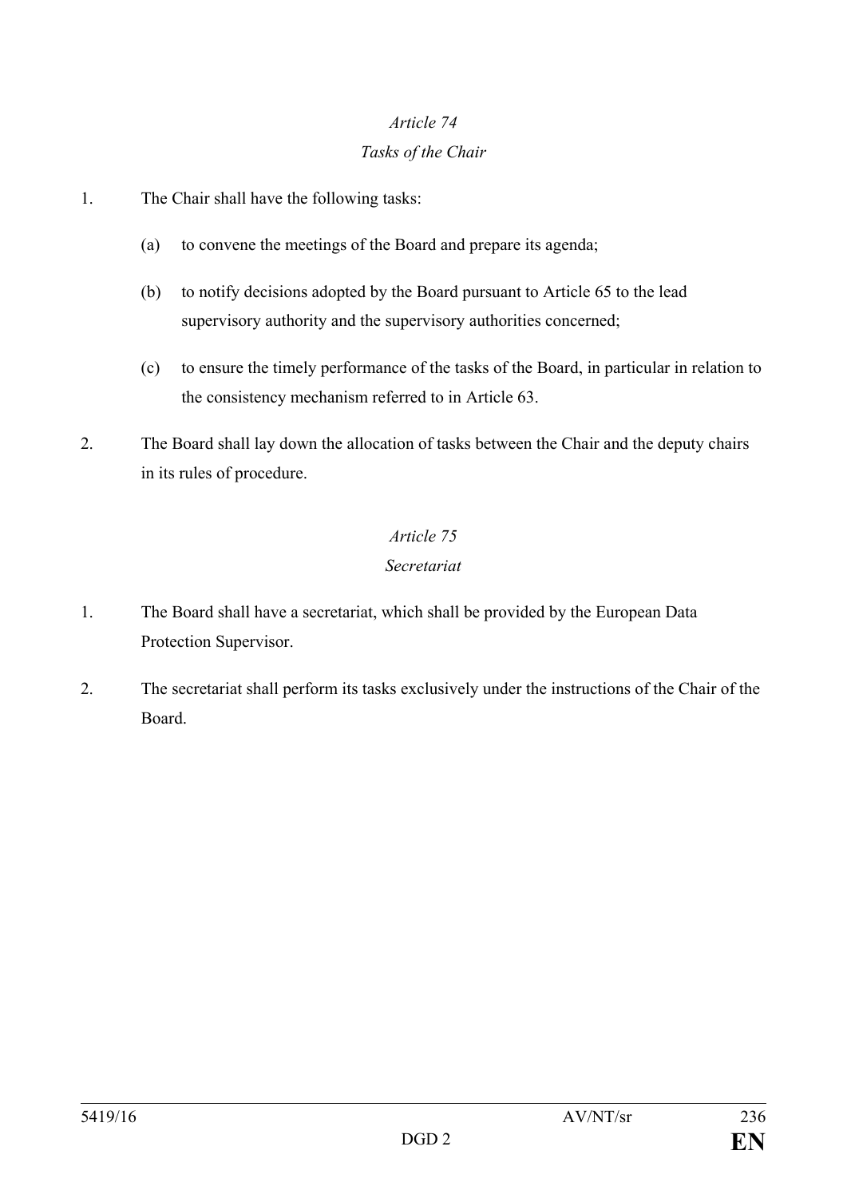*Article 74*

*Tasks of the Chair*

1. The Chair shall have the following tasks:

   (a) to convene the meetings of the Board and prepare its agenda;

   (b) to notify decisions adopted by the Board pursuant to Article 65 to the lead supervisory authority and the supervisory authorities concerned;

   (c) to ensure the timely performance of the tasks of the Board, in particular in relation to the consistency mechanism referred to in Article 63.

2. The Board shall lay down the allocation of tasks between the Chair and the deputy chairs in its rules of procedure.

*Article 75*

*Secretariat*

1. The Board shall have a secretariat, which shall be provided by the European Data Protection Supervisor.

2. The secretariat shall perform its tasks exclusively under the instructions of the Chair of the Board.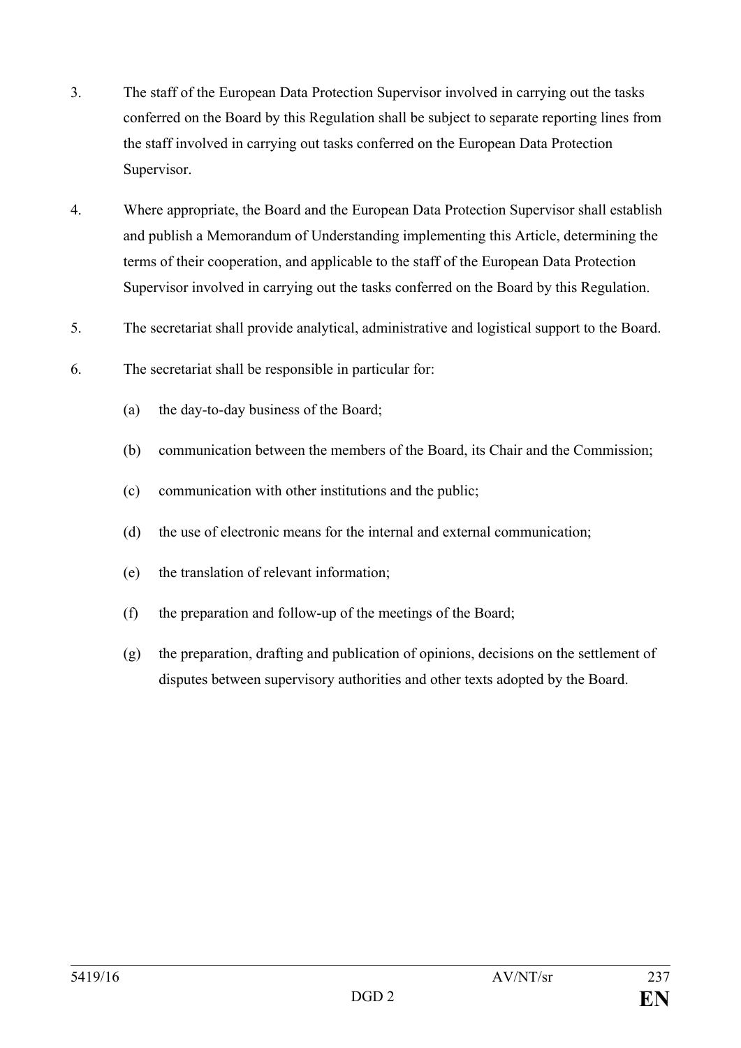3. The staff of the European Data Protection Supervisor involved in carrying out the tasks conferred on the Board by this Regulation shall be subject to separate reporting lines from the staff involved in carrying out tasks conferred on the European Data Protection Supervisor.

4. Where appropriate, the Board and the European Data Protection Supervisor shall establish and publish a Memorandum of Understanding implementing this Article, determining the terms of their cooperation, and applicable to the staff of the European Data Protection Supervisor involved in carrying out the tasks conferred on the Board by this Regulation.

5. The secretariat shall provide analytical, administrative and logistical support to the Board.

6. The secretariat shall be responsible in particular for:

   (a) the day-to-day business of the Board;

   (b) communication between the members of the Board, its Chair and the Commission;

   (c) communication with other institutions and the public;

   (d) the use of electronic means for the internal and external communication;

   (e) the translation of relevant information;

   (f) the preparation and follow-up of the meetings of the Board;

   (g) the preparation, drafting and publication of opinions, decisions on the settlement of disputes between supervisory authorities and other texts adopted by the Board.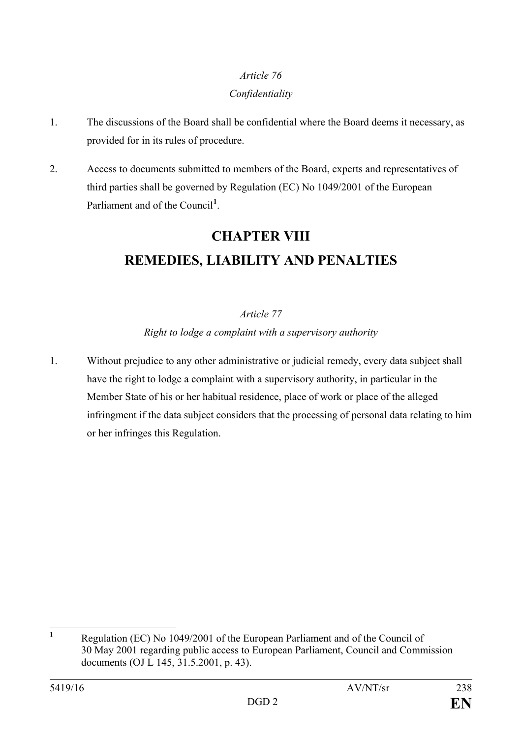*Article 76*

*Confidentiality*

1. The discussions of the Board shall be confidential where the Board deems it necessary, as provided for in its rules of procedure.

2. Access to documents submitted to members of the Board, experts and representatives of third parties shall be governed by Regulation (EC) No 1049/2001 of the European Parliament and of the Council[1].

# CHAPTER VIII

# REMEDIES, LIABILITY AND PENALTIES

*Article 77*

*Right to lodge a complaint with a supervisory authority*

1. Without prejudice to any other administrative or judicial remedy, every data subject shall have the right to lodge a complaint with a supervisory authority, in particular in the Member State of his or her habitual residence, place of work or place of the alleged infringment if the data subject considers that the processing of personal data relating to him or her infringes this Regulation.

---

[1] Regulation (EC) No 1049/2001 of the European Parliament and of the Council of 30 May 2001 regarding public access to European Parliament, Council and Commission documents (OJ L 145, 31.5.2001, p. 43).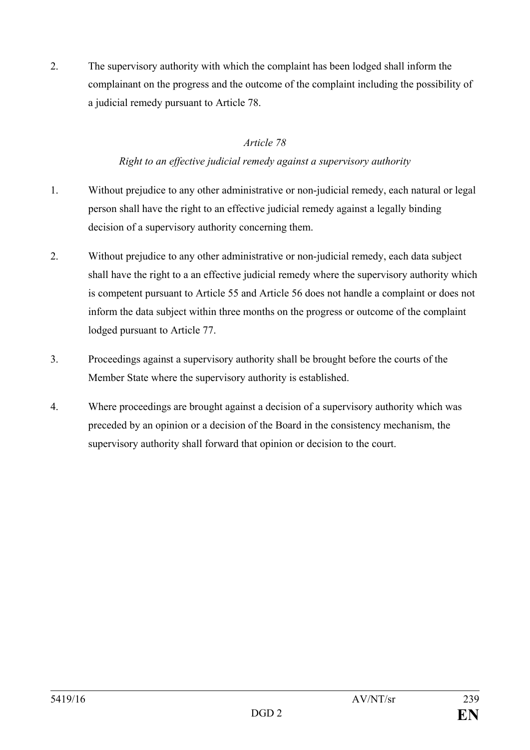2. The supervisory authority with which the complaint has been lodged shall inform the complainant on the progress and the outcome of the complaint including the possibility of a judicial remedy pursuant to Article 78.

*Article 78*

*Right to an effective judicial remedy against a supervisory authority*

1. Without prejudice to any other administrative or non-judicial remedy, each natural or legal person shall have the right to an effective judicial remedy against a legally binding decision of a supervisory authority concerning them.

2. Without prejudice to any other administrative or non-judicial remedy, each data subject shall have the right to a an effective judicial remedy where the supervisory authority which is competent pursuant to Article 55 and Article 56 does not handle a complaint or does not inform the data subject within three months on the progress or outcome of the complaint lodged pursuant to Article 77.

3. Proceedings against a supervisory authority shall be brought before the courts of the Member State where the supervisory authority is established.

4. Where proceedings are brought against a decision of a supervisory authority which was preceded by an opinion or a decision of the Board in the consistency mechanism, the supervisory authority shall forward that opinion or decision to the court.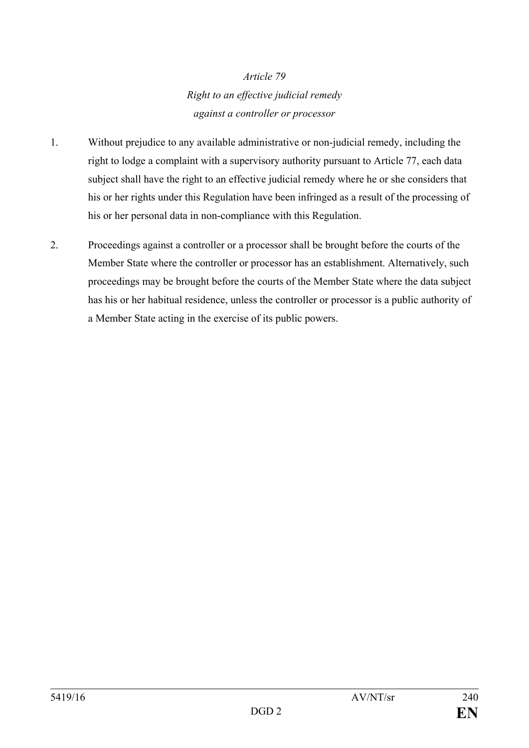*Article 79*

*Right to an effective judicial remedy against a controller or processor*

1. Without prejudice to any available administrative or non-judicial remedy, including the right to lodge a complaint with a supervisory authority pursuant to Article 77, each data subject shall have the right to an effective judicial remedy where he or she considers that his or her rights under this Regulation have been infringed as a result of the processing of his or her personal data in non-compliance with this Regulation.

2. Proceedings against a controller or a processor shall be brought before the courts of the Member State where the controller or processor has an establishment. Alternatively, such proceedings may be brought before the courts of the Member State where the data subject has his or her habitual residence, unless the controller or processor is a public authority of a Member State acting in the exercise of its public powers.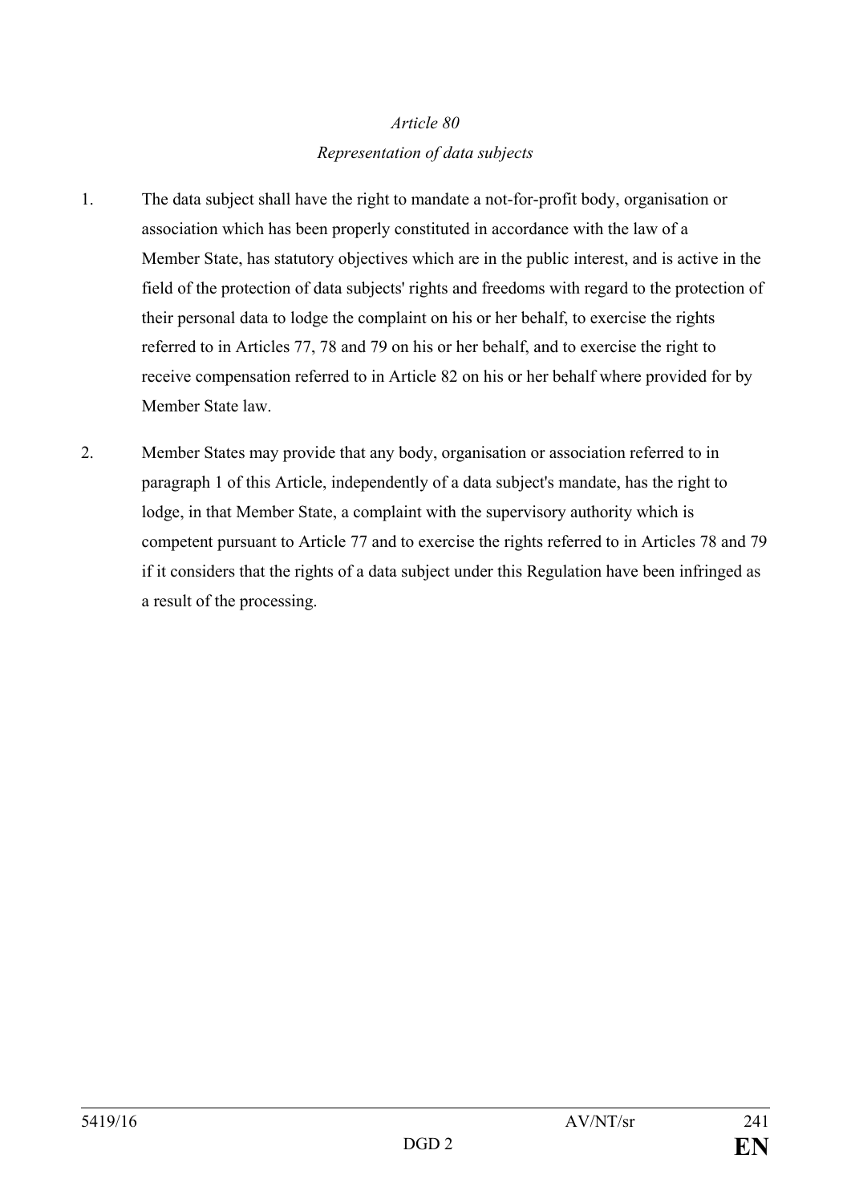*Article 80*

*Representation of data subjects*

1. The data subject shall have the right to mandate a not-for-profit body, organisation or association which has been properly constituted in accordance with the law of a Member State, has statutory objectives which are in the public interest, and is active in the field of the protection of data subjects' rights and freedoms with regard to the protection of their personal data to lodge the complaint on his or her behalf, to exercise the rights referred to in Articles 77, 78 and 79 on his or her behalf, and to exercise the right to receive compensation referred to in Article 82 on his or her behalf where provided for by Member State law.

2. Member States may provide that any body, organisation or association referred to in paragraph 1 of this Article, independently of a data subject's mandate, has the right to lodge, in that Member State, a complaint with the supervisory authority which is competent pursuant to Article 77 and to exercise the rights referred to in Articles 78 and 79 if it considers that the rights of a data subject under this Regulation have been infringed as a result of the processing.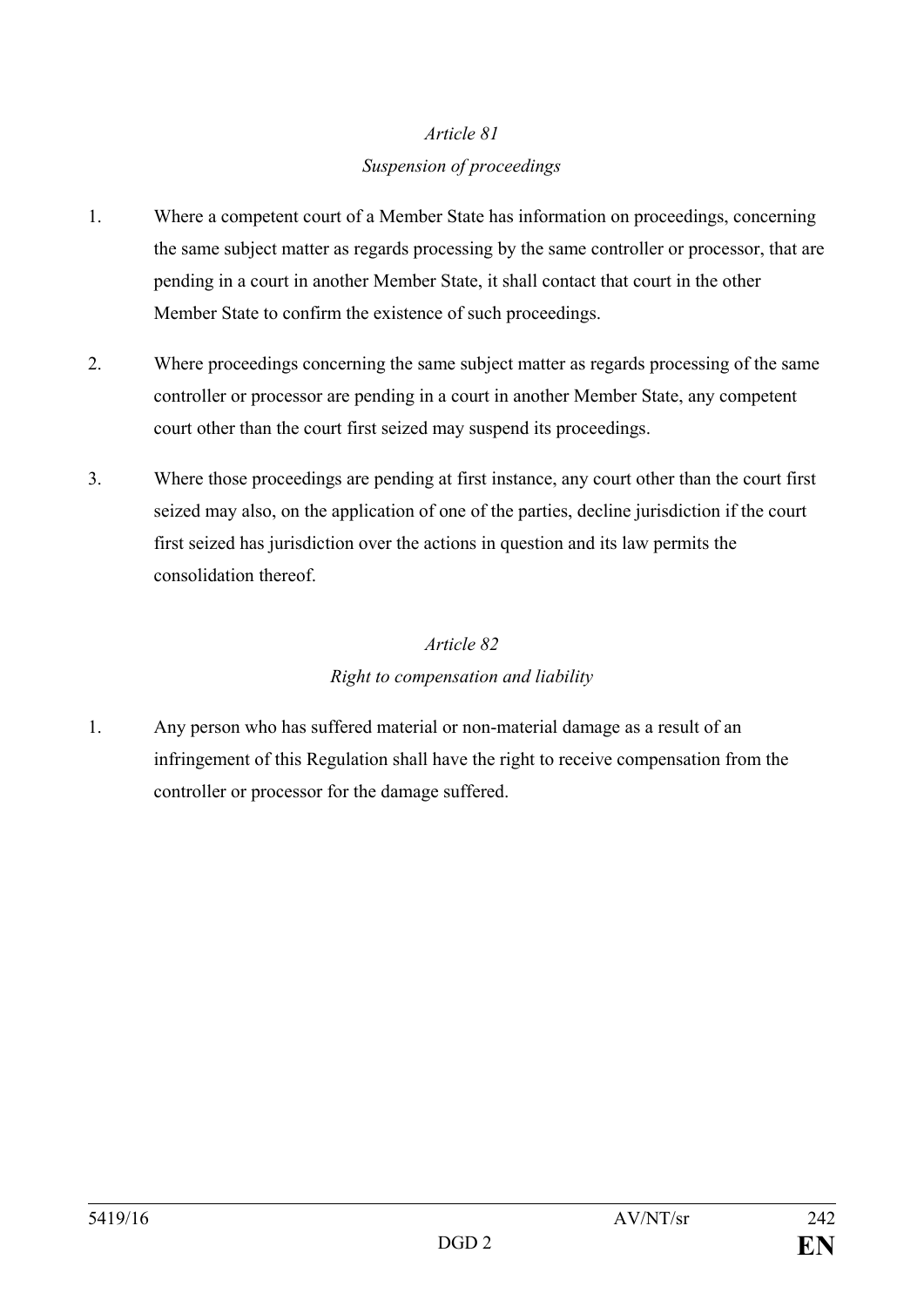*Article 81*

*Suspension of proceedings*

1. Where a competent court of a Member State has information on proceedings, concerning the same subject matter as regards processing by the same controller or processor, that are pending in a court in another Member State, it shall contact that court in the other Member State to confirm the existence of such proceedings.

2. Where proceedings concerning the same subject matter as regards processing of the same controller or processor are pending in a court in another Member State, any competent court other than the court first seized may suspend its proceedings.

3. Where those proceedings are pending at first instance, any court other than the court first seized may also, on the application of one of the parties, decline jurisdiction if the court first seized has jurisdiction over the actions in question and its law permits the consolidation thereof.

*Article 82*

*Right to compensation and liability*

1. Any person who has suffered material or non-material damage as a result of an infringement of this Regulation shall have the right to receive compensation from the controller or processor for the damage suffered.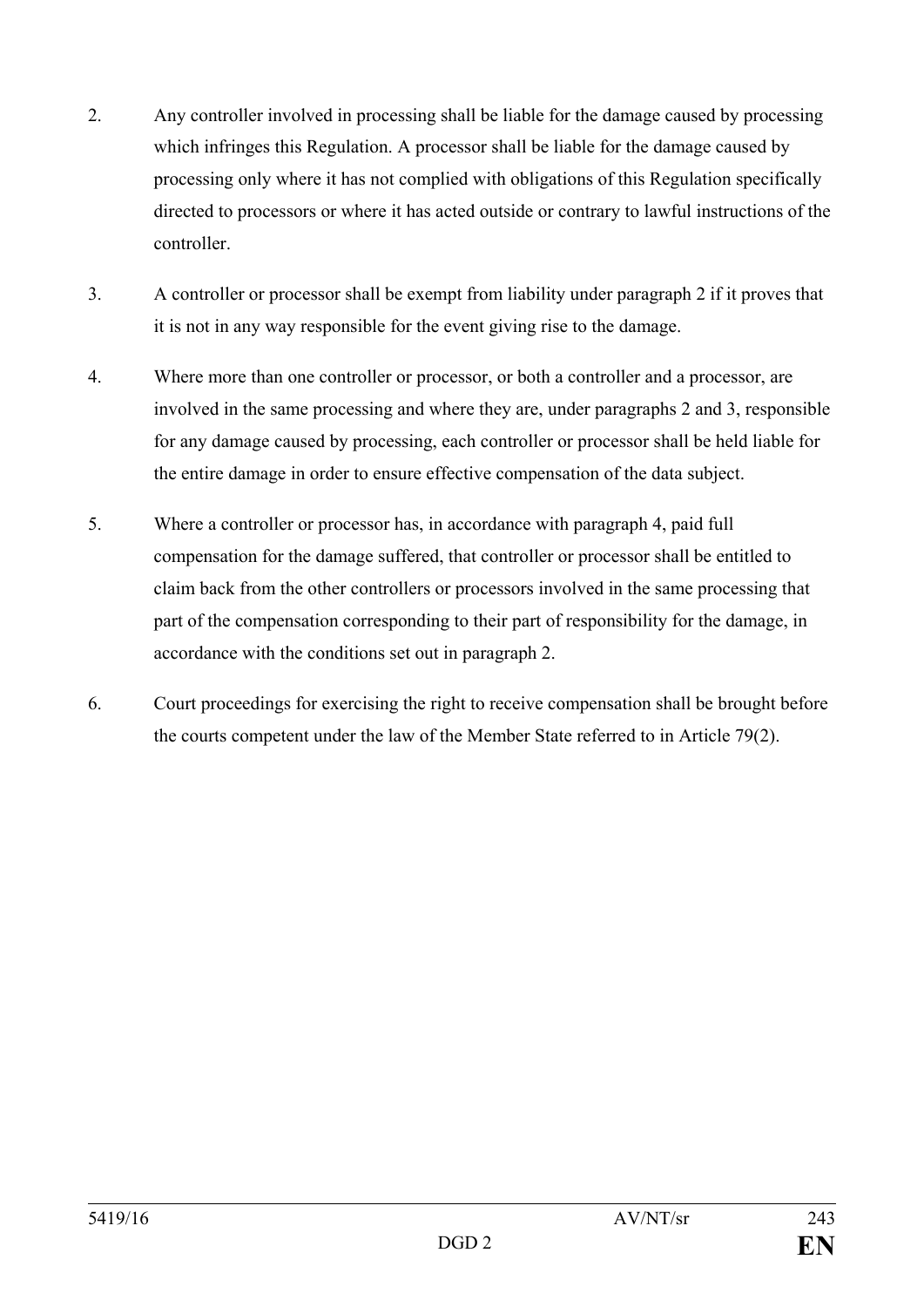2. Any controller involved in processing shall be liable for the damage caused by processing which infringes this Regulation. A processor shall be liable for the damage caused by processing only where it has not complied with obligations of this Regulation specifically directed to processors or where it has acted outside or contrary to lawful instructions of the controller.

3. A controller or processor shall be exempt from liability under paragraph 2 if it proves that it is not in any way responsible for the event giving rise to the damage.

4. Where more than one controller or processor, or both a controller and a processor, are involved in the same processing and where they are, under paragraphs 2 and 3, responsible for any damage caused by processing, each controller or processor shall be held liable for the entire damage in order to ensure effective compensation of the data subject.

5. Where a controller or processor has, in accordance with paragraph 4, paid full compensation for the damage suffered, that controller or processor shall be entitled to claim back from the other controllers or processors involved in the same processing that part of the compensation corresponding to their part of responsibility for the damage, in accordance with the conditions set out in paragraph 2.

6. Court proceedings for exercising the right to receive compensation shall be brought before the courts competent under the law of the Member State referred to in Article 79(2).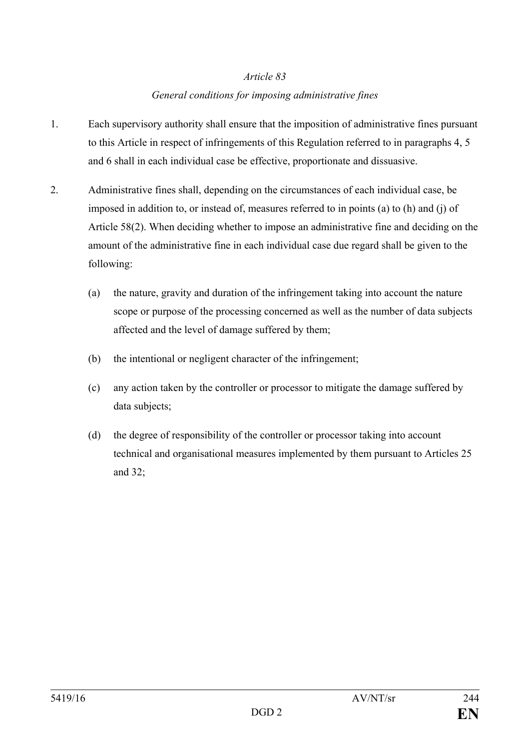*Article 83*

*General conditions for imposing administrative fines*

1. Each supervisory authority shall ensure that the imposition of administrative fines pursuant to this Article in respect of infringements of this Regulation referred to in paragraphs 4, 5 and 6 shall in each individual case be effective, proportionate and dissuasive.

2. Administrative fines shall, depending on the circumstances of each individual case, be imposed in addition to, or instead of, measures referred to in points (a) to (h) and (j) of Article 58(2). When deciding whether to impose an administrative fine and deciding on the amount of the administrative fine in each individual case due regard shall be given to the following:

   (a) the nature, gravity and duration of the infringement taking into account the nature scope or purpose of the processing concerned as well as the number of data subjects affected and the level of damage suffered by them;

   (b) the intentional or negligent character of the infringement;

   (c) any action taken by the controller or processor to mitigate the damage suffered by data subjects;

   (d) the degree of responsibility of the controller or processor taking into account technical and organisational measures implemented by them pursuant to Articles 25 and 32;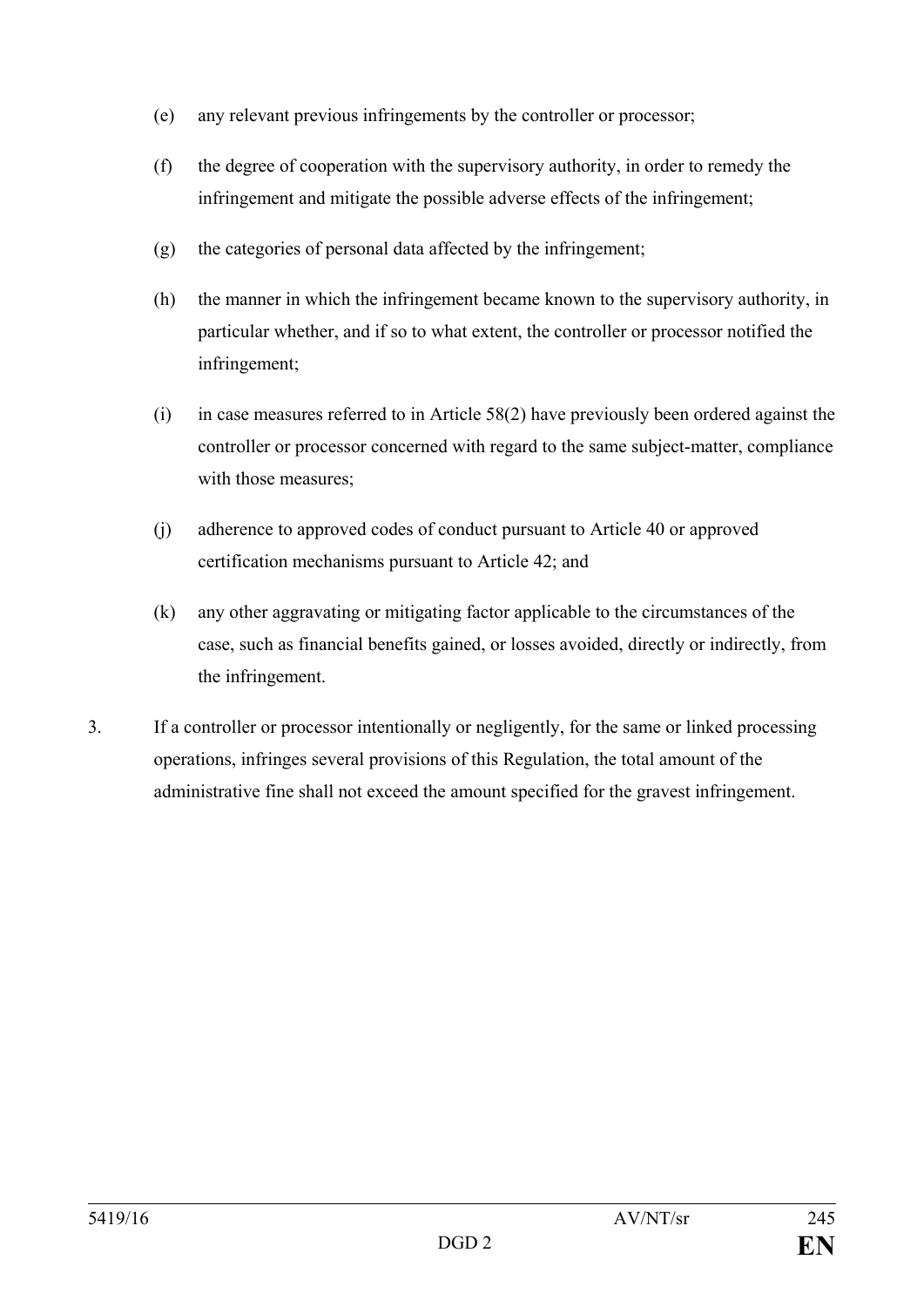(e) any relevant previous infringements by the controller or processor;

(f) the degree of cooperation with the supervisory authority, in order to remedy the infringement and mitigate the possible adverse effects of the infringement;

(g) the categories of personal data affected by the infringement;

(h) the manner in which the infringement became known to the supervisory authority, in particular whether, and if so to what extent, the controller or processor notified the infringement;

(i) in case measures referred to in Article 58(2) have previously been ordered against the controller or processor concerned with regard to the same subject-matter, compliance with those measures;

(j) adherence to approved codes of conduct pursuant to Article 40 or approved certification mechanisms pursuant to Article 42; and

(k) any other aggravating or mitigating factor applicable to the circumstances of the case, such as financial benefits gained, or losses avoided, directly or indirectly, from the infringement.

3. If a controller or processor intentionally or negligently, for the same or linked processing operations, infringes several provisions of this Regulation, the total amount of the administrative fine shall not exceed the amount specified for the gravest infringement.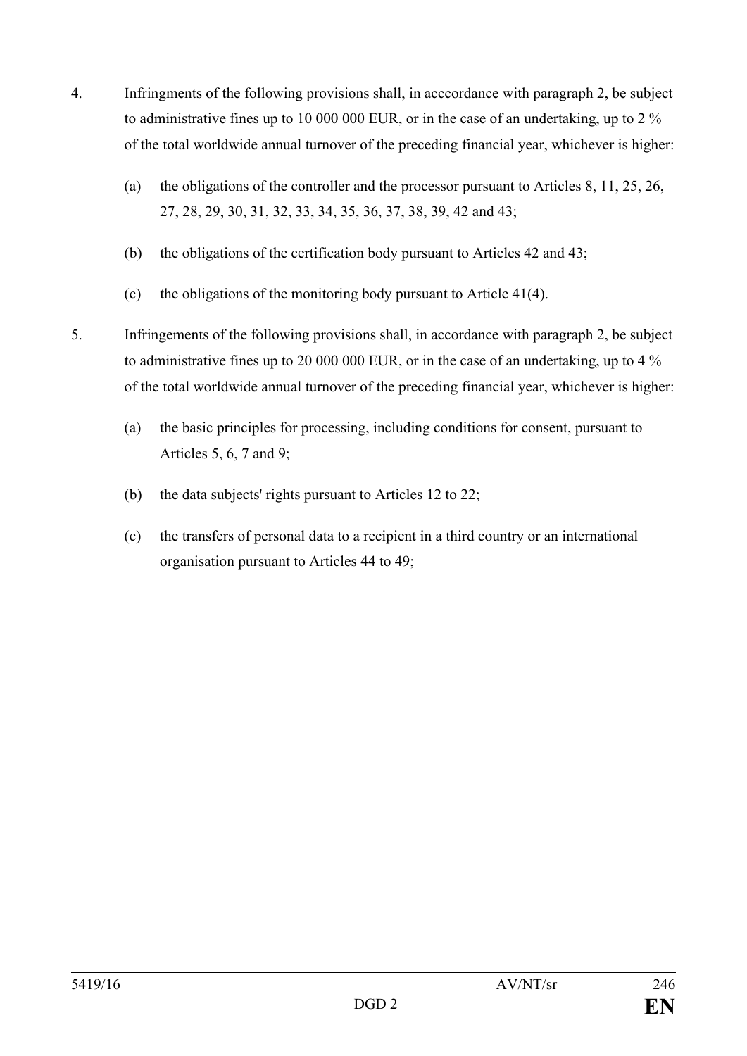4. Infringments of the following provisions shall, in acccordance with paragraph 2, be subject to administrative fines up to 10 000 000 EUR, or in the case of an undertaking, up to 2 % of the total worldwide annual turnover of the preceding financial year, whichever is higher:

   (a) the obligations of the controller and the processor pursuant to Articles 8, 11, 25, 26, 27, 28, 29, 30, 31, 32, 33, 34, 35, 36, 37, 38, 39, 42 and 43;

   (b) the obligations of the certification body pursuant to Articles 42 and 43;

   (c) the obligations of the monitoring body pursuant to Article 41(4).

5. Infringements of the following provisions shall, in accordance with paragraph 2, be subject to administrative fines up to 20 000 000 EUR, or in the case of an undertaking, up to 4 % of the total worldwide annual turnover of the preceding financial year, whichever is higher:

   (a) the basic principles for processing, including conditions for consent, pursuant to Articles 5, 6, 7 and 9;

   (b) the data subjects' rights pursuant to Articles 12 to 22;

   (c) the transfers of personal data to a recipient in a third country or an international organisation pursuant to Articles 44 to 49;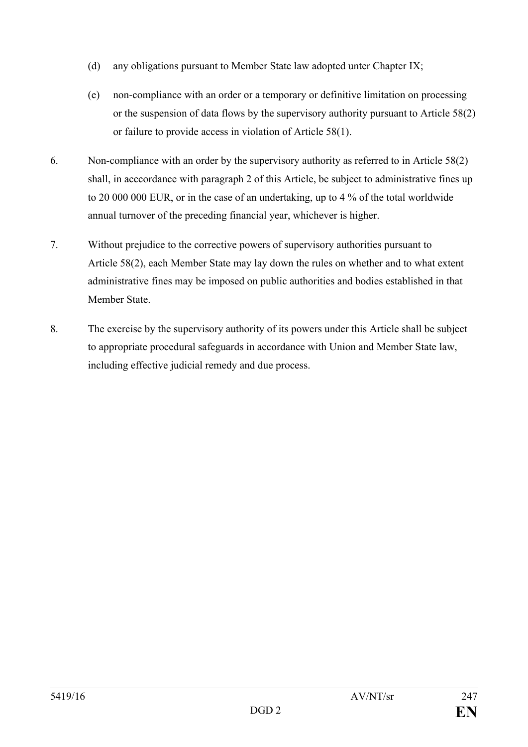(d) any obligations pursuant to Member State law adopted unter Chapter IX;

(e) non-compliance with an order or a temporary or definitive limitation on processing or the suspension of data flows by the supervisory authority pursuant to Article 58(2) or failure to provide access in violation of Article 58(1).

6. Non-compliance with an order by the supervisory authority as referred to in Article 58(2) shall, in acccordance with paragraph 2 of this Article, be subject to administrative fines up to 20 000 000 EUR, or in the case of an undertaking, up to 4 % of the total worldwide annual turnover of the preceding financial year, whichever is higher.

7. Without prejudice to the corrective powers of supervisory authorities pursuant to Article 58(2), each Member State may lay down the rules on whether and to what extent administrative fines may be imposed on public authorities and bodies established in that Member State.

8. The exercise by the supervisory authority of its powers under this Article shall be subject to appropriate procedural safeguards in accordance with Union and Member State law, including effective judicial remedy and due process.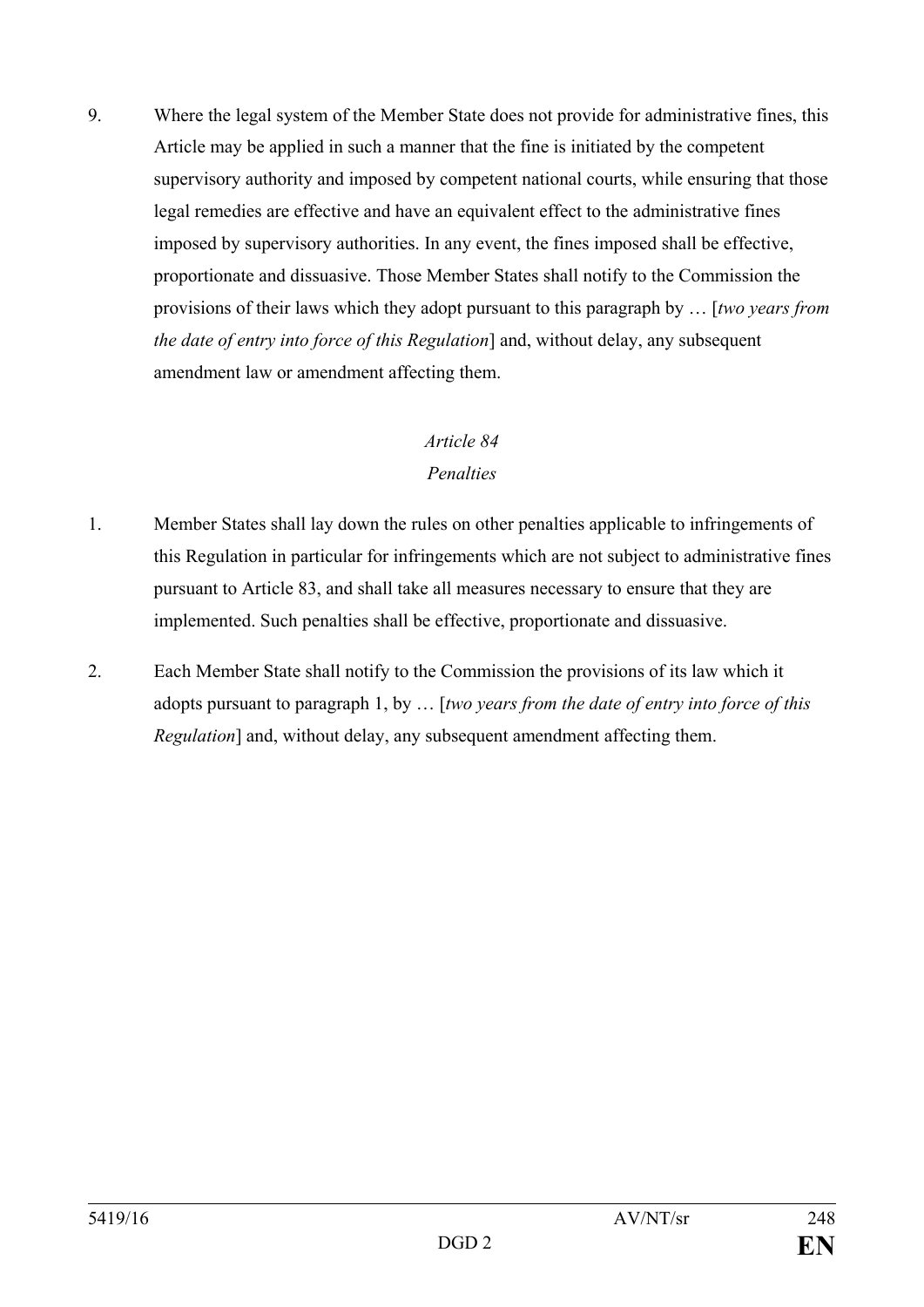9. Where the legal system of the Member State does not provide for administrative fines, this Article may be applied in such a manner that the fine is initiated by the competent supervisory authority and imposed by competent national courts, while ensuring that those legal remedies are effective and have an equivalent effect to the administrative fines imposed by supervisory authorities. In any event, the fines imposed shall be effective, proportionate and dissuasive. Those Member States shall notify to the Commission the provisions of their laws which they adopt pursuant to this paragraph by … [*two years from the date of entry into force of this Regulation*] and, without delay, any subsequent amendment law or amendment affecting them.

*Article 84*

*Penalties*

1. Member States shall lay down the rules on other penalties applicable to infringements of this Regulation in particular for infringements which are not subject to administrative fines pursuant to Article 83, and shall take all measures necessary to ensure that they are implemented. Such penalties shall be effective, proportionate and dissuasive.

2. Each Member State shall notify to the Commission the provisions of its law which it adopts pursuant to paragraph 1, by … [*two years from the date of entry into force of this Regulation*] and, without delay, any subsequent amendment affecting them.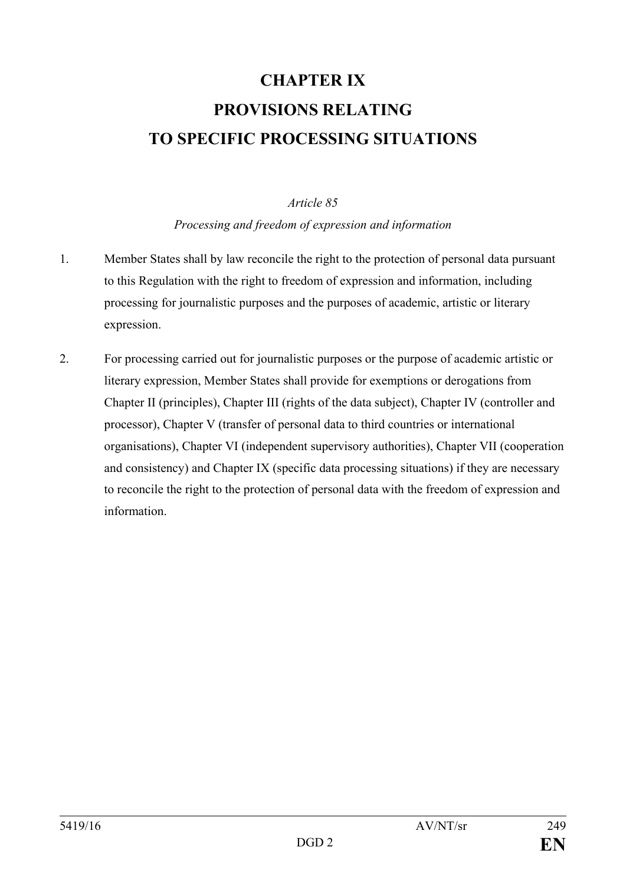# CHAPTER IX

# PROVISIONS RELATING TO SPECIFIC PROCESSING SITUATIONS

*Article 85*

*Processing and freedom of expression and information*

1. Member States shall by law reconcile the right to the protection of personal data pursuant to this Regulation with the right to freedom of expression and information, including processing for journalistic purposes and the purposes of academic, artistic or literary expression.

2. For processing carried out for journalistic purposes or the purpose of academic artistic or literary expression, Member States shall provide for exemptions or derogations from Chapter II (principles), Chapter III (rights of the data subject), Chapter IV (controller and processor), Chapter V (transfer of personal data to third countries or international organisations), Chapter VI (independent supervisory authorities), Chapter VII (cooperation and consistency) and Chapter IX (specific data processing situations) if they are necessary to reconcile the right to the protection of personal data with the freedom of expression and information.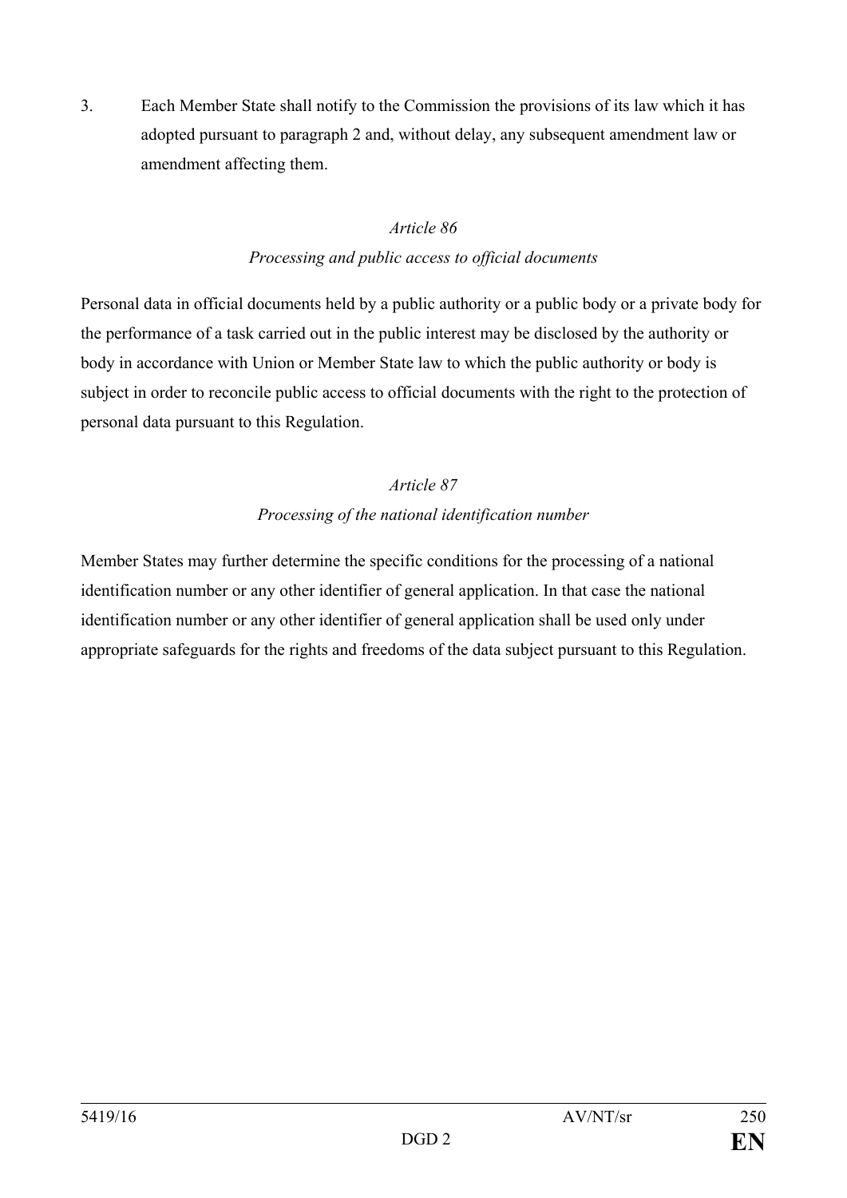3. Each Member State shall notify to the Commission the provisions of its law which it has adopted pursuant to paragraph 2 and, without delay, any subsequent amendment law or amendment affecting them.

*Article 86*

*Processing and public access to official documents*

Personal data in official documents held by a public authority or a public body or a private body for the performance of a task carried out in the public interest may be disclosed by the authority or body in accordance with Union or Member State law to which the public authority or body is subject in order to reconcile public access to official documents with the right to the protection of personal data pursuant to this Regulation.

*Article 87*

*Processing of the national identification number*

Member States may further determine the specific conditions for the processing of a national identification number or any other identifier of general application. In that case the national identification number or any other identifier of general application shall be used only under appropriate safeguards for the rights and freedoms of the data subject pursuant to this Regulation.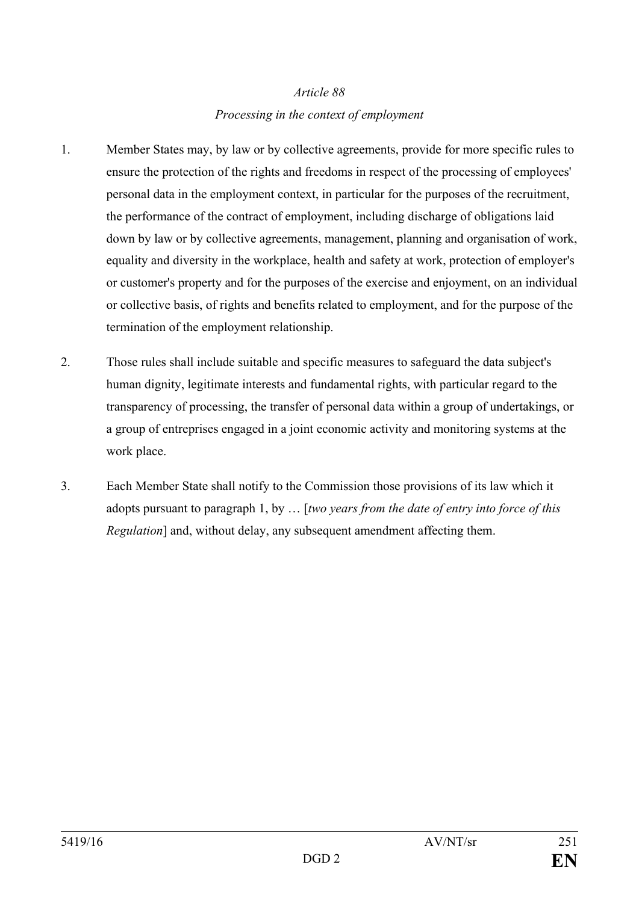*Article 88*

*Processing in the context of employment*

1. Member States may, by law or by collective agreements, provide for more specific rules to ensure the protection of the rights and freedoms in respect of the processing of employees' personal data in the employment context, in particular for the purposes of the recruitment, the performance of the contract of employment, including discharge of obligations laid down by law or by collective agreements, management, planning and organisation of work, equality and diversity in the workplace, health and safety at work, protection of employer's or customer's property and for the purposes of the exercise and enjoyment, on an individual or collective basis, of rights and benefits related to employment, and for the purpose of the termination of the employment relationship.

2. Those rules shall include suitable and specific measures to safeguard the data subject's human dignity, legitimate interests and fundamental rights, with particular regard to the transparency of processing, the transfer of personal data within a group of undertakings, or a group of entreprises engaged in a joint economic activity and monitoring systems at the work place.

3. Each Member State shall notify to the Commission those provisions of its law which it adopts pursuant to paragraph 1, by … [*two years from the date of entry into force of this Regulation*] and, without delay, any subsequent amendment affecting them.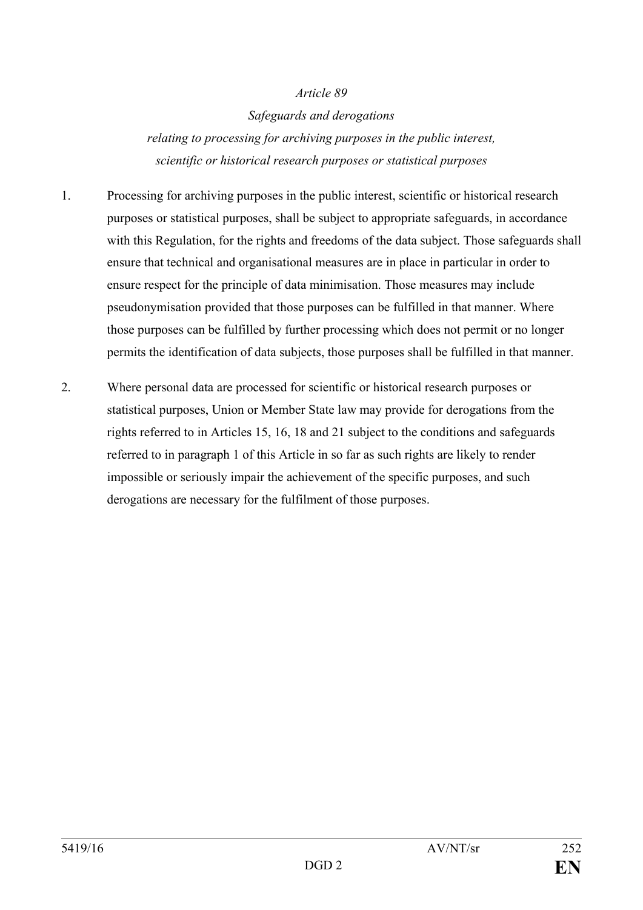*Article 89*

*Safeguards and derogations relating to processing for archiving purposes in the public interest, scientific or historical research purposes or statistical purposes*

1. Processing for archiving purposes in the public interest, scientific or historical research purposes or statistical purposes, shall be subject to appropriate safeguards, in accordance with this Regulation, for the rights and freedoms of the data subject. Those safeguards shall ensure that technical and organisational measures are in place in particular in order to ensure respect for the principle of data minimisation. Those measures may include pseudonymisation provided that those purposes can be fulfilled in that manner. Where those purposes can be fulfilled by further processing which does not permit or no longer permits the identification of data subjects, those purposes shall be fulfilled in that manner.

2. Where personal data are processed for scientific or historical research purposes or statistical purposes, Union or Member State law may provide for derogations from the rights referred to in Articles 15, 16, 18 and 21 subject to the conditions and safeguards referred to in paragraph 1 of this Article in so far as such rights are likely to render impossible or seriously impair the achievement of the specific purposes, and such derogations are necessary for the fulfilment of those purposes.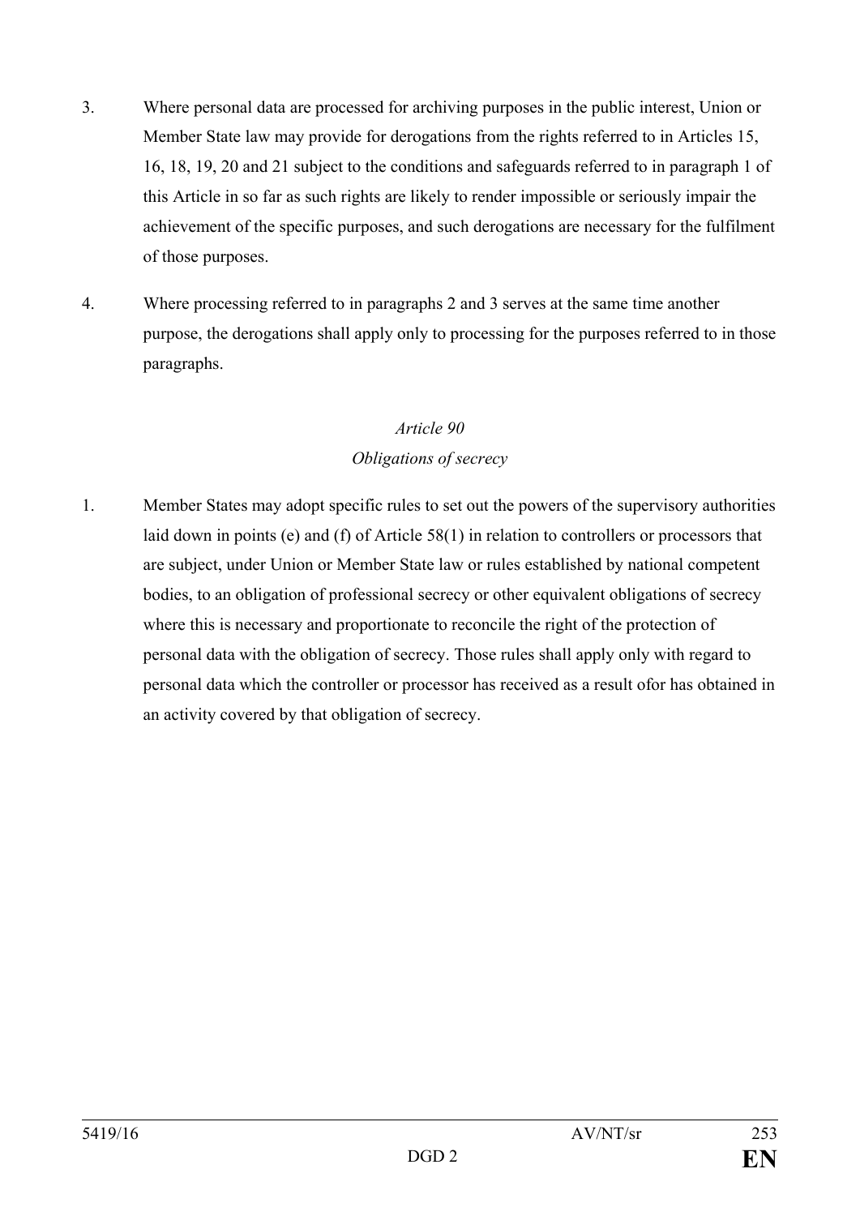3. Where personal data are processed for archiving purposes in the public interest, Union or Member State law may provide for derogations from the rights referred to in Articles 15, 16, 18, 19, 20 and 21 subject to the conditions and safeguards referred to in paragraph 1 of this Article in so far as such rights are likely to render impossible or seriously impair the achievement of the specific purposes, and such derogations are necessary for the fulfilment of those purposes.

4. Where processing referred to in paragraphs 2 and 3 serves at the same time another purpose, the derogations shall apply only to processing for the purposes referred to in those paragraphs.

*Article 90*

*Obligations of secrecy*

1. Member States may adopt specific rules to set out the powers of the supervisory authorities laid down in points (e) and (f) of Article 58(1) in relation to controllers or processors that are subject, under Union or Member State law or rules established by national competent bodies, to an obligation of professional secrecy or other equivalent obligations of secrecy where this is necessary and proportionate to reconcile the right of the protection of personal data with the obligation of secrecy. Those rules shall apply only with regard to personal data which the controller or processor has received as a result ofor has obtained in an activity covered by that obligation of secrecy.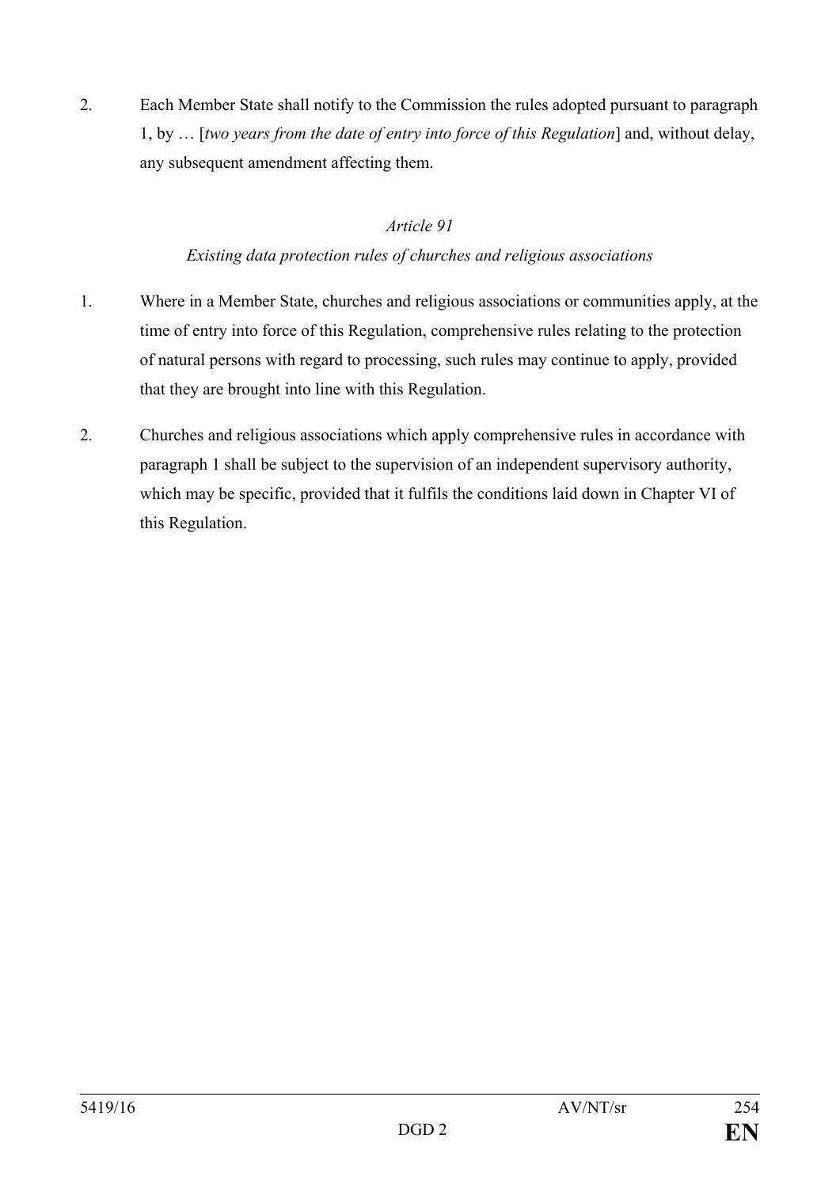2. Each Member State shall notify to the Commission the rules adopted pursuant to paragraph 1, by … [*two years from the date of entry into force of this Regulation*] and, without delay, any subsequent amendment affecting them.

*Article 91*

*Existing data protection rules of churches and religious associations*

1. Where in a Member State, churches and religious associations or communities apply, at the time of entry into force of this Regulation, comprehensive rules relating to the protection of natural persons with regard to processing, such rules may continue to apply, provided that they are brought into line with this Regulation.

2. Churches and religious associations which apply comprehensive rules in accordance with paragraph 1 shall be subject to the supervision of an independent supervisory authority, which may be specific, provided that it fulfils the conditions laid down in Chapter VI of this Regulation.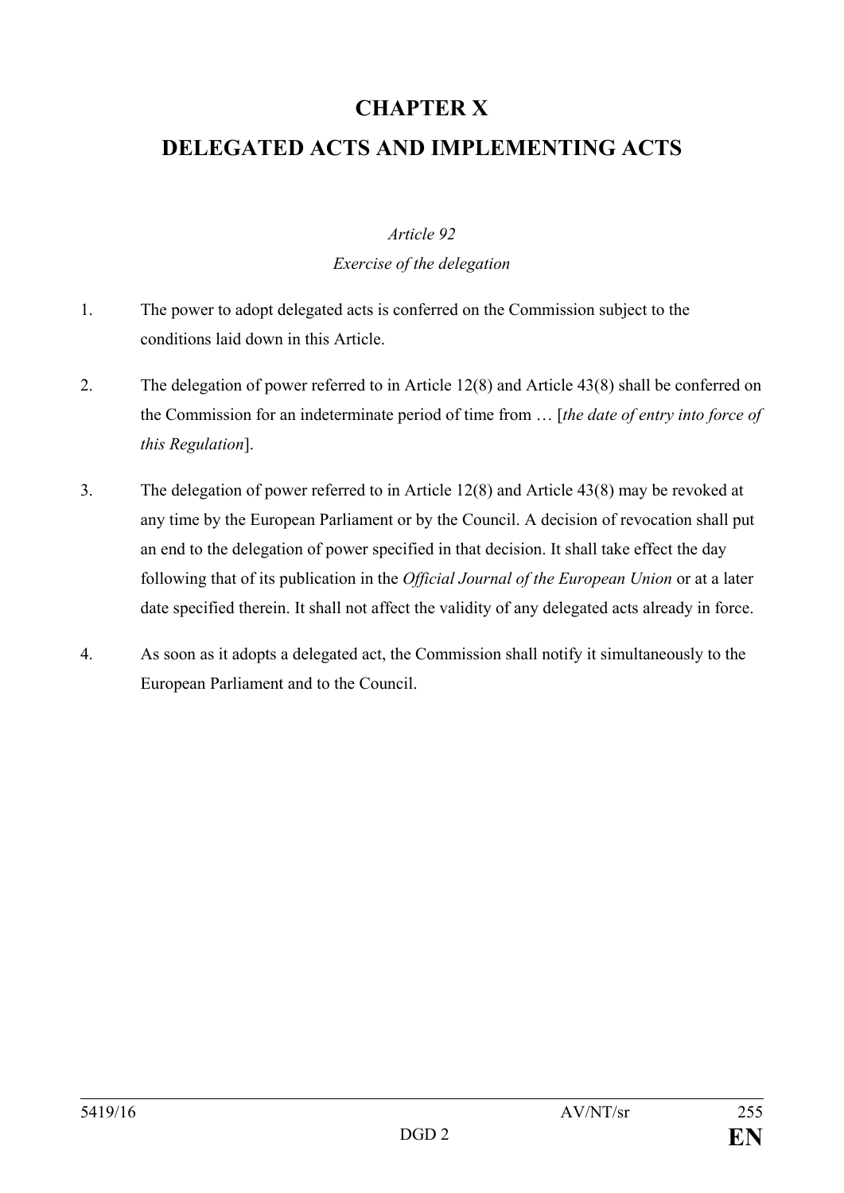# CHAPTER X

# DELEGATED ACTS AND IMPLEMENTING ACTS

*Article 92*

*Exercise of the delegation*

1. The power to adopt delegated acts is conferred on the Commission subject to the conditions laid down in this Article.

2. The delegation of power referred to in Article 12(8) and Article 43(8) shall be conferred on the Commission for an indeterminate period of time from … [*the date of entry into force of this Regulation*].

3. The delegation of power referred to in Article 12(8) and Article 43(8) may be revoked at any time by the European Parliament or by the Council. A decision of revocation shall put an end to the delegation of power specified in that decision. It shall take effect the day following that of its publication in the *Official Journal of the European Union* or at a later date specified therein. It shall not affect the validity of any delegated acts already in force.

4. As soon as it adopts a delegated act, the Commission shall notify it simultaneously to the European Parliament and to the Council.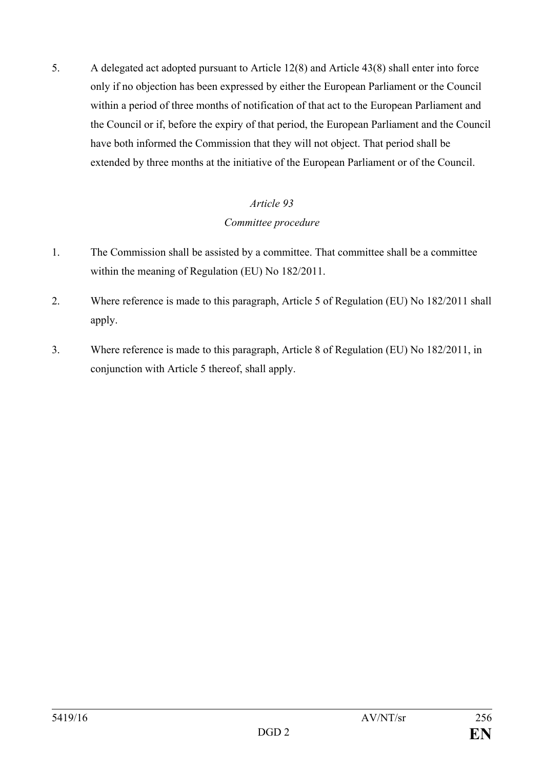5. A delegated act adopted pursuant to Article 12(8) and Article 43(8) shall enter into force only if no objection has been expressed by either the European Parliament or the Council within a period of three months of notification of that act to the European Parliament and the Council or if, before the expiry of that period, the European Parliament and the Council have both informed the Commission that they will not object. That period shall be extended by three months at the initiative of the European Parliament or of the Council.

*Article 93*

*Committee procedure*

1. The Commission shall be assisted by a committee. That committee shall be a committee within the meaning of Regulation (EU) No 182/2011.

2. Where reference is made to this paragraph, Article 5 of Regulation (EU) No 182/2011 shall apply.

3. Where reference is made to this paragraph, Article 8 of Regulation (EU) No 182/2011, in conjunction with Article 5 thereof, shall apply.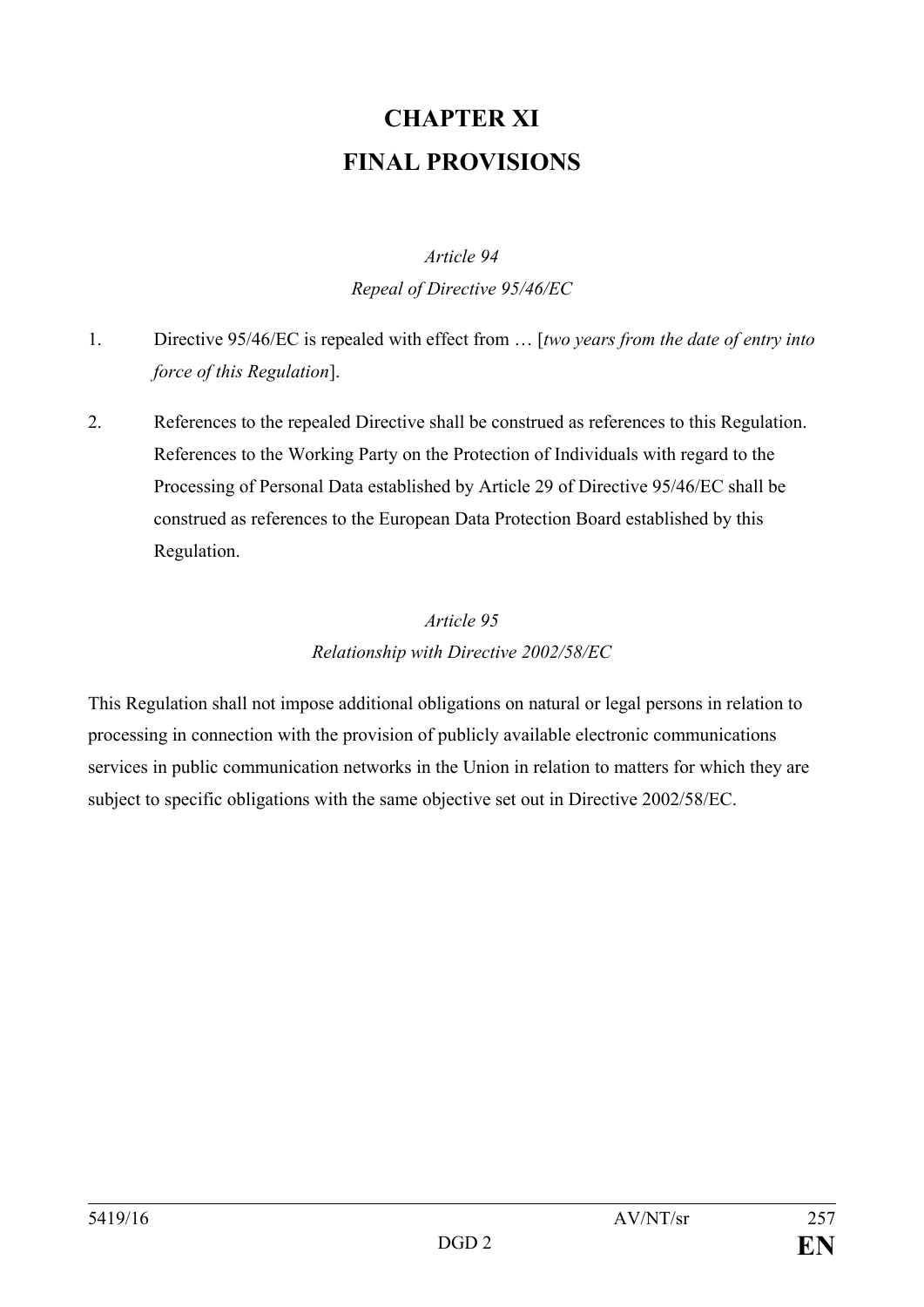# CHAPTER XI
# FINAL PROVISIONS

*Article 94*
*Repeal of Directive 95/46/EC*

1. Directive 95/46/EC is repealed with effect from … [*two years from the date of entry into force of this Regulation*].

2. References to the repealed Directive shall be construed as references to this Regulation. References to the Working Party on the Protection of Individuals with regard to the Processing of Personal Data established by Article 29 of Directive 95/46/EC shall be construed as references to the European Data Protection Board established by this Regulation.

*Article 95*
*Relationship with Directive 2002/58/EC*

This Regulation shall not impose additional obligations on natural or legal persons in relation to processing in connection with the provision of publicly available electronic communications services in public communication networks in the Union in relation to matters for which they are subject to specific obligations with the same objective set out in Directive 2002/58/EC.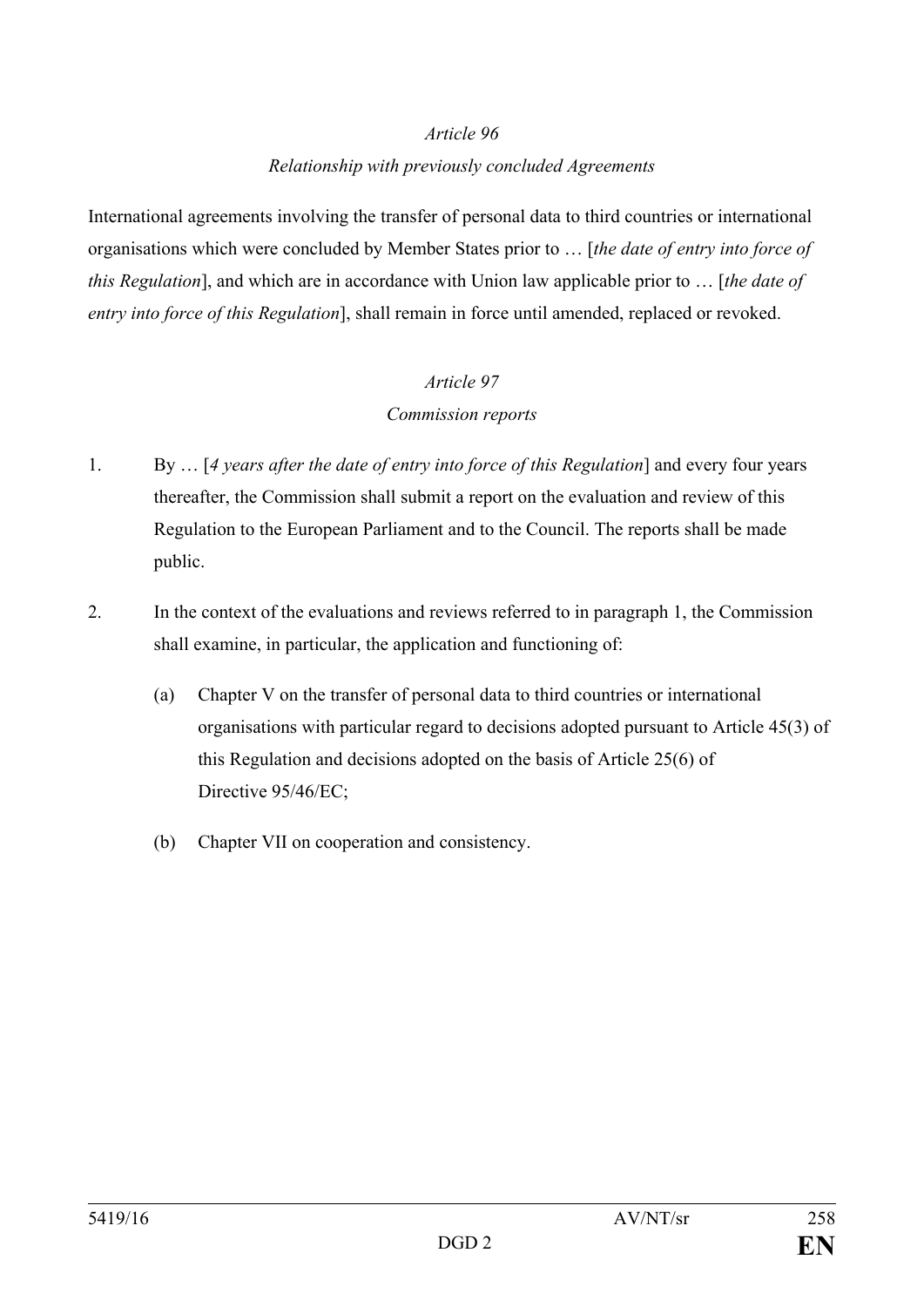*Article 96*

*Relationship with previously concluded Agreements*

International agreements involving the transfer of personal data to third countries or international organisations which were concluded by Member States prior to … [*the date of entry into force of this Regulation*], and which are in accordance with Union law applicable prior to … [*the date of entry into force of this Regulation*], shall remain in force until amended, replaced or revoked.

*Article 97*

*Commission reports*

1. By … [*4 years after the date of entry into force of this Regulation*] and every four years thereafter, the Commission shall submit a report on the evaluation and review of this Regulation to the European Parliament and to the Council. The reports shall be made public.

2. In the context of the evaluations and reviews referred to in paragraph 1, the Commission shall examine, in particular, the application and functioning of:

   (a) Chapter V on the transfer of personal data to third countries or international organisations with particular regard to decisions adopted pursuant to Article 45(3) of this Regulation and decisions adopted on the basis of Article 25(6) of Directive 95/46/EC;

   (b) Chapter VII on cooperation and consistency.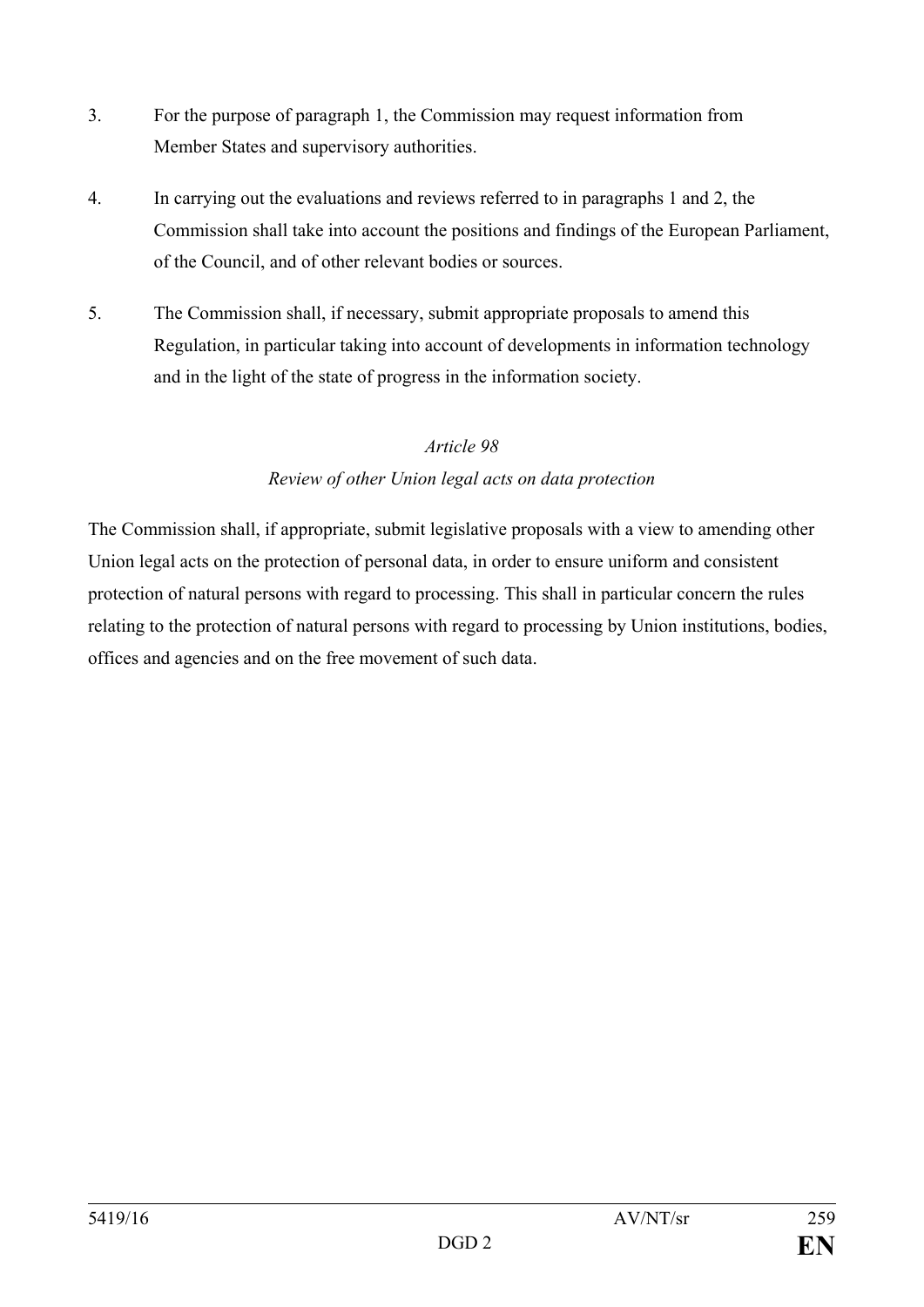3. For the purpose of paragraph 1, the Commission may request information from Member States and supervisory authorities.

4. In carrying out the evaluations and reviews referred to in paragraphs 1 and 2, the Commission shall take into account the positions and findings of the European Parliament, of the Council, and of other relevant bodies or sources.

5. The Commission shall, if necessary, submit appropriate proposals to amend this Regulation, in particular taking into account of developments in information technology and in the light of the state of progress in the information society.

*Article 98*

*Review of other Union legal acts on data protection*

The Commission shall, if appropriate, submit legislative proposals with a view to amending other Union legal acts on the protection of personal data, in order to ensure uniform and consistent protection of natural persons with regard to processing. This shall in particular concern the rules relating to the protection of natural persons with regard to processing by Union institutions, bodies, offices and agencies and on the free movement of such data.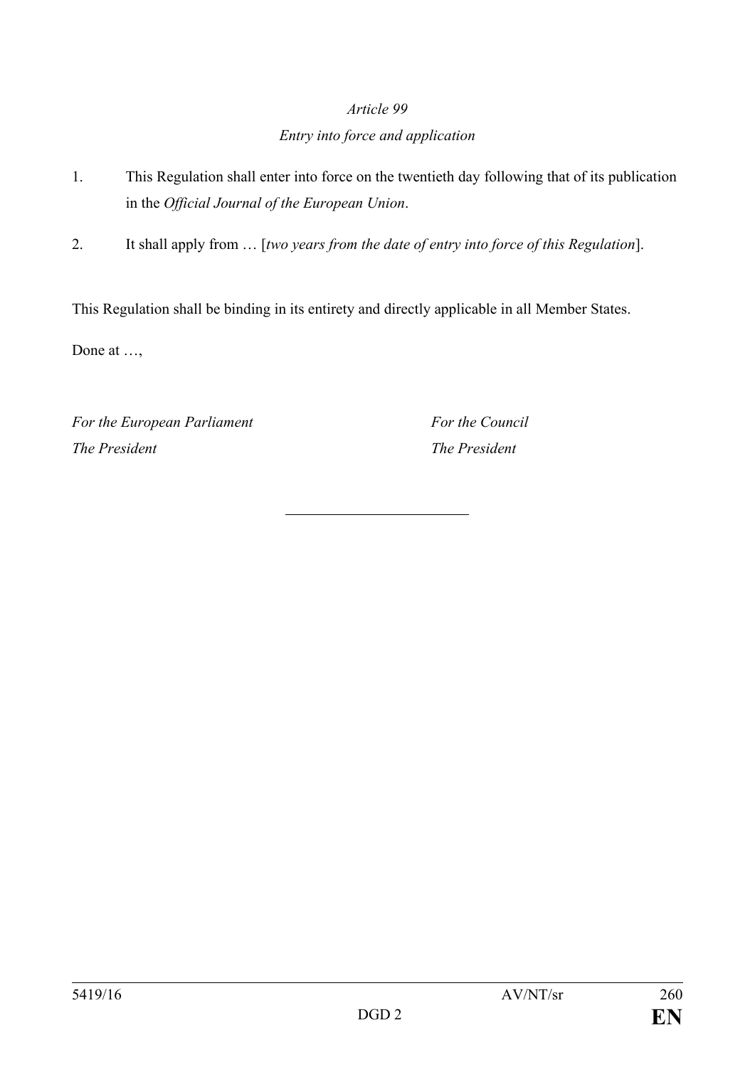*Article 99*

*Entry into force and application*

1. This Regulation shall enter into force on the twentieth day following that of its publication in the *Official Journal of the European Union*.

2. It shall apply from … [*two years from the date of entry into force of this Regulation*].

This Regulation shall be binding in its entirety and directly applicable in all Member States.

Done at …,

| | |
|---|---|
| *For the European Parliament* | *For the Council* |
| *The President* | *The President* |

---